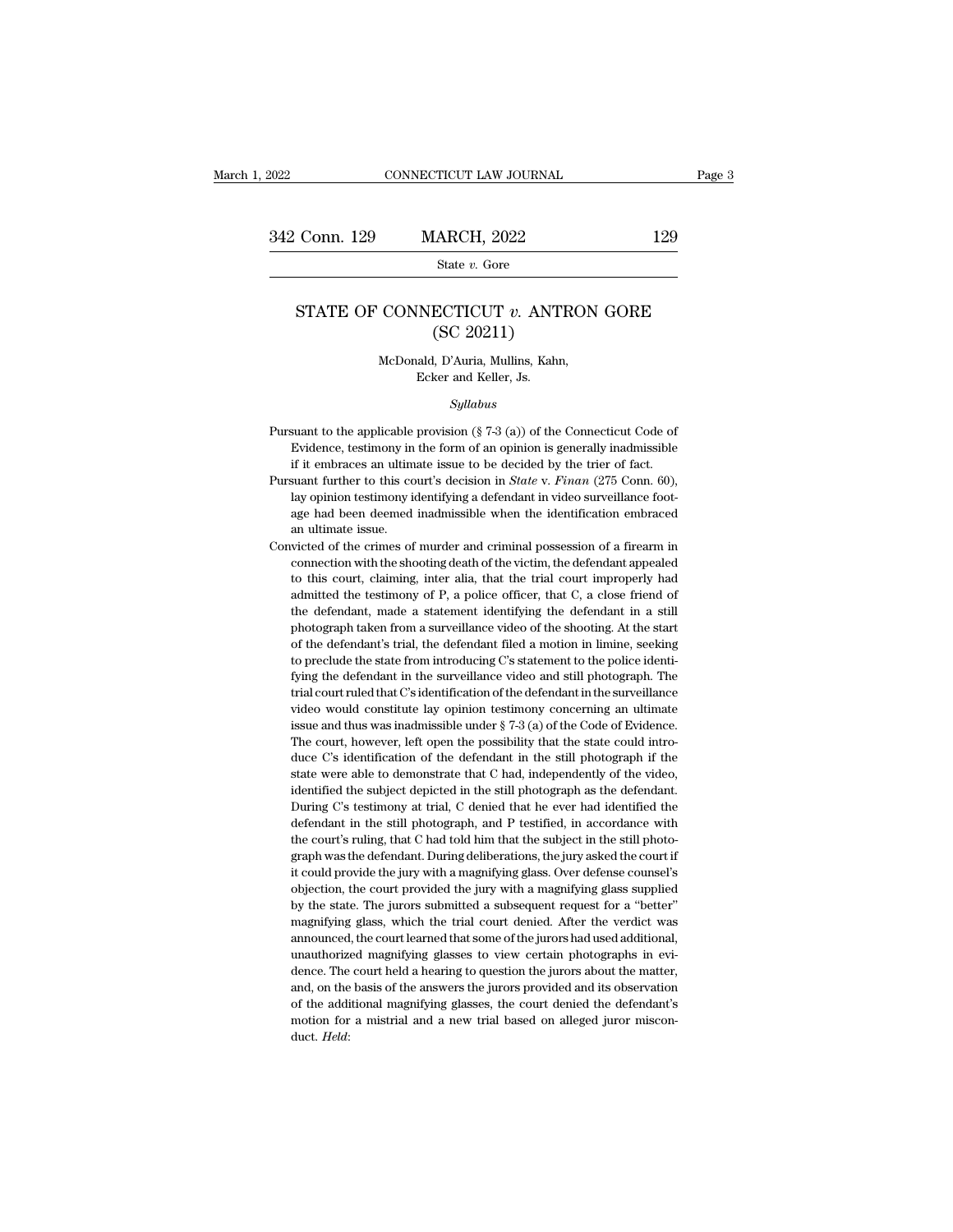# STATE OF CONNECTICUT *v.* ANTRON GORE (SC 20211)

McDonald, D'Auria, Mullins, Kahn, Ecker and Keller, Js.

*Syllabus*

Pursuant to the applicable provision (§ 7-3 (a)) of the Connecticut Code of Evidence, testimony in the form of an opinion is generally inadmissible if it embraces an ultimate issue to be decided by the trier of fact.

Pursuant further to this court's decision in *State* v. *Finan* (275 Conn. 60), lay opinion testimony identifying a defendant in video surveillance footage had been deemed inadmissible when the identification embraced an ultimate issue.

Convicted of the crimes of murder and criminal possession of a firearm in connection with the shooting death of the victim, the defendant appealed to this court, claiming, inter alia, that the trial court improperly had admitted the testimony of P, a police officer, that C, a close friend of the defendant, made a statement identifying the defendant in a still photograph taken from a surveillance video of the shooting. At the start of the defendant's trial, the defendant filed a motion in limine, seeking to preclude the state from introducing C's statement to the police identifying the defendant in the surveillance video and still photograph. The trial court ruled that C's identification of the defendant in the surveillance video would constitute lay opinion testimony concerning an ultimate issue and thus was inadmissible under § 7-3 (a) of the Code of Evidence. The court, however, left open the possibility that the state could introduce C's identification of the defendant in the still photograph if the state were able to demonstrate that C had, independently of the video, identified the subject depicted in the still photograph as the defendant. During C's testimony at trial, C denied that he ever had identified the defendant in the still photograph, and P testified, in accordance with the court's ruling, that C had told him that the subject in the still photograph was the defendant. During deliberations, the jury asked the court if it could provide the jury with a magnifying glass. Over defense counsel's objection, the court provided the jury with a magnifying glass supplied by the state. The jurors submitted a subsequent request for a "better" magnifying glass, which the trial court denied. After the verdict was announced, the court learned that some of the jurors had used additional, unauthorized magnifying glasses to view certain photographs in evidence. The court held a hearing to question the jurors about the matter, and, on the basis of the answers the jurors provided and its observation of the additional magnifying glasses, the court denied the defendant's motion for a mistrial and a new trial based on alleged juror misconduct. *Held*: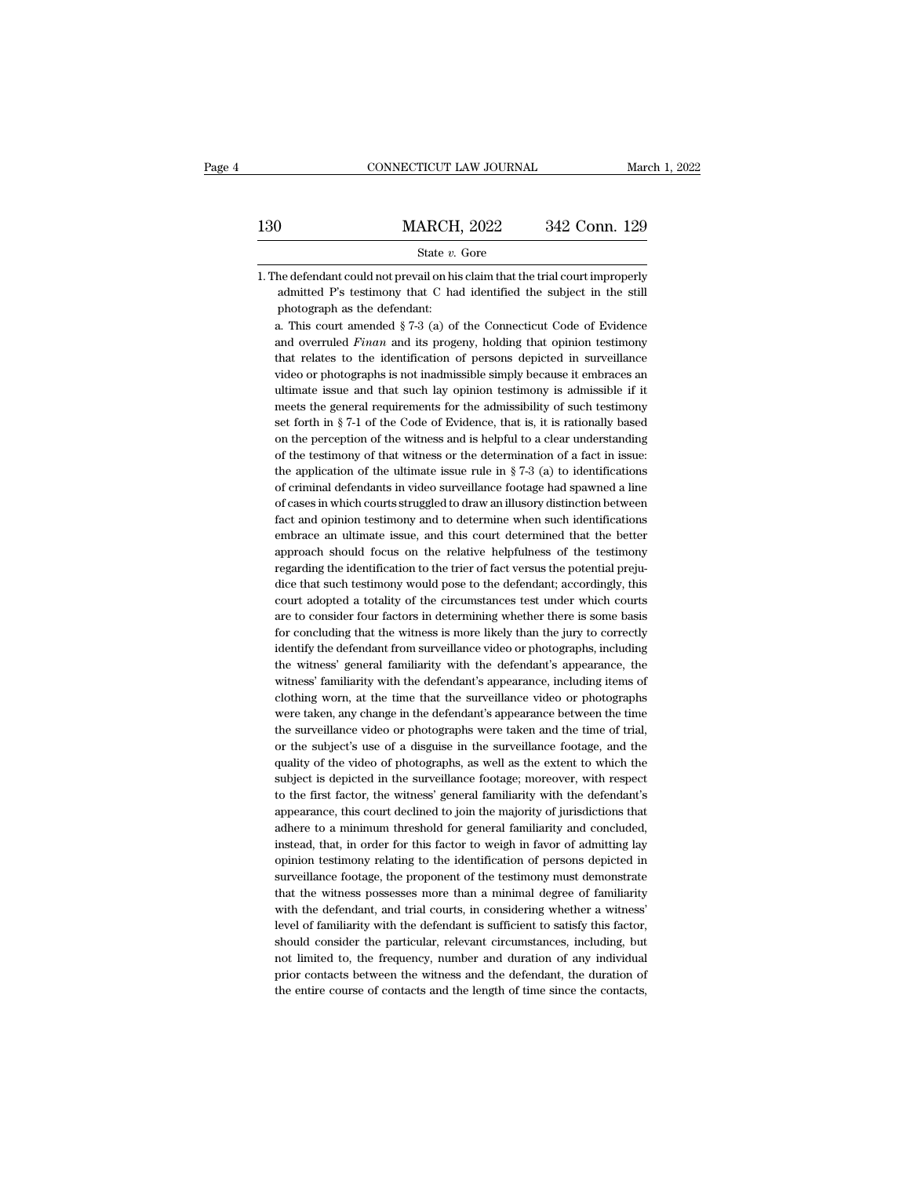1. The defendant could not prevail on his claim that the trial court improperly admitted P's testimony that C had identified the subject in the still photograph as the defendant:

   a. This court amended § 7-3 (a) of the Connecticut Code of Evidence and overruled *Finan* and its progeny, holding that opinion testimony that relates to the identification of persons depicted in surveillance video or photographs is not inadmissible simply because it embraces an ultimate issue and that such lay opinion testimony is admissible if it meets the general requirements for the admissibility of such testimony set forth in § 7-1 of the Code of Evidence, that is, it is rationally based on the perception of the witness and is helpful to a clear understanding of the testimony of that witness or the determination of a fact in issue: the application of the ultimate issue rule in § 7-3 (a) to identifications of criminal defendants in video surveillance footage had spawned a line of cases in which courts struggled to draw an illusory distinction between fact and opinion testimony and to determine when such identifications embrace an ultimate issue, and this court determined that the better approach should focus on the relative helpfulness of the testimony regarding the identification to the trier of fact versus the potential prejudice that such testimony would pose to the defendant; accordingly, this court adopted a totality of the circumstances test under which courts are to consider four factors in determining whether there is some basis for concluding that the witness is more likely than the jury to correctly identify the defendant from surveillance video or photographs, including the witness' general familiarity with the defendant's appearance, the witness' familiarity with the defendant's appearance, including items of clothing worn, at the time that the surveillance video or photographs were taken, any change in the defendant's appearance between the time the surveillance video or photographs were taken and the time of trial, or the subject's use of a disguise in the surveillance footage, and the quality of the video of photographs, as well as the extent to which the subject is depicted in the surveillance footage; moreover, with respect to the first factor, the witness' general familiarity with the defendant's appearance, this court declined to join the majority of jurisdictions that adhere to a minimum threshold for general familiarity and concluded, instead, that, in order for this factor to weigh in favor of admitting lay opinion testimony relating to the identification of persons depicted in surveillance footage, the proponent of the testimony must demonstrate that the witness possesses more than a minimal degree of familiarity with the defendant, and trial courts, in considering whether a witness' level of familiarity with the defendant is sufficient to satisfy this factor, should consider the particular, relevant circumstances, including, but not limited to, the frequency, number and duration of any individual prior contacts between the witness and the defendant, the duration of the entire course of contacts and the length of time since the contacts,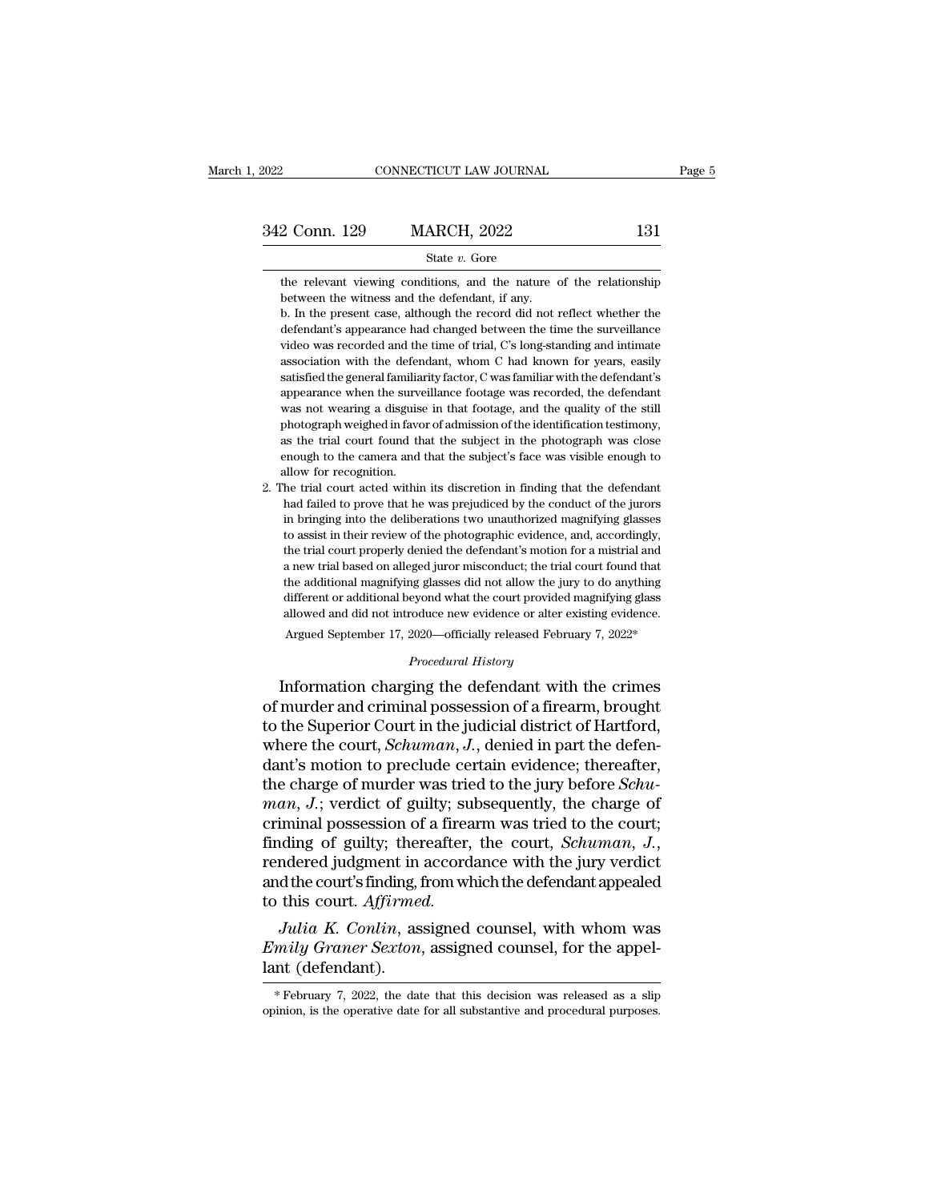the relevant viewing conditions, and the nature of the relationship between the witness and the defendant, if any.

b. In the present case, although the record did not reflect whether the defendant's appearance had changed between the time the surveillance video was recorded and the time of trial, C's long-standing and intimate association with the defendant, whom C had known for years, easily satisfied the general familiarity factor, C was familiar with the defendant's appearance when the surveillance footage was recorded, the defendant was not wearing a disguise in that footage, and the quality of the still photograph weighed in favor of admission of the identification testimony, as the trial court found that the subject in the photograph was close enough to the camera and that the subject's face was visible enough to allow for recognition.

2. The trial court acted within its discretion in finding that the defendant had failed to prove that he was prejudiced by the conduct of the jurors in bringing into the deliberations two unauthorized magnifying glasses to assist in their review of the photographic evidence, and, accordingly, the trial court properly denied the defendant's motion for a mistrial and a new trial based on alleged juror misconduct; the trial court found that the additional magnifying glasses did not allow the jury to do anything different or additional beyond what the court provided magnifying glass allowed and did not introduce new evidence or alter existing evidence.

Argued September 17, 2020—officially released February 7, 2022*

*Procedural History*

Information charging the defendant with the crimes of murder and criminal possession of a firearm, brought to the Superior Court in the judicial district of Hartford, where the court, *Schuman, J.*, denied in part the defendant's motion to preclude certain evidence; thereafter, the charge of murder was tried to the jury before *Schuman, J.*; verdict of guilty; subsequently, the charge of criminal possession of a firearm was tried to the court; finding of guilty; thereafter, the court, *Schuman, J.*, rendered judgment in accordance with the jury verdict and the court's finding, from which the defendant appealed to this court. *Affirmed.*

*Julia K. Conlin*, assigned counsel, with whom was *Emily Graner Sexton*, assigned counsel, for the appellant (defendant).

* February 7, 2022, the date that this decision was released as a slip opinion, is the operative date for all substantive and procedural purposes.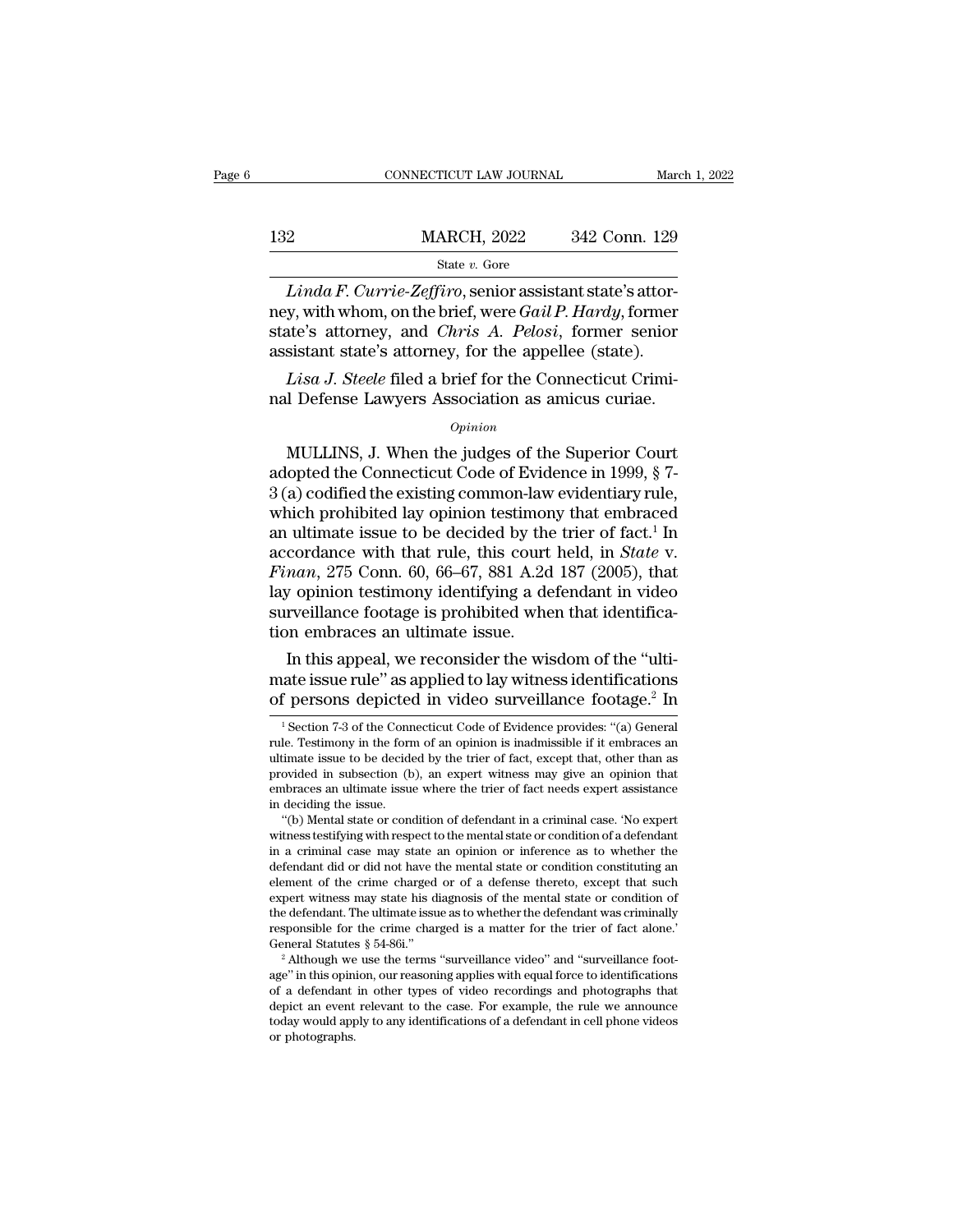*Linda F. Currie-Zeffiro*, senior assistant state's attorney, with whom, on the brief, were *Gail P. Hardy*, former state's attorney, and *Chris A. Pelosi*, former senior assistant state's attorney, for the appellee (state).

*Lisa J. Steele* filed a brief for the Connecticut Criminal Defense Lawyers Association as amicus curiae.

*Opinion*

MULLINS, J. When the judges of the Superior Court adopted the Connecticut Code of Evidence in 1999, § 7-3 (a) codified the existing common-law evidentiary rule, which prohibited lay opinion testimony that embraced an ultimate issue to be decided by the trier of fact.[1] In accordance with that rule, this court held, in *State* v. *Finan*, 275 Conn. 60, 66–67, 881 A.2d 187 (2005), that lay opinion testimony identifying a defendant in video surveillance footage is prohibited when that identification embraces an ultimate issue.

In this appeal, we reconsider the wisdom of the "ultimate issue rule" as applied to lay witness identifications of persons depicted in video surveillance footage.[2] In

[1] Section 7-3 of the Connecticut Code of Evidence provides: "(a) General rule. Testimony in the form of an opinion is inadmissible if it embraces an ultimate issue to be decided by the trier of fact, except that, other than as provided in subsection (b), an expert witness may give an opinion that embraces an ultimate issue where the trier of fact needs expert assistance in deciding the issue.

"(b) Mental state or condition of defendant in a criminal case. 'No expert witness testifying with respect to the mental state or condition of a defendant in a criminal case may state an opinion or inference as to whether the defendant did or did not have the mental state or condition constituting an element of the crime charged or of a defense thereto, except that such expert witness may state his diagnosis of the mental state or condition of the defendant. The ultimate issue as to whether the defendant was criminally responsible for the crime charged is a matter for the trier of fact alone.' General Statutes § 54-86i."

[2] Although we use the terms "surveillance video" and "surveillance footage" in this opinion, our reasoning applies with equal force to identifications of a defendant in other types of video recordings and photographs that depict an event relevant to the case. For example, the rule we announce today would apply to any identifications of a defendant in cell phone videos or photographs.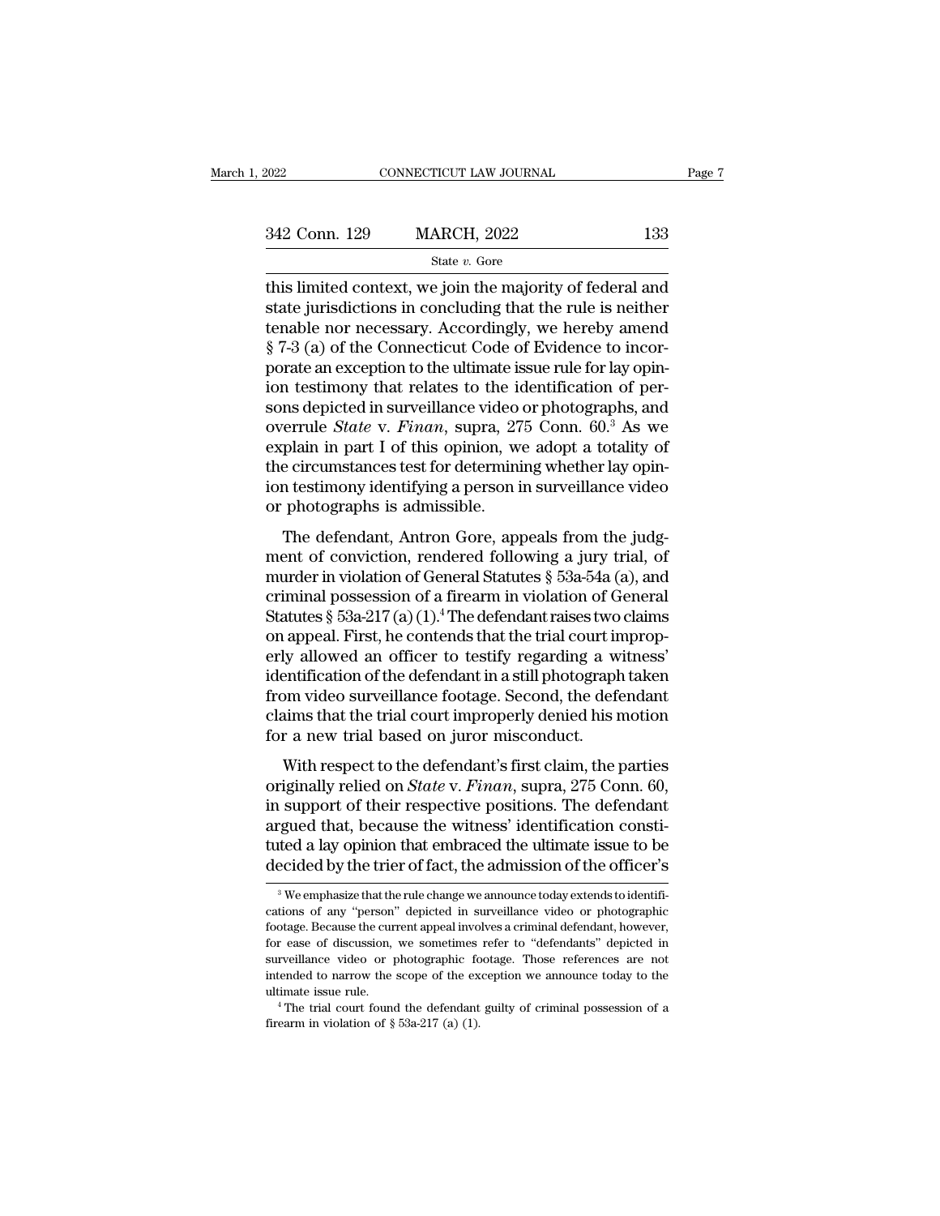this limited context, we join the majority of federal and state jurisdictions in concluding that the rule is neither tenable nor necessary. Accordingly, we hereby amend § 7-3 (a) of the Connecticut Code of Evidence to incorporate an exception to the ultimate issue rule for lay opinion testimony that relates to the identification of persons depicted in surveillance video or photographs, and overrule *State* v. *Finan*, supra, 275 Conn. 60.[3] As we explain in part I of this opinion, we adopt a totality of the circumstances test for determining whether lay opinion testimony identifying a person in surveillance video or photographs is admissible.

The defendant, Antron Gore, appeals from the judgment of conviction, rendered following a jury trial, of murder in violation of General Statutes § 53a-54a (a), and criminal possession of a firearm in violation of General Statutes § 53a-217 (a) (1).[4] The defendant raises two claims on appeal. First, he contends that the trial court improperly allowed an officer to testify regarding a witness' identification of the defendant in a still photograph taken from video surveillance footage. Second, the defendant claims that the trial court improperly denied his motion for a new trial based on juror misconduct.

With respect to the defendant's first claim, the parties originally relied on *State* v. *Finan*, supra, 275 Conn. 60, in support of their respective positions. The defendant argued that, because the witness' identification constituted a lay opinion that embraced the ultimate issue to be decided by the trier of fact, the admission of the officer's

---

[3] We emphasize that the rule change we announce today extends to identifications of any "person" depicted in surveillance video or photographic footage. Because the current appeal involves a criminal defendant, however, for ease of discussion, we sometimes refer to "defendants" depicted in surveillance video or photographic footage. Those references are not intended to narrow the scope of the exception we announce today to the ultimate issue rule.

[4] The trial court found the defendant guilty of criminal possession of a firearm in violation of § 53a-217 (a) (1).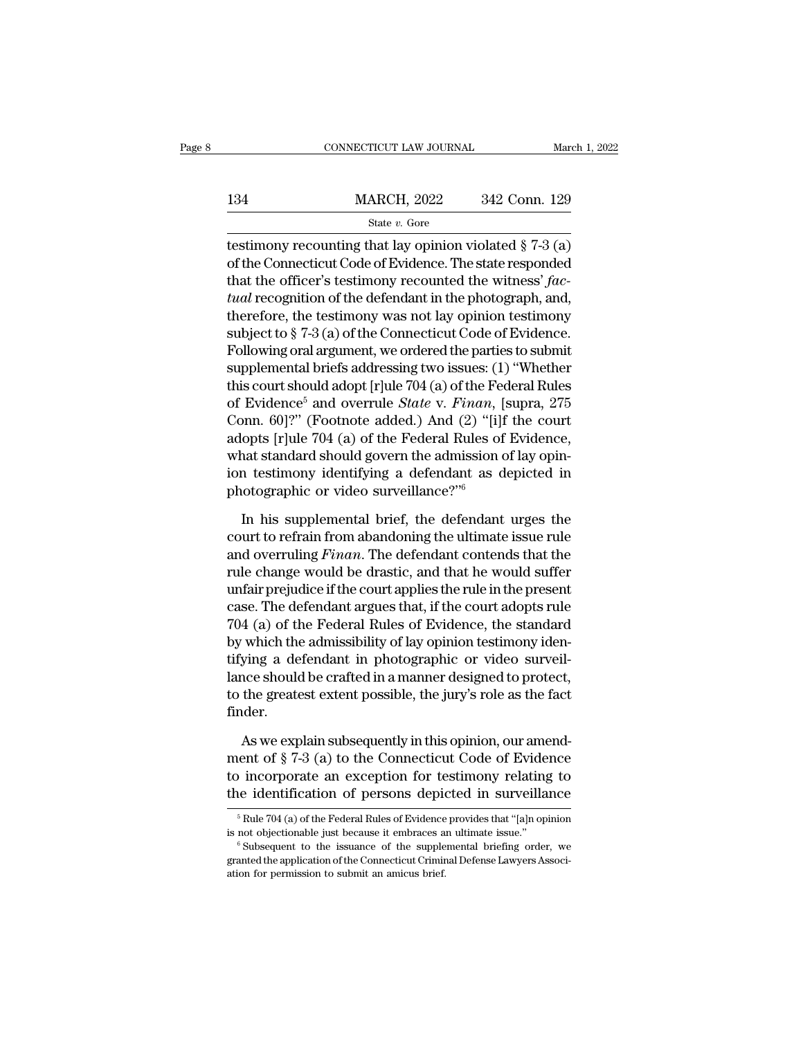testimony recounting that lay opinion violated § 7-3 (a) of the Connecticut Code of Evidence. The state responded that the officer's testimony recounted the witness' *factual* recognition of the defendant in the photograph, and, therefore, the testimony was not lay opinion testimony subject to § 7-3 (a) of the Connecticut Code of Evidence. Following oral argument, we ordered the parties to submit supplemental briefs addressing two issues: (1) "Whether this court should adopt [r]ule 704 (a) of the Federal Rules of Evidence[5] and overrule *State* v. *Finan*, [supra, 275 Conn. 60]?" (Footnote added.) And (2) "[i]f the court adopts [r]ule 704 (a) of the Federal Rules of Evidence, what standard should govern the admission of lay opinion testimony identifying a defendant as depicted in photographic or video surveillance?"[6]

In his supplemental brief, the defendant urges the court to refrain from abandoning the ultimate issue rule and overruling *Finan*. The defendant contends that the rule change would be drastic, and that he would suffer unfair prejudice if the court applies the rule in the present case. The defendant argues that, if the court adopts rule 704 (a) of the Federal Rules of Evidence, the standard by which the admissibility of lay opinion testimony identifying a defendant in photographic or video surveillance should be crafted in a manner designed to protect, to the greatest extent possible, the jury's role as the fact finder.

As we explain subsequently in this opinion, our amendment of § 7-3 (a) to the Connecticut Code of Evidence to incorporate an exception for testimony relating to the identification of persons depicted in surveillance

[5] Rule 704 (a) of the Federal Rules of Evidence provides that "[a]n opinion is not objectionable just because it embraces an ultimate issue."

[6] Subsequent to the issuance of the supplemental briefing order, we granted the application of the Connecticut Criminal Defense Lawyers Association for permission to submit an amicus brief.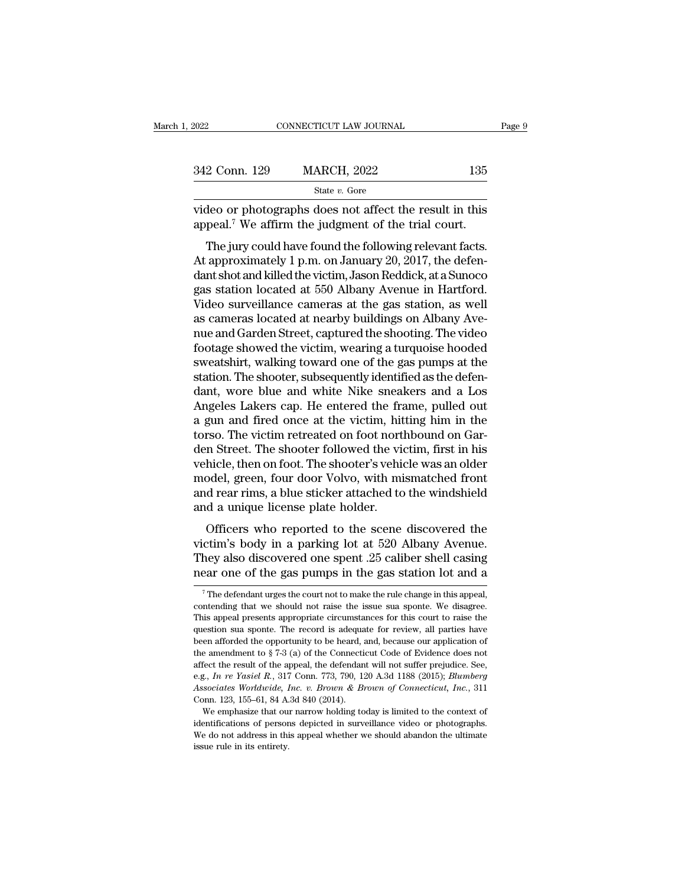video or photographs does not affect the result in this appeal.[7] We affirm the judgment of the trial court.

The jury could have found the following relevant facts. At approximately 1 p.m. on January 20, 2017, the defendant shot and killed the victim, Jason Reddick, at a Sunoco gas station located at 550 Albany Avenue in Hartford. Video surveillance cameras at the gas station, as well as cameras located at nearby buildings on Albany Avenue and Garden Street, captured the shooting. The video footage showed the victim, wearing a turquoise hooded sweatshirt, walking toward one of the gas pumps at the station. The shooter, subsequently identified as the defendant, wore blue and white Nike sneakers and a Los Angeles Lakers cap. He entered the frame, pulled out a gun and fired once at the victim, hitting him in the torso. The victim retreated on foot northbound on Garden Street. The shooter followed the victim, first in his vehicle, then on foot. The shooter's vehicle was an older model, green, four door Volvo, with mismatched front and rear rims, a blue sticker attached to the windshield and a unique license plate holder.

Officers who reported to the scene discovered the victim's body in a parking lot at 520 Albany Avenue. They also discovered one spent .25 caliber shell casing near one of the gas pumps in the gas station lot and a

[7] The defendant urges the court not to make the rule change in this appeal, contending that we should not raise the issue sua sponte. We disagree. This appeal presents appropriate circumstances for this court to raise the question sua sponte. The record is adequate for review, all parties have been afforded the opportunity to be heard, and, because our application of the amendment to § 7-3 (a) of the Connecticut Code of Evidence does not affect the result of the appeal, the defendant will not suffer prejudice. See, e.g., *In re Yasiel R.*, 317 Conn. 773, 790, 120 A.3d 1188 (2015); *Blumberg Associates Worldwide, Inc.* v. *Brown & Brown of Connecticut, Inc.*, 311 Conn. 123, 155–61, 84 A.3d 840 (2014).

We emphasize that our narrow holding today is limited to the context of identifications of persons depicted in surveillance video or photographs. We do not address in this appeal whether we should abandon the ultimate issue rule in its entirety.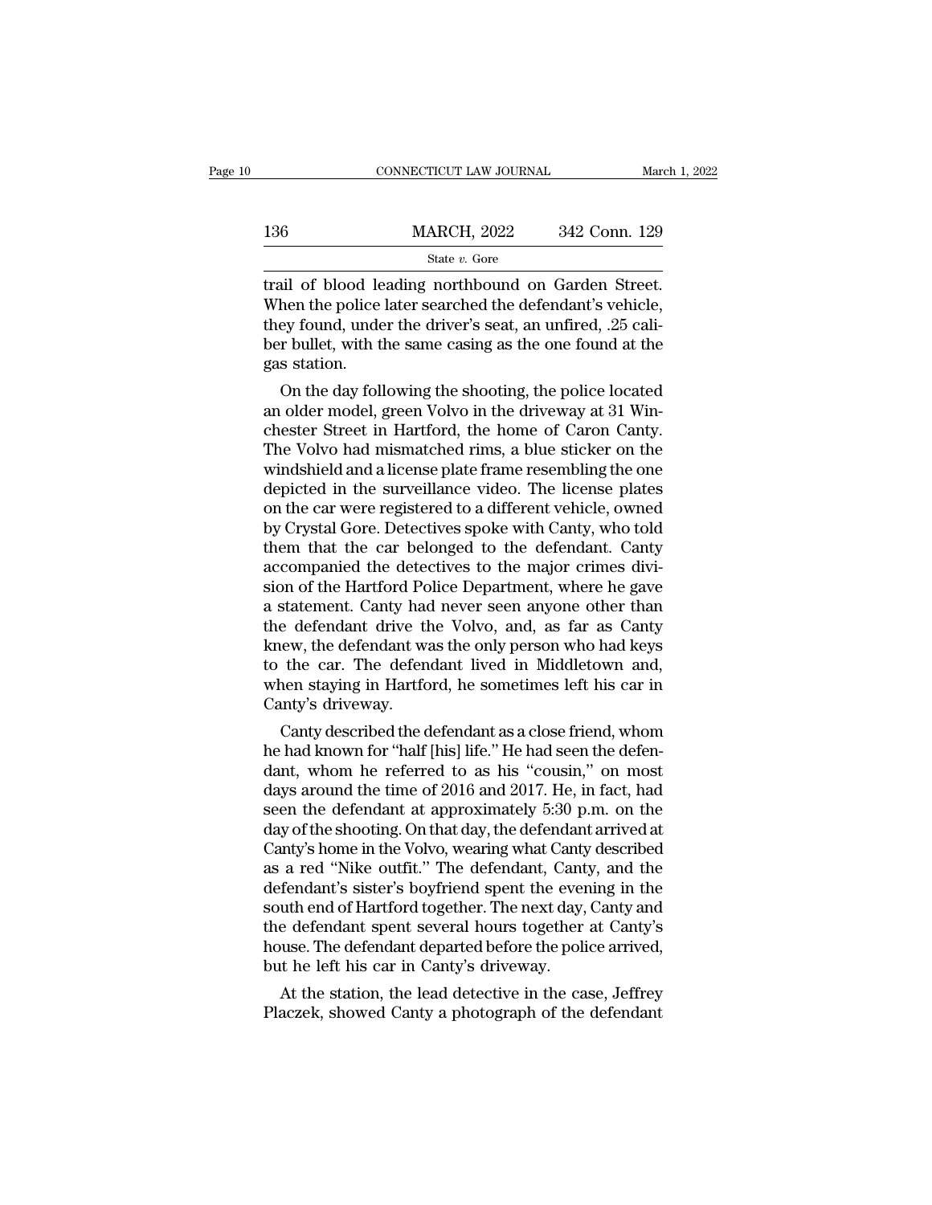trail of blood leading northbound on Garden Street. When the police later searched the defendant's vehicle, they found, under the driver's seat, an unfired, .25 caliber bullet, with the same casing as the one found at the gas station.

On the day following the shooting, the police located an older model, green Volvo in the driveway at 31 Winchester Street in Hartford, the home of Caron Canty. The Volvo had mismatched rims, a blue sticker on the windshield and a license plate frame resembling the one depicted in the surveillance video. The license plates on the car were registered to a different vehicle, owned by Crystal Gore. Detectives spoke with Canty, who told them that the car belonged to the defendant. Canty accompanied the detectives to the major crimes division of the Hartford Police Department, where he gave a statement. Canty had never seen anyone other than the defendant drive the Volvo, and, as far as Canty knew, the defendant was the only person who had keys to the car. The defendant lived in Middletown and, when staying in Hartford, he sometimes left his car in Canty's driveway.

Canty described the defendant as a close friend, whom he had known for "half [his] life." He had seen the defendant, whom he referred to as his "cousin," on most days around the time of 2016 and 2017. He, in fact, had seen the defendant at approximately 5:30 p.m. on the day of the shooting. On that day, the defendant arrived at Canty's home in the Volvo, wearing what Canty described as a red "Nike outfit." The defendant, Canty, and the defendant's sister's boyfriend spent the evening in the south end of Hartford together. The next day, Canty and the defendant spent several hours together at Canty's house. The defendant departed before the police arrived, but he left his car in Canty's driveway.

At the station, the lead detective in the case, Jeffrey Placzek, showed Canty a photograph of the defendant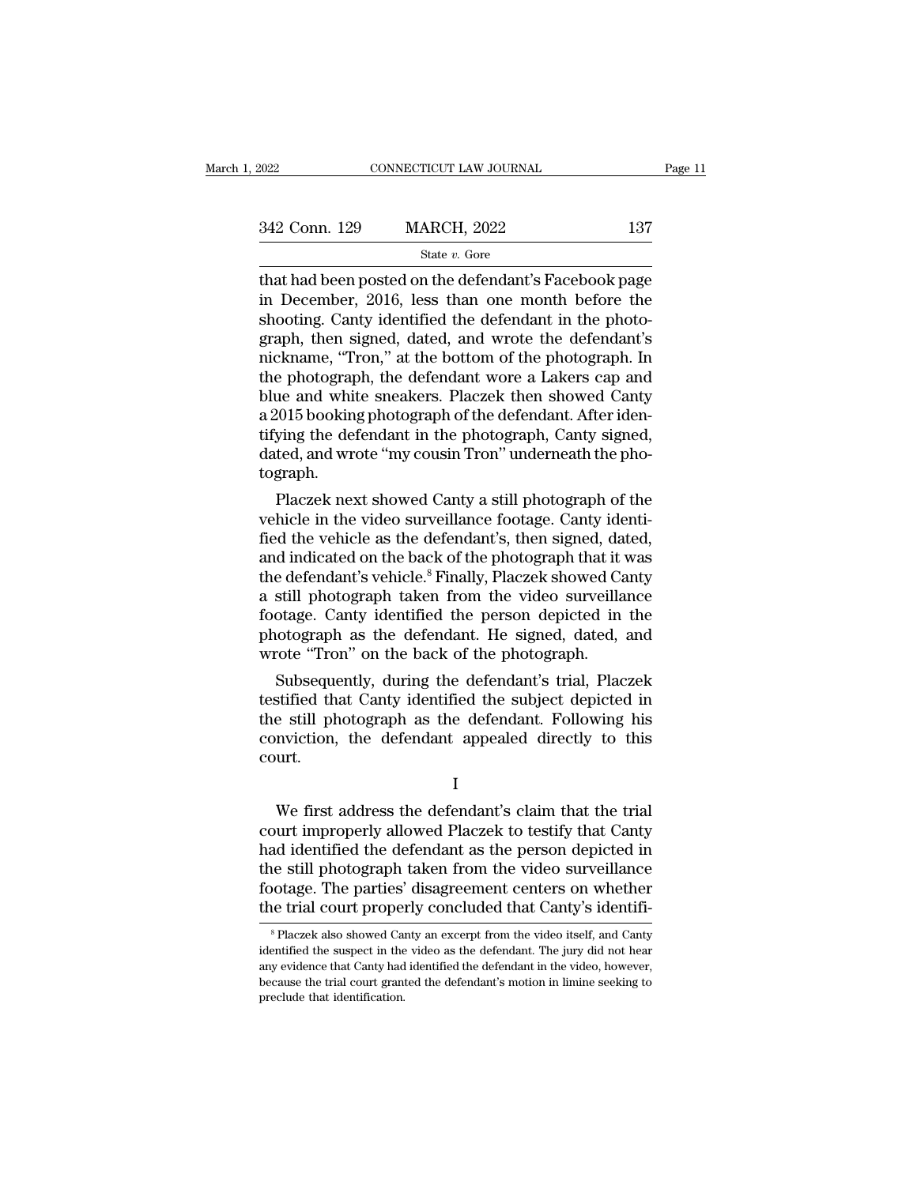that had been posted on the defendant's Facebook page in December, 2016, less than one month before the shooting. Canty identified the defendant in the photograph, then signed, dated, and wrote the defendant's nickname, "Tron," at the bottom of the photograph. In the photograph, the defendant wore a Lakers cap and blue and white sneakers. Placzek then showed Canty a 2015 booking photograph of the defendant. After identifying the defendant in the photograph, Canty signed, dated, and wrote "my cousin Tron" underneath the photograph.

Placzek next showed Canty a still photograph of the vehicle in the video surveillance footage. Canty identified the vehicle as the defendant's, then signed, dated, and indicated on the back of the photograph that it was the defendant's vehicle.[8] Finally, Placzek showed Canty a still photograph taken from the video surveillance footage. Canty identified the person depicted in the photograph as the defendant. He signed, dated, and wrote "Tron" on the back of the photograph.

Subsequently, during the defendant's trial, Placzek testified that Canty identified the subject depicted in the still photograph as the defendant. Following his conviction, the defendant appealed directly to this court.

I

We first address the defendant's claim that the trial court improperly allowed Placzek to testify that Canty had identified the defendant as the person depicted in the still photograph taken from the video surveillance footage. The parties' disagreement centers on whether the trial court properly concluded that Canty's identifi-

[8] Placzek also showed Canty an excerpt from the video itself, and Canty identified the suspect in the video as the defendant. The jury did not hear any evidence that Canty had identified the defendant in the video, however, because the trial court granted the defendant's motion in limine seeking to preclude that identification.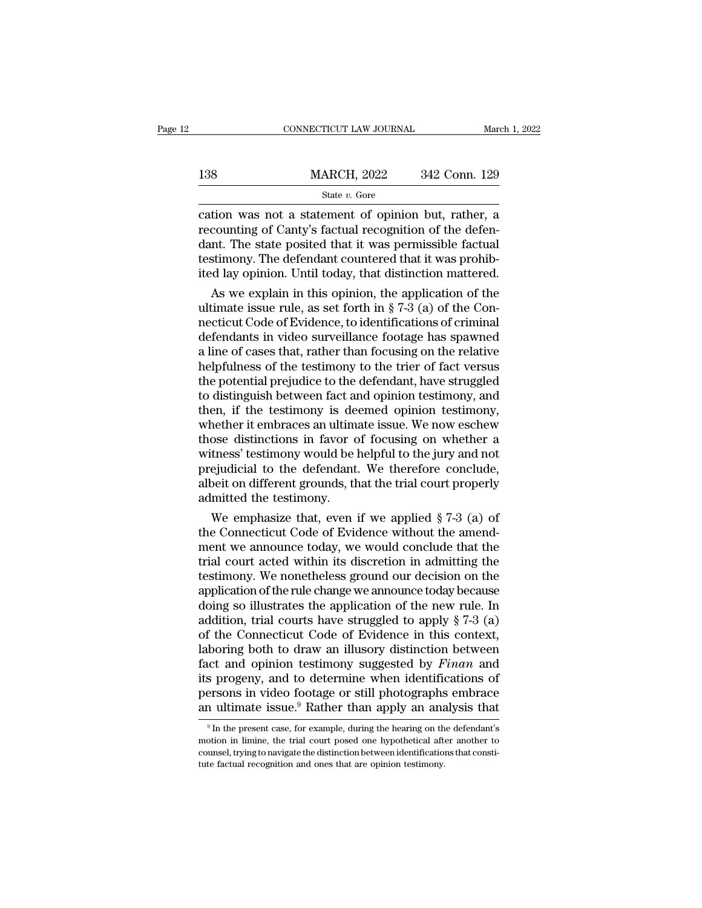cation was not a statement of opinion but, rather, a recounting of Canty's factual recognition of the defendant. The state posited that it was permissible factual testimony. The defendant countered that it was prohibited lay opinion. Until today, that distinction mattered.

As we explain in this opinion, the application of the ultimate issue rule, as set forth in § 7-3 (a) of the Connecticut Code of Evidence, to identifications of criminal defendants in video surveillance footage has spawned a line of cases that, rather than focusing on the relative helpfulness of the testimony to the trier of fact versus the potential prejudice to the defendant, have struggled to distinguish between fact and opinion testimony, and then, if the testimony is deemed opinion testimony, whether it embraces an ultimate issue. We now eschew those distinctions in favor of focusing on whether a witness' testimony would be helpful to the jury and not prejudicial to the defendant. We therefore conclude, albeit on different grounds, that the trial court properly admitted the testimony.

We emphasize that, even if we applied § 7-3 (a) of the Connecticut Code of Evidence without the amendment we announce today, we would conclude that the trial court acted within its discretion in admitting the testimony. We nonetheless ground our decision on the application of the rule change we announce today because doing so illustrates the application of the new rule. In addition, trial courts have struggled to apply § 7-3 (a) of the Connecticut Code of Evidence in this context, laboring both to draw an illusory distinction between fact and opinion testimony suggested by *Finan* and its progeny, and to determine when identifications of persons in video footage or still photographs embrace an ultimate issue.[9] Rather than apply an analysis that

[9] In the present case, for example, during the hearing on the defendant's motion in limine, the trial court posed one hypothetical after another to counsel, trying to navigate the distinction between identifications that constitute factual recognition and ones that are opinion testimony.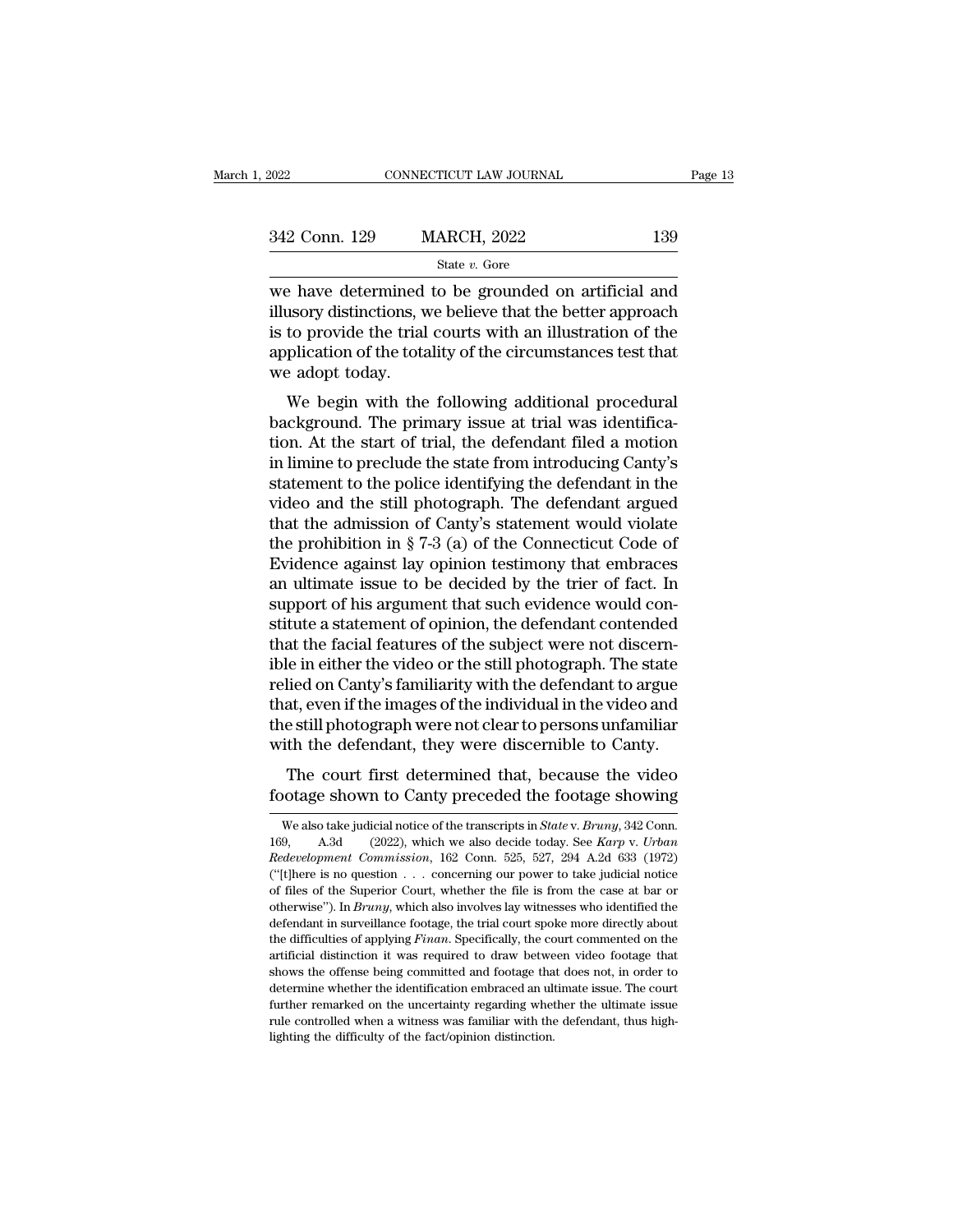we have determined to be grounded on artificial and illusory distinctions, we believe that the better approach is to provide the trial courts with an illustration of the application of the totality of the circumstances test that we adopt today.

We begin with the following additional procedural background. The primary issue at trial was identification. At the start of trial, the defendant filed a motion in limine to preclude the state from introducing Canty's statement to the police identifying the defendant in the video and the still photograph. The defendant argued that the admission of Canty's statement would violate the prohibition in § 7-3 (a) of the Connecticut Code of Evidence against lay opinion testimony that embraces an ultimate issue to be decided by the trier of fact. In support of his argument that such evidence would constitute a statement of opinion, the defendant contended that the facial features of the subject were not discernible in either the video or the still photograph. The state relied on Canty's familiarity with the defendant to argue that, even if the images of the individual in the video and the still photograph were not clear to persons unfamiliar with the defendant, they were discernible to Canty.

The court first determined that, because the video footage shown to Canty preceded the footage showing

We also take judicial notice of the transcripts in *State* v. *Bruny*, 342 Conn. 169, A.3d (2022), which we also decide today. See *Karp* v. *Urban Redevelopment Commission*, 162 Conn. 525, 527, 294 A.2d 633 (1972) ("[t]here is no question . . . concerning our power to take judicial notice of files of the Superior Court, whether the file is from the case at bar or otherwise"). In *Bruny*, which also involves lay witnesses who identified the defendant in surveillance footage, the trial court spoke more directly about the difficulties of applying *Finan*. Specifically, the court commented on the artificial distinction it was required to draw between video footage that shows the offense being committed and footage that does not, in order to determine whether the identification embraced an ultimate issue. The court further remarked on the uncertainty regarding whether the ultimate issue rule controlled when a witness was familiar with the defendant, thus highlighting the difficulty of the fact/opinion distinction.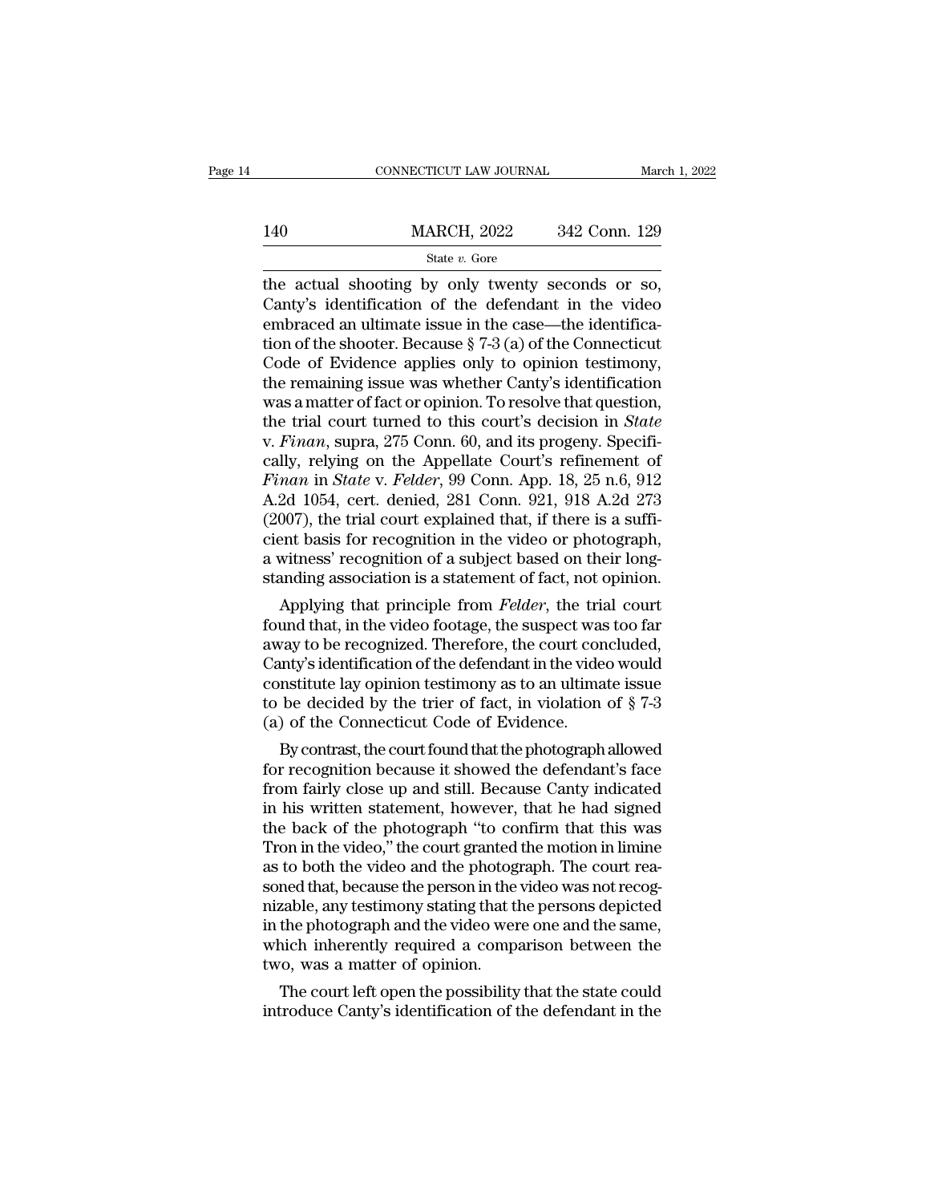the actual shooting by only twenty seconds or so, Canty's identification of the defendant in the video embraced an ultimate issue in the case—the identification of the shooter. Because § 7-3 (a) of the Connecticut Code of Evidence applies only to opinion testimony, the remaining issue was whether Canty's identification was a matter of fact or opinion. To resolve that question, the trial court turned to this court's decision in *State* v. *Finan*, supra, 275 Conn. 60, and its progeny. Specifically, relying on the Appellate Court's refinement of *Finan* in *State* v. *Felder*, 99 Conn. App. 18, 25 n.6, 912 A.2d 1054, cert. denied, 281 Conn. 921, 918 A.2d 273 (2007), the trial court explained that, if there is a sufficient basis for recognition in the video or photograph, a witness' recognition of a subject based on their longstanding association is a statement of fact, not opinion.

Applying that principle from *Felder*, the trial court found that, in the video footage, the suspect was too far away to be recognized. Therefore, the court concluded, Canty's identification of the defendant in the video would constitute lay opinion testimony as to an ultimate issue to be decided by the trier of fact, in violation of § 7-3 (a) of the Connecticut Code of Evidence.

By contrast, the court found that the photograph allowed for recognition because it showed the defendant's face from fairly close up and still. Because Canty indicated in his written statement, however, that he had signed the back of the photograph "to confirm that this was Tron in the video," the court granted the motion in limine as to both the video and the photograph. The court reasoned that, because the person in the video was not recognizable, any testimony stating that the persons depicted in the photograph and the video were one and the same, which inherently required a comparison between the two, was a matter of opinion.

The court left open the possibility that the state could introduce Canty's identification of the defendant in the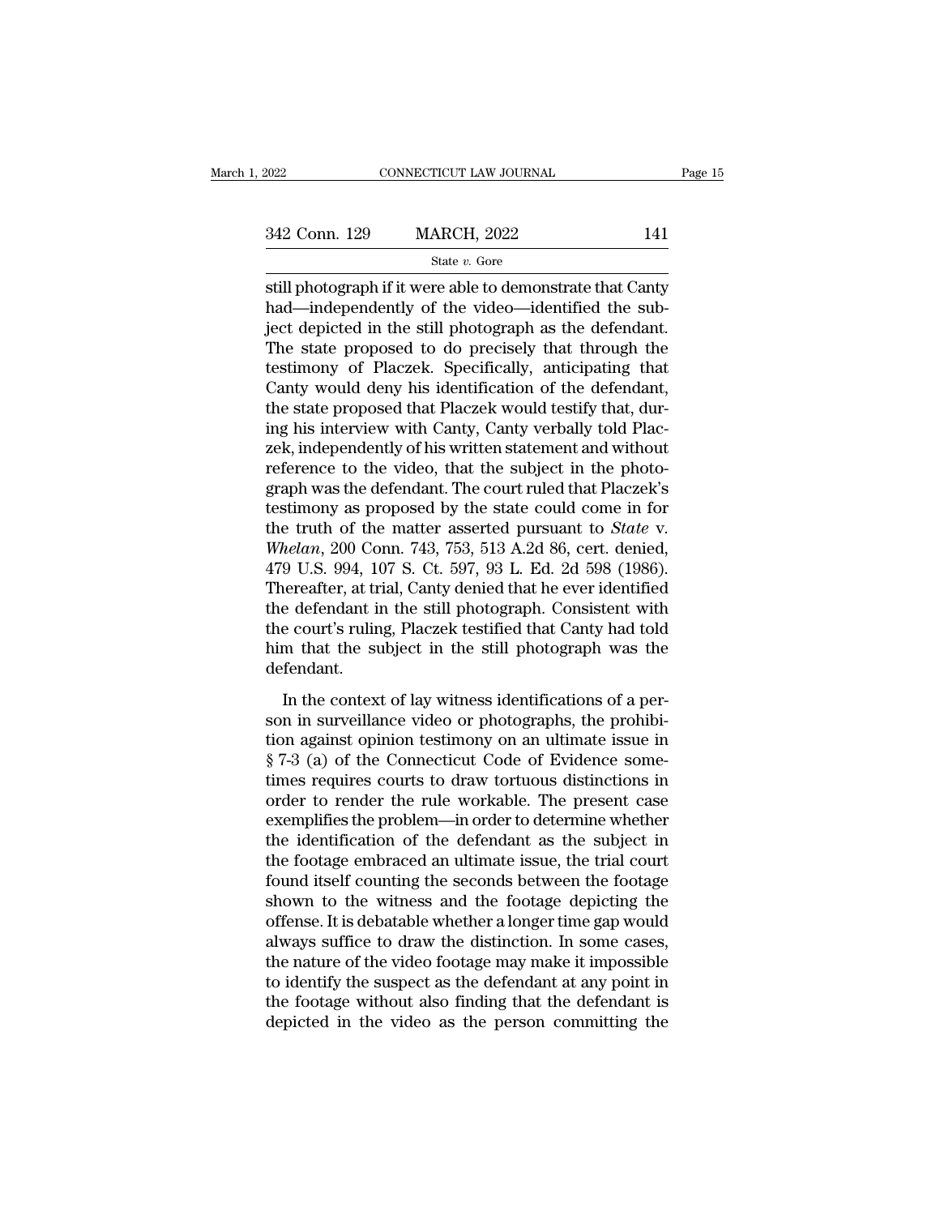still photograph if it were able to demonstrate that Canty had—independently of the video—identified the subject depicted in the still photograph as the defendant. The state proposed to do precisely that through the testimony of Placzek. Specifically, anticipating that Canty would deny his identification of the defendant, the state proposed that Placzek would testify that, during his interview with Canty, Canty verbally told Placzek, independently of his written statement and without reference to the video, that the subject in the photograph was the defendant. The court ruled that Placzek's testimony as proposed by the state could come in for the truth of the matter asserted pursuant to *State* v. *Whelan*, 200 Conn. 743, 753, 513 A.2d 86, cert. denied, 479 U.S. 994, 107 S. Ct. 597, 93 L. Ed. 2d 598 (1986). Thereafter, at trial, Canty denied that he ever identified the defendant in the still photograph. Consistent with the court's ruling, Placzek testified that Canty had told him that the subject in the still photograph was the defendant.

In the context of lay witness identifications of a person in surveillance video or photographs, the prohibition against opinion testimony on an ultimate issue in § 7-3 (a) of the Connecticut Code of Evidence sometimes requires courts to draw tortuous distinctions in order to render the rule workable. The present case exemplifies the problem—in order to determine whether the identification of the defendant as the subject in the footage embraced an ultimate issue, the trial court found itself counting the seconds between the footage shown to the witness and the footage depicting the offense. It is debatable whether a longer time gap would always suffice to draw the distinction. In some cases, the nature of the video footage may make it impossible to identify the suspect as the defendant at any point in the footage without also finding that the defendant is depicted in the video as the person committing the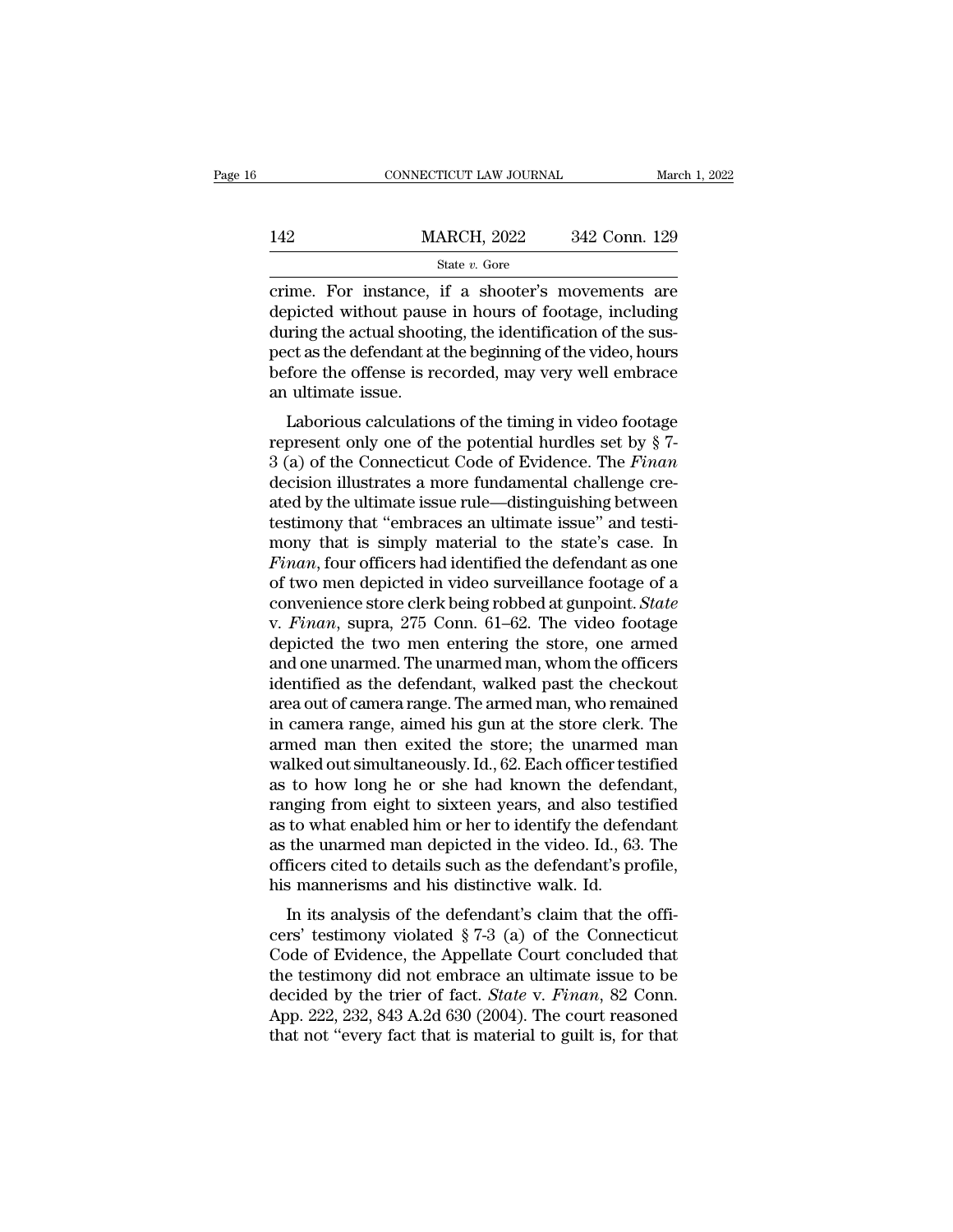crime. For instance, if a shooter's movements are depicted without pause in hours of footage, including during the actual shooting, the identification of the suspect as the defendant at the beginning of the video, hours before the offense is recorded, may very well embrace an ultimate issue.

Laborious calculations of the timing in video footage represent only one of the potential hurdles set by § 7-3 (a) of the Connecticut Code of Evidence. The *Finan* decision illustrates a more fundamental challenge created by the ultimate issue rule—distinguishing between testimony that "embraces an ultimate issue" and testimony that is simply material to the state's case. In *Finan*, four officers had identified the defendant as one of two men depicted in video surveillance footage of a convenience store clerk being robbed at gunpoint. *State* v. *Finan*, supra, 275 Conn. 61–62. The video footage depicted the two men entering the store, one armed and one unarmed. The unarmed man, whom the officers identified as the defendant, walked past the checkout area out of camera range. The armed man, who remained in camera range, aimed his gun at the store clerk. The armed man then exited the store; the unarmed man walked out simultaneously. Id., 62. Each officer testified as to how long he or she had known the defendant, ranging from eight to sixteen years, and also testified as to what enabled him or her to identify the defendant as the unarmed man depicted in the video. Id., 63. The officers cited to details such as the defendant's profile, his mannerisms and his distinctive walk. Id.

In its analysis of the defendant's claim that the officers' testimony violated § 7-3 (a) of the Connecticut Code of Evidence, the Appellate Court concluded that the testimony did not embrace an ultimate issue to be decided by the trier of fact. *State* v. *Finan*, 82 Conn. App. 222, 232, 843 A.2d 630 (2004). The court reasoned that not "every fact that is material to guilt is, for that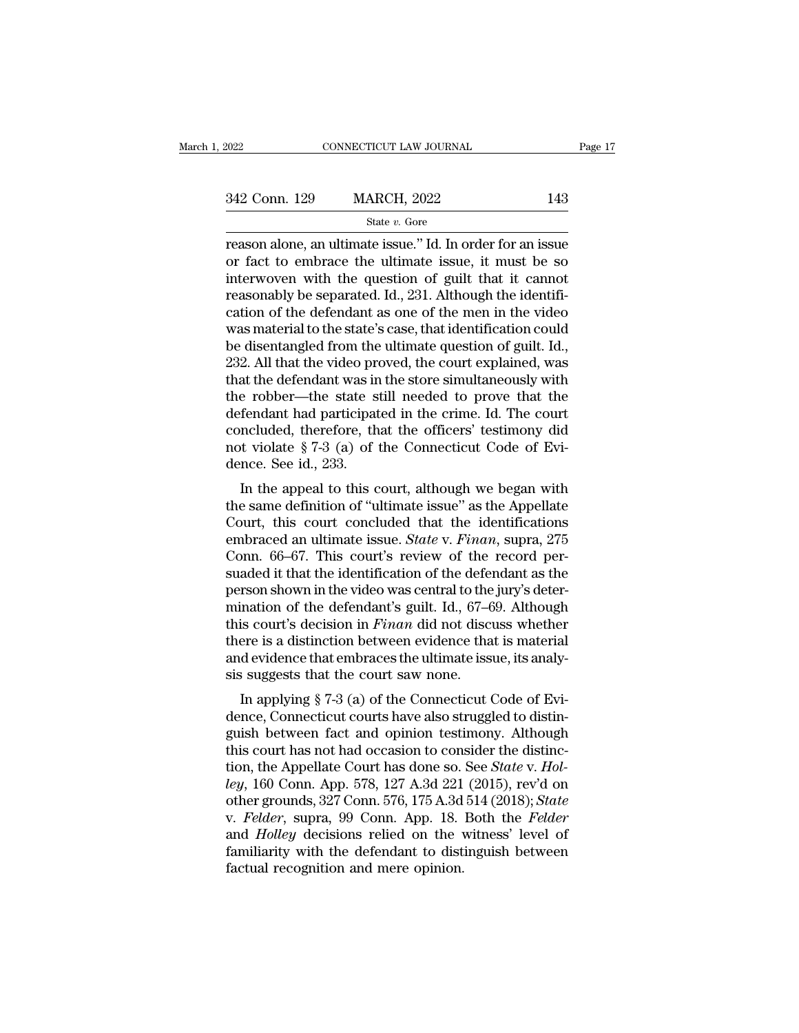reason alone, an ultimate issue." Id. In order for an issue or fact to embrace the ultimate issue, it must be so interwoven with the question of guilt that it cannot reasonably be separated. Id., 231. Although the identification of the defendant as one of the men in the video was material to the state's case, that identification could be disentangled from the ultimate question of guilt. Id., 232. All that the video proved, the court explained, was that the defendant was in the store simultaneously with the robber—the state still needed to prove that the defendant had participated in the crime. Id. The court concluded, therefore, that the officers' testimony did not violate § 7-3 (a) of the Connecticut Code of Evidence. See id., 233.

In the appeal to this court, although we began with the same definition of "ultimate issue" as the Appellate Court, this court concluded that the identifications embraced an ultimate issue. *State* v. *Finan*, supra, 275 Conn. 66–67. This court's review of the record persuaded it that the identification of the defendant as the person shown in the video was central to the jury's determination of the defendant's guilt. Id., 67–69. Although this court's decision in *Finan* did not discuss whether there is a distinction between evidence that is material and evidence that embraces the ultimate issue, its analysis suggests that the court saw none.

In applying § 7-3 (a) of the Connecticut Code of Evidence, Connecticut courts have also struggled to distinguish between fact and opinion testimony. Although this court has not had occasion to consider the distinction, the Appellate Court has done so. See *State* v. *Holley*, 160 Conn. App. 578, 127 A.3d 221 (2015), rev'd on other grounds, 327 Conn. 576, 175 A.3d 514 (2018); *State* v. *Felder*, supra, 99 Conn. App. 18. Both the *Felder* and *Holley* decisions relied on the witness' level of familiarity with the defendant to distinguish between factual recognition and mere opinion.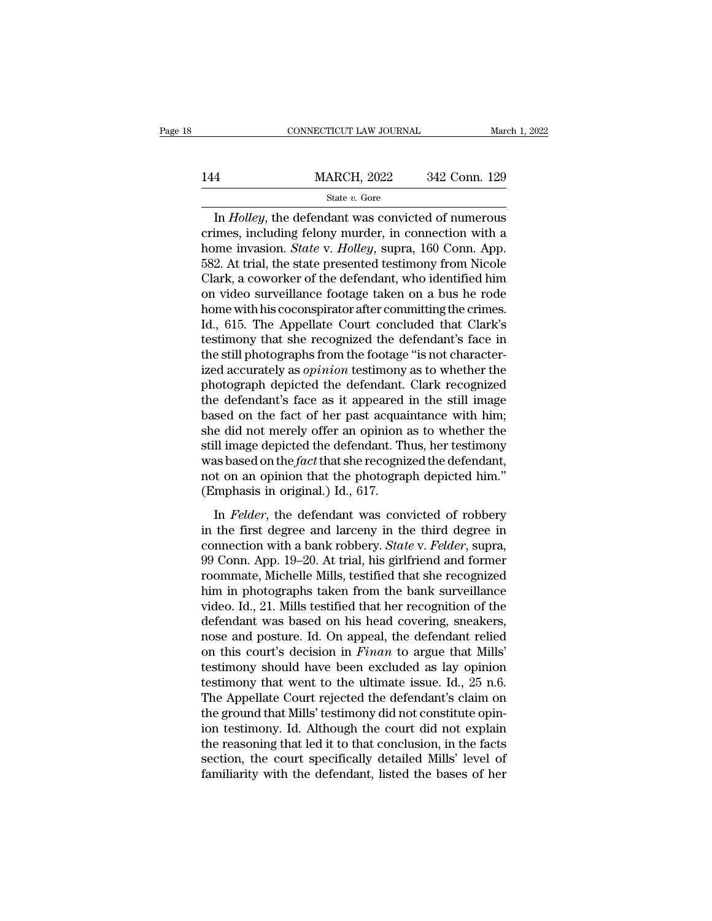In *Holley*, the defendant was convicted of numerous crimes, including felony murder, in connection with a home invasion. *State* v. *Holley*, supra, 160 Conn. App. 582. At trial, the state presented testimony from Nicole Clark, a coworker of the defendant, who identified him on video surveillance footage taken on a bus he rode home with his coconspirator after committing the crimes. Id., 615. The Appellate Court concluded that Clark's testimony that she recognized the defendant's face in the still photographs from the footage "is not characterized accurately as *opinion* testimony as to whether the photograph depicted the defendant. Clark recognized the defendant's face as it appeared in the still image based on the fact of her past acquaintance with him; she did not merely offer an opinion as to whether the still image depicted the defendant. Thus, her testimony was based on the *fact* that she recognized the defendant, not on an opinion that the photograph depicted him." (Emphasis in original.) Id., 617.

In *Felder*, the defendant was convicted of robbery in the first degree and larceny in the third degree in connection with a bank robbery. *State* v. *Felder*, supra, 99 Conn. App. 19–20. At trial, his girlfriend and former roommate, Michelle Mills, testified that she recognized him in photographs taken from the bank surveillance video. Id., 21. Mills testified that her recognition of the defendant was based on his head covering, sneakers, nose and posture. Id. On appeal, the defendant relied on this court's decision in *Finan* to argue that Mills' testimony should have been excluded as lay opinion testimony that went to the ultimate issue. Id., 25 n.6. The Appellate Court rejected the defendant's claim on the ground that Mills' testimony did not constitute opinion testimony. Id. Although the court did not explain the reasoning that led it to that conclusion, in the facts section, the court specifically detailed Mills' level of familiarity with the defendant, listed the bases of her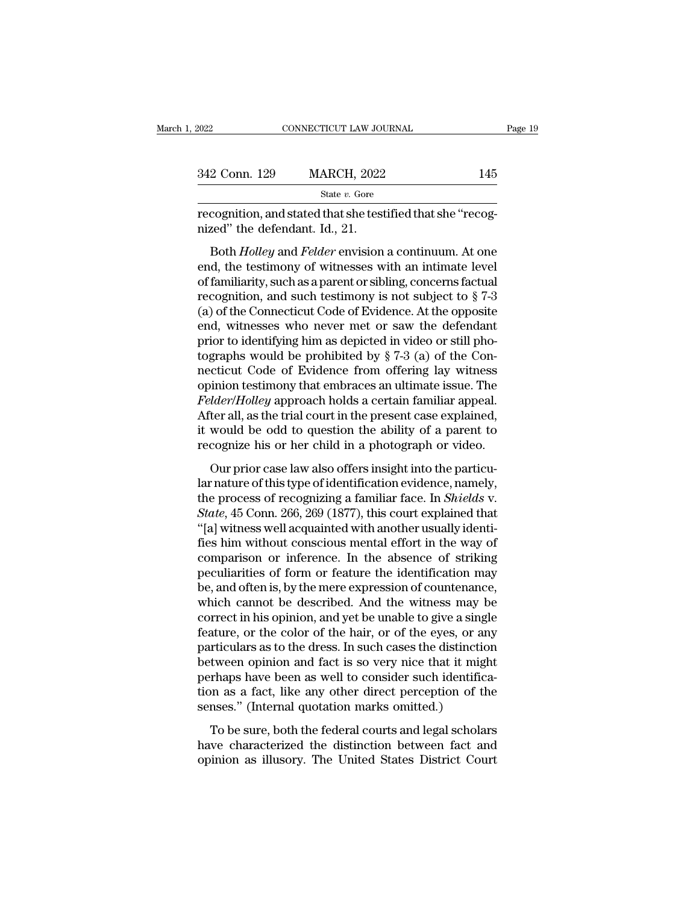recognition, and stated that she testified that she "recognized" the defendant. Id., 21.

Both *Holley* and *Felder* envision a continuum. At one end, the testimony of witnesses with an intimate level of familiarity, such as a parent or sibling, concerns factual recognition, and such testimony is not subject to § 7-3 (a) of the Connecticut Code of Evidence. At the opposite end, witnesses who never met or saw the defendant prior to identifying him as depicted in video or still photographs would be prohibited by § 7-3 (a) of the Connecticut Code of Evidence from offering lay witness opinion testimony that embraces an ultimate issue. The *Felder*/*Holley* approach holds a certain familiar appeal. After all, as the trial court in the present case explained, it would be odd to question the ability of a parent to recognize his or her child in a photograph or video.

Our prior case law also offers insight into the particular nature of this type of identification evidence, namely, the process of recognizing a familiar face. In *Shields* v. *State*, 45 Conn. 266, 269 (1877), this court explained that "[a] witness well acquainted with another usually identifies him without conscious mental effort in the way of comparison or inference. In the absence of striking peculiarities of form or feature the identification may be, and often is, by the mere expression of countenance, which cannot be described. And the witness may be correct in his opinion, and yet be unable to give a single feature, or the color of the hair, or of the eyes, or any particulars as to the dress. In such cases the distinction between opinion and fact is so very nice that it might perhaps have been as well to consider such identification as a fact, like any other direct perception of the senses." (Internal quotation marks omitted.)

To be sure, both the federal courts and legal scholars have characterized the distinction between fact and opinion as illusory. The United States District Court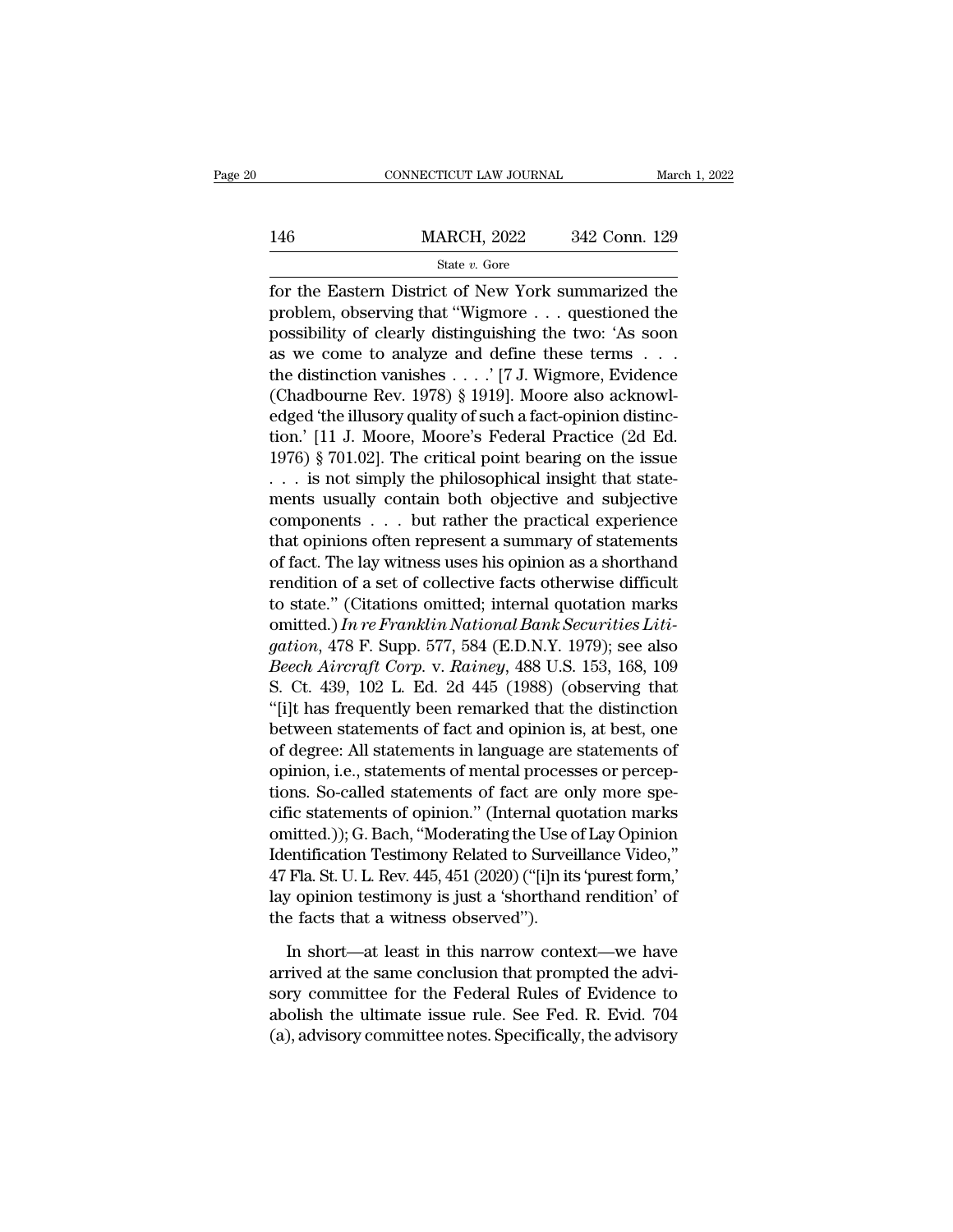for the Eastern District of New York summarized the problem, observing that "Wigmore . . . questioned the possibility of clearly distinguishing the two: 'As soon as we come to analyze and define these terms . . . the distinction vanishes . . . .' [7 J. Wigmore, Evidence (Chadbourne Rev. 1978) § 1919]. Moore also acknowledged 'the illusory quality of such a fact-opinion distinction.' [11 J. Moore, Moore's Federal Practice (2d Ed. 1976) § 701.02]. The critical point bearing on the issue . . . is not simply the philosophical insight that statements usually contain both objective and subjective components . . . but rather the practical experience that opinions often represent a summary of statements of fact. The lay witness uses his opinion as a shorthand rendition of a set of collective facts otherwise difficult to state." (Citations omitted; internal quotation marks omitted.) *In re Franklin National Bank Securities Litigation*, 478 F. Supp. 577, 584 (E.D.N.Y. 1979); see also *Beech Aircraft Corp.* v. *Rainey*, 488 U.S. 153, 168, 109 S. Ct. 439, 102 L. Ed. 2d 445 (1988) (observing that "[i]t has frequently been remarked that the distinction between statements of fact and opinion is, at best, one of degree: All statements in language are statements of opinion, i.e., statements of mental processes or perceptions. So-called statements of fact are only more specific statements of opinion." (Internal quotation marks omitted.)); G. Bach, "Moderating the Use of Lay Opinion Identification Testimony Related to Surveillance Video," 47 Fla. St. U. L. Rev. 445, 451 (2020) ("[i]n its 'purest form,' lay opinion testimony is just a 'shorthand rendition' of the facts that a witness observed").

In short—at least in this narrow context—we have arrived at the same conclusion that prompted the advisory committee for the Federal Rules of Evidence to abolish the ultimate issue rule. See Fed. R. Evid. 704 (a), advisory committee notes. Specifically, the advisory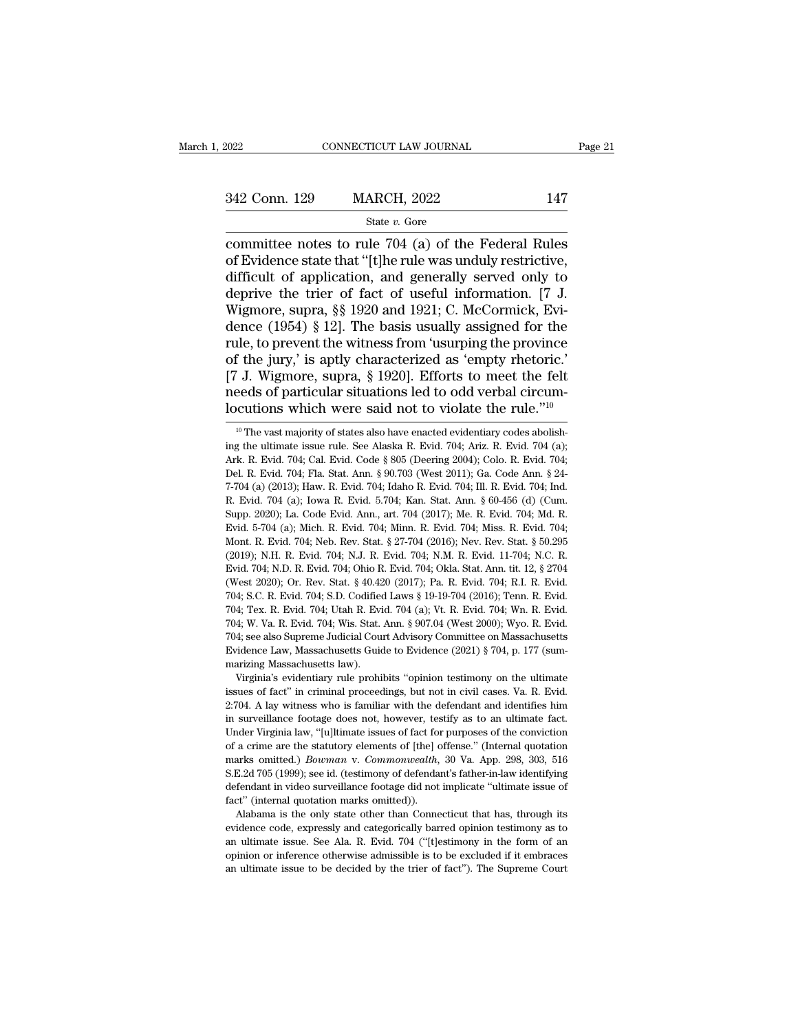committee notes to rule 704 (a) of the Federal Rules of Evidence state that "[t]he rule was unduly restrictive, difficult of application, and generally served only to deprive the trier of fact of useful information. [7 J. Wigmore, supra, §§ 1920 and 1921; C. McCormick, Evidence (1954) § 12]. The basis usually assigned for the rule, to prevent the witness from 'usurping the province of the jury,' is aptly characterized as 'empty rhetoric.' [7 J. Wigmore, supra, § 1920]. Efforts to meet the felt needs of particular situations led to odd verbal circumlocutions which were said not to violate the rule."[10]

[10] The vast majority of states also have enacted evidentiary codes abolishing the ultimate issue rule. See Alaska R. Evid. 704; Ariz. R. Evid. 704 (a); Ark. R. Evid. 704; Cal. Evid. Code § 805 (Deering 2004); Colo. R. Evid. 704; Del. R. Evid. 704; Fla. Stat. Ann. § 90.703 (West 2011); Ga. Code Ann. § 24-7-704 (a) (2013); Haw. R. Evid. 704; Idaho R. Evid. 704; Ill. R. Evid. 704; Ind. R. Evid. 704 (a); Iowa R. Evid. 5.704; Kan. Stat. Ann. § 60-456 (d) (Cum. Supp. 2020); La. Code Evid. Ann., art. 704 (2017); Me. R. Evid. 704; Md. R. Evid. 5-704 (a); Mich. R. Evid. 704; Minn. R. Evid. 704; Miss. R. Evid. 704; Mont. R. Evid. 704; Neb. Rev. Stat. § 27-704 (2016); Nev. Rev. Stat. § 50.295 (2019); N.H. R. Evid. 704; N.J. R. Evid. 704; N.M. R. Evid. 11-704; N.C. R. Evid. 704; N.D. R. Evid. 704; Ohio R. Evid. 704; Okla. Stat. Ann. tit. 12, § 2704 (West 2020); Or. Rev. Stat. § 40.420 (2017); Pa. R. Evid. 704; R.I. R. Evid. 704; S.C. R. Evid. 704; S.D. Codified Laws § 19-19-704 (2016); Tenn. R. Evid. 704; Tex. R. Evid. 704; Utah R. Evid. 704 (a); Vt. R. Evid. 704; Wn. R. Evid. 704; W. Va. R. Evid. 704; Wis. Stat. Ann. § 907.04 (West 2000); Wyo. R. Evid. 704; see also Supreme Judicial Court Advisory Committee on Massachusetts Evidence Law, Massachusetts Guide to Evidence (2021) § 704, p. 177 (summarizing Massachusetts law).

Virginia's evidentiary rule prohibits "opinion testimony on the ultimate issues of fact" in criminal proceedings, but not in civil cases. Va. R. Evid. 2:704. A lay witness who is familiar with the defendant and identifies him in surveillance footage does not, however, testify as to an ultimate fact. Under Virginia law, "[u]ltimate issues of fact for purposes of the conviction of a crime are the statutory elements of [the] offense." (Internal quotation marks omitted.) *Bowman* v. *Commonwealth*, 30 Va. App. 298, 303, 516 S.E.2d 705 (1999); see id. (testimony of defendant's father-in-law identifying defendant in video surveillance footage did not implicate "ultimate issue of fact" (internal quotation marks omitted)).

Alabama is the only state other than Connecticut that has, through its evidence code, expressly and categorically barred opinion testimony as to an ultimate issue. See Ala. R. Evid. 704 ("[t]estimony in the form of an opinion or inference otherwise admissible is to be excluded if it embraces an ultimate issue to be decided by the trier of fact"). The Supreme Court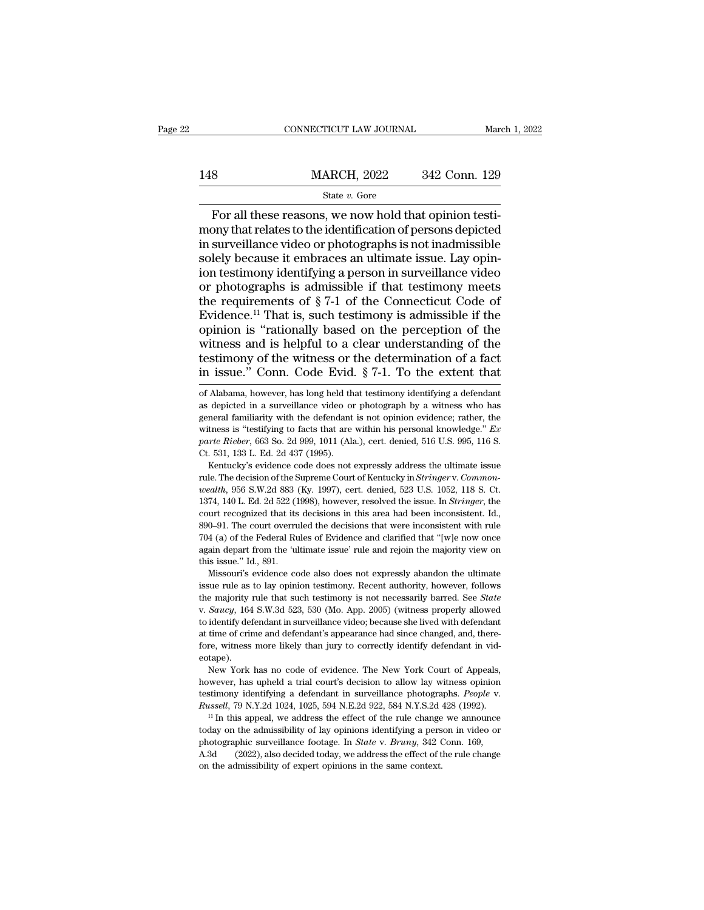For all these reasons, we now hold that opinion testimony that relates to the identification of persons depicted in surveillance video or photographs is not inadmissible solely because it embraces an ultimate issue. Lay opinion testimony identifying a person in surveillance video or photographs is admissible if that testimony meets the requirements of § 7-1 of the Connecticut Code of Evidence.[11] That is, such testimony is admissible if the opinion is "rationally based on the perception of the witness and is helpful to a clear understanding of the testimony of the witness or the determination of a fact in issue." Conn. Code Evid. § 7-1. To the extent that

---

of Alabama, however, has long held that testimony identifying a defendant as depicted in a surveillance video or photograph by a witness who has general familiarity with the defendant is not opinion evidence; rather, the witness is "testifying to facts that are within his personal knowledge." *Ex parte Rieber*, 663 So. 2d 999, 1011 (Ala.), cert. denied, 516 U.S. 995, 116 S. Ct. 531, 133 L. Ed. 2d 437 (1995).

Kentucky's evidence code does not expressly address the ultimate issue rule. The decision of the Supreme Court of Kentucky in *Stringer* v. *Commonwealth*, 956 S.W.2d 883 (Ky. 1997), cert. denied, 523 U.S. 1052, 118 S. Ct. 1374, 140 L. Ed. 2d 522 (1998), however, resolved the issue. In *Stringer*, the court recognized that its decisions in this area had been inconsistent. Id., 890–91. The court overruled the decisions that were inconsistent with rule 704 (a) of the Federal Rules of Evidence and clarified that "[w]e now once again depart from the 'ultimate issue' rule and rejoin the majority view on this issue." Id., 891.

Missouri's evidence code also does not expressly abandon the ultimate issue rule as to lay opinion testimony. Recent authority, however, follows the majority rule that such testimony is not necessarily barred. See *State* v. *Saucy*, 164 S.W.3d 523, 530 (Mo. App. 2005) (witness properly allowed to identify defendant in surveillance video; because she lived with defendant at time of crime and defendant's appearance had since changed, and, therefore, witness more likely than jury to correctly identify defendant in videotape).

New York has no code of evidence. The New York Court of Appeals, however, has upheld a trial court's decision to allow lay witness opinion testimony identifying a defendant in surveillance photographs. *People* v. *Russell*, 79 N.Y.2d 1024, 1025, 594 N.E.2d 922, 584 N.Y.S.2d 428 (1992).

[11] In this appeal, we address the effect of the rule change we announce today on the admissibility of lay opinions identifying a person in video or photographic surveillance footage. In *State* v. *Bruny*, 342 Conn. 169, A.3d (2022), also decided today, we address the effect of the rule change on the admissibility of expert opinions in the same context.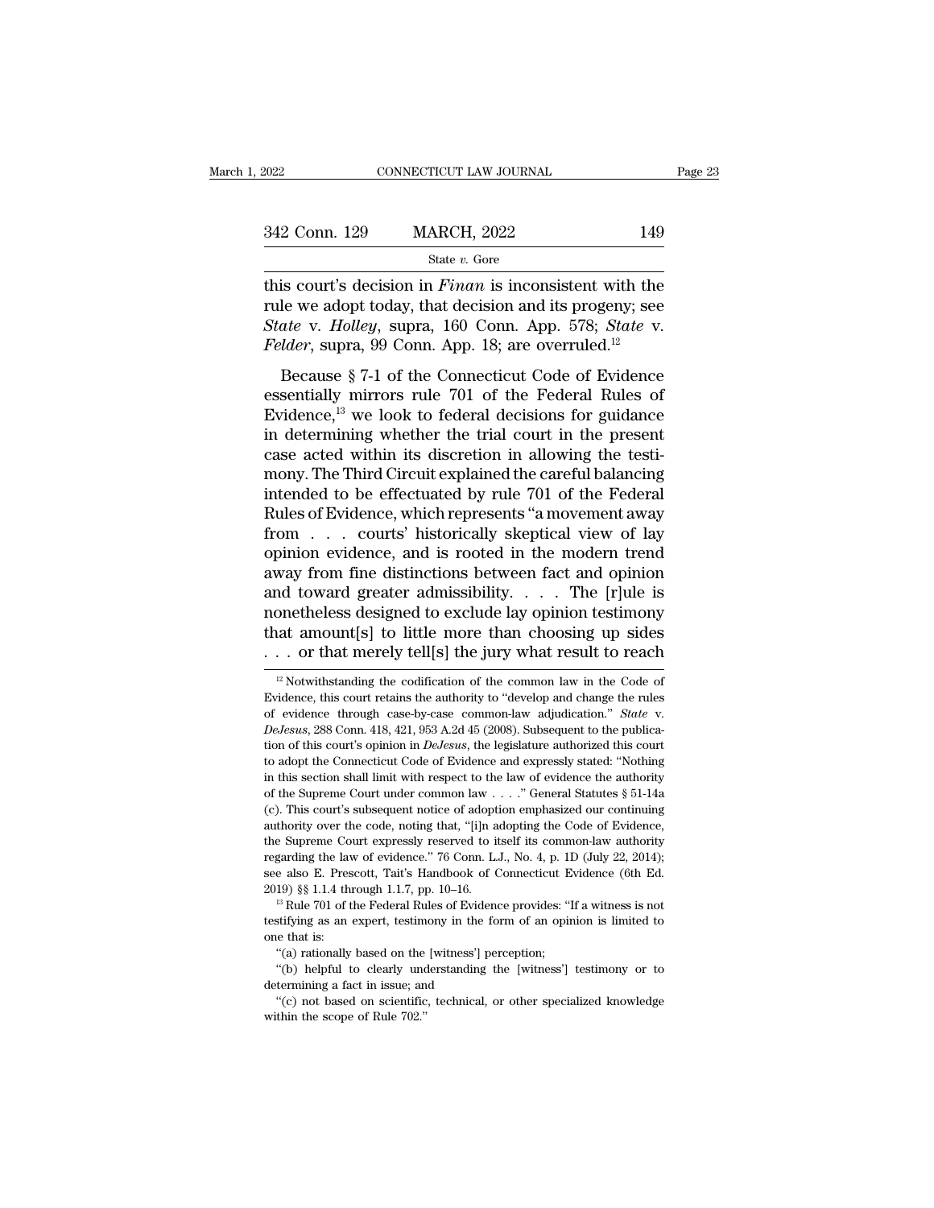this court's decision in *Finan* is inconsistent with the rule we adopt today, that decision and its progeny; see *State* v. *Holley*, supra, 160 Conn. App. 578; *State* v. *Felder*, supra, 99 Conn. App. 18; are overruled.[12]

Because § 7-1 of the Connecticut Code of Evidence essentially mirrors rule 701 of the Federal Rules of Evidence,[13] we look to federal decisions for guidance in determining whether the trial court in the present case acted within its discretion in allowing the testimony. The Third Circuit explained the careful balancing intended to be effectuated by rule 701 of the Federal Rules of Evidence, which represents "a movement away from . . . courts' historically skeptical view of lay opinion evidence, and is rooted in the modern trend away from fine distinctions between fact and opinion and toward greater admissibility. . . . The [r]ule is nonetheless designed to exclude lay opinion testimony that amount[s] to little more than choosing up sides . . . or that merely tell[s] the jury what result to reach

[12] Notwithstanding the codification of the common law in the Code of Evidence, this court retains the authority to "develop and change the rules of evidence through case-by-case common-law adjudication." *State* v. *DeJesus*, 288 Conn. 418, 421, 953 A.2d 45 (2008). Subsequent to the publication of this court's opinion in *DeJesus*, the legislature authorized this court to adopt the Connecticut Code of Evidence and expressly stated: "Nothing in this section shall limit with respect to the law of evidence the authority of the Supreme Court under common law . . . ." General Statutes § 51-14a (c). This court's subsequent notice of adoption emphasized our continuing authority over the code, noting that, "[i]n adopting the Code of Evidence, the Supreme Court expressly reserved to itself its common-law authority regarding the law of evidence." 76 Conn. L.J., No. 4, p. 1D (July 22, 2014); see also E. Prescott, Tait's Handbook of Connecticut Evidence (6th Ed. 2019) §§ 1.1.4 through 1.1.7, pp. 10–16.

[13] Rule 701 of the Federal Rules of Evidence provides: "If a witness is not testifying as an expert, testimony in the form of an opinion is limited to one that is:

"(a) rationally based on the [witness'] perception;

"(b) helpful to clearly understanding the [witness'] testimony or to determining a fact in issue; and

"(c) not based on scientific, technical, or other specialized knowledge within the scope of Rule 702."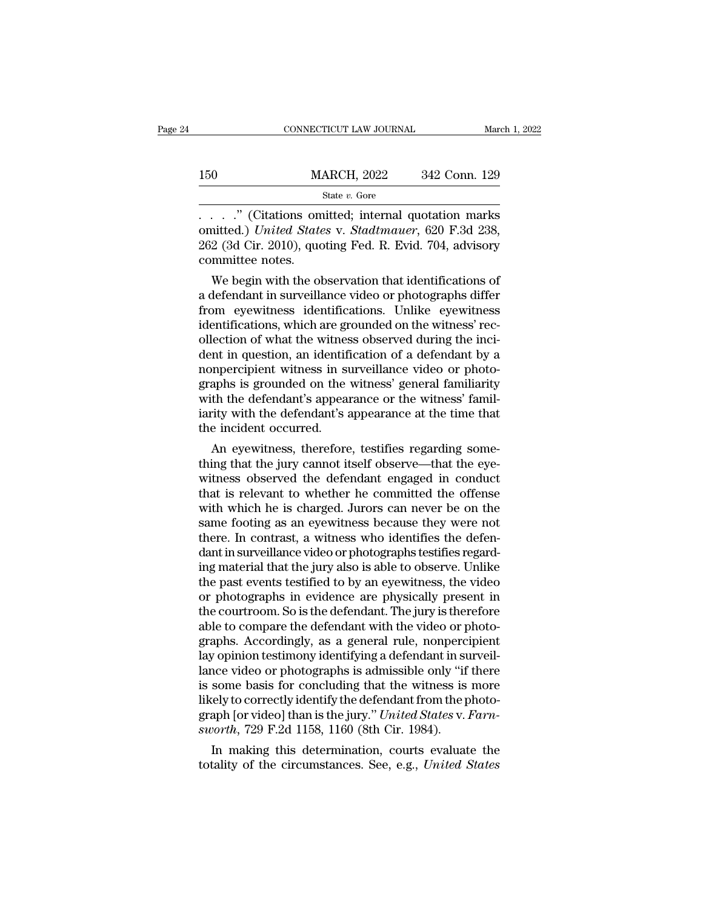. . . .'' (Citations omitted; internal quotation marks omitted.) *United States* v. *Stadtmauer*, 620 F.3d 238, 262 (3d Cir. 2010), quoting Fed. R. Evid. 704, advisory committee notes.

We begin with the observation that identifications of a defendant in surveillance video or photographs differ from eyewitness identifications. Unlike eyewitness identifications, which are grounded on the witness' recollection of what the witness observed during the incident in question, an identification of a defendant by a nonpercipient witness in surveillance video or photographs is grounded on the witness' general familiarity with the defendant's appearance or the witness' familiarity with the defendant's appearance at the time that the incident occurred.

An eyewitness, therefore, testifies regarding something that the jury cannot itself observe—that the eyewitness observed the defendant engaged in conduct that is relevant to whether he committed the offense with which he is charged. Jurors can never be on the same footing as an eyewitness because they were not there. In contrast, a witness who identifies the defendant in surveillance video or photographs testifies regarding material that the jury also is able to observe. Unlike the past events testified to by an eyewitness, the video or photographs in evidence are physically present in the courtroom. So is the defendant. The jury is therefore able to compare the defendant with the video or photographs. Accordingly, as a general rule, nonpercipient lay opinion testimony identifying a defendant in surveillance video or photographs is admissible only ''if there is some basis for concluding that the witness is more likely to correctly identify the defendant from the photograph [or video] than is the jury.'' *United States* v. *Farnsworth*, 729 F.2d 1158, 1160 (8th Cir. 1984).

In making this determination, courts evaluate the totality of the circumstances. See, e.g., *United States*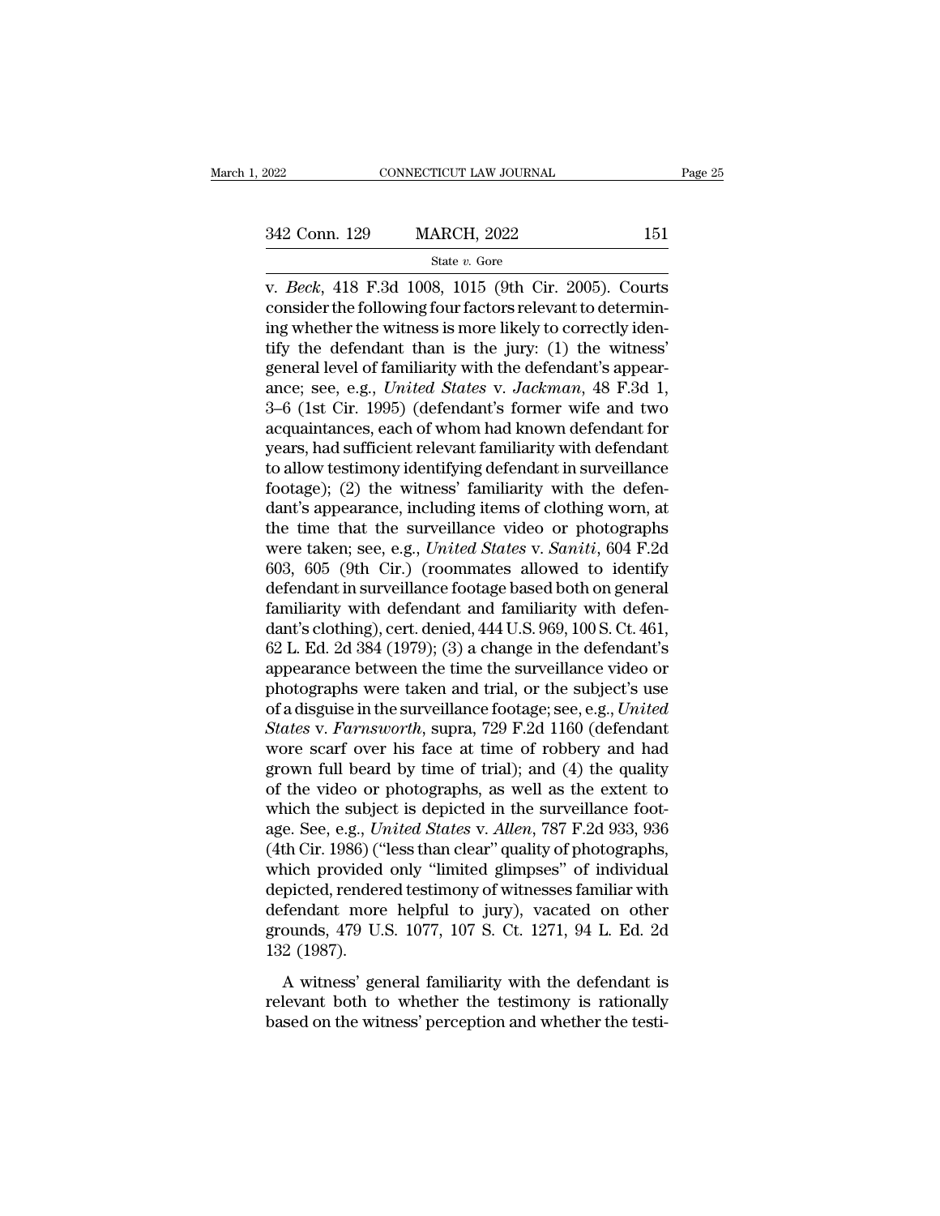v. *Beck*, 418 F.3d 1008, 1015 (9th Cir. 2005). Courts consider the following four factors relevant to determining whether the witness is more likely to correctly identify the defendant than is the jury: (1) the witness' general level of familiarity with the defendant's appearance; see, e.g., *United States* v. *Jackman*, 48 F.3d 1, 3–6 (1st Cir. 1995) (defendant's former wife and two acquaintances, each of whom had known defendant for years, had sufficient relevant familiarity with defendant to allow testimony identifying defendant in surveillance footage); (2) the witness' familiarity with the defendant's appearance, including items of clothing worn, at the time that the surveillance video or photographs were taken; see, e.g., *United States* v. *Saniti*, 604 F.2d 603, 605 (9th Cir.) (roommates allowed to identify defendant in surveillance footage based both on general familiarity with defendant and familiarity with defendant's clothing), cert. denied, 444 U.S. 969, 100 S. Ct. 461, 62 L. Ed. 2d 384 (1979); (3) a change in the defendant's appearance between the time the surveillance video or photographs were taken and trial, or the subject's use of a disguise in the surveillance footage; see, e.g., *United States* v. *Farnsworth*, supra, 729 F.2d 1160 (defendant wore scarf over his face at time of robbery and had grown full beard by time of trial); and (4) the quality of the video or photographs, as well as the extent to which the subject is depicted in the surveillance footage. See, e.g., *United States* v. *Allen*, 787 F.2d 933, 936 (4th Cir. 1986) ("less than clear" quality of photographs, which provided only "limited glimpses" of individual depicted, rendered testimony of witnesses familiar with defendant more helpful to jury), vacated on other grounds, 479 U.S. 1077, 107 S. Ct. 1271, 94 L. Ed. 2d 132 (1987).

A witness' general familiarity with the defendant is relevant both to whether the testimony is rationally based on the witness' perception and whether the testi-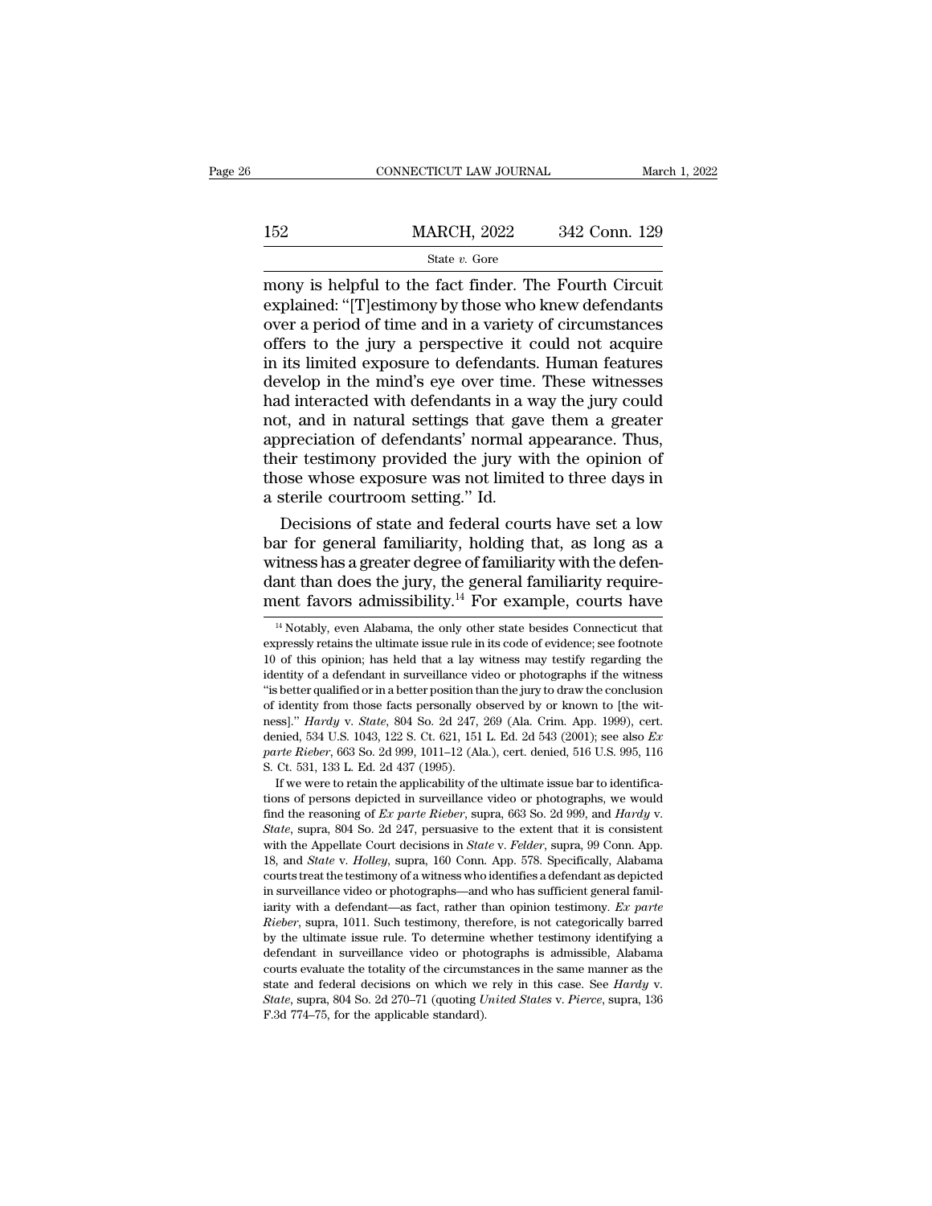mony is helpful to the fact finder. The Fourth Circuit explained: "[T]estimony by those who knew defendants over a period of time and in a variety of circumstances offers to the jury a perspective it could not acquire in its limited exposure to defendants. Human features develop in the mind's eye over time. These witnesses had interacted with defendants in a way the jury could not, and in natural settings that gave them a greater appreciation of defendants' normal appearance. Thus, their testimony provided the jury with the opinion of those whose exposure was not limited to three days in a sterile courtroom setting." Id.

Decisions of state and federal courts have set a low bar for general familiarity, holding that, as long as a witness has a greater degree of familiarity with the defendant than does the jury, the general familiarity requirement favors admissibility.[14] For example, courts have

[14] Notably, even Alabama, the only other state besides Connecticut that expressly retains the ultimate issue rule in its code of evidence; see footnote 10 of this opinion; has held that a lay witness may testify regarding the identity of a defendant in surveillance video or photographs if the witness "is better qualified or in a better position than the jury to draw the conclusion of identity from those facts personally observed by or known to [the witness]." *Hardy* v. *State*, 804 So. 2d 247, 269 (Ala. Crim. App. 1999), cert. denied, 534 U.S. 1043, 122 S. Ct. 621, 151 L. Ed. 2d 543 (2001); see also *Ex parte Rieber*, 663 So. 2d 999, 1011–12 (Ala.), cert. denied, 516 U.S. 995, 116 S. Ct. 531, 133 L. Ed. 2d 437 (1995).

If we were to retain the applicability of the ultimate issue bar to identifications of persons depicted in surveillance video or photographs, we would find the reasoning of *Ex parte Rieber*, supra, 663 So. 2d 999, and *Hardy* v. *State*, supra, 804 So. 2d 247, persuasive to the extent that it is consistent with the Appellate Court decisions in *State* v. *Felder*, supra, 99 Conn. App. 18, and *State* v. *Holley*, supra, 160 Conn. App. 578. Specifically, Alabama courts treat the testimony of a witness who identifies a defendant as depicted in surveillance video or photographs—and who has sufficient general familiarity with a defendant—as fact, rather than opinion testimony. *Ex parte Rieber*, supra, 1011. Such testimony, therefore, is not categorically barred by the ultimate issue rule. To determine whether testimony identifying a defendant in surveillance video or photographs is admissible, Alabama courts evaluate the totality of the circumstances in the same manner as the state and federal decisions on which we rely in this case. See *Hardy* v. *State*, supra, 804 So. 2d 270–71 (quoting *United States* v. *Pierce*, supra, 136 F.3d 774–75, for the applicable standard).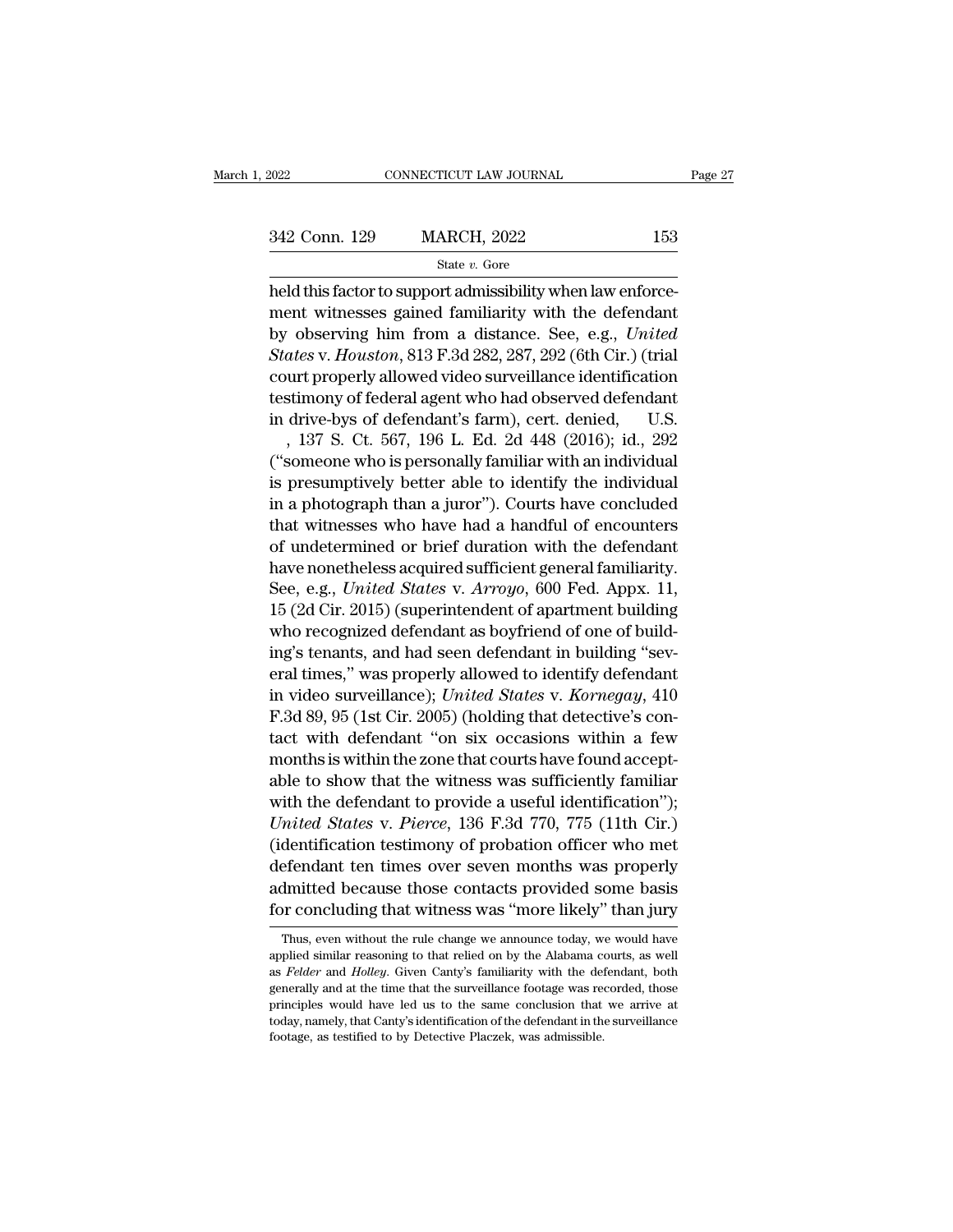held this factor to support admissibility when law enforcement witnesses gained familiarity with the defendant by observing him from a distance. See, e.g., *United States* v. *Houston*, 813 F.3d 282, 287, 292 (6th Cir.) (trial court properly allowed video surveillance identification testimony of federal agent who had observed defendant in drive-bys of defendant's farm), cert. denied, U.S. , 137 S. Ct. 567, 196 L. Ed. 2d 448 (2016); id., 292 ("someone who is personally familiar with an individual is presumptively better able to identify the individual in a photograph than a juror"). Courts have concluded that witnesses who have had a handful of encounters of undetermined or brief duration with the defendant have nonetheless acquired sufficient general familiarity. See, e.g., *United States* v. *Arroyo*, 600 Fed. Appx. 11, 15 (2d Cir. 2015) (superintendent of apartment building who recognized defendant as boyfriend of one of building's tenants, and had seen defendant in building "several times," was properly allowed to identify defendant in video surveillance); *United States* v. *Kornegay*, 410 F.3d 89, 95 (1st Cir. 2005) (holding that detective's contact with defendant "on six occasions within a few months is within the zone that courts have found acceptable to show that the witness was sufficiently familiar with the defendant to provide a useful identification"); *United States* v. *Pierce*, 136 F.3d 770, 775 (11th Cir.) (identification testimony of probation officer who met defendant ten times over seven months was properly admitted because those contacts provided some basis for concluding that witness was "more likely" than jury

Thus, even without the rule change we announce today, we would have applied similar reasoning to that relied on by the Alabama courts, as well as *Felder* and *Holley*. Given Canty's familiarity with the defendant, both generally and at the time that the surveillance footage was recorded, those principles would have led us to the same conclusion that we arrive at today, namely, that Canty's identification of the defendant in the surveillance footage, as testified to by Detective Placzek, was admissible.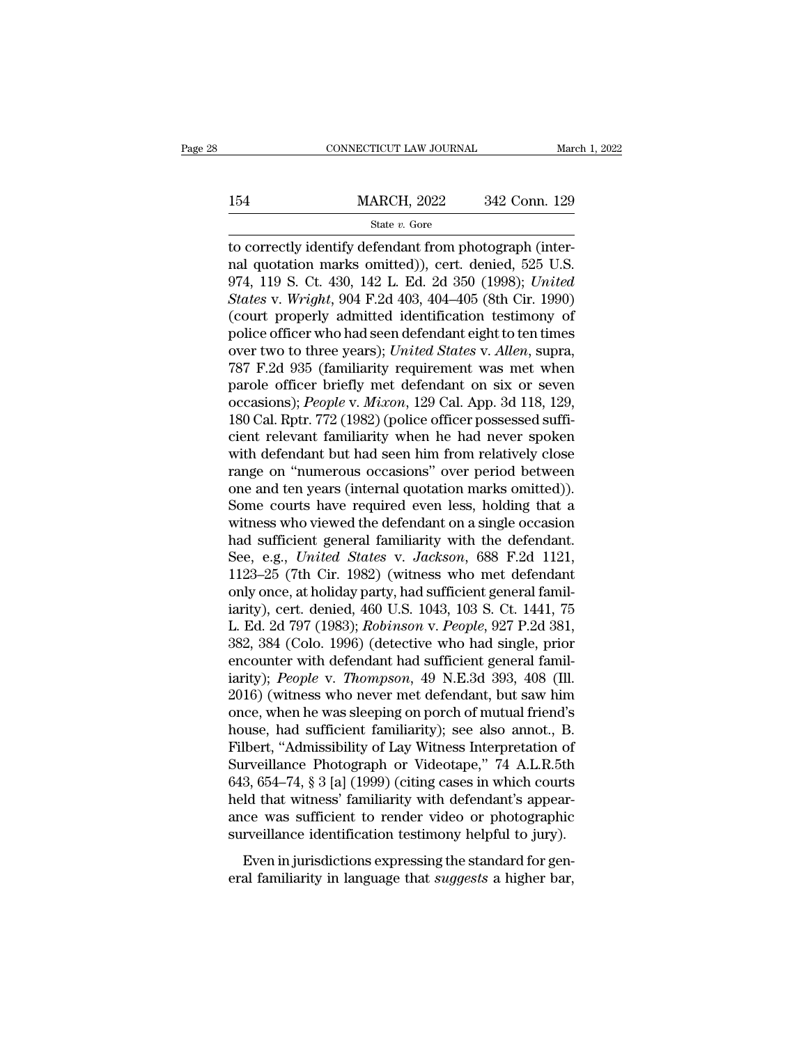to correctly identify defendant from photograph (internal quotation marks omitted)), cert. denied, 525 U.S. 974, 119 S. Ct. 430, 142 L. Ed. 2d 350 (1998); *United States* v. *Wright*, 904 F.2d 403, 404–405 (8th Cir. 1990) (court properly admitted identification testimony of police officer who had seen defendant eight to ten times over two to three years); *United States* v. *Allen*, supra, 787 F.2d 935 (familiarity requirement was met when parole officer briefly met defendant on six or seven occasions); *People* v. *Mixon*, 129 Cal. App. 3d 118, 129, 180 Cal. Rptr. 772 (1982) (police officer possessed sufficient relevant familiarity when he had never spoken with defendant but had seen him from relatively close range on "numerous occasions" over period between one and ten years (internal quotation marks omitted)). Some courts have required even less, holding that a witness who viewed the defendant on a single occasion had sufficient general familiarity with the defendant. See, e.g., *United States* v. *Jackson*, 688 F.2d 1121, 1123–25 (7th Cir. 1982) (witness who met defendant only once, at holiday party, had sufficient general familiarity), cert. denied, 460 U.S. 1043, 103 S. Ct. 1441, 75 L. Ed. 2d 797 (1983); *Robinson* v. *People*, 927 P.2d 381, 382, 384 (Colo. 1996) (detective who had single, prior encounter with defendant had sufficient general familiarity); *People* v. *Thompson*, 49 N.E.3d 393, 408 (Ill. 2016) (witness who never met defendant, but saw him once, when he was sleeping on porch of mutual friend's house, had sufficient familiarity); see also annot., B. Filbert, "Admissibility of Lay Witness Interpretation of Surveillance Photograph or Videotape," 74 A.L.R.5th 643, 654–74, § 3 [a] (1999) (citing cases in which courts held that witness' familiarity with defendant's appearance was sufficient to render video or photographic surveillance identification testimony helpful to jury).

Even in jurisdictions expressing the standard for general familiarity in language that *suggests* a higher bar,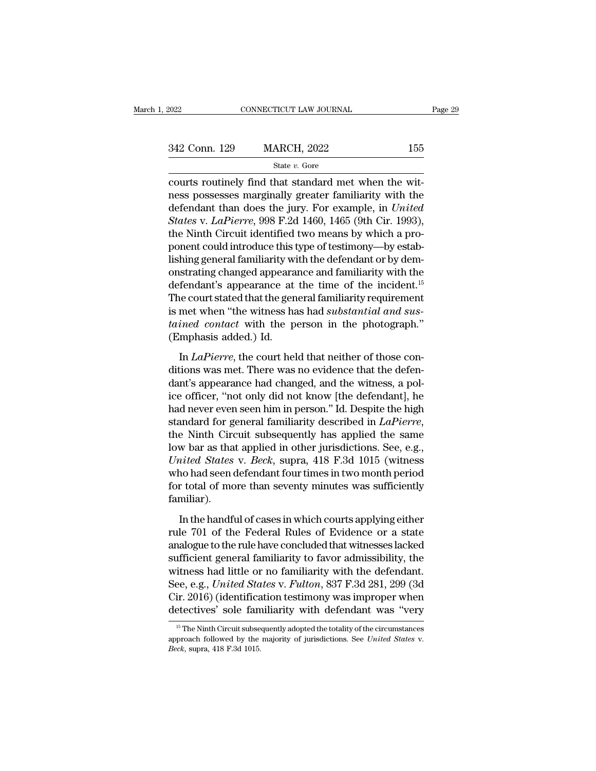courts routinely find that standard met when the witness possesses marginally greater familiarity with the defendant than does the jury. For example, in *United States* v. *LaPierre*, 998 F.2d 1460, 1465 (9th Cir. 1993), the Ninth Circuit identified two means by which a proponent could introduce this type of testimony—by establishing general familiarity with the defendant or by demonstrating changed appearance and familiarity with the defendant's appearance at the time of the incident.[15] The court stated that the general familiarity requirement is met when "the witness has had *substantial and sustained contact* with the person in the photograph." (Emphasis added.) Id.

In *LaPierre*, the court held that neither of those conditions was met. There was no evidence that the defendant's appearance had changed, and the witness, a police officer, "not only did not know [the defendant], he had never even seen him in person." Id. Despite the high standard for general familiarity described in *LaPierre*, the Ninth Circuit subsequently has applied the same low bar as that applied in other jurisdictions. See, e.g., *United States* v. *Beck*, supra, 418 F.3d 1015 (witness who had seen defendant four times in two month period for total of more than seventy minutes was sufficiently familiar).

In the handful of cases in which courts applying either rule 701 of the Federal Rules of Evidence or a state analogue to the rule have concluded that witnesses lacked sufficient general familiarity to favor admissibility, the witness had little or no familiarity with the defendant. See, e.g., *United States* v. *Fulton*, 837 F.3d 281, 299 (3d Cir. 2016) (identification testimony was improper when detectives' sole familiarity with defendant was "very

[15] The Ninth Circuit subsequently adopted the totality of the circumstances approach followed by the majority of jurisdictions. See *United States* v. *Beck*, supra, 418 F.3d 1015.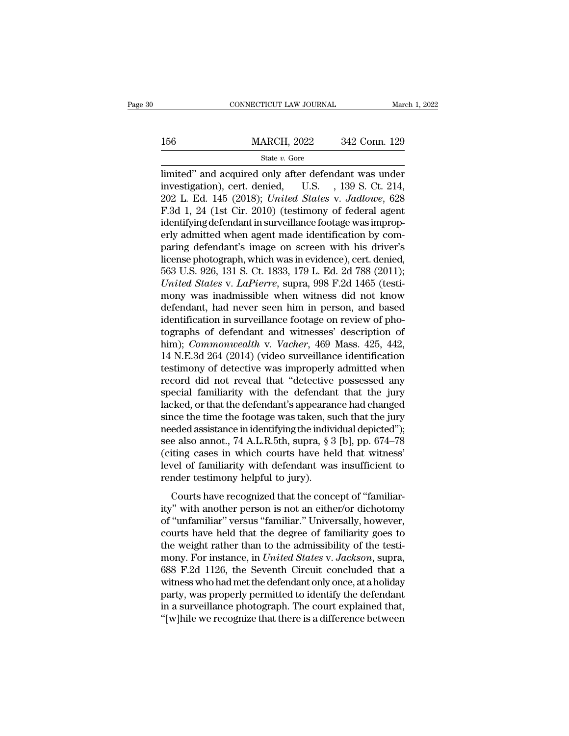limited" and acquired only after defendant was under investigation), cert. denied, U.S. , 139 S. Ct. 214, 202 L. Ed. 145 (2018); *United States* v. *Jadlowe*, 628 F.3d 1, 24 (1st Cir. 2010) (testimony of federal agent identifying defendant in surveillance footage was improperly admitted when agent made identification by comparing defendant's image on screen with his driver's license photograph, which was in evidence), cert. denied, 563 U.S. 926, 131 S. Ct. 1833, 179 L. Ed. 2d 788 (2011); *United States* v. *LaPierre*, supra, 998 F.2d 1465 (testimony was inadmissible when witness did not know defendant, had never seen him in person, and based identification in surveillance footage on review of photographs of defendant and witnesses' description of him); *Commonwealth* v. *Vacher*, 469 Mass. 425, 442, 14 N.E.3d 264 (2014) (video surveillance identification testimony of detective was improperly admitted when record did not reveal that "detective possessed any special familiarity with the defendant that the jury lacked, or that the defendant's appearance had changed since the time the footage was taken, such that the jury needed assistance in identifying the individual depicted"); see also annot., 74 A.L.R.5th, supra, § 3 [b], pp. 674–78 (citing cases in which courts have held that witness' level of familiarity with defendant was insufficient to render testimony helpful to jury).

Courts have recognized that the concept of "familiarity" with another person is not an either/or dichotomy of "unfamiliar" versus "familiar." Universally, however, courts have held that the degree of familiarity goes to the weight rather than to the admissibility of the testimony. For instance, in *United States* v. *Jackson*, supra, 688 F.2d 1126, the Seventh Circuit concluded that a witness who had met the defendant only once, at a holiday party, was properly permitted to identify the defendant in a surveillance photograph. The court explained that, "[w]hile we recognize that there is a difference between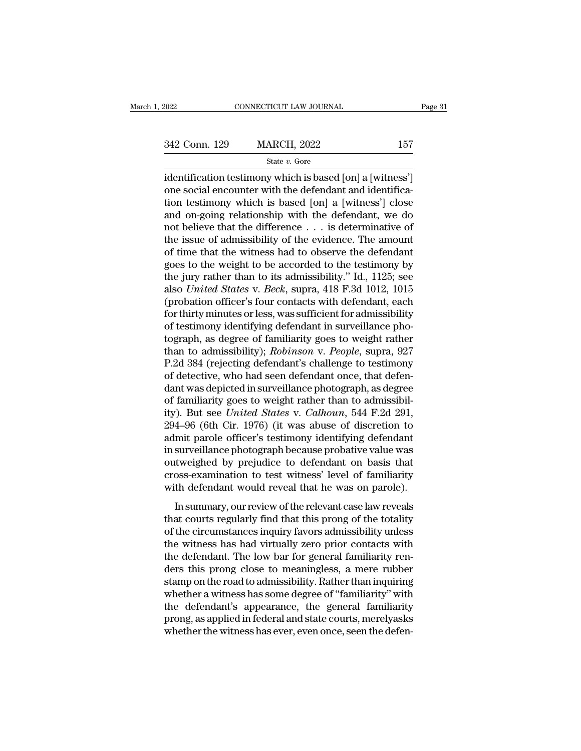identification testimony which is based [on] a [witness'] one social encounter with the defendant and identification testimony which is based [on] a [witness'] close and on-going relationship with the defendant, we do not believe that the difference . . . is determinative of the issue of admissibility of the evidence. The amount of time that the witness had to observe the defendant goes to the weight to be accorded to the testimony by the jury rather than to its admissibility." Id., 1125; see also *United States* v. *Beck*, supra, 418 F.3d 1012, 1015 (probation officer's four contacts with defendant, each for thirty minutes or less, was sufficient for admissibility of testimony identifying defendant in surveillance photograph, as degree of familiarity goes to weight rather than to admissibility); *Robinson* v. *People*, supra, 927 P.2d 384 (rejecting defendant's challenge to testimony of detective, who had seen defendant once, that defendant was depicted in surveillance photograph, as degree of familiarity goes to weight rather than to admissibility). But see *United States* v. *Calhoun*, 544 F.2d 291, 294–96 (6th Cir. 1976) (it was abuse of discretion to admit parole officer's testimony identifying defendant in surveillance photograph because probative value was outweighed by prejudice to defendant on basis that cross-examination to test witness' level of familiarity with defendant would reveal that he was on parole).

In summary, our review of the relevant case law reveals that courts regularly find that this prong of the totality of the circumstances inquiry favors admissibility unless the witness has had virtually zero prior contacts with the defendant. The low bar for general familiarity renders this prong close to meaningless, a mere rubber stamp on the road to admissibility. Rather than inquiring whether a witness has some degree of "familiarity" with the defendant's appearance, the general familiarity prong, as applied in federal and state courts, merelyasks whether the witness has ever, even once, seen the defen-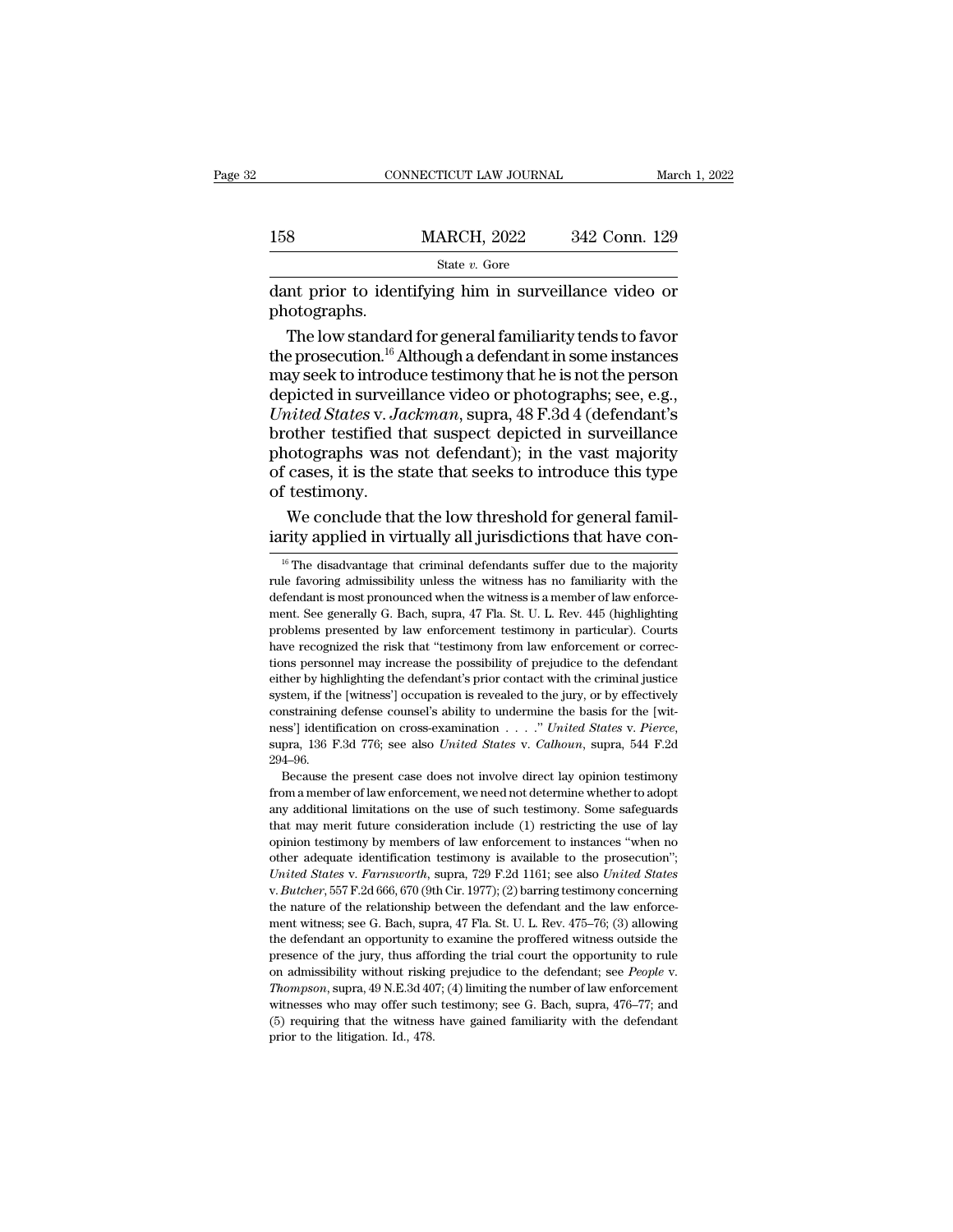dant prior to identifying him in surveillance video or photographs.

The low standard for general familiarity tends to favor the prosecution.[16] Although a defendant in some instances may seek to introduce testimony that he is not the person depicted in surveillance video or photographs; see, e.g., *United States* v. *Jackman*, supra, 48 F.3d 4 (defendant's brother testified that suspect depicted in surveillance photographs was not defendant); in the vast majority of cases, it is the state that seeks to introduce this type of testimony.

We conclude that the low threshold for general familiarity applied in virtually all jurisdictions that have con-

---

[16] The disadvantage that criminal defendants suffer due to the majority rule favoring admissibility unless the witness has no familiarity with the defendant is most pronounced when the witness is a member of law enforcement. See generally G. Bach, supra, 47 Fla. St. U. L. Rev. 445 (highlighting problems presented by law enforcement testimony in particular). Courts have recognized the risk that "testimony from law enforcement or corrections personnel may increase the possibility of prejudice to the defendant either by highlighting the defendant's prior contact with the criminal justice system, if the [witness'] occupation is revealed to the jury, or by effectively constraining defense counsel's ability to undermine the basis for the [witness'] identification on cross-examination . . . ." *United States* v. *Pierce*, supra, 136 F.3d 776; see also *United States* v. *Calhoun*, supra, 544 F.2d 294–96.

Because the present case does not involve direct lay opinion testimony from a member of law enforcement, we need not determine whether to adopt any additional limitations on the use of such testimony. Some safeguards that may merit future consideration include (1) restricting the use of lay opinion testimony by members of law enforcement to instances "when no other adequate identification testimony is available to the prosecution"; *United States* v. *Farnsworth*, supra, 729 F.2d 1161; see also *United States* v. *Butcher*, 557 F.2d 666, 670 (9th Cir. 1977); (2) barring testimony concerning the nature of the relationship between the defendant and the law enforcement witness; see G. Bach, supra, 47 Fla. St. U. L. Rev. 475–76; (3) allowing the defendant an opportunity to examine the proffered witness outside the presence of the jury, thus affording the trial court the opportunity to rule on admissibility without risking prejudice to the defendant; see *People* v. *Thompson*, supra, 49 N.E.3d 407; (4) limiting the number of law enforcement witnesses who may offer such testimony; see G. Bach, supra, 476–77; and (5) requiring that the witness have gained familiarity with the defendant prior to the litigation. Id., 478.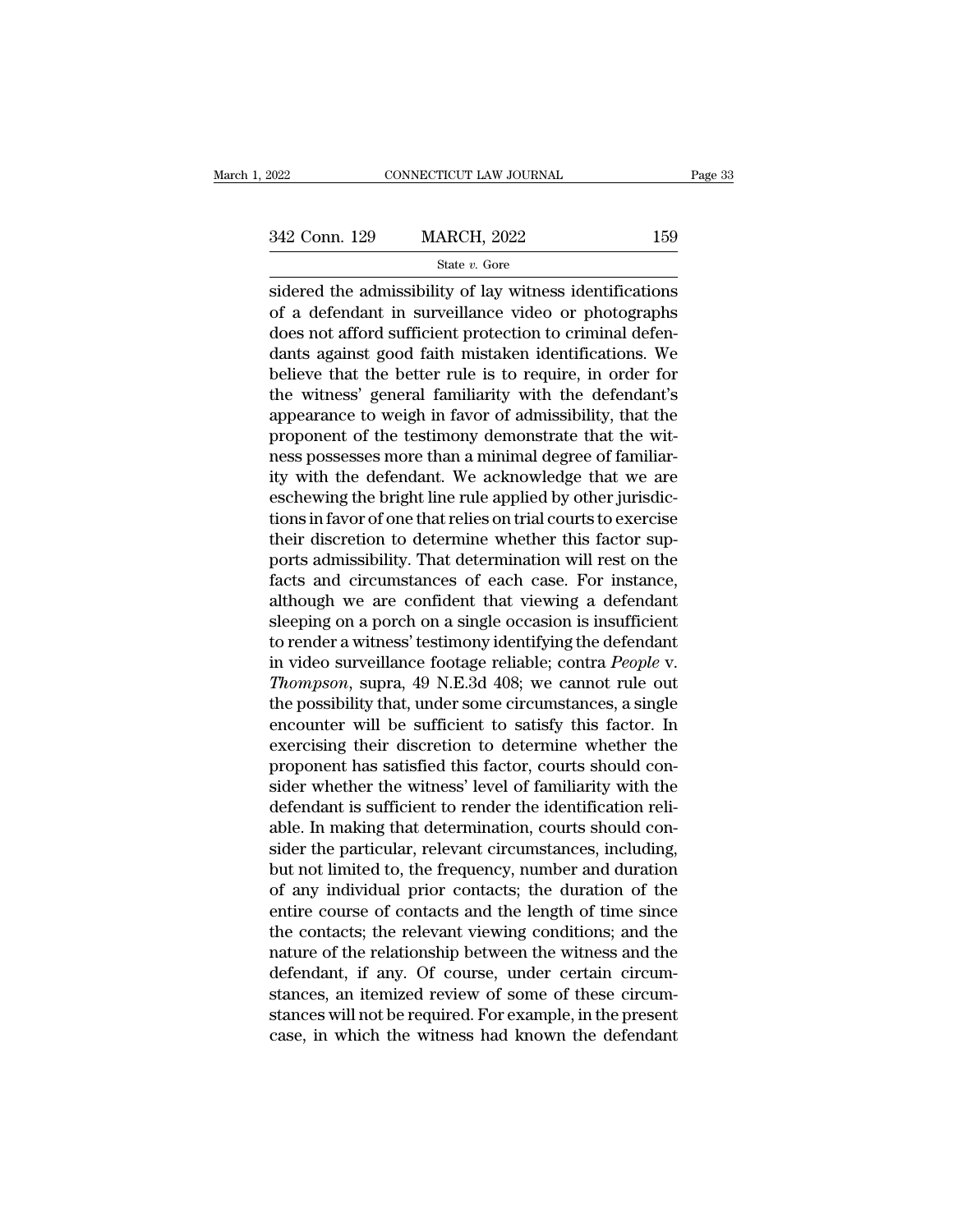sidered the admissibility of lay witness identifications of a defendant in surveillance video or photographs does not afford sufficient protection to criminal defendants against good faith mistaken identifications. We believe that the better rule is to require, in order for the witness' general familiarity with the defendant's appearance to weigh in favor of admissibility, that the proponent of the testimony demonstrate that the witness possesses more than a minimal degree of familiarity with the defendant. We acknowledge that we are eschewing the bright line rule applied by other jurisdictions in favor of one that relies on trial courts to exercise their discretion to determine whether this factor supports admissibility. That determination will rest on the facts and circumstances of each case. For instance, although we are confident that viewing a defendant sleeping on a porch on a single occasion is insufficient to render a witness' testimony identifying the defendant in video surveillance footage reliable; contra *People* v. *Thompson*, supra, 49 N.E.3d 408; we cannot rule out the possibility that, under some circumstances, a single encounter will be sufficient to satisfy this factor. In exercising their discretion to determine whether the proponent has satisfied this factor, courts should consider whether the witness' level of familiarity with the defendant is sufficient to render the identification reliable. In making that determination, courts should consider the particular, relevant circumstances, including, but not limited to, the frequency, number and duration of any individual prior contacts; the duration of the entire course of contacts and the length of time since the contacts; the relevant viewing conditions; and the nature of the relationship between the witness and the defendant, if any. Of course, under certain circumstances, an itemized review of some of these circumstances will not be required. For example, in the present case, in which the witness had known the defendant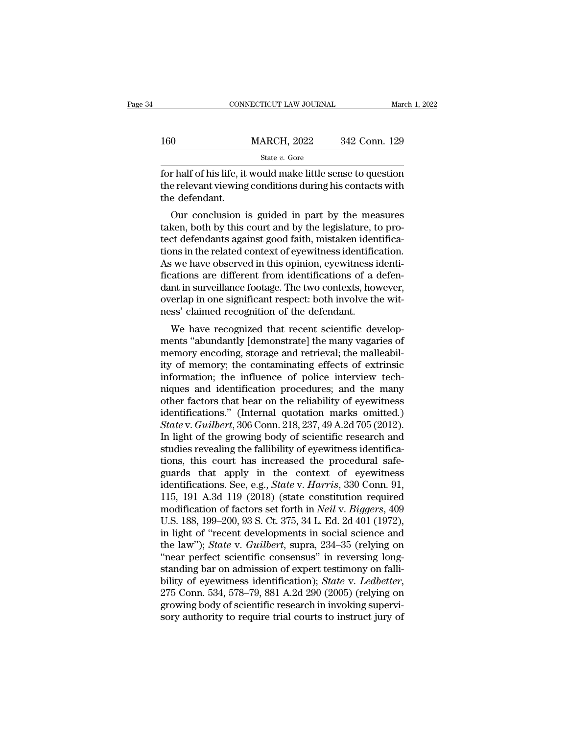for half of his life, it would make little sense to question the relevant viewing conditions during his contacts with the defendant.

Our conclusion is guided in part by the measures taken, both by this court and by the legislature, to protect defendants against good faith, mistaken identifications in the related context of eyewitness identification. As we have observed in this opinion, eyewitness identifications are different from identifications of a defendant in surveillance footage. The two contexts, however, overlap in one significant respect: both involve the witness' claimed recognition of the defendant.

We have recognized that recent scientific developments "abundantly [demonstrate] the many vagaries of memory encoding, storage and retrieval; the malleability of memory; the contaminating effects of extrinsic information; the influence of police interview techniques and identification procedures; and the many other factors that bear on the reliability of eyewitness identifications." (Internal quotation marks omitted.) *State* v. *Guilbert*, 306 Conn. 218, 237, 49 A.2d 705 (2012). In light of the growing body of scientific research and studies revealing the fallibility of eyewitness identifications, this court has increased the procedural safeguards that apply in the context of eyewitness identifications. See, e.g., *State* v. *Harris*, 330 Conn. 91, 115, 191 A.3d 119 (2018) (state constitution required modification of factors set forth in *Neil* v. *Biggers*, 409 U.S. 188, 199–200, 93 S. Ct. 375, 34 L. Ed. 2d 401 (1972), in light of "recent developments in social science and the law"); *State* v. *Guilbert*, supra, 234–35 (relying on "near perfect scientific consensus" in reversing longstanding bar on admission of expert testimony on fallibility of eyewitness identification); *State* v. *Ledbetter*, 275 Conn. 534, 578–79, 881 A.2d 290 (2005) (relying on growing body of scientific research in invoking supervisory authority to require trial courts to instruct jury of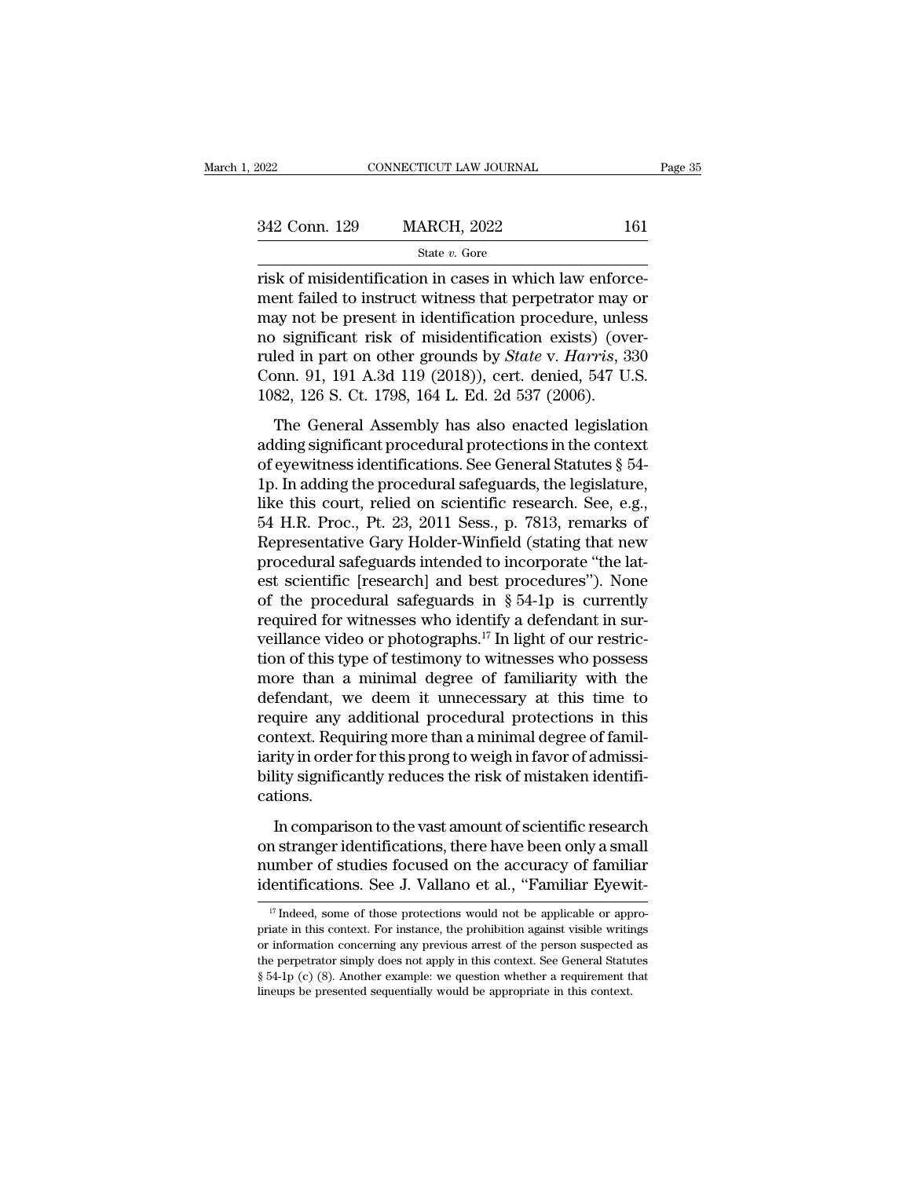risk of misidentification in cases in which law enforcement failed to instruct witness that perpetrator may or may not be present in identification procedure, unless no significant risk of misidentification exists) (overruled in part on other grounds by *State* v. *Harris*, 330 Conn. 91, 191 A.3d 119 (2018)), cert. denied, 547 U.S. 1082, 126 S. Ct. 1798, 164 L. Ed. 2d 537 (2006).

The General Assembly has also enacted legislation adding significant procedural protections in the context of eyewitness identifications. See General Statutes § 54-1p. In adding the procedural safeguards, the legislature, like this court, relied on scientific research. See, e.g., 54 H.R. Proc., Pt. 23, 2011 Sess., p. 7813, remarks of Representative Gary Holder-Winfield (stating that new procedural safeguards intended to incorporate "the latest scientific [research] and best procedures"). None of the procedural safeguards in § 54-1p is currently required for witnesses who identify a defendant in surveillance video or photographs.[17] In light of our restriction of this type of testimony to witnesses who possess more than a minimal degree of familiarity with the defendant, we deem it unnecessary at this time to require any additional procedural protections in this context. Requiring more than a minimal degree of familiarity in order for this prong to weigh in favor of admissibility significantly reduces the risk of mistaken identifications.

In comparison to the vast amount of scientific research on stranger identifications, there have been only a small number of studies focused on the accuracy of familiar identifications. See J. Vallano et al., "Familiar Eyewit-

[17] Indeed, some of those protections would not be applicable or appropriate in this context. For instance, the prohibition against visible writings or information concerning any previous arrest of the person suspected as the perpetrator simply does not apply in this context. See General Statutes § 54-1p (c) (8). Another example: we question whether a requirement that lineups be presented sequentially would be appropriate in this context.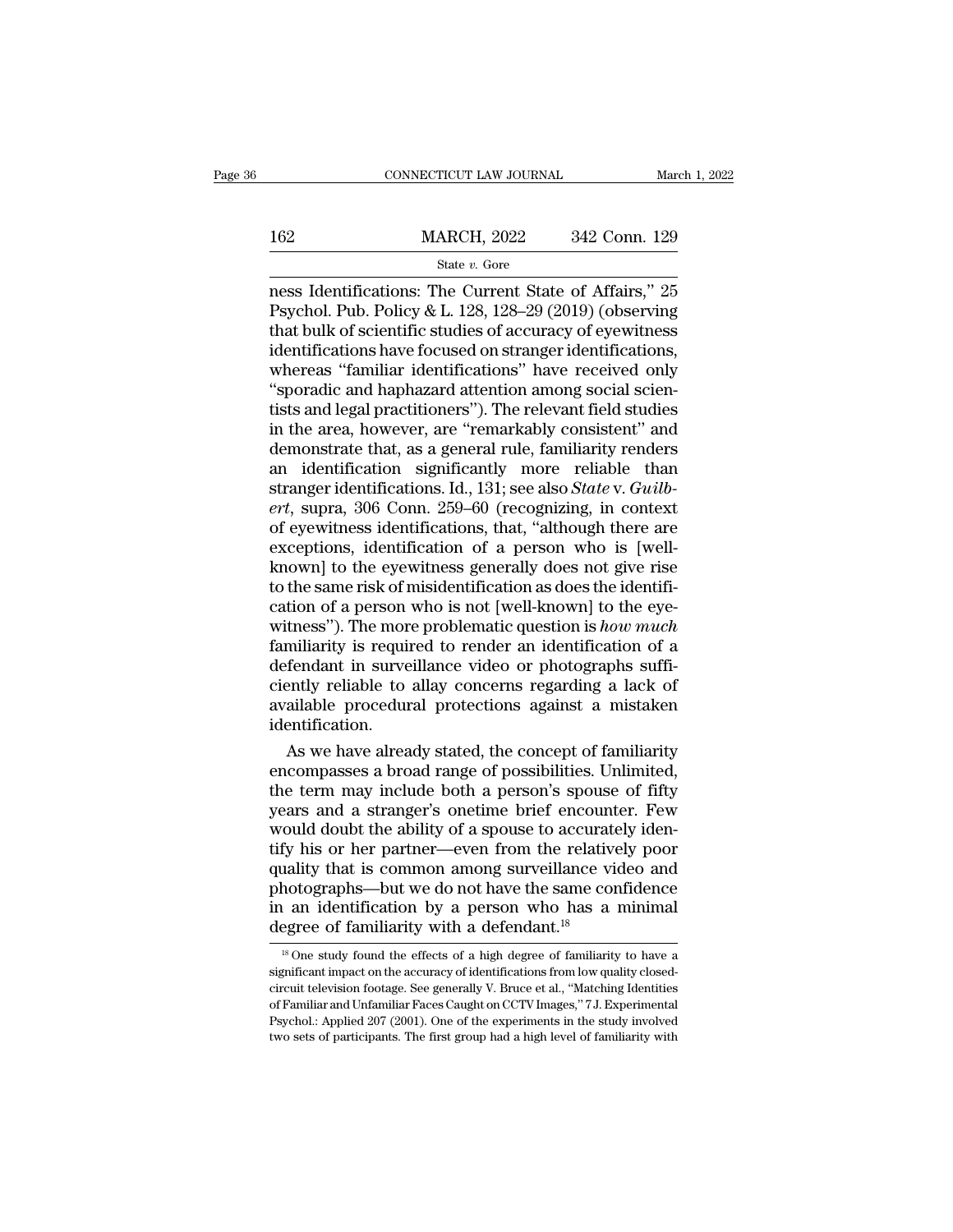ness Identifications: The Current State of Affairs," 25 Psychol. Pub. Policy & L. 128, 128–29 (2019) (observing that bulk of scientific studies of accuracy of eyewitness identifications have focused on stranger identifications, whereas "familiar identifications" have received only "sporadic and haphazard attention among social scientists and legal practitioners"). The relevant field studies in the area, however, are "remarkably consistent" and demonstrate that, as a general rule, familiarity renders an identification significantly more reliable than stranger identifications. Id., 131; see also *State* v. *Guilbert*, supra, 306 Conn. 259–60 (recognizing, in context of eyewitness identifications, that, "although there are exceptions, identification of a person who is [well-known] to the eyewitness generally does not give rise to the same risk of misidentification as does the identification of a person who is not [well-known] to the eyewitness"). The more problematic question is *how much* familiarity is required to render an identification of a defendant in surveillance video or photographs sufficiently reliable to allay concerns regarding a lack of available procedural protections against a mistaken identification.

As we have already stated, the concept of familiarity encompasses a broad range of possibilities. Unlimited, the term may include both a person's spouse of fifty years and a stranger's onetime brief encounter. Few would doubt the ability of a spouse to accurately identify his or her partner—even from the relatively poor quality that is common among surveillance video and photographs—but we do not have the same confidence in an identification by a person who has a minimal degree of familiarity with a defendant.[18]

[18] One study found the effects of a high degree of familiarity to have a significant impact on the accuracy of identifications from low quality closed-circuit television footage. See generally V. Bruce et al., "Matching Identities of Familiar and Unfamiliar Faces Caught on CCTV Images," 7 J. Experimental Psychol.: Applied 207 (2001). One of the experiments in the study involved two sets of participants. The first group had a high level of familiarity with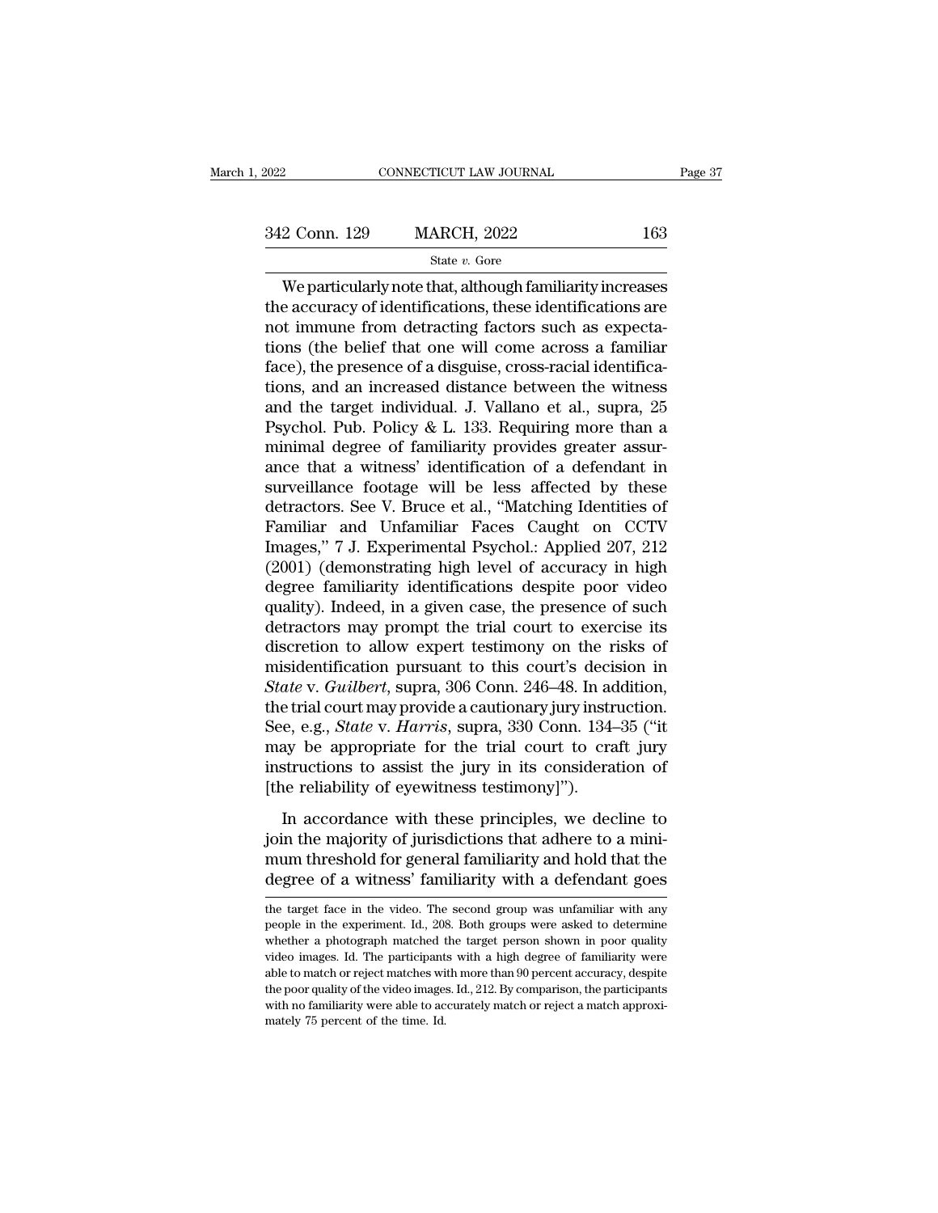We particularly note that, although familiarity increases the accuracy of identifications, these identifications are not immune from detracting factors such as expectations (the belief that one will come across a familiar face), the presence of a disguise, cross-racial identifications, and an increased distance between the witness and the target individual. J. Vallano et al., supra, 25 Psychol. Pub. Policy & L. 133. Requiring more than a minimal degree of familiarity provides greater assurance that a witness' identification of a defendant in surveillance footage will be less affected by these detractors. See V. Bruce et al., "Matching Identities of Familiar and Unfamiliar Faces Caught on CCTV Images," 7 J. Experimental Psychol.: Applied 207, 212 (2001) (demonstrating high level of accuracy in high degree familiarity identifications despite poor video quality). Indeed, in a given case, the presence of such detractors may prompt the trial court to exercise its discretion to allow expert testimony on the risks of misidentification pursuant to this court's decision in *State* v. *Guilbert*, supra, 306 Conn. 246–48. In addition, the trial court may provide a cautionary jury instruction. See, e.g., *State* v. *Harris*, supra, 330 Conn. 134–35 ("it may be appropriate for the trial court to craft jury instructions to assist the jury in its consideration of [the reliability of eyewitness testimony]").

In accordance with these principles, we decline to join the majority of jurisdictions that adhere to a minimum threshold for general familiarity and hold that the degree of a witness' familiarity with a defendant goes

---

the target face in the video. The second group was unfamiliar with any people in the experiment. Id., 208. Both groups were asked to determine whether a photograph matched the target person shown in poor quality video images. Id. The participants with a high degree of familiarity were able to match or reject matches with more than 90 percent accuracy, despite the poor quality of the video images. Id., 212. By comparison, the participants with no familiarity were able to accurately match or reject a match approximately 75 percent of the time. Id.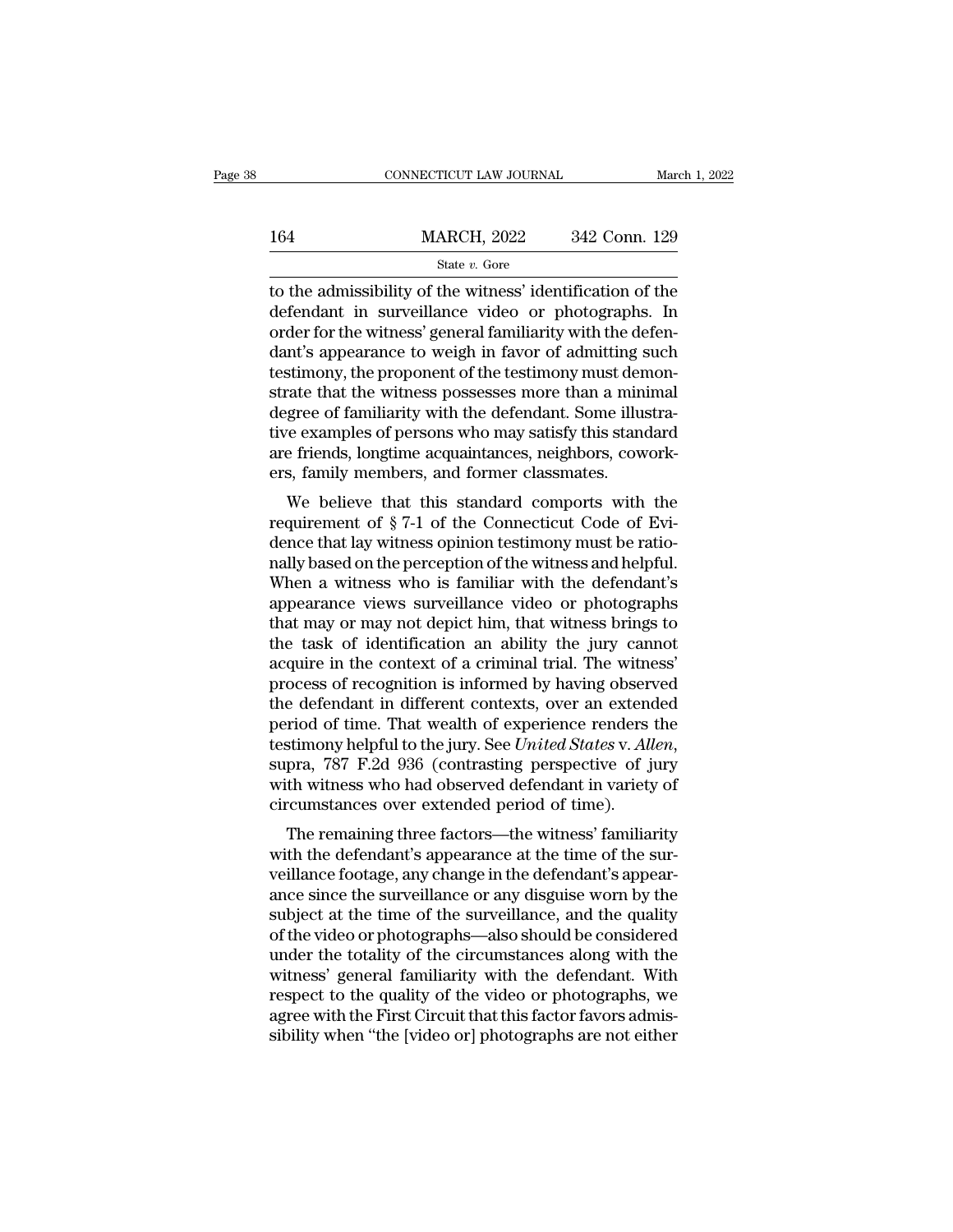to the admissibility of the witness' identification of the defendant in surveillance video or photographs. In order for the witness' general familiarity with the defendant's appearance to weigh in favor of admitting such testimony, the proponent of the testimony must demonstrate that the witness possesses more than a minimal degree of familiarity with the defendant. Some illustrative examples of persons who may satisfy this standard are friends, longtime acquaintances, neighbors, coworkers, family members, and former classmates.

We believe that this standard comports with the requirement of § 7-1 of the Connecticut Code of Evidence that lay witness opinion testimony must be rationally based on the perception of the witness and helpful. When a witness who is familiar with the defendant's appearance views surveillance video or photographs that may or may not depict him, that witness brings to the task of identification an ability the jury cannot acquire in the context of a criminal trial. The witness' process of recognition is informed by having observed the defendant in different contexts, over an extended period of time. That wealth of experience renders the testimony helpful to the jury. See *United States* v. *Allen*, supra, 787 F.2d 936 (contrasting perspective of jury with witness who had observed defendant in variety of circumstances over extended period of time).

The remaining three factors—the witness' familiarity with the defendant's appearance at the time of the surveillance footage, any change in the defendant's appearance since the surveillance or any disguise worn by the subject at the time of the surveillance, and the quality of the video or photographs—also should be considered under the totality of the circumstances along with the witness' general familiarity with the defendant. With respect to the quality of the video or photographs, we agree with the First Circuit that this factor favors admissibility when "the [video or] photographs are not either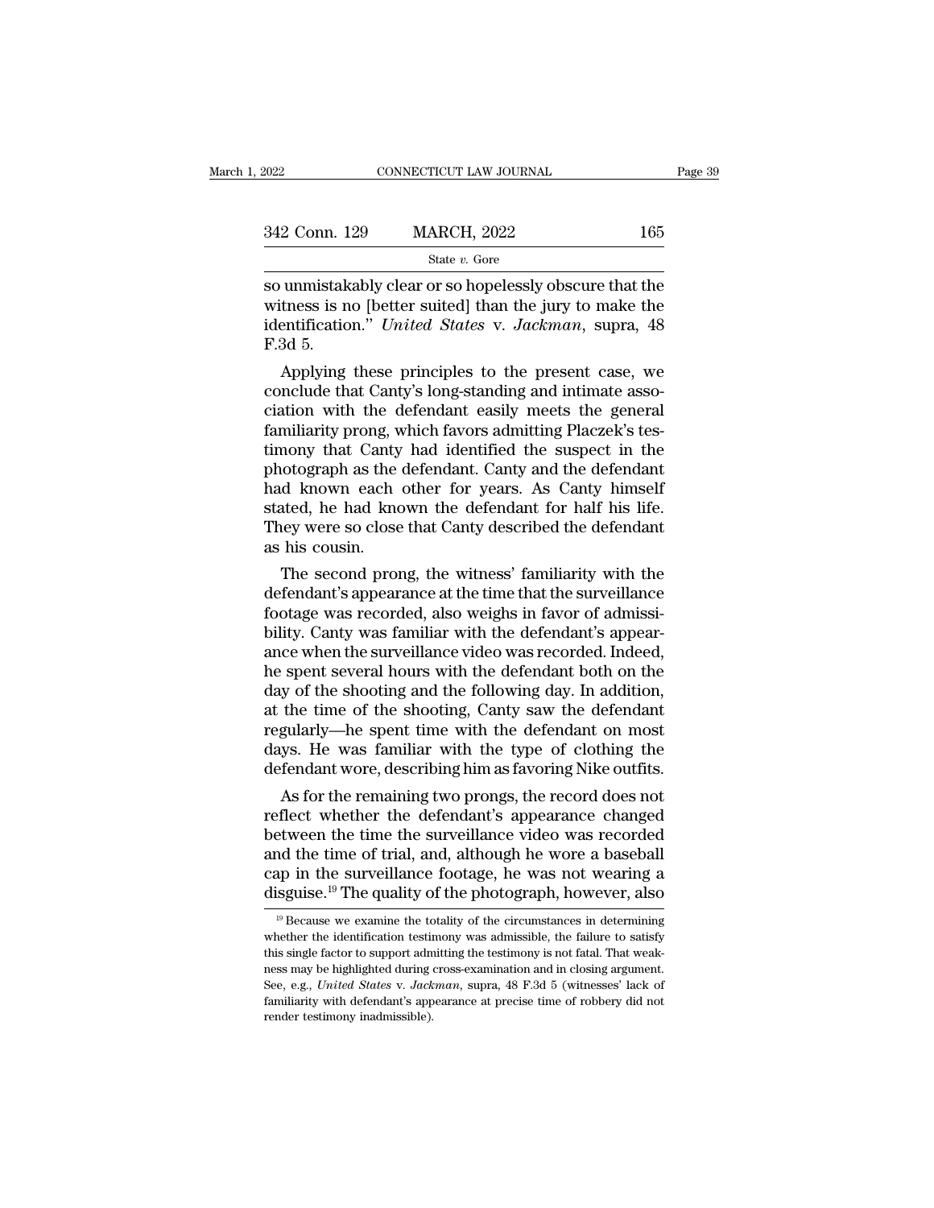so unmistakably clear or so hopelessly obscure that the witness is no [better suited] than the jury to make the identification." *United States* v. *Jackman*, supra, 48 F.3d 5.

Applying these principles to the present case, we conclude that Canty's long-standing and intimate association with the defendant easily meets the general familiarity prong, which favors admitting Placzek's testimony that Canty had identified the suspect in the photograph as the defendant. Canty and the defendant had known each other for years. As Canty himself stated, he had known the defendant for half his life. They were so close that Canty described the defendant as his cousin.

The second prong, the witness' familiarity with the defendant's appearance at the time that the surveillance footage was recorded, also weighs in favor of admissibility. Canty was familiar with the defendant's appearance when the surveillance video was recorded. Indeed, he spent several hours with the defendant both on the day of the shooting and the following day. In addition, at the time of the shooting, Canty saw the defendant regularly—he spent time with the defendant on most days. He was familiar with the type of clothing the defendant wore, describing him as favoring Nike outfits.

As for the remaining two prongs, the record does not reflect whether the defendant's appearance changed between the time the surveillance video was recorded and the time of trial, and, although he wore a baseball cap in the surveillance footage, he was not wearing a disguise.[19] The quality of the photograph, however, also

---

[19] Because we examine the totality of the circumstances in determining whether the identification testimony was admissible, the failure to satisfy this single factor to support admitting the testimony is not fatal. That weakness may be highlighted during cross-examination and in closing argument. See, e.g., *United States* v. *Jackman*, supra, 48 F.3d 5 (witnesses' lack of familiarity with defendant's appearance at precise time of robbery did not render testimony inadmissible).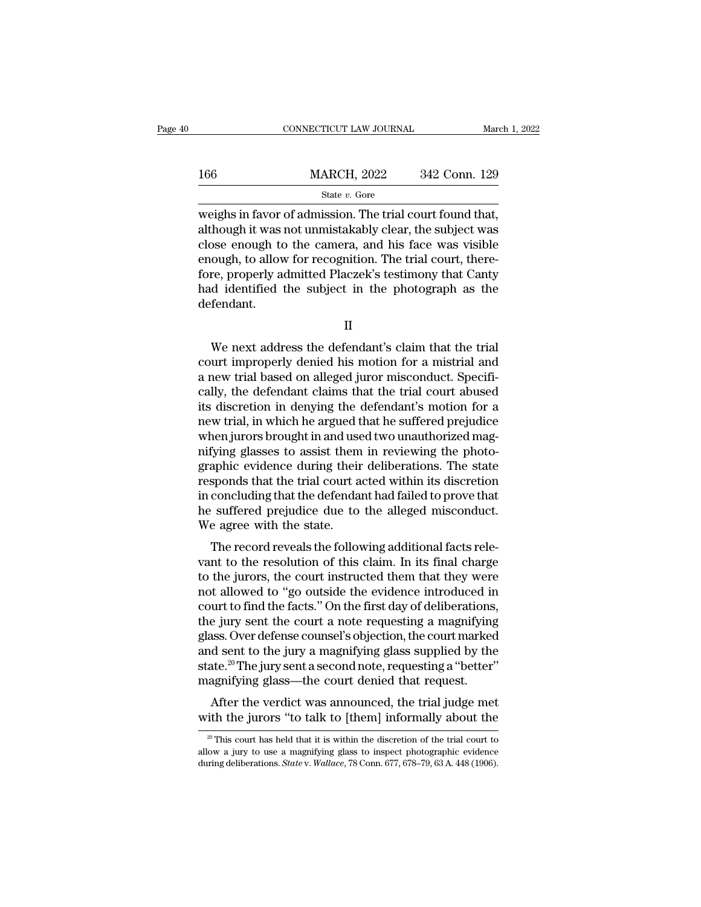weighs in favor of admission. The trial court found that, although it was not unmistakably clear, the subject was close enough to the camera, and his face was visible enough, to allow for recognition. The trial court, therefore, properly admitted Placzek's testimony that Canty had identified the subject in the photograph as the defendant.

II

We next address the defendant's claim that the trial court improperly denied his motion for a mistrial and a new trial based on alleged juror misconduct. Specifically, the defendant claims that the trial court abused its discretion in denying the defendant's motion for a new trial, in which he argued that he suffered prejudice when jurors brought in and used two unauthorized magnifying glasses to assist them in reviewing the photographic evidence during their deliberations. The state responds that the trial court acted within its discretion in concluding that the defendant had failed to prove that he suffered prejudice due to the alleged misconduct. We agree with the state.

The record reveals the following additional facts relevant to the resolution of this claim. In its final charge to the jurors, the court instructed them that they were not allowed to "go outside the evidence introduced in court to find the facts." On the first day of deliberations, the jury sent the court a note requesting a magnifying glass. Over defense counsel's objection, the court marked and sent to the jury a magnifying glass supplied by the state.[20] The jury sent a second note, requesting a "better" magnifying glass—the court denied that request.

After the verdict was announced, the trial judge met with the jurors "to talk to [them] informally about the

[20] This court has held that it is within the discretion of the trial court to allow a jury to use a magnifying glass to inspect photographic evidence during deliberations. *State* v. *Wallace*, 78 Conn. 677, 678–79, 63 A. 448 (1906).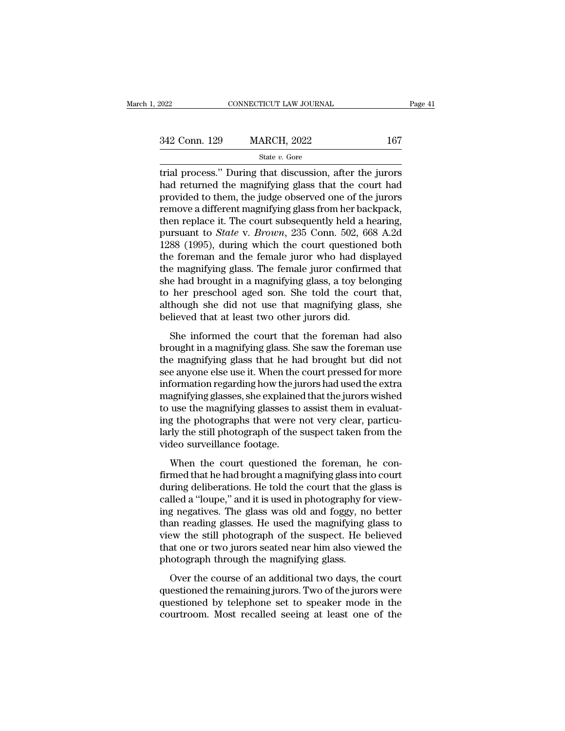trial process." During that discussion, after the jurors had returned the magnifying glass that the court had provided to them, the judge observed one of the jurors remove a different magnifying glass from her backpack, then replace it. The court subsequently held a hearing, pursuant to *State* v. *Brown*, 235 Conn. 502, 668 A.2d 1288 (1995), during which the court questioned both the foreman and the female juror who had displayed the magnifying glass. The female juror confirmed that she had brought in a magnifying glass, a toy belonging to her preschool aged son. She told the court that, although she did not use that magnifying glass, she believed that at least two other jurors did.

She informed the court that the foreman had also brought in a magnifying glass. She saw the foreman use the magnifying glass that he had brought but did not see anyone else use it. When the court pressed for more information regarding how the jurors had used the extra magnifying glasses, she explained that the jurors wished to use the magnifying glasses to assist them in evaluating the photographs that were not very clear, particularly the still photograph of the suspect taken from the video surveillance footage.

When the court questioned the foreman, he confirmed that he had brought a magnifying glass into court during deliberations. He told the court that the glass is called a "loupe," and it is used in photography for viewing negatives. The glass was old and foggy, no better than reading glasses. He used the magnifying glass to view the still photograph of the suspect. He believed that one or two jurors seated near him also viewed the photograph through the magnifying glass.

Over the course of an additional two days, the court questioned the remaining jurors. Two of the jurors were questioned by telephone set to speaker mode in the courtroom. Most recalled seeing at least one of the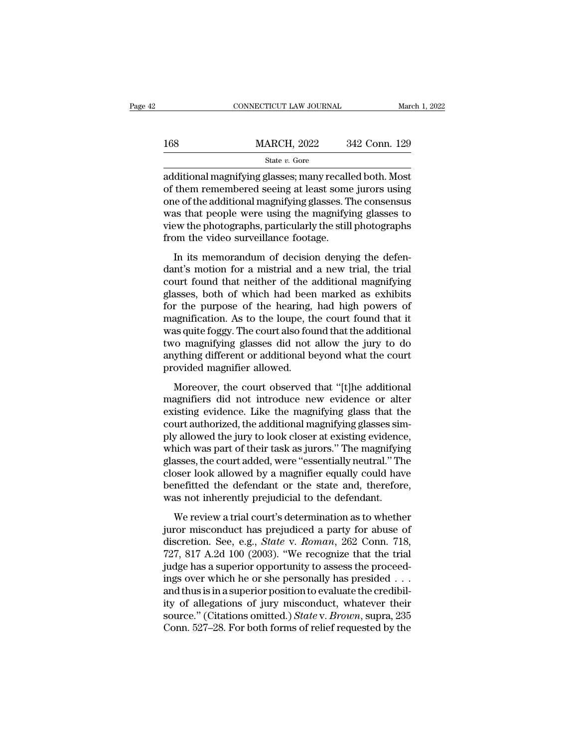additional magnifying glasses; many recalled both. Most of them remembered seeing at least some jurors using one of the additional magnifying glasses. The consensus was that people were using the magnifying glasses to view the photographs, particularly the still photographs from the video surveillance footage.

In its memorandum of decision denying the defendant's motion for a mistrial and a new trial, the trial court found that neither of the additional magnifying glasses, both of which had been marked as exhibits for the purpose of the hearing, had high powers of magnification. As to the loupe, the court found that it was quite foggy. The court also found that the additional two magnifying glasses did not allow the jury to do anything different or additional beyond what the court provided magnifier allowed.

Moreover, the court observed that "[t]he additional magnifiers did not introduce new evidence or alter existing evidence. Like the magnifying glass that the court authorized, the additional magnifying glasses simply allowed the jury to look closer at existing evidence, which was part of their task as jurors." The magnifying glasses, the court added, were "essentially neutral." The closer look allowed by a magnifier equally could have benefitted the defendant or the state and, therefore, was not inherently prejudicial to the defendant.

We review a trial court's determination as to whether juror misconduct has prejudiced a party for abuse of discretion. See, e.g., *State* v. *Roman*, 262 Conn. 718, 727, 817 A.2d 100 (2003). "We recognize that the trial judge has a superior opportunity to assess the proceedings over which he or she personally has presided . . . and thus is in a superior position to evaluate the credibility of allegations of jury misconduct, whatever their source." (Citations omitted.) *State* v. *Brown*, supra, 235 Conn. 527–28. For both forms of relief requested by the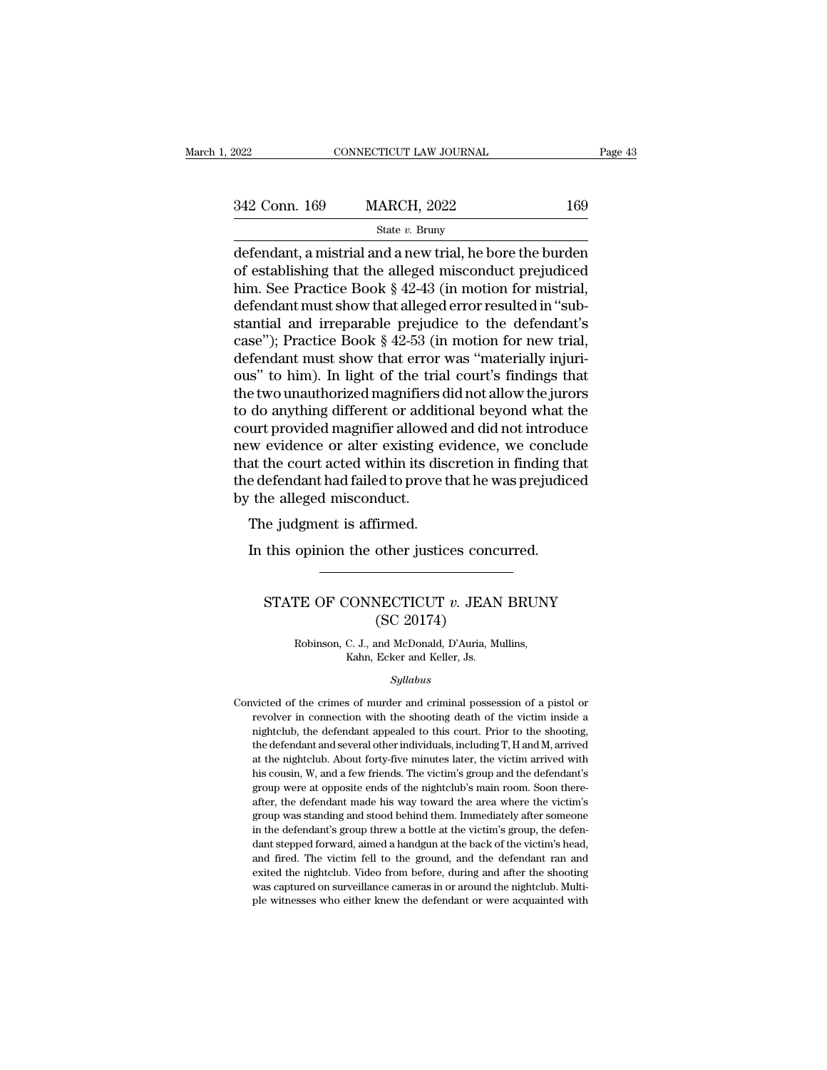defendant, a mistrial and a new trial, he bore the burden of establishing that the alleged misconduct prejudiced him. See Practice Book § 42-43 (in motion for mistrial, defendant must show that alleged error resulted in "substantial and irreparable prejudice to the defendant's case"); Practice Book § 42-53 (in motion for new trial, defendant must show that error was "materially injurious" to him). In light of the trial court's findings that the two unauthorized magnifiers did not allow the jurors to do anything different or additional beyond what the court provided magnifier allowed and did not introduce new evidence or alter existing evidence, we conclude that the court acted within its discretion in finding that the defendant had failed to prove that he was prejudiced by the alleged misconduct.

The judgment is affirmed.

In this opinion the other justices concurred.

---

# STATE OF CONNECTICUT *v.* JEAN BRUNY
## (SC 20174)

Robinson, C. J., and McDonald, D'Auria, Mullins, Kahn, Ecker and Keller, Js.

*Syllabus*

Convicted of the crimes of murder and criminal possession of a pistol or revolver in connection with the shooting death of the victim inside a nightclub, the defendant appealed to this court. Prior to the shooting, the defendant and several other individuals, including T, H and M, arrived at the nightclub. About forty-five minutes later, the victim arrived with his cousin, W, and a few friends. The victim's group and the defendant's group were at opposite ends of the nightclub's main room. Soon thereafter, the defendant made his way toward the area where the victim's group was standing and stood behind them. Immediately after someone in the defendant's group threw a bottle at the victim's group, the defendant stepped forward, aimed a handgun at the back of the victim's head, and fired. The victim fell to the ground, and the defendant ran and exited the nightclub. Video from before, during and after the shooting was captured on surveillance cameras in or around the nightclub. Multiple witnesses who either knew the defendant or were acquainted with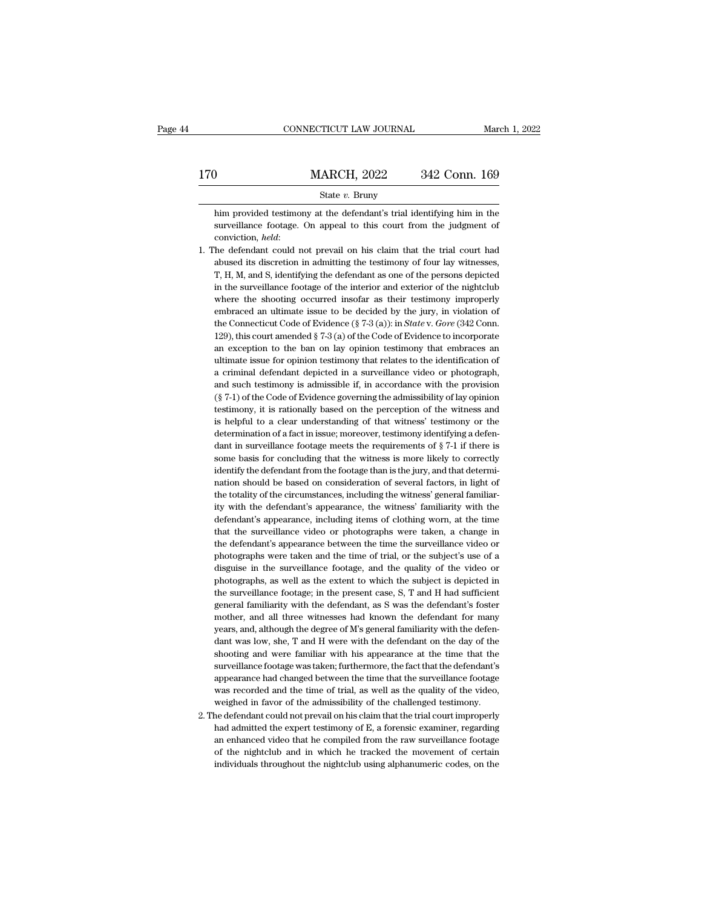him provided testimony at the defendant's trial identifying him in the surveillance footage. On appeal to this court from the judgment of conviction, *held*:

1. The defendant could not prevail on his claim that the trial court had abused its discretion in admitting the testimony of four lay witnesses, T, H, M, and S, identifying the defendant as one of the persons depicted in the surveillance footage of the interior and exterior of the nightclub where the shooting occurred insofar as their testimony improperly embraced an ultimate issue to be decided by the jury, in violation of the Connecticut Code of Evidence (§ 7-3 (a)): in *State* v. *Gore* (342 Conn. 129), this court amended § 7-3 (a) of the Code of Evidence to incorporate an exception to the ban on lay opinion testimony that embraces an ultimate issue for opinion testimony that relates to the identification of a criminal defendant depicted in a surveillance video or photograph, and such testimony is admissible if, in accordance with the provision (§ 7-1) of the Code of Evidence governing the admissibility of lay opinion testimony, it is rationally based on the perception of the witness and is helpful to a clear understanding of that witness' testimony or the determination of a fact in issue; moreover, testimony identifying a defendant in surveillance footage meets the requirements of § 7-1 if there is some basis for concluding that the witness is more likely to correctly identify the defendant from the footage than is the jury, and that determination should be based on consideration of several factors, in light of the totality of the circumstances, including the witness' general familiarity with the defendant's appearance, the witness' familiarity with the defendant's appearance, including items of clothing worn, at the time that the surveillance video or photographs were taken, a change in the defendant's appearance between the time the surveillance video or photographs were taken and the time of trial, or the subject's use of a disguise in the surveillance footage, and the quality of the video or photographs, as well as the extent to which the subject is depicted in the surveillance footage; in the present case, S, T and H had sufficient general familiarity with the defendant, as S was the defendant's foster mother, and all three witnesses had known the defendant for many years, and, although the degree of M's general familiarity with the defendant was low, she, T and H were with the defendant on the day of the shooting and were familiar with his appearance at the time that the surveillance footage was taken; furthermore, the fact that the defendant's appearance had changed between the time that the surveillance footage was recorded and the time of trial, as well as the quality of the video, weighed in favor of the admissibility of the challenged testimony.
2. The defendant could not prevail on his claim that the trial court improperly had admitted the expert testimony of E, a forensic examiner, regarding an enhanced video that he compiled from the raw surveillance footage of the nightclub and in which he tracked the movement of certain individuals throughout the nightclub using alphanumeric codes, on the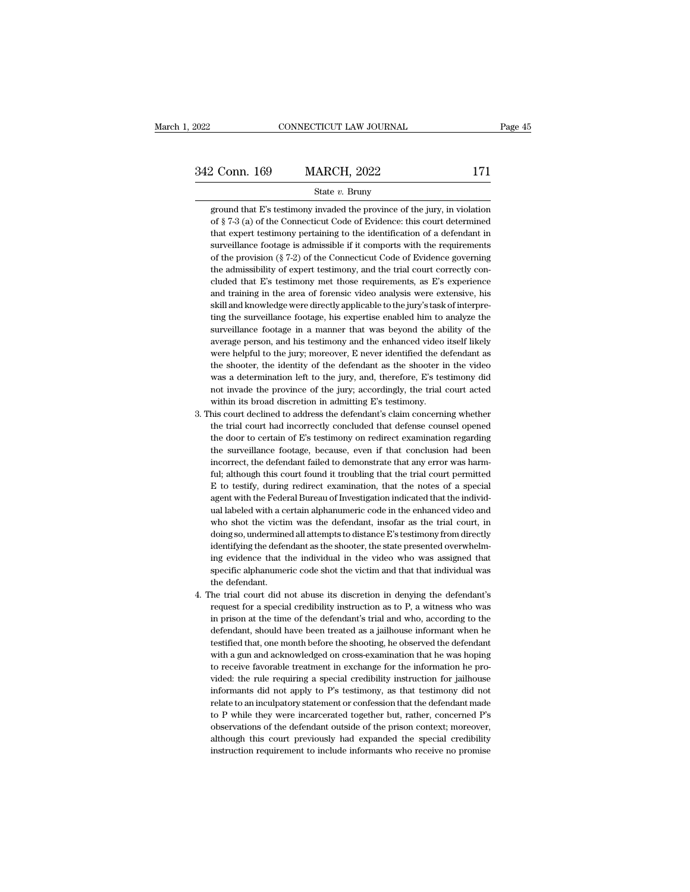ground that E's testimony invaded the province of the jury, in violation of § 7-3 (a) of the Connecticut Code of Evidence: this court determined that expert testimony pertaining to the identification of a defendant in surveillance footage is admissible if it comports with the requirements of the provision (§ 7-2) of the Connecticut Code of Evidence governing the admissibility of expert testimony, and the trial court correctly concluded that E's testimony met those requirements, as E's experience and training in the area of forensic video analysis were extensive, his skill and knowledge were directly applicable to the jury's task of interpreting the surveillance footage, his expertise enabled him to analyze the surveillance footage in a manner that was beyond the ability of the average person, and his testimony and the enhanced video itself likely were helpful to the jury; moreover, E never identified the defendant as the shooter, the identity of the defendant as the shooter in the video was a determination left to the jury, and, therefore, E's testimony did not invade the province of the jury; accordingly, the trial court acted within its broad discretion in admitting E's testimony.

3. This court declined to address the defendant's claim concerning whether the trial court had incorrectly concluded that defense counsel opened the door to certain of E's testimony on redirect examination regarding the surveillance footage, because, even if that conclusion had been incorrect, the defendant failed to demonstrate that any error was harmful; although this court found it troubling that the trial court permitted E to testify, during redirect examination, that the notes of a special agent with the Federal Bureau of Investigation indicated that the individual labeled with a certain alphanumeric code in the enhanced video and who shot the victim was the defendant, insofar as the trial court, in doing so, undermined all attempts to distance E's testimony from directly identifying the defendant as the shooter, the state presented overwhelming evidence that the individual in the video who was assigned that specific alphanumeric code shot the victim and that that individual was the defendant.

4. The trial court did not abuse its discretion in denying the defendant's request for a special credibility instruction as to P, a witness who was in prison at the time of the defendant's trial and who, according to the defendant, should have been treated as a jailhouse informant when he testified that, one month before the shooting, he observed the defendant with a gun and acknowledged on cross-examination that he was hoping to receive favorable treatment in exchange for the information he provided: the rule requiring a special credibility instruction for jailhouse informants did not apply to P's testimony, as that testimony did not relate to an inculpatory statement or confession that the defendant made to P while they were incarcerated together but, rather, concerned P's observations of the defendant outside of the prison context; moreover, although this court previously had expanded the special credibility instruction requirement to include informants who receive no promise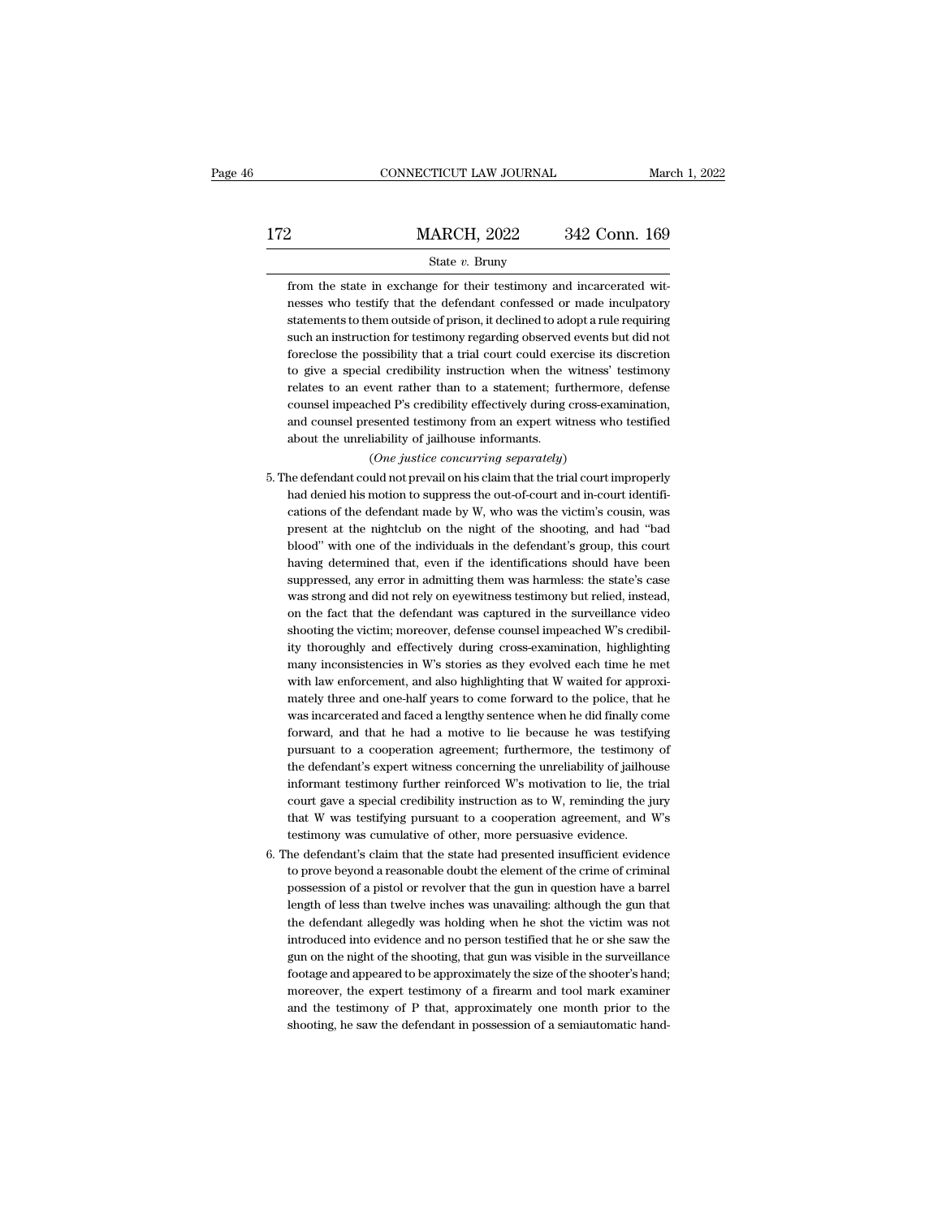from the state in exchange for their testimony and incarcerated witnesses who testify that the defendant confessed or made inculpatory statements to them outside of prison, it declined to adopt a rule requiring such an instruction for testimony regarding observed events but did not foreclose the possibility that a trial court could exercise its discretion to give a special credibility instruction when the witness' testimony relates to an event rather than to a statement; furthermore, defense counsel impeached P's credibility effectively during cross-examination, and counsel presented testimony from an expert witness who testified about the unreliability of jailhouse informants.

(*One justice concurring separately*)

5. The defendant could not prevail on his claim that the trial court improperly had denied his motion to suppress the out-of-court and in-court identifications of the defendant made by W, who was the victim's cousin, was present at the nightclub on the night of the shooting, and had "bad blood" with one of the individuals in the defendant's group, this court having determined that, even if the identifications should have been suppressed, any error in admitting them was harmless: the state's case was strong and did not rely on eyewitness testimony but relied, instead, on the fact that the defendant was captured in the surveillance video shooting the victim; moreover, defense counsel impeached W's credibility thoroughly and effectively during cross-examination, highlighting many inconsistencies in W's stories as they evolved each time he met with law enforcement, and also highlighting that W waited for approximately three and one-half years to come forward to the police, that he was incarcerated and faced a lengthy sentence when he did finally come forward, and that he had a motive to lie because he was testifying pursuant to a cooperation agreement; furthermore, the testimony of the defendant's expert witness concerning the unreliability of jailhouse informant testimony further reinforced W's motivation to lie, the trial court gave a special credibility instruction as to W, reminding the jury that W was testifying pursuant to a cooperation agreement, and W's testimony was cumulative of other, more persuasive evidence.

6. The defendant's claim that the state had presented insufficient evidence to prove beyond a reasonable doubt the element of the crime of criminal possession of a pistol or revolver that the gun in question have a barrel length of less than twelve inches was unavailing: although the gun that the defendant allegedly was holding when he shot the victim was not introduced into evidence and no person testified that he or she saw the gun on the night of the shooting, that gun was visible in the surveillance footage and appeared to be approximately the size of the shooter's hand; moreover, the expert testimony of a firearm and tool mark examiner and the testimony of P that, approximately one month prior to the shooting, he saw the defendant in possession of a semiautomatic hand-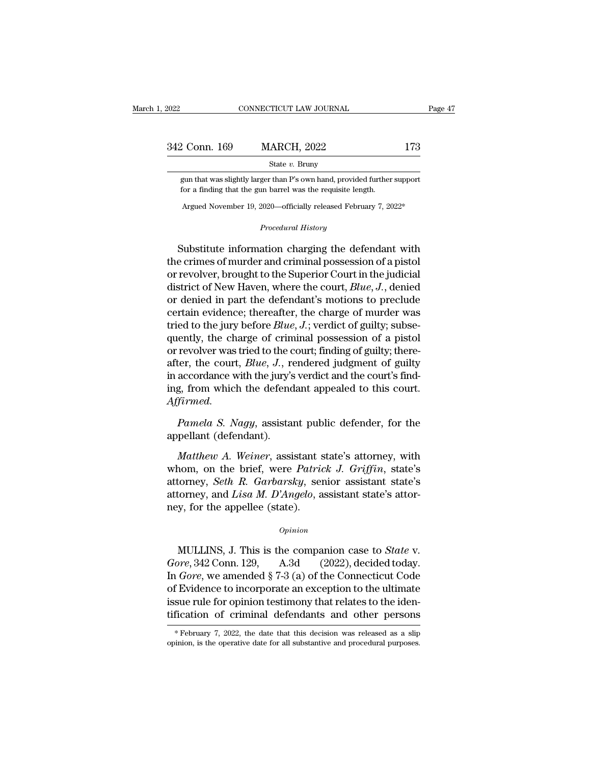gun that was slightly larger than P's own hand, provided further support for a finding that the gun barrel was the requisite length.

Argued November 19, 2020—officially released February 7, 2022*

*Procedural History*

Substitute information charging the defendant with the crimes of murder and criminal possession of a pistol or revolver, brought to the Superior Court in the judicial district of New Haven, where the court, *Blue, J.*, denied or denied in part the defendant's motions to preclude certain evidence; thereafter, the charge of murder was tried to the jury before *Blue, J.*; verdict of guilty; subsequently, the charge of criminal possession of a pistol or revolver was tried to the court; finding of guilty; thereafter, the court, *Blue, J.*, rendered judgment of guilty in accordance with the jury's verdict and the court's finding, from which the defendant appealed to this court. *Affirmed.*

*Pamela S. Nagy*, assistant public defender, for the appellant (defendant).

*Matthew A. Weiner*, assistant state's attorney, with whom, on the brief, were *Patrick J. Griffin*, state's attorney, *Seth R. Garbarsky*, senior assistant state's attorney, and *Lisa M. D'Angelo*, assistant state's attorney, for the appellee (state).

*Opinion*

MULLINS, J. This is the companion case to *State* v. *Gore*, 342 Conn. 129, A.3d (2022), decided today. In *Gore*, we amended § 7-3 (a) of the Connecticut Code of Evidence to incorporate an exception to the ultimate issue rule for opinion testimony that relates to the identification of criminal defendants and other persons

* February 7, 2022, the date that this decision was released as a slip opinion, is the operative date for all substantive and procedural purposes.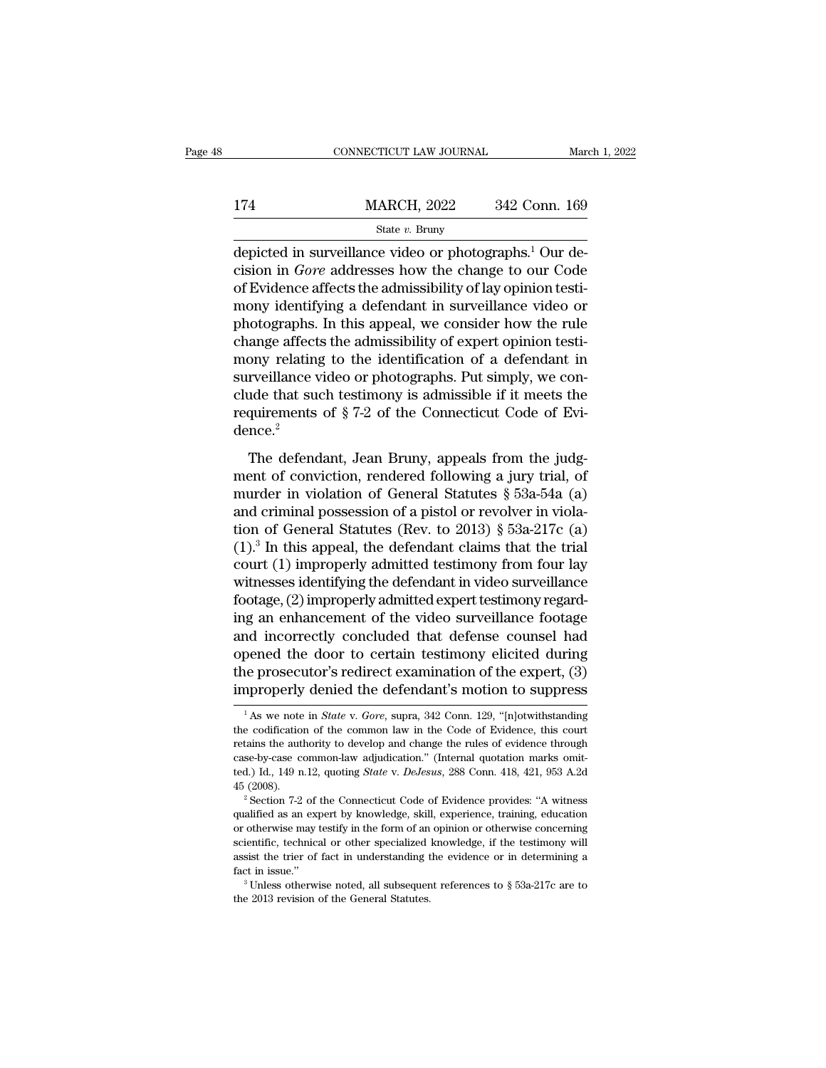depicted in surveillance video or photographs.[1] Our decision in *Gore* addresses how the change to our Code of Evidence affects the admissibility of lay opinion testimony identifying a defendant in surveillance video or photographs. In this appeal, we consider how the rule change affects the admissibility of expert opinion testimony relating to the identification of a defendant in surveillance video or photographs. Put simply, we conclude that such testimony is admissible if it meets the requirements of § 7-2 of the Connecticut Code of Evidence.[2]

The defendant, Jean Bruny, appeals from the judgment of conviction, rendered following a jury trial, of murder in violation of General Statutes § 53a-54a (a) and criminal possession of a pistol or revolver in violation of General Statutes (Rev. to 2013) § 53a-217c (a) (1).[3] In this appeal, the defendant claims that the trial court (1) improperly admitted testimony from four lay witnesses identifying the defendant in video surveillance footage, (2) improperly admitted expert testimony regarding an enhancement of the video surveillance footage and incorrectly concluded that defense counsel had opened the door to certain testimony elicited during the prosecutor's redirect examination of the expert, (3) improperly denied the defendant's motion to suppress

---

[1] As we note in *State* v. *Gore*, supra, 342 Conn. 129, "[n]otwithstanding the codification of the common law in the Code of Evidence, this court retains the authority to develop and change the rules of evidence through case-by-case common-law adjudication." (Internal quotation marks omitted.) Id., 149 n.12, quoting *State* v. *DeJesus*, 288 Conn. 418, 421, 953 A.2d 45 (2008).

[2] Section 7-2 of the Connecticut Code of Evidence provides: "A witness qualified as an expert by knowledge, skill, experience, training, education or otherwise may testify in the form of an opinion or otherwise concerning scientific, technical or other specialized knowledge, if the testimony will assist the trier of fact in understanding the evidence or in determining a fact in issue."

[3] Unless otherwise noted, all subsequent references to § 53a-217c are to the 2013 revision of the General Statutes.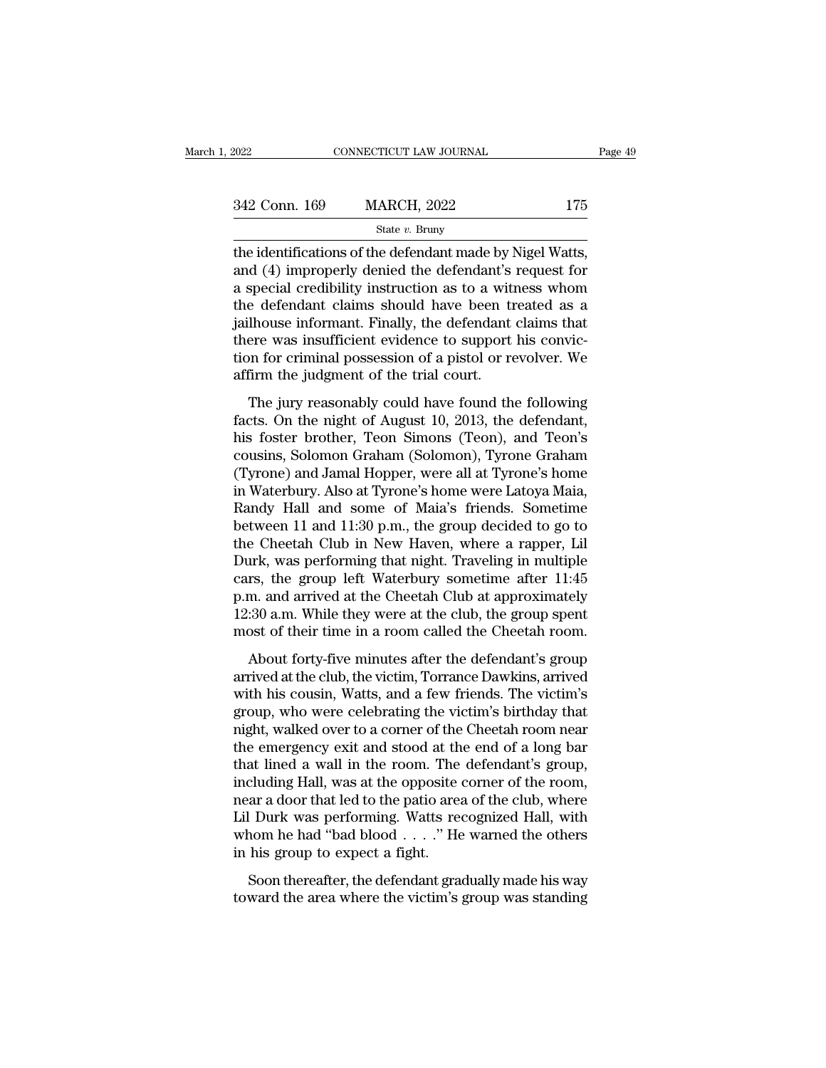the identifications of the defendant made by Nigel Watts, and (4) improperly denied the defendant's request for a special credibility instruction as to a witness whom the defendant claims should have been treated as a jailhouse informant. Finally, the defendant claims that there was insufficient evidence to support his conviction for criminal possession of a pistol or revolver. We affirm the judgment of the trial court.

The jury reasonably could have found the following facts. On the night of August 10, 2013, the defendant, his foster brother, Teon Simons (Teon), and Teon's cousins, Solomon Graham (Solomon), Tyrone Graham (Tyrone) and Jamal Hopper, were all at Tyrone's home in Waterbury. Also at Tyrone's home were Latoya Maia, Randy Hall and some of Maia's friends. Sometime between 11 and 11:30 p.m., the group decided to go to the Cheetah Club in New Haven, where a rapper, Lil Durk, was performing that night. Traveling in multiple cars, the group left Waterbury sometime after 11:45 p.m. and arrived at the Cheetah Club at approximately 12:30 a.m. While they were at the club, the group spent most of their time in a room called the Cheetah room.

About forty-five minutes after the defendant's group arrived at the club, the victim, Torrance Dawkins, arrived with his cousin, Watts, and a few friends. The victim's group, who were celebrating the victim's birthday that night, walked over to a corner of the Cheetah room near the emergency exit and stood at the end of a long bar that lined a wall in the room. The defendant's group, including Hall, was at the opposite corner of the room, near a door that led to the patio area of the club, where Lil Durk was performing. Watts recognized Hall, with whom he had "bad blood . . . ." He warned the others in his group to expect a fight.

Soon thereafter, the defendant gradually made his way toward the area where the victim's group was standing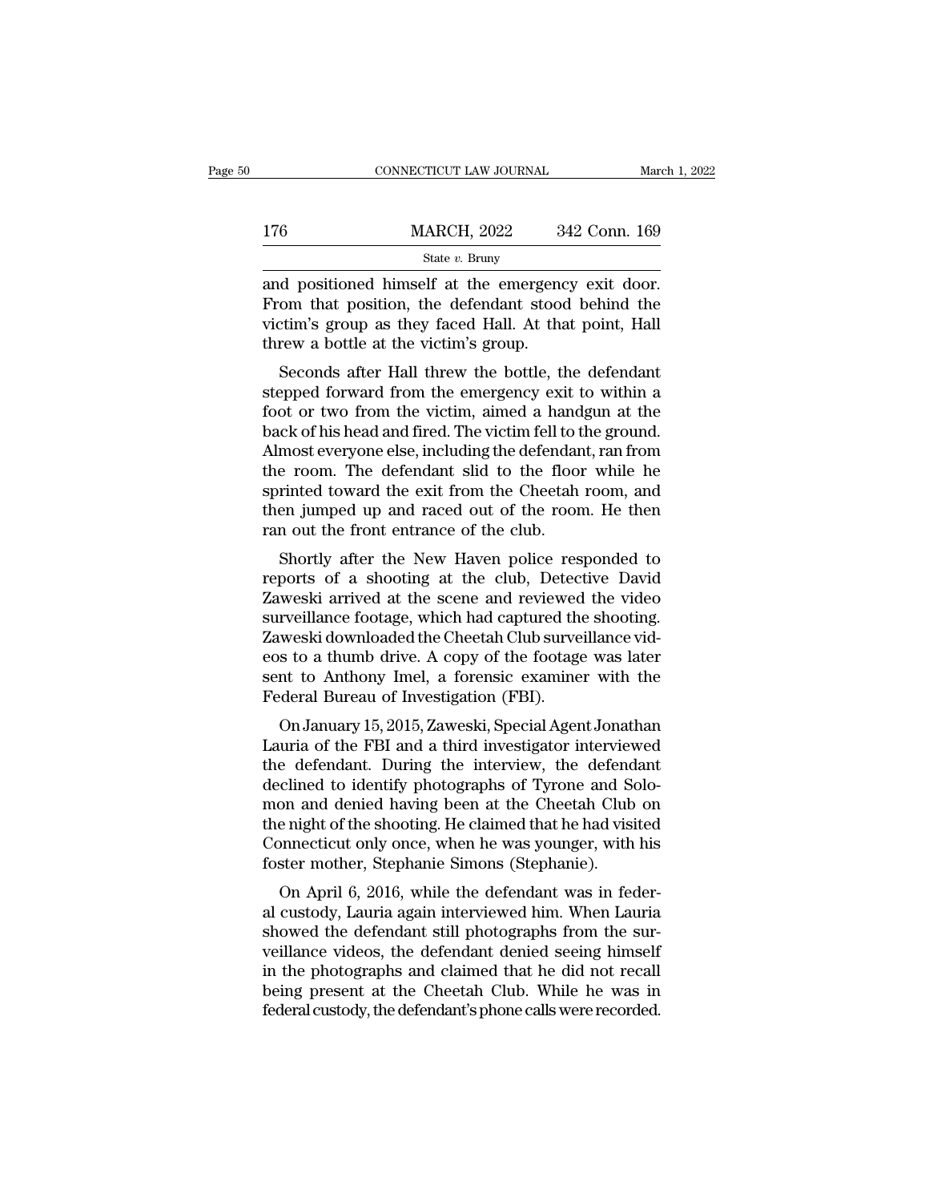and positioned himself at the emergency exit door. From that position, the defendant stood behind the victim's group as they faced Hall. At that point, Hall threw a bottle at the victim's group.

Seconds after Hall threw the bottle, the defendant stepped forward from the emergency exit to within a foot or two from the victim, aimed a handgun at the back of his head and fired. The victim fell to the ground. Almost everyone else, including the defendant, ran from the room. The defendant slid to the floor while he sprinted toward the exit from the Cheetah room, and then jumped up and raced out of the room. He then ran out the front entrance of the club.

Shortly after the New Haven police responded to reports of a shooting at the club, Detective David Zaweski arrived at the scene and reviewed the video surveillance footage, which had captured the shooting. Zaweski downloaded the Cheetah Club surveillance videos to a thumb drive. A copy of the footage was later sent to Anthony Imel, a forensic examiner with the Federal Bureau of Investigation (FBI).

On January 15, 2015, Zaweski, Special Agent Jonathan Lauria of the FBI and a third investigator interviewed the defendant. During the interview, the defendant declined to identify photographs of Tyrone and Solomon and denied having been at the Cheetah Club on the night of the shooting. He claimed that he had visited Connecticut only once, when he was younger, with his foster mother, Stephanie Simons (Stephanie).

On April 6, 2016, while the defendant was in federal custody, Lauria again interviewed him. When Lauria showed the defendant still photographs from the surveillance videos, the defendant denied seeing himself in the photographs and claimed that he did not recall being present at the Cheetah Club. While he was in federal custody, the defendant's phone calls were recorded.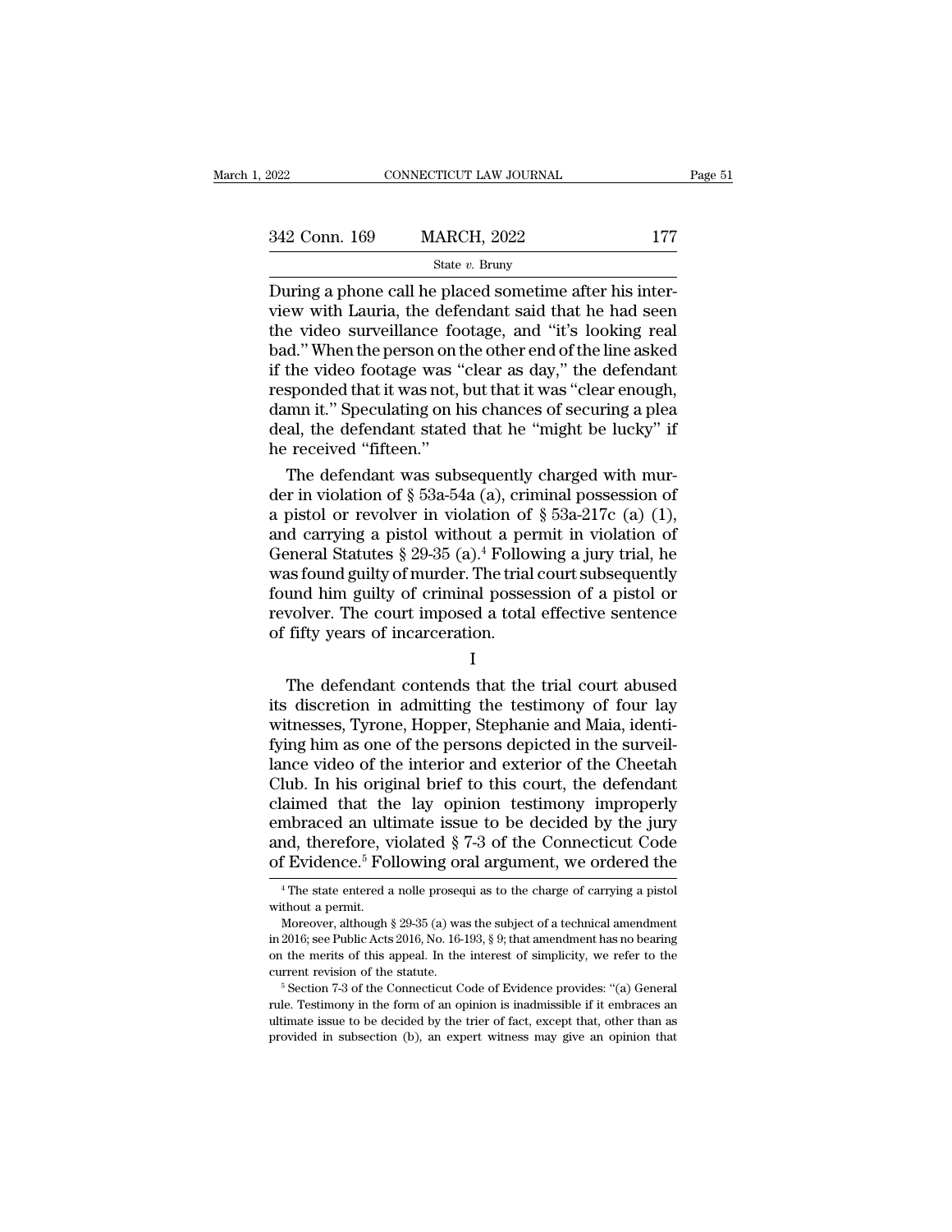During a phone call he placed sometime after his interview with Lauria, the defendant said that he had seen the video surveillance footage, and "it's looking real bad." When the person on the other end of the line asked if the video footage was "clear as day," the defendant responded that it was not, but that it was "clear enough, damn it." Speculating on his chances of securing a plea deal, the defendant stated that he "might be lucky" if he received "fifteen."

The defendant was subsequently charged with murder in violation of § 53a-54a (a), criminal possession of a pistol or revolver in violation of § 53a-217c (a) (1), and carrying a pistol without a permit in violation of General Statutes § 29-35 (a).[4] Following a jury trial, he was found guilty of murder. The trial court subsequently found him guilty of criminal possession of a pistol or revolver. The court imposed a total effective sentence of fifty years of incarceration.

I

The defendant contends that the trial court abused its discretion in admitting the testimony of four lay witnesses, Tyrone, Hopper, Stephanie and Maia, identifying him as one of the persons depicted in the surveillance video of the interior and exterior of the Cheetah Club. In his original brief to this court, the defendant claimed that the lay opinion testimony improperly embraced an ultimate issue to be decided by the jury and, therefore, violated § 7-3 of the Connecticut Code of Evidence.[5] Following oral argument, we ordered the

[4] The state entered a nolle prosequi as to the charge of carrying a pistol without a permit.

Moreover, although § 29-35 (a) was the subject of a technical amendment in 2016; see Public Acts 2016, No. 16-193, § 9; that amendment has no bearing on the merits of this appeal. In the interest of simplicity, we refer to the current revision of the statute.

[5] Section 7-3 of the Connecticut Code of Evidence provides: "(a) General rule. Testimony in the form of an opinion is inadmissible if it embraces an ultimate issue to be decided by the trier of fact, except that, other than as provided in subsection (b), an expert witness may give an opinion that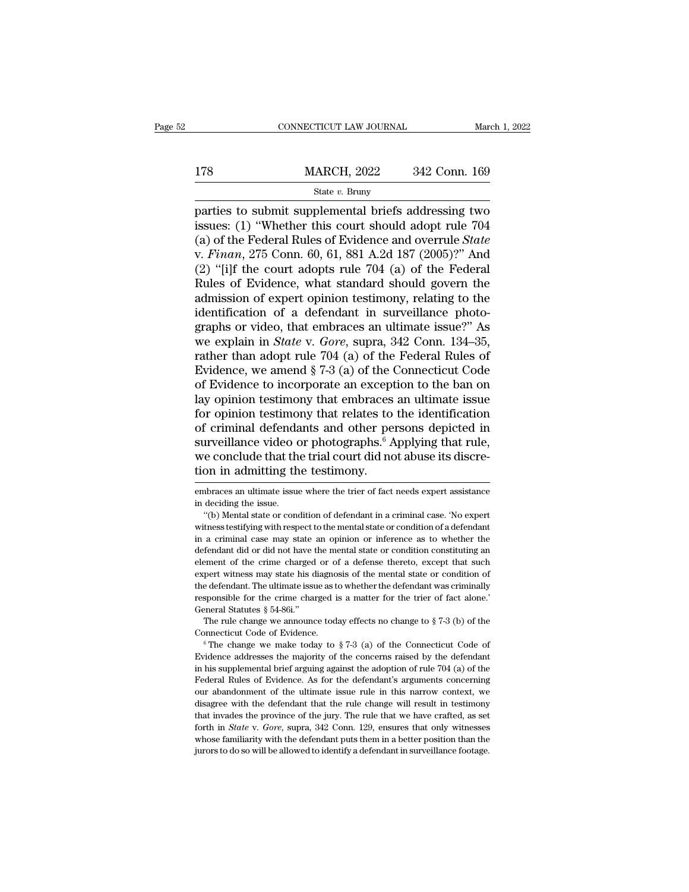parties to submit supplemental briefs addressing two issues: (1) "Whether this court should adopt rule 704 (a) of the Federal Rules of Evidence and overrule *State* v. *Finan*, 275 Conn. 60, 61, 881 A.2d 187 (2005)?" And (2) "[i]f the court adopts rule 704 (a) of the Federal Rules of Evidence, what standard should govern the admission of expert opinion testimony, relating to the identification of a defendant in surveillance photographs or video, that embraces an ultimate issue?" As we explain in *State* v. *Gore*, supra, 342 Conn. 134–35, rather than adopt rule 704 (a) of the Federal Rules of Evidence, we amend § 7-3 (a) of the Connecticut Code of Evidence to incorporate an exception to the ban on lay opinion testimony that embraces an ultimate issue for opinion testimony that relates to the identification of criminal defendants and other persons depicted in surveillance video or photographs.[6] Applying that rule, we conclude that the trial court did not abuse its discretion in admitting the testimony.

---

embraces an ultimate issue where the trier of fact needs expert assistance in deciding the issue.

"(b) Mental state or condition of defendant in a criminal case. 'No expert witness testifying with respect to the mental state or condition of a defendant in a criminal case may state an opinion or inference as to whether the defendant did or did not have the mental state or condition constituting an element of the crime charged or of a defense thereto, except that such expert witness may state his diagnosis of the mental state or condition of the defendant. The ultimate issue as to whether the defendant was criminally responsible for the crime charged is a matter for the trier of fact alone.' General Statutes § 54-86i."

The rule change we announce today effects no change to § 7-3 (b) of the Connecticut Code of Evidence.

[6] The change we make today to § 7-3 (a) of the Connecticut Code of Evidence addresses the majority of the concerns raised by the defendant in his supplemental brief arguing against the adoption of rule 704 (a) of the Federal Rules of Evidence. As for the defendant's arguments concerning our abandonment of the ultimate issue rule in this narrow context, we disagree with the defendant that the rule change will result in testimony that invades the province of the jury. The rule that we have crafted, as set forth in *State* v. *Gore*, supra, 342 Conn. 129, ensures that only witnesses whose familiarity with the defendant puts them in a better position than the jurors to do so will be allowed to identify a defendant in surveillance footage.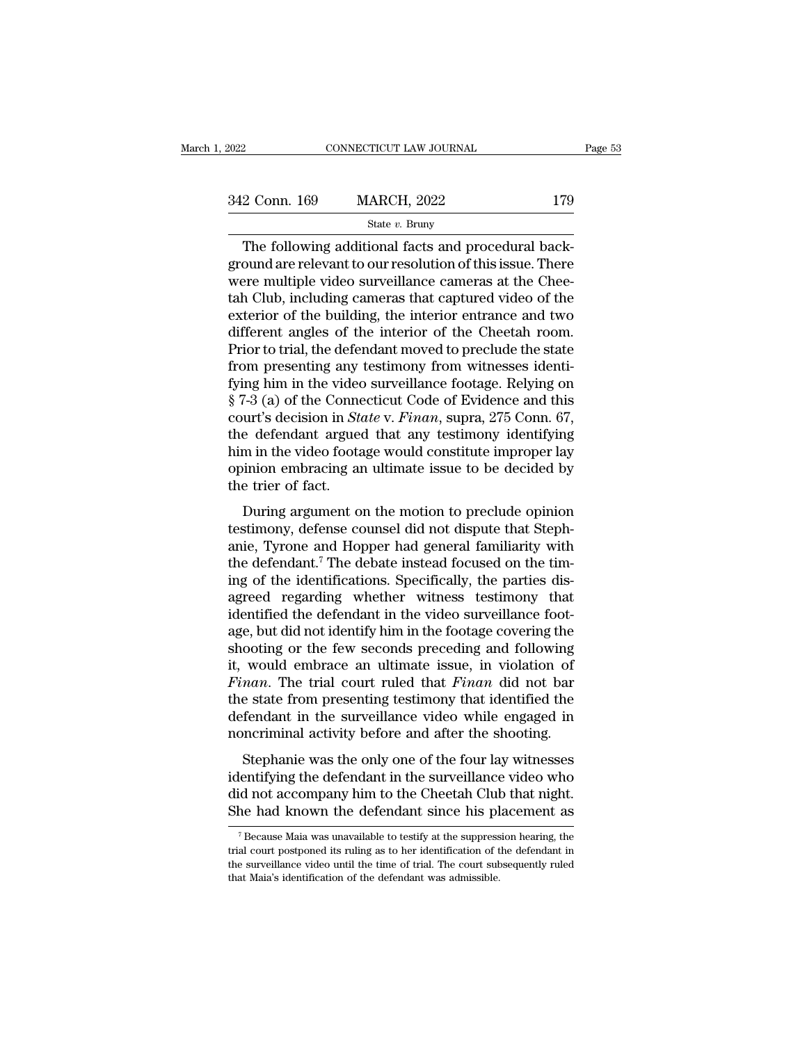The following additional facts and procedural background are relevant to our resolution of this issue. There were multiple video surveillance cameras at the Cheetah Club, including cameras that captured video of the exterior of the building, the interior entrance and two different angles of the interior of the Cheetah room. Prior to trial, the defendant moved to preclude the state from presenting any testimony from witnesses identifying him in the video surveillance footage. Relying on § 7-3 (a) of the Connecticut Code of Evidence and this court's decision in *State* v. *Finan*, supra, 275 Conn. 67, the defendant argued that any testimony identifying him in the video footage would constitute improper lay opinion embracing an ultimate issue to be decided by the trier of fact.

During argument on the motion to preclude opinion testimony, defense counsel did not dispute that Stephanie, Tyrone and Hopper had general familiarity with the defendant.[7] The debate instead focused on the timing of the identifications. Specifically, the parties disagreed regarding whether witness testimony that identified the defendant in the video surveillance footage, but did not identify him in the footage covering the shooting or the few seconds preceding and following it, would embrace an ultimate issue, in violation of *Finan*. The trial court ruled that *Finan* did not bar the state from presenting testimony that identified the defendant in the surveillance video while engaged in noncriminal activity before and after the shooting.

Stephanie was the only one of the four lay witnesses identifying the defendant in the surveillance video who did not accompany him to the Cheetah Club that night. She had known the defendant since his placement as

[7] Because Maia was unavailable to testify at the suppression hearing, the trial court postponed its ruling as to her identification of the defendant in the surveillance video until the time of trial. The court subsequently ruled that Maia's identification of the defendant was admissible.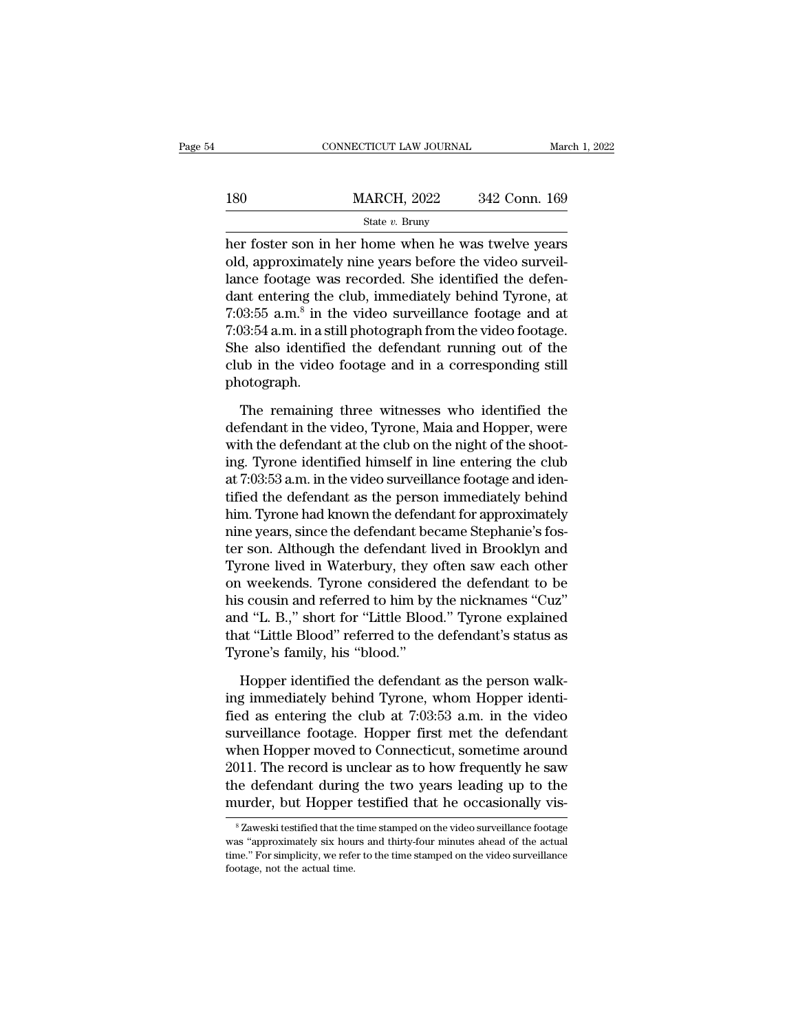her foster son in her home when he was twelve years old, approximately nine years before the video surveillance footage was recorded. She identified the defendant entering the club, immediately behind Tyrone, at 7:03:55 a.m.[8] in the video surveillance footage and at 7:03:54 a.m. in a still photograph from the video footage. She also identified the defendant running out of the club in the video footage and in a corresponding still photograph.

The remaining three witnesses who identified the defendant in the video, Tyrone, Maia and Hopper, were with the defendant at the club on the night of the shooting. Tyrone identified himself in line entering the club at 7:03:53 a.m. in the video surveillance footage and identified the defendant as the person immediately behind him. Tyrone had known the defendant for approximately nine years, since the defendant became Stephanie's foster son. Although the defendant lived in Brooklyn and Tyrone lived in Waterbury, they often saw each other on weekends. Tyrone considered the defendant to be his cousin and referred to him by the nicknames "Cuz" and "L. B.," short for "Little Blood." Tyrone explained that "Little Blood" referred to the defendant's status as Tyrone's family, his "blood."

Hopper identified the defendant as the person walking immediately behind Tyrone, whom Hopper identified as entering the club at 7:03:53 a.m. in the video surveillance footage. Hopper first met the defendant when Hopper moved to Connecticut, sometime around 2011. The record is unclear as to how frequently he saw the defendant during the two years leading up to the murder, but Hopper testified that he occasionally vis-

[8] Zaweski testified that the time stamped on the video surveillance footage was "approximately six hours and thirty-four minutes ahead of the actual time." For simplicity, we refer to the time stamped on the video surveillance footage, not the actual time.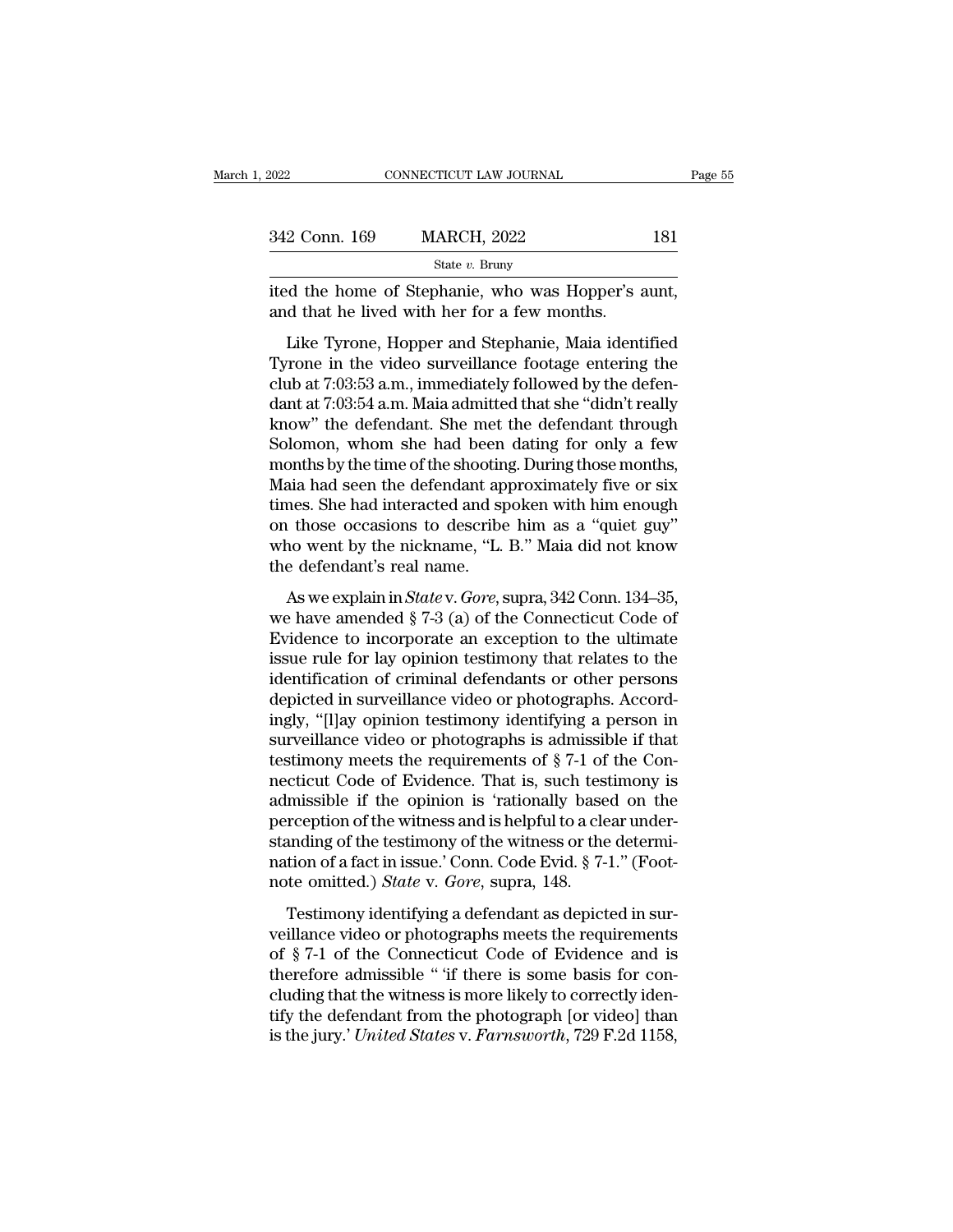ited the home of Stephanie, who was Hopper's aunt, and that he lived with her for a few months.

Like Tyrone, Hopper and Stephanie, Maia identified Tyrone in the video surveillance footage entering the club at 7:03:53 a.m., immediately followed by the defendant at 7:03:54 a.m. Maia admitted that she "didn't really know" the defendant. She met the defendant through Solomon, whom she had been dating for only a few months by the time of the shooting. During those months, Maia had seen the defendant approximately five or six times. She had interacted and spoken with him enough on those occasions to describe him as a "quiet guy" who went by the nickname, "L. B." Maia did not know the defendant's real name.

As we explain in *State* v. *Gore*, supra, 342 Conn. 134–35, we have amended § 7-3 (a) of the Connecticut Code of Evidence to incorporate an exception to the ultimate issue rule for lay opinion testimony that relates to the identification of criminal defendants or other persons depicted in surveillance video or photographs. Accordingly, "[l]ay opinion testimony identifying a person in surveillance video or photographs is admissible if that testimony meets the requirements of § 7-1 of the Connecticut Code of Evidence. That is, such testimony is admissible if the opinion is 'rationally based on the perception of the witness and is helpful to a clear understanding of the testimony of the witness or the determination of a fact in issue.' Conn. Code Evid. § 7-1." (Footnote omitted.) *State* v. *Gore*, supra, 148.

Testimony identifying a defendant as depicted in surveillance video or photographs meets the requirements of § 7-1 of the Connecticut Code of Evidence and is therefore admissible " 'if there is some basis for concluding that the witness is more likely to correctly identify the defendant from the photograph [or video] than is the jury.' *United States* v. *Farnsworth*, 729 F.2d 1158,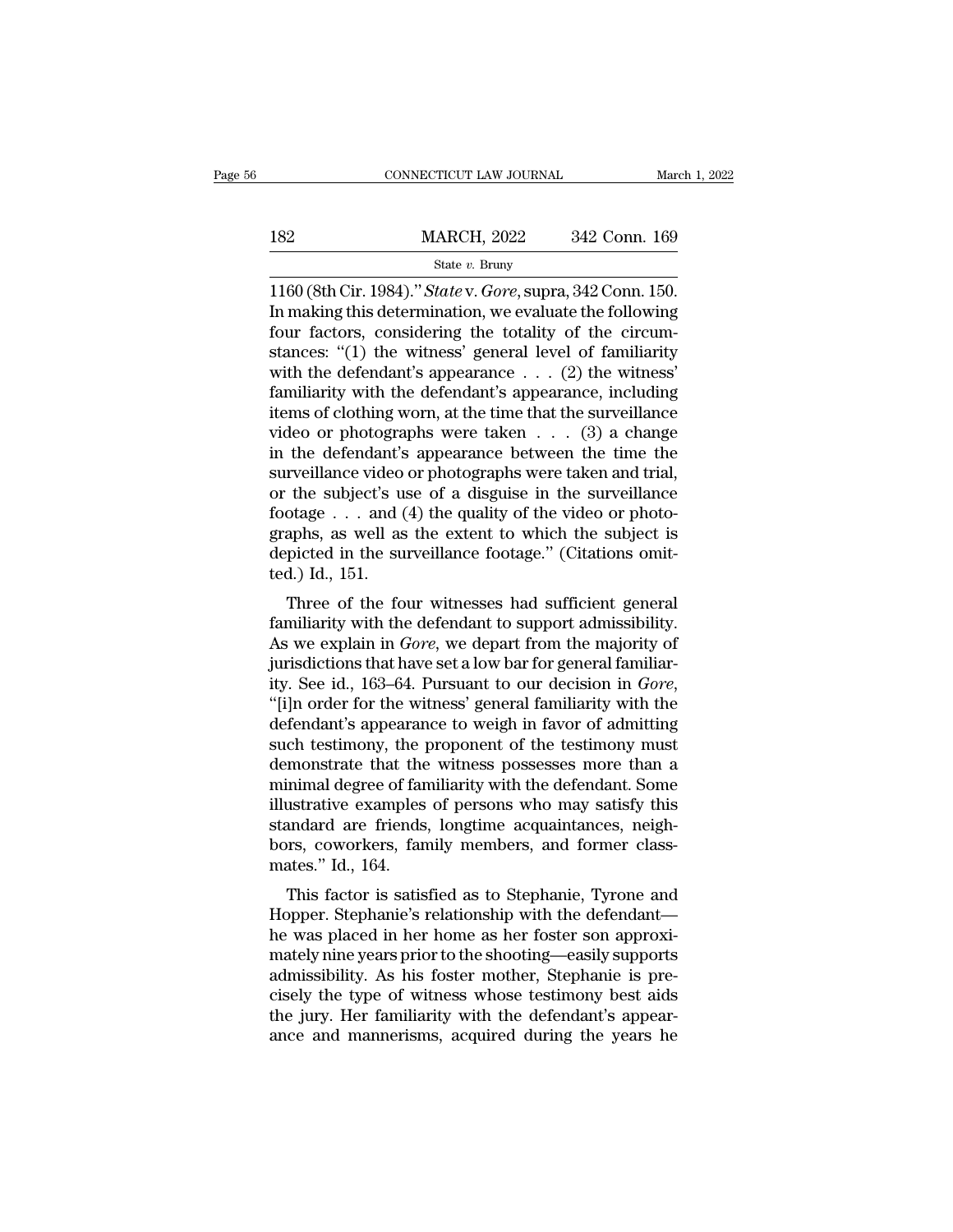1160 (8th Cir. 1984)." *State* v. *Gore*, supra, 342 Conn. 150. In making this determination, we evaluate the following four factors, considering the totality of the circumstances: "(1) the witness' general level of familiarity with the defendant's appearance . . . (2) the witness' familiarity with the defendant's appearance, including items of clothing worn, at the time that the surveillance video or photographs were taken . . . (3) a change in the defendant's appearance between the time the surveillance video or photographs were taken and trial, or the subject's use of a disguise in the surveillance footage . . . and (4) the quality of the video or photographs, as well as the extent to which the subject is depicted in the surveillance footage." (Citations omitted.) Id., 151.

Three of the four witnesses had sufficient general familiarity with the defendant to support admissibility. As we explain in *Gore*, we depart from the majority of jurisdictions that have set a low bar for general familiarity. See id., 163–64. Pursuant to our decision in *Gore*, "[i]n order for the witness' general familiarity with the defendant's appearance to weigh in favor of admitting such testimony, the proponent of the testimony must demonstrate that the witness possesses more than a minimal degree of familiarity with the defendant. Some illustrative examples of persons who may satisfy this standard are friends, longtime acquaintances, neighbors, coworkers, family members, and former classmates." Id., 164.

This factor is satisfied as to Stephanie, Tyrone and Hopper. Stephanie's relationship with the defendant—he was placed in her home as her foster son approximately nine years prior to the shooting—easily supports admissibility. As his foster mother, Stephanie is precisely the type of witness whose testimony best aids the jury. Her familiarity with the defendant's appearance and mannerisms, acquired during the years he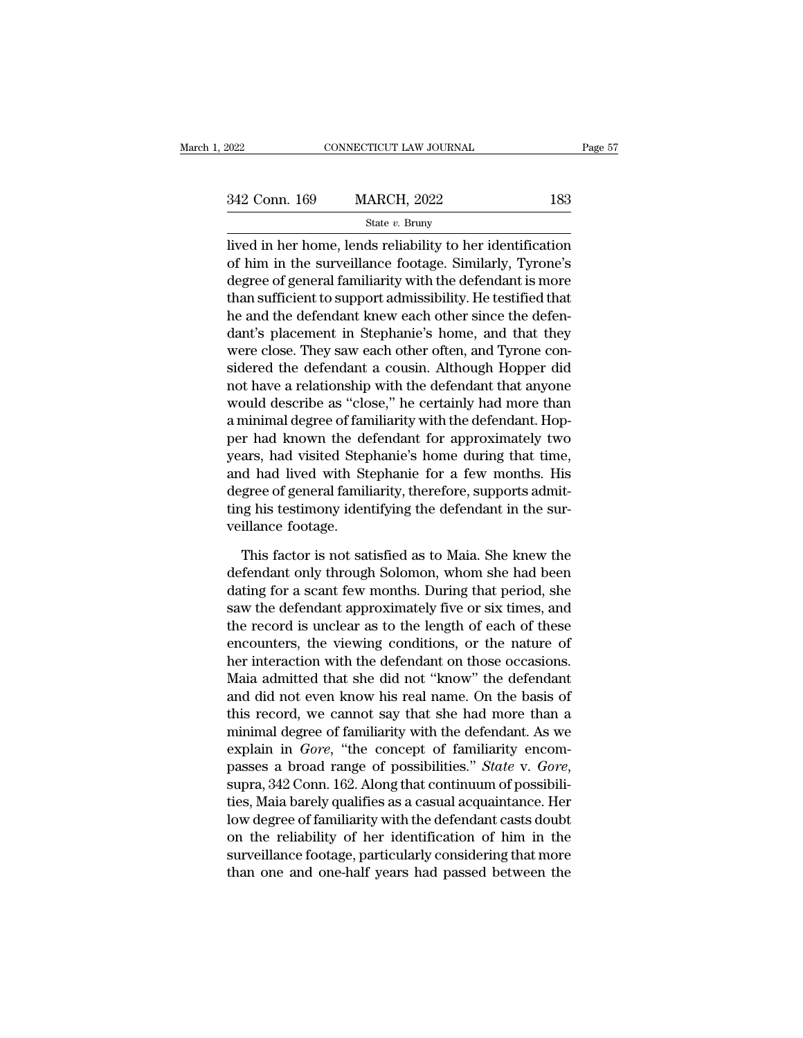lived in her home, lends reliability to her identification of him in the surveillance footage. Similarly, Tyrone's degree of general familiarity with the defendant is more than sufficient to support admissibility. He testified that he and the defendant knew each other since the defendant's placement in Stephanie's home, and that they were close. They saw each other often, and Tyrone considered the defendant a cousin. Although Hopper did not have a relationship with the defendant that anyone would describe as "close," he certainly had more than a minimal degree of familiarity with the defendant. Hopper had known the defendant for approximately two years, had visited Stephanie's home during that time, and had lived with Stephanie for a few months. His degree of general familiarity, therefore, supports admitting his testimony identifying the defendant in the surveillance footage.

This factor is not satisfied as to Maia. She knew the defendant only through Solomon, whom she had been dating for a scant few months. During that period, she saw the defendant approximately five or six times, and the record is unclear as to the length of each of these encounters, the viewing conditions, or the nature of her interaction with the defendant on those occasions. Maia admitted that she did not "know" the defendant and did not even know his real name. On the basis of this record, we cannot say that she had more than a minimal degree of familiarity with the defendant. As we explain in *Gore*, "the concept of familiarity encompasses a broad range of possibilities." *State* v. *Gore*, supra, 342 Conn. 162. Along that continuum of possibilities, Maia barely qualifies as a casual acquaintance. Her low degree of familiarity with the defendant casts doubt on the reliability of her identification of him in the surveillance footage, particularly considering that more than one and one-half years had passed between the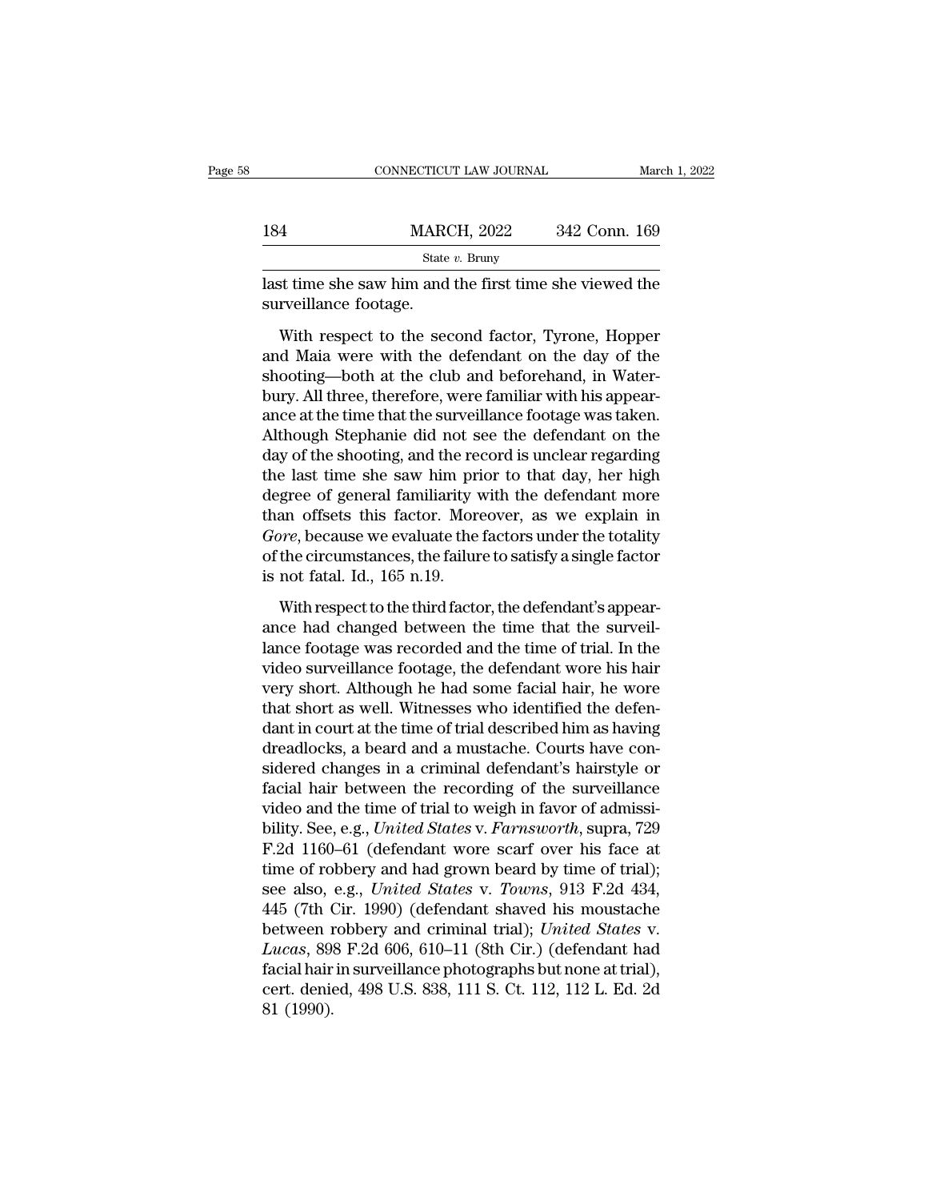last time she saw him and the first time she viewed the surveillance footage.

With respect to the second factor, Tyrone, Hopper and Maia were with the defendant on the day of the shooting—both at the club and beforehand, in Waterbury. All three, therefore, were familiar with his appearance at the time that the surveillance footage was taken. Although Stephanie did not see the defendant on the day of the shooting, and the record is unclear regarding the last time she saw him prior to that day, her high degree of general familiarity with the defendant more than offsets this factor. Moreover, as we explain in *Gore*, because we evaluate the factors under the totality of the circumstances, the failure to satisfy a single factor is not fatal. Id., 165 n.19.

With respect to the third factor, the defendant's appearance had changed between the time that the surveillance footage was recorded and the time of trial. In the video surveillance footage, the defendant wore his hair very short. Although he had some facial hair, he wore that short as well. Witnesses who identified the defendant in court at the time of trial described him as having dreadlocks, a beard and a mustache. Courts have considered changes in a criminal defendant's hairstyle or facial hair between the recording of the surveillance video and the time of trial to weigh in favor of admissibility. See, e.g., *United States* v. *Farnsworth*, supra, 729 F.2d 1160–61 (defendant wore scarf over his face at time of robbery and had grown beard by time of trial); see also, e.g., *United States* v. *Towns*, 913 F.2d 434, 445 (7th Cir. 1990) (defendant shaved his moustache between robbery and criminal trial); *United States* v. *Lucas*, 898 F.2d 606, 610–11 (8th Cir.) (defendant had facial hair in surveillance photographs but none at trial), cert. denied, 498 U.S. 838, 111 S. Ct. 112, 112 L. Ed. 2d 81 (1990).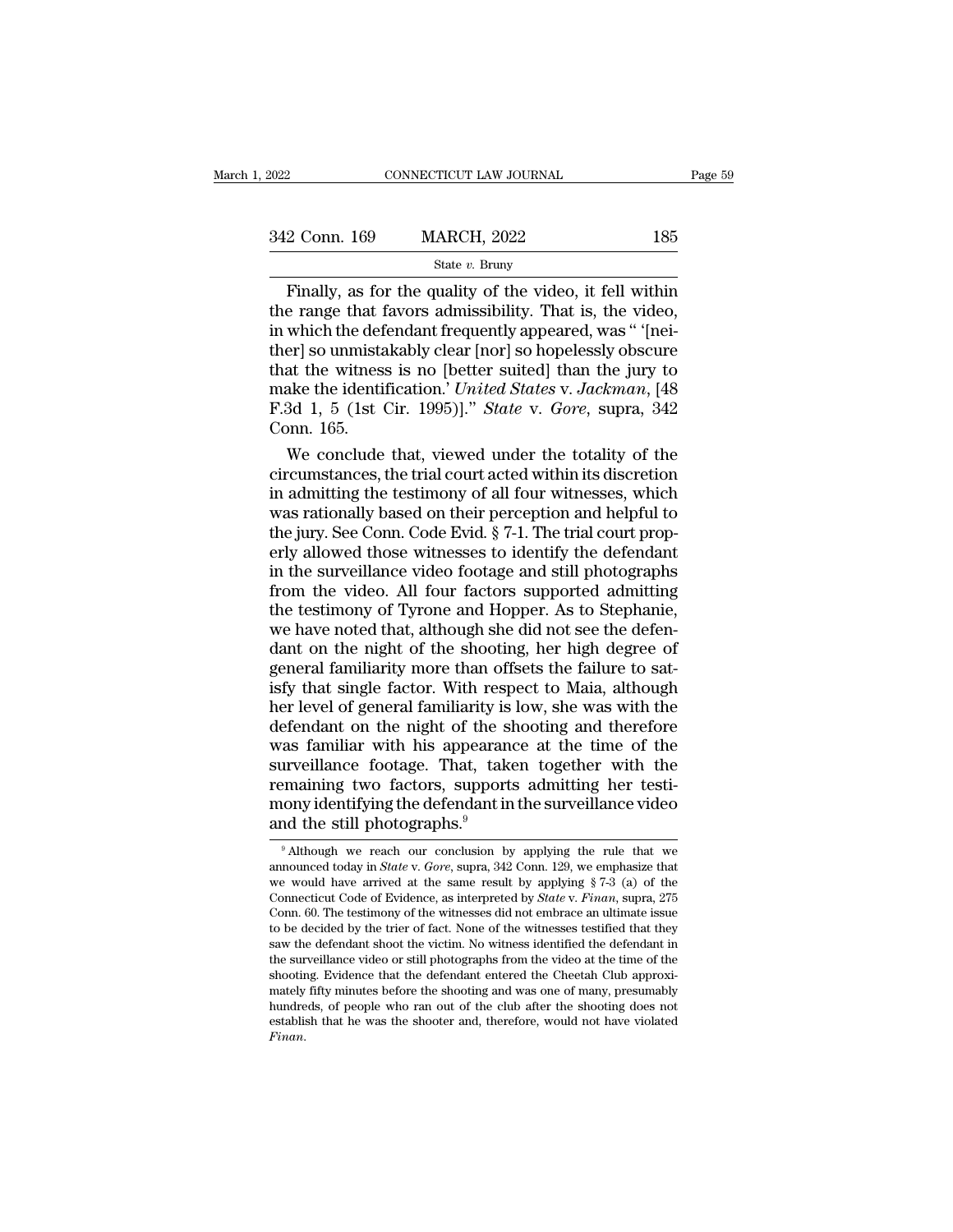Finally, as for the quality of the video, it fell within the range that favors admissibility. That is, the video, in which the defendant frequently appeared, was " '[neither] so unmistakably clear [nor] so hopelessly obscure that the witness is no [better suited] than the jury to make the identification.' *United States* v. *Jackman*, [48 F.3d 1, 5 (1st Cir. 1995)]." *State* v. *Gore*, supra, 342 Conn. 165.

We conclude that, viewed under the totality of the circumstances, the trial court acted within its discretion in admitting the testimony of all four witnesses, which was rationally based on their perception and helpful to the jury. See Conn. Code Evid. § 7-1. The trial court properly allowed those witnesses to identify the defendant in the surveillance video footage and still photographs from the video. All four factors supported admitting the testimony of Tyrone and Hopper. As to Stephanie, we have noted that, although she did not see the defendant on the night of the shooting, her high degree of general familiarity more than offsets the failure to satisfy that single factor. With respect to Maia, although her level of general familiarity is low, she was with the defendant on the night of the shooting and therefore was familiar with his appearance at the time of the surveillance footage. That, taken together with the remaining two factors, supports admitting her testimony identifying the defendant in the surveillance video and the still photographs.[9]

[9] Although we reach our conclusion by applying the rule that we announced today in *State* v. *Gore*, supra, 342 Conn. 129, we emphasize that we would have arrived at the same result by applying § 7-3 (a) of the Connecticut Code of Evidence, as interpreted by *State* v. *Finan*, supra, 275 Conn. 60. The testimony of the witnesses did not embrace an ultimate issue to be decided by the trier of fact. None of the witnesses testified that they saw the defendant shoot the victim. No witness identified the defendant in the surveillance video or still photographs from the video at the time of the shooting. Evidence that the defendant entered the Cheetah Club approximately fifty minutes before the shooting and was one of many, presumably hundreds, of people who ran out of the club after the shooting does not establish that he was the shooter and, therefore, would not have violated *Finan*.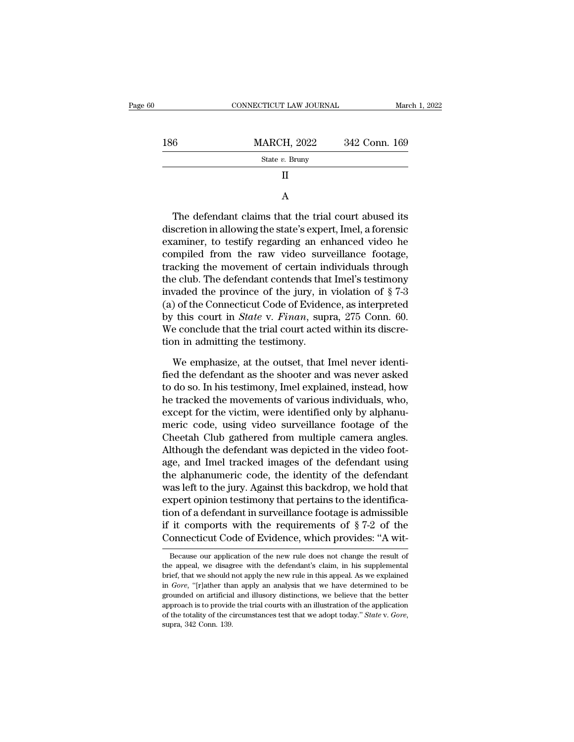II

A

The defendant claims that the trial court abused its discretion in allowing the state's expert, Imel, a forensic examiner, to testify regarding an enhanced video he compiled from the raw video surveillance footage, tracking the movement of certain individuals through the club. The defendant contends that Imel's testimony invaded the province of the jury, in violation of § 7-3 (a) of the Connecticut Code of Evidence, as interpreted by this court in *State* v. *Finan*, supra, 275 Conn. 60. We conclude that the trial court acted within its discretion in admitting the testimony.

We emphasize, at the outset, that Imel never identified the defendant as the shooter and was never asked to do so. In his testimony, Imel explained, instead, how he tracked the movements of various individuals, who, except for the victim, were identified only by alphanumeric code, using video surveillance footage of the Cheetah Club gathered from multiple camera angles. Although the defendant was depicted in the video footage, and Imel tracked images of the defendant using the alphanumeric code, the identity of the defendant was left to the jury. Against this backdrop, we hold that expert opinion testimony that pertains to the identification of a defendant in surveillance footage is admissible if it comports with the requirements of § 7-2 of the Connecticut Code of Evidence, which provides: "A wit-

---

Because our application of the new rule does not change the result of the appeal, we disagree with the defendant's claim, in his supplemental brief, that we should not apply the new rule in this appeal. As we explained in *Gore*, "[r]ather than apply an analysis that we have determined to be grounded on artificial and illusory distinctions, we believe that the better approach is to provide the trial courts with an illustration of the application of the totality of the circumstances test that we adopt today." *State* v. *Gore*, supra, 342 Conn. 139.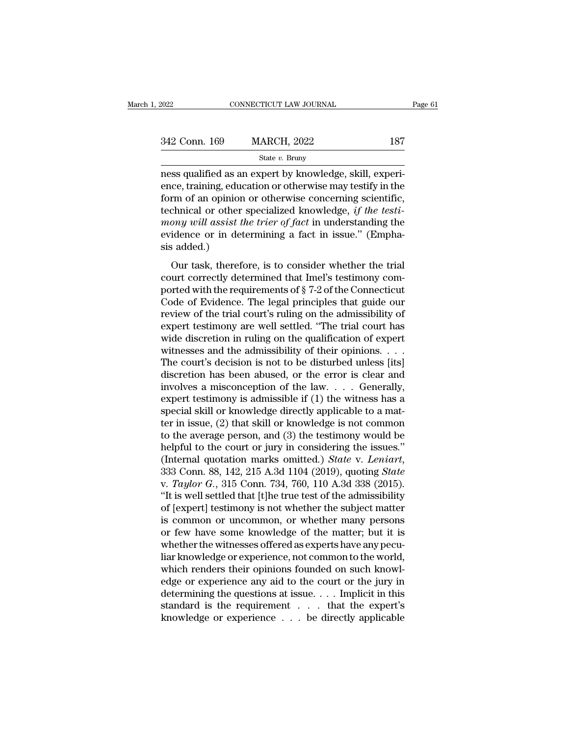ness qualified as an expert by knowledge, skill, experience, training, education or otherwise may testify in the form of an opinion or otherwise concerning scientific, technical or other specialized knowledge, *if the testimony will assist the trier of fact* in understanding the evidence or in determining a fact in issue." (Emphasis added.)

Our task, therefore, is to consider whether the trial court correctly determined that Imel's testimony comported with the requirements of § 7-2 of the Connecticut Code of Evidence. The legal principles that guide our review of the trial court's ruling on the admissibility of expert testimony are well settled. "The trial court has wide discretion in ruling on the qualification of expert witnesses and the admissibility of their opinions. . . . The court's decision is not to be disturbed unless [its] discretion has been abused, or the error is clear and involves a misconception of the law. . . . Generally, expert testimony is admissible if (1) the witness has a special skill or knowledge directly applicable to a matter in issue, (2) that skill or knowledge is not common to the average person, and (3) the testimony would be helpful to the court or jury in considering the issues." (Internal quotation marks omitted.) *State* v. *Leniart*, 333 Conn. 88, 142, 215 A.3d 1104 (2019), quoting *State* v. *Taylor G.*, 315 Conn. 734, 760, 110 A.3d 338 (2015). "It is well settled that [t]he true test of the admissibility of [expert] testimony is not whether the subject matter is common or uncommon, or whether many persons or few have some knowledge of the matter; but it is whether the witnesses offered as experts have any peculiar knowledge or experience, not common to the world, which renders their opinions founded on such knowledge or experience any aid to the court or the jury in determining the questions at issue. . . . Implicit in this standard is the requirement . . . that the expert's knowledge or experience . . . be directly applicable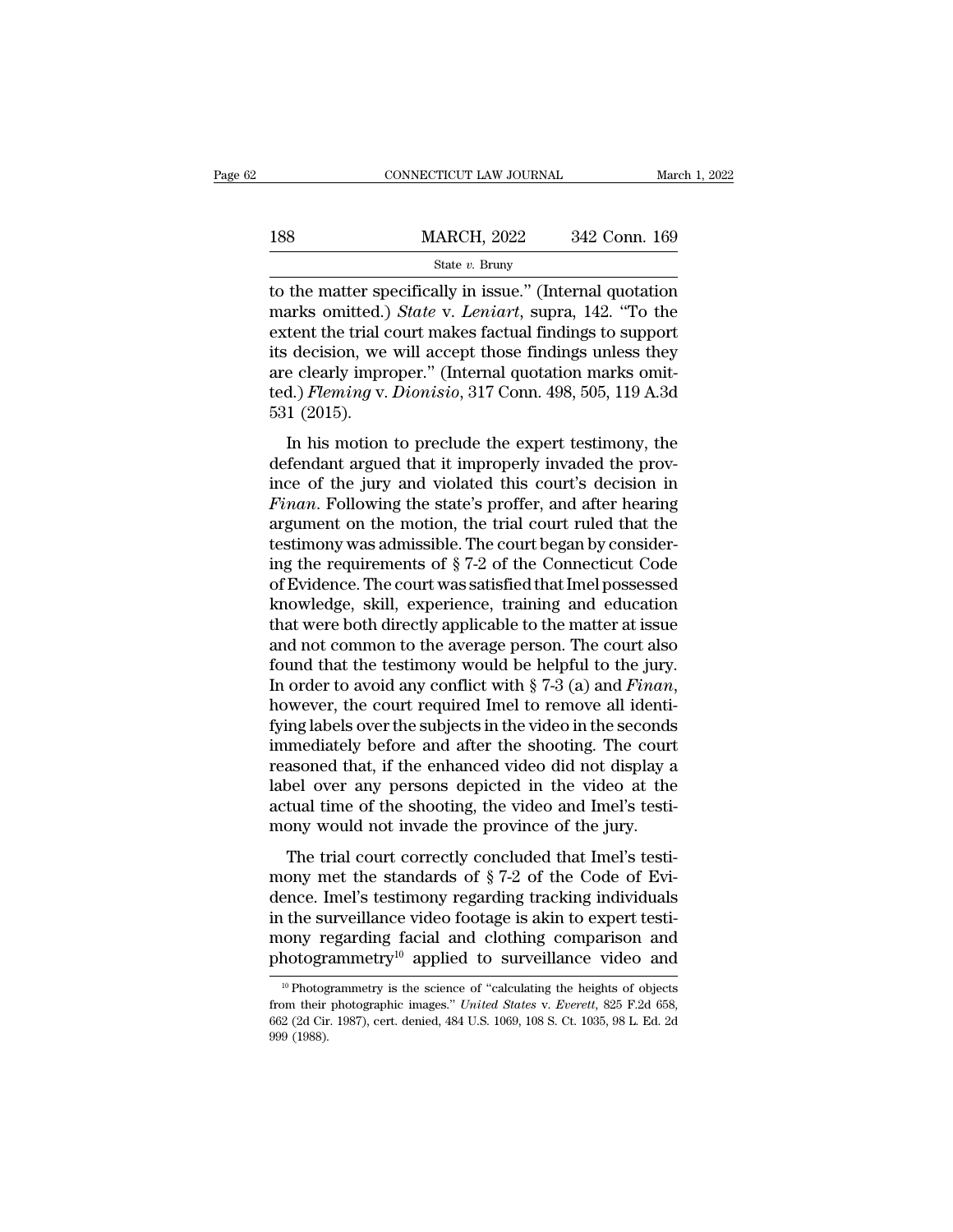to the matter specifically in issue." (Internal quotation marks omitted.) *State* v. *Leniart*, supra, 142. "To the extent the trial court makes factual findings to support its decision, we will accept those findings unless they are clearly improper." (Internal quotation marks omitted.) *Fleming* v. *Dionisio*, 317 Conn. 498, 505, 119 A.3d 531 (2015).

In his motion to preclude the expert testimony, the defendant argued that it improperly invaded the province of the jury and violated this court's decision in *Finan*. Following the state's proffer, and after hearing argument on the motion, the trial court ruled that the testimony was admissible. The court began by considering the requirements of § 7-2 of the Connecticut Code of Evidence. The court was satisfied that Imel possessed knowledge, skill, experience, training and education that were both directly applicable to the matter at issue and not common to the average person. The court also found that the testimony would be helpful to the jury. In order to avoid any conflict with § 7-3 (a) and *Finan*, however, the court required Imel to remove all identifying labels over the subjects in the video in the seconds immediately before and after the shooting. The court reasoned that, if the enhanced video did not display a label over any persons depicted in the video at the actual time of the shooting, the video and Imel's testimony would not invade the province of the jury.

The trial court correctly concluded that Imel's testimony met the standards of § 7-2 of the Code of Evidence. Imel's testimony regarding tracking individuals in the surveillance video footage is akin to expert testimony regarding facial and clothing comparison and photogrammetry[10] applied to surveillance video and

[10] Photogrammetry is the science of "calculating the heights of objects from their photographic images." *United States* v. *Everett*, 825 F.2d 658, 662 (2d Cir. 1987), cert. denied, 484 U.S. 1069, 108 S. Ct. 1035, 98 L. Ed. 2d 999 (1988).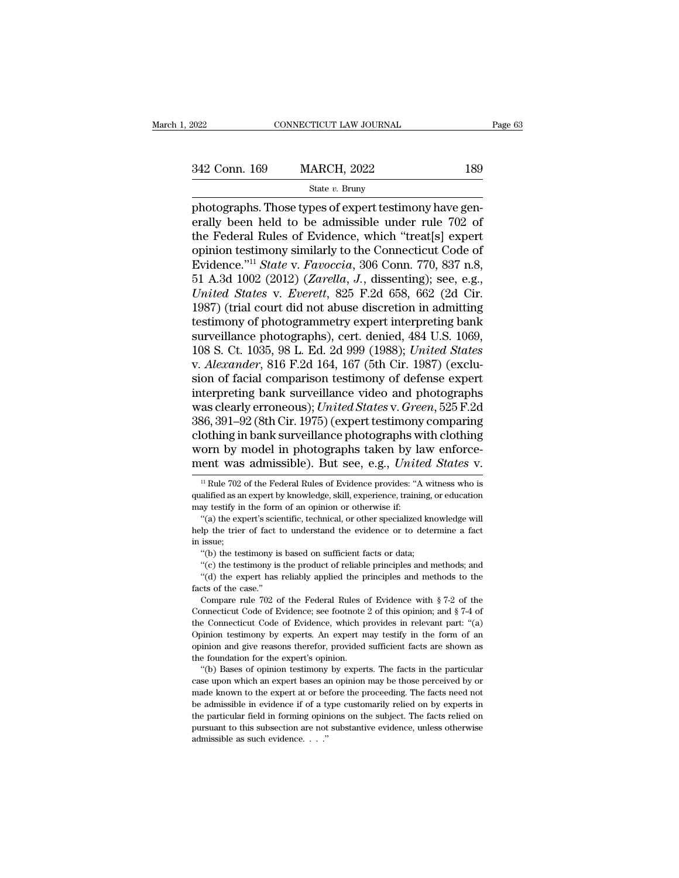photographs. Those types of expert testimony have generally been held to be admissible under rule 702 of the Federal Rules of Evidence, which "treat[s] expert opinion testimony similarly to the Connecticut Code of Evidence."[11] *State* v. *Favoccia*, 306 Conn. 770, 837 n.8, 51 A.3d 1002 (2012) (*Zarella, J.*, dissenting); see, e.g., *United States* v. *Everett*, 825 F.2d 658, 662 (2d Cir. 1987) (trial court did not abuse discretion in admitting testimony of photogrammetry expert interpreting bank surveillance photographs), cert. denied, 484 U.S. 1069, 108 S. Ct. 1035, 98 L. Ed. 2d 999 (1988); *United States* v. *Alexander*, 816 F.2d 164, 167 (5th Cir. 1987) (exclusion of facial comparison testimony of defense expert interpreting bank surveillance video and photographs was clearly erroneous); *United States* v. *Green*, 525 F.2d 386, 391–92 (8th Cir. 1975) (expert testimony comparing clothing in bank surveillance photographs with clothing worn by model in photographs taken by law enforcement was admissible). But see, e.g., *United States* v.

[11] Rule 702 of the Federal Rules of Evidence provides: "A witness who is qualified as an expert by knowledge, skill, experience, training, or education may testify in the form of an opinion or otherwise if:

"(a) the expert's scientific, technical, or other specialized knowledge will help the trier of fact to understand the evidence or to determine a fact in issue;

"(b) the testimony is based on sufficient facts or data;

"(c) the testimony is the product of reliable principles and methods; and

"(d) the expert has reliably applied the principles and methods to the facts of the case."

Compare rule 702 of the Federal Rules of Evidence with § 7-2 of the Connecticut Code of Evidence; see footnote 2 of this opinion; and § 7-4 of the Connecticut Code of Evidence, which provides in relevant part: "(a) Opinion testimony by experts. An expert may testify in the form of an opinion and give reasons therefor, provided sufficient facts are shown as the foundation for the expert's opinion.

"(b) Bases of opinion testimony by experts. The facts in the particular case upon which an expert bases an opinion may be those perceived by or made known to the expert at or before the proceeding. The facts need not be admissible in evidence if of a type customarily relied on by experts in the particular field in forming opinions on the subject. The facts relied on pursuant to this subsection are not substantive evidence, unless otherwise admissible as such evidence. . . ."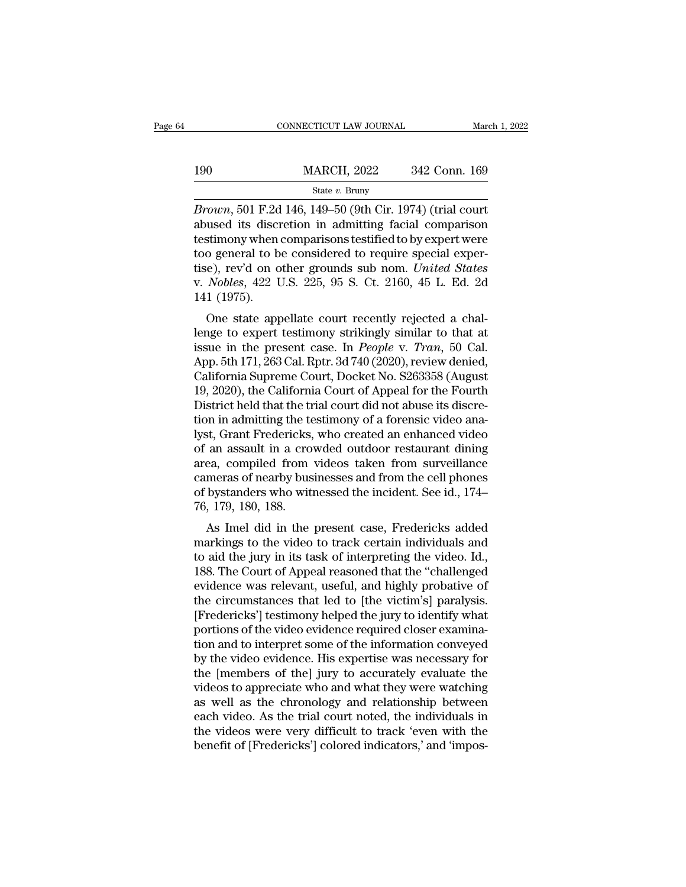*Brown*, 501 F.2d 146, 149–50 (9th Cir. 1974) (trial court abused its discretion in admitting facial comparison testimony when comparisons testified to by expert were too general to be considered to require special expertise), rev'd on other grounds sub nom. *United States* v. *Nobles*, 422 U.S. 225, 95 S. Ct. 2160, 45 L. Ed. 2d 141 (1975).

One state appellate court recently rejected a challenge to expert testimony strikingly similar to that at issue in the present case. In *People* v. *Tran*, 50 Cal. App. 5th 171, 263 Cal. Rptr. 3d 740 (2020), review denied, California Supreme Court, Docket No. S263358 (August 19, 2020), the California Court of Appeal for the Fourth District held that the trial court did not abuse its discretion in admitting the testimony of a forensic video analyst, Grant Fredericks, who created an enhanced video of an assault in a crowded outdoor restaurant dining area, compiled from videos taken from surveillance cameras of nearby businesses and from the cell phones of bystanders who witnessed the incident. See id., 174–76, 179, 180, 188.

As Imel did in the present case, Fredericks added markings to the video to track certain individuals and to aid the jury in its task of interpreting the video. Id., 188. The Court of Appeal reasoned that the "challenged evidence was relevant, useful, and highly probative of the circumstances that led to [the victim's] paralysis. [Fredericks'] testimony helped the jury to identify what portions of the video evidence required closer examination and to interpret some of the information conveyed by the video evidence. His expertise was necessary for the [members of the] jury to accurately evaluate the videos to appreciate who and what they were watching as well as the chronology and relationship between each video. As the trial court noted, the individuals in the videos were very difficult to track 'even with the benefit of [Fredericks'] colored indicators,' and 'impos-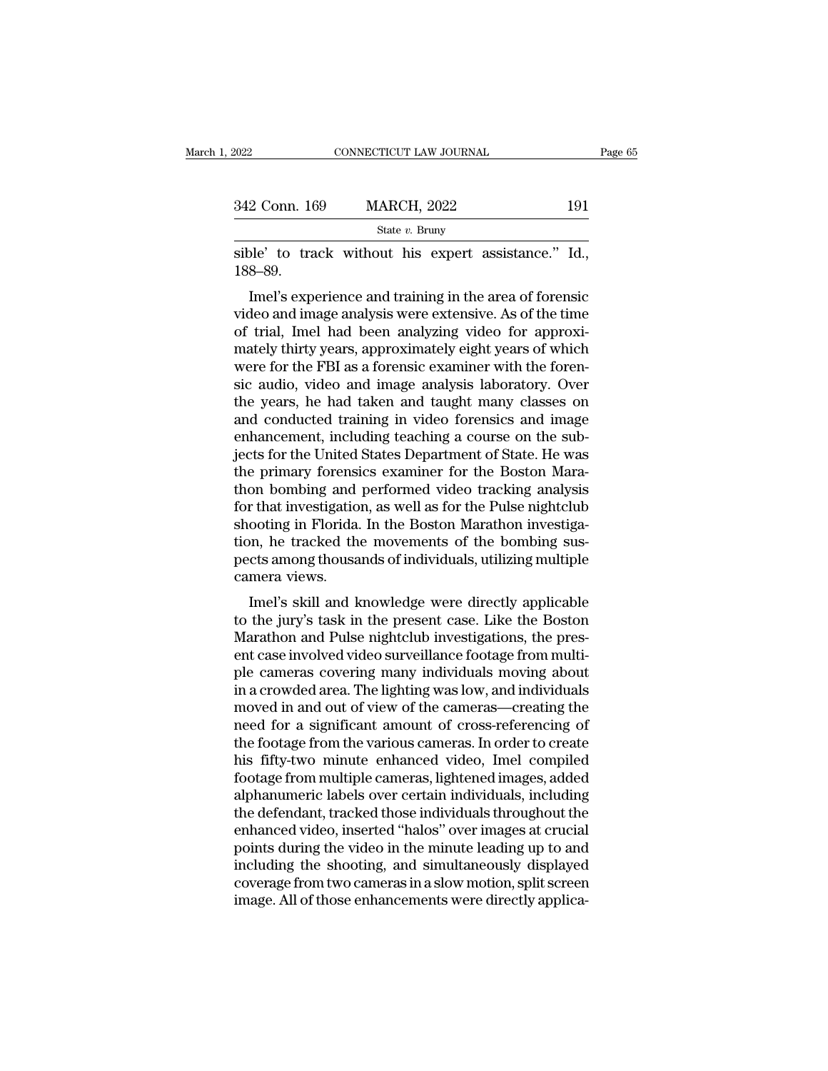sible' to track without his expert assistance." Id., 188–89.

Imel's experience and training in the area of forensic video and image analysis were extensive. As of the time of trial, Imel had been analyzing video for approximately thirty years, approximately eight years of which were for the FBI as a forensic examiner with the forensic audio, video and image analysis laboratory. Over the years, he had taken and taught many classes on and conducted training in video forensics and image enhancement, including teaching a course on the subjects for the United States Department of State. He was the primary forensics examiner for the Boston Marathon bombing and performed video tracking analysis for that investigation, as well as for the Pulse nightclub shooting in Florida. In the Boston Marathon investigation, he tracked the movements of the bombing suspects among thousands of individuals, utilizing multiple camera views.

Imel's skill and knowledge were directly applicable to the jury's task in the present case. Like the Boston Marathon and Pulse nightclub investigations, the present case involved video surveillance footage from multiple cameras covering many individuals moving about in a crowded area. The lighting was low, and individuals moved in and out of view of the cameras—creating the need for a significant amount of cross-referencing of the footage from the various cameras. In order to create his fifty-two minute enhanced video, Imel compiled footage from multiple cameras, lightened images, added alphanumeric labels over certain individuals, including the defendant, tracked those individuals throughout the enhanced video, inserted "halos" over images at crucial points during the video in the minute leading up to and including the shooting, and simultaneously displayed coverage from two cameras in a slow motion, split screen image. All of those enhancements were directly applica-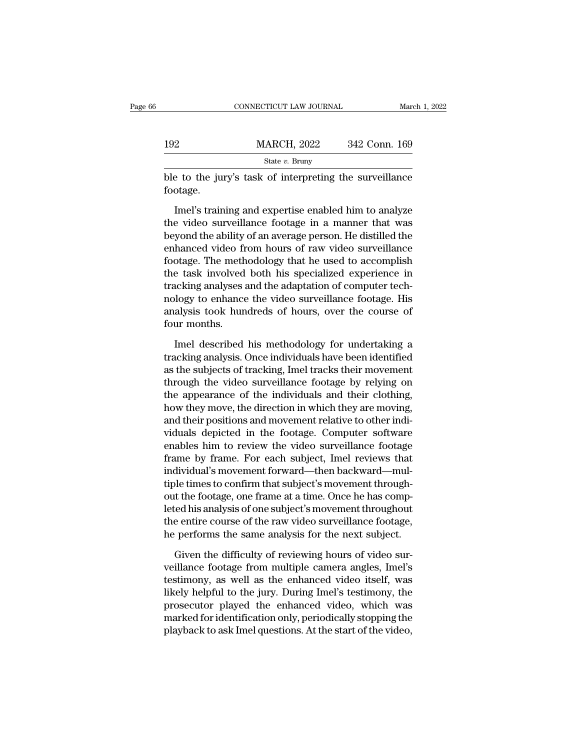ble to the jury's task of interpreting the surveillance footage.

Imel's training and expertise enabled him to analyze the video surveillance footage in a manner that was beyond the ability of an average person. He distilled the enhanced video from hours of raw video surveillance footage. The methodology that he used to accomplish the task involved both his specialized experience in tracking analyses and the adaptation of computer technology to enhance the video surveillance footage. His analysis took hundreds of hours, over the course of four months.

Imel described his methodology for undertaking a tracking analysis. Once individuals have been identified as the subjects of tracking, Imel tracks their movement through the video surveillance footage by relying on the appearance of the individuals and their clothing, how they move, the direction in which they are moving, and their positions and movement relative to other individuals depicted in the footage. Computer software enables him to review the video surveillance footage frame by frame. For each subject, Imel reviews that individual's movement forward—then backward—multiple times to confirm that subject's movement throughout the footage, one frame at a time. Once he has completed his analysis of one subject's movement throughout the entire course of the raw video surveillance footage, he performs the same analysis for the next subject.

Given the difficulty of reviewing hours of video surveillance footage from multiple camera angles, Imel's testimony, as well as the enhanced video itself, was likely helpful to the jury. During Imel's testimony, the prosecutor played the enhanced video, which was marked for identification only, periodically stopping the playback to ask Imel questions. At the start of the video,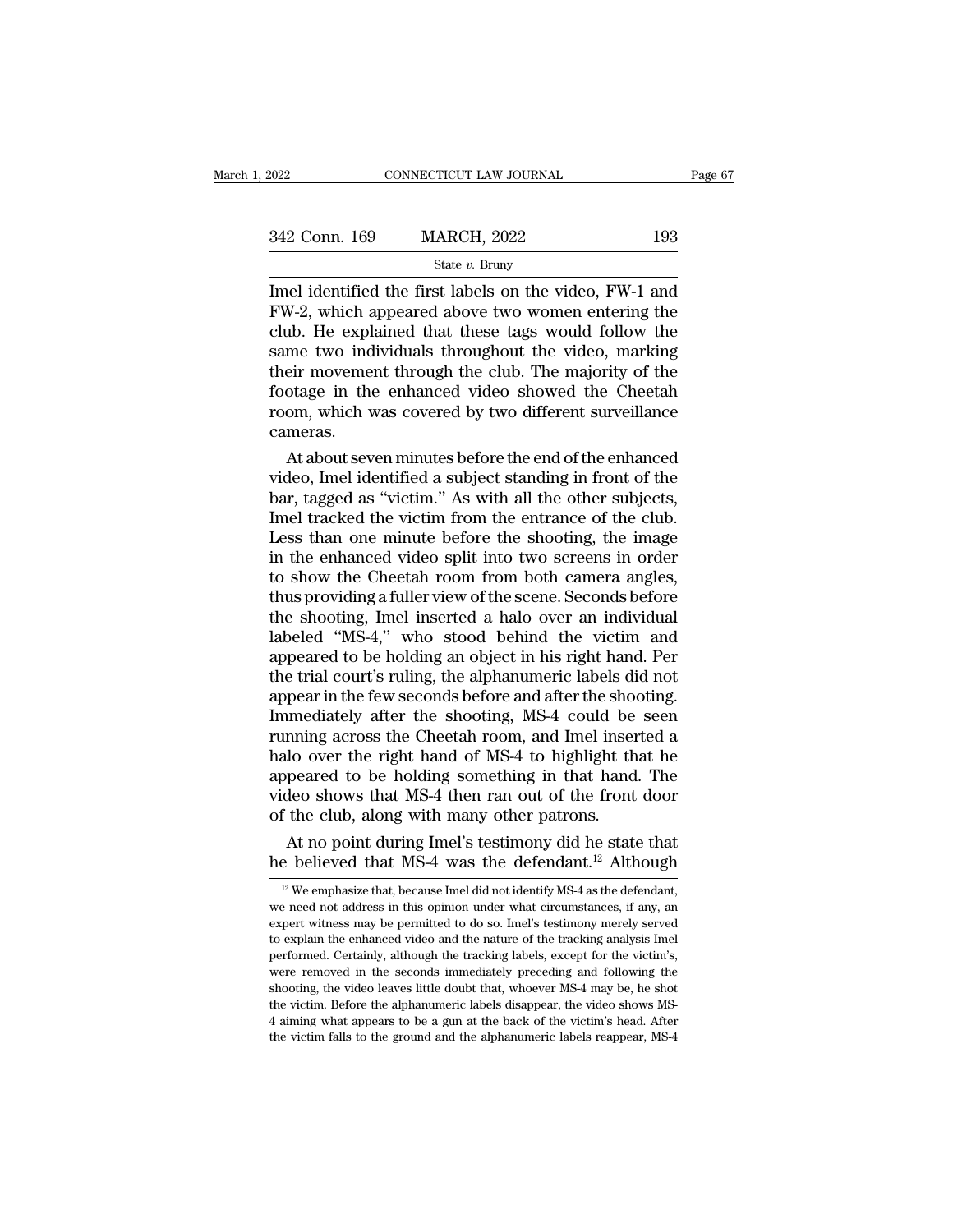Imel identified the first labels on the video, FW-1 and FW-2, which appeared above two women entering the club. He explained that these tags would follow the same two individuals throughout the video, marking their movement through the club. The majority of the footage in the enhanced video showed the Cheetah room, which was covered by two different surveillance cameras.

At about seven minutes before the end of the enhanced video, Imel identified a subject standing in front of the bar, tagged as "victim." As with all the other subjects, Imel tracked the victim from the entrance of the club. Less than one minute before the shooting, the image in the enhanced video split into two screens in order to show the Cheetah room from both camera angles, thus providing a fuller view of the scene. Seconds before the shooting, Imel inserted a halo over an individual labeled "MS-4," who stood behind the victim and appeared to be holding an object in his right hand. Per the trial court's ruling, the alphanumeric labels did not appear in the few seconds before and after the shooting. Immediately after the shooting, MS-4 could be seen running across the Cheetah room, and Imel inserted a halo over the right hand of MS-4 to highlight that he appeared to be holding something in that hand. The video shows that MS-4 then ran out of the front door of the club, along with many other patrons.

At no point during Imel's testimony did he state that he believed that MS-4 was the defendant.[12] Although

---

[12] We emphasize that, because Imel did not identify MS-4 as the defendant, we need not address in this opinion under what circumstances, if any, an expert witness may be permitted to do so. Imel's testimony merely served to explain the enhanced video and the nature of the tracking analysis Imel performed. Certainly, although the tracking labels, except for the victim's, were removed in the seconds immediately preceding and following the shooting, the video leaves little doubt that, whoever MS-4 may be, he shot the victim. Before the alphanumeric labels disappear, the video shows MS-4 aiming what appears to be a gun at the back of the victim's head. After the victim falls to the ground and the alphanumeric labels reappear, MS-4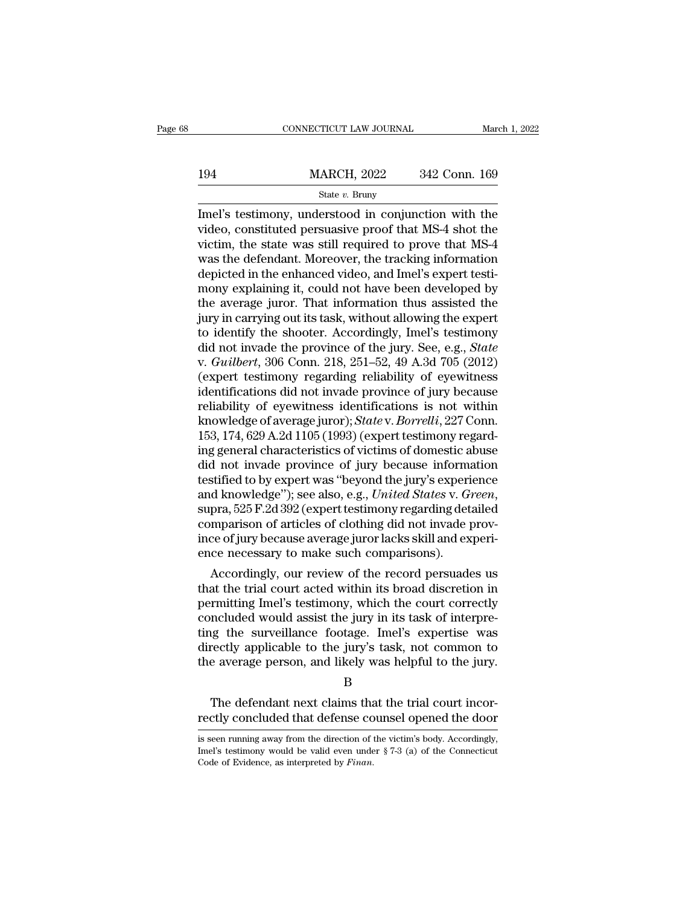Imel's testimony, understood in conjunction with the video, constituted persuasive proof that MS-4 shot the victim, the state was still required to prove that MS-4 was the defendant. Moreover, the tracking information depicted in the enhanced video, and Imel's expert testimony explaining it, could not have been developed by the average juror. That information thus assisted the jury in carrying out its task, without allowing the expert to identify the shooter. Accordingly, Imel's testimony did not invade the province of the jury. See, e.g., *State* v. *Guilbert*, 306 Conn. 218, 251–52, 49 A.3d 705 (2012) (expert testimony regarding reliability of eyewitness identifications did not invade province of jury because reliability of eyewitness identifications is not within knowledge of average juror); *State* v. *Borrelli*, 227 Conn. 153, 174, 629 A.2d 1105 (1993) (expert testimony regarding general characteristics of victims of domestic abuse did not invade province of jury because information testified to by expert was "beyond the jury's experience and knowledge"); see also, e.g., *United States* v. *Green*, supra, 525 F.2d 392 (expert testimony regarding detailed comparison of articles of clothing did not invade province of jury because average juror lacks skill and experience necessary to make such comparisons).

Accordingly, our review of the record persuades us that the trial court acted within its broad discretion in permitting Imel's testimony, which the court correctly concluded would assist the jury in its task of interpreting the surveillance footage. Imel's expertise was directly applicable to the jury's task, not common to the average person, and likely was helpful to the jury.

B

The defendant next claims that the trial court incorrectly concluded that defense counsel opened the door

is seen running away from the direction of the victim's body. Accordingly, Imel's testimony would be valid even under § 7-3 (a) of the Connecticut Code of Evidence, as interpreted by *Finan*.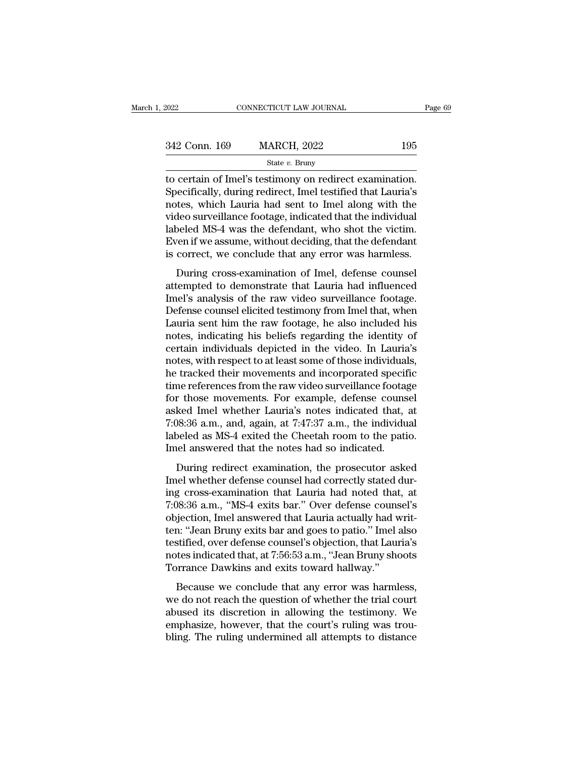to certain of Imel's testimony on redirect examination. Specifically, during redirect, Imel testified that Lauria's notes, which Lauria had sent to Imel along with the video surveillance footage, indicated that the individual labeled MS-4 was the defendant, who shot the victim. Even if we assume, without deciding, that the defendant is correct, we conclude that any error was harmless.

During cross-examination of Imel, defense counsel attempted to demonstrate that Lauria had influenced Imel's analysis of the raw video surveillance footage. Defense counsel elicited testimony from Imel that, when Lauria sent him the raw footage, he also included his notes, indicating his beliefs regarding the identity of certain individuals depicted in the video. In Lauria's notes, with respect to at least some of those individuals, he tracked their movements and incorporated specific time references from the raw video surveillance footage for those movements. For example, defense counsel asked Imel whether Lauria's notes indicated that, at 7:08:36 a.m., and, again, at 7:47:37 a.m., the individual labeled as MS-4 exited the Cheetah room to the patio. Imel answered that the notes had so indicated.

During redirect examination, the prosecutor asked Imel whether defense counsel had correctly stated during cross-examination that Lauria had noted that, at 7:08:36 a.m., "MS-4 exits bar." Over defense counsel's objection, Imel answered that Lauria actually had written: "Jean Bruny exits bar and goes to patio." Imel also testified, over defense counsel's objection, that Lauria's notes indicated that, at 7:56:53 a.m., "Jean Bruny shoots Torrance Dawkins and exits toward hallway."

Because we conclude that any error was harmless, we do not reach the question of whether the trial court abused its discretion in allowing the testimony. We emphasize, however, that the court's ruling was troubling. The ruling undermined all attempts to distance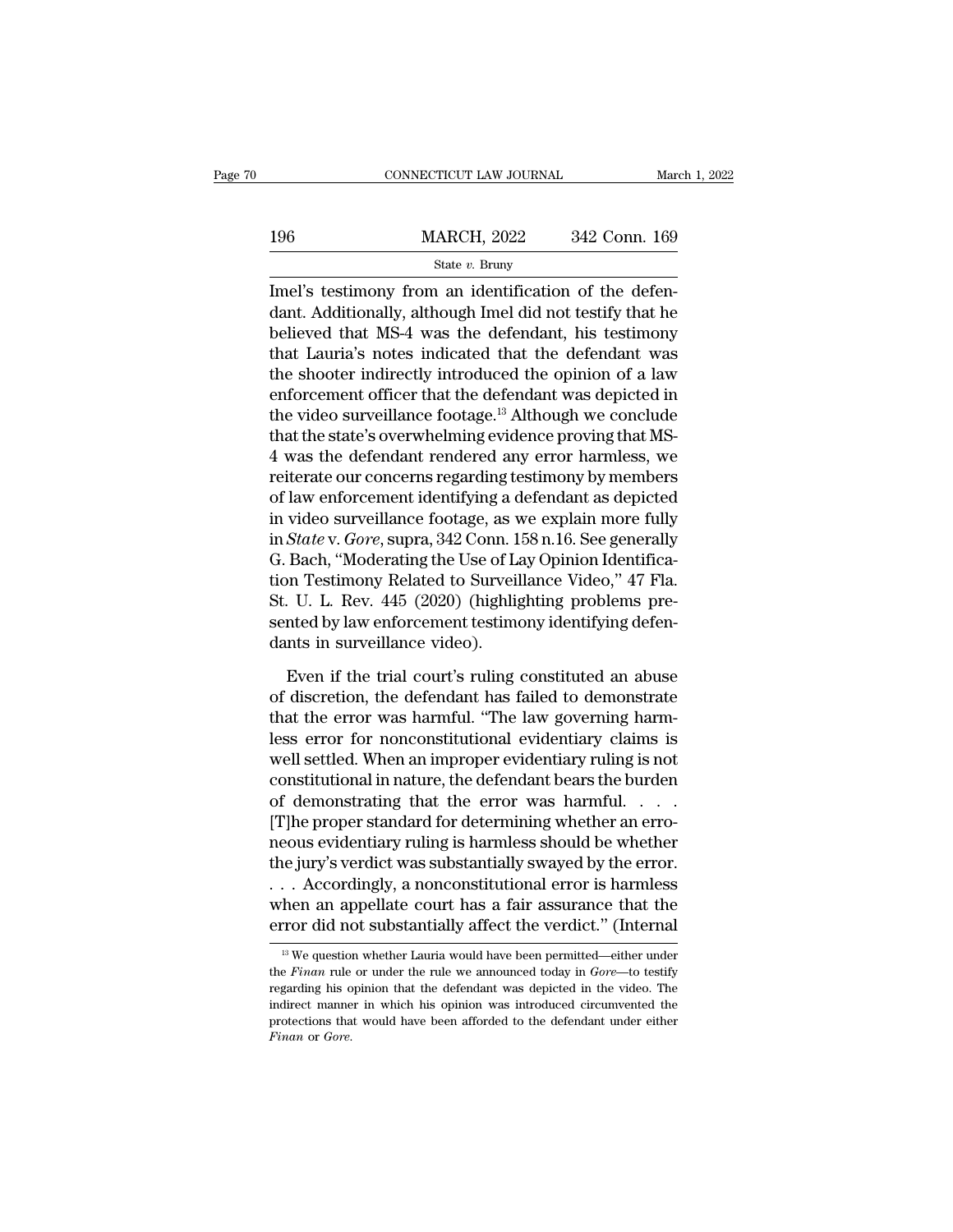Imel's testimony from an identification of the defendant. Additionally, although Imel did not testify that he believed that MS-4 was the defendant, his testimony that Lauria's notes indicated that the defendant was the shooter indirectly introduced the opinion of a law enforcement officer that the defendant was depicted in the video surveillance footage.[13] Although we conclude that the state's overwhelming evidence proving that MS-4 was the defendant rendered any error harmless, we reiterate our concerns regarding testimony by members of law enforcement identifying a defendant as depicted in video surveillance footage, as we explain more fully in *State* v. *Gore*, supra, 342 Conn. 158 n.16. See generally G. Bach, "Moderating the Use of Lay Opinion Identification Testimony Related to Surveillance Video," 47 Fla. St. U. L. Rev. 445 (2020) (highlighting problems presented by law enforcement testimony identifying defendants in surveillance video).

Even if the trial court's ruling constituted an abuse of discretion, the defendant has failed to demonstrate that the error was harmful. "The law governing harmless error for nonconstitutional evidentiary claims is well settled. When an improper evidentiary ruling is not constitutional in nature, the defendant bears the burden of demonstrating that the error was harmful. . . . [T]he proper standard for determining whether an erroneous evidentiary ruling is harmless should be whether the jury's verdict was substantially swayed by the error. . . . Accordingly, a nonconstitutional error is harmless when an appellate court has a fair assurance that the error did not substantially affect the verdict." (Internal

[13] We question whether Lauria would have been permitted—either under the *Finan* rule or under the rule we announced today in *Gore*—to testify regarding his opinion that the defendant was depicted in the video. The indirect manner in which his opinion was introduced circumvented the protections that would have been afforded to the defendant under either *Finan* or *Gore*.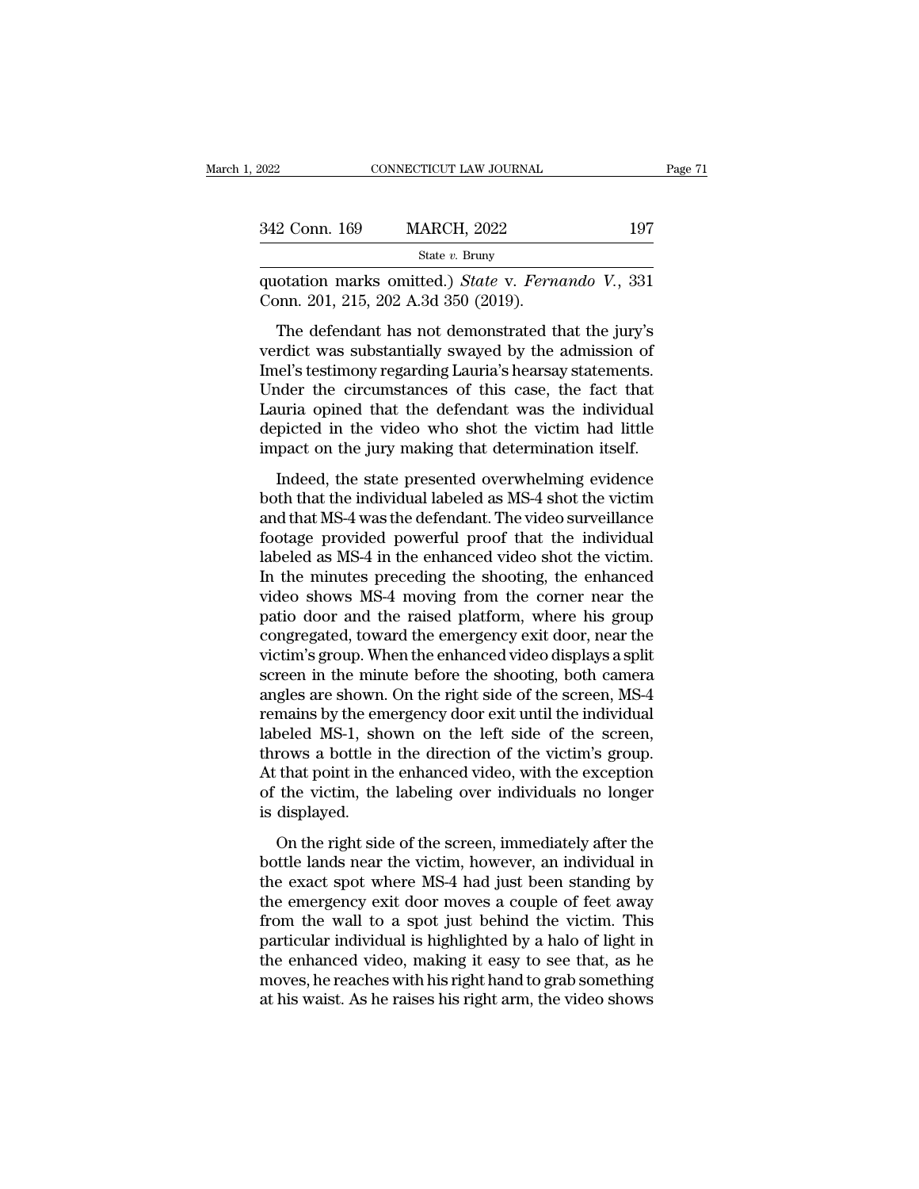quotation marks omitted.) *State* v. *Fernando V.*, 331 Conn. 201, 215, 202 A.3d 350 (2019).

The defendant has not demonstrated that the jury's verdict was substantially swayed by the admission of Imel's testimony regarding Lauria's hearsay statements. Under the circumstances of this case, the fact that Lauria opined that the defendant was the individual depicted in the video who shot the victim had little impact on the jury making that determination itself.

Indeed, the state presented overwhelming evidence both that the individual labeled as MS-4 shot the victim and that MS-4 was the defendant. The video surveillance footage provided powerful proof that the individual labeled as MS-4 in the enhanced video shot the victim. In the minutes preceding the shooting, the enhanced video shows MS-4 moving from the corner near the patio door and the raised platform, where his group congregated, toward the emergency exit door, near the victim's group. When the enhanced video displays a split screen in the minute before the shooting, both camera angles are shown. On the right side of the screen, MS-4 remains by the emergency door exit until the individual labeled MS-1, shown on the left side of the screen, throws a bottle in the direction of the victim's group. At that point in the enhanced video, with the exception of the victim, the labeling over individuals no longer is displayed.

On the right side of the screen, immediately after the bottle lands near the victim, however, an individual in the exact spot where MS-4 had just been standing by the emergency exit door moves a couple of feet away from the wall to a spot just behind the victim. This particular individual is highlighted by a halo of light in the enhanced video, making it easy to see that, as he moves, he reaches with his right hand to grab something at his waist. As he raises his right arm, the video shows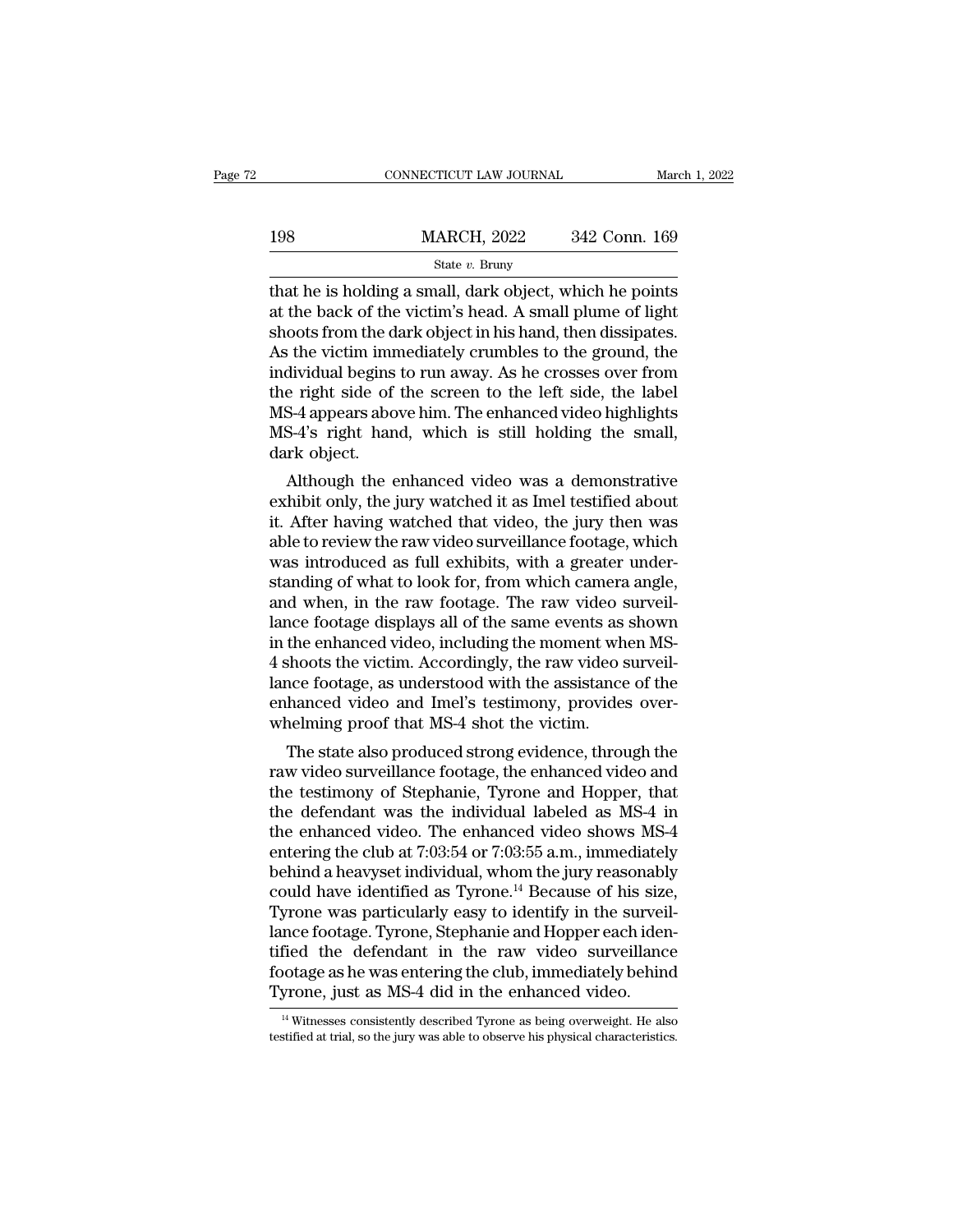that he is holding a small, dark object, which he points at the back of the victim's head. A small plume of light shoots from the dark object in his hand, then dissipates. As the victim immediately crumbles to the ground, the individual begins to run away. As he crosses over from the right side of the screen to the left side, the label MS-4 appears above him. The enhanced video highlights MS-4's right hand, which is still holding the small, dark object.

Although the enhanced video was a demonstrative exhibit only, the jury watched it as Imel testified about it. After having watched that video, the jury then was able to review the raw video surveillance footage, which was introduced as full exhibits, with a greater understanding of what to look for, from which camera angle, and when, in the raw footage. The raw video surveillance footage displays all of the same events as shown in the enhanced video, including the moment when MS-4 shoots the victim. Accordingly, the raw video surveillance footage, as understood with the assistance of the enhanced video and Imel's testimony, provides overwhelming proof that MS-4 shot the victim.

The state also produced strong evidence, through the raw video surveillance footage, the enhanced video and the testimony of Stephanie, Tyrone and Hopper, that the defendant was the individual labeled as MS-4 in the enhanced video. The enhanced video shows MS-4 entering the club at 7:03:54 or 7:03:55 a.m., immediately behind a heavyset individual, whom the jury reasonably could have identified as Tyrone.[14] Because of his size, Tyrone was particularly easy to identify in the surveillance footage. Tyrone, Stephanie and Hopper each identified the defendant in the raw video surveillance footage as he was entering the club, immediately behind Tyrone, just as MS-4 did in the enhanced video.

[14] Witnesses consistently described Tyrone as being overweight. He also testified at trial, so the jury was able to observe his physical characteristics.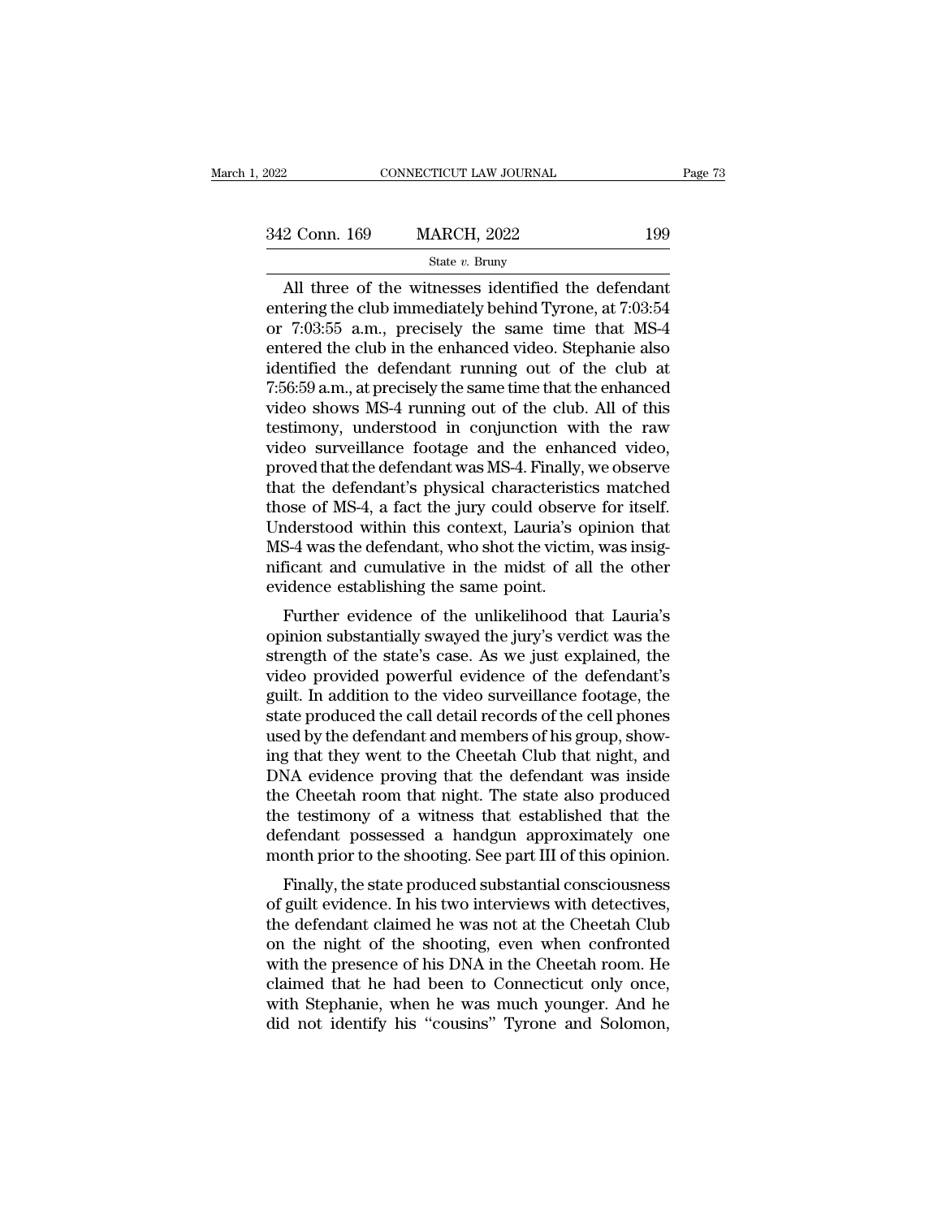All three of the witnesses identified the defendant entering the club immediately behind Tyrone, at 7:03:54 or 7:03:55 a.m., precisely the same time that MS-4 entered the club in the enhanced video. Stephanie also identified the defendant running out of the club at 7:56:59 a.m., at precisely the same time that the enhanced video shows MS-4 running out of the club. All of this testimony, understood in conjunction with the raw video surveillance footage and the enhanced video, proved that the defendant was MS-4. Finally, we observe that the defendant's physical characteristics matched those of MS-4, a fact the jury could observe for itself. Understood within this context, Lauria's opinion that MS-4 was the defendant, who shot the victim, was insignificant and cumulative in the midst of all the other evidence establishing the same point.

Further evidence of the unlikelihood that Lauria's opinion substantially swayed the jury's verdict was the strength of the state's case. As we just explained, the video provided powerful evidence of the defendant's guilt. In addition to the video surveillance footage, the state produced the call detail records of the cell phones used by the defendant and members of his group, showing that they went to the Cheetah Club that night, and DNA evidence proving that the defendant was inside the Cheetah room that night. The state also produced the testimony of a witness that established that the defendant possessed a handgun approximately one month prior to the shooting. See part III of this opinion.

Finally, the state produced substantial consciousness of guilt evidence. In his two interviews with detectives, the defendant claimed he was not at the Cheetah Club on the night of the shooting, even when confronted with the presence of his DNA in the Cheetah room. He claimed that he had been to Connecticut only once, with Stephanie, when he was much younger. And he did not identify his "cousins" Tyrone and Solomon,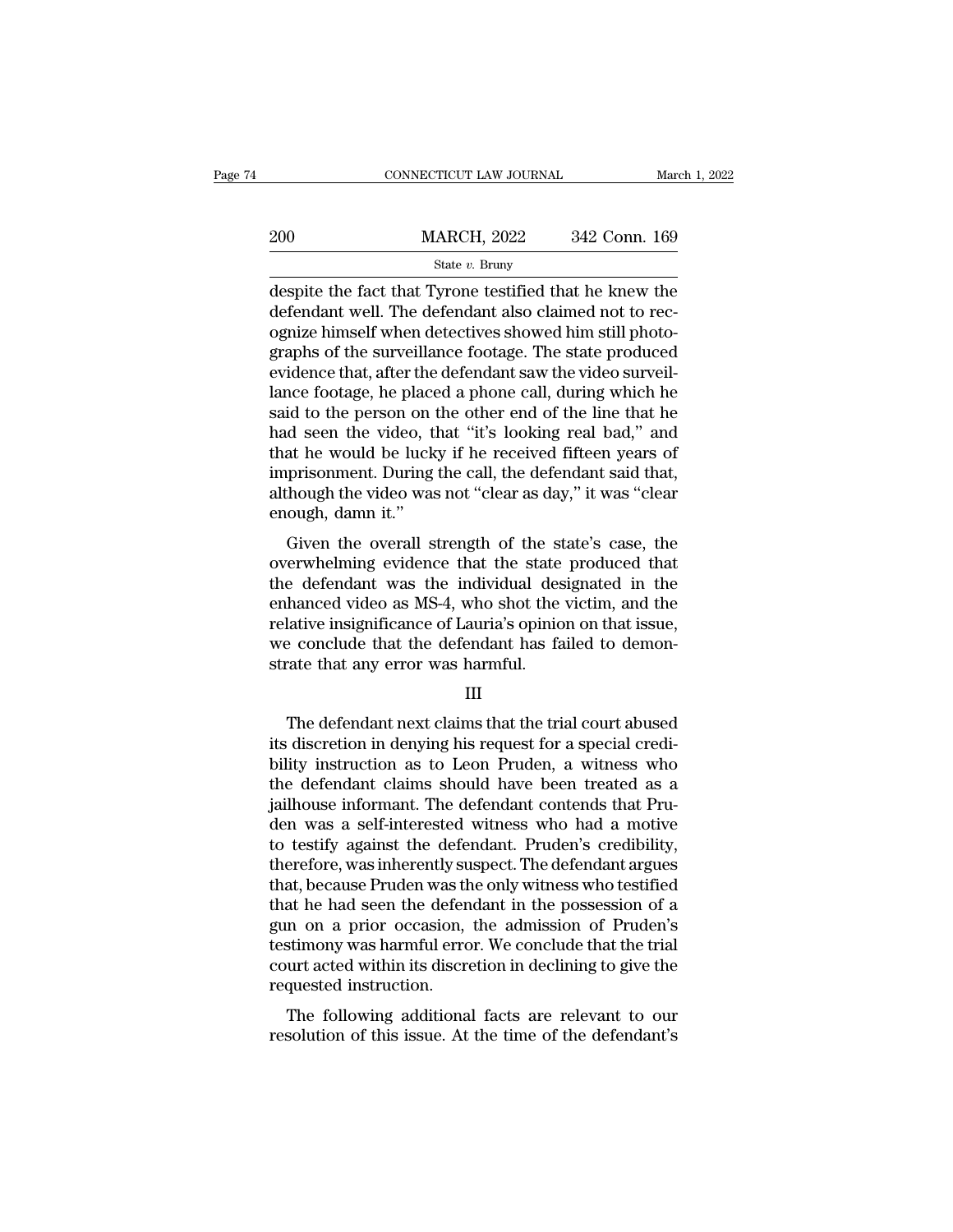despite the fact that Tyrone testified that he knew the defendant well. The defendant also claimed not to recognize himself when detectives showed him still photographs of the surveillance footage. The state produced evidence that, after the defendant saw the video surveillance footage, he placed a phone call, during which he said to the person on the other end of the line that he had seen the video, that "it's looking real bad," and that he would be lucky if he received fifteen years of imprisonment. During the call, the defendant said that, although the video was not "clear as day," it was "clear enough, damn it."

Given the overall strength of the state's case, the overwhelming evidence that the state produced that the defendant was the individual designated in the enhanced video as MS-4, who shot the victim, and the relative insignificance of Lauria's opinion on that issue, we conclude that the defendant has failed to demonstrate that any error was harmful.

III

The defendant next claims that the trial court abused its discretion in denying his request for a special credibility instruction as to Leon Pruden, a witness who the defendant claims should have been treated as a jailhouse informant. The defendant contends that Pruden was a self-interested witness who had a motive to testify against the defendant. Pruden's credibility, therefore, was inherently suspect. The defendant argues that, because Pruden was the only witness who testified that he had seen the defendant in the possession of a gun on a prior occasion, the admission of Pruden's testimony was harmful error. We conclude that the trial court acted within its discretion in declining to give the requested instruction.

The following additional facts are relevant to our resolution of this issue. At the time of the defendant's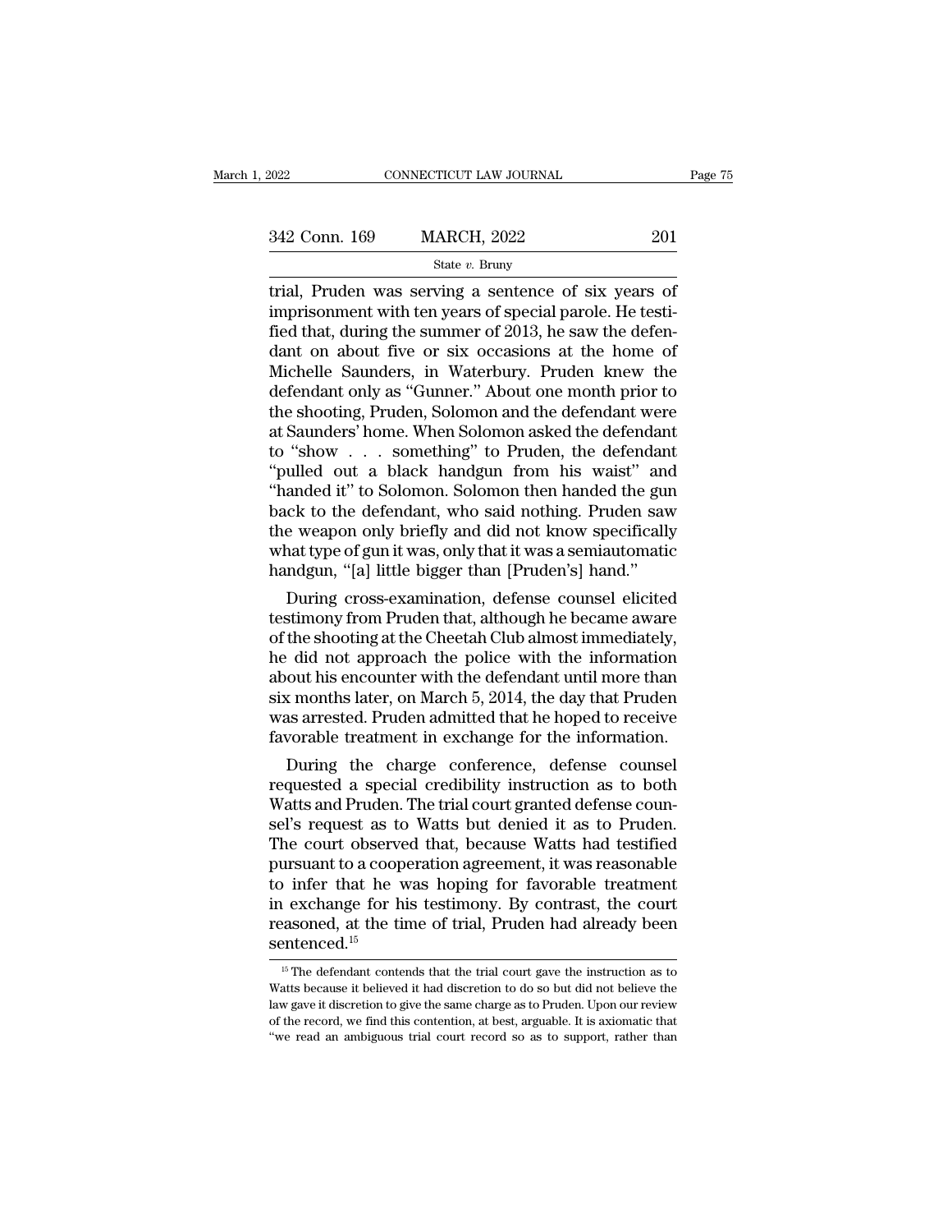trial, Pruden was serving a sentence of six years of imprisonment with ten years of special parole. He testified that, during the summer of 2013, he saw the defendant on about five or six occasions at the home of Michelle Saunders, in Waterbury. Pruden knew the defendant only as "Gunner." About one month prior to the shooting, Pruden, Solomon and the defendant were at Saunders' home. When Solomon asked the defendant to "show . . . something" to Pruden, the defendant "pulled out a black handgun from his waist" and "handed it" to Solomon. Solomon then handed the gun back to the defendant, who said nothing. Pruden saw the weapon only briefly and did not know specifically what type of gun it was, only that it was a semiautomatic handgun, "[a] little bigger than [Pruden's] hand."

During cross-examination, defense counsel elicited testimony from Pruden that, although he became aware of the shooting at the Cheetah Club almost immediately, he did not approach the police with the information about his encounter with the defendant until more than six months later, on March 5, 2014, the day that Pruden was arrested. Pruden admitted that he hoped to receive favorable treatment in exchange for the information.

During the charge conference, defense counsel requested a special credibility instruction as to both Watts and Pruden. The trial court granted defense counsel's request as to Watts but denied it as to Pruden. The court observed that, because Watts had testified pursuant to a cooperation agreement, it was reasonable to infer that he was hoping for favorable treatment in exchange for his testimony. By contrast, the court reasoned, at the time of trial, Pruden had already been sentenced.[15]

[15] The defendant contends that the trial court gave the instruction as to Watts because it believed it had discretion to do so but did not believe the law gave it discretion to give the same charge as to Pruden. Upon our review of the record, we find this contention, at best, arguable. It is axiomatic that "we read an ambiguous trial court record so as to support, rather than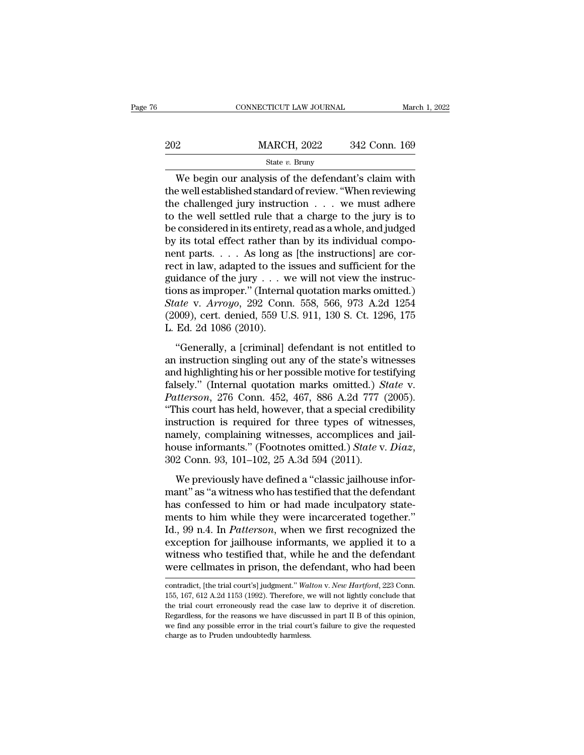We begin our analysis of the defendant's claim with the well established standard of review. "When reviewing the challenged jury instruction . . . we must adhere to the well settled rule that a charge to the jury is to be considered in its entirety, read as a whole, and judged by its total effect rather than by its individual component parts. . . . As long as [the instructions] are correct in law, adapted to the issues and sufficient for the guidance of the jury . . . we will not view the instructions as improper." (Internal quotation marks omitted.) *State* v. *Arroyo*, 292 Conn. 558, 566, 973 A.2d 1254 (2009), cert. denied, 559 U.S. 911, 130 S. Ct. 1296, 175 L. Ed. 2d 1086 (2010).

"Generally, a [criminal] defendant is not entitled to an instruction singling out any of the state's witnesses and highlighting his or her possible motive for testifying falsely." (Internal quotation marks omitted.) *State* v. *Patterson*, 276 Conn. 452, 467, 886 A.2d 777 (2005). "This court has held, however, that a special credibility instruction is required for three types of witnesses, namely, complaining witnesses, accomplices and jailhouse informants." (Footnotes omitted.) *State* v. *Diaz*, 302 Conn. 93, 101–102, 25 A.3d 594 (2011).

We previously have defined a "classic jailhouse informant" as "a witness who has testified that the defendant has confessed to him or had made inculpatory statements to him while they were incarcerated together." Id., 99 n.4. In *Patterson*, when we first recognized the exception for jailhouse informants, we applied it to a witness who testified that, while he and the defendant were cellmates in prison, the defendant, who had been

---

contradict, [the trial court's] judgment." *Walton* v. *New Hartford*, 223 Conn. 155, 167, 612 A.2d 1153 (1992). Therefore, we will not lightly conclude that the trial court erroneously read the case law to deprive it of discretion. Regardless, for the reasons we have discussed in part II B of this opinion, we find any possible error in the trial court's failure to give the requested charge as to Pruden undoubtedly harmless.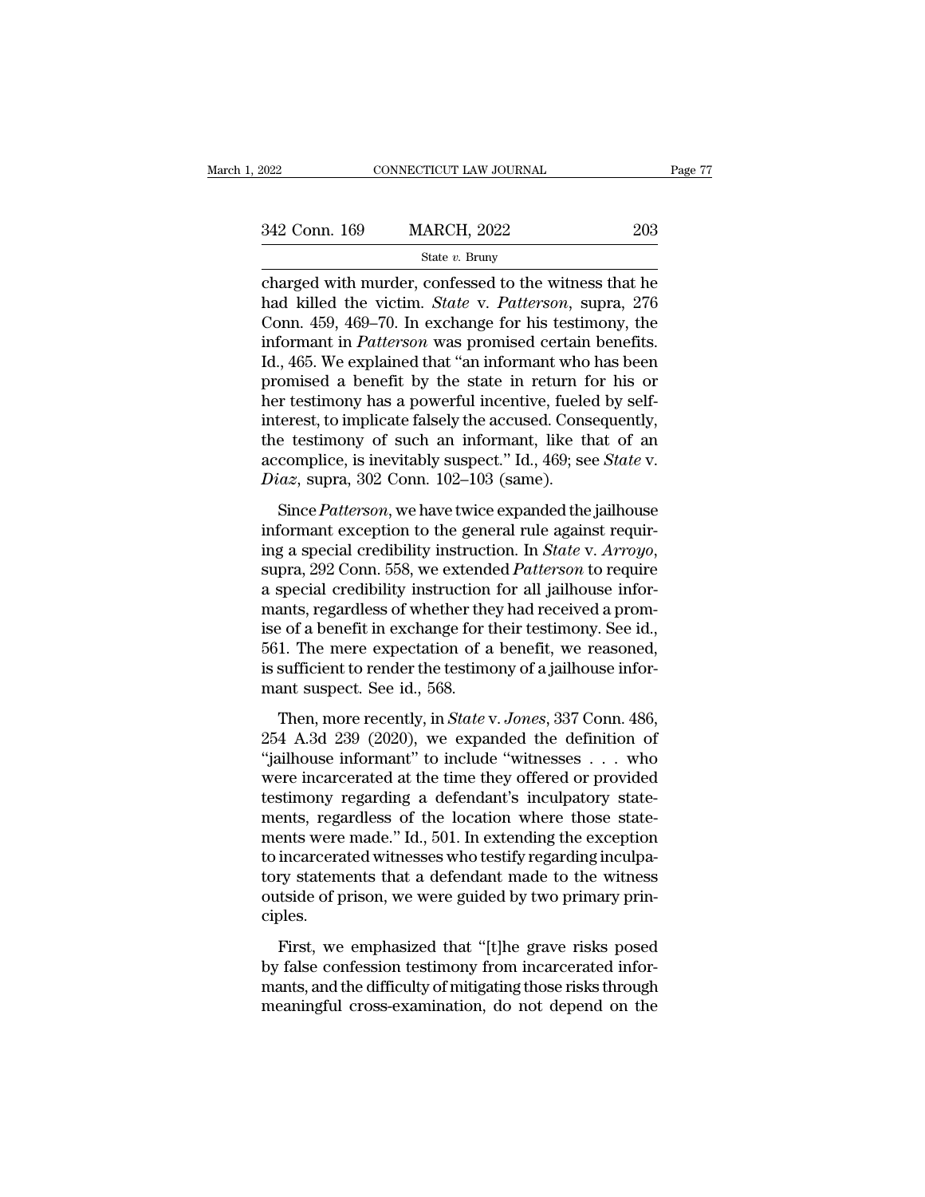charged with murder, confessed to the witness that he had killed the victim. *State* v. *Patterson*, supra, 276 Conn. 459, 469–70. In exchange for his testimony, the informant in *Patterson* was promised certain benefits. Id., 465. We explained that "an informant who has been promised a benefit by the state in return for his or her testimony has a powerful incentive, fueled by self-interest, to implicate falsely the accused. Consequently, the testimony of such an informant, like that of an accomplice, is inevitably suspect." Id., 469; see *State* v. *Diaz*, supra, 302 Conn. 102–103 (same).

Since *Patterson*, we have twice expanded the jailhouse informant exception to the general rule against requiring a special credibility instruction. In *State* v. *Arroyo*, supra, 292 Conn. 558, we extended *Patterson* to require a special credibility instruction for all jailhouse informants, regardless of whether they had received a promise of a benefit in exchange for their testimony. See id., 561. The mere expectation of a benefit, we reasoned, is sufficient to render the testimony of a jailhouse informant suspect. See id., 568.

Then, more recently, in *State* v. *Jones*, 337 Conn. 486, 254 A.3d 239 (2020), we expanded the definition of "jailhouse informant" to include "witnesses . . . who were incarcerated at the time they offered or provided testimony regarding a defendant's inculpatory statements, regardless of the location where those statements were made." Id., 501. In extending the exception to incarcerated witnesses who testify regarding inculpatory statements that a defendant made to the witness outside of prison, we were guided by two primary principles.

First, we emphasized that "[t]he grave risks posed by false confession testimony from incarcerated informants, and the difficulty of mitigating those risks through meaningful cross-examination, do not depend on the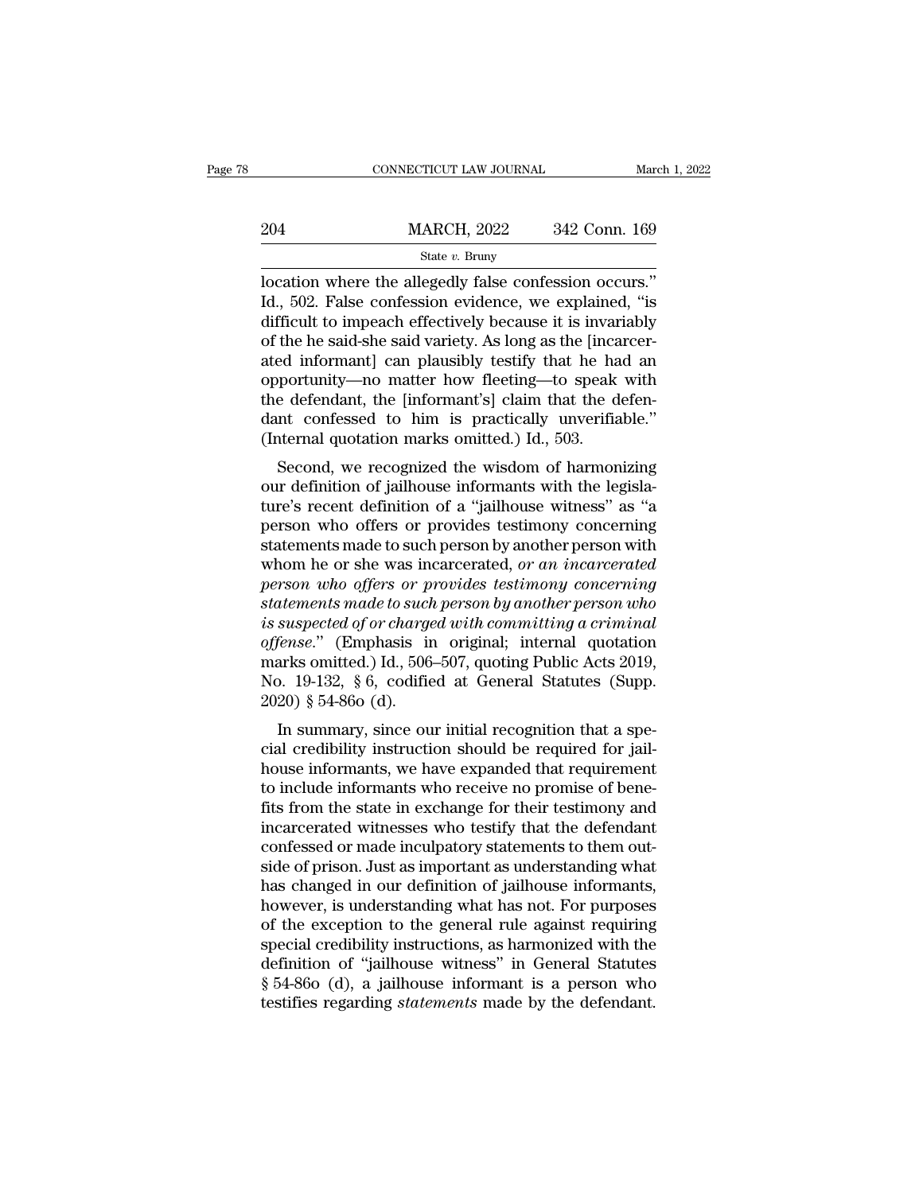location where the allegedly false confession occurs." Id., 502. False confession evidence, we explained, "is difficult to impeach effectively because it is invariably of the he said-she said variety. As long as the [incarcerated informant] can plausibly testify that he had an opportunity—no matter how fleeting—to speak with the defendant, the [informant's] claim that the defendant confessed to him is practically unverifiable." (Internal quotation marks omitted.) Id., 503.

Second, we recognized the wisdom of harmonizing our definition of jailhouse informants with the legislature's recent definition of a "jailhouse witness" as "a person who offers or provides testimony concerning statements made to such person by another person with whom he or she was incarcerated, *or an incarcerated person who offers or provides testimony concerning statements made to such person by another person who is suspected of or charged with committing a criminal offense*." (Emphasis in original; internal quotation marks omitted.) Id., 506–507, quoting Public Acts 2019, No. 19-132, § 6, codified at General Statutes (Supp. 2020) § 54-86o (d).

In summary, since our initial recognition that a special credibility instruction should be required for jailhouse informants, we have expanded that requirement to include informants who receive no promise of benefits from the state in exchange for their testimony and incarcerated witnesses who testify that the defendant confessed or made inculpatory statements to them outside of prison. Just as important as understanding what has changed in our definition of jailhouse informants, however, is understanding what has not. For purposes of the exception to the general rule against requiring special credibility instructions, as harmonized with the definition of "jailhouse witness" in General Statutes § 54-86o (d), a jailhouse informant is a person who testifies regarding *statements* made by the defendant.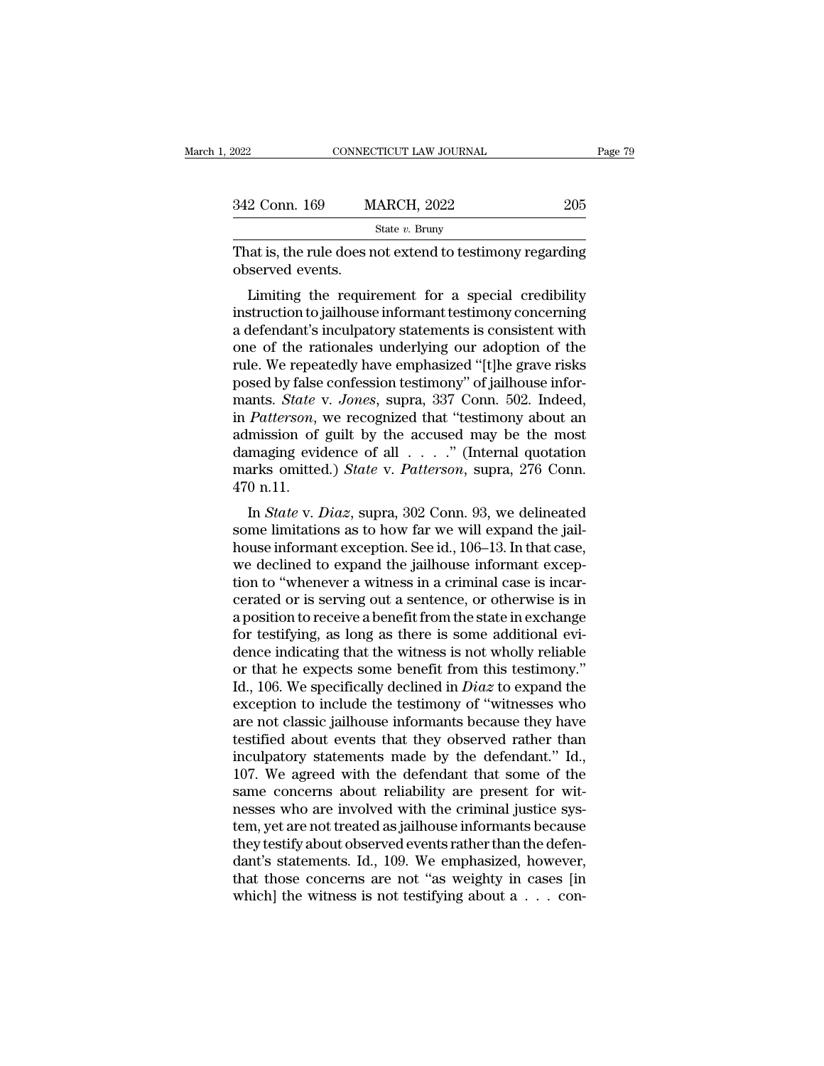That is, the rule does not extend to testimony regarding observed events.

Limiting the requirement for a special credibility instruction to jailhouse informant testimony concerning a defendant's inculpatory statements is consistent with one of the rationales underlying our adoption of the rule. We repeatedly have emphasized "[t]he grave risks posed by false confession testimony" of jailhouse informants. *State* v. *Jones*, supra, 337 Conn. 502. Indeed, in *Patterson*, we recognized that "testimony about an admission of guilt by the accused may be the most damaging evidence of all . . . ." (Internal quotation marks omitted.) *State* v. *Patterson*, supra, 276 Conn. 470 n.11.

In *State* v. *Diaz*, supra, 302 Conn. 93, we delineated some limitations as to how far we will expand the jailhouse informant exception. See id., 106–13. In that case, we declined to expand the jailhouse informant exception to "whenever a witness in a criminal case is incarcerated or is serving out a sentence, or otherwise is in a position to receive a benefit from the state in exchange for testifying, as long as there is some additional evidence indicating that the witness is not wholly reliable or that he expects some benefit from this testimony." Id., 106. We specifically declined in *Diaz* to expand the exception to include the testimony of "witnesses who are not classic jailhouse informants because they have testified about events that they observed rather than inculpatory statements made by the defendant." Id., 107. We agreed with the defendant that some of the same concerns about reliability are present for witnesses who are involved with the criminal justice system, yet are not treated as jailhouse informants because they testify about observed events rather than the defendant's statements. Id., 109. We emphasized, however, that those concerns are not "as weighty in cases [in which] the witness is not testifying about a . . . con-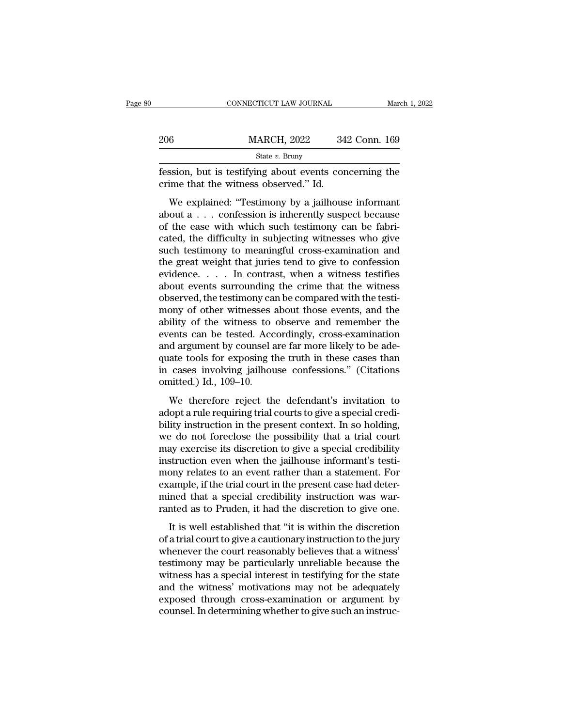fession, but is testifying about events concerning the crime that the witness observed." Id.

We explained: "Testimony by a jailhouse informant about a . . . confession is inherently suspect because of the ease with which such testimony can be fabricated, the difficulty in subjecting witnesses who give such testimony to meaningful cross-examination and the great weight that juries tend to give to confession evidence. . . . In contrast, when a witness testifies about events surrounding the crime that the witness observed, the testimony can be compared with the testimony of other witnesses about those events, and the ability of the witness to observe and remember the events can be tested. Accordingly, cross-examination and argument by counsel are far more likely to be adequate tools for exposing the truth in these cases than in cases involving jailhouse confessions." (Citations omitted.) Id., 109–10.

We therefore reject the defendant's invitation to adopt a rule requiring trial courts to give a special credibility instruction in the present context. In so holding, we do not foreclose the possibility that a trial court may exercise its discretion to give a special credibility instruction even when the jailhouse informant's testimony relates to an event rather than a statement. For example, if the trial court in the present case had determined that a special credibility instruction was warranted as to Pruden, it had the discretion to give one.

It is well established that "it is within the discretion of a trial court to give a cautionary instruction to the jury whenever the court reasonably believes that a witness' testimony may be particularly unreliable because the witness has a special interest in testifying for the state and the witness' motivations may not be adequately exposed through cross-examination or argument by counsel. In determining whether to give such an instruc-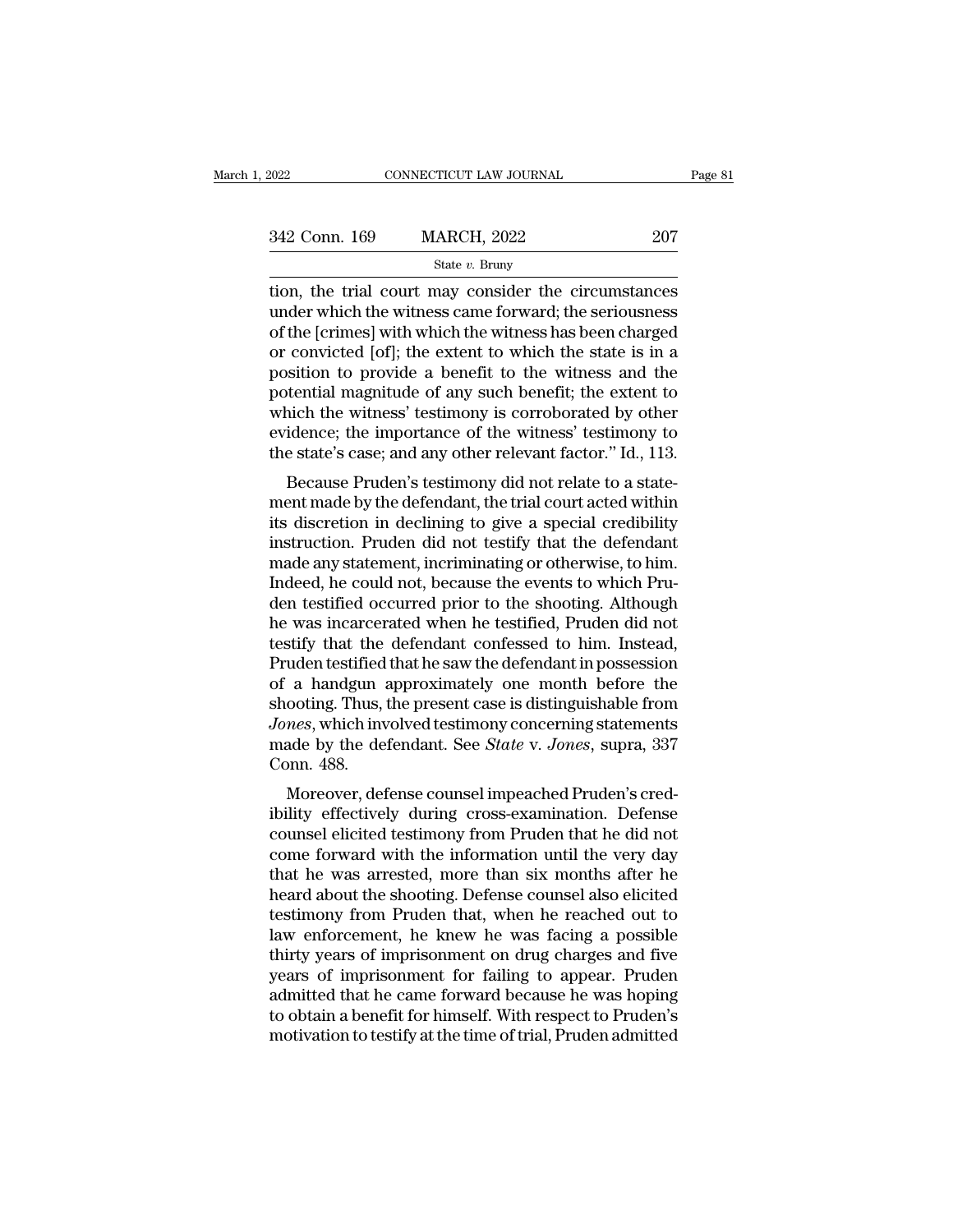tion, the trial court may consider the circumstances under which the witness came forward; the seriousness of the [crimes] with which the witness has been charged or convicted [of]; the extent to which the state is in a position to provide a benefit to the witness and the potential magnitude of any such benefit; the extent to which the witness' testimony is corroborated by other evidence; the importance of the witness' testimony to the state's case; and any other relevant factor." Id., 113.

Because Pruden's testimony did not relate to a statement made by the defendant, the trial court acted within its discretion in declining to give a special credibility instruction. Pruden did not testify that the defendant made any statement, incriminating or otherwise, to him. Indeed, he could not, because the events to which Pruden testified occurred prior to the shooting. Although he was incarcerated when he testified, Pruden did not testify that the defendant confessed to him. Instead, Pruden testified that he saw the defendant in possession of a handgun approximately one month before the shooting. Thus, the present case is distinguishable from *Jones*, which involved testimony concerning statements made by the defendant. See *State* v. *Jones*, supra, 337 Conn. 488.

Moreover, defense counsel impeached Pruden's credibility effectively during cross-examination. Defense counsel elicited testimony from Pruden that he did not come forward with the information until the very day that he was arrested, more than six months after he heard about the shooting. Defense counsel also elicited testimony from Pruden that, when he reached out to law enforcement, he knew he was facing a possible thirty years of imprisonment on drug charges and five years of imprisonment for failing to appear. Pruden admitted that he came forward because he was hoping to obtain a benefit for himself. With respect to Pruden's motivation to testify at the time of trial, Pruden admitted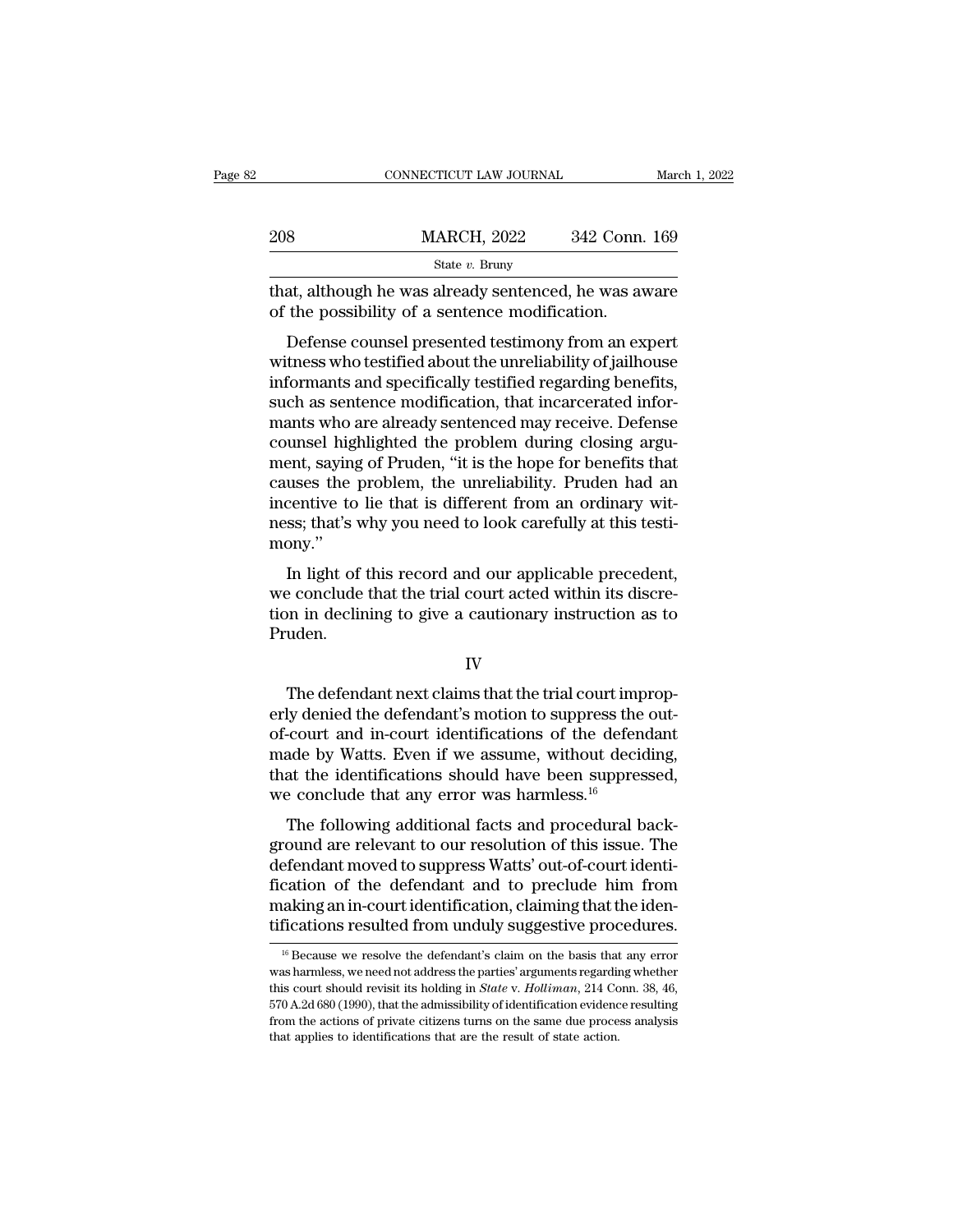that, although he was already sentenced, he was aware of the possibility of a sentence modification.

Defense counsel presented testimony from an expert witness who testified about the unreliability of jailhouse informants and specifically testified regarding benefits, such as sentence modification, that incarcerated informants who are already sentenced may receive. Defense counsel highlighted the problem during closing argument, saying of Pruden, "it is the hope for benefits that causes the problem, the unreliability. Pruden had an incentive to lie that is different from an ordinary witness; that's why you need to look carefully at this testimony."

In light of this record and our applicable precedent, we conclude that the trial court acted within its discretion in declining to give a cautionary instruction as to Pruden.

## IV

The defendant next claims that the trial court improperly denied the defendant's motion to suppress the out-of-court and in-court identifications of the defendant made by Watts. Even if we assume, without deciding, that the identifications should have been suppressed, we conclude that any error was harmless.[16]

The following additional facts and procedural background are relevant to our resolution of this issue. The defendant moved to suppress Watts' out-of-court identification of the defendant and to preclude him from making an in-court identification, claiming that the identifications resulted from unduly suggestive procedures.

[16] Because we resolve the defendant's claim on the basis that any error was harmless, we need not address the parties' arguments regarding whether this court should revisit its holding in *State* v. *Holliman*, 214 Conn. 38, 46, 570 A.2d 680 (1990), that the admissibility of identification evidence resulting from the actions of private citizens turns on the same due process analysis that applies to identifications that are the result of state action.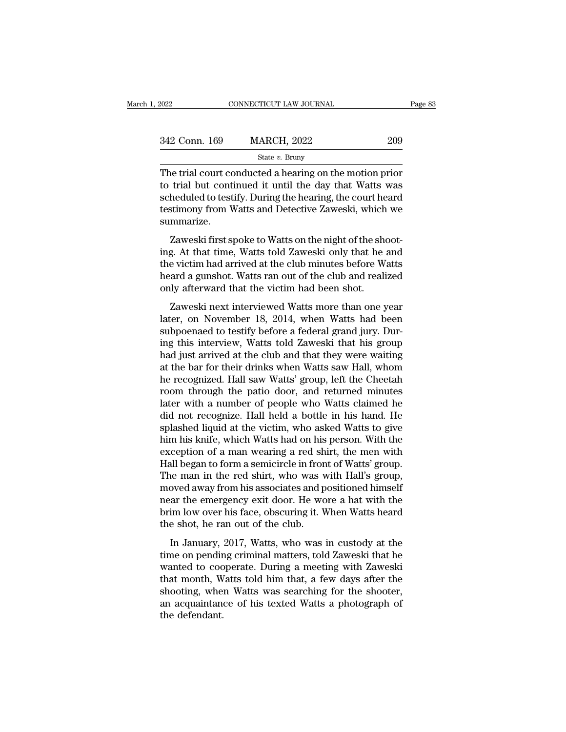The trial court conducted a hearing on the motion prior to trial but continued it until the day that Watts was scheduled to testify. During the hearing, the court heard testimony from Watts and Detective Zaweski, which we summarize.

Zaweski first spoke to Watts on the night of the shooting. At that time, Watts told Zaweski only that he and the victim had arrived at the club minutes before Watts heard a gunshot. Watts ran out of the club and realized only afterward that the victim had been shot.

Zaweski next interviewed Watts more than one year later, on November 18, 2014, when Watts had been subpoenaed to testify before a federal grand jury. During this interview, Watts told Zaweski that his group had just arrived at the club and that they were waiting at the bar for their drinks when Watts saw Hall, whom he recognized. Hall saw Watts' group, left the Cheetah room through the patio door, and returned minutes later with a number of people who Watts claimed he did not recognize. Hall held a bottle in his hand. He splashed liquid at the victim, who asked Watts to give him his knife, which Watts had on his person. With the exception of a man wearing a red shirt, the men with Hall began to form a semicircle in front of Watts' group. The man in the red shirt, who was with Hall's group, moved away from his associates and positioned himself near the emergency exit door. He wore a hat with the brim low over his face, obscuring it. When Watts heard the shot, he ran out of the club.

In January, 2017, Watts, who was in custody at the time on pending criminal matters, told Zaweski that he wanted to cooperate. During a meeting with Zaweski that month, Watts told him that, a few days after the shooting, when Watts was searching for the shooter, an acquaintance of his texted Watts a photograph of the defendant.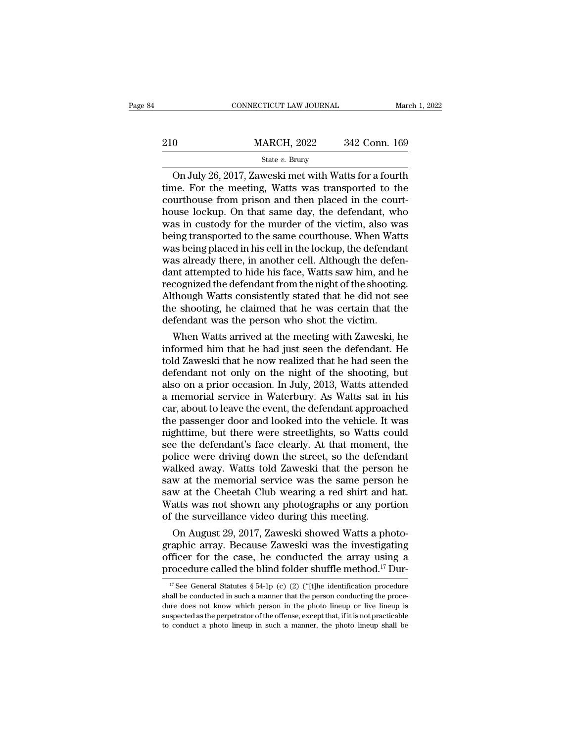On July 26, 2017, Zaweski met with Watts for a fourth time. For the meeting, Watts was transported to the courthouse from prison and then placed in the courthouse lockup. On that same day, the defendant, who was in custody for the murder of the victim, also was being transported to the same courthouse. When Watts was being placed in his cell in the lockup, the defendant was already there, in another cell. Although the defendant attempted to hide his face, Watts saw him, and he recognized the defendant from the night of the shooting. Although Watts consistently stated that he did not see the shooting, he claimed that he was certain that the defendant was the person who shot the victim.

When Watts arrived at the meeting with Zaweski, he informed him that he had just seen the defendant. He told Zaweski that he now realized that he had seen the defendant not only on the night of the shooting, but also on a prior occasion. In July, 2013, Watts attended a memorial service in Waterbury. As Watts sat in his car, about to leave the event, the defendant approached the passenger door and looked into the vehicle. It was nighttime, but there were streetlights, so Watts could see the defendant's face clearly. At that moment, the police were driving down the street, so the defendant walked away. Watts told Zaweski that the person he saw at the memorial service was the same person he saw at the Cheetah Club wearing a red shirt and hat. Watts was not shown any photographs or any portion of the surveillance video during this meeting.

On August 29, 2017, Zaweski showed Watts a photographic array. Because Zaweski was the investigating officer for the case, he conducted the array using a procedure called the blind folder shuffle method.[17] Dur-

[17] See General Statutes § 54-1p (c) (2) ("[t]he identification procedure shall be conducted in such a manner that the person conducting the procedure does not know which person in the photo lineup or live lineup is suspected as the perpetrator of the offense, except that, if it is not practicable to conduct a photo lineup in such a manner, the photo lineup shall be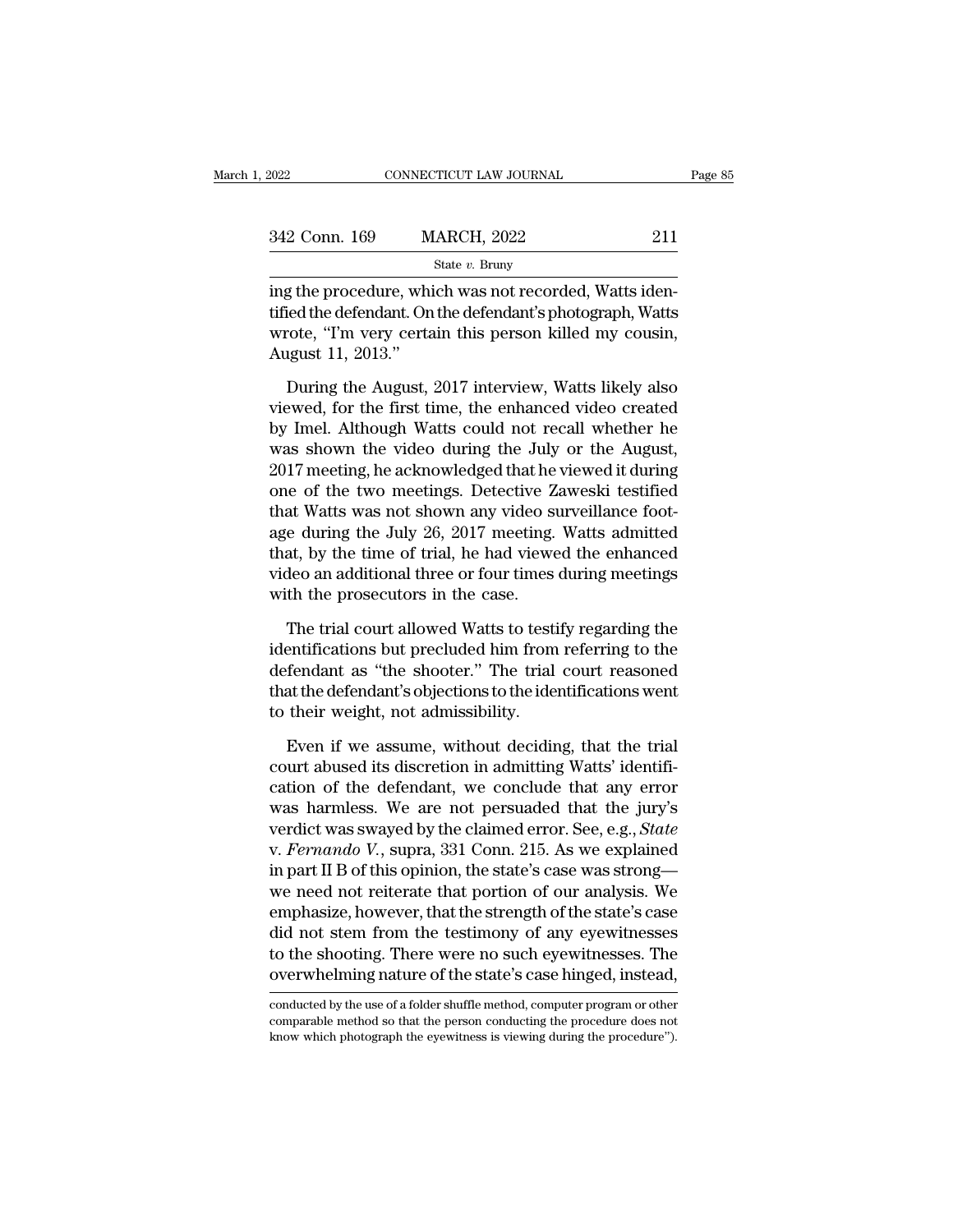ing the procedure, which was not recorded, Watts identified the defendant. On the defendant's photograph, Watts wrote, "I'm very certain this person killed my cousin, August 11, 2013."

During the August, 2017 interview, Watts likely also viewed, for the first time, the enhanced video created by Imel. Although Watts could not recall whether he was shown the video during the July or the August, 2017 meeting, he acknowledged that he viewed it during one of the two meetings. Detective Zaweski testified that Watts was not shown any video surveillance footage during the July 26, 2017 meeting. Watts admitted that, by the time of trial, he had viewed the enhanced video an additional three or four times during meetings with the prosecutors in the case.

The trial court allowed Watts to testify regarding the identifications but precluded him from referring to the defendant as "the shooter." The trial court reasoned that the defendant's objections to the identifications went to their weight, not admissibility.

Even if we assume, without deciding, that the trial court abused its discretion in admitting Watts' identification of the defendant, we conclude that any error was harmless. We are not persuaded that the jury's verdict was swayed by the claimed error. See, e.g., *State* v. *Fernando V.*, supra, 331 Conn. 215. As we explained in part II B of this opinion, the state's case was strong— we need not reiterate that portion of our analysis. We emphasize, however, that the strength of the state's case did not stem from the testimony of any eyewitnesses to the shooting. There were no such eyewitnesses. The overwhelming nature of the state's case hinged, instead,

conducted by the use of a folder shuffle method, computer program or other comparable method so that the person conducting the procedure does not know which photograph the eyewitness is viewing during the procedure").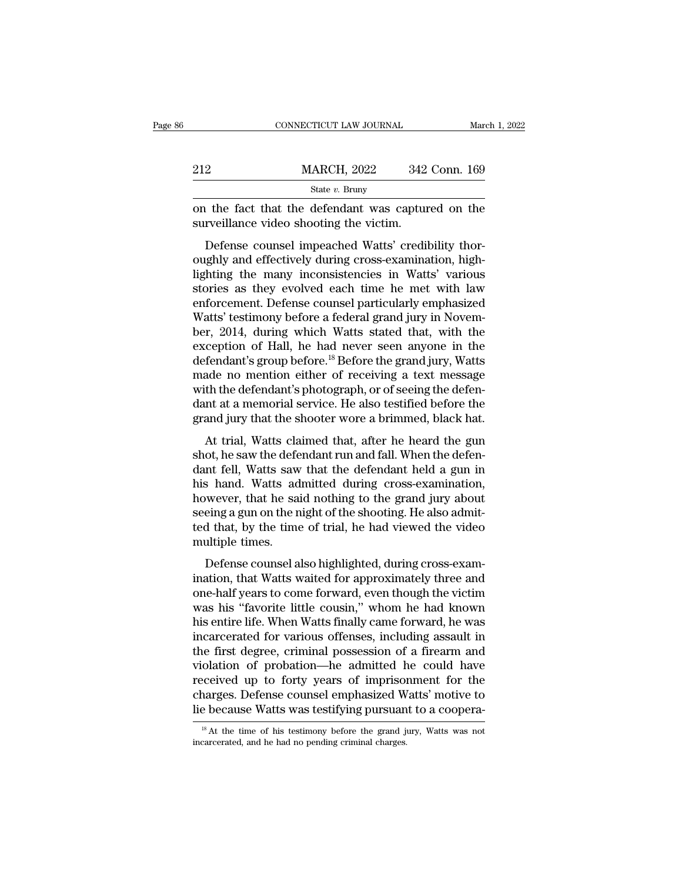on the fact that the defendant was captured on the surveillance video shooting the victim.

Defense counsel impeached Watts' credibility thoroughly and effectively during cross-examination, highlighting the many inconsistencies in Watts' various stories as they evolved each time he met with law enforcement. Defense counsel particularly emphasized Watts' testimony before a federal grand jury in November, 2014, during which Watts stated that, with the exception of Hall, he had never seen anyone in the defendant's group before.[18] Before the grand jury, Watts made no mention either of receiving a text message with the defendant's photograph, or of seeing the defendant at a memorial service. He also testified before the grand jury that the shooter wore a brimmed, black hat.

At trial, Watts claimed that, after he heard the gun shot, he saw the defendant run and fall. When the defendant fell, Watts saw that the defendant held a gun in his hand. Watts admitted during cross-examination, however, that he said nothing to the grand jury about seeing a gun on the night of the shooting. He also admitted that, by the time of trial, he had viewed the video multiple times.

Defense counsel also highlighted, during cross-examination, that Watts waited for approximately three and one-half years to come forward, even though the victim was his "favorite little cousin," whom he had known his entire life. When Watts finally came forward, he was incarcerated for various offenses, including assault in the first degree, criminal possession of a firearm and violation of probation—he admitted he could have received up to forty years of imprisonment for the charges. Defense counsel emphasized Watts' motive to lie because Watts was testifying pursuant to a coopera-

[18] At the time of his testimony before the grand jury, Watts was not incarcerated, and he had no pending criminal charges.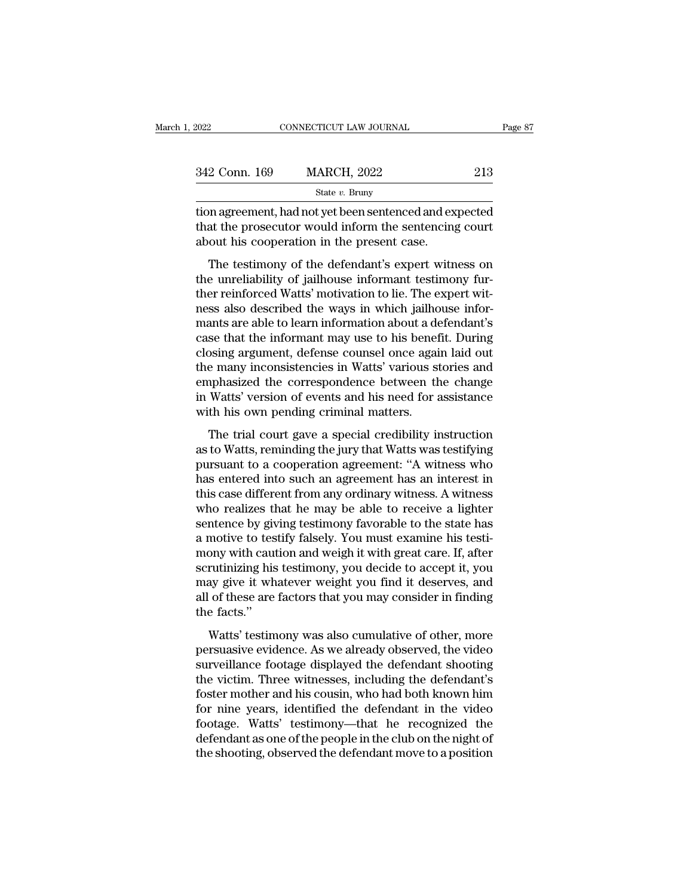tion agreement, had not yet been sentenced and expected that the prosecutor would inform the sentencing court about his cooperation in the present case.

The testimony of the defendant's expert witness on the unreliability of jailhouse informant testimony further reinforced Watts' motivation to lie. The expert witness also described the ways in which jailhouse informants are able to learn information about a defendant's case that the informant may use to his benefit. During closing argument, defense counsel once again laid out the many inconsistencies in Watts' various stories and emphasized the correspondence between the change in Watts' version of events and his need for assistance with his own pending criminal matters.

The trial court gave a special credibility instruction as to Watts, reminding the jury that Watts was testifying pursuant to a cooperation agreement: "A witness who has entered into such an agreement has an interest in this case different from any ordinary witness. A witness who realizes that he may be able to receive a lighter sentence by giving testimony favorable to the state has a motive to testify falsely. You must examine his testimony with caution and weigh it with great care. If, after scrutinizing his testimony, you decide to accept it, you may give it whatever weight you find it deserves, and all of these are factors that you may consider in finding the facts."

Watts' testimony was also cumulative of other, more persuasive evidence. As we already observed, the video surveillance footage displayed the defendant shooting the victim. Three witnesses, including the defendant's foster mother and his cousin, who had both known him for nine years, identified the defendant in the video footage. Watts' testimony—that he recognized the defendant as one of the people in the club on the night of the shooting, observed the defendant move to a position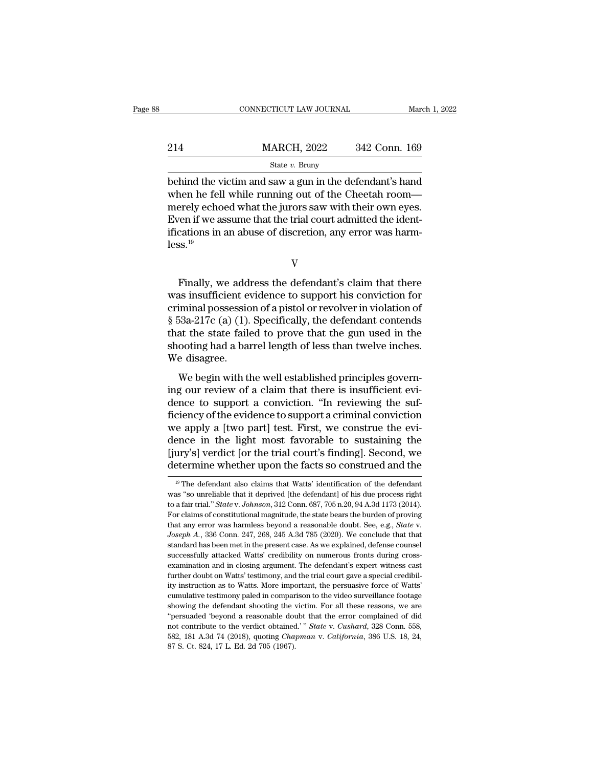behind the victim and saw a gun in the defendant's hand when he fell while running out of the Cheetah room—merely echoed what the jurors saw with their own eyes. Even if we assume that the trial court admitted the identifications in an abuse of discretion, any error was harmless.[19]

V

Finally, we address the defendant's claim that there was insufficient evidence to support his conviction for criminal possession of a pistol or revolver in violation of § 53a-217c (a) (1). Specifically, the defendant contends that the state failed to prove that the gun used in the shooting had a barrel length of less than twelve inches. We disagree.

We begin with the well established principles governing our review of a claim that there is insufficient evidence to support a conviction. "In reviewing the sufficiency of the evidence to support a criminal conviction we apply a [two part] test. First, we construe the evidence in the light most favorable to sustaining the [jury's] verdict [or the trial court's finding]. Second, we determine whether upon the facts so construed and the

[19] The defendant also claims that Watts' identification of the defendant was "so unreliable that it deprived [the defendant] of his due process right to a fair trial." *State* v. *Johnson*, 312 Conn. 687, 705 n.20, 94 A.3d 1173 (2014). For claims of constitutional magnitude, the state bears the burden of proving that any error was harmless beyond a reasonable doubt. See, e.g., *State* v. *Joseph A.*, 336 Conn. 247, 268, 245 A.3d 785 (2020). We conclude that that standard has been met in the present case. As we explained, defense counsel successfully attacked Watts' credibility on numerous fronts during cross-examination and in closing argument. The defendant's expert witness cast further doubt on Watts' testimony, and the trial court gave a special credibility instruction as to Watts. More important, the persuasive force of Watts' cumulative testimony paled in comparison to the video surveillance footage showing the defendant shooting the victim. For all these reasons, we are "persuaded 'beyond a reasonable doubt that the error complained of did not contribute to the verdict obtained.'" *State* v. *Cushard*, 328 Conn. 558, 582, 181 A.3d 74 (2018), quoting *Chapman* v. *California*, 386 U.S. 18, 24, 87 S. Ct. 824, 17 L. Ed. 2d 705 (1967).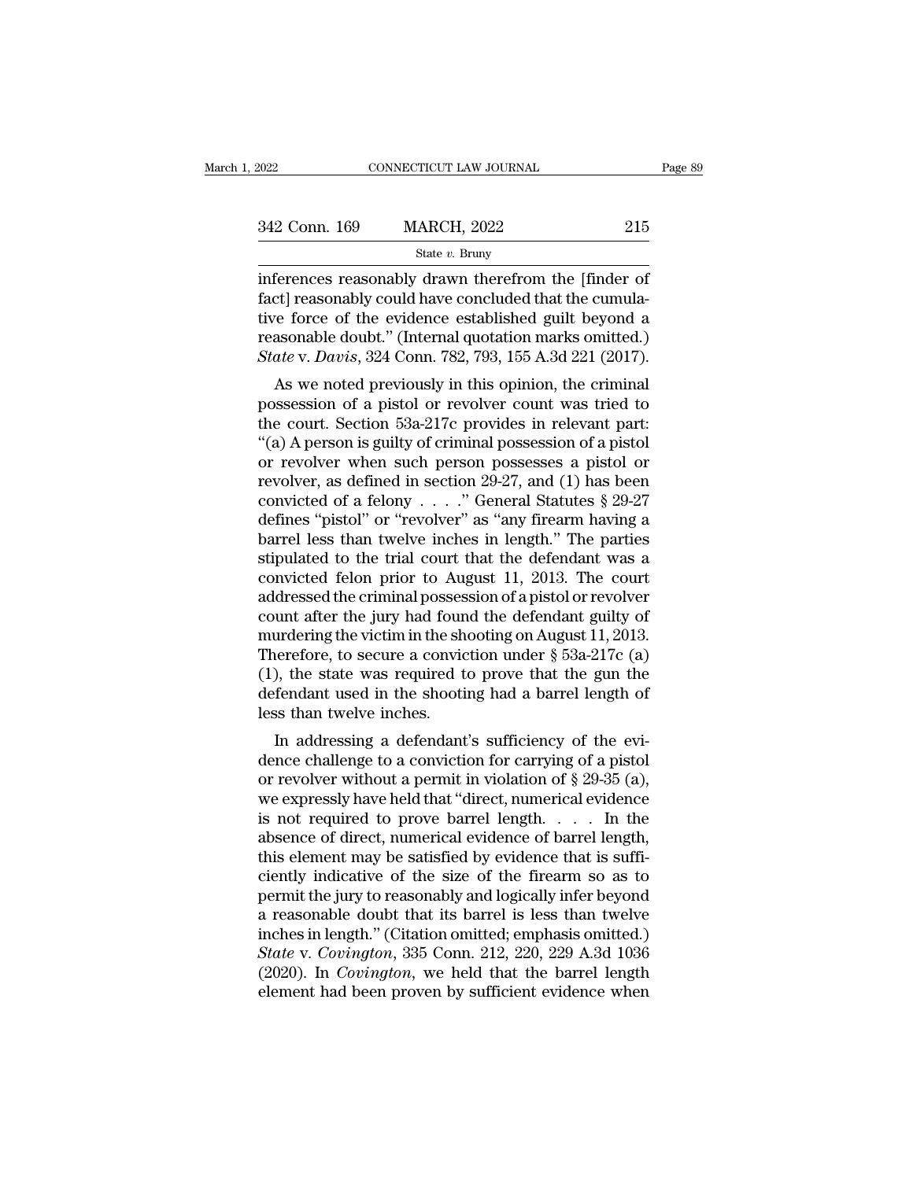inferences reasonably drawn therefrom the [finder of fact] reasonably could have concluded that the cumulative force of the evidence established guilt beyond a reasonable doubt." (Internal quotation marks omitted.) *State* v. *Davis*, 324 Conn. 782, 793, 155 A.3d 221 (2017).

As we noted previously in this opinion, the criminal possession of a pistol or revolver count was tried to the court. Section 53a-217c provides in relevant part: "(a) A person is guilty of criminal possession of a pistol or revolver when such person possesses a pistol or revolver, as defined in section 29-27, and (1) has been convicted of a felony . . . ." General Statutes § 29-27 defines "pistol" or "revolver" as "any firearm having a barrel less than twelve inches in length." The parties stipulated to the trial court that the defendant was a convicted felon prior to August 11, 2013. The court addressed the criminal possession of a pistol or revolver count after the jury had found the defendant guilty of murdering the victim in the shooting on August 11, 2013. Therefore, to secure a conviction under § 53a-217c (a) (1), the state was required to prove that the gun the defendant used in the shooting had a barrel length of less than twelve inches.

In addressing a defendant's sufficiency of the evidence challenge to a conviction for carrying of a pistol or revolver without a permit in violation of § 29-35 (a), we expressly have held that "direct, numerical evidence is not required to prove barrel length. . . . In the absence of direct, numerical evidence of barrel length, this element may be satisfied by evidence that is sufficiently indicative of the size of the firearm so as to permit the jury to reasonably and logically infer beyond a reasonable doubt that its barrel is less than twelve inches in length." (Citation omitted; emphasis omitted.) *State* v. *Covington*, 335 Conn. 212, 220, 229 A.3d 1036 (2020). In *Covington*, we held that the barrel length element had been proven by sufficient evidence when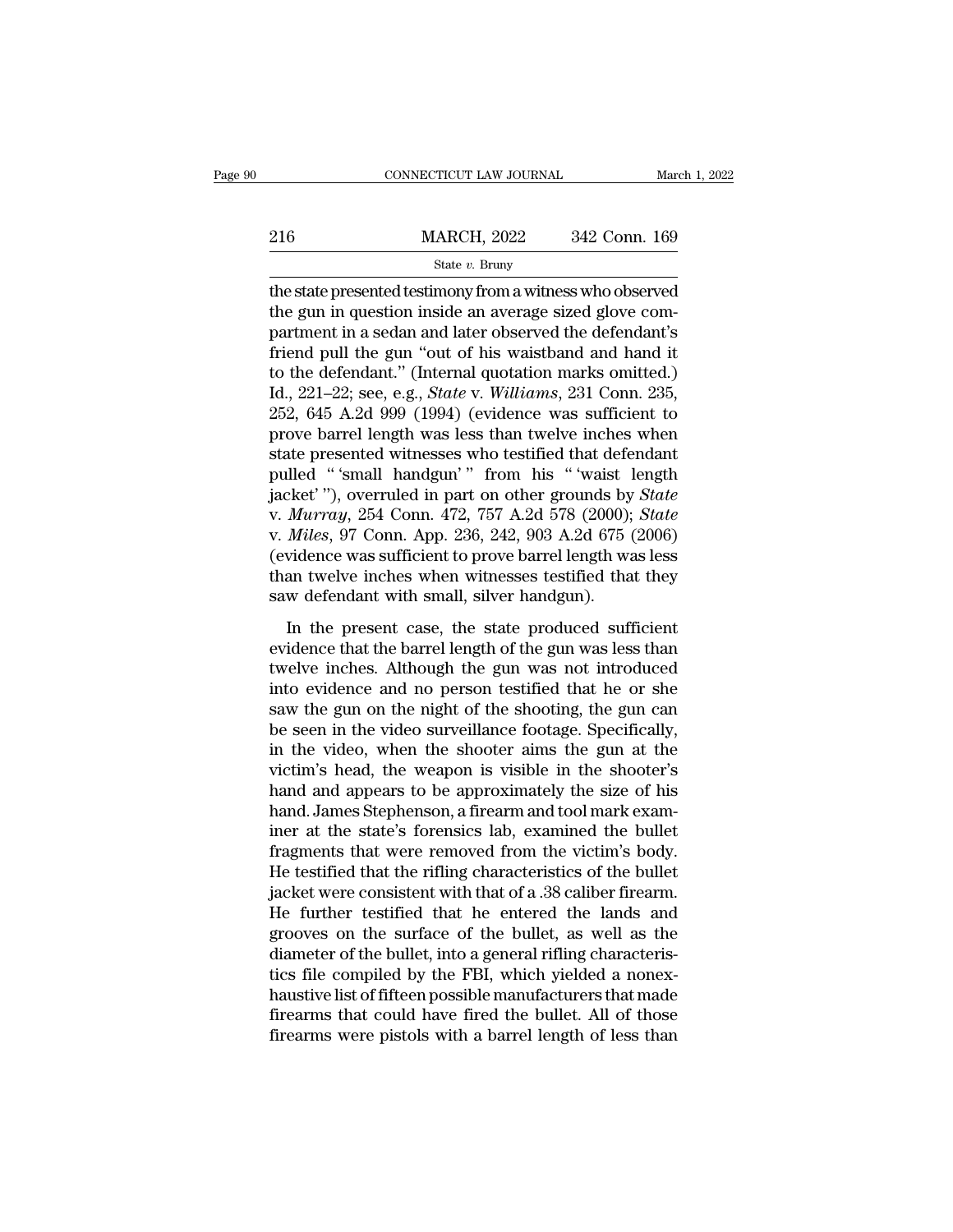the state presented testimony from a witness who observed the gun in question inside an average sized glove compartment in a sedan and later observed the defendant's friend pull the gun "out of his waistband and hand it to the defendant." (Internal quotation marks omitted.) Id., 221–22; see, e.g., *State* v. *Williams*, 231 Conn. 235, 252, 645 A.2d 999 (1994) (evidence was sufficient to prove barrel length was less than twelve inches when state presented witnesses who testified that defendant pulled " 'small handgun' " from his " 'waist length jacket' "), overruled in part on other grounds by *State* v. *Murray*, 254 Conn. 472, 757 A.2d 578 (2000); *State* v. *Miles*, 97 Conn. App. 236, 242, 903 A.2d 675 (2006) (evidence was sufficient to prove barrel length was less than twelve inches when witnesses testified that they saw defendant with small, silver handgun).

In the present case, the state produced sufficient evidence that the barrel length of the gun was less than twelve inches. Although the gun was not introduced into evidence and no person testified that he or she saw the gun on the night of the shooting, the gun can be seen in the video surveillance footage. Specifically, in the video, when the shooter aims the gun at the victim's head, the weapon is visible in the shooter's hand and appears to be approximately the size of his hand. James Stephenson, a firearm and tool mark examiner at the state's forensics lab, examined the bullet fragments that were removed from the victim's body. He testified that the rifling characteristics of the bullet jacket were consistent with that of a .38 caliber firearm. He further testified that he entered the lands and grooves on the surface of the bullet, as well as the diameter of the bullet, into a general rifling characteristics file compiled by the FBI, which yielded a nonexhaustive list of fifteen possible manufacturers that made firearms that could have fired the bullet. All of those firearms were pistols with a barrel length of less than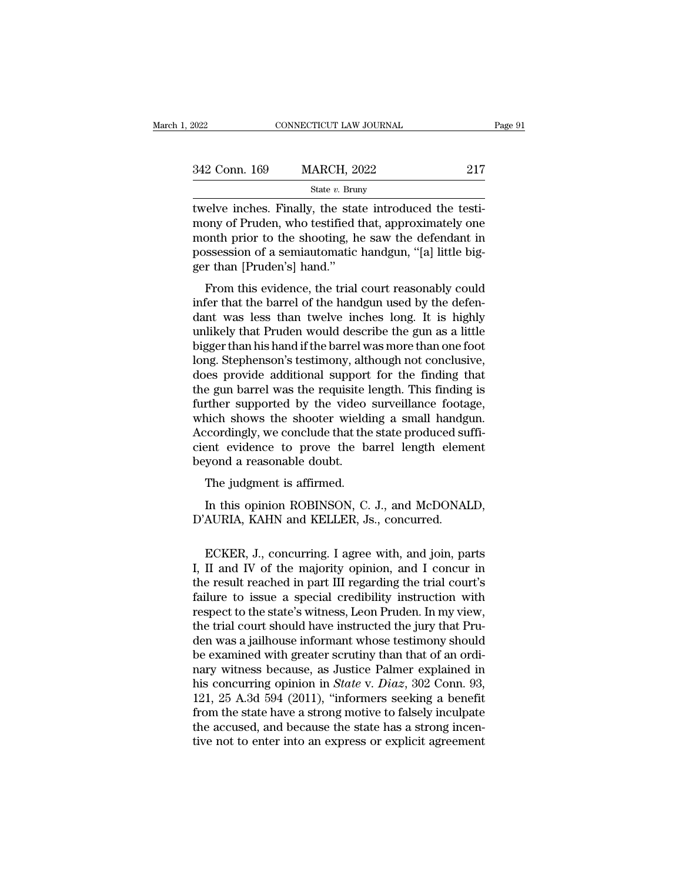twelve inches. Finally, the state introduced the testimony of Pruden, who testified that, approximately one month prior to the shooting, he saw the defendant in possession of a semiautomatic handgun, "[a] little bigger than [Pruden's] hand."

From this evidence, the trial court reasonably could infer that the barrel of the handgun used by the defendant was less than twelve inches long. It is highly unlikely that Pruden would describe the gun as a little bigger than his hand if the barrel was more than one foot long. Stephenson's testimony, although not conclusive, does provide additional support for the finding that the gun barrel was the requisite length. This finding is further supported by the video surveillance footage, which shows the shooter wielding a small handgun. Accordingly, we conclude that the state produced sufficient evidence to prove the barrel length element beyond a reasonable doubt.

The judgment is affirmed.

In this opinion ROBINSON, C. J., and McDONALD, D'AURIA, KAHN and KELLER, Js., concurred.

ECKER, J., concurring. I agree with, and join, parts I, II and IV of the majority opinion, and I concur in the result reached in part III regarding the trial court's failure to issue a special credibility instruction with respect to the state's witness, Leon Pruden. In my view, the trial court should have instructed the jury that Pruden was a jailhouse informant whose testimony should be examined with greater scrutiny than that of an ordinary witness because, as Justice Palmer explained in his concurring opinion in *State* v. *Diaz*, 302 Conn. 93, 121, 25 A.3d 594 (2011), "informers seeking a benefit from the state have a strong motive to falsely inculpate the accused, and because the state has a strong incentive not to enter into an express or explicit agreement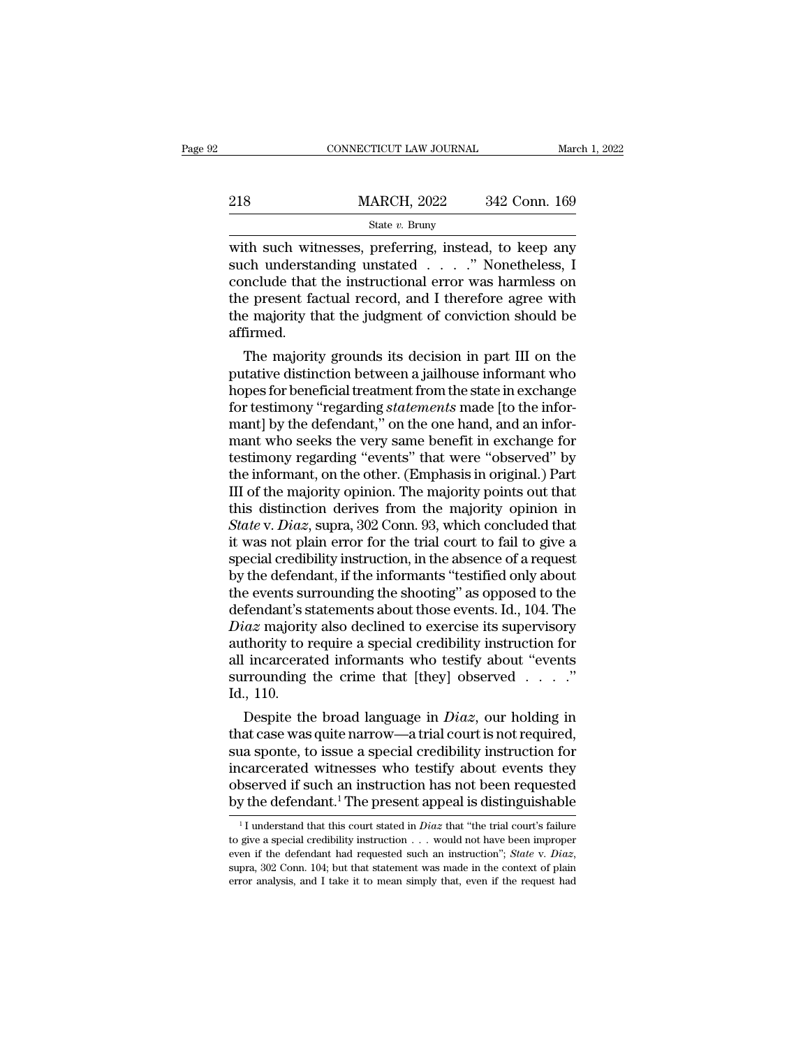with such witnesses, preferring, instead, to keep any such understanding unstated . . . ." Nonetheless, I conclude that the instructional error was harmless on the present factual record, and I therefore agree with the majority that the judgment of conviction should be affirmed.

The majority grounds its decision in part III on the putative distinction between a jailhouse informant who hopes for beneficial treatment from the state in exchange for testimony "regarding *statements* made [to the informant] by the defendant," on the one hand, and an informant who seeks the very same benefit in exchange for testimony regarding "events" that were "observed" by the informant, on the other. (Emphasis in original.) Part III of the majority opinion. The majority points out that this distinction derives from the majority opinion in *State* v. *Diaz*, supra, 302 Conn. 93, which concluded that it was not plain error for the trial court to fail to give a special credibility instruction, in the absence of a request by the defendant, if the informants "testified only about the events surrounding the shooting" as opposed to the defendant's statements about those events. Id., 104. The *Diaz* majority also declined to exercise its supervisory authority to require a special credibility instruction for all incarcerated informants who testify about "events surrounding the crime that [they] observed . . . ." Id., 110.

Despite the broad language in *Diaz*, our holding in that case was quite narrow—a trial court is not required, sua sponte, to issue a special credibility instruction for incarcerated witnesses who testify about events they observed if such an instruction has not been requested by the defendant.[1] The present appeal is distinguishable

[1] I understand that this court stated in *Diaz* that "the trial court's failure to give a special credibility instruction . . . would not have been improper even if the defendant had requested such an instruction"; *State* v. *Diaz*, supra, 302 Conn. 104; but that statement was made in the context of plain error analysis, and I take it to mean simply that, even if the request had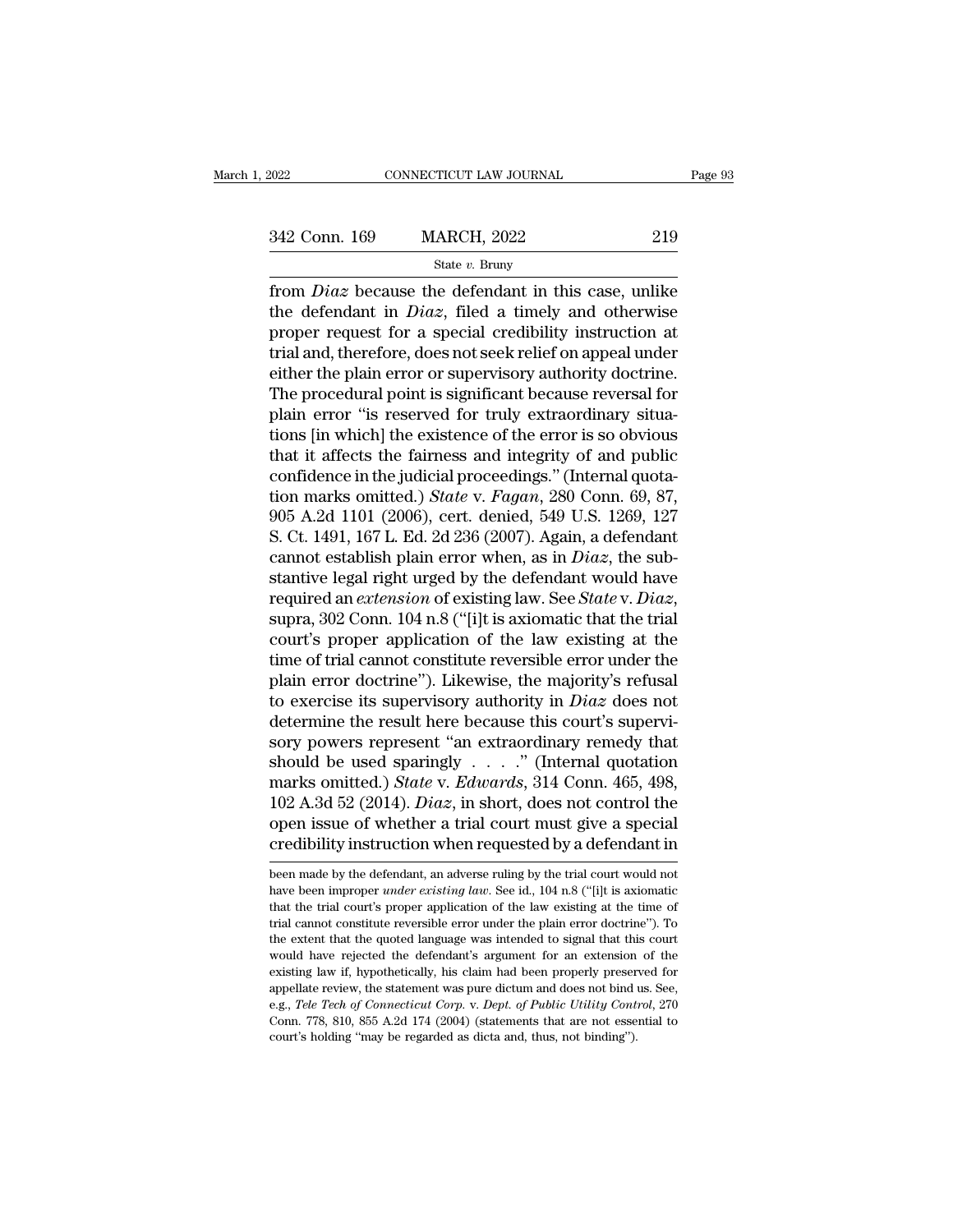from *Diaz* because the defendant in this case, unlike the defendant in *Diaz*, filed a timely and otherwise proper request for a special credibility instruction at trial and, therefore, does not seek relief on appeal under either the plain error or supervisory authority doctrine. The procedural point is significant because reversal for plain error "is reserved for truly extraordinary situations [in which] the existence of the error is so obvious that it affects the fairness and integrity of and public confidence in the judicial proceedings." (Internal quotation marks omitted.) *State* v. *Fagan*, 280 Conn. 69, 87, 905 A.2d 1101 (2006), cert. denied, 549 U.S. 1269, 127 S. Ct. 1491, 167 L. Ed. 2d 236 (2007). Again, a defendant cannot establish plain error when, as in *Diaz*, the substantive legal right urged by the defendant would have required an *extension* of existing law. See *State* v. *Diaz*, supra, 302 Conn. 104 n.8 ("[i]t is axiomatic that the trial court's proper application of the law existing at the time of trial cannot constitute reversible error under the plain error doctrine"). Likewise, the majority's refusal to exercise its supervisory authority in *Diaz* does not determine the result here because this court's supervisory powers represent "an extraordinary remedy that should be used sparingly . . . ." (Internal quotation marks omitted.) *State* v. *Edwards*, 314 Conn. 465, 498, 102 A.3d 52 (2014). *Diaz*, in short, does not control the open issue of whether a trial court must give a special credibility instruction when requested by a defendant in

been made by the defendant, an adverse ruling by the trial court would not have been improper *under existing law*. See id., 104 n.8 ("[i]t is axiomatic that the trial court's proper application of the law existing at the time of trial cannot constitute reversible error under the plain error doctrine"). To the extent that the quoted language was intended to signal that this court would have rejected the defendant's argument for an extension of the existing law if, hypothetically, his claim had been properly preserved for appellate review, the statement was pure dictum and does not bind us. See, e.g., *Tele Tech of Connecticut Corp.* v. *Dept. of Public Utility Control*, 270 Conn. 778, 810, 855 A.2d 174 (2004) (statements that are not essential to court's holding "may be regarded as dicta and, thus, not binding").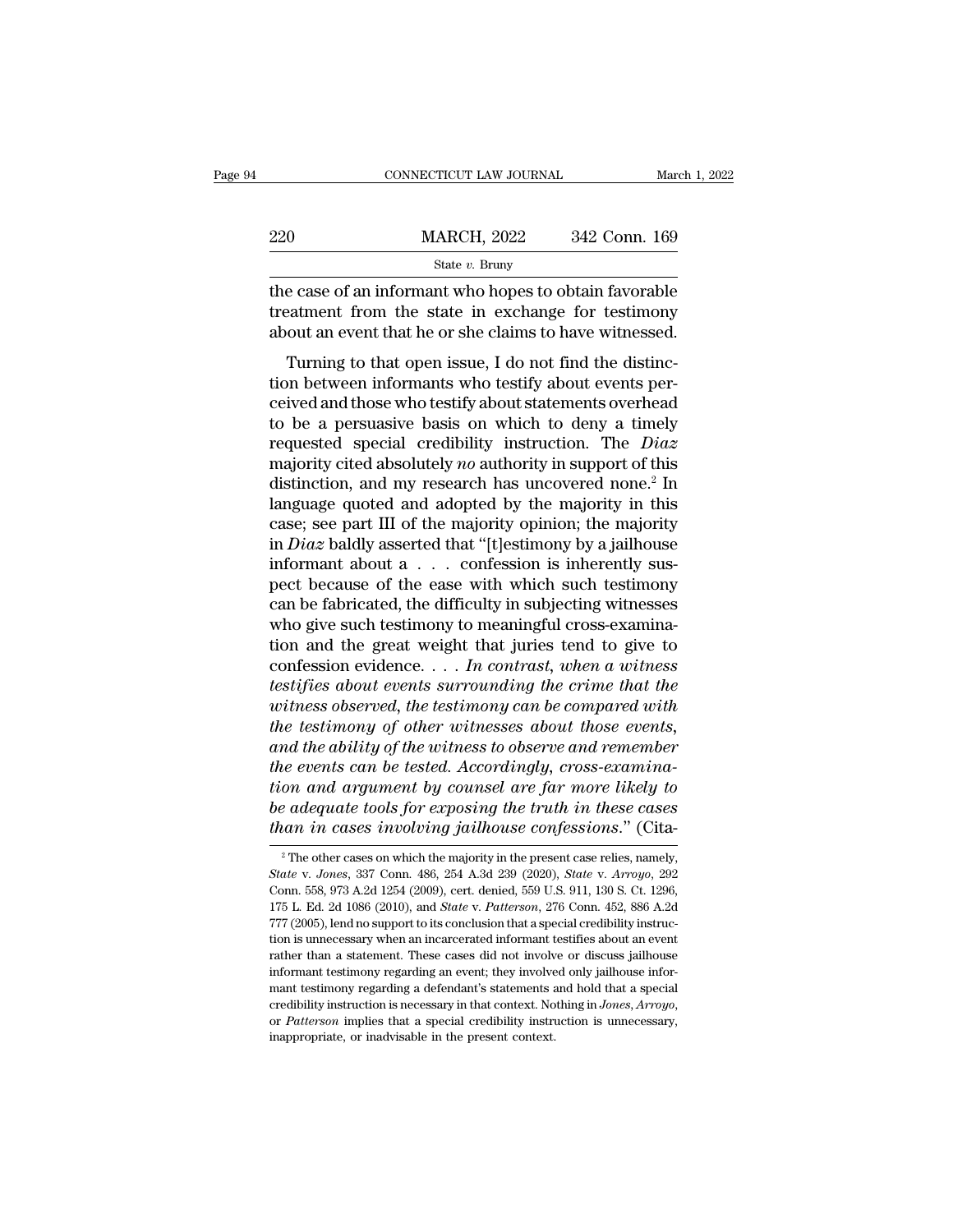the case of an informant who hopes to obtain favorable treatment from the state in exchange for testimony about an event that he or she claims to have witnessed.

Turning to that open issue, I do not find the distinction between informants who testify about events perceived and those who testify about statements overhead to be a persuasive basis on which to deny a timely requested special credibility instruction. The *Diaz* majority cited absolutely *no* authority in support of this distinction, and my research has uncovered none.[2] In language quoted and adopted by the majority in this case; see part III of the majority opinion; the majority in *Diaz* baldly asserted that "[t]estimony by a jailhouse informant about a . . . confession is inherently suspect because of the ease with which such testimony can be fabricated, the difficulty in subjecting witnesses who give such testimony to meaningful cross-examination and the great weight that juries tend to give to confession evidence. . . . *In contrast, when a witness testifies about events surrounding the crime that the witness observed, the testimony can be compared with the testimony of other witnesses about those events, and the ability of the witness to observe and remember the events can be tested. Accordingly, cross-examination and argument by counsel are far more likely to be adequate tools for exposing the truth in these cases than in cases involving jailhouse confessions.*" (Cita-

[2] The other cases on which the majority in the present case relies, namely, *State* v. *Jones*, 337 Conn. 486, 254 A.3d 239 (2020), *State* v. *Arroyo*, 292 Conn. 558, 973 A.2d 1254 (2009), cert. denied, 559 U.S. 911, 130 S. Ct. 1296, 175 L. Ed. 2d 1086 (2010), and *State* v. *Patterson*, 276 Conn. 452, 886 A.2d 777 (2005), lend no support to its conclusion that a special credibility instruction is unnecessary when an incarcerated informant testifies about an event rather than a statement. These cases did not involve or discuss jailhouse informant testimony regarding an event; they involved only jailhouse informant testimony regarding a defendant's statements and hold that a special credibility instruction is necessary in that context. Nothing in *Jones*, *Arroyo*, or *Patterson* implies that a special credibility instruction is unnecessary, inappropriate, or inadvisable in the present context.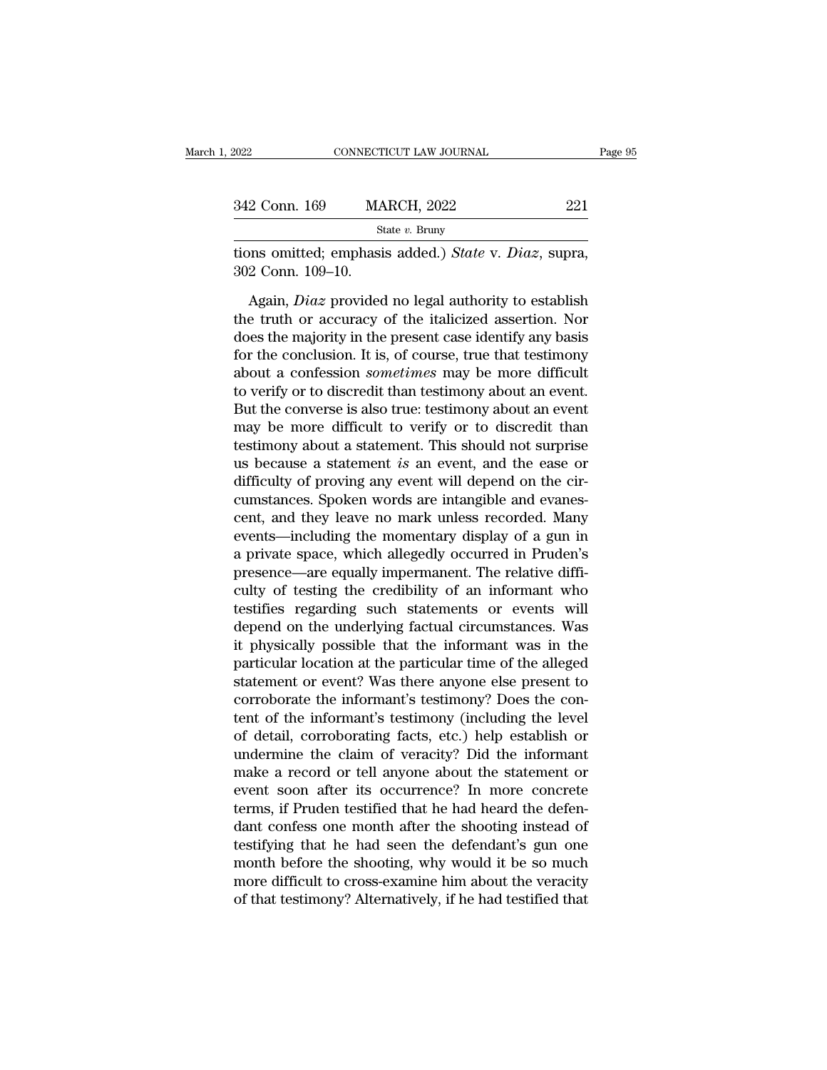tions omitted; emphasis added.) *State* v. *Diaz*, supra, 302 Conn. 109–10.

Again, *Diaz* provided no legal authority to establish the truth or accuracy of the italicized assertion. Nor does the majority in the present case identify any basis for the conclusion. It is, of course, true that testimony about a confession *sometimes* may be more difficult to verify or to discredit than testimony about an event. But the converse is also true: testimony about an event may be more difficult to verify or to discredit than testimony about a statement. This should not surprise us because a statement *is* an event, and the ease or difficulty of proving any event will depend on the circumstances. Spoken words are intangible and evanescent, and they leave no mark unless recorded. Many events—including the momentary display of a gun in a private space, which allegedly occurred in Pruden's presence—are equally impermanent. The relative difficulty of testing the credibility of an informant who testifies regarding such statements or events will depend on the underlying factual circumstances. Was it physically possible that the informant was in the particular location at the particular time of the alleged statement or event? Was there anyone else present to corroborate the informant's testimony? Does the content of the informant's testimony (including the level of detail, corroborating facts, etc.) help establish or undermine the claim of veracity? Did the informant make a record or tell anyone about the statement or event soon after its occurrence? In more concrete terms, if Pruden testified that he had heard the defendant confess one month after the shooting instead of testifying that he had seen the defendant's gun one month before the shooting, why would it be so much more difficult to cross-examine him about the veracity of that testimony? Alternatively, if he had testified that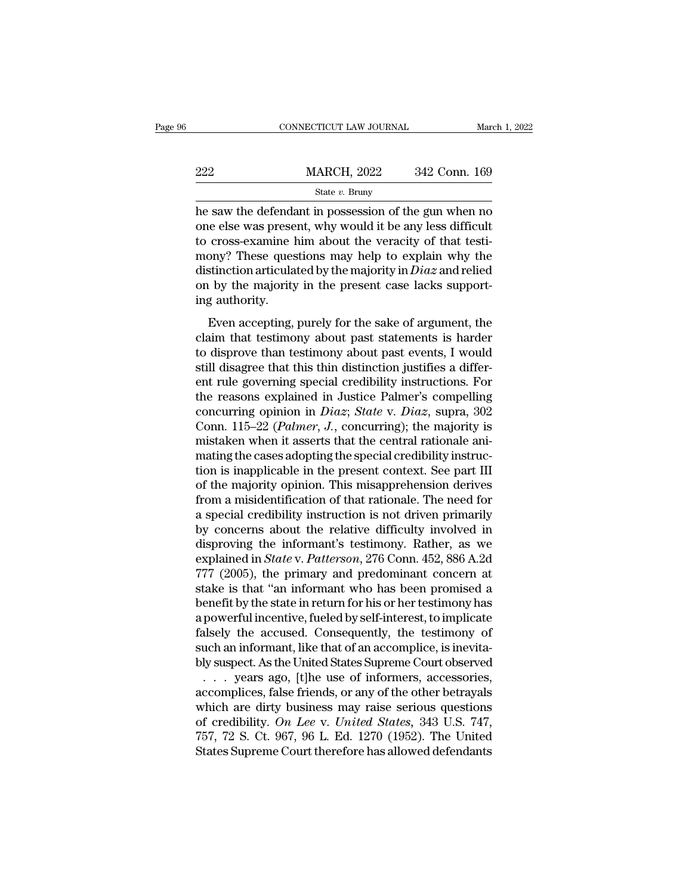he saw the defendant in possession of the gun when no one else was present, why would it be any less difficult to cross-examine him about the veracity of that testimony? These questions may help to explain why the distinction articulated by the majority in *Diaz* and relied on by the majority in the present case lacks supporting authority.

Even accepting, purely for the sake of argument, the claim that testimony about past statements is harder to disprove than testimony about past events, I would still disagree that this thin distinction justifies a different rule governing special credibility instructions. For the reasons explained in Justice Palmer's compelling concurring opinion in *Diaz*; *State* v. *Diaz*, supra, 302 Conn. 115–22 (*Palmer, J.*, concurring); the majority is mistaken when it asserts that the central rationale animating the cases adopting the special credibility instruction is inapplicable in the present context. See part III of the majority opinion. This misapprehension derives from a misidentification of that rationale. The need for a special credibility instruction is not driven primarily by concerns about the relative difficulty involved in disproving the informant's testimony. Rather, as we explained in *State* v. *Patterson*, 276 Conn. 452, 886 A.2d 777 (2005), the primary and predominant concern at stake is that "an informant who has been promised a benefit by the state in return for his or her testimony has a powerful incentive, fueled by self-interest, to implicate falsely the accused. Consequently, the testimony of such an informant, like that of an accomplice, is inevitably suspect. As the United States Supreme Court observed . . . years ago, [t]he use of informers, accessories, accomplices, false friends, or any of the other betrayals which are dirty business may raise serious questions of credibility. *On Lee* v. *United States*, 343 U.S. 747, 757, 72 S. Ct. 967, 96 L. Ed. 1270 (1952). The United States Supreme Court therefore has allowed defendants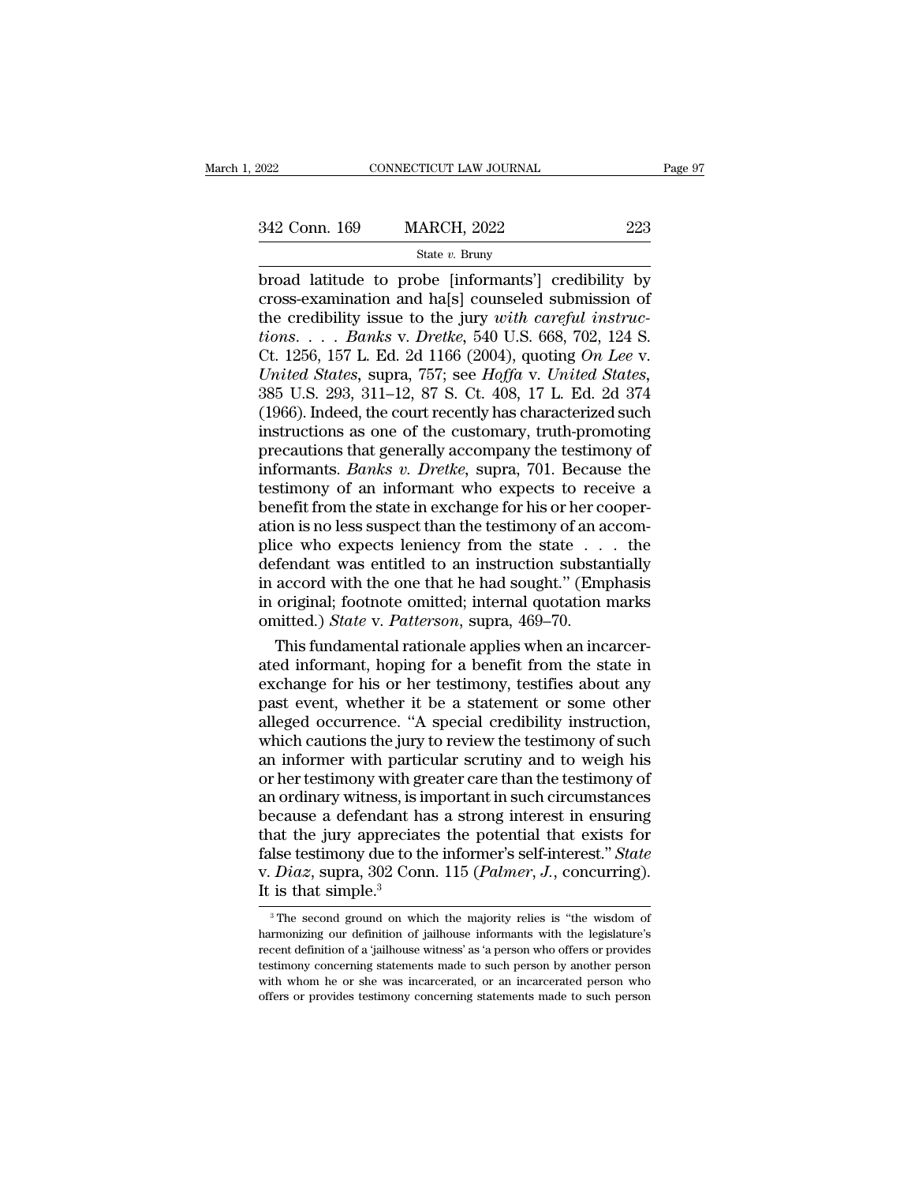broad latitude to probe [informants'] credibility by cross-examination and ha[s] counseled submission of the credibility issue to the jury *with careful instructions*. . . . *Banks* v. *Dretke*, 540 U.S. 668, 702, 124 S. Ct. 1256, 157 L. Ed. 2d 1166 (2004), quoting *On Lee* v. *United States*, supra, 757; see *Hoffa* v. *United States*, 385 U.S. 293, 311–12, 87 S. Ct. 408, 17 L. Ed. 2d 374 (1966). Indeed, the court recently has characterized such instructions as one of the customary, truth-promoting precautions that generally accompany the testimony of informants. *Banks v. Dretke*, supra, 701. Because the testimony of an informant who expects to receive a benefit from the state in exchange for his or her cooperation is no less suspect than the testimony of an accomplice who expects leniency from the state . . . the defendant was entitled to an instruction substantially in accord with the one that he had sought." (Emphasis in original; footnote omitted; internal quotation marks omitted.) *State* v. *Patterson*, supra, 469–70.

This fundamental rationale applies when an incarcerated informant, hoping for a benefit from the state in exchange for his or her testimony, testifies about any past event, whether it be a statement or some other alleged occurrence. "A special credibility instruction, which cautions the jury to review the testimony of such an informer with particular scrutiny and to weigh his or her testimony with greater care than the testimony of an ordinary witness, is important in such circumstances because a defendant has a strong interest in ensuring that the jury appreciates the potential that exists for false testimony due to the informer's self-interest." *State* v. *Diaz*, supra, 302 Conn. 115 (*Palmer, J.*, concurring). It is that simple.[3]

---

[3] The second ground on which the majority relies is "the wisdom of harmonizing our definition of jailhouse informants with the legislature's recent definition of a 'jailhouse witness' as 'a person who offers or provides testimony concerning statements made to such person by another person with whom he or she was incarcerated, or an incarcerated person who offers or provides testimony concerning statements made to such person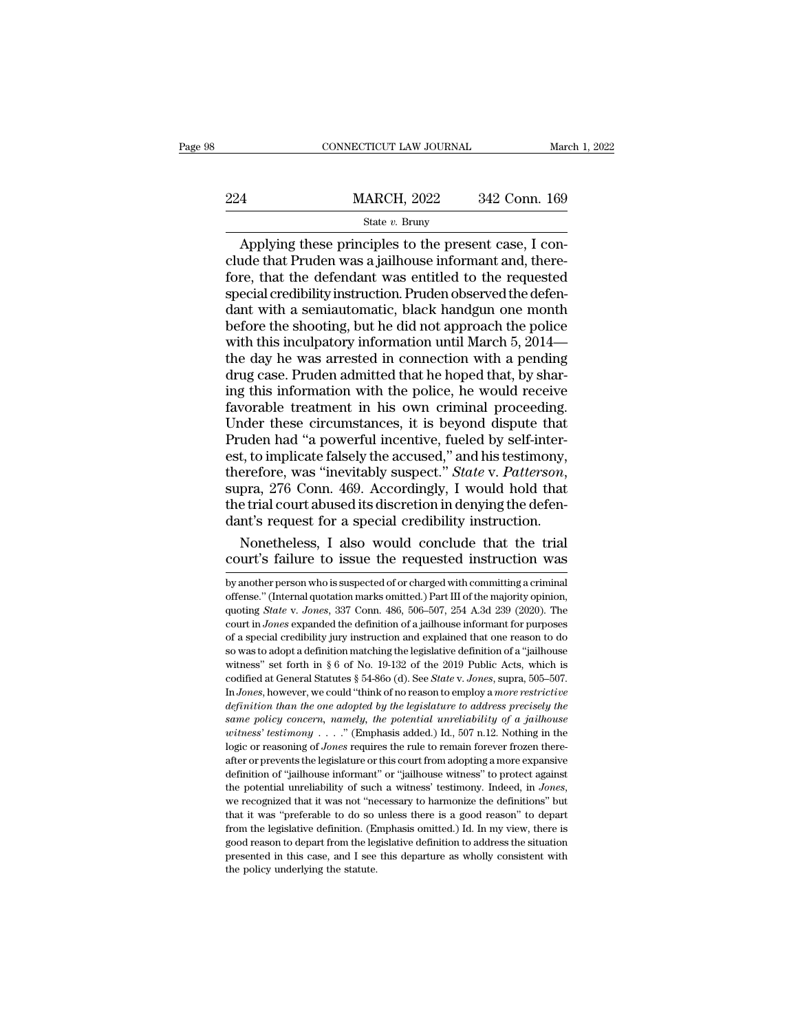Applying these principles to the present case, I conclude that Pruden was a jailhouse informant and, therefore, that the defendant was entitled to the requested special credibility instruction. Pruden observed the defendant with a semiautomatic, black handgun one month before the shooting, but he did not approach the police with this inculpatory information until March 5, 2014—the day he was arrested in connection with a pending drug case. Pruden admitted that he hoped that, by sharing this information with the police, he would receive favorable treatment in his own criminal proceeding. Under these circumstances, it is beyond dispute that Pruden had "a powerful incentive, fueled by self-interest, to implicate falsely the accused," and his testimony, therefore, was "inevitably suspect." *State* v. *Patterson*, supra, 276 Conn. 469. Accordingly, I would hold that the trial court abused its discretion in denying the defendant's request for a special credibility instruction.

Nonetheless, I also would conclude that the trial court's failure to issue the requested instruction was

by another person who is suspected of or charged with committing a criminal offense." (Internal quotation marks omitted.) Part III of the majority opinion, quoting *State* v. *Jones*, 337 Conn. 486, 506–507, 254 A.3d 239 (2020). The court in *Jones* expanded the definition of a jailhouse informant for purposes of a special credibility jury instruction and explained that one reason to do so was to adopt a definition matching the legislative definition of a "jailhouse witness" set forth in § 6 of No. 19-132 of the 2019 Public Acts, which is codified at General Statutes § 54-86o (d). See *State* v. *Jones*, supra, 505–507. In *Jones*, however, we could "think of no reason to employ a *more restrictive definition than the one adopted by the legislature to address precisely the same policy concern, namely, the potential unreliability of a jailhouse witness' testimony* . . . ." (Emphasis added.) Id., 507 n.12. Nothing in the logic or reasoning of *Jones* requires the rule to remain forever frozen thereafter or prevents the legislature or this court from adopting a more expansive definition of "jailhouse informant" or "jailhouse witness" to protect against the potential unreliability of such a witness' testimony. Indeed, in *Jones*, we recognized that it was not "necessary to harmonize the definitions" but that it was "preferable to do so unless there is a good reason" to depart from the legislative definition. (Emphasis omitted.) Id. In my view, there is good reason to depart from the legislative definition to address the situation presented in this case, and I see this departure as wholly consistent with the policy underlying the statute.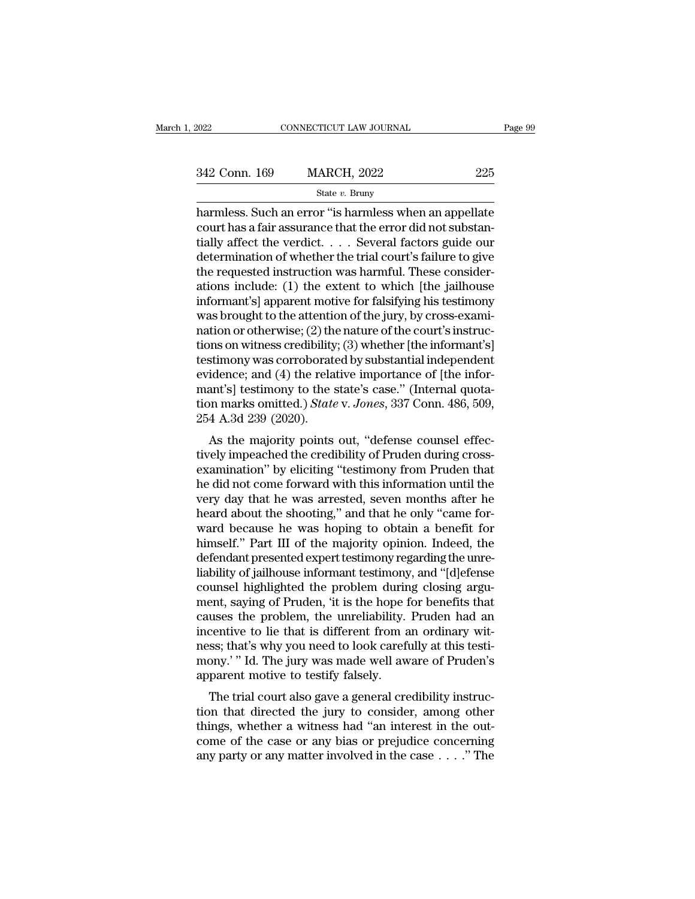harmless. Such an error "is harmless when an appellate court has a fair assurance that the error did not substantially affect the verdict. . . . Several factors guide our determination of whether the trial court's failure to give the requested instruction was harmful. These considerations include: (1) the extent to which [the jailhouse informant's] apparent motive for falsifying his testimony was brought to the attention of the jury, by cross-examination or otherwise; (2) the nature of the court's instructions on witness credibility; (3) whether [the informant's] testimony was corroborated by substantial independent evidence; and (4) the relative importance of [the informant's] testimony to the state's case." (Internal quotation marks omitted.) *State* v. *Jones*, 337 Conn. 486, 509, 254 A.3d 239 (2020).

As the majority points out, "defense counsel effectively impeached the credibility of Pruden during cross-examination" by eliciting "testimony from Pruden that he did not come forward with this information until the very day that he was arrested, seven months after he heard about the shooting," and that he only "came forward because he was hoping to obtain a benefit for himself." Part III of the majority opinion. Indeed, the defendant presented expert testimony regarding the unreliability of jailhouse informant testimony, and "[d]efense counsel highlighted the problem during closing argument, saying of Pruden, 'it is the hope for benefits that causes the problem, the unreliability. Pruden had an incentive to lie that is different from an ordinary witness; that's why you need to look carefully at this testimony.' " Id. The jury was made well aware of Pruden's apparent motive to testify falsely.

The trial court also gave a general credibility instruction that directed the jury to consider, among other things, whether a witness had "an interest in the outcome of the case or any bias or prejudice concerning any party or any matter involved in the case . . . ." The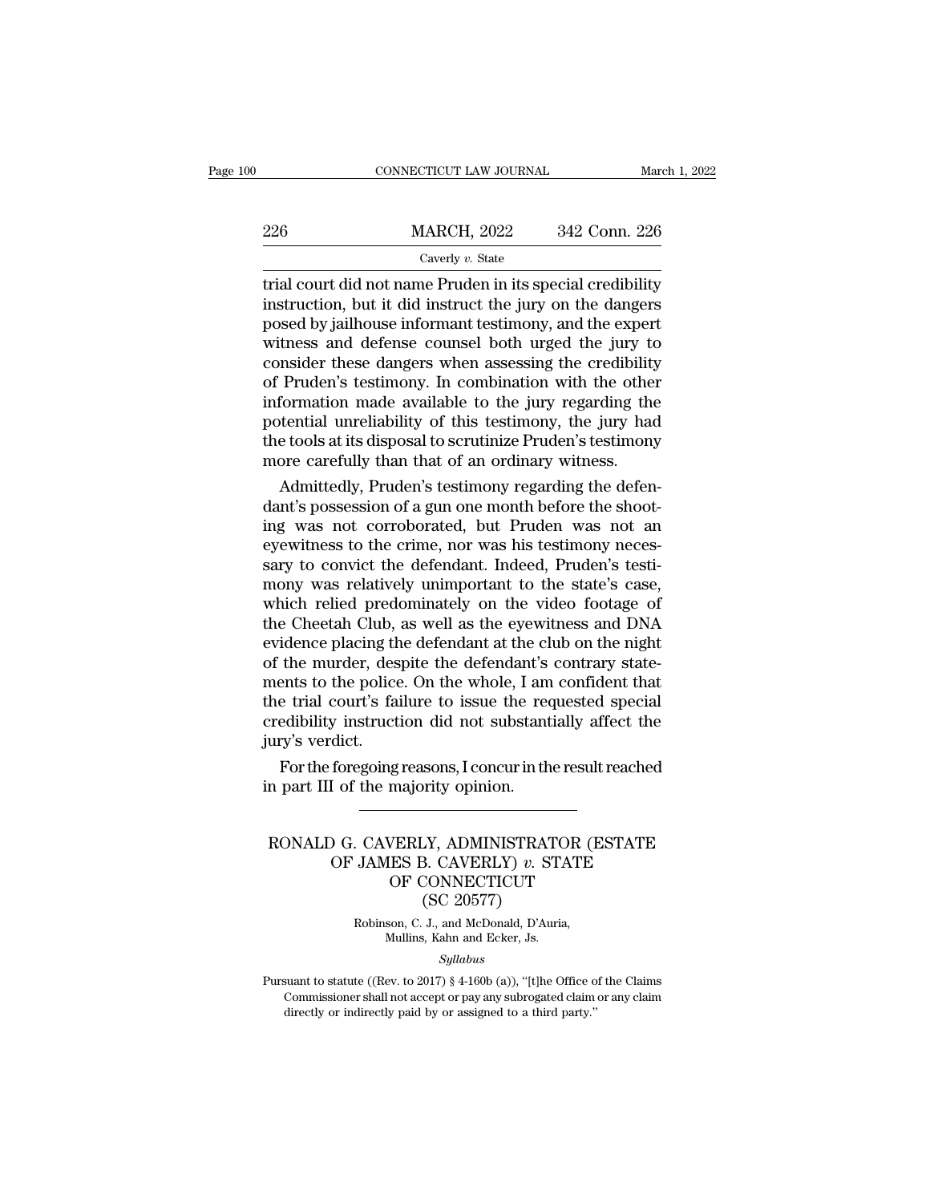trial court did not name Pruden in its special credibility instruction, but it did instruct the jury on the dangers posed by jailhouse informant testimony, and the expert witness and defense counsel both urged the jury to consider these dangers when assessing the credibility of Pruden's testimony. In combination with the other information made available to the jury regarding the potential unreliability of this testimony, the jury had the tools at its disposal to scrutinize Pruden's testimony more carefully than that of an ordinary witness.

Admittedly, Pruden's testimony regarding the defendant's possession of a gun one month before the shooting was not corroborated, but Pruden was not an eyewitness to the crime, nor was his testimony necessary to convict the defendant. Indeed, Pruden's testimony was relatively unimportant to the state's case, which relied predominately on the video footage of the Cheetah Club, as well as the eyewitness and DNA evidence placing the defendant at the club on the night of the murder, despite the defendant's contrary statements to the police. On the whole, I am confident that the trial court's failure to issue the requested special credibility instruction did not substantially affect the jury's verdict.

For the foregoing reasons, I concur in the result reached in part III of the majority opinion.

---

# RONALD G. CAVERLY, ADMINISTRATOR (ESTATE OF JAMES B. CAVERLY) *v.* STATE OF CONNECTICUT
## (SC 20577)

Robinson, C. J., and McDonald, D'Auria, Mullins, Kahn and Ecker, Js.

*Syllabus*

Pursuant to statute ((Rev. to 2017) § 4-160b (a)), "[t]he Office of the Claims Commissioner shall not accept or pay any subrogated claim or any claim directly or indirectly paid by or assigned to a third party."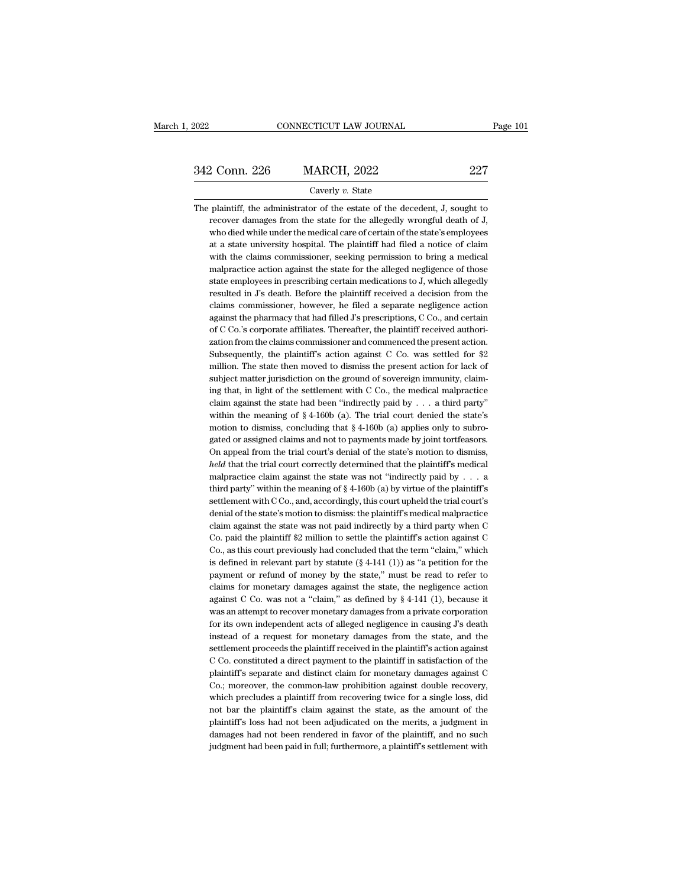Caverly *v.* State

The plaintiff, the administrator of the estate of the decedent, J, sought to recover damages from the state for the allegedly wrongful death of J, who died while under the medical care of certain of the state's employees at a state university hospital. The plaintiff had filed a notice of claim with the claims commissioner, seeking permission to bring a medical malpractice action against the state for the alleged negligence of those state employees in prescribing certain medications to J, which allegedly resulted in J's death. Before the plaintiff received a decision from the claims commissioner, however, he filed a separate negligence action against the pharmacy that had filled J's prescriptions, C Co., and certain of C Co.'s corporate affiliates. Thereafter, the plaintiff received authorization from the claims commissioner and commenced the present action. Subsequently, the plaintiff's action against C Co. was settled for $2 million. The state then moved to dismiss the present action for lack of subject matter jurisdiction on the ground of sovereign immunity, claiming that, in light of the settlement with C Co., the medical malpractice claim against the state had been "indirectly paid by . . . a third party" within the meaning of § 4-160b (a). The trial court denied the state's motion to dismiss, concluding that § 4-160b (a) applies only to subrogated or assigned claims and not to payments made by joint tortfeasors. On appeal from the trial court's denial of the state's motion to dismiss, *held* that the trial court correctly determined that the plaintiff's medical malpractice claim against the state was not "indirectly paid by . . . a third party" within the meaning of § 4-160b (a) by virtue of the plaintiff's settlement with C Co., and, accordingly, this court upheld the trial court's denial of the state's motion to dismiss: the plaintiff's medical malpractice claim against the state was not paid indirectly by a third party when C Co. paid the plaintiff $2 million to settle the plaintiff's action against C Co., as this court previously had concluded that the term "claim," which is defined in relevant part by statute (§ 4-141 (1)) as "a petition for the payment or refund of money by the state," must be read to refer to claims for monetary damages against the state, the negligence action against C Co. was not a "claim," as defined by § 4-141 (1), because it was an attempt to recover monetary damages from a private corporation for its own independent acts of alleged negligence in causing J's death instead of a request for monetary damages from the state, and the settlement proceeds the plaintiff received in the plaintiff's action against C Co. constituted a direct payment to the plaintiff in satisfaction of the plaintiff's separate and distinct claim for monetary damages against C Co.; moreover, the common-law prohibition against double recovery, which precludes a plaintiff from recovering twice for a single loss, did not bar the plaintiff's claim against the state, as the amount of the plaintiff's loss had not been adjudicated on the merits, a judgment in damages had not been rendered in favor of the plaintiff, and no such judgment had been paid in full; furthermore, a plaintiff's settlement with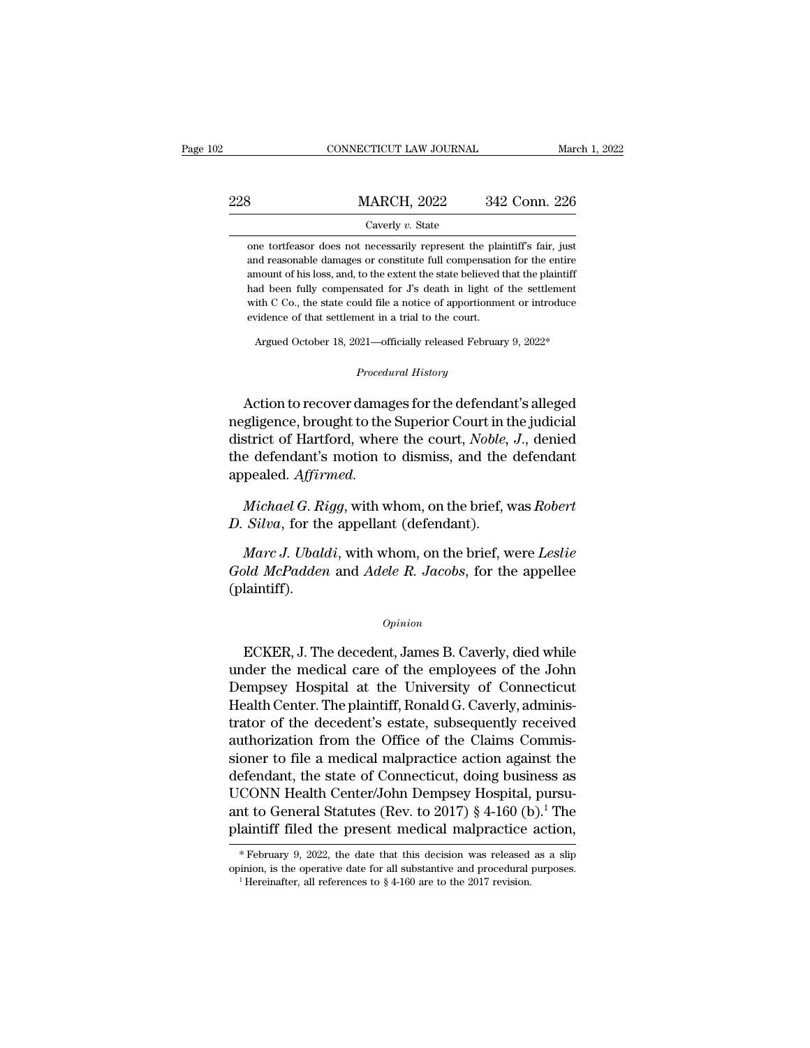one tortfeasor does not necessarily represent the plaintiff's fair, just and reasonable damages or constitute full compensation for the entire amount of his loss, and, to the extent the state believed that the plaintiff had been fully compensated for J's death in light of the settlement with C Co., the state could file a notice of apportionment or introduce evidence of that settlement in a trial to the court.

Argued October 18, 2021—officially released February 9, 2022*

*Procedural History*

Action to recover damages for the defendant's alleged negligence, brought to the Superior Court in the judicial district of Hartford, where the court, *Noble*, *J*., denied the defendant's motion to dismiss, and the defendant appealed. *Affirmed.*

*Michael G. Rigg*, with whom, on the brief, was *Robert D. Silva*, for the appellant (defendant).

*Marc J. Ubaldi*, with whom, on the brief, were *Leslie Gold McPadden* and *Adele R. Jacobs*, for the appellee (plaintiff).

*Opinion*

ECKER, J. The decedent, James B. Caverly, died while under the medical care of the employees of the John Dempsey Hospital at the University of Connecticut Health Center. The plaintiff, Ronald G. Caverly, administrator of the decedent's estate, subsequently received authorization from the Office of the Claims Commissioner to file a medical malpractice action against the defendant, the state of Connecticut, doing business as UCONN Health Center/John Dempsey Hospital, pursuant to General Statutes (Rev. to 2017) § 4-160 (b).[1] The plaintiff filed the present medical malpractice action,

* February 9, 2022, the date that this decision was released as a slip opinion, is the operative date for all substantive and procedural purposes.

[1] Hereinafter, all references to § 4-160 are to the 2017 revision.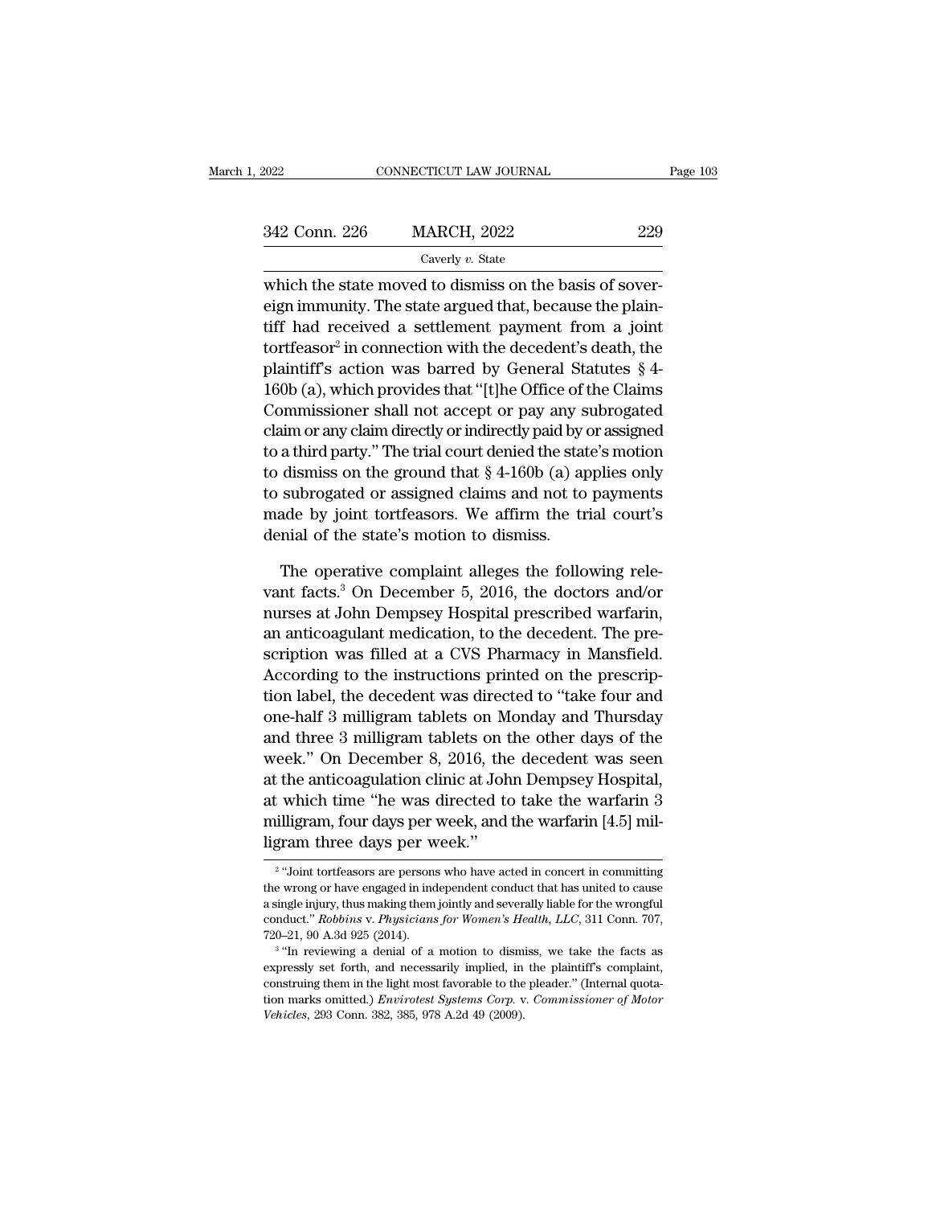which the state moved to dismiss on the basis of sovereign immunity. The state argued that, because the plaintiff had received a settlement payment from a joint tortfeasor[2] in connection with the decedent's death, the plaintiff's action was barred by General Statutes § 4-160b (a), which provides that "[t]he Office of the Claims Commissioner shall not accept or pay any subrogated claim or any claim directly or indirectly paid by or assigned to a third party." The trial court denied the state's motion to dismiss on the ground that § 4-160b (a) applies only to subrogated or assigned claims and not to payments made by joint tortfeasors. We affirm the trial court's denial of the state's motion to dismiss.

The operative complaint alleges the following relevant facts.[3] On December 5, 2016, the doctors and/or nurses at John Dempsey Hospital prescribed warfarin, an anticoagulant medication, to the decedent. The prescription was filled at a CVS Pharmacy in Mansfield. According to the instructions printed on the prescription label, the decedent was directed to "take four and one-half 3 milligram tablets on Monday and Thursday and three 3 milligram tablets on the other days of the week." On December 8, 2016, the decedent was seen at the anticoagulation clinic at John Dempsey Hospital, at which time "he was directed to take the warfarin 3 milligram, four days per week, and the warfarin [4.5] milligram three days per week."

[2] "Joint tortfeasors are persons who have acted in concert in committing the wrong or have engaged in independent conduct that has united to cause a single injury, thus making them jointly and severally liable for the wrongful conduct." *Robbins* v. *Physicians for Women's Health, LLC*, 311 Conn. 707, 720–21, 90 A.3d 925 (2014).

[3] "In reviewing a denial of a motion to dismiss, we take the facts as expressly set forth, and necessarily implied, in the plaintiff's complaint, construing them in the light most favorable to the pleader." (Internal quotation marks omitted.) *Envirotest Systems Corp.* v. *Commissioner of Motor Vehicles*, 293 Conn. 382, 385, 978 A.2d 49 (2009).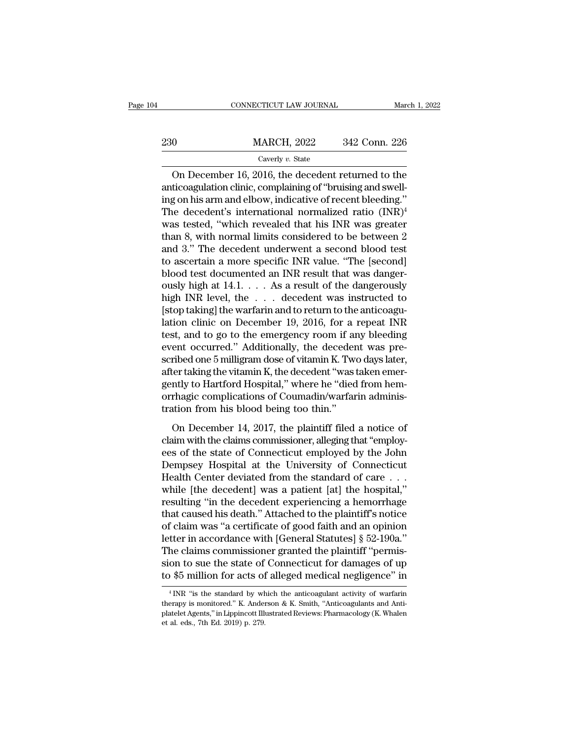On December 16, 2016, the decedent returned to the anticoagulation clinic, complaining of "bruising and swelling on his arm and elbow, indicative of recent bleeding." The decedent's international normalized ratio (INR)[4] was tested, "which revealed that his INR was greater than 8, with normal limits considered to be between 2 and 3." The decedent underwent a second blood test to ascertain a more specific INR value. "The [second] blood test documented an INR result that was dangerously high at 14.1. . . . As a result of the dangerously high INR level, the . . . decedent was instructed to [stop taking] the warfarin and to return to the anticoagulation clinic on December 19, 2016, for a repeat INR test, and to go to the emergency room if any bleeding event occurred." Additionally, the decedent was prescribed one 5 milligram dose of vitamin K. Two days later, after taking the vitamin K, the decedent "was taken emergently to Hartford Hospital," where he "died from hemorrhagic complications of Coumadin/warfarin administration from his blood being too thin."

On December 14, 2017, the plaintiff filed a notice of claim with the claims commissioner, alleging that "employees of the state of Connecticut employed by the John Dempsey Hospital at the University of Connecticut Health Center deviated from the standard of care . . . while [the decedent] was a patient [at] the hospital," resulting "in the decedent experiencing a hemorrhage that caused his death." Attached to the plaintiff's notice of claim was "a certificate of good faith and an opinion letter in accordance with [General Statutes] § 52-190a." The claims commissioner granted the plaintiff "permission to sue the state of Connecticut for damages of up to $5 million for acts of alleged medical negligence" in

[4] INR "is the standard by which the anticoagulant activity of warfarin therapy is monitored." K. Anderson & K. Smith, "Anticoagulants and Antiplatelet Agents," in Lippincott Illustrated Reviews: Pharmacology (K. Whalen et al. eds., 7th Ed. 2019) p. 279.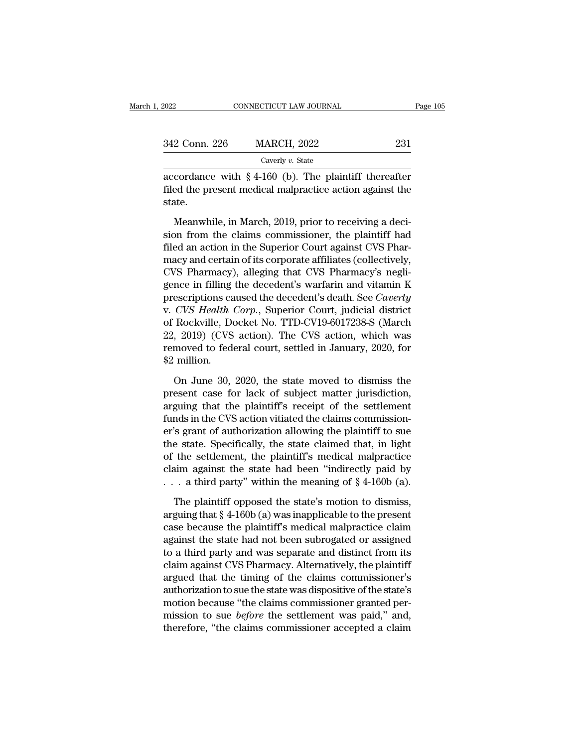accordance with § 4-160 (b). The plaintiff thereafter filed the present medical malpractice action against the state.

Meanwhile, in March, 2019, prior to receiving a decision from the claims commissioner, the plaintiff had filed an action in the Superior Court against CVS Pharmacy and certain of its corporate affiliates (collectively, CVS Pharmacy), alleging that CVS Pharmacy's negligence in filling the decedent's warfarin and vitamin K prescriptions caused the decedent's death. See *Caverly* v. *CVS Health Corp.*, Superior Court, judicial district of Rockville, Docket No. TTD-CV19-6017238-S (March 22, 2019) (CVS action). The CVS action, which was removed to federal court, settled in January, 2020, for $2 million.

On June 30, 2020, the state moved to dismiss the present case for lack of subject matter jurisdiction, arguing that the plaintiff's receipt of the settlement funds in the CVS action vitiated the claims commissioner's grant of authorization allowing the plaintiff to sue the state. Specifically, the state claimed that, in light of the settlement, the plaintiff's medical malpractice claim against the state had been "indirectly paid by . . . a third party" within the meaning of § 4-160b (a).

The plaintiff opposed the state's motion to dismiss, arguing that § 4-160b (a) was inapplicable to the present case because the plaintiff's medical malpractice claim against the state had not been subrogated or assigned to a third party and was separate and distinct from its claim against CVS Pharmacy. Alternatively, the plaintiff argued that the timing of the claims commissioner's authorization to sue the state was dispositive of the state's motion because "the claims commissioner granted permission to sue *before* the settlement was paid," and, therefore, "the claims commissioner accepted a claim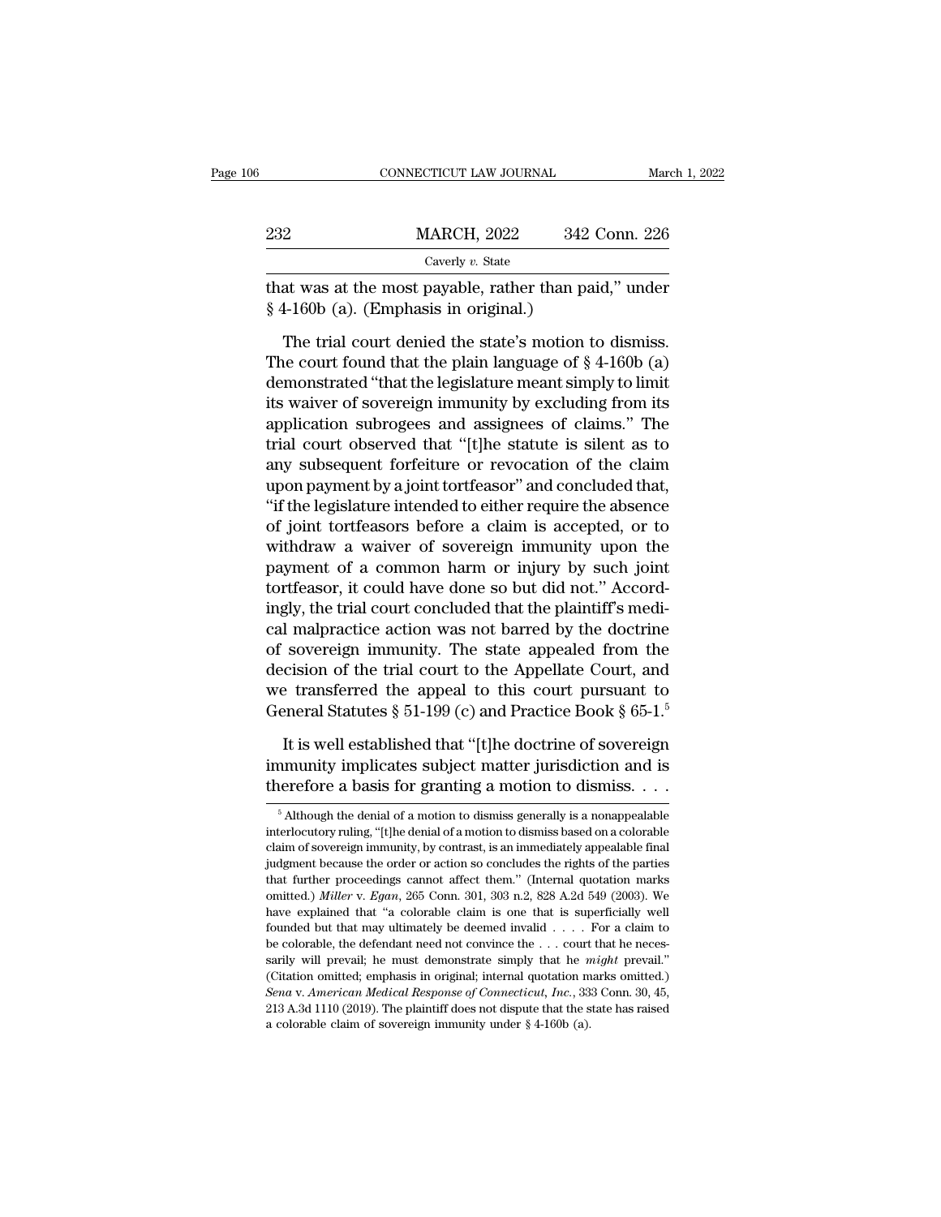that was at the most payable, rather than paid," under § 4-160b (a). (Emphasis in original.)

The trial court denied the state's motion to dismiss. The court found that the plain language of § 4-160b (a) demonstrated "that the legislature meant simply to limit its waiver of sovereign immunity by excluding from its application subrogees and assignees of claims." The trial court observed that "[t]he statute is silent as to any subsequent forfeiture or revocation of the claim upon payment by a joint tortfeasor" and concluded that, "if the legislature intended to either require the absence of joint tortfeasors before a claim is accepted, or to withdraw a waiver of sovereign immunity upon the payment of a common harm or injury by such joint tortfeasor, it could have done so but did not." Accordingly, the trial court concluded that the plaintiff's medical malpractice action was not barred by the doctrine of sovereign immunity. The state appealed from the decision of the trial court to the Appellate Court, and we transferred the appeal to this court pursuant to General Statutes § 51-199 (c) and Practice Book § 65-1.[5]

It is well established that "[t]he doctrine of sovereign immunity implicates subject matter jurisdiction and is therefore a basis for granting a motion to dismiss. . . .

[5] Although the denial of a motion to dismiss generally is a nonappealable interlocutory ruling, "[t]he denial of a motion to dismiss based on a colorable claim of sovereign immunity, by contrast, is an immediately appealable final judgment because the order or action so concludes the rights of the parties that further proceedings cannot affect them." (Internal quotation marks omitted.) *Miller* v. *Egan*, 265 Conn. 301, 303 n.2, 828 A.2d 549 (2003). We have explained that "a colorable claim is one that is superficially well founded but that may ultimately be deemed invalid . . . . For a claim to be colorable, the defendant need not convince the . . . court that he necessarily will prevail; he must demonstrate simply that he *might* prevail." (Citation omitted; emphasis in original; internal quotation marks omitted.) *Sena* v. *American Medical Response of Connecticut, Inc.*, 333 Conn. 30, 45, 213 A.3d 1110 (2019). The plaintiff does not dispute that the state has raised a colorable claim of sovereign immunity under § 4-160b (a).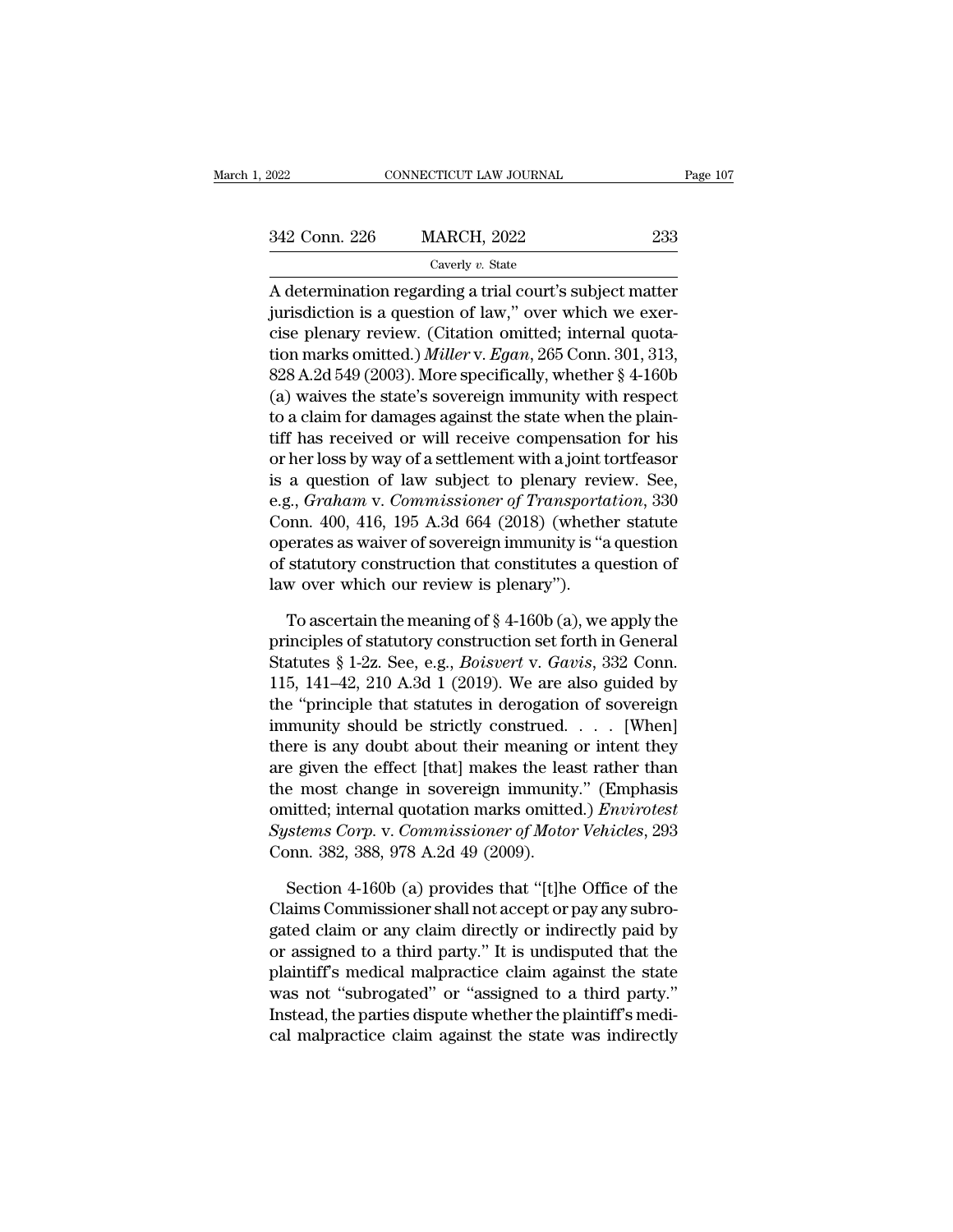A determination regarding a trial court's subject matter jurisdiction is a question of law," over which we exercise plenary review. (Citation omitted; internal quotation marks omitted.) *Miller* v. *Egan*, 265 Conn. 301, 313, 828 A.2d 549 (2003). More specifically, whether § 4-160b (a) waives the state's sovereign immunity with respect to a claim for damages against the state when the plaintiff has received or will receive compensation for his or her loss by way of a settlement with a joint tortfeasor is a question of law subject to plenary review. See, e.g., *Graham* v. *Commissioner of Transportation*, 330 Conn. 400, 416, 195 A.3d 664 (2018) (whether statute operates as waiver of sovereign immunity is "a question of statutory construction that constitutes a question of law over which our review is plenary").

To ascertain the meaning of § 4-160b (a), we apply the principles of statutory construction set forth in General Statutes § 1-2z. See, e.g., *Boisvert* v. *Gavis*, 332 Conn. 115, 141–42, 210 A.3d 1 (2019). We are also guided by the "principle that statutes in derogation of sovereign immunity should be strictly construed. . . . [When] there is any doubt about their meaning or intent they are given the effect [that] makes the least rather than the most change in sovereign immunity." (Emphasis omitted; internal quotation marks omitted.) *Envirotest Systems Corp.* v. *Commissioner of Motor Vehicles*, 293 Conn. 382, 388, 978 A.2d 49 (2009).

Section 4-160b (a) provides that "[t]he Office of the Claims Commissioner shall not accept or pay any subrogated claim or any claim directly or indirectly paid by or assigned to a third party." It is undisputed that the plaintiff's medical malpractice claim against the state was not "subrogated" or "assigned to a third party." Instead, the parties dispute whether the plaintiff's medical malpractice claim against the state was indirectly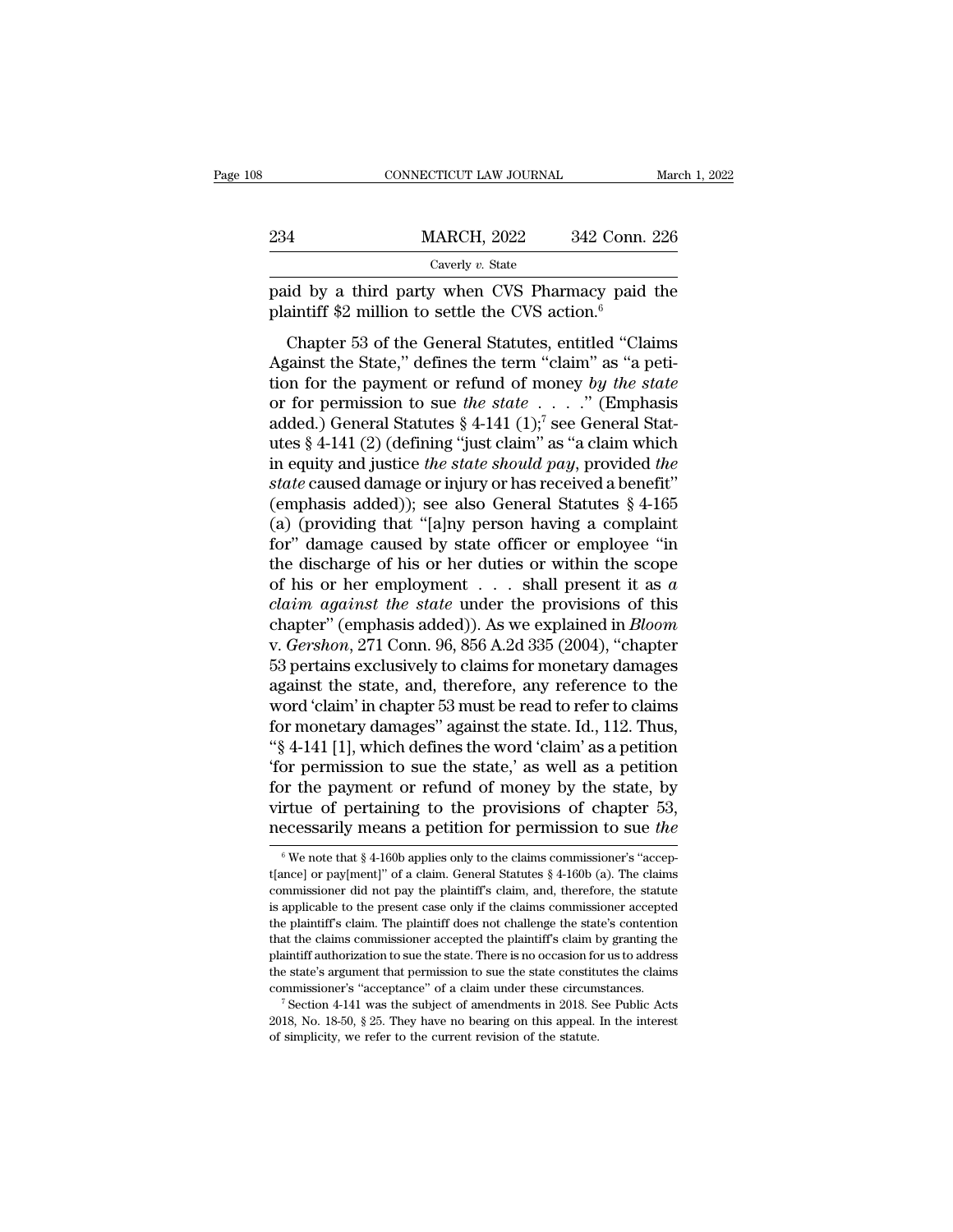paid by a third party when CVS Pharmacy paid the plaintiff $2 million to settle the CVS action.[6]

Chapter 53 of the General Statutes, entitled "Claims Against the State," defines the term "claim" as "a petition for the payment or refund of money *by the state* or for permission to sue *the state* . . . ." (Emphasis added.) General Statutes § 4-141 (1);[7] see General Statutes § 4-141 (2) (defining "just claim" as "a claim which in equity and justice *the state should pay*, provided *the state* caused damage or injury or has received a benefit" (emphasis added)); see also General Statutes § 4-165 (a) (providing that "[a]ny person having a complaint for" damage caused by state officer or employee "in the discharge of his or her duties or within the scope of his or her employment . . . shall present it as *a claim against the state* under the provisions of this chapter" (emphasis added)). As we explained in *Bloom* v. *Gershon*, 271 Conn. 96, 856 A.2d 335 (2004), "chapter 53 pertains exclusively to claims for monetary damages against the state, and, therefore, any reference to the word 'claim' in chapter 53 must be read to refer to claims for monetary damages" against the state. Id., 112. Thus, "§ 4-141 [1], which defines the word 'claim' as a petition 'for permission to sue the state,' as well as a petition for the payment or refund of money by the state, by virtue of pertaining to the provisions of chapter 53, necessarily means a petition for permission to sue *the*

[6] We note that § 4-160b applies only to the claims commissioner's "accept[ance] or pay[ment]" of a claim. General Statutes § 4-160b (a). The claims commissioner did not pay the plaintiff's claim, and, therefore, the statute is applicable to the present case only if the claims commissioner accepted the plaintiff's claim. The plaintiff does not challenge the state's contention that the claims commissioner accepted the plaintiff's claim by granting the plaintiff authorization to sue the state. There is no occasion for us to address the state's argument that permission to sue the state constitutes the claims commissioner's "acceptance" of a claim under these circumstances.

[7] Section 4-141 was the subject of amendments in 2018. See Public Acts 2018, No. 18-50, § 25. They have no bearing on this appeal. In the interest of simplicity, we refer to the current revision of the statute.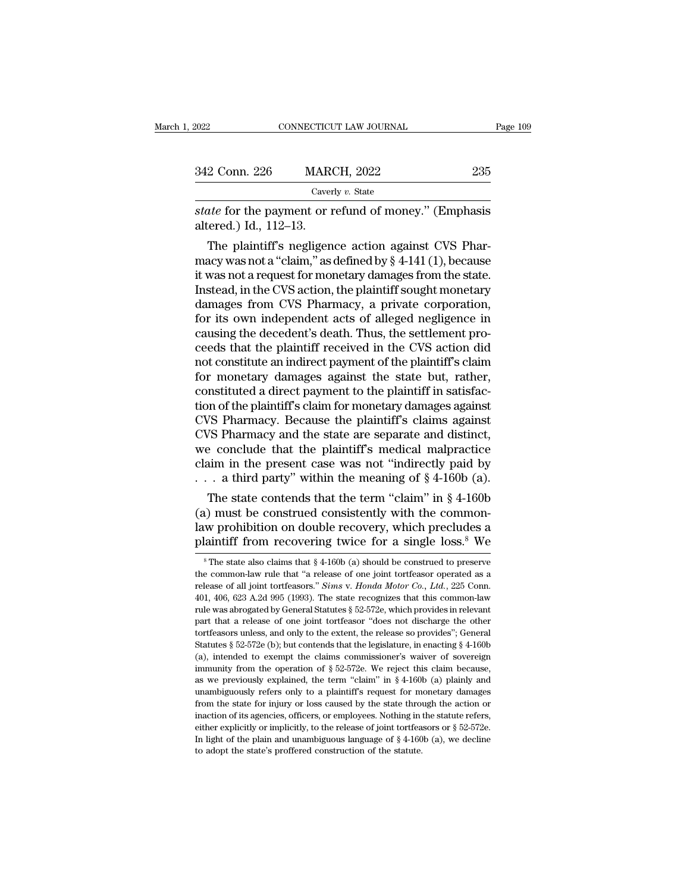*state* for the payment or refund of money." (Emphasis altered.) Id., 112–13.

The plaintiff's negligence action against CVS Pharmacy was not a "claim," as defined by § 4-141 (1), because it was not a request for monetary damages from the state. Instead, in the CVS action, the plaintiff sought monetary damages from CVS Pharmacy, a private corporation, for its own independent acts of alleged negligence in causing the decedent's death. Thus, the settlement proceeds that the plaintiff received in the CVS action did not constitute an indirect payment of the plaintiff's claim for monetary damages against the state but, rather, constituted a direct payment to the plaintiff in satisfaction of the plaintiff's claim for monetary damages against CVS Pharmacy. Because the plaintiff's claims against CVS Pharmacy and the state are separate and distinct, we conclude that the plaintiff's medical malpractice claim in the present case was not "indirectly paid by . . . a third party" within the meaning of § 4-160b (a).

The state contends that the term "claim" in § 4-160b (a) must be construed consistently with the common-law prohibition on double recovery, which precludes a plaintiff from recovering twice for a single loss.[8] We

---

[8] The state also claims that § 4-160b (a) should be construed to preserve the common-law rule that "a release of one joint tortfeasor operated as a release of all joint tortfeasors." *Sims* v. *Honda Motor Co., Ltd.*, 225 Conn. 401, 406, 623 A.2d 995 (1993). The state recognizes that this common-law rule was abrogated by General Statutes § 52-572e, which provides in relevant part that a release of one joint tortfeasor "does not discharge the other tortfeasors unless, and only to the extent, the release so provides"; General Statutes § 52-572e (b); but contends that the legislature, in enacting § 4-160b (a), intended to exempt the claims commissioner's waiver of sovereign immunity from the operation of § 52-572e. We reject this claim because, as we previously explained, the term "claim" in § 4-160b (a) plainly and unambiguously refers only to a plaintiff's request for monetary damages from the state for injury or loss caused by the state through the action or inaction of its agencies, officers, or employees. Nothing in the statute refers, either explicitly or implicitly, to the release of joint tortfeasors or § 52-572e. In light of the plain and unambiguous language of § 4-160b (a), we decline to adopt the state's proffered construction of the statute.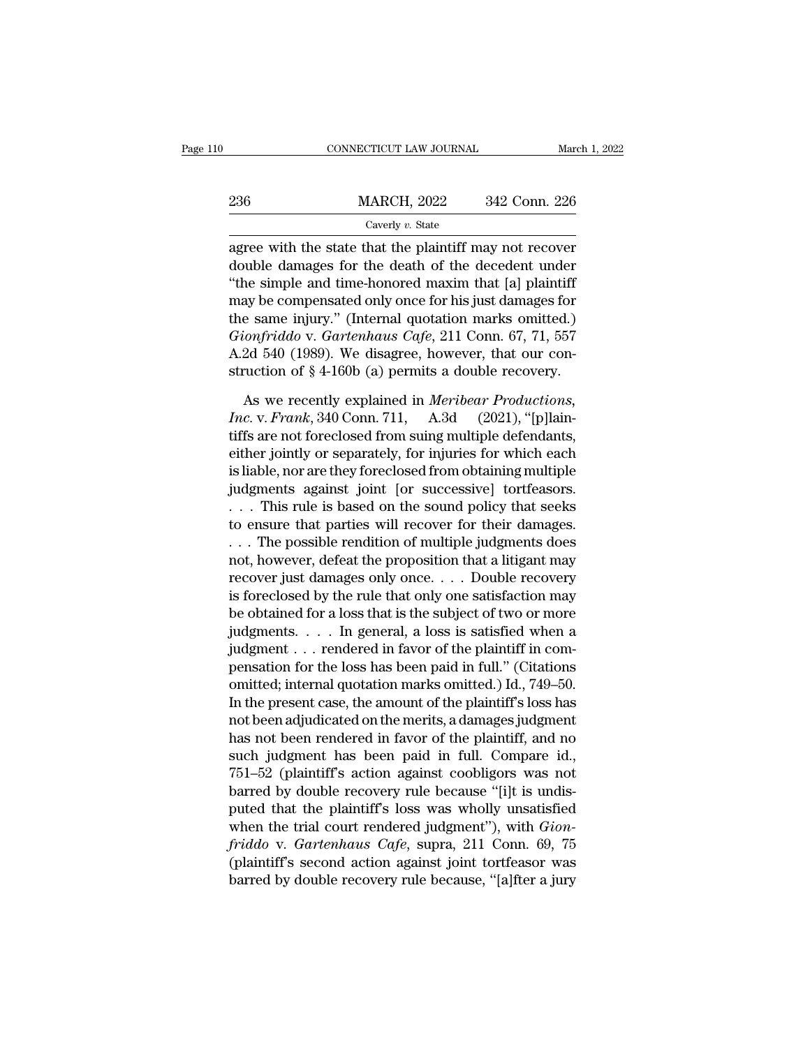agree with the state that the plaintiff may not recover double damages for the death of the decedent under "the simple and time-honored maxim that [a] plaintiff may be compensated only once for his just damages for the same injury." (Internal quotation marks omitted.) *Gionfriddo* v. *Gartenhaus Cafe*, 211 Conn. 67, 71, 557 A.2d 540 (1989). We disagree, however, that our construction of § 4-160b (a) permits a double recovery.

As we recently explained in *Meribear Productions, Inc.* v. *Frank*, 340 Conn. 711, A.3d (2021), "[p]laintiffs are not foreclosed from suing multiple defendants, either jointly or separately, for injuries for which each is liable, nor are they foreclosed from obtaining multiple judgments against joint [or successive] tortfeasors. . . . This rule is based on the sound policy that seeks to ensure that parties will recover for their damages. . . . The possible rendition of multiple judgments does not, however, defeat the proposition that a litigant may recover just damages only once. . . . Double recovery is foreclosed by the rule that only one satisfaction may be obtained for a loss that is the subject of two or more judgments. . . . In general, a loss is satisfied when a judgment . . . rendered in favor of the plaintiff in compensation for the loss has been paid in full." (Citations omitted; internal quotation marks omitted.) Id., 749–50. In the present case, the amount of the plaintiff's loss has not been adjudicated on the merits, a damages judgment has not been rendered in favor of the plaintiff, and no such judgment has been paid in full. Compare id., 751–52 (plaintiff's action against coobligors was not barred by double recovery rule because "[i]t is undisputed that the plaintiff's loss was wholly unsatisfied when the trial court rendered judgment"), with *Gionfriddo* v. *Gartenhaus Cafe*, supra, 211 Conn. 69, 75 (plaintiff's second action against joint tortfeasor was barred by double recovery rule because, "[a]fter a jury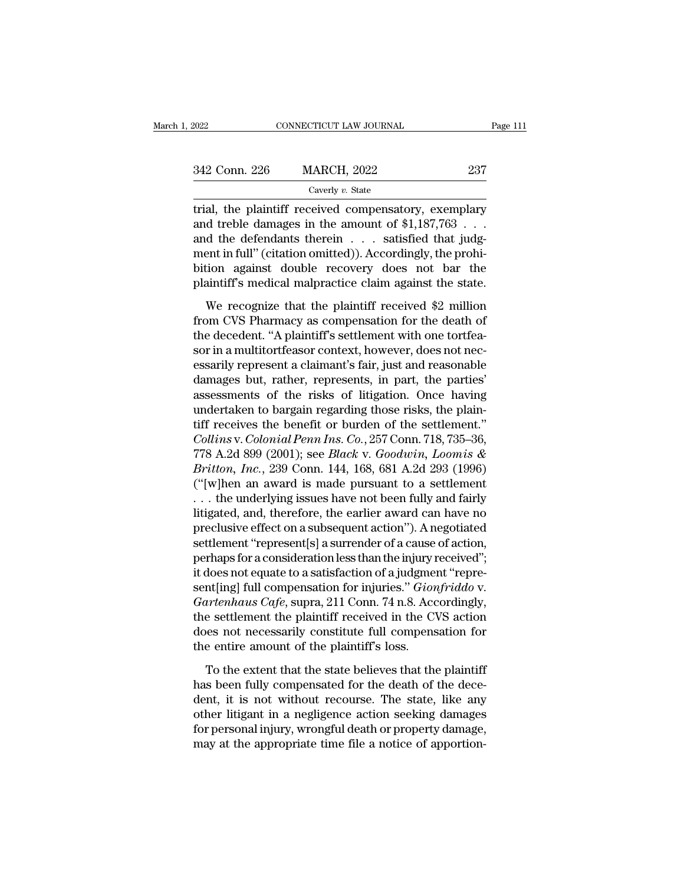trial, the plaintiff received compensatory, exemplary and treble damages in the amount of $1,187,763 . . . and the defendants therein . . . satisfied that judgment in full" (citation omitted)). Accordingly, the prohibition against double recovery does not bar the plaintiff's medical malpractice claim against the state.

We recognize that the plaintiff received $2 million from CVS Pharmacy as compensation for the death of the decedent. "A plaintiff's settlement with one tortfeasor in a multitortfeasor context, however, does not necessarily represent a claimant's fair, just and reasonable damages but, rather, represents, in part, the parties' assessments of the risks of litigation. Once having undertaken to bargain regarding those risks, the plaintiff receives the benefit or burden of the settlement." *Collins* v. *Colonial Penn Ins. Co.*, 257 Conn. 718, 735–36, 778 A.2d 899 (2001); see *Black* v. *Goodwin, Loomis & Britton, Inc.*, 239 Conn. 144, 168, 681 A.2d 293 (1996) ("[w]hen an award is made pursuant to a settlement . . . the underlying issues have not been fully and fairly litigated, and, therefore, the earlier award can have no preclusive effect on a subsequent action"). A negotiated settlement "represent[s] a surrender of a cause of action, perhaps for a consideration less than the injury received"; it does not equate to a satisfaction of a judgment "represent[ing] full compensation for injuries." *Gionfriddo* v. *Gartenhaus Cafe*, supra, 211 Conn. 74 n.8. Accordingly, the settlement the plaintiff received in the CVS action does not necessarily constitute full compensation for the entire amount of the plaintiff's loss.

To the extent that the state believes that the plaintiff has been fully compensated for the death of the decedent, it is not without recourse. The state, like any other litigant in a negligence action seeking damages for personal injury, wrongful death or property damage, may at the appropriate time file a notice of apportion-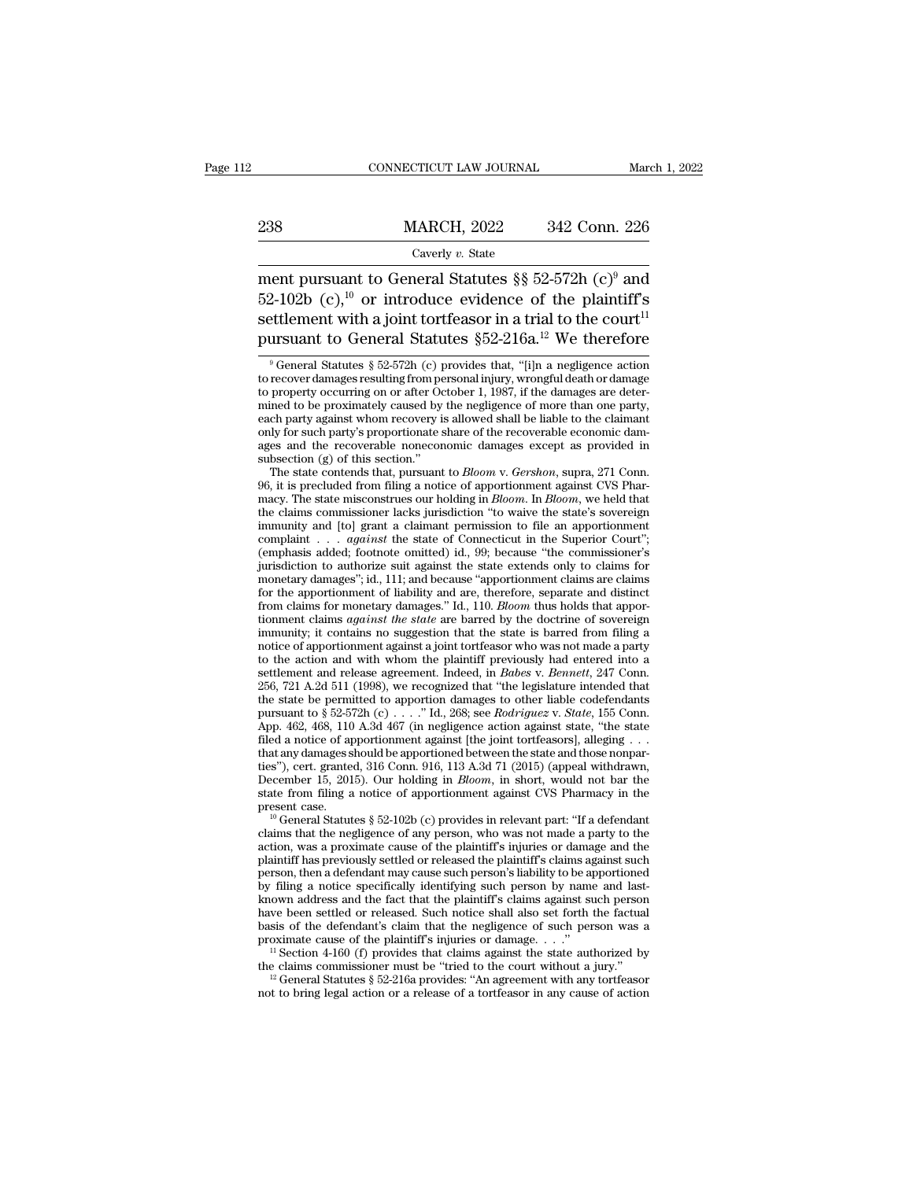ment pursuant to General Statutes §§ 52-572h (c)[9] and 52-102b (c),[10] or introduce evidence of the plaintiff's settlement with a joint tortfeasor in a trial to the court[11] pursuant to General Statutes §52-216a.[12] We therefore

[9] General Statutes § 52-572h (c) provides that, "[i]n a negligence action to recover damages resulting from personal injury, wrongful death or damage to property occurring on or after October 1, 1987, if the damages are determined to be proximately caused by the negligence of more than one party, each party against whom recovery is allowed shall be liable to the claimant only for such party's proportionate share of the recoverable economic damages and the recoverable noneconomic damages except as provided in subsection (g) of this section."

The state contends that, pursuant to *Bloom* v. *Gershon*, supra, 271 Conn. 96, it is precluded from filing a notice of apportionment against CVS Pharmacy. The state misconstrues our holding in *Bloom*. In *Bloom*, we held that the claims commissioner lacks jurisdiction "to waive the state's sovereign immunity and [to] grant a claimant permission to file an apportionment complaint . . . *against* the state of Connecticut in the Superior Court"; (emphasis added; footnote omitted) id., 99; because "the commissioner's jurisdiction to authorize suit against the state extends only to claims for monetary damages"; id., 111; and because "apportionment claims are claims for the apportionment of liability and are, therefore, separate and distinct from claims for monetary damages." Id., 110. *Bloom* thus holds that apportionment claims *against the state* are barred by the doctrine of sovereign immunity; it contains no suggestion that the state is barred from filing a notice of apportionment against a joint tortfeasor who was not made a party to the action and with whom the plaintiff previously had entered into a settlement and release agreement. Indeed, in *Babes* v. *Bennett*, 247 Conn. 256, 721 A.2d 511 (1998), we recognized that "the legislature intended that the state be permitted to apportion damages to other liable codefendants pursuant to § 52-572h (c) . . . ." Id., 268; see *Rodriguez* v. *State*, 155 Conn. App. 462, 468, 110 A.3d 467 (in negligence action against state, "the state filed a notice of apportionment against [the joint tortfeasors], alleging . . . that any damages should be apportioned between the state and those nonparties"), cert. granted, 316 Conn. 916, 113 A.3d 71 (2015) (appeal withdrawn, December 15, 2015). Our holding in *Bloom*, in short, would not bar the state from filing a notice of apportionment against CVS Pharmacy in the present case.

[10] General Statutes § 52-102b (c) provides in relevant part: "If a defendant claims that the negligence of any person, who was not made a party to the action, was a proximate cause of the plaintiff's injuries or damage and the plaintiff has previously settled or released the plaintiff's claims against such person, then a defendant may cause such person's liability to be apportioned by filing a notice specifically identifying such person by name and last-known address and the fact that the plaintiff's claims against such person have been settled or released. Such notice shall also set forth the factual basis of the defendant's claim that the negligence of such person was a proximate cause of the plaintiff's injuries or damage. . . ."

[11] Section 4-160 (f) provides that claims against the state authorized by the claims commissioner must be "tried to the court without a jury."

[12] General Statutes § 52-216a provides: "An agreement with any tortfeasor not to bring legal action or a release of a tortfeasor in any cause of action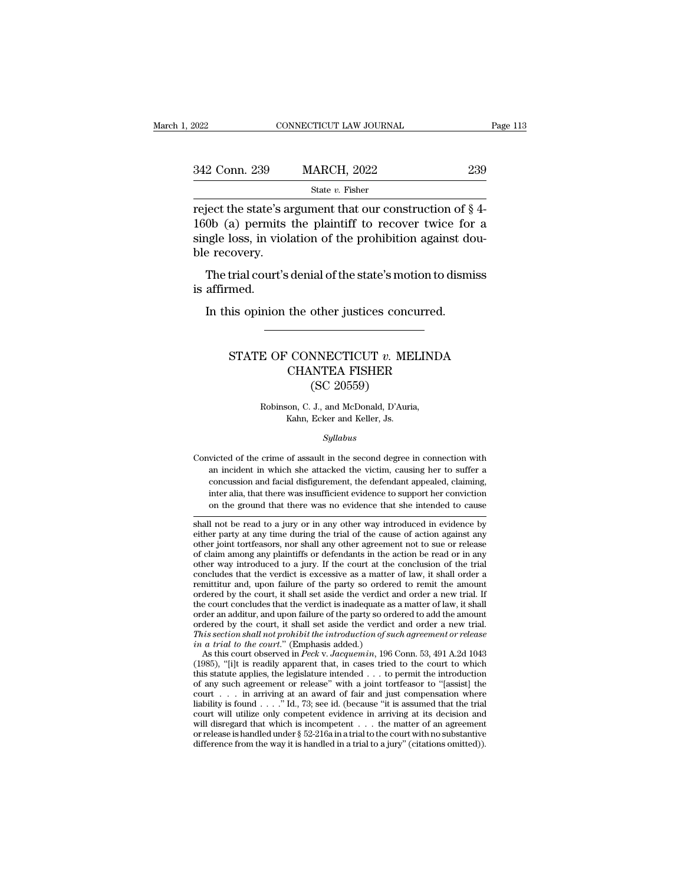reject the state's argument that our construction of § 4-160b (a) permits the plaintiff to recover twice for a single loss, in violation of the prohibition against double recovery.

The trial court's denial of the state's motion to dismiss is affirmed.

In this opinion the other justices concurred.

---

# STATE OF CONNECTICUT *v.* MELINDA CHANTEA FISHER
## (SC 20559)

Robinson, C. J., and McDonald, D'Auria, Kahn, Ecker and Keller, Js.

*Syllabus*

Convicted of the crime of assault in the second degree in connection with an incident in which she attacked the victim, causing her to suffer a concussion and facial disfigurement, the defendant appealed, claiming, inter alia, that there was insufficient evidence to support her conviction on the ground that there was no evidence that she intended to cause

---

shall not be read to a jury or in any other way introduced in evidence by either party at any time during the trial of the cause of action against any other joint tortfeasors, nor shall any other agreement not to sue or release of claim among any plaintiffs or defendants in the action be read or in any other way introduced to a jury. If the court at the conclusion of the trial concludes that the verdict is excessive as a matter of law, it shall order a remittitur and, upon failure of the party so ordered to remit the amount ordered by the court, it shall set aside the verdict and order a new trial. If the court concludes that the verdict is inadequate as a matter of law, it shall order an additur, and upon failure of the party so ordered to add the amount ordered by the court, it shall set aside the verdict and order a new trial. *This section shall not prohibit the introduction of such agreement or release in a trial to the court.*" (Emphasis added.)

As this court observed in *Peck* v. *Jacquemin*, 196 Conn. 53, 491 A.2d 1043 (1985), "[i]t is readily apparent that, in cases tried to the court to which this statute applies, the legislature intended . . . to permit the introduction of any such agreement or release" with a joint tortfeasor to "[assist] the court . . . in arriving at an award of fair and just compensation where liability is found . . . ." Id., 73; see id. (because "it is assumed that the trial court will utilize only competent evidence in arriving at its decision and will disregard that which is incompetent . . . the matter of an agreement or release is handled under § 52-216a in a trial to the court with no substantive difference from the way it is handled in a trial to a jury" (citations omitted)).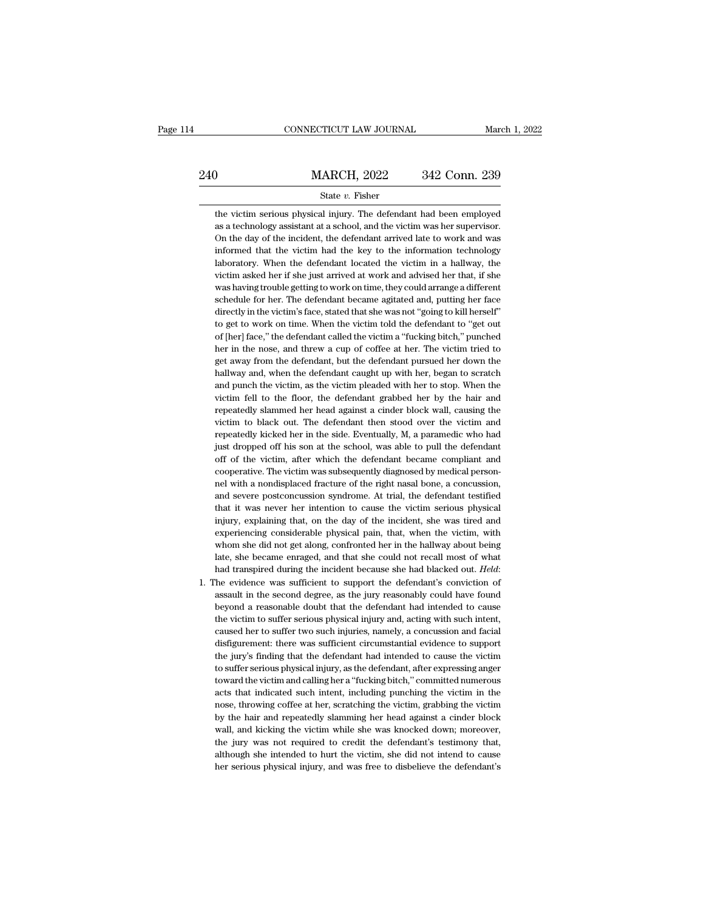the victim serious physical injury. The defendant had been employed as a technology assistant at a school, and the victim was her supervisor. On the day of the incident, the defendant arrived late to work and was informed that the victim had the key to the information technology laboratory. When the defendant located the victim in a hallway, the victim asked her if she just arrived at work and advised her that, if she was having trouble getting to work on time, they could arrange a different schedule for her. The defendant became agitated and, putting her face directly in the victim's face, stated that she was not "going to kill herself" to get to work on time. When the victim told the defendant to "get out of [her] face," the defendant called the victim a "fucking bitch," punched her in the nose, and threw a cup of coffee at her. The victim tried to get away from the defendant, but the defendant pursued her down the hallway and, when the defendant caught up with her, began to scratch and punch the victim, as the victim pleaded with her to stop. When the victim fell to the floor, the defendant grabbed her by the hair and repeatedly slammed her head against a cinder block wall, causing the victim to black out. The defendant then stood over the victim and repeatedly kicked her in the side. Eventually, M, a paramedic who had just dropped off his son at the school, was able to pull the defendant off of the victim, after which the defendant became compliant and cooperative. The victim was subsequently diagnosed by medical personnel with a nondisplaced fracture of the right nasal bone, a concussion, and severe postconcussion syndrome. At trial, the defendant testified that it was never her intention to cause the victim serious physical injury, explaining that, on the day of the incident, she was tired and experiencing considerable physical pain, that, when the victim, with whom she did not get along, confronted her in the hallway about being late, she became enraged, and that she could not recall most of what had transpired during the incident because she had blacked out. *Held*:

1. The evidence was sufficient to support the defendant's conviction of assault in the second degree, as the jury reasonably could have found beyond a reasonable doubt that the defendant had intended to cause the victim to suffer serious physical injury and, acting with such intent, caused her to suffer two such injuries, namely, a concussion and facial disfigurement: there was sufficient circumstantial evidence to support the jury's finding that the defendant had intended to cause the victim to suffer serious physical injury, as the defendant, after expressing anger toward the victim and calling her a "fucking bitch," committed numerous acts that indicated such intent, including punching the victim in the nose, throwing coffee at her, scratching the victim, grabbing the victim by the hair and repeatedly slamming her head against a cinder block wall, and kicking the victim while she was knocked down; moreover, the jury was not required to credit the defendant's testimony that, although she intended to hurt the victim, she did not intend to cause her serious physical injury, and was free to disbelieve the defendant's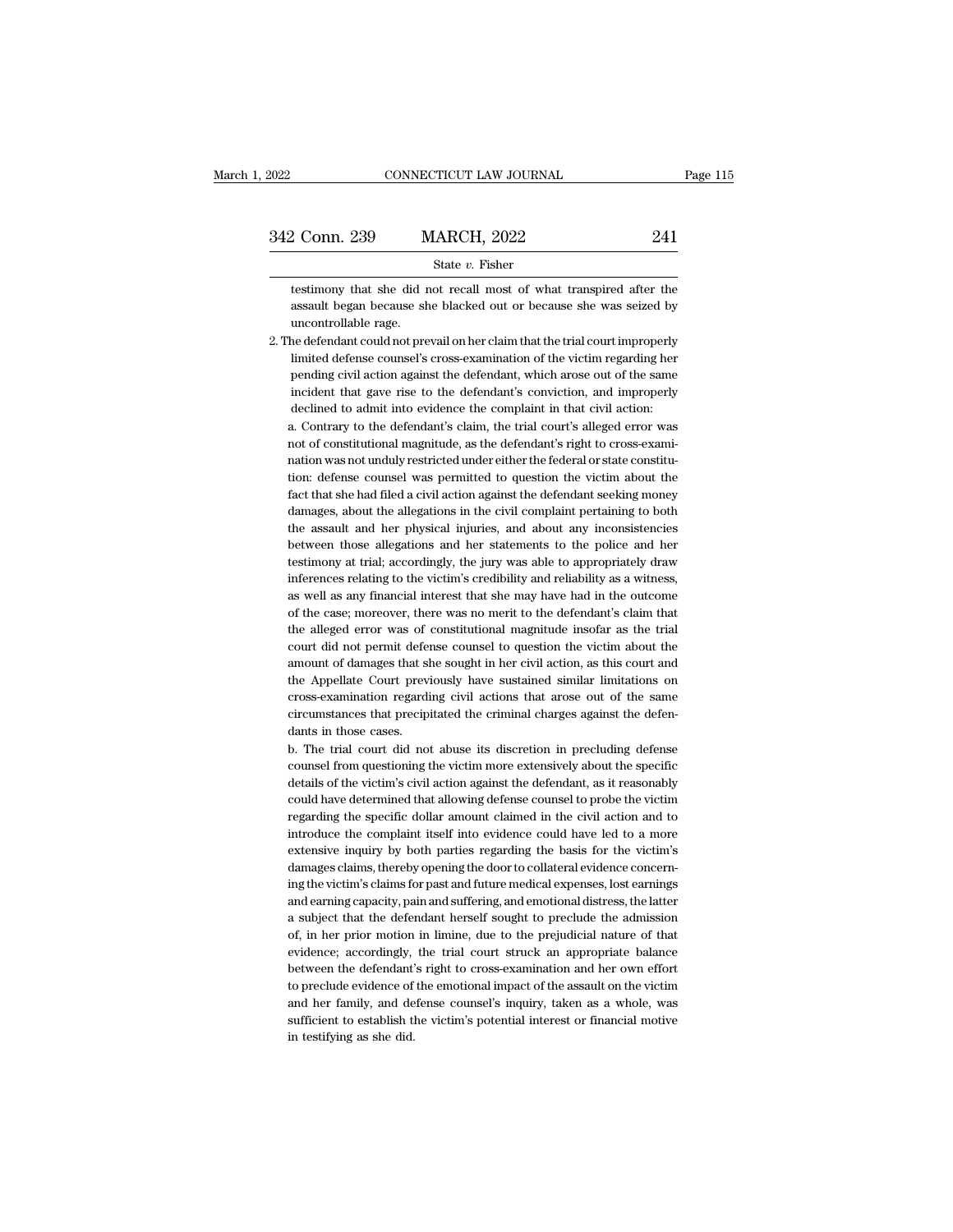testimony that she did not recall most of what transpired after the assault began because she blacked out or because she was seized by uncontrollable rage.

2. The defendant could not prevail on her claim that the trial court improperly limited defense counsel's cross-examination of the victim regarding her pending civil action against the defendant, which arose out of the same incident that gave rise to the defendant's conviction, and improperly declined to admit into evidence the complaint in that civil action:

a. Contrary to the defendant's claim, the trial court's alleged error was not of constitutional magnitude, as the defendant's right to cross-examination was not unduly restricted under either the federal or state constitution: defense counsel was permitted to question the victim about the fact that she had filed a civil action against the defendant seeking money damages, about the allegations in the civil complaint pertaining to both the assault and her physical injuries, and about any inconsistencies between those allegations and her statements to the police and her testimony at trial; accordingly, the jury was able to appropriately draw inferences relating to the victim's credibility and reliability as a witness, as well as any financial interest that she may have had in the outcome of the case; moreover, there was no merit to the defendant's claim that the alleged error was of constitutional magnitude insofar as the trial court did not permit defense counsel to question the victim about the amount of damages that she sought in her civil action, as this court and the Appellate Court previously have sustained similar limitations on cross-examination regarding civil actions that arose out of the same circumstances that precipitated the criminal charges against the defendants in those cases.

b. The trial court did not abuse its discretion in precluding defense counsel from questioning the victim more extensively about the specific details of the victim's civil action against the defendant, as it reasonably could have determined that allowing defense counsel to probe the victim regarding the specific dollar amount claimed in the civil action and to introduce the complaint itself into evidence could have led to a more extensive inquiry by both parties regarding the basis for the victim's damages claims, thereby opening the door to collateral evidence concerning the victim's claims for past and future medical expenses, lost earnings and earning capacity, pain and suffering, and emotional distress, the latter a subject that the defendant herself sought to preclude the admission of, in her prior motion in limine, due to the prejudicial nature of that evidence; accordingly, the trial court struck an appropriate balance between the defendant's right to cross-examination and her own effort to preclude evidence of the emotional impact of the assault on the victim and her family, and defense counsel's inquiry, taken as a whole, was sufficient to establish the victim's potential interest or financial motive in testifying as she did.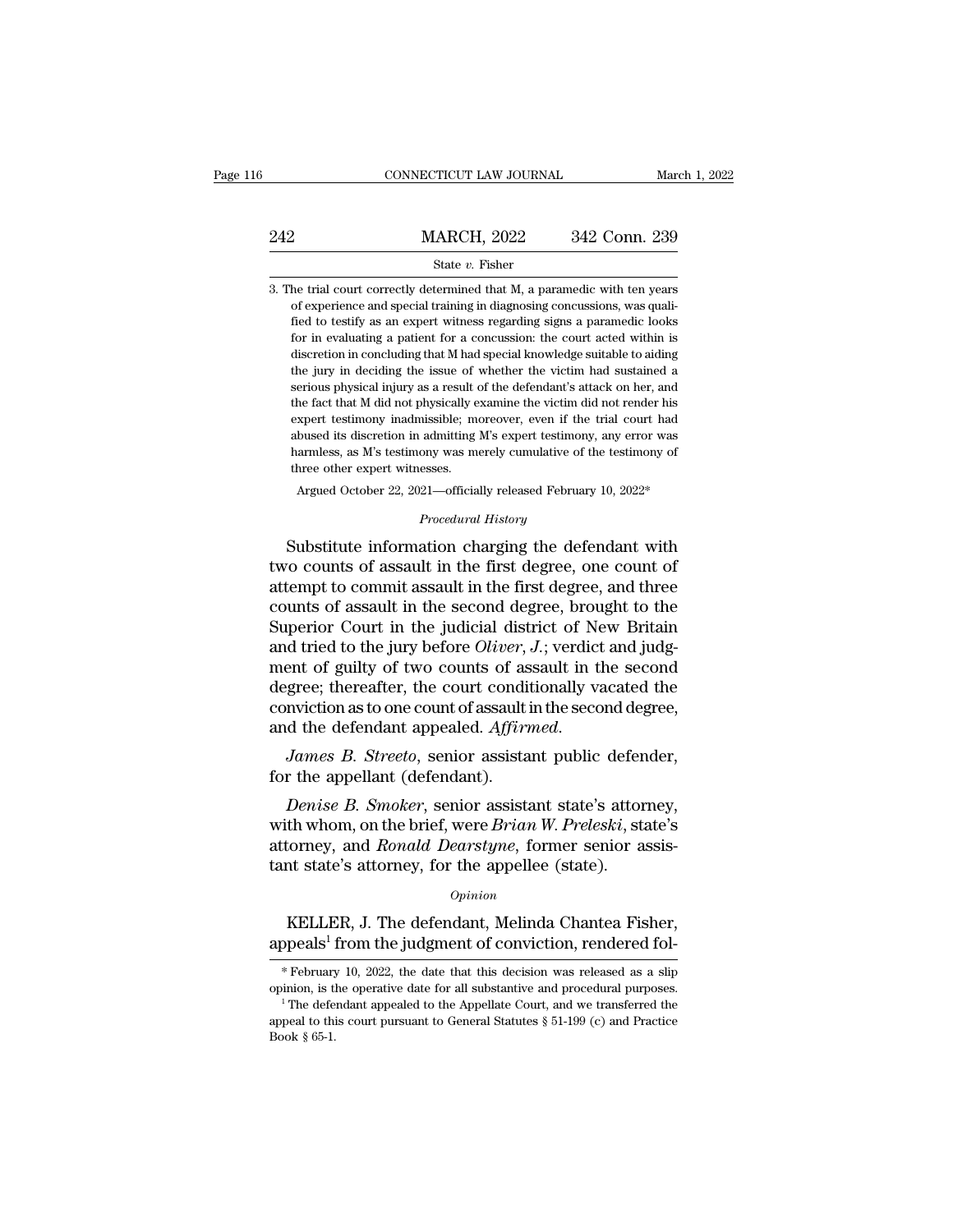3. The trial court correctly determined that M, a paramedic with ten years of experience and special training in diagnosing concussions, was qualified to testify as an expert witness regarding signs a paramedic looks for in evaluating a patient for a concussion: the court acted within is discretion in concluding that M had special knowledge suitable to aiding the jury in deciding the issue of whether the victim had sustained a serious physical injury as a result of the defendant's attack on her, and the fact that M did not physically examine the victim did not render his expert testimony inadmissible; moreover, even if the trial court had abused its discretion in admitting M's expert testimony, any error was harmless, as M's testimony was merely cumulative of the testimony of three other expert witnesses.

Argued October 22, 2021—officially released February 10, 2022*

*Procedural History*

Substitute information charging the defendant with two counts of assault in the first degree, one count of attempt to commit assault in the first degree, and three counts of assault in the second degree, brought to the Superior Court in the judicial district of New Britain and tried to the jury before *Oliver, J.*; verdict and judgment of guilty of two counts of assault in the second degree; thereafter, the court conditionally vacated the conviction as to one count of assault in the second degree, and the defendant appealed. *Affirmed.*

*James B. Streeto*, senior assistant public defender, for the appellant (defendant).

*Denise B. Smoker*, senior assistant state's attorney, with whom, on the brief, were *Brian W. Preleski*, state's attorney, and *Ronald Dearstyne*, former senior assistant state's attorney, for the appellee (state).

*Opinion*

KELLER, J. The defendant, Melinda Chantea Fisher, appeals[1] from the judgment of conviction, rendered fol-

* February 10, 2022, the date that this decision was released as a slip opinion, is the operative date for all substantive and procedural purposes.

[1] The defendant appealed to the Appellate Court, and we transferred the appeal to this court pursuant to General Statutes § 51-199 (c) and Practice Book § 65-1.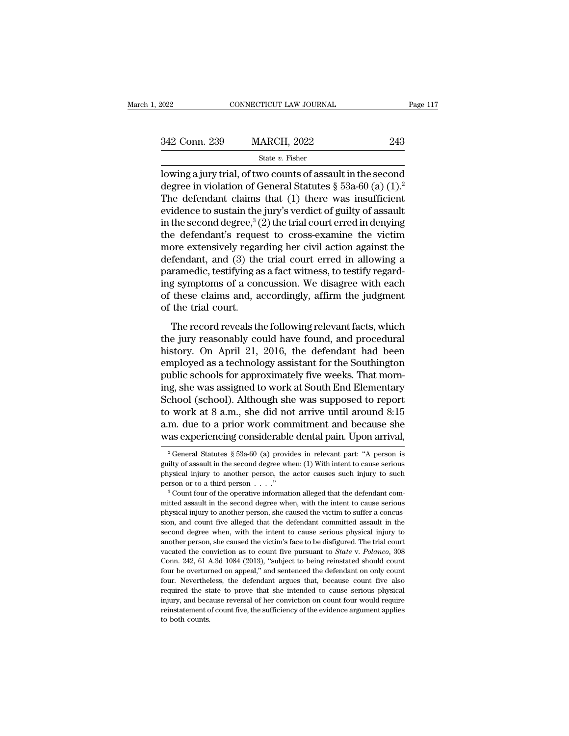lowing a jury trial, of two counts of assault in the second degree in violation of General Statutes § 53a-60 (a) (1).[2] The defendant claims that (1) there was insufficient evidence to sustain the jury's verdict of guilty of assault in the second degree,[3] (2) the trial court erred in denying the defendant's request to cross-examine the victim more extensively regarding her civil action against the defendant, and (3) the trial court erred in allowing a paramedic, testifying as a fact witness, to testify regarding symptoms of a concussion. We disagree with each of these claims and, accordingly, affirm the judgment of the trial court.

The record reveals the following relevant facts, which the jury reasonably could have found, and procedural history. On April 21, 2016, the defendant had been employed as a technology assistant for the Southington public schools for approximately five weeks. That morning, she was assigned to work at South End Elementary School (school). Although she was supposed to report to work at 8 a.m., she did not arrive until around 8:15 a.m. due to a prior work commitment and because she was experiencing considerable dental pain. Upon arrival,

---

[2] General Statutes § 53a-60 (a) provides in relevant part: "A person is guilty of assault in the second degree when: (1) With intent to cause serious physical injury to another person, the actor causes such injury to such person or to a third person . . . ."

[3] Count four of the operative information alleged that the defendant committed assault in the second degree when, with the intent to cause serious physical injury to another person, she caused the victim to suffer a concussion, and count five alleged that the defendant committed assault in the second degree when, with the intent to cause serious physical injury to another person, she caused the victim's face to be disfigured. The trial court vacated the conviction as to count five pursuant to *State* v. *Polanco*, 308 Conn. 242, 61 A.3d 1084 (2013), "subject to being reinstated should count four be overturned on appeal," and sentenced the defendant on only count four. Nevertheless, the defendant argues that, because count five also required the state to prove that she intended to cause serious physical injury, and because reversal of her conviction on count four would require reinstatement of count five, the sufficiency of the evidence argument applies to both counts.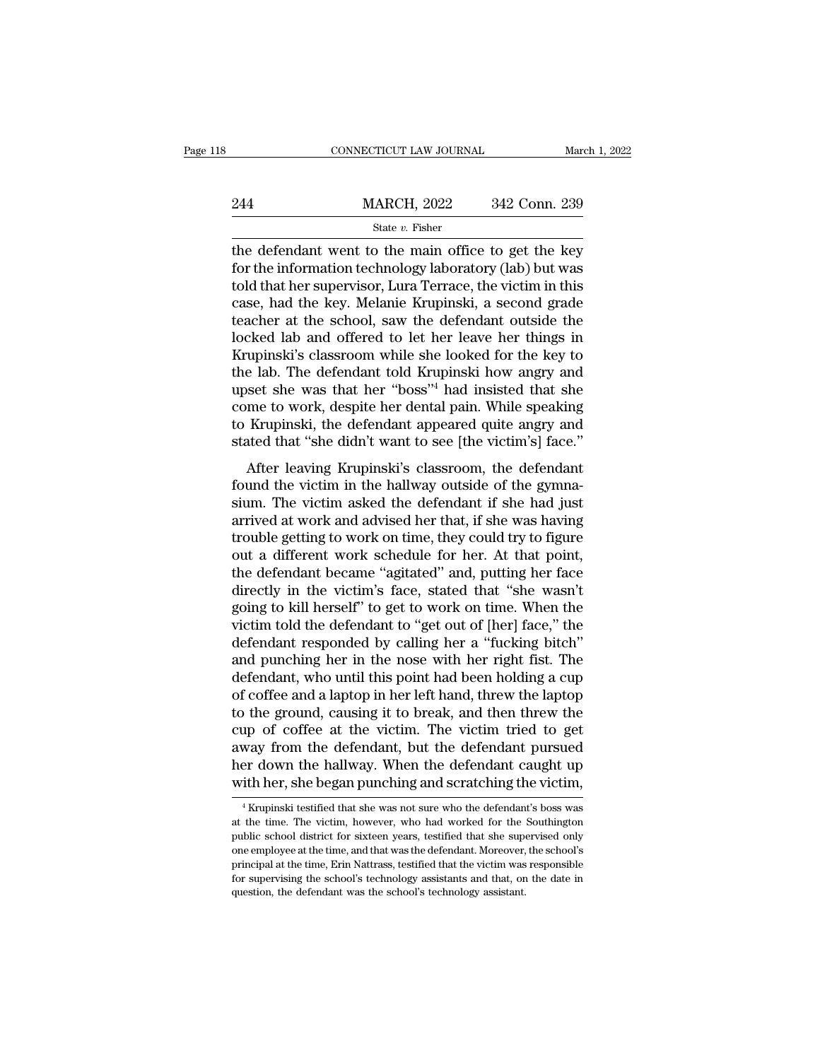the defendant went to the main office to get the key for the information technology laboratory (lab) but was told that her supervisor, Lura Terrace, the victim in this case, had the key. Melanie Krupinski, a second grade teacher at the school, saw the defendant outside the locked lab and offered to let her leave her things in Krupinski's classroom while she looked for the key to the lab. The defendant told Krupinski how angry and upset she was that her "boss"[4] had insisted that she come to work, despite her dental pain. While speaking to Krupinski, the defendant appeared quite angry and stated that "she didn't want to see [the victim's] face."

After leaving Krupinski's classroom, the defendant found the victim in the hallway outside of the gymnasium. The victim asked the defendant if she had just arrived at work and advised her that, if she was having trouble getting to work on time, they could try to figure out a different work schedule for her. At that point, the defendant became "agitated" and, putting her face directly in the victim's face, stated that "she wasn't going to kill herself" to get to work on time. When the victim told the defendant to "get out of [her] face," the defendant responded by calling her a "fucking bitch" and punching her in the nose with her right fist. The defendant, who until this point had been holding a cup of coffee and a laptop in her left hand, threw the laptop to the ground, causing it to break, and then threw the cup of coffee at the victim. The victim tried to get away from the defendant, but the defendant pursued her down the hallway. When the defendant caught up with her, she began punching and scratching the victim,

[4] Krupinski testified that she was not sure who the defendant's boss was at the time. The victim, however, who had worked for the Southington public school district for sixteen years, testified that she supervised only one employee at the time, and that was the defendant. Moreover, the school's principal at the time, Erin Nattrass, testified that the victim was responsible for supervising the school's technology assistants and that, on the date in question, the defendant was the school's technology assistant.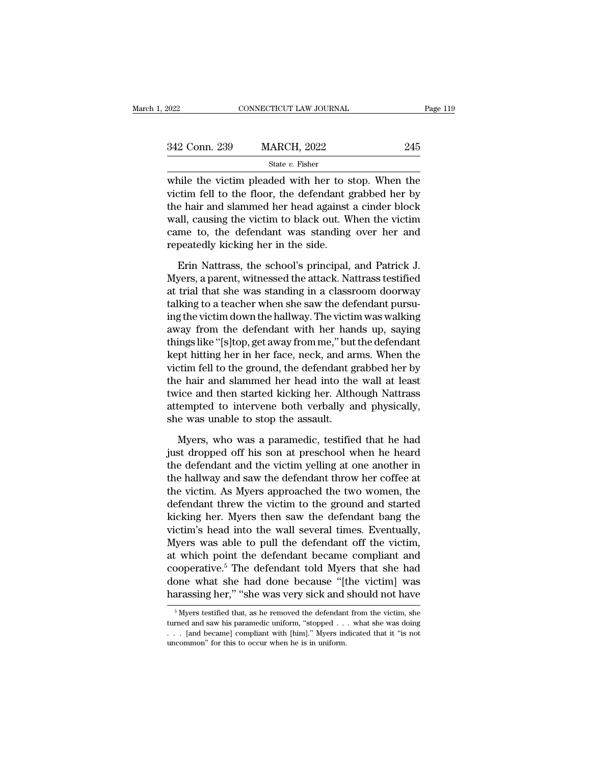while the victim pleaded with her to stop. When the victim fell to the floor, the defendant grabbed her by the hair and slammed her head against a cinder block wall, causing the victim to black out. When the victim came to, the defendant was standing over her and repeatedly kicking her in the side.

Erin Nattrass, the school's principal, and Patrick J. Myers, a parent, witnessed the attack. Nattrass testified at trial that she was standing in a classroom doorway talking to a teacher when she saw the defendant pursuing the victim down the hallway. The victim was walking away from the defendant with her hands up, saying things like "[s]top, get away from me," but the defendant kept hitting her in her face, neck, and arms. When the victim fell to the ground, the defendant grabbed her by the hair and slammed her head into the wall at least twice and then started kicking her. Although Nattrass attempted to intervene both verbally and physically, she was unable to stop the assault.

Myers, who was a paramedic, testified that he had just dropped off his son at preschool when he heard the defendant and the victim yelling at one another in the hallway and saw the defendant throw her coffee at the victim. As Myers approached the two women, the defendant threw the victim to the ground and started kicking her. Myers then saw the defendant bang the victim's head into the wall several times. Eventually, Myers was able to pull the defendant off the victim, at which point the defendant became compliant and cooperative.[5] The defendant told Myers that she had done what she had done because "[the victim] was harassing her," "she was very sick and should not have

[5] Myers testified that, as he removed the defendant from the victim, she turned and saw his paramedic uniform, "stopped . . . what she was doing . . . [and became] compliant with [him]." Myers indicated that it "is not uncommon" for this to occur when he is in uniform.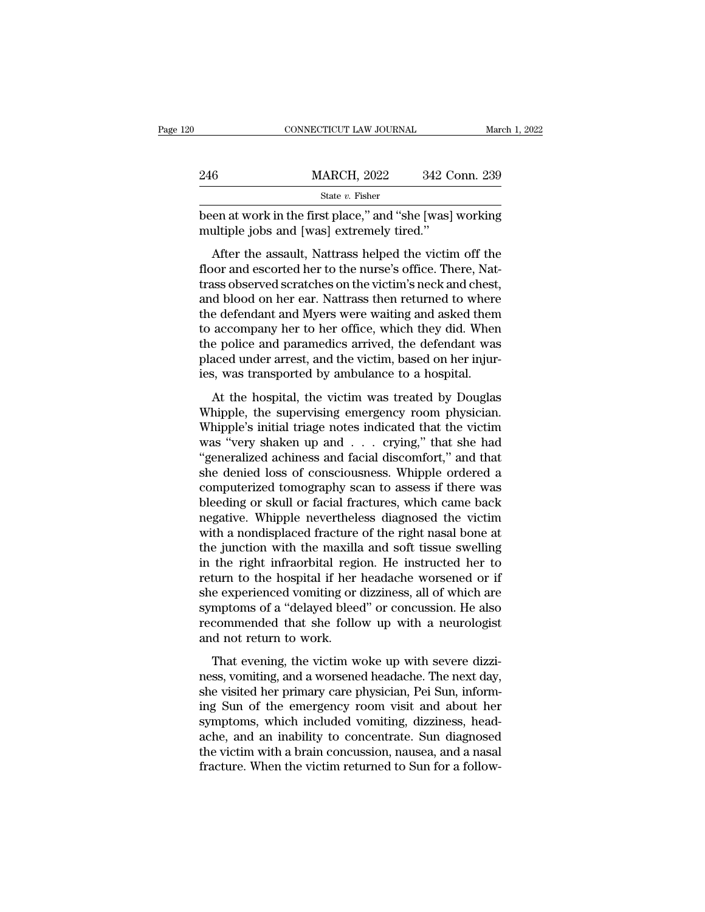been at work in the first place," and "she [was] working multiple jobs and [was] extremely tired."

After the assault, Nattrass helped the victim off the floor and escorted her to the nurse's office. There, Nattrass observed scratches on the victim's neck and chest, and blood on her ear. Nattrass then returned to where the defendant and Myers were waiting and asked them to accompany her to her office, which they did. When the police and paramedics arrived, the defendant was placed under arrest, and the victim, based on her injuries, was transported by ambulance to a hospital.

At the hospital, the victim was treated by Douglas Whipple, the supervising emergency room physician. Whipple's initial triage notes indicated that the victim was "very shaken up and . . . crying," that she had "generalized achiness and facial discomfort," and that she denied loss of consciousness. Whipple ordered a computerized tomography scan to assess if there was bleeding or skull or facial fractures, which came back negative. Whipple nevertheless diagnosed the victim with a nondisplaced fracture of the right nasal bone at the junction with the maxilla and soft tissue swelling in the right infraorbital region. He instructed her to return to the hospital if her headache worsened or if she experienced vomiting or dizziness, all of which are symptoms of a "delayed bleed" or concussion. He also recommended that she follow up with a neurologist and not return to work.

That evening, the victim woke up with severe dizziness, vomiting, and a worsened headache. The next day, she visited her primary care physician, Pei Sun, informing Sun of the emergency room visit and about her symptoms, which included vomiting, dizziness, headache, and an inability to concentrate. Sun diagnosed the victim with a brain concussion, nausea, and a nasal fracture. When the victim returned to Sun for a follow-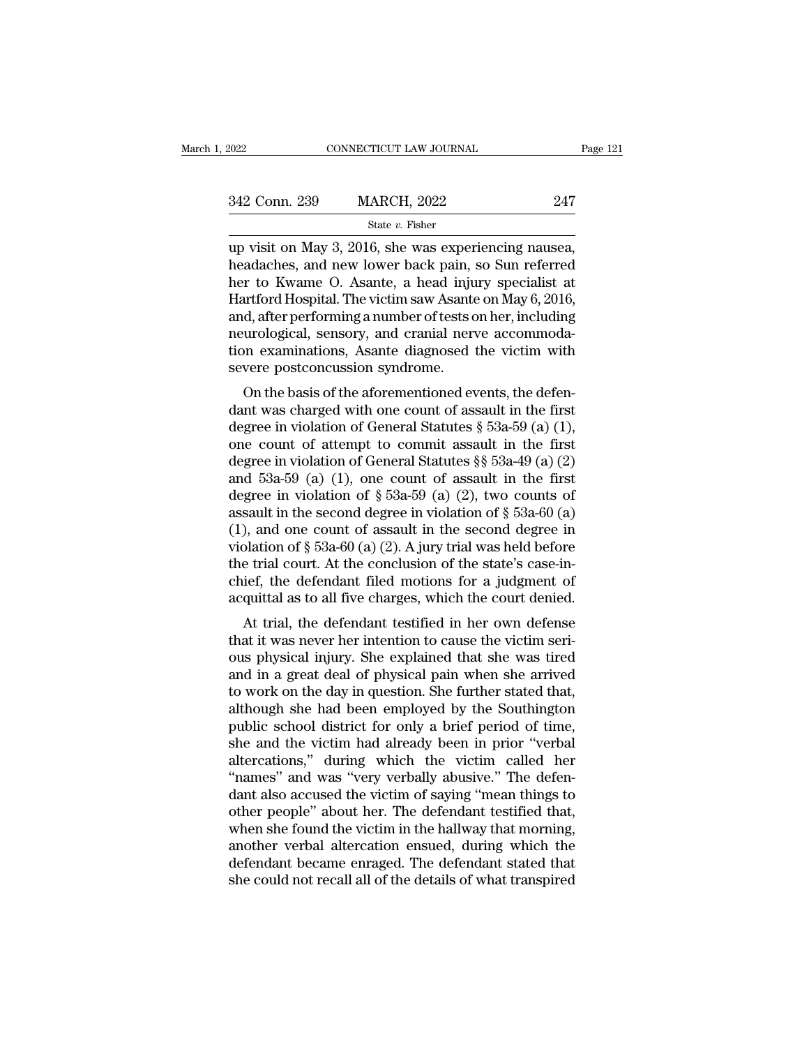up visit on May 3, 2016, she was experiencing nausea, headaches, and new lower back pain, so Sun referred her to Kwame O. Asante, a head injury specialist at Hartford Hospital. The victim saw Asante on May 6, 2016, and, after performing a number of tests on her, including neurological, sensory, and cranial nerve accommodation examinations, Asante diagnosed the victim with severe postconcussion syndrome.

On the basis of the aforementioned events, the defendant was charged with one count of assault in the first degree in violation of General Statutes § 53a-59 (a) (1), one count of attempt to commit assault in the first degree in violation of General Statutes §§ 53a-49 (a) (2) and 53a-59 (a) (1), one count of assault in the first degree in violation of § 53a-59 (a) (2), two counts of assault in the second degree in violation of § 53a-60 (a) (1), and one count of assault in the second degree in violation of § 53a-60 (a) (2). A jury trial was held before the trial court. At the conclusion of the state's case-in-chief, the defendant filed motions for a judgment of acquittal as to all five charges, which the court denied.

At trial, the defendant testified in her own defense that it was never her intention to cause the victim serious physical injury. She explained that she was tired and in a great deal of physical pain when she arrived to work on the day in question. She further stated that, although she had been employed by the Southington public school district for only a brief period of time, she and the victim had already been in prior "verbal altercations," during which the victim called her "names" and was "very verbally abusive." The defendant also accused the victim of saying "mean things to other people" about her. The defendant testified that, when she found the victim in the hallway that morning, another verbal altercation ensued, during which the defendant became enraged. The defendant stated that she could not recall all of the details of what transpired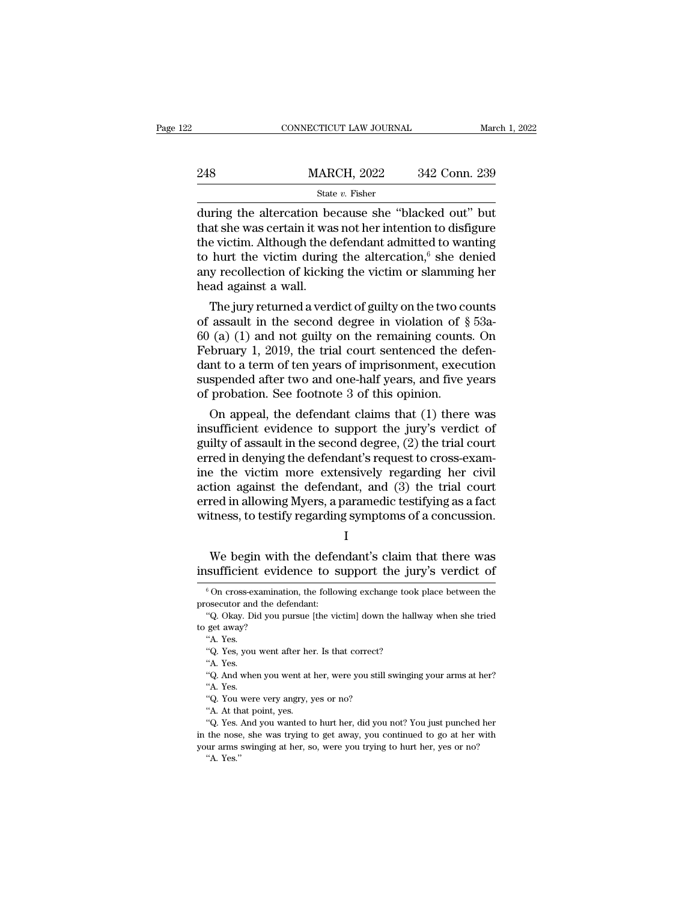during the altercation because she "blacked out" but that she was certain it was not her intention to disfigure the victim. Although the defendant admitted to wanting to hurt the victim during the altercation,[6] she denied any recollection of kicking the victim or slamming her head against a wall.

The jury returned a verdict of guilty on the two counts of assault in the second degree in violation of § 53a-60 (a) (1) and not guilty on the remaining counts. On February 1, 2019, the trial court sentenced the defendant to a term of ten years of imprisonment, execution suspended after two and one-half years, and five years of probation. See footnote 3 of this opinion.

On appeal, the defendant claims that (1) there was insufficient evidence to support the jury's verdict of guilty of assault in the second degree, (2) the trial court erred in denying the defendant's request to cross-examine the victim more extensively regarding her civil action against the defendant, and (3) the trial court erred in allowing Myers, a paramedic testifying as a fact witness, to testify regarding symptoms of a concussion.

I

We begin with the defendant's claim that there was insufficient evidence to support the jury's verdict of

---

[6] On cross-examination, the following exchange took place between the prosecutor and the defendant:

"Q. Okay. Did you pursue [the victim] down the hallway when she tried to get away?

"A. Yes.

"Q. Yes, you went after her. Is that correct?

"A. Yes.

"Q. And when you went at her, were you still swinging your arms at her?

"A. Yes.

"Q. You were very angry, yes or no?

"A. At that point, yes.

"Q. Yes. And you wanted to hurt her, did you not? You just punched her in the nose, she was trying to get away, you continued to go at her with your arms swinging at her, so, were you trying to hurt her, yes or no?

"A. Yes."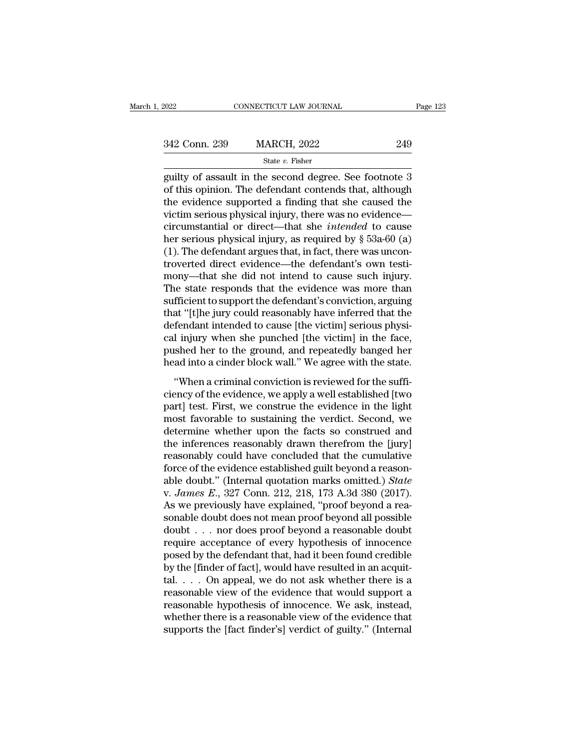guilty of assault in the second degree. See footnote 3 of this opinion. The defendant contends that, although the evidence supported a finding that she caused the victim serious physical injury, there was no evidence—circumstantial or direct—that she *intended* to cause her serious physical injury, as required by § 53a-60 (a) (1). The defendant argues that, in fact, there was uncontroverted direct evidence—the defendant's own testimony—that she did not intend to cause such injury. The state responds that the evidence was more than sufficient to support the defendant's conviction, arguing that "[t]he jury could reasonably have inferred that the defendant intended to cause [the victim] serious physical injury when she punched [the victim] in the face, pushed her to the ground, and repeatedly banged her head into a cinder block wall." We agree with the state.

"When a criminal conviction is reviewed for the sufficiency of the evidence, we apply a well established [two part] test. First, we construe the evidence in the light most favorable to sustaining the verdict. Second, we determine whether upon the facts so construed and the inferences reasonably drawn therefrom the [jury] reasonably could have concluded that the cumulative force of the evidence established guilt beyond a reasonable doubt." (Internal quotation marks omitted.) *State* v. *James E.*, 327 Conn. 212, 218, 173 A.3d 380 (2017). As we previously have explained, "proof beyond a reasonable doubt does not mean proof beyond all possible doubt . . . nor does proof beyond a reasonable doubt require acceptance of every hypothesis of innocence posed by the defendant that, had it been found credible by the [finder of fact], would have resulted in an acquittal. . . . On appeal, we do not ask whether there is a reasonable view of the evidence that would support a reasonable hypothesis of innocence. We ask, instead, whether there is a reasonable view of the evidence that supports the [fact finder's] verdict of guilty." (Internal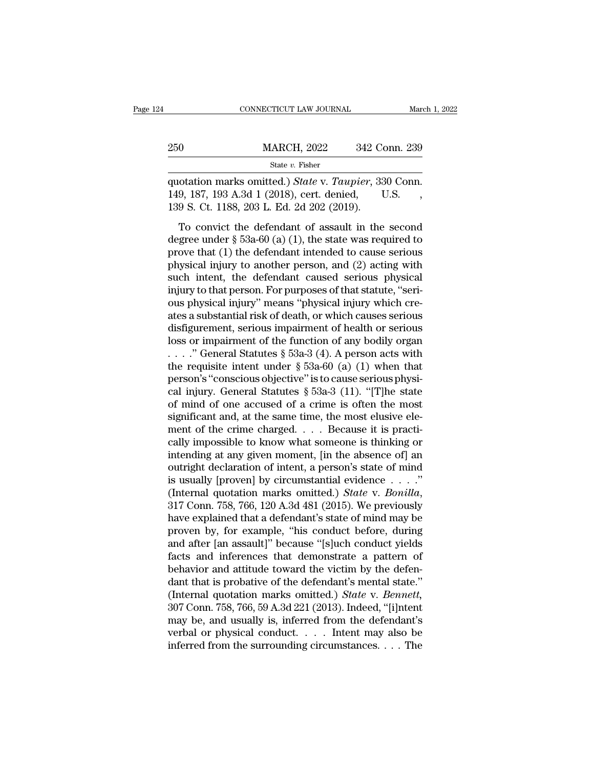quotation marks omitted.) *State* v. *Taupier*, 330 Conn. 149, 187, 193 A.3d 1 (2018), cert. denied, U.S. , 139 S. Ct. 1188, 203 L. Ed. 2d 202 (2019).

To convict the defendant of assault in the second degree under § 53a-60 (a) (1), the state was required to prove that (1) the defendant intended to cause serious physical injury to another person, and (2) acting with such intent, the defendant caused serious physical injury to that person. For purposes of that statute, "serious physical injury" means "physical injury which creates a substantial risk of death, or which causes serious disfigurement, serious impairment of health or serious loss or impairment of the function of any bodily organ . . . ." General Statutes § 53a-3 (4). A person acts with the requisite intent under § 53a-60 (a) (1) when that person's "conscious objective" is to cause serious physical injury. General Statutes § 53a-3 (11). "[T]he state of mind of one accused of a crime is often the most significant and, at the same time, the most elusive element of the crime charged. . . . Because it is practically impossible to know what someone is thinking or intending at any given moment, [in the absence of] an outright declaration of intent, a person's state of mind is usually [proven] by circumstantial evidence . . . ." (Internal quotation marks omitted.) *State* v. *Bonilla*, 317 Conn. 758, 766, 120 A.3d 481 (2015). We previously have explained that a defendant's state of mind may be proven by, for example, "his conduct before, during and after [an assault]" because "[s]uch conduct yields facts and inferences that demonstrate a pattern of behavior and attitude toward the victim by the defendant that is probative of the defendant's mental state." (Internal quotation marks omitted.) *State* v. *Bennett*, 307 Conn. 758, 766, 59 A.3d 221 (2013). Indeed, "[i]ntent may be, and usually is, inferred from the defendant's verbal or physical conduct. . . . Intent may also be inferred from the surrounding circumstances. . . . The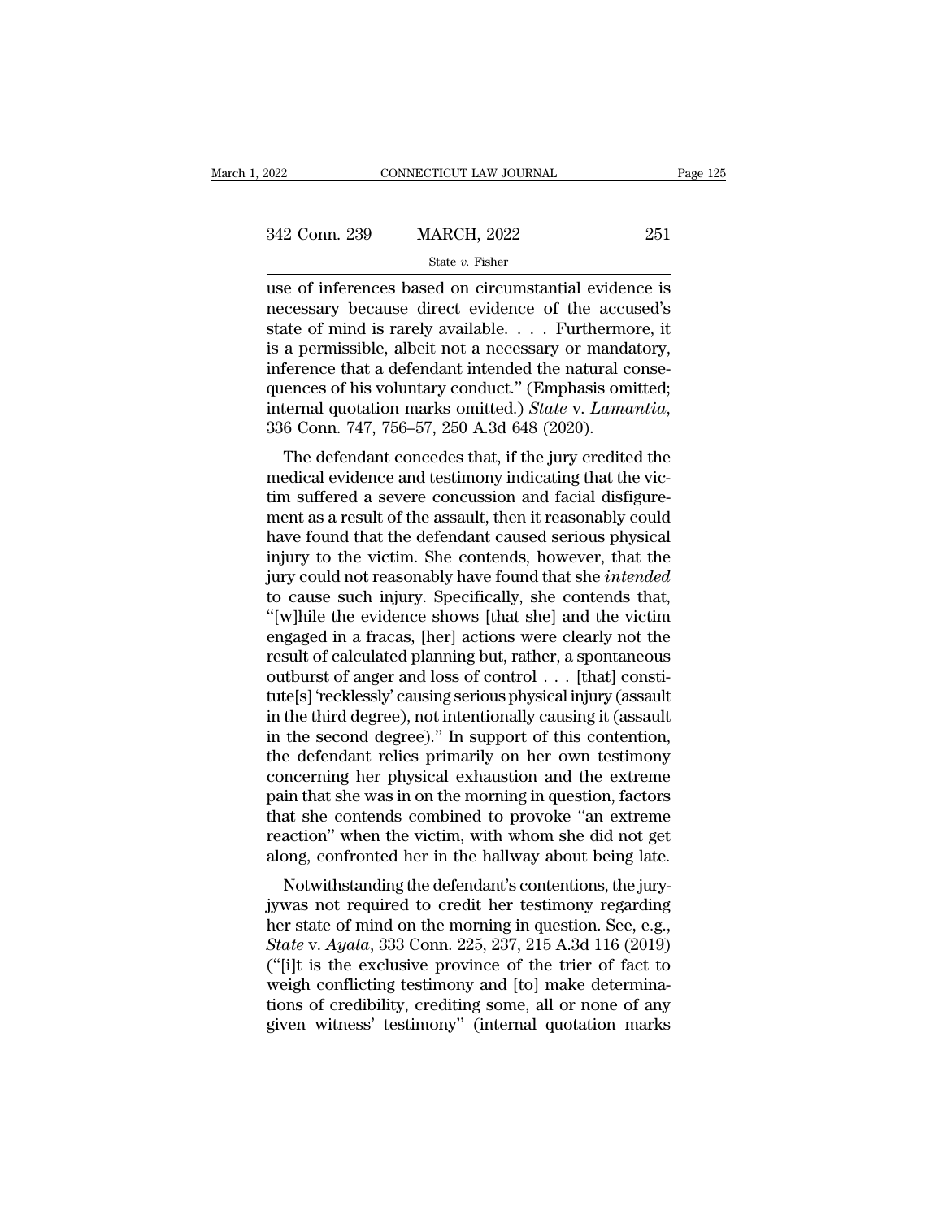use of inferences based on circumstantial evidence is necessary because direct evidence of the accused's state of mind is rarely available. . . . Furthermore, it is a permissible, albeit not a necessary or mandatory, inference that a defendant intended the natural consequences of his voluntary conduct." (Emphasis omitted; internal quotation marks omitted.) *State* v. *Lamantia*, 336 Conn. 747, 756–57, 250 A.3d 648 (2020).

The defendant concedes that, if the jury credited the medical evidence and testimony indicating that the victim suffered a severe concussion and facial disfigurement as a result of the assault, then it reasonably could have found that the defendant caused serious physical injury to the victim. She contends, however, that the jury could not reasonably have found that she *intended* to cause such injury. Specifically, she contends that, "[w]hile the evidence shows [that she] and the victim engaged in a fracas, [her] actions were clearly not the result of calculated planning but, rather, a spontaneous outburst of anger and loss of control . . . [that] constitute[s] 'recklessly' causing serious physical injury (assault in the third degree), not intentionally causing it (assault in the second degree)." In support of this contention, the defendant relies primarily on her own testimony concerning her physical exhaustion and the extreme pain that she was in on the morning in question, factors that she contends combined to provoke "an extreme reaction" when the victim, with whom she did not get along, confronted her in the hallway about being late.

Notwithstanding the defendant's contentions, the juryjywas not required to credit her testimony regarding her state of mind on the morning in question. See, e.g., *State* v. *Ayala*, 333 Conn. 225, 237, 215 A.3d 116 (2019) ("[i]t is the exclusive province of the trier of fact to weigh conflicting testimony and [to] make determinations of credibility, crediting some, all or none of any given witness' testimony" (internal quotation marks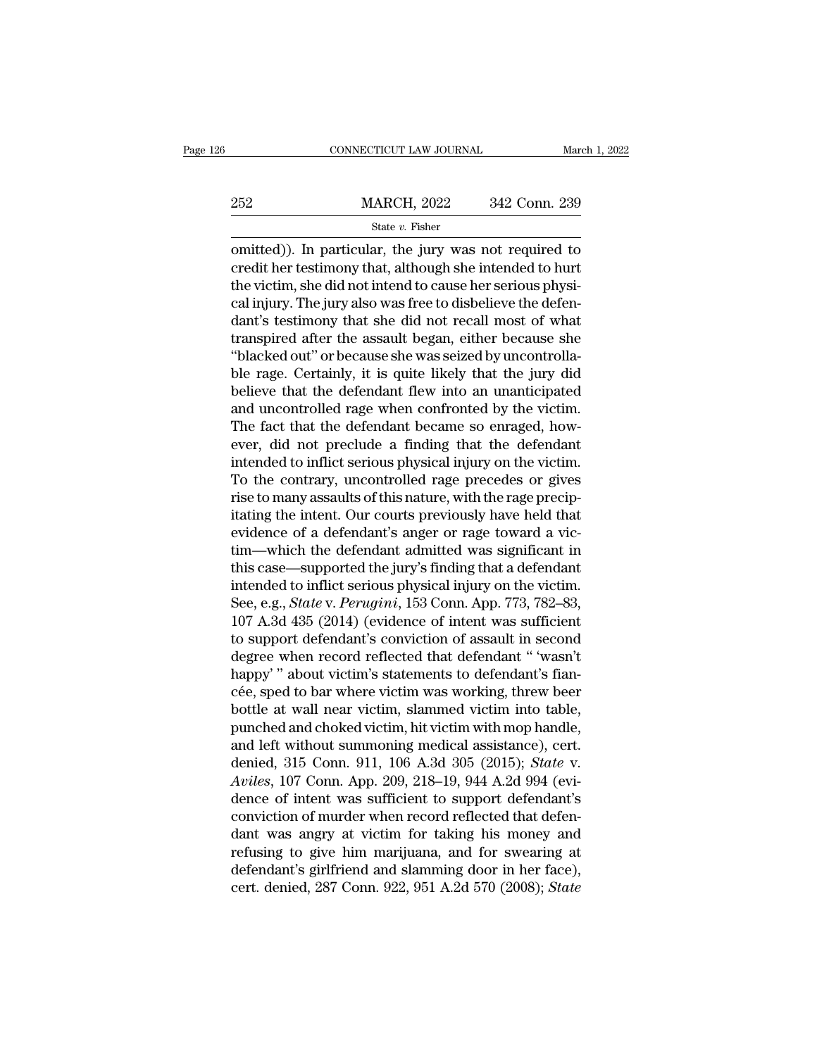omitted)). In particular, the jury was not required to credit her testimony that, although she intended to hurt the victim, she did not intend to cause her serious physical injury. The jury also was free to disbelieve the defendant's testimony that she did not recall most of what transpired after the assault began, either because she "blacked out" or because she was seized by uncontrollable rage. Certainly, it is quite likely that the jury did believe that the defendant flew into an unanticipated and uncontrolled rage when confronted by the victim. The fact that the defendant became so enraged, however, did not preclude a finding that the defendant intended to inflict serious physical injury on the victim. To the contrary, uncontrolled rage precedes or gives rise to many assaults of this nature, with the rage precipitating the intent. Our courts previously have held that evidence of a defendant's anger or rage toward a victim—which the defendant admitted was significant in this case—supported the jury's finding that a defendant intended to inflict serious physical injury on the victim. See, e.g., *State* v. *Perugini*, 153 Conn. App. 773, 782–83, 107 A.3d 435 (2014) (evidence of intent was sufficient to support defendant's conviction of assault in second degree when record reflected that defendant " 'wasn't happy' " about victim's statements to defendant's fiancée, sped to bar where victim was working, threw beer bottle at wall near victim, slammed victim into table, punched and choked victim, hit victim with mop handle, and left without summoning medical assistance), cert. denied, 315 Conn. 911, 106 A.3d 305 (2015); *State* v. *Aviles*, 107 Conn. App. 209, 218–19, 944 A.2d 994 (evidence of intent was sufficient to support defendant's conviction of murder when record reflected that defendant was angry at victim for taking his money and refusing to give him marijuana, and for swearing at defendant's girlfriend and slamming door in her face), cert. denied, 287 Conn. 922, 951 A.2d 570 (2008); *State*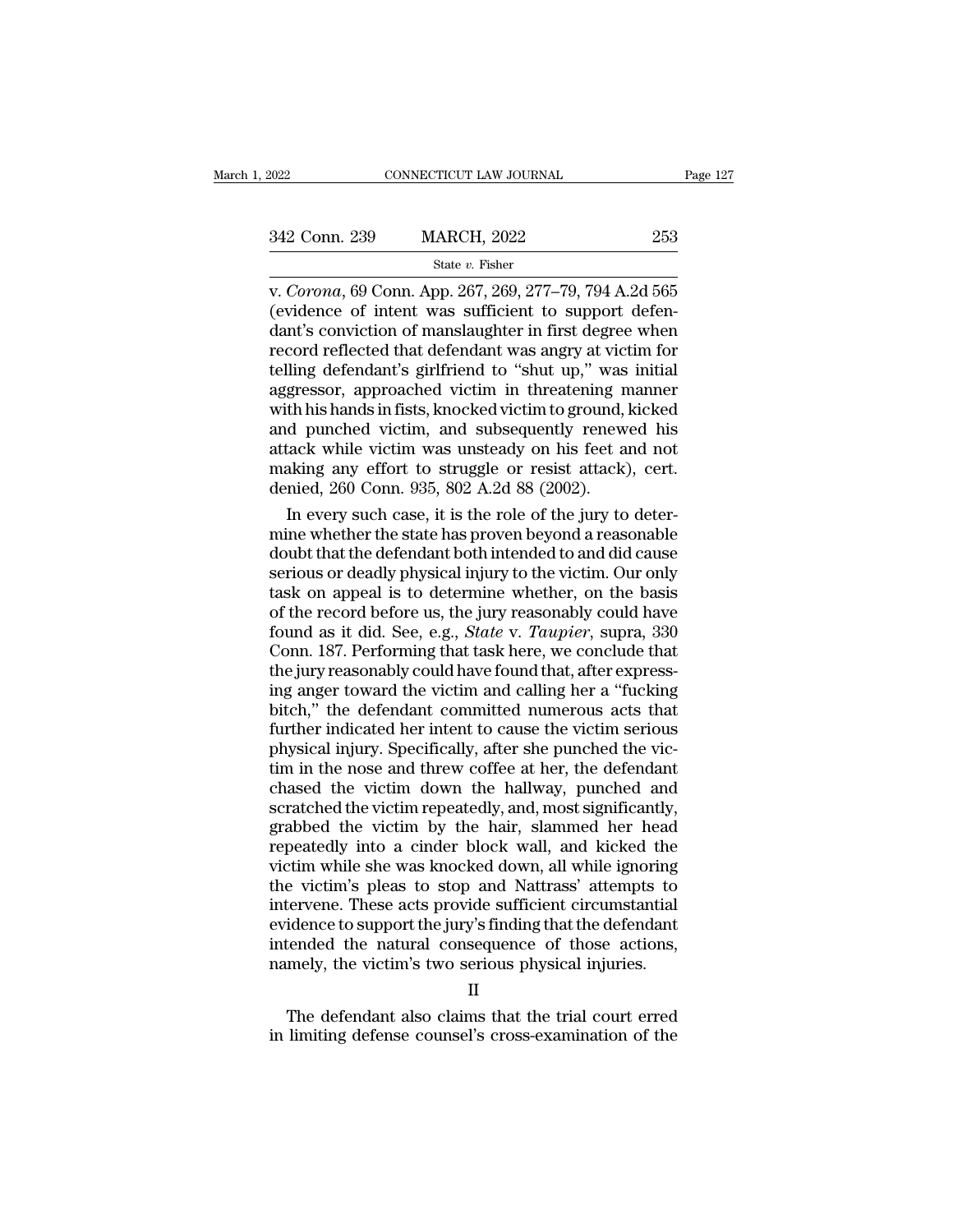v. *Corona*, 69 Conn. App. 267, 269, 277–79, 794 A.2d 565 (evidence of intent was sufficient to support defendant's conviction of manslaughter in first degree when record reflected that defendant was angry at victim for telling defendant's girlfriend to "shut up," was initial aggressor, approached victim in threatening manner with his hands in fists, knocked victim to ground, kicked and punched victim, and subsequently renewed his attack while victim was unsteady on his feet and not making any effort to struggle or resist attack), cert. denied, 260 Conn. 935, 802 A.2d 88 (2002).

In every such case, it is the role of the jury to determine whether the state has proven beyond a reasonable doubt that the defendant both intended to and did cause serious or deadly physical injury to the victim. Our only task on appeal is to determine whether, on the basis of the record before us, the jury reasonably could have found as it did. See, e.g., *State* v. *Taupier*, supra, 330 Conn. 187. Performing that task here, we conclude that the jury reasonably could have found that, after expressing anger toward the victim and calling her a "fucking bitch," the defendant committed numerous acts that further indicated her intent to cause the victim serious physical injury. Specifically, after she punched the victim in the nose and threw coffee at her, the defendant chased the victim down the hallway, punched and scratched the victim repeatedly, and, most significantly, grabbed the victim by the hair, slammed her head repeatedly into a cinder block wall, and kicked the victim while she was knocked down, all while ignoring the victim's pleas to stop and Nattrass' attempts to intervene. These acts provide sufficient circumstantial evidence to support the jury's finding that the defendant intended the natural consequence of those actions, namely, the victim's two serious physical injuries.

II

The defendant also claims that the trial court erred in limiting defense counsel's cross-examination of the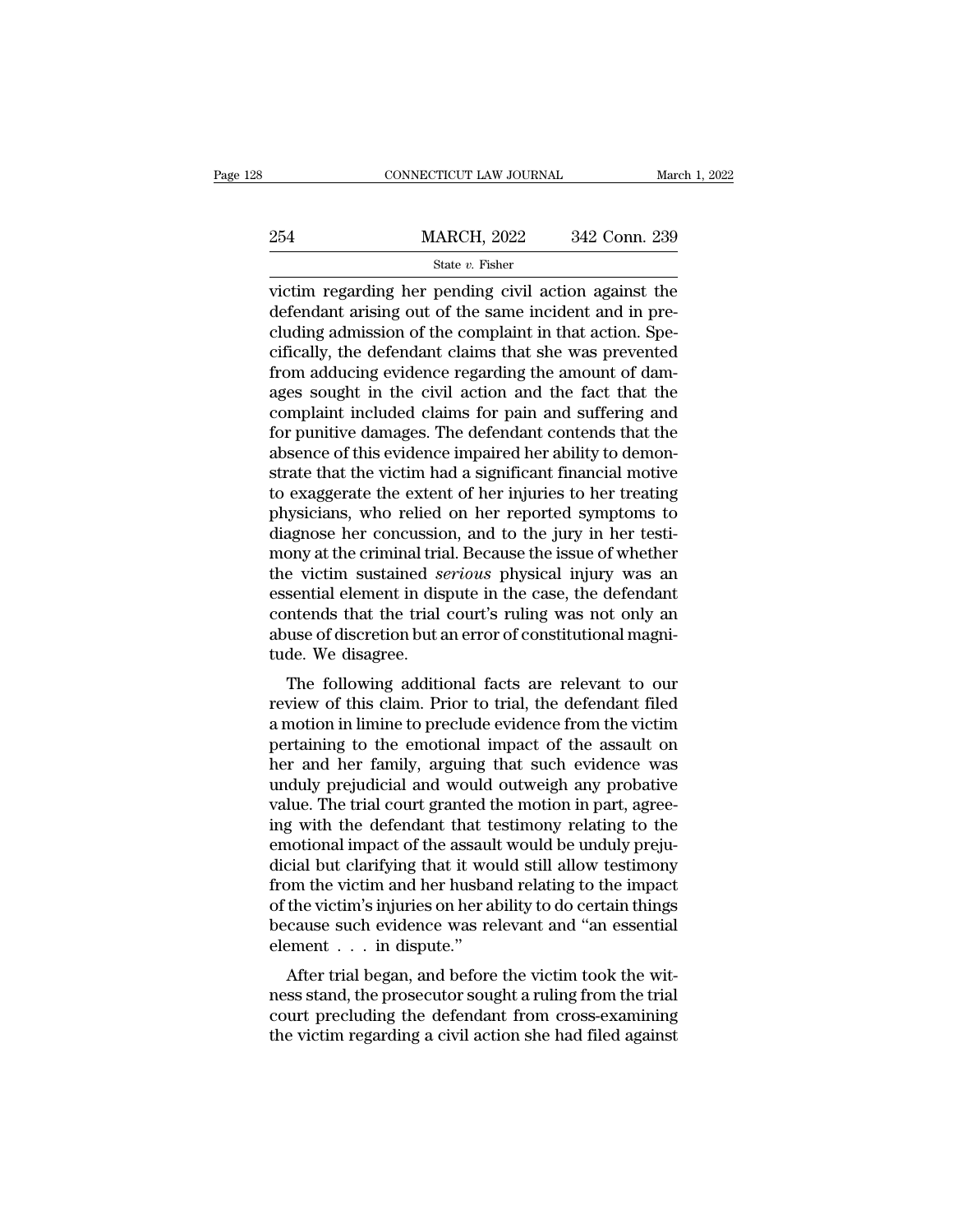victim regarding her pending civil action against the defendant arising out of the same incident and in precluding admission of the complaint in that action. Specifically, the defendant claims that she was prevented from adducing evidence regarding the amount of damages sought in the civil action and the fact that the complaint included claims for pain and suffering and for punitive damages. The defendant contends that the absence of this evidence impaired her ability to demonstrate that the victim had a significant financial motive to exaggerate the extent of her injuries to her treating physicians, who relied on her reported symptoms to diagnose her concussion, and to the jury in her testimony at the criminal trial. Because the issue of whether the victim sustained *serious* physical injury was an essential element in dispute in the case, the defendant contends that the trial court's ruling was not only an abuse of discretion but an error of constitutional magnitude. We disagree.

The following additional facts are relevant to our review of this claim. Prior to trial, the defendant filed a motion in limine to preclude evidence from the victim pertaining to the emotional impact of the assault on her and her family, arguing that such evidence was unduly prejudicial and would outweigh any probative value. The trial court granted the motion in part, agreeing with the defendant that testimony relating to the emotional impact of the assault would be unduly prejudicial but clarifying that it would still allow testimony from the victim and her husband relating to the impact of the victim's injuries on her ability to do certain things because such evidence was relevant and "an essential element . . . in dispute."

After trial began, and before the victim took the witness stand, the prosecutor sought a ruling from the trial court precluding the defendant from cross-examining the victim regarding a civil action she had filed against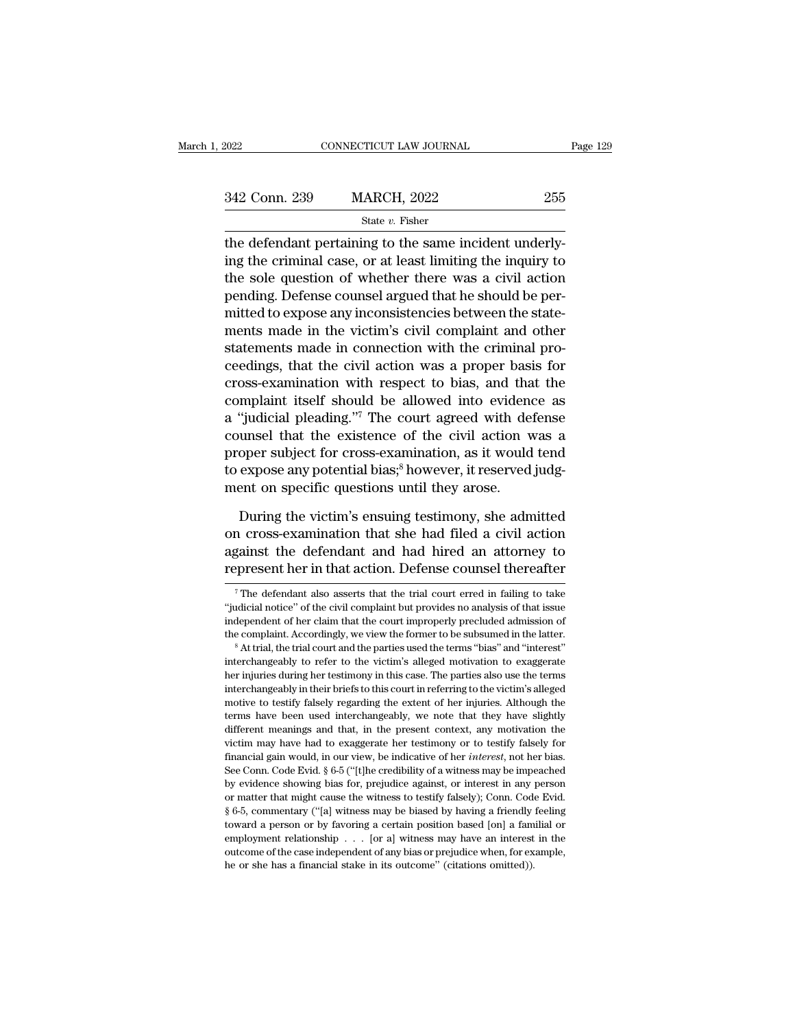the defendant pertaining to the same incident underlying the criminal case, or at least limiting the inquiry to the sole question of whether there was a civil action pending. Defense counsel argued that he should be permitted to expose any inconsistencies between the statements made in the victim's civil complaint and other statements made in connection with the criminal proceedings, that the civil action was a proper basis for cross-examination with respect to bias, and that the complaint itself should be allowed into evidence as a "judicial pleading."[7] The court agreed with defense counsel that the existence of the civil action was a proper subject for cross-examination, as it would tend to expose any potential bias;[8] however, it reserved judgment on specific questions until they arose.

During the victim's ensuing testimony, she admitted on cross-examination that she had filed a civil action against the defendant and had hired an attorney to represent her in that action. Defense counsel thereafter

[7] The defendant also asserts that the trial court erred in failing to take "judicial notice" of the civil complaint but provides no analysis of that issue independent of her claim that the court improperly precluded admission of the complaint. Accordingly, we view the former to be subsumed in the latter.

[8] At trial, the trial court and the parties used the terms "bias" and "interest" interchangeably to refer to the victim's alleged motivation to exaggerate her injuries during her testimony in this case. The parties also use the terms interchangeably in their briefs to this court in referring to the victim's alleged motive to testify falsely regarding the extent of her injuries. Although the terms have been used interchangeably, we note that they have slightly different meanings and that, in the present context, any motivation the victim may have had to exaggerate her testimony or to testify falsely for financial gain would, in our view, be indicative of her *interest*, not her bias. See Conn. Code Evid. § 6-5 ("[t]he credibility of a witness may be impeached by evidence showing bias for, prejudice against, or interest in any person or matter that might cause the witness to testify falsely); Conn. Code Evid. § 6-5, commentary ("[a] witness may be biased by having a friendly feeling toward a person or by favoring a certain position based [on] a familial or employment relationship . . . [or a] witness may have an interest in the outcome of the case independent of any bias or prejudice when, for example, he or she has a financial stake in its outcome" (citations omitted)).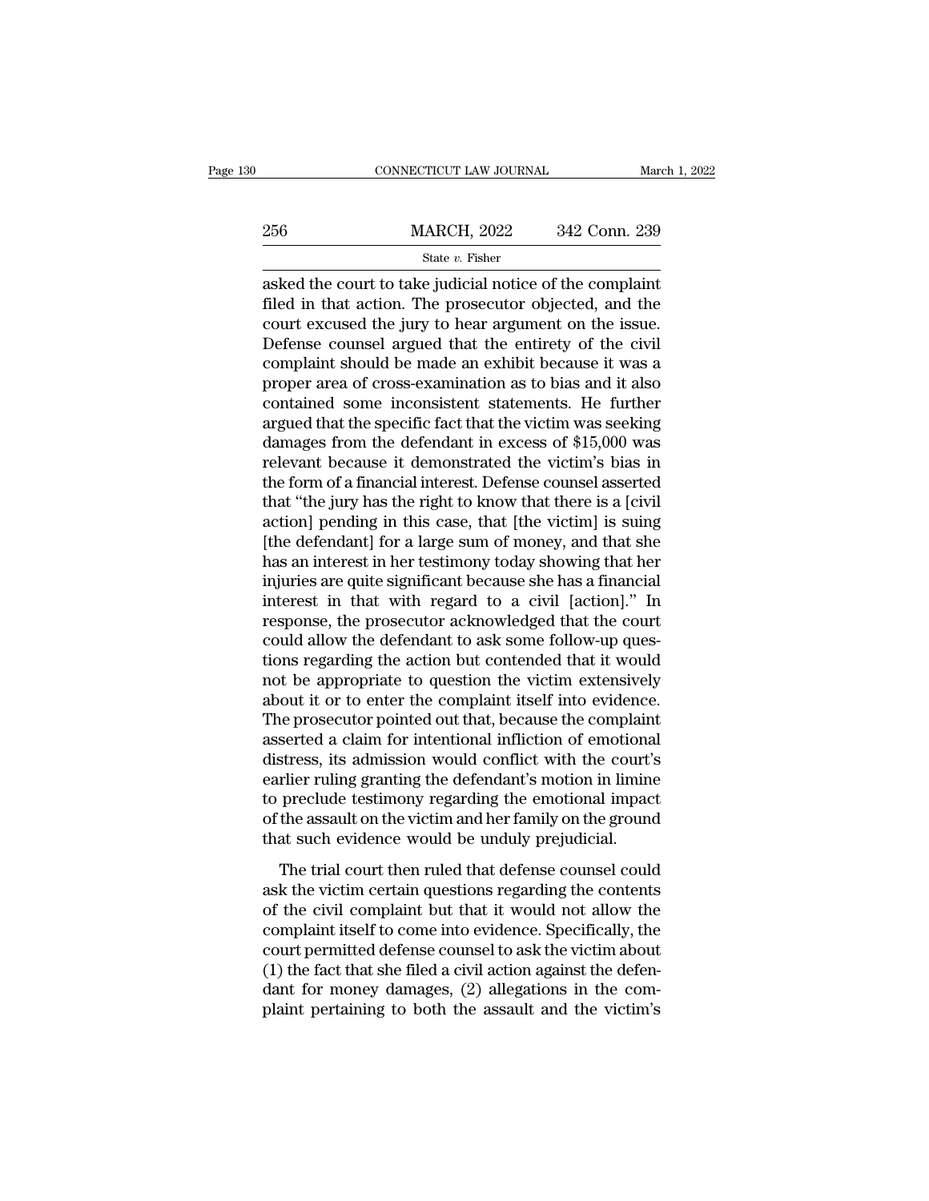asked the court to take judicial notice of the complaint filed in that action. The prosecutor objected, and the court excused the jury to hear argument on the issue. Defense counsel argued that the entirety of the civil complaint should be made an exhibit because it was a proper area of cross-examination as to bias and it also contained some inconsistent statements. He further argued that the specific fact that the victim was seeking damages from the defendant in excess of $15,000 was relevant because it demonstrated the victim's bias in the form of a financial interest. Defense counsel asserted that "the jury has the right to know that there is a [civil action] pending in this case, that [the victim] is suing [the defendant] for a large sum of money, and that she has an interest in her testimony today showing that her injuries are quite significant because she has a financial interest in that with regard to a civil [action]." In response, the prosecutor acknowledged that the court could allow the defendant to ask some follow-up questions regarding the action but contended that it would not be appropriate to question the victim extensively about it or to enter the complaint itself into evidence. The prosecutor pointed out that, because the complaint asserted a claim for intentional infliction of emotional distress, its admission would conflict with the court's earlier ruling granting the defendant's motion in limine to preclude testimony regarding the emotional impact of the assault on the victim and her family on the ground that such evidence would be unduly prejudicial.

The trial court then ruled that defense counsel could ask the victim certain questions regarding the contents of the civil complaint but that it would not allow the complaint itself to come into evidence. Specifically, the court permitted defense counsel to ask the victim about (1) the fact that she filed a civil action against the defendant for money damages, (2) allegations in the complaint pertaining to both the assault and the victim's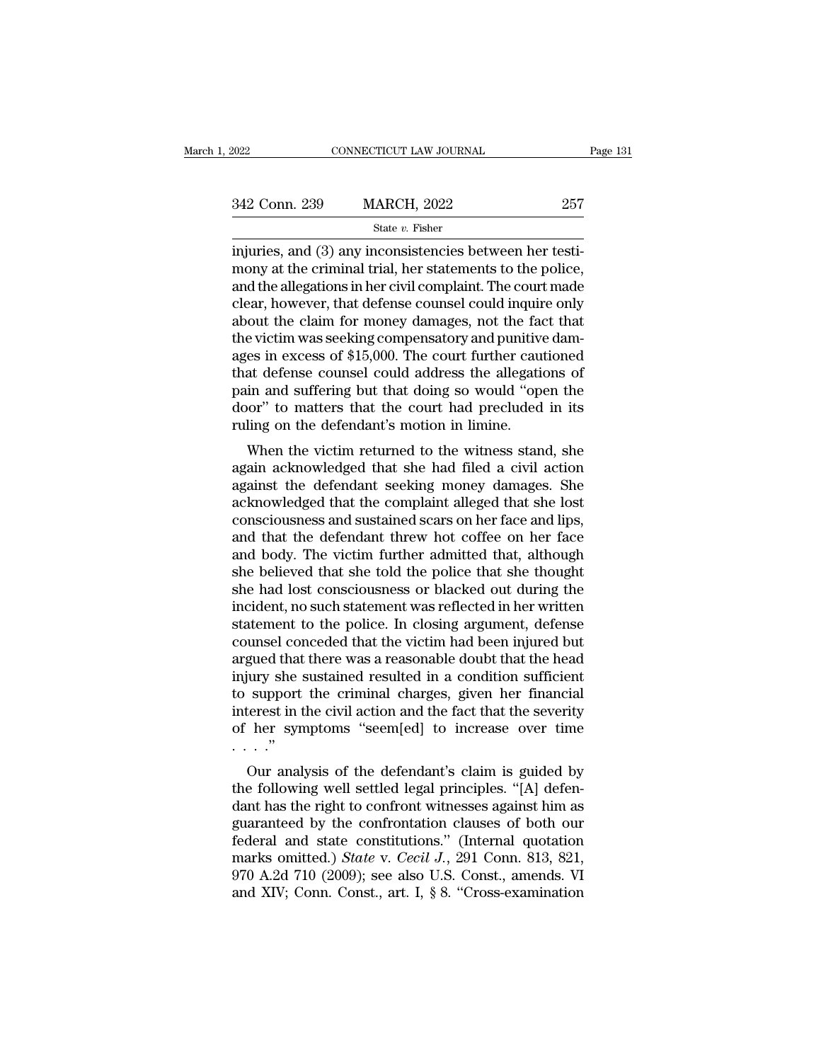injuries, and (3) any inconsistencies between her testimony at the criminal trial, her statements to the police, and the allegations in her civil complaint. The court made clear, however, that defense counsel could inquire only about the claim for money damages, not the fact that the victim was seeking compensatory and punitive damages in excess of $15,000. The court further cautioned that defense counsel could address the allegations of pain and suffering but that doing so would "open the door" to matters that the court had precluded in its ruling on the defendant's motion in limine.

When the victim returned to the witness stand, she again acknowledged that she had filed a civil action against the defendant seeking money damages. She acknowledged that the complaint alleged that she lost consciousness and sustained scars on her face and lips, and that the defendant threw hot coffee on her face and body. The victim further admitted that, although she believed that she told the police that she thought she had lost consciousness or blacked out during the incident, no such statement was reflected in her written statement to the police. In closing argument, defense counsel conceded that the victim had been injured but argued that there was a reasonable doubt that the head injury she sustained resulted in a condition sufficient to support the criminal charges, given her financial interest in the civil action and the fact that the severity of her symptoms "seem[ed] to increase over time . . . ."

Our analysis of the defendant's claim is guided by the following well settled legal principles. "[A] defendant has the right to confront witnesses against him as guaranteed by the confrontation clauses of both our federal and state constitutions." (Internal quotation marks omitted.) *State* v. *Cecil J.*, 291 Conn. 813, 821, 970 A.2d 710 (2009); see also U.S. Const., amends. VI and XIV; Conn. Const., art. I, § 8. "Cross-examination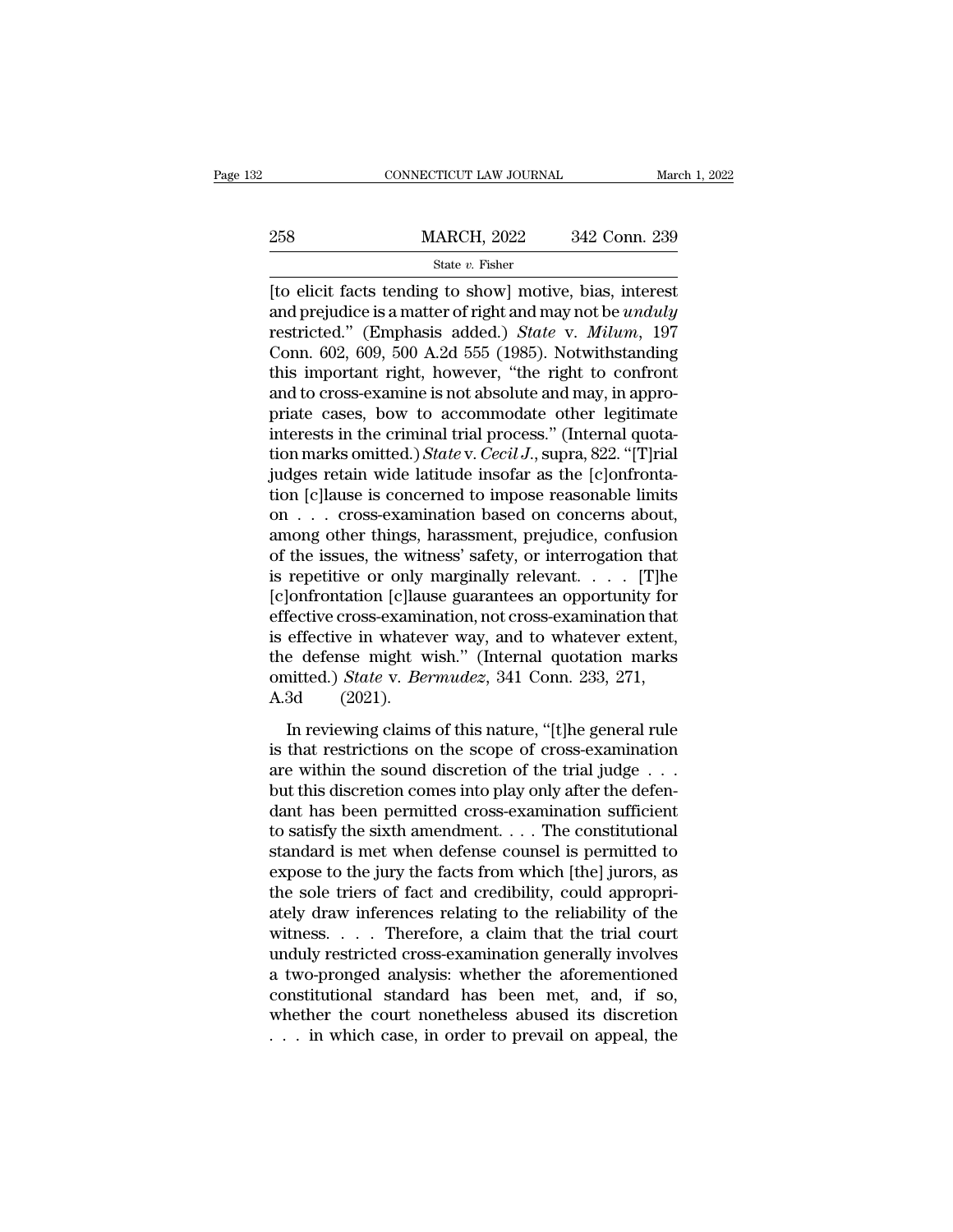[to elicit facts tending to show] motive, bias, interest and prejudice is a matter of right and may not be *unduly* restricted." (Emphasis added.) *State* v. *Milum*, 197 Conn. 602, 609, 500 A.2d 555 (1985). Notwithstanding this important right, however, "the right to confront and to cross-examine is not absolute and may, in appropriate cases, bow to accommodate other legitimate interests in the criminal trial process." (Internal quotation marks omitted.) *State* v. *Cecil J.*, supra, 822. "[T]rial judges retain wide latitude insofar as the [c]onfrontation [c]lause is concerned to impose reasonable limits on . . . cross-examination based on concerns about, among other things, harassment, prejudice, confusion of the issues, the witness' safety, or interrogation that is repetitive or only marginally relevant. . . . [T]he [c]onfrontation [c]lause guarantees an opportunity for effective cross-examination, not cross-examination that is effective in whatever way, and to whatever extent, the defense might wish." (Internal quotation marks omitted.) *State* v. *Bermudez*, 341 Conn. 233, 271, A.3d (2021).

In reviewing claims of this nature, "[t]he general rule is that restrictions on the scope of cross-examination are within the sound discretion of the trial judge . . . but this discretion comes into play only after the defendant has been permitted cross-examination sufficient to satisfy the sixth amendment. . . . The constitutional standard is met when defense counsel is permitted to expose to the jury the facts from which [the] jurors, as the sole triers of fact and credibility, could appropriately draw inferences relating to the reliability of the witness. . . . Therefore, a claim that the trial court unduly restricted cross-examination generally involves a two-pronged analysis: whether the aforementioned constitutional standard has been met, and, if so, whether the court nonetheless abused its discretion . . . in which case, in order to prevail on appeal, the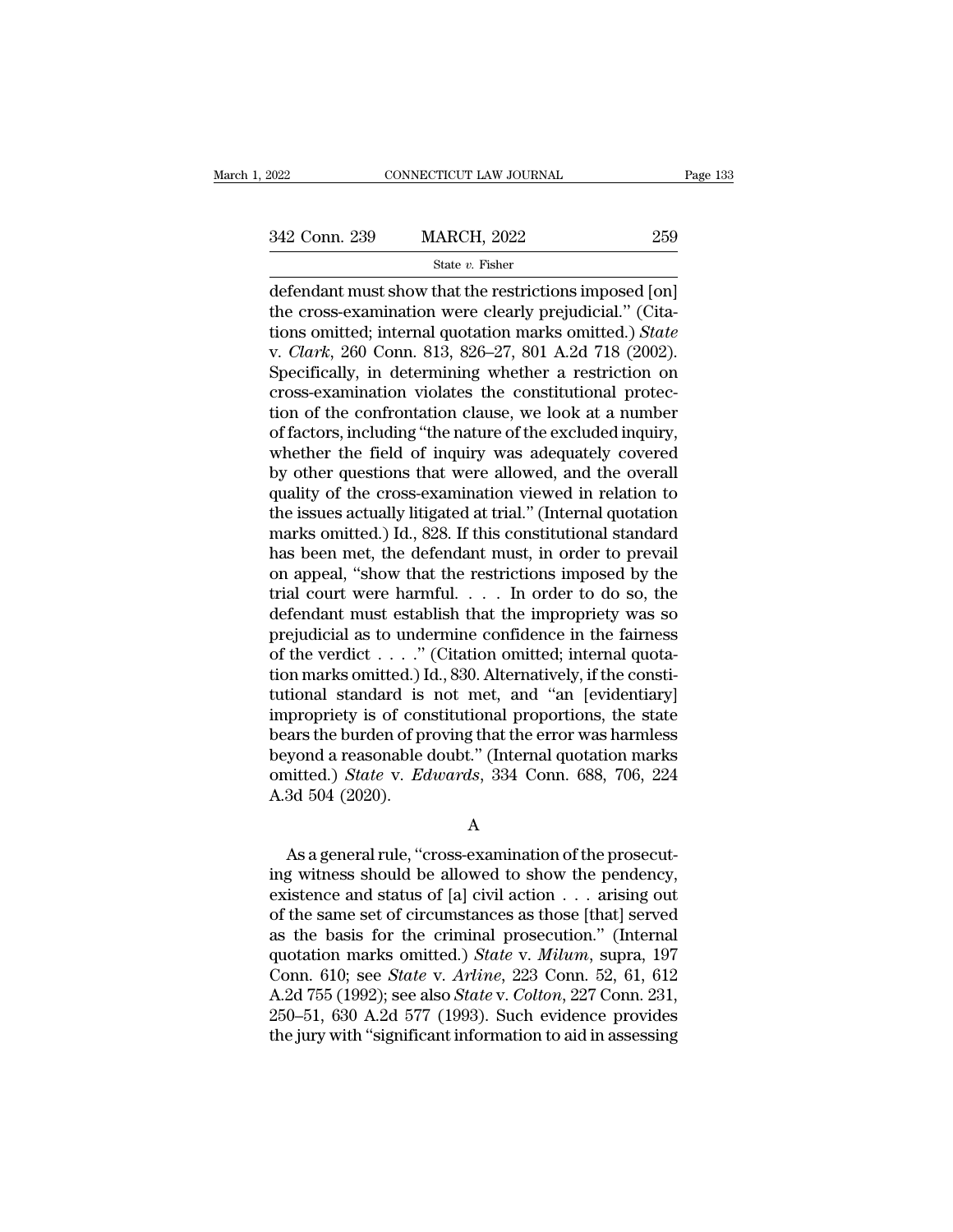defendant must show that the restrictions imposed [on] the cross-examination were clearly prejudicial." (Citations omitted; internal quotation marks omitted.) *State* v. *Clark*, 260 Conn. 813, 826–27, 801 A.2d 718 (2002). Specifically, in determining whether a restriction on cross-examination violates the constitutional protection of the confrontation clause, we look at a number of factors, including "the nature of the excluded inquiry, whether the field of inquiry was adequately covered by other questions that were allowed, and the overall quality of the cross-examination viewed in relation to the issues actually litigated at trial." (Internal quotation marks omitted.) Id., 828. If this constitutional standard has been met, the defendant must, in order to prevail on appeal, "show that the restrictions imposed by the trial court were harmful. . . . In order to do so, the defendant must establish that the impropriety was so prejudicial as to undermine confidence in the fairness of the verdict . . . ." (Citation omitted; internal quotation marks omitted.) Id., 830. Alternatively, if the constitutional standard is not met, and "an [evidentiary] impropriety is of constitutional proportions, the state bears the burden of proving that the error was harmless beyond a reasonable doubt." (Internal quotation marks omitted.) *State* v. *Edwards*, 334 Conn. 688, 706, 224 A.3d 504 (2020).

A

As a general rule, "cross-examination of the prosecuting witness should be allowed to show the pendency, existence and status of [a] civil action . . . arising out of the same set of circumstances as those [that] served as the basis for the criminal prosecution." (Internal quotation marks omitted.) *State* v. *Milum*, supra, 197 Conn. 610; see *State* v. *Arline*, 223 Conn. 52, 61, 612 A.2d 755 (1992); see also *State* v. *Colton*, 227 Conn. 231, 250–51, 630 A.2d 577 (1993). Such evidence provides the jury with "significant information to aid in assessing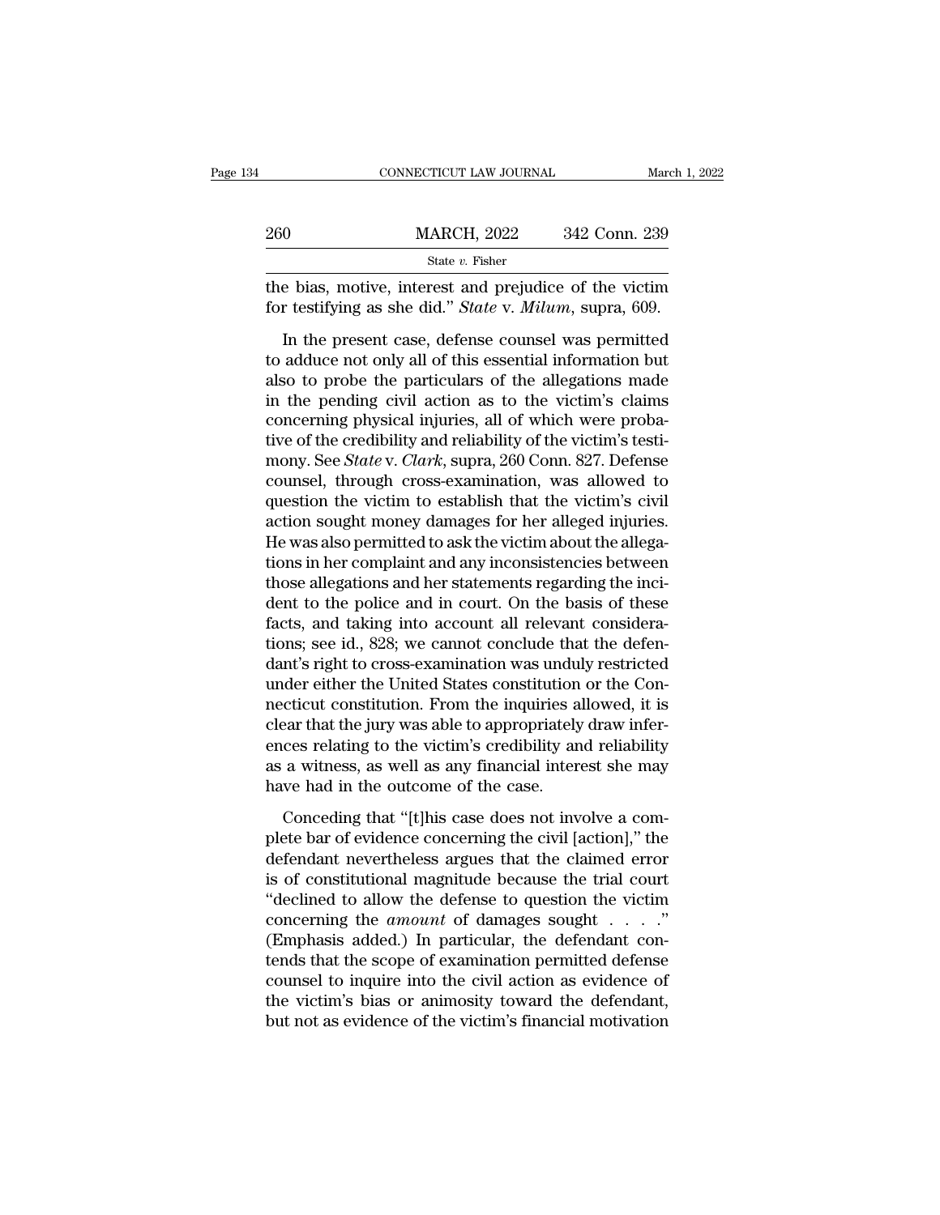the bias, motive, interest and prejudice of the victim for testifying as she did." *State* v. *Milum*, supra, 609.

In the present case, defense counsel was permitted to adduce not only all of this essential information but also to probe the particulars of the allegations made in the pending civil action as to the victim's claims concerning physical injuries, all of which were probative of the credibility and reliability of the victim's testimony. See *State* v. *Clark*, supra, 260 Conn. 827. Defense counsel, through cross-examination, was allowed to question the victim to establish that the victim's civil action sought money damages for her alleged injuries. He was also permitted to ask the victim about the allegations in her complaint and any inconsistencies between those allegations and her statements regarding the incident to the police and in court. On the basis of these facts, and taking into account all relevant considerations; see id., 828; we cannot conclude that the defendant's right to cross-examination was unduly restricted under either the United States constitution or the Connecticut constitution. From the inquiries allowed, it is clear that the jury was able to appropriately draw inferences relating to the victim's credibility and reliability as a witness, as well as any financial interest she may have had in the outcome of the case.

Conceding that "[t]his case does not involve a complete bar of evidence concerning the civil [action]," the defendant nevertheless argues that the claimed error is of constitutional magnitude because the trial court "declined to allow the defense to question the victim concerning the *amount* of damages sought . . . ." (Emphasis added.) In particular, the defendant contends that the scope of examination permitted defense counsel to inquire into the civil action as evidence of the victim's bias or animosity toward the defendant, but not as evidence of the victim's financial motivation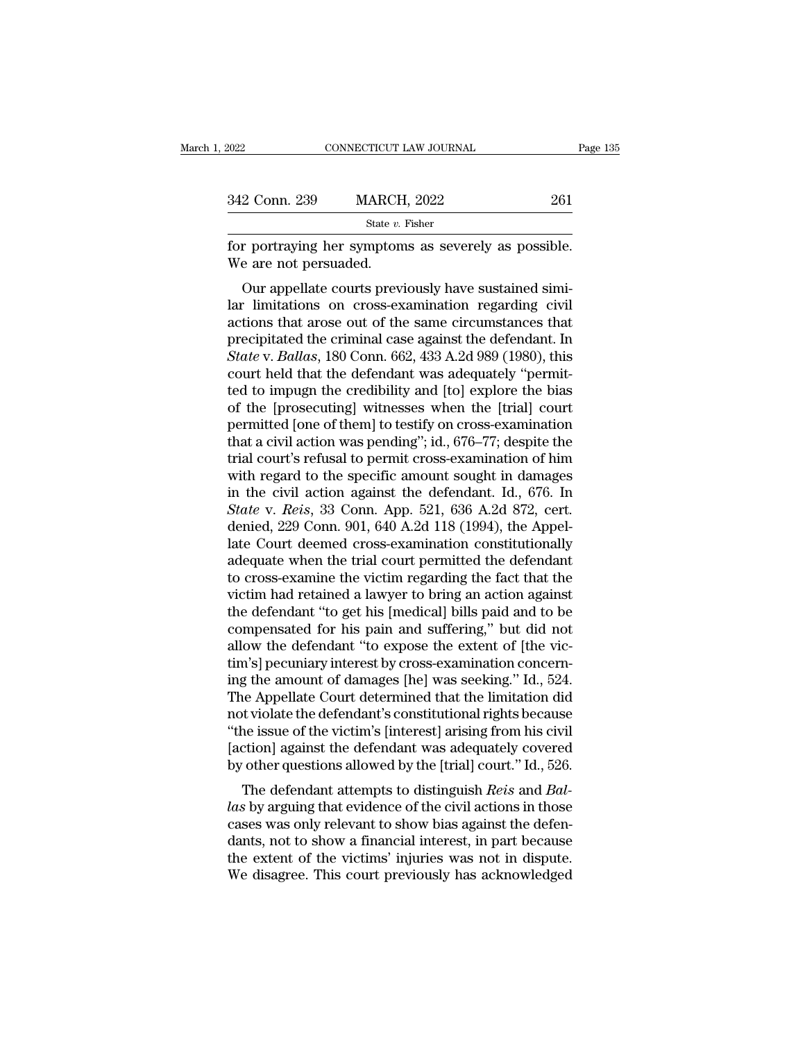for portraying her symptoms as severely as possible. We are not persuaded.

Our appellate courts previously have sustained similar limitations on cross-examination regarding civil actions that arose out of the same circumstances that precipitated the criminal case against the defendant. In *State* v. *Ballas*, 180 Conn. 662, 433 A.2d 989 (1980), this court held that the defendant was adequately "permitted to impugn the credibility and [to] explore the bias of the [prosecuting] witnesses when the [trial] court permitted [one of them] to testify on cross-examination that a civil action was pending"; id., 676–77; despite the trial court's refusal to permit cross-examination of him with regard to the specific amount sought in damages in the civil action against the defendant. Id., 676. In *State* v. *Reis*, 33 Conn. App. 521, 636 A.2d 872, cert. denied, 229 Conn. 901, 640 A.2d 118 (1994), the Appellate Court deemed cross-examination constitutionally adequate when the trial court permitted the defendant to cross-examine the victim regarding the fact that the victim had retained a lawyer to bring an action against the defendant "to get his [medical] bills paid and to be compensated for his pain and suffering," but did not allow the defendant "to expose the extent of [the victim's] pecuniary interest by cross-examination concerning the amount of damages [he] was seeking." Id., 524. The Appellate Court determined that the limitation did not violate the defendant's constitutional rights because "the issue of the victim's [interest] arising from his civil [action] against the defendant was adequately covered by other questions allowed by the [trial] court." Id., 526.

The defendant attempts to distinguish *Reis* and *Ballas* by arguing that evidence of the civil actions in those cases was only relevant to show bias against the defendants, not to show a financial interest, in part because the extent of the victims' injuries was not in dispute. We disagree. This court previously has acknowledged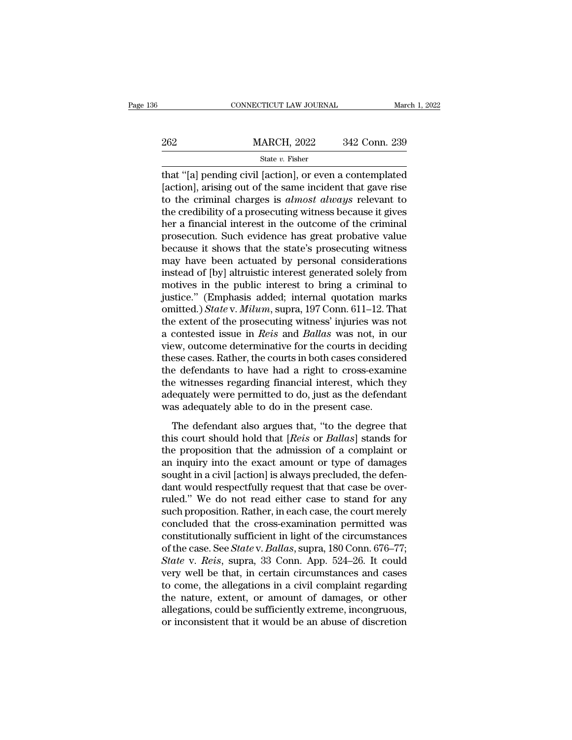that "[a] pending civil [action], or even a contemplated [action], arising out of the same incident that gave rise to the criminal charges is *almost always* relevant to the credibility of a prosecuting witness because it gives her a financial interest in the outcome of the criminal prosecution. Such evidence has great probative value because it shows that the state's prosecuting witness may have been actuated by personal considerations instead of [by] altruistic interest generated solely from motives in the public interest to bring a criminal to justice." (Emphasis added; internal quotation marks omitted.) *State* v. *Milum*, supra, 197 Conn. 611–12. That the extent of the prosecuting witness' injuries was not a contested issue in *Reis* and *Ballas* was not, in our view, outcome determinative for the courts in deciding these cases. Rather, the courts in both cases considered the defendants to have had a right to cross-examine the witnesses regarding financial interest, which they adequately were permitted to do, just as the defendant was adequately able to do in the present case.

The defendant also argues that, "to the degree that this court should hold that [*Reis* or *Ballas*] stands for the proposition that the admission of a complaint or an inquiry into the exact amount or type of damages sought in a civil [action] is always precluded, the defendant would respectfully request that that case be overruled." We do not read either case to stand for any such proposition. Rather, in each case, the court merely concluded that the cross-examination permitted was constitutionally sufficient in light of the circumstances of the case. See *State* v. *Ballas*, supra, 180 Conn. 676–77; *State* v. *Reis*, supra, 33 Conn. App. 524–26. It could very well be that, in certain circumstances and cases to come, the allegations in a civil complaint regarding the nature, extent, or amount of damages, or other allegations, could be sufficiently extreme, incongruous, or inconsistent that it would be an abuse of discretion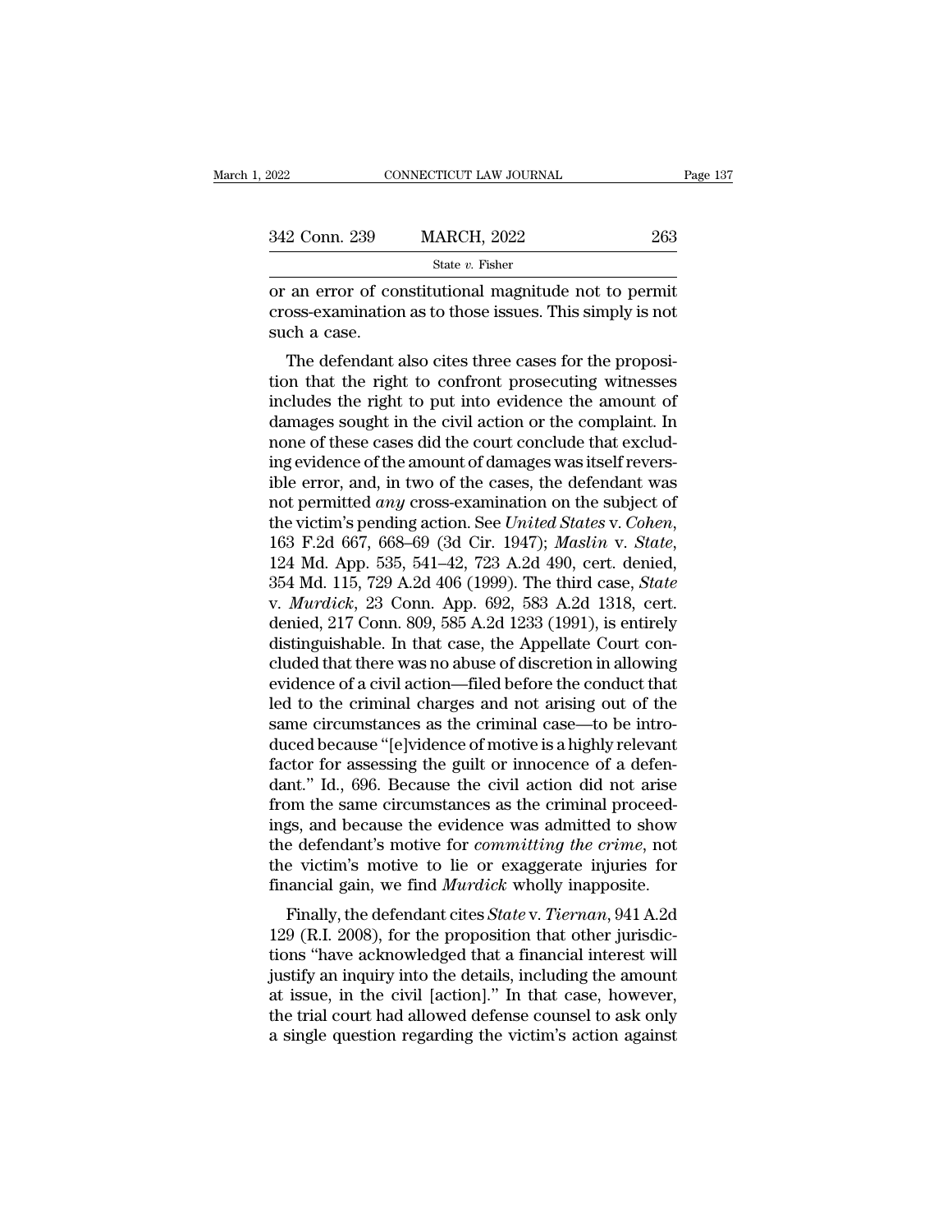or an error of constitutional magnitude not to permit cross-examination as to those issues. This simply is not such a case.

The defendant also cites three cases for the proposition that the right to confront prosecuting witnesses includes the right to put into evidence the amount of damages sought in the civil action or the complaint. In none of these cases did the court conclude that excluding evidence of the amount of damages was itself reversible error, and, in two of the cases, the defendant was not permitted *any* cross-examination on the subject of the victim's pending action. See *United States* v. *Cohen*, 163 F.2d 667, 668–69 (3d Cir. 1947); *Maslin* v. *State*, 124 Md. App. 535, 541–42, 723 A.2d 490, cert. denied, 354 Md. 115, 729 A.2d 406 (1999). The third case, *State* v. *Murdick*, 23 Conn. App. 692, 583 A.2d 1318, cert. denied, 217 Conn. 809, 585 A.2d 1233 (1991), is entirely distinguishable. In that case, the Appellate Court concluded that there was no abuse of discretion in allowing evidence of a civil action—filed before the conduct that led to the criminal charges and not arising out of the same circumstances as the criminal case—to be introduced because "[e]vidence of motive is a highly relevant factor for assessing the guilt or innocence of a defendant." Id., 696. Because the civil action did not arise from the same circumstances as the criminal proceedings, and because the evidence was admitted to show the defendant's motive for *committing the crime*, not the victim's motive to lie or exaggerate injuries for financial gain, we find *Murdick* wholly inapposite.

Finally, the defendant cites *State* v. *Tiernan*, 941 A.2d 129 (R.I. 2008), for the proposition that other jurisdictions "have acknowledged that a financial interest will justify an inquiry into the details, including the amount at issue, in the civil [action]." In that case, however, the trial court had allowed defense counsel to ask only a single question regarding the victim's action against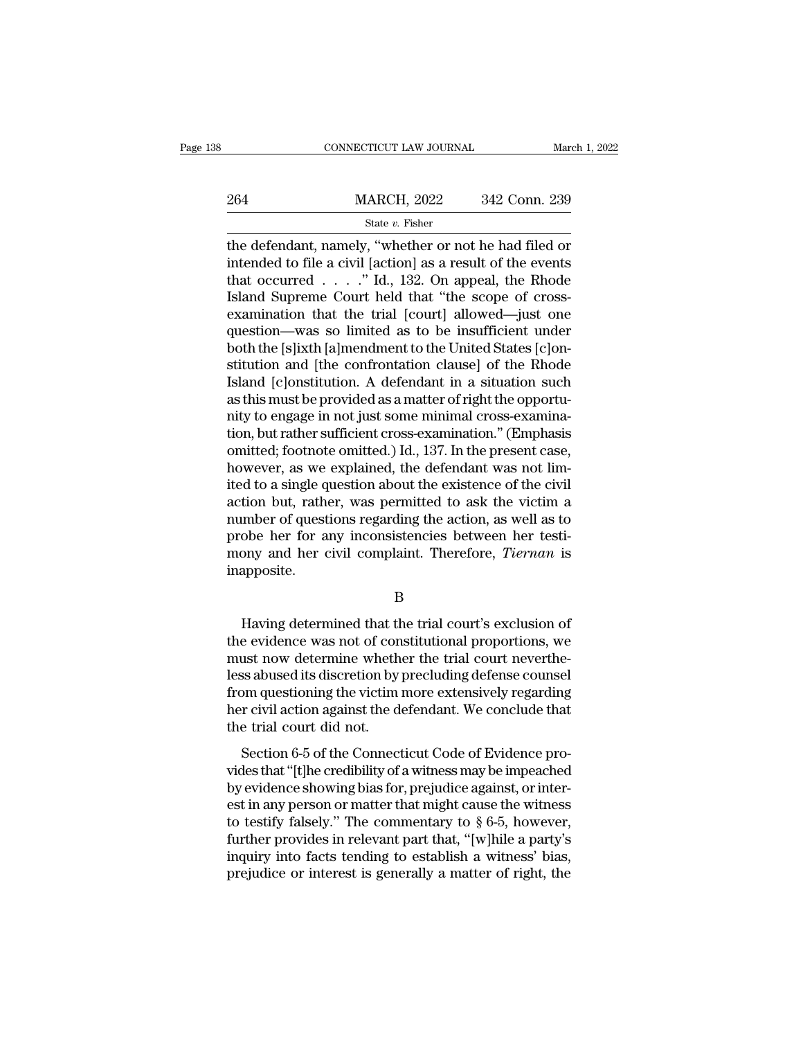the defendant, namely, "whether or not he had filed or intended to file a civil [action] as a result of the events that occurred . . . ." Id., 132. On appeal, the Rhode Island Supreme Court held that "the scope of cross-examination that the trial [court] allowed—just one question—was so limited as to be insufficient under both the [s]ixth [a]mendment to the United States [c]onstitution and [the confrontation clause] of the Rhode Island [c]onstitution. A defendant in a situation such as this must be provided as a matter of right the opportunity to engage in not just some minimal cross-examination, but rather sufficient cross-examination." (Emphasis omitted; footnote omitted.) Id., 137. In the present case, however, as we explained, the defendant was not limited to a single question about the existence of the civil action but, rather, was permitted to ask the victim a number of questions regarding the action, as well as to probe her for any inconsistencies between her testimony and her civil complaint. Therefore, *Tiernan* is inapposite.

B

Having determined that the trial court's exclusion of the evidence was not of constitutional proportions, we must now determine whether the trial court nevertheless abused its discretion by precluding defense counsel from questioning the victim more extensively regarding her civil action against the defendant. We conclude that the trial court did not.

Section 6-5 of the Connecticut Code of Evidence provides that "[t]he credibility of a witness may be impeached by evidence showing bias for, prejudice against, or interest in any person or matter that might cause the witness to testify falsely." The commentary to § 6-5, however, further provides in relevant part that, "[w]hile a party's inquiry into facts tending to establish a witness' bias, prejudice or interest is generally a matter of right, the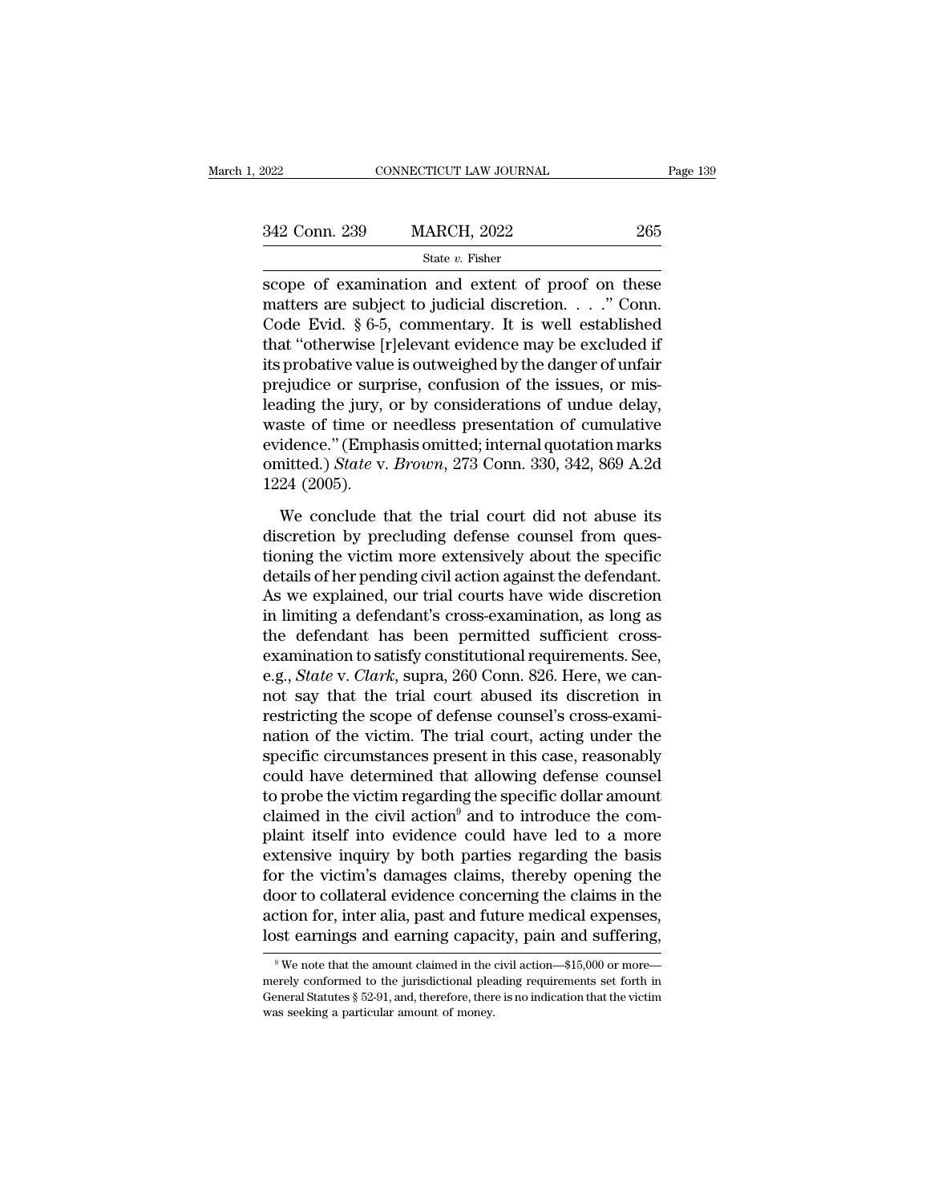scope of examination and extent of proof on these matters are subject to judicial discretion. . . ." Conn. Code Evid. § 6-5, commentary. It is well established that "otherwise [r]elevant evidence may be excluded if its probative value is outweighed by the danger of unfair prejudice or surprise, confusion of the issues, or misleading the jury, or by considerations of undue delay, waste of time or needless presentation of cumulative evidence." (Emphasis omitted; internal quotation marks omitted.) *State* v. *Brown*, 273 Conn. 330, 342, 869 A.2d 1224 (2005).

We conclude that the trial court did not abuse its discretion by precluding defense counsel from questioning the victim more extensively about the specific details of her pending civil action against the defendant. As we explained, our trial courts have wide discretion in limiting a defendant's cross-examination, as long as the defendant has been permitted sufficient cross-examination to satisfy constitutional requirements. See, e.g., *State* v. *Clark*, supra, 260 Conn. 826. Here, we cannot say that the trial court abused its discretion in restricting the scope of defense counsel's cross-examination of the victim. The trial court, acting under the specific circumstances present in this case, reasonably could have determined that allowing defense counsel to probe the victim regarding the specific dollar amount claimed in the civil action[9] and to introduce the complaint itself into evidence could have led to a more extensive inquiry by both parties regarding the basis for the victim's damages claims, thereby opening the door to collateral evidence concerning the claims in the action for, inter alia, past and future medical expenses, lost earnings and earning capacity, pain and suffering,

[9] We note that the amount claimed in the civil action—$15,000 or more—merely conformed to the jurisdictional pleading requirements set forth in General Statutes § 52-91, and, therefore, there is no indication that the victim was seeking a particular amount of money.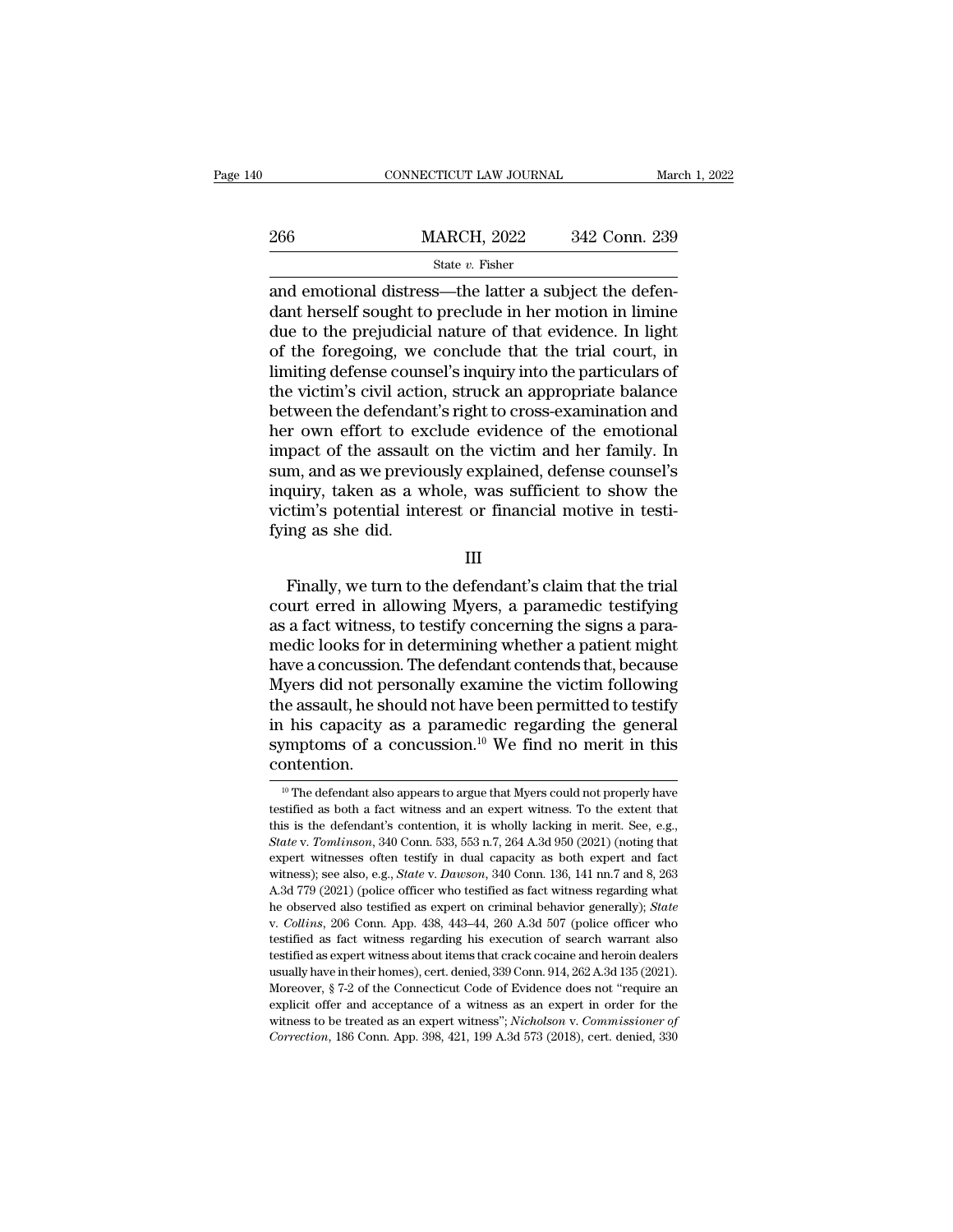and emotional distress—the latter a subject the defendant herself sought to preclude in her motion in limine due to the prejudicial nature of that evidence. In light of the foregoing, we conclude that the trial court, in limiting defense counsel's inquiry into the particulars of the victim's civil action, struck an appropriate balance between the defendant's right to cross-examination and her own effort to exclude evidence of the emotional impact of the assault on the victim and her family. In sum, and as we previously explained, defense counsel's inquiry, taken as a whole, was sufficient to show the victim's potential interest or financial motive in testifying as she did.

III

Finally, we turn to the defendant's claim that the trial court erred in allowing Myers, a paramedic testifying as a fact witness, to testify concerning the signs a paramedic looks for in determining whether a patient might have a concussion. The defendant contends that, because Myers did not personally examine the victim following the assault, he should not have been permitted to testify in his capacity as a paramedic regarding the general symptoms of a concussion.[10] We find no merit in this contention.

[10] The defendant also appears to argue that Myers could not properly have testified as both a fact witness and an expert witness. To the extent that this is the defendant's contention, it is wholly lacking in merit. See, e.g., *State* v. *Tomlinson*, 340 Conn. 533, 553 n.7, 264 A.3d 950 (2021) (noting that expert witnesses often testify in dual capacity as both expert and fact witness); see also, e.g., *State* v. *Dawson*, 340 Conn. 136, 141 nn.7 and 8, 263 A.3d 779 (2021) (police officer who testified as fact witness regarding what he observed also testified as expert on criminal behavior generally); *State* v. *Collins*, 206 Conn. App. 438, 443–44, 260 A.3d 507 (police officer who testified as fact witness regarding his execution of search warrant also testified as expert witness about items that crack cocaine and heroin dealers usually have in their homes), cert. denied, 339 Conn. 914, 262 A.3d 135 (2021). Moreover, § 7-2 of the Connecticut Code of Evidence does not "require an explicit offer and acceptance of a witness as an expert in order for the witness to be treated as an expert witness"; *Nicholson* v. *Commissioner of Correction*, 186 Conn. App. 398, 421, 199 A.3d 573 (2018), cert. denied, 330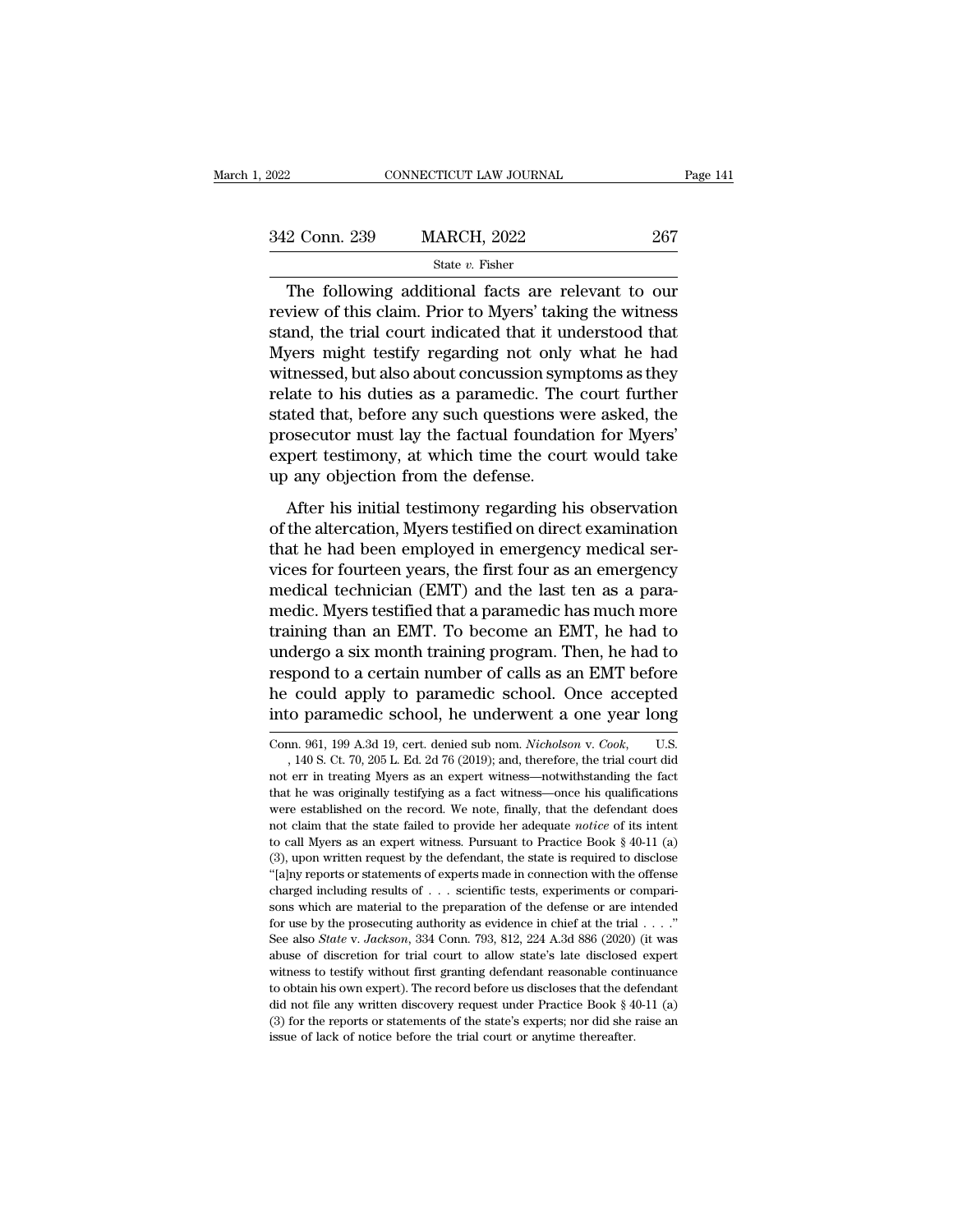The following additional facts are relevant to our review of this claim. Prior to Myers' taking the witness stand, the trial court indicated that it understood that Myers might testify regarding not only what he had witnessed, but also about concussion symptoms as they relate to his duties as a paramedic. The court further stated that, before any such questions were asked, the prosecutor must lay the factual foundation for Myers' expert testimony, at which time the court would take up any objection from the defense.

After his initial testimony regarding his observation of the altercation, Myers testified on direct examination that he had been employed in emergency medical services for fourteen years, the first four as an emergency medical technician (EMT) and the last ten as a paramedic. Myers testified that a paramedic has much more training than an EMT. To become an EMT, he had to undergo a six month training program. Then, he had to respond to a certain number of calls as an EMT before he could apply to paramedic school. Once accepted into paramedic school, he underwent a one year long

Conn. 961, 199 A.3d 19, cert. denied sub nom. *Nicholson* v. *Cook*, U.S. , 140 S. Ct. 70, 205 L. Ed. 2d 76 (2019); and, therefore, the trial court did not err in treating Myers as an expert witness—notwithstanding the fact that he was originally testifying as a fact witness—once his qualifications were established on the record. We note, finally, that the defendant does not claim that the state failed to provide her adequate *notice* of its intent to call Myers as an expert witness. Pursuant to Practice Book § 40-11 (a) (3), upon written request by the defendant, the state is required to disclose "[a]ny reports or statements of experts made in connection with the offense charged including results of . . . scientific tests, experiments or comparisons which are material to the preparation of the defense or are intended for use by the prosecuting authority as evidence in chief at the trial . . . ." See also *State* v. *Jackson*, 334 Conn. 793, 812, 224 A.3d 886 (2020) (it was abuse of discretion for trial court to allow state's late disclosed expert witness to testify without first granting defendant reasonable continuance to obtain his own expert). The record before us discloses that the defendant did not file any written discovery request under Practice Book § 40-11 (a) (3) for the reports or statements of the state's experts; nor did she raise an issue of lack of notice before the trial court or anytime thereafter.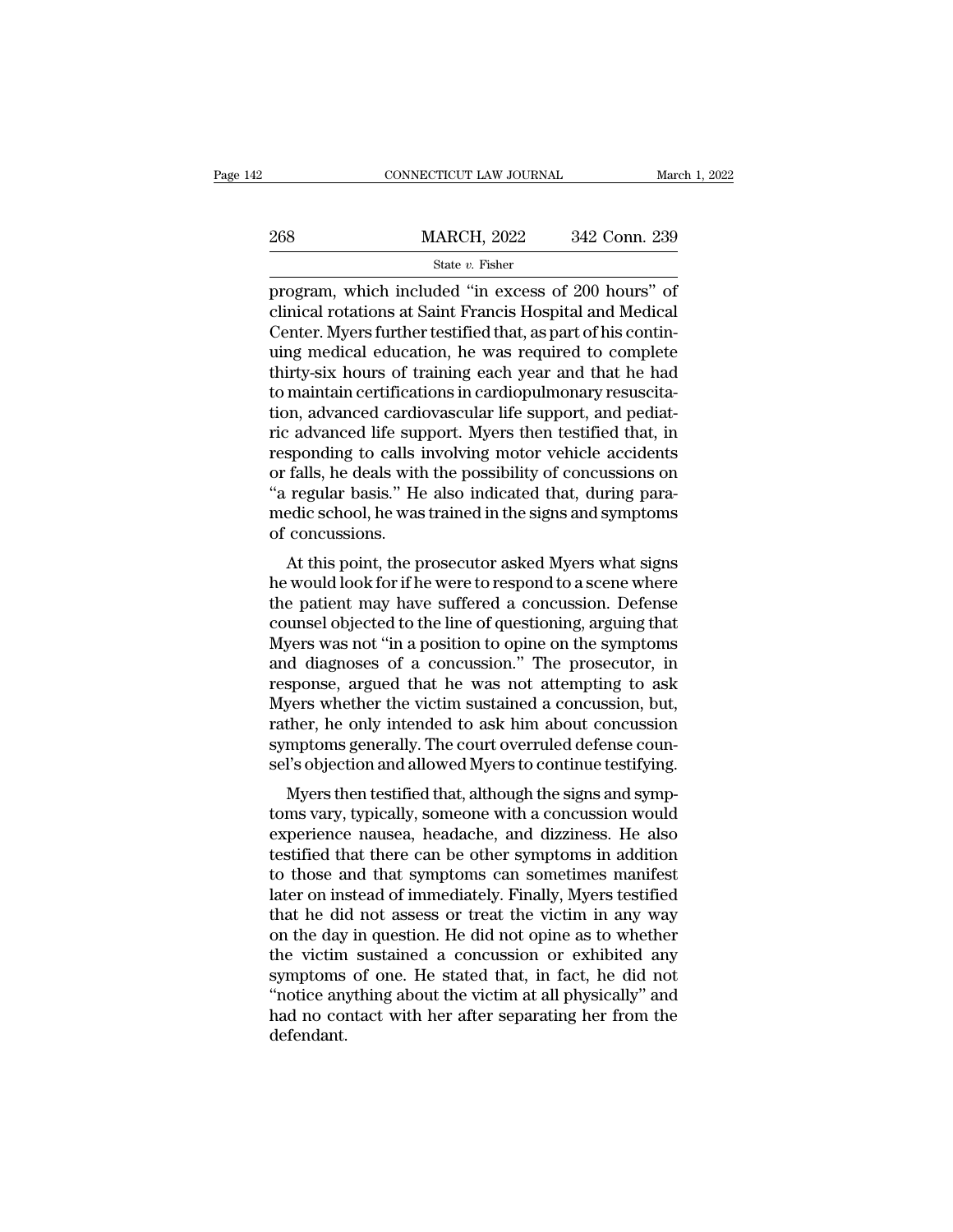program, which included "in excess of 200 hours" of clinical rotations at Saint Francis Hospital and Medical Center. Myers further testified that, as part of his continuing medical education, he was required to complete thirty-six hours of training each year and that he had to maintain certifications in cardiopulmonary resuscitation, advanced cardiovascular life support, and pediatric advanced life support. Myers then testified that, in responding to calls involving motor vehicle accidents or falls, he deals with the possibility of concussions on "a regular basis." He also indicated that, during paramedic school, he was trained in the signs and symptoms of concussions.

At this point, the prosecutor asked Myers what signs he would look for if he were to respond to a scene where the patient may have suffered a concussion. Defense counsel objected to the line of questioning, arguing that Myers was not "in a position to opine on the symptoms and diagnoses of a concussion." The prosecutor, in response, argued that he was not attempting to ask Myers whether the victim sustained a concussion, but, rather, he only intended to ask him about concussion symptoms generally. The court overruled defense counsel's objection and allowed Myers to continue testifying.

Myers then testified that, although the signs and symptoms vary, typically, someone with a concussion would experience nausea, headache, and dizziness. He also testified that there can be other symptoms in addition to those and that symptoms can sometimes manifest later on instead of immediately. Finally, Myers testified that he did not assess or treat the victim in any way on the day in question. He did not opine as to whether the victim sustained a concussion or exhibited any symptoms of one. He stated that, in fact, he did not "notice anything about the victim at all physically" and had no contact with her after separating her from the defendant.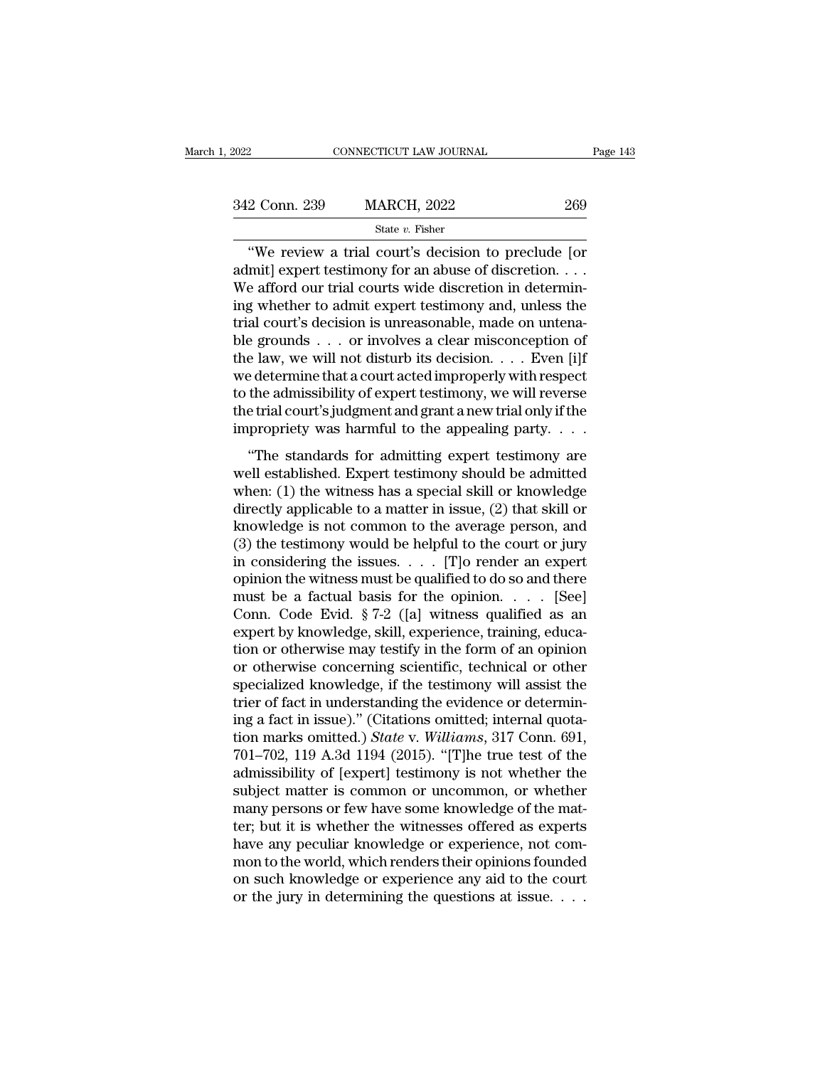"We review a trial court's decision to preclude [or admit] expert testimony for an abuse of discretion. . . . We afford our trial courts wide discretion in determining whether to admit expert testimony and, unless the trial court's decision is unreasonable, made on untenable grounds . . . or involves a clear misconception of the law, we will not disturb its decision. . . . Even [i]f we determine that a court acted improperly with respect to the admissibility of expert testimony, we will reverse the trial court's judgment and grant a new trial only if the impropriety was harmful to the appealing party. . . .

"The standards for admitting expert testimony are well established. Expert testimony should be admitted when: (1) the witness has a special skill or knowledge directly applicable to a matter in issue, (2) that skill or knowledge is not common to the average person, and (3) the testimony would be helpful to the court or jury in considering the issues. . . . [T]o render an expert opinion the witness must be qualified to do so and there must be a factual basis for the opinion. . . . [See] Conn. Code Evid. § 7-2 ([a] witness qualified as an expert by knowledge, skill, experience, training, education or otherwise may testify in the form of an opinion or otherwise concerning scientific, technical or other specialized knowledge, if the testimony will assist the trier of fact in understanding the evidence or determining a fact in issue)." (Citations omitted; internal quotation marks omitted.) *State* v. *Williams*, 317 Conn. 691, 701–702, 119 A.3d 1194 (2015). "[T]he true test of the admissibility of [expert] testimony is not whether the subject matter is common or uncommon, or whether many persons or few have some knowledge of the matter; but it is whether the witnesses offered as experts have any peculiar knowledge or experience, not common to the world, which renders their opinions founded on such knowledge or experience any aid to the court or the jury in determining the questions at issue. . . .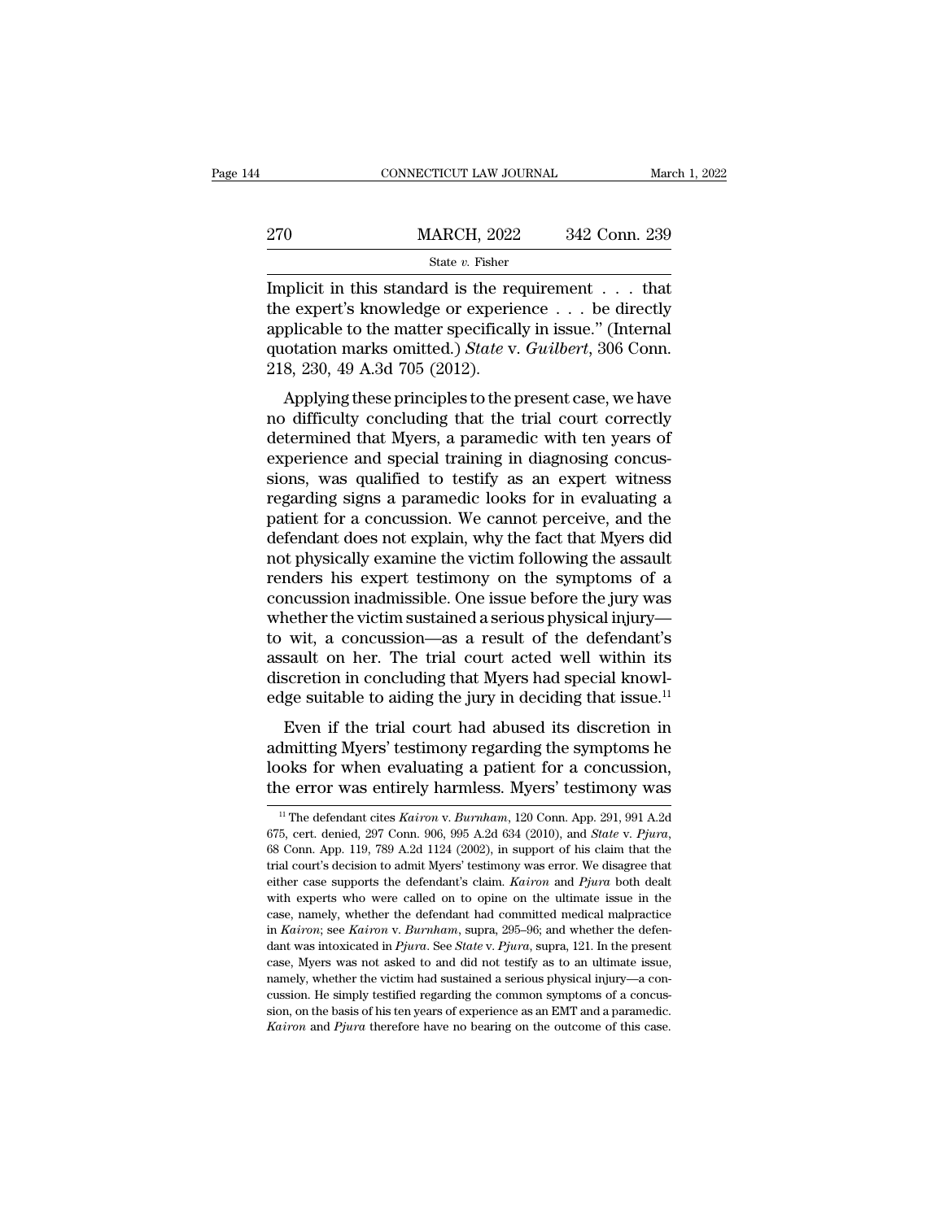Implicit in this standard is the requirement . . . that the expert's knowledge or experience . . . be directly applicable to the matter specifically in issue." (Internal quotation marks omitted.) *State* v. *Guilbert*, 306 Conn. 218, 230, 49 A.3d 705 (2012).

Applying these principles to the present case, we have no difficulty concluding that the trial court correctly determined that Myers, a paramedic with ten years of experience and special training in diagnosing concussions, was qualified to testify as an expert witness regarding signs a paramedic looks for in evaluating a patient for a concussion. We cannot perceive, and the defendant does not explain, why the fact that Myers did not physically examine the victim following the assault renders his expert testimony on the symptoms of a concussion inadmissible. One issue before the jury was whether the victim sustained a serious physical injury—to wit, a concussion—as a result of the defendant's assault on her. The trial court acted well within its discretion in concluding that Myers had special knowledge suitable to aiding the jury in deciding that issue.[11]

Even if the trial court had abused its discretion in admitting Myers' testimony regarding the symptoms he looks for when evaluating a patient for a concussion, the error was entirely harmless. Myers' testimony was

[11] The defendant cites *Kairon* v. *Burnham*, 120 Conn. App. 291, 991 A.2d 675, cert. denied, 297 Conn. 906, 995 A.2d 634 (2010), and *State* v. *Pjura*, 68 Conn. App. 119, 789 A.2d 1124 (2002), in support of his claim that the trial court's decision to admit Myers' testimony was error. We disagree that either case supports the defendant's claim. *Kairon* and *Pjura* both dealt with experts who were called on to opine on the ultimate issue in the case, namely, whether the defendant had committed medical malpractice in *Kairon*; see *Kairon* v. *Burnham*, supra, 295–96; and whether the defendant was intoxicated in *Pjura*. See *State* v. *Pjura*, supra, 121. In the present case, Myers was not asked to and did not testify as to an ultimate issue, namely, whether the victim had sustained a serious physical injury—a concussion. He simply testified regarding the common symptoms of a concussion, on the basis of his ten years of experience as an EMT and a paramedic. *Kairon* and *Pjura* therefore have no bearing on the outcome of this case.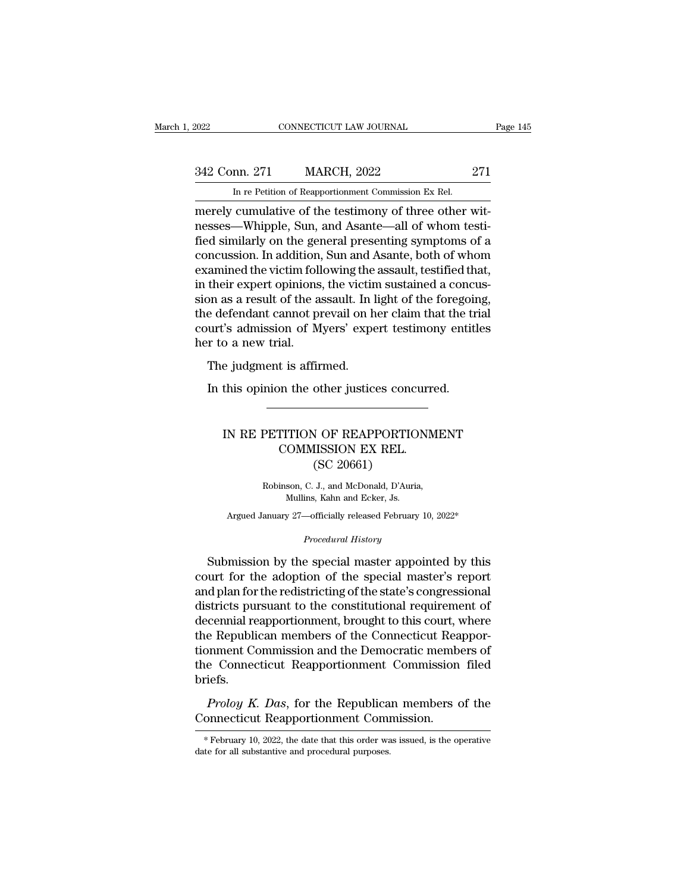merely cumulative of the testimony of three other witnesses—Whipple, Sun, and Asante—all of whom testified similarly on the general presenting symptoms of a concussion. In addition, Sun and Asante, both of whom examined the victim following the assault, testified that, in their expert opinions, the victim sustained a concussion as a result of the assault. In light of the foregoing, the defendant cannot prevail on her claim that the trial court's admission of Myers' expert testimony entitles her to a new trial.

The judgment is affirmed.

In this opinion the other justices concurred.

---

## IN RE PETITION OF REAPPORTIONMENT COMMISSION EX REL.
## (SC 20661)

Robinson, C. J., and McDonald, D'Auria, Mullins, Kahn and Ecker, Js.

Argued January 27—officially released February 10, 2022*

*Procedural History*

Submission by the special master appointed by this court for the adoption of the special master's report and plan for the redistricting of the state's congressional districts pursuant to the constitutional requirement of decennial reapportionment, brought to this court, where the Republican members of the Connecticut Reapportionment Commission and the Democratic members of the Connecticut Reapportionment Commission filed briefs.

*Proloy K. Das*, for the Republican members of the Connecticut Reapportionment Commission.

* February 10, 2022, the date that this order was issued, is the operative date for all substantive and procedural purposes.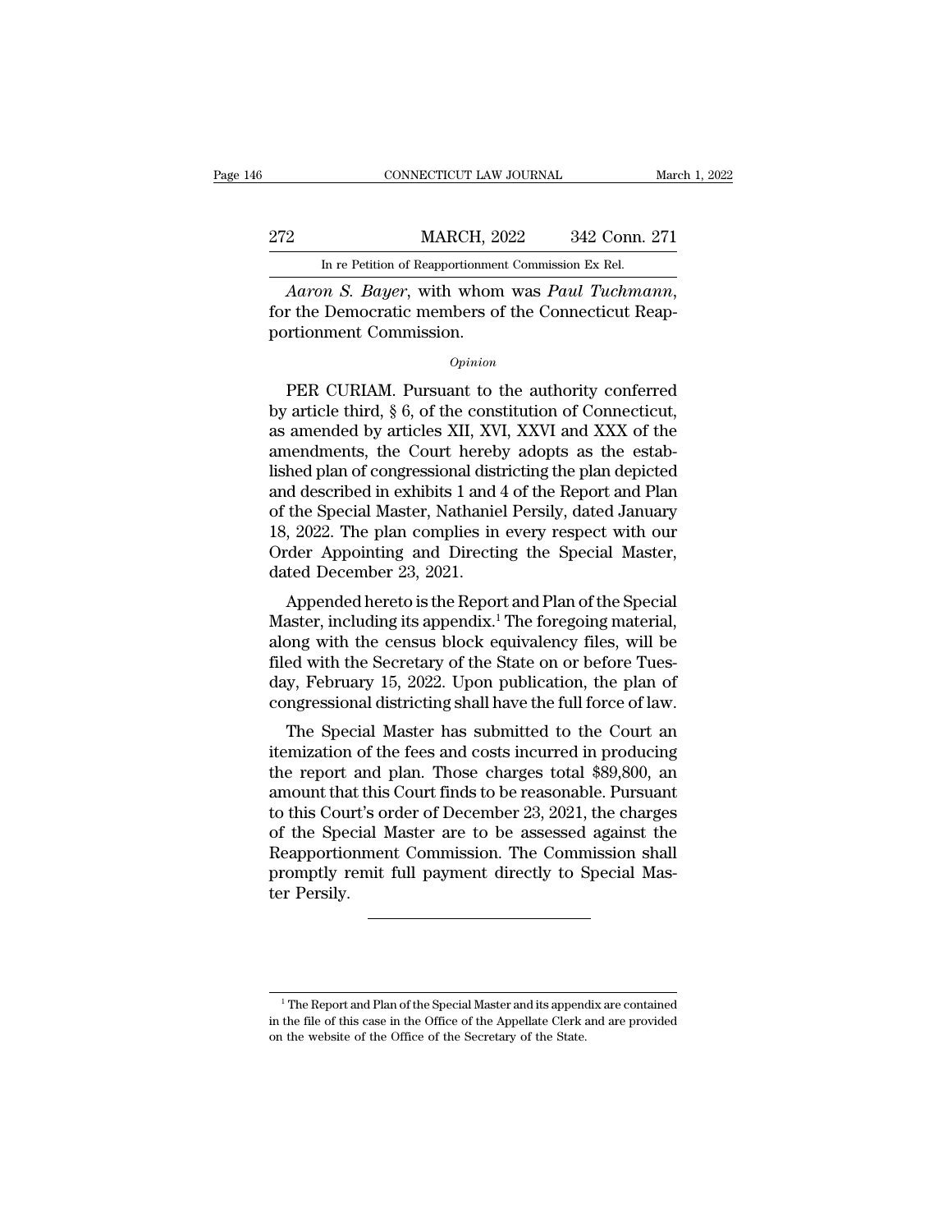*Aaron S. Bayer*, with whom was *Paul Tuchmann*, for the Democratic members of the Connecticut Reapportionment Commission.

*Opinion*

PER CURIAM. Pursuant to the authority conferred by article third, § 6, of the constitution of Connecticut, as amended by articles XII, XVI, XXVI and XXX of the amendments, the Court hereby adopts as the established plan of congressional districting the plan depicted and described in exhibits 1 and 4 of the Report and Plan of the Special Master, Nathaniel Persily, dated January 18, 2022. The plan complies in every respect with our Order Appointing and Directing the Special Master, dated December 23, 2021.

Appended hereto is the Report and Plan of the Special Master, including its appendix.[1] The foregoing material, along with the census block equivalency files, will be filed with the Secretary of the State on or before Tuesday, February 15, 2022. Upon publication, the plan of congressional districting shall have the full force of law.

The Special Master has submitted to the Court an itemization of the fees and costs incurred in producing the report and plan. Those charges total $89,800, an amount that this Court finds to be reasonable. Pursuant to this Court's order of December 23, 2021, the charges of the Special Master are to be assessed against the Reapportionment Commission. The Commission shall promptly remit full payment directly to Special Master Persily.

---

[1] The Report and Plan of the Special Master and its appendix are contained in the file of this case in the Office of the Appellate Clerk and are provided on the website of the Office of the Secretary of the State.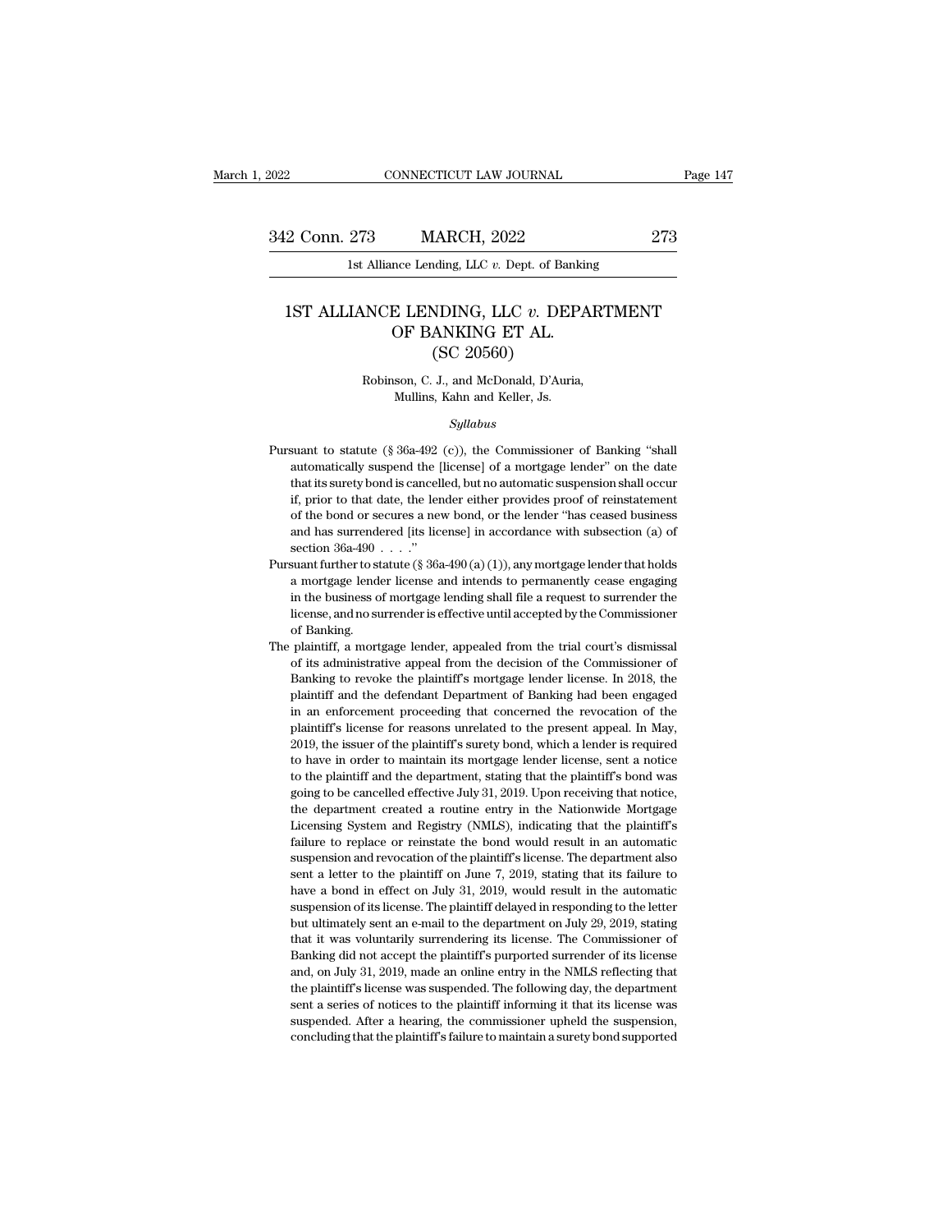# 1ST ALLIANCE LENDING, LLC *v.* DEPARTMENT OF BANKING ET AL.
## (SC 20560)

Robinson, C. J., and McDonald, D'Auria, Mullins, Kahn and Keller, Js.

*Syllabus*

Pursuant to statute (§ 36a-492 (c)), the Commissioner of Banking "shall automatically suspend the [license] of a mortgage lender" on the date that its surety bond is cancelled, but no automatic suspension shall occur if, prior to that date, the lender either provides proof of reinstatement of the bond or secures a new bond, or the lender "has ceased business and has surrendered [its license] in accordance with subsection (a) of section 36a-490 . . . ."

Pursuant further to statute (§ 36a-490 (a) (1)), any mortgage lender that holds a mortgage lender license and intends to permanently cease engaging in the business of mortgage lending shall file a request to surrender the license, and no surrender is effective until accepted by the Commissioner of Banking.

The plaintiff, a mortgage lender, appealed from the trial court's dismissal of its administrative appeal from the decision of the Commissioner of Banking to revoke the plaintiff's mortgage lender license. In 2018, the plaintiff and the defendant Department of Banking had been engaged in an enforcement proceeding that concerned the revocation of the plaintiff's license for reasons unrelated to the present appeal. In May, 2019, the issuer of the plaintiff's surety bond, which a lender is required to have in order to maintain its mortgage lender license, sent a notice to the plaintiff and the department, stating that the plaintiff's bond was going to be cancelled effective July 31, 2019. Upon receiving that notice, the department created a routine entry in the Nationwide Mortgage Licensing System and Registry (NMLS), indicating that the plaintiff's failure to replace or reinstate the bond would result in an automatic suspension and revocation of the plaintiff's license. The department also sent a letter to the plaintiff on June 7, 2019, stating that its failure to have a bond in effect on July 31, 2019, would result in the automatic suspension of its license. The plaintiff delayed in responding to the letter but ultimately sent an e-mail to the department on July 29, 2019, stating that it was voluntarily surrendering its license. The Commissioner of Banking did not accept the plaintiff's purported surrender of its license and, on July 31, 2019, made an online entry in the NMLS reflecting that the plaintiff's license was suspended. The following day, the department sent a series of notices to the plaintiff informing it that its license was suspended. After a hearing, the commissioner upheld the suspension, concluding that the plaintiff's failure to maintain a surety bond supported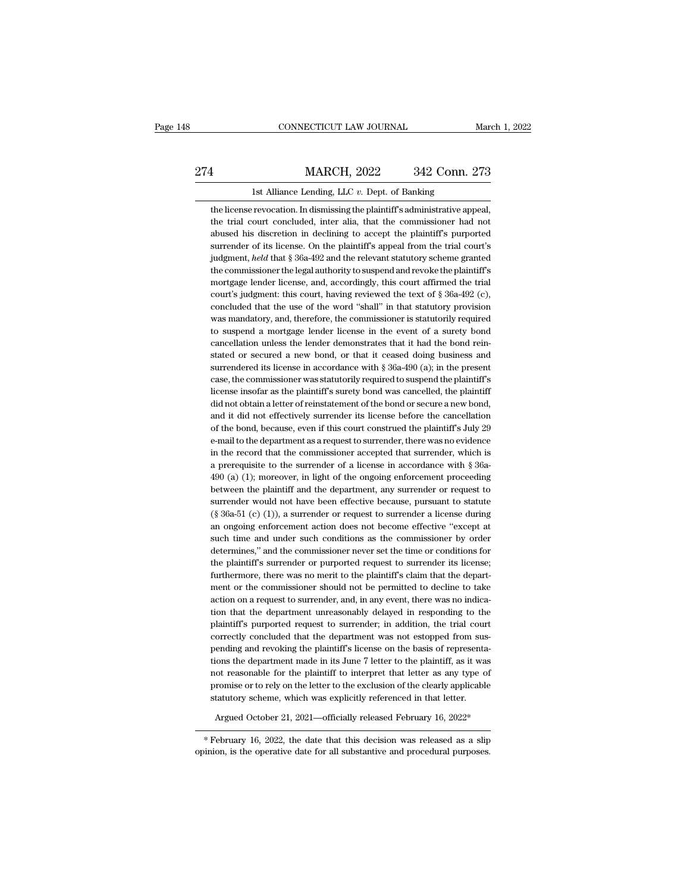the license revocation. In dismissing the plaintiff's administrative appeal, the trial court concluded, inter alia, that the commissioner had not abused his discretion in declining to accept the plaintiff's purported surrender of its license. On the plaintiff's appeal from the trial court's judgment, *held* that § 36a-492 and the relevant statutory scheme granted the commissioner the legal authority to suspend and revoke the plaintiff's mortgage lender license, and, accordingly, this court affirmed the trial court's judgment: this court, having reviewed the text of § 36a-492 (c), concluded that the use of the word "shall" in that statutory provision was mandatory, and, therefore, the commissioner is statutorily required to suspend a mortgage lender license in the event of a surety bond cancellation unless the lender demonstrates that it had the bond reinstated or secured a new bond, or that it ceased doing business and surrendered its license in accordance with § 36a-490 (a); in the present case, the commissioner was statutorily required to suspend the plaintiff's license insofar as the plaintiff's surety bond was cancelled, the plaintiff did not obtain a letter of reinstatement of the bond or secure a new bond, and it did not effectively surrender its license before the cancellation of the bond, because, even if this court construed the plaintiff's July 29 e-mail to the department as a request to surrender, there was no evidence in the record that the commissioner accepted that surrender, which is a prerequisite to the surrender of a license in accordance with § 36a-490 (a) (1); moreover, in light of the ongoing enforcement proceeding between the plaintiff and the department, any surrender or request to surrender would not have been effective because, pursuant to statute (§ 36a-51 (c) (1)), a surrender or request to surrender a license during an ongoing enforcement action does not become effective "except at such time and under such conditions as the commissioner by order determines," and the commissioner never set the time or conditions for the plaintiff's surrender or purported request to surrender its license; furthermore, there was no merit to the plaintiff's claim that the department or the commissioner should not be permitted to decline to take action on a request to surrender, and, in any event, there was no indication that the department unreasonably delayed in responding to the plaintiff's purported request to surrender; in addition, the trial court correctly concluded that the department was not estopped from suspending and revoking the plaintiff's license on the basis of representations the department made in its June 7 letter to the plaintiff, as it was not reasonable for the plaintiff to interpret that letter as any type of promise or to rely on the letter to the exclusion of the clearly applicable statutory scheme, which was explicitly referenced in that letter.

Argued October 21, 2021—officially released February 16, 2022*

---

* February 16, 2022, the date that this decision was released as a slip opinion, is the operative date for all substantive and procedural purposes.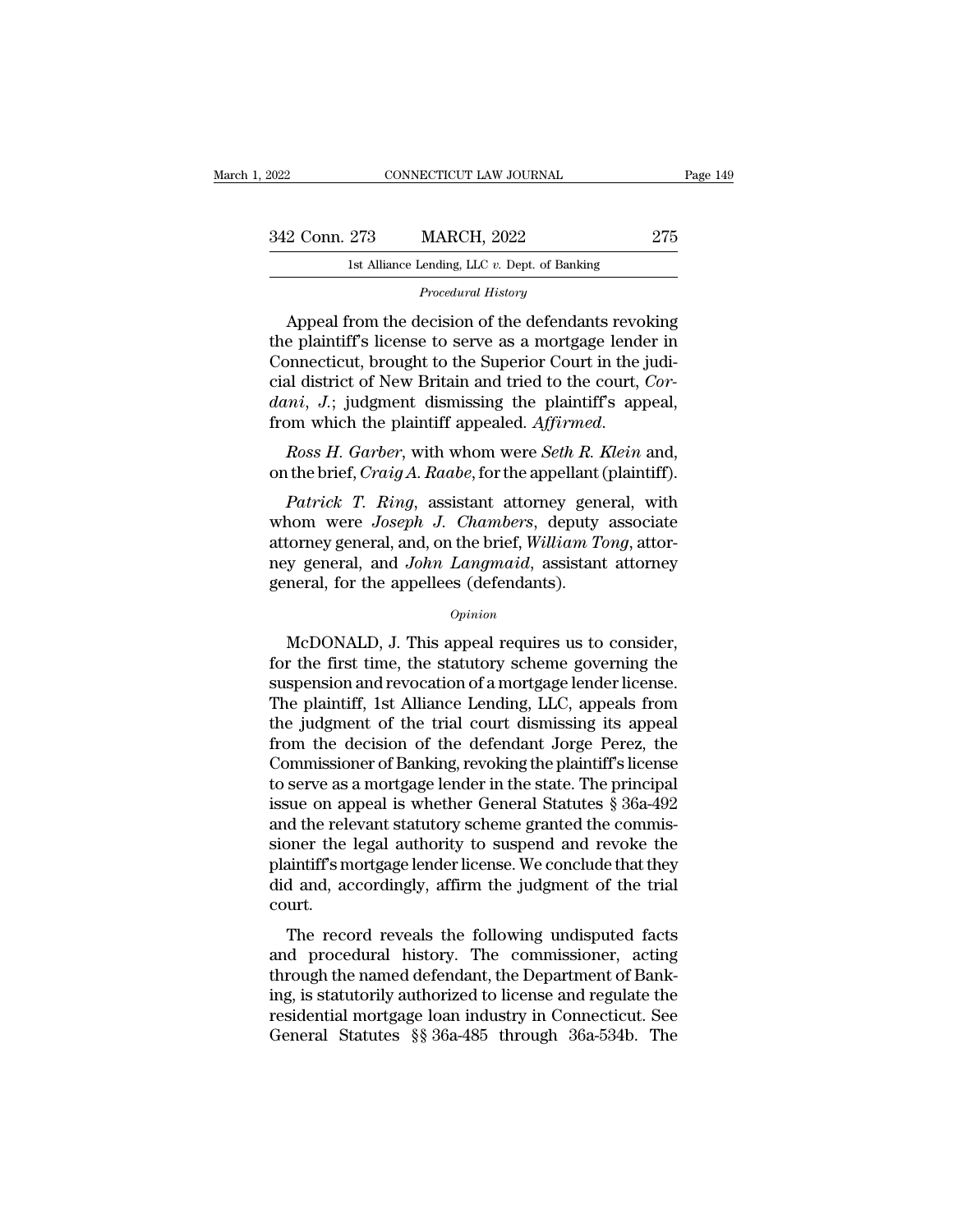*Procedural History*

Appeal from the decision of the defendants revoking the plaintiff's license to serve as a mortgage lender in Connecticut, brought to the Superior Court in the judicial district of New Britain and tried to the court, *Cordani, J.*; judgment dismissing the plaintiff's appeal, from which the plaintiff appealed. *Affirmed*.

*Ross H. Garber*, with whom were *Seth R. Klein* and, on the brief, *Craig A. Raabe*, for the appellant (plaintiff).

*Patrick T. Ring*, assistant attorney general, with whom were *Joseph J. Chambers*, deputy associate attorney general, and, on the brief, *William Tong*, attorney general, and *John Langmaid*, assistant attorney general, for the appellees (defendants).

*Opinion*

McDONALD, J. This appeal requires us to consider, for the first time, the statutory scheme governing the suspension and revocation of a mortgage lender license. The plaintiff, 1st Alliance Lending, LLC, appeals from the judgment of the trial court dismissing its appeal from the decision of the defendant Jorge Perez, the Commissioner of Banking, revoking the plaintiff's license to serve as a mortgage lender in the state. The principal issue on appeal is whether General Statutes § 36a-492 and the relevant statutory scheme granted the commissioner the legal authority to suspend and revoke the plaintiff's mortgage lender license. We conclude that they did and, accordingly, affirm the judgment of the trial court.

The record reveals the following undisputed facts and procedural history. The commissioner, acting through the named defendant, the Department of Banking, is statutorily authorized to license and regulate the residential mortgage loan industry in Connecticut. See General Statutes §§ 36a-485 through 36a-534b. The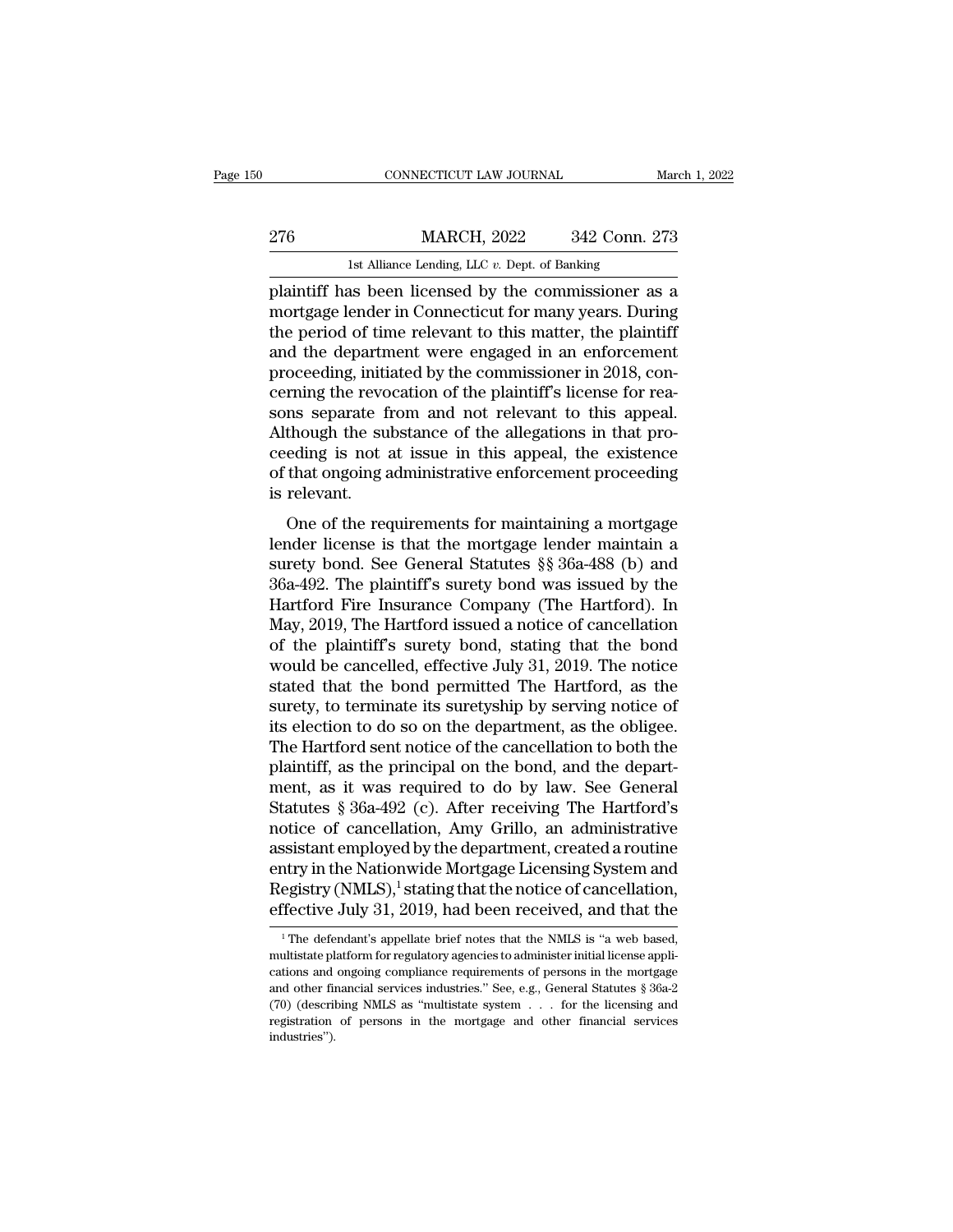plaintiff has been licensed by the commissioner as a mortgage lender in Connecticut for many years. During the period of time relevant to this matter, the plaintiff and the department were engaged in an enforcement proceeding, initiated by the commissioner in 2018, concerning the revocation of the plaintiff's license for reasons separate from and not relevant to this appeal. Although the substance of the allegations in that proceeding is not at issue in this appeal, the existence of that ongoing administrative enforcement proceeding is relevant.

One of the requirements for maintaining a mortgage lender license is that the mortgage lender maintain a surety bond. See General Statutes §§ 36a-488 (b) and 36a-492. The plaintiff's surety bond was issued by the Hartford Fire Insurance Company (The Hartford). In May, 2019, The Hartford issued a notice of cancellation of the plaintiff's surety bond, stating that the bond would be cancelled, effective July 31, 2019. The notice stated that the bond permitted The Hartford, as the surety, to terminate its suretyship by serving notice of its election to do so on the department, as the obligee. The Hartford sent notice of the cancellation to both the plaintiff, as the principal on the bond, and the department, as it was required to do by law. See General Statutes § 36a-492 (c). After receiving The Hartford's notice of cancellation, Amy Grillo, an administrative assistant employed by the department, created a routine entry in the Nationwide Mortgage Licensing System and Registry (NMLS),[1] stating that the notice of cancellation, effective July 31, 2019, had been received, and that the

[1] The defendant's appellate brief notes that the NMLS is "a web based, multistate platform for regulatory agencies to administer initial license applications and ongoing compliance requirements of persons in the mortgage and other financial services industries." See, e.g., General Statutes § 36a-2 (70) (describing NMLS as "multistate system . . . for the licensing and registration of persons in the mortgage and other financial services industries").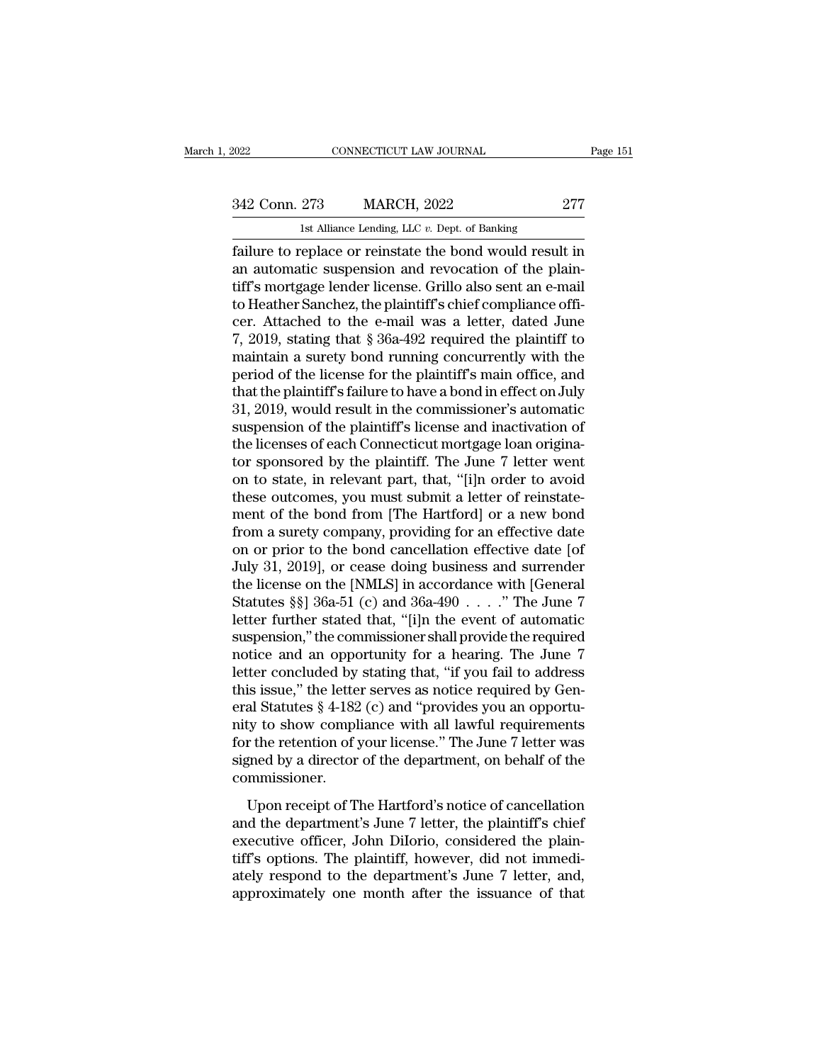failure to replace or reinstate the bond would result in an automatic suspension and revocation of the plaintiff's mortgage lender license. Grillo also sent an e-mail to Heather Sanchez, the plaintiff's chief compliance officer. Attached to the e-mail was a letter, dated June 7, 2019, stating that § 36a-492 required the plaintiff to maintain a surety bond running concurrently with the period of the license for the plaintiff's main office, and that the plaintiff's failure to have a bond in effect on July 31, 2019, would result in the commissioner's automatic suspension of the plaintiff's license and inactivation of the licenses of each Connecticut mortgage loan originator sponsored by the plaintiff. The June 7 letter went on to state, in relevant part, that, "[i]n order to avoid these outcomes, you must submit a letter of reinstatement of the bond from [The Hartford] or a new bond from a surety company, providing for an effective date on or prior to the bond cancellation effective date [of July 31, 2019], or cease doing business and surrender the license on the [NMLS] in accordance with [General Statutes §§] 36a-51 (c) and 36a-490 . . . ." The June 7 letter further stated that, "[i]n the event of automatic suspension," the commissioner shall provide the required notice and an opportunity for a hearing. The June 7 letter concluded by stating that, "if you fail to address this issue," the letter serves as notice required by General Statutes § 4-182 (c) and "provides you an opportunity to show compliance with all lawful requirements for the retention of your license." The June 7 letter was signed by a director of the department, on behalf of the commissioner.

Upon receipt of The Hartford's notice of cancellation and the department's June 7 letter, the plaintiff's chief executive officer, John DiIorio, considered the plaintiff's options. The plaintiff, however, did not immediately respond to the department's June 7 letter, and, approximately one month after the issuance of that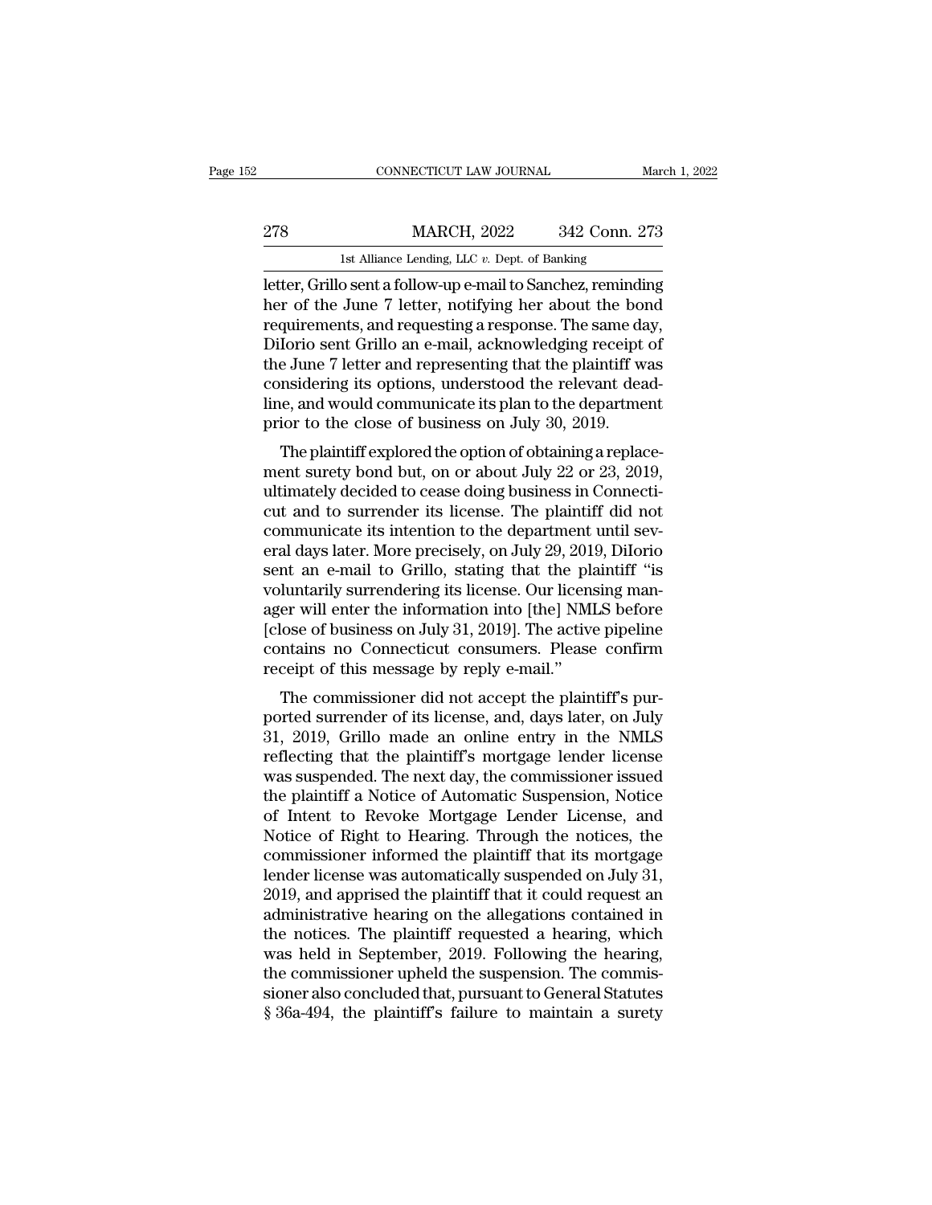letter, Grillo sent a follow-up e-mail to Sanchez, reminding her of the June 7 letter, notifying her about the bond requirements, and requesting a response. The same day, DiIorio sent Grillo an e-mail, acknowledging receipt of the June 7 letter and representing that the plaintiff was considering its options, understood the relevant deadline, and would communicate its plan to the department prior to the close of business on July 30, 2019.

The plaintiff explored the option of obtaining a replacement surety bond but, on or about July 22 or 23, 2019, ultimately decided to cease doing business in Connecticut and to surrender its license. The plaintiff did not communicate its intention to the department until several days later. More precisely, on July 29, 2019, DiIorio sent an e-mail to Grillo, stating that the plaintiff "is voluntarily surrendering its license. Our licensing manager will enter the information into [the] NMLS before [close of business on July 31, 2019]. The active pipeline contains no Connecticut consumers. Please confirm receipt of this message by reply e-mail."

The commissioner did not accept the plaintiff's purported surrender of its license, and, days later, on July 31, 2019, Grillo made an online entry in the NMLS reflecting that the plaintiff's mortgage lender license was suspended. The next day, the commissioner issued the plaintiff a Notice of Automatic Suspension, Notice of Intent to Revoke Mortgage Lender License, and Notice of Right to Hearing. Through the notices, the commissioner informed the plaintiff that its mortgage lender license was automatically suspended on July 31, 2019, and apprised the plaintiff that it could request an administrative hearing on the allegations contained in the notices. The plaintiff requested a hearing, which was held in September, 2019. Following the hearing, the commissioner upheld the suspension. The commissioner also concluded that, pursuant to General Statutes § 36a-494, the plaintiff's failure to maintain a surety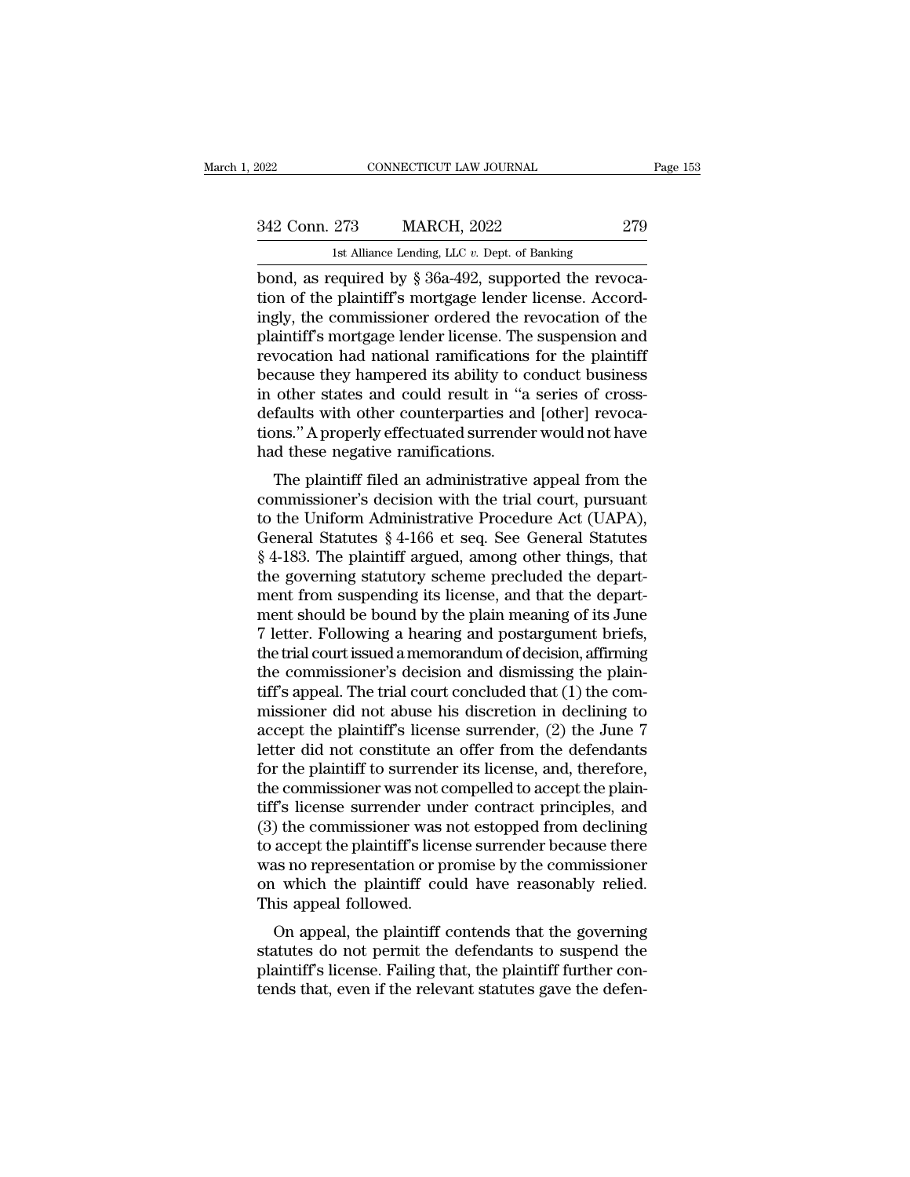bond, as required by § 36a-492, supported the revocation of the plaintiff's mortgage lender license. Accordingly, the commissioner ordered the revocation of the plaintiff's mortgage lender license. The suspension and revocation had national ramifications for the plaintiff because they hampered its ability to conduct business in other states and could result in "a series of cross-defaults with other counterparties and [other] revocations." A properly effectuated surrender would not have had these negative ramifications.

The plaintiff filed an administrative appeal from the commissioner's decision with the trial court, pursuant to the Uniform Administrative Procedure Act (UAPA), General Statutes § 4-166 et seq. See General Statutes § 4-183. The plaintiff argued, among other things, that the governing statutory scheme precluded the department from suspending its license, and that the department should be bound by the plain meaning of its June 7 letter. Following a hearing and postargument briefs, the trial court issued a memorandum of decision, affirming the commissioner's decision and dismissing the plaintiff's appeal. The trial court concluded that (1) the commissioner did not abuse his discretion in declining to accept the plaintiff's license surrender, (2) the June 7 letter did not constitute an offer from the defendants for the plaintiff to surrender its license, and, therefore, the commissioner was not compelled to accept the plaintiff's license surrender under contract principles, and (3) the commissioner was not estopped from declining to accept the plaintiff's license surrender because there was no representation or promise by the commissioner on which the plaintiff could have reasonably relied. This appeal followed.

On appeal, the plaintiff contends that the governing statutes do not permit the defendants to suspend the plaintiff's license. Failing that, the plaintiff further contends that, even if the relevant statutes gave the defen-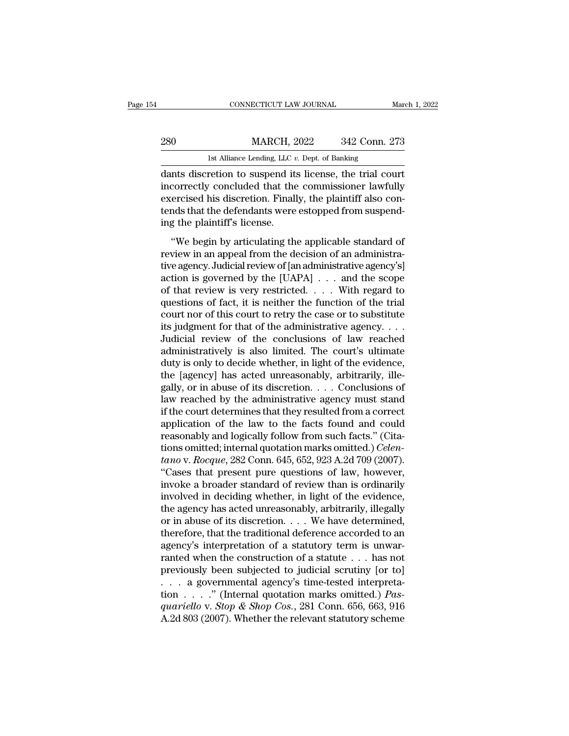dants discretion to suspend its license, the trial court incorrectly concluded that the commissioner lawfully exercised his discretion. Finally, the plaintiff also contends that the defendants were estopped from suspending the plaintiff's license.

"We begin by articulating the applicable standard of review in an appeal from the decision of an administrative agency. Judicial review of [an administrative agency's] action is governed by the [UAPA] . . . and the scope of that review is very restricted. . . . With regard to questions of fact, it is neither the function of the trial court nor of this court to retry the case or to substitute its judgment for that of the administrative agency. . . . Judicial review of the conclusions of law reached administratively is also limited. The court's ultimate duty is only to decide whether, in light of the evidence, the [agency] has acted unreasonably, arbitrarily, illegally, or in abuse of its discretion. . . . Conclusions of law reached by the administrative agency must stand if the court determines that they resulted from a correct application of the law to the facts found and could reasonably and logically follow from such facts." (Citations omitted; internal quotation marks omitted.) *Celentano* v. *Rocque*, 282 Conn. 645, 652, 923 A.2d 709 (2007). "Cases that present pure questions of law, however, invoke a broader standard of review than is ordinarily involved in deciding whether, in light of the evidence, the agency has acted unreasonably, arbitrarily, illegally or in abuse of its discretion. . . . We have determined, therefore, that the traditional deference accorded to an agency's interpretation of a statutory term is unwarranted when the construction of a statute . . . has not previously been subjected to judicial scrutiny [or to] . . . a governmental agency's time-tested interpretation . . . ." (Internal quotation marks omitted.) *Pasquariello* v. *Stop & Shop Cos.*, 281 Conn. 656, 663, 916 A.2d 803 (2007). Whether the relevant statutory scheme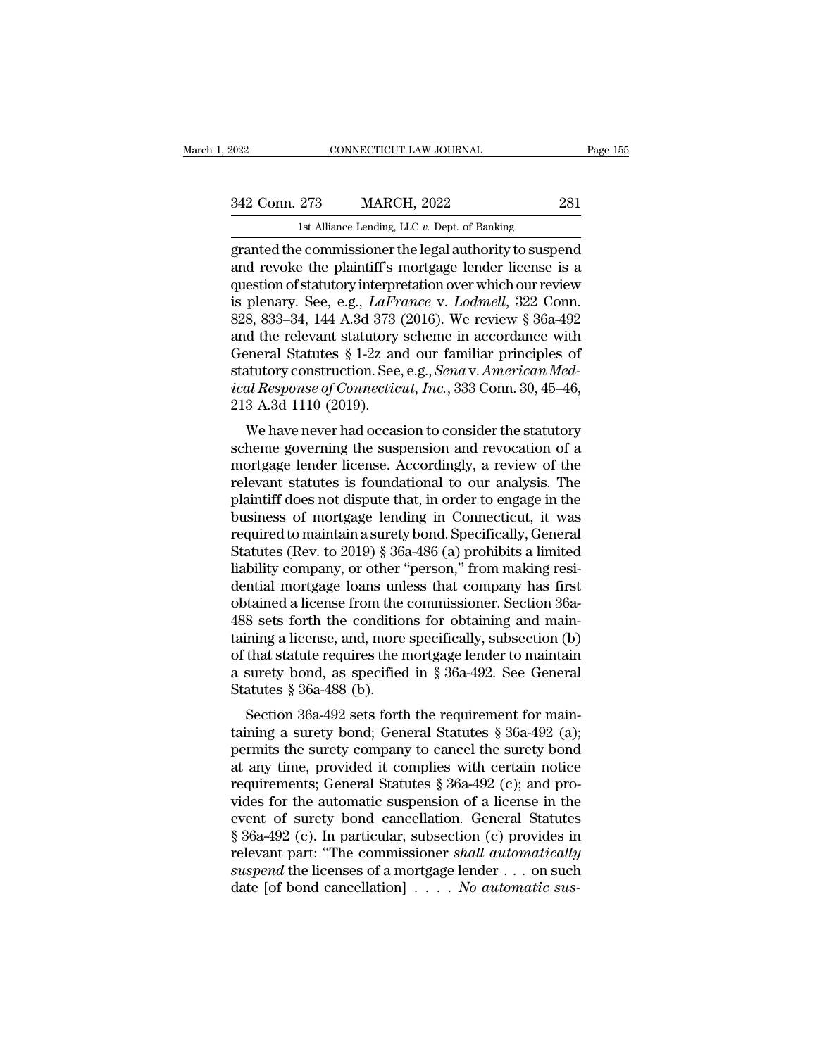granted the commissioner the legal authority to suspend and revoke the plaintiff's mortgage lender license is a question of statutory interpretation over which our review is plenary. See, e.g., *LaFrance* v. *Lodmell*, 322 Conn. 828, 833–34, 144 A.3d 373 (2016). We review § 36a-492 and the relevant statutory scheme in accordance with General Statutes § 1-2z and our familiar principles of statutory construction. See, e.g., *Sena* v. *American Medical Response of Connecticut, Inc.*, 333 Conn. 30, 45–46, 213 A.3d 1110 (2019).

We have never had occasion to consider the statutory scheme governing the suspension and revocation of a mortgage lender license. Accordingly, a review of the relevant statutes is foundational to our analysis. The plaintiff does not dispute that, in order to engage in the business of mortgage lending in Connecticut, it was required to maintain a surety bond. Specifically, General Statutes (Rev. to 2019) § 36a-486 (a) prohibits a limited liability company, or other "person," from making residential mortgage loans unless that company has first obtained a license from the commissioner. Section 36a-488 sets forth the conditions for obtaining and maintaining a license, and, more specifically, subsection (b) of that statute requires the mortgage lender to maintain a surety bond, as specified in § 36a-492. See General Statutes § 36a-488 (b).

Section 36a-492 sets forth the requirement for maintaining a surety bond; General Statutes § 36a-492 (a); permits the surety company to cancel the surety bond at any time, provided it complies with certain notice requirements; General Statutes § 36a-492 (c); and provides for the automatic suspension of a license in the event of surety bond cancellation. General Statutes § 36a-492 (c). In particular, subsection (c) provides in relevant part: "The commissioner *shall automatically suspend* the licenses of a mortgage lender . . . on such date [of bond cancellation] . . . . *No automatic sus-*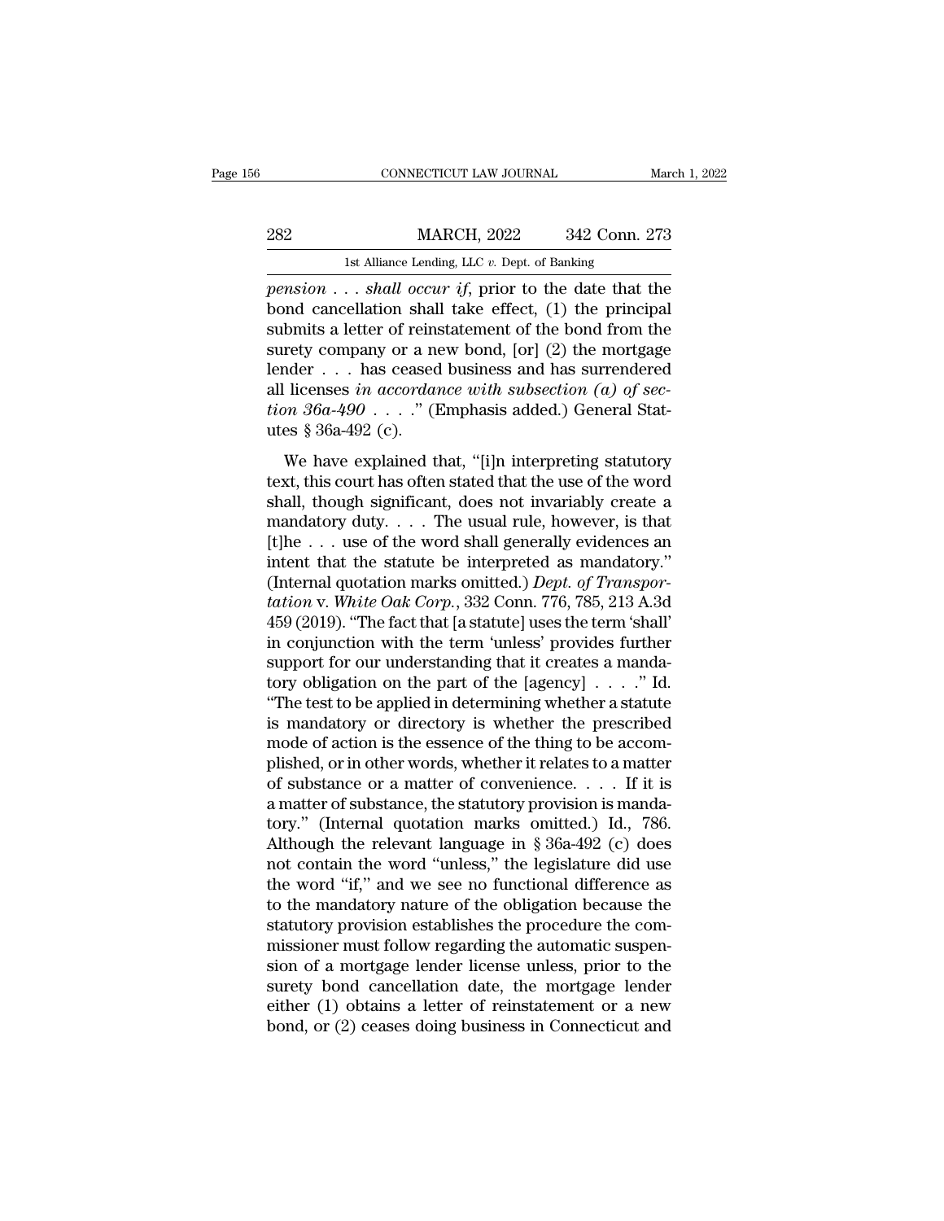*pension . . . shall occur if*, prior to the date that the bond cancellation shall take effect, (1) the principal submits a letter of reinstatement of the bond from the surety company or a new bond, [or] (2) the mortgage lender . . . has ceased business and has surrendered all licenses *in accordance with subsection (a) of section 36a-490* . . . ." (Emphasis added.) General Statutes § 36a-492 (c).

We have explained that, "[i]n interpreting statutory text, this court has often stated that the use of the word shall, though significant, does not invariably create a mandatory duty. . . . The usual rule, however, is that [t]he . . . use of the word shall generally evidences an intent that the statute be interpreted as mandatory." (Internal quotation marks omitted.) *Dept. of Transportation* v. *White Oak Corp.*, 332 Conn. 776, 785, 213 A.3d 459 (2019). "The fact that [a statute] uses the term 'shall' in conjunction with the term 'unless' provides further support for our understanding that it creates a mandatory obligation on the part of the [agency] . . . ." Id. "The test to be applied in determining whether a statute is mandatory or directory is whether the prescribed mode of action is the essence of the thing to be accomplished, or in other words, whether it relates to a matter of substance or a matter of convenience. . . . If it is a matter of substance, the statutory provision is mandatory." (Internal quotation marks omitted.) Id., 786. Although the relevant language in § 36a-492 (c) does not contain the word "unless," the legislature did use the word "if," and we see no functional difference as to the mandatory nature of the obligation because the statutory provision establishes the procedure the commissioner must follow regarding the automatic suspension of a mortgage lender license unless, prior to the surety bond cancellation date, the mortgage lender either (1) obtains a letter of reinstatement or a new bond, or (2) ceases doing business in Connecticut and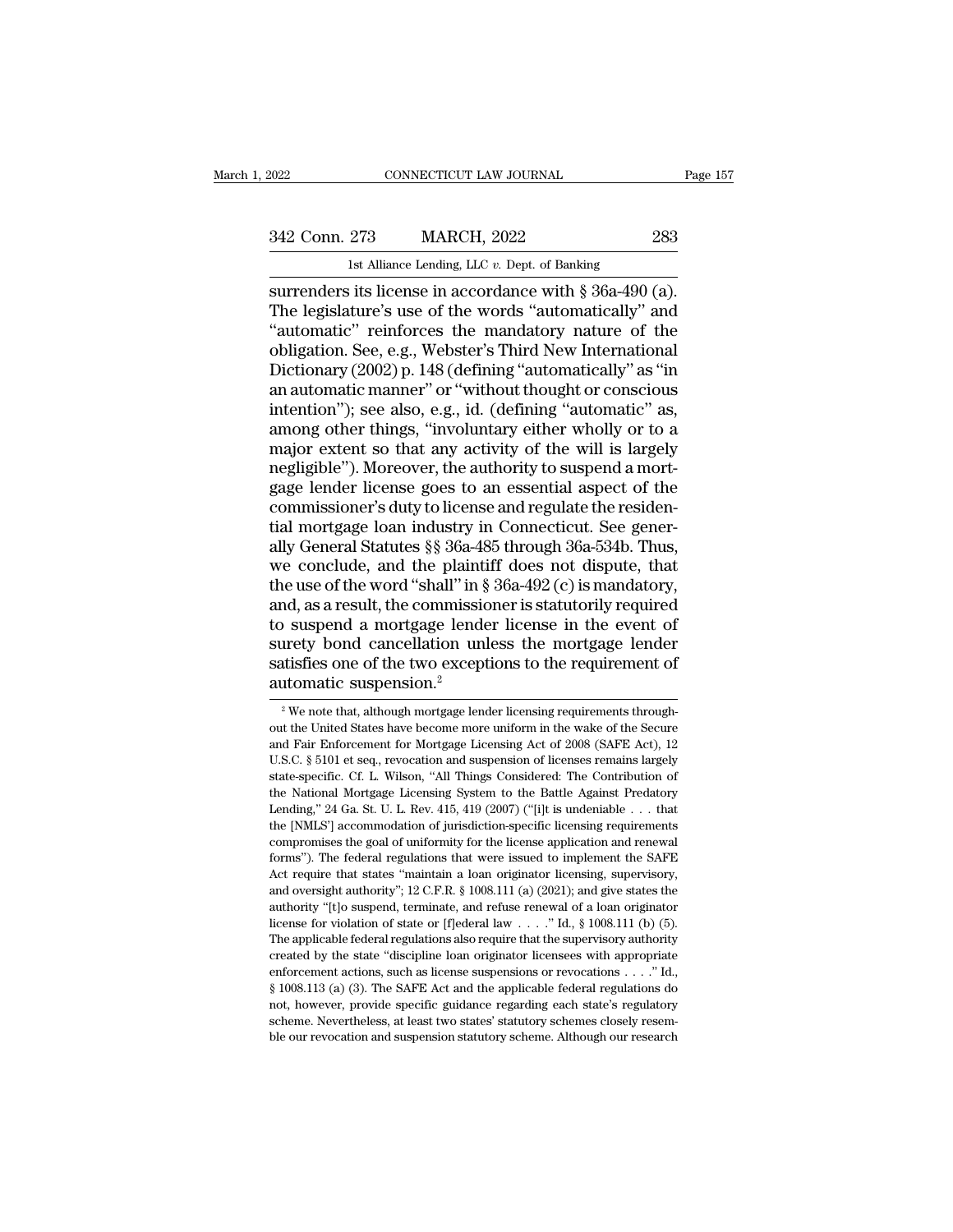surrenders its license in accordance with § 36a-490 (a). The legislature's use of the words "automatically" and "automatic" reinforces the mandatory nature of the obligation. See, e.g., Webster's Third New International Dictionary (2002) p. 148 (defining "automatically" as "in an automatic manner" or "without thought or conscious intention"); see also, e.g., id. (defining "automatic" as, among other things, "involuntary either wholly or to a major extent so that any activity of the will is largely negligible"). Moreover, the authority to suspend a mortgage lender license goes to an essential aspect of the commissioner's duty to license and regulate the residential mortgage loan industry in Connecticut. See generally General Statutes §§ 36a-485 through 36a-534b. Thus, we conclude, and the plaintiff does not dispute, that the use of the word "shall" in § 36a-492 (c) is mandatory, and, as a result, the commissioner is statutorily required to suspend a mortgage lender license in the event of surety bond cancellation unless the mortgage lender satisfies one of the two exceptions to the requirement of automatic suspension.[2]

[2] We note that, although mortgage lender licensing requirements throughout the United States have become more uniform in the wake of the Secure and Fair Enforcement for Mortgage Licensing Act of 2008 (SAFE Act), 12 U.S.C. § 5101 et seq., revocation and suspension of licenses remains largely state-specific. Cf. L. Wilson, "All Things Considered: The Contribution of the National Mortgage Licensing System to the Battle Against Predatory Lending," 24 Ga. St. U. L. Rev. 415, 419 (2007) ("[i]t is undeniable . . . that the [NMLS'] accommodation of jurisdiction-specific licensing requirements compromises the goal of uniformity for the license application and renewal forms"). The federal regulations that were issued to implement the SAFE Act require that states "maintain a loan originator licensing, supervisory, and oversight authority"; 12 C.F.R. § 1008.111 (a) (2021); and give states the authority "[t]o suspend, terminate, and refuse renewal of a loan originator license for violation of state or [f]ederal law . . . ." Id., § 1008.111 (b) (5). The applicable federal regulations also require that the supervisory authority created by the state "discipline loan originator licensees with appropriate enforcement actions, such as license suspensions or revocations . . . ." Id., § 1008.113 (a) (3). The SAFE Act and the applicable federal regulations do not, however, provide specific guidance regarding each state's regulatory scheme. Nevertheless, at least two states' statutory schemes closely resemble our revocation and suspension statutory scheme. Although our research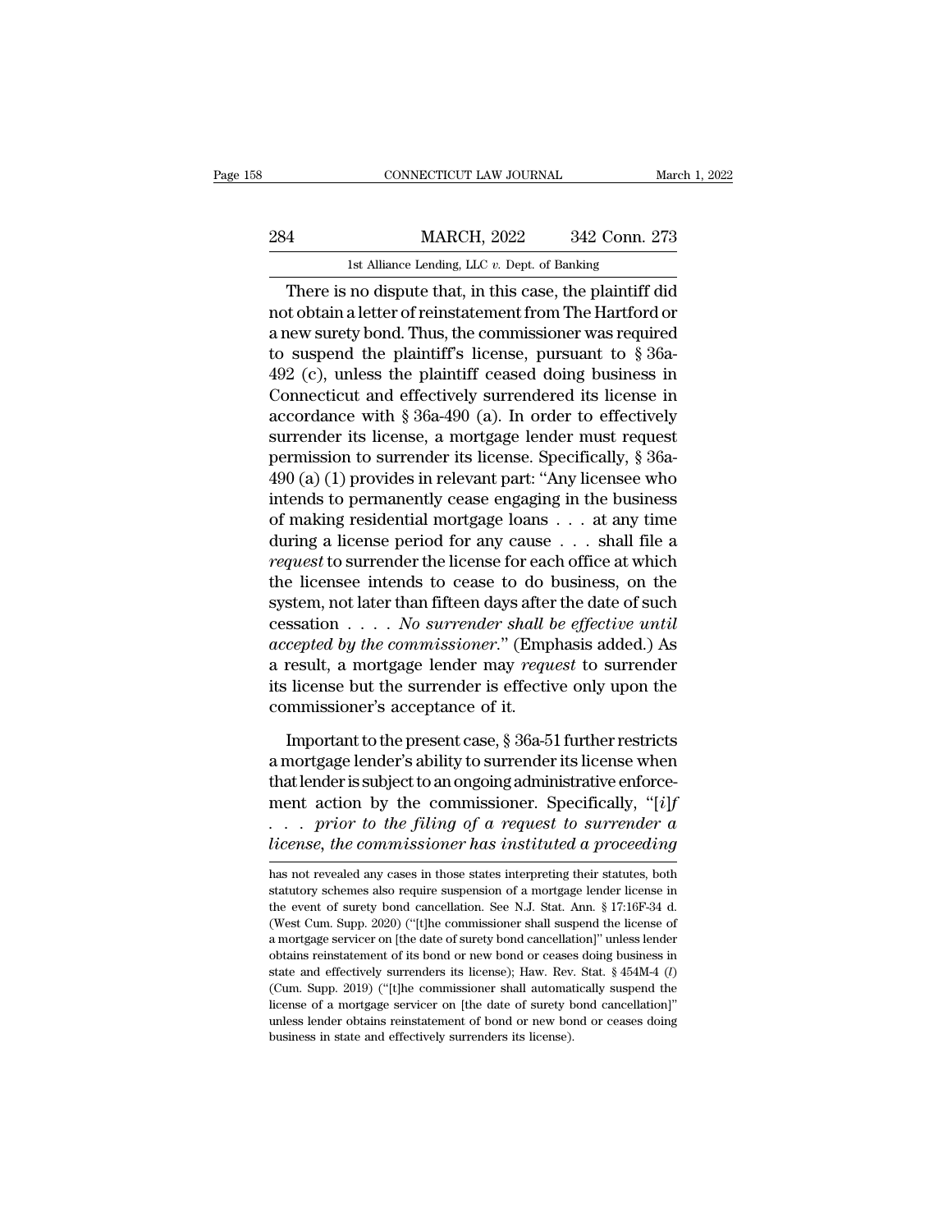There is no dispute that, in this case, the plaintiff did not obtain a letter of reinstatement from The Hartford or a new surety bond. Thus, the commissioner was required to suspend the plaintiff's license, pursuant to § 36a-492 (c), unless the plaintiff ceased doing business in Connecticut and effectively surrendered its license in accordance with § 36a-490 (a). In order to effectively surrender its license, a mortgage lender must request permission to surrender its license. Specifically, § 36a-490 (a) (1) provides in relevant part: "Any licensee who intends to permanently cease engaging in the business of making residential mortgage loans . . . at any time during a license period for any cause . . . shall file a *request* to surrender the license for each office at which the licensee intends to cease to do business, on the system, not later than fifteen days after the date of such cessation . . . . *No surrender shall be effective until accepted by the commissioner*." (Emphasis added.) As a result, a mortgage lender may *request* to surrender its license but the surrender is effective only upon the commissioner's acceptance of it.

Important to the present case, § 36a-51 further restricts a mortgage lender's ability to surrender its license when that lender is subject to an ongoing administrative enforcement action by the commissioner. Specifically, "[*i*]*f . . . prior to the filing of a request to surrender a license, the commissioner has instituted a proceeding*

has not revealed any cases in those states interpreting their statutes, both statutory schemes also require suspension of a mortgage lender license in the event of surety bond cancellation. See N.J. Stat. Ann. § 17:16F-34 d. (West Cum. Supp. 2020) ("[t]he commissioner shall suspend the license of a mortgage servicer on [the date of surety bond cancellation]" unless lender obtains reinstatement of its bond or new bond or ceases doing business in state and effectively surrenders its license); Haw. Rev. Stat. § 454M-4 (*l*) (Cum. Supp. 2019) ("[t]he commissioner shall automatically suspend the license of a mortgage servicer on [the date of surety bond cancellation]" unless lender obtains reinstatement of bond or new bond or ceases doing business in state and effectively surrenders its license).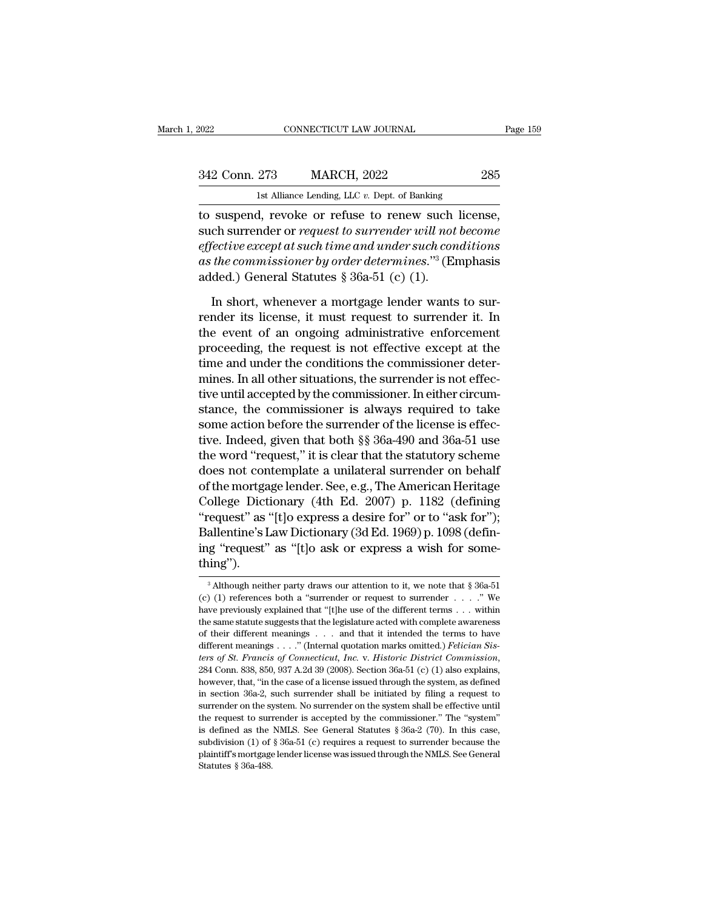to suspend, revoke or refuse to renew such license, such surrender or *request to surrender will not become effective except at such time and under such conditions as the commissioner by order determines*."[3] (Emphasis added.) General Statutes § 36a-51 (c) (1).

In short, whenever a mortgage lender wants to surrender its license, it must request to surrender it. In the event of an ongoing administrative enforcement proceeding, the request is not effective except at the time and under the conditions the commissioner determines. In all other situations, the surrender is not effective until accepted by the commissioner. In either circumstance, the commissioner is always required to take some action before the surrender of the license is effective. Indeed, given that both §§ 36a-490 and 36a-51 use the word "request," it is clear that the statutory scheme does not contemplate a unilateral surrender on behalf of the mortgage lender. See, e.g., The American Heritage College Dictionary (4th Ed. 2007) p. 1182 (defining "request" as "[t]o express a desire for" or to "ask for"); Ballentine's Law Dictionary (3d Ed. 1969) p. 1098 (defining "request" as "[t]o ask or express a wish for something").

[3] Although neither party draws our attention to it, we note that § 36a-51 (c) (1) references both a "surrender or request to surrender . . . ." We have previously explained that "[t]he use of the different terms . . . within the same statute suggests that the legislature acted with complete awareness of their different meanings . . . and that it intended the terms to have different meanings . . . ." (Internal quotation marks omitted.) *Felician Sisters of St. Francis of Connecticut, Inc.* v. *Historic District Commission*, 284 Conn. 838, 850, 937 A.2d 39 (2008). Section 36a-51 (c) (1) also explains, however, that, "in the case of a license issued through the system, as defined in section 36a-2, such surrender shall be initiated by filing a request to surrender on the system. No surrender on the system shall be effective until the request to surrender is accepted by the commissioner." The "system" is defined as the NMLS. See General Statutes § 36a-2 (70). In this case, subdivision (1) of § 36a-51 (c) requires a request to surrender because the plaintiff's mortgage lender license was issued through the NMLS. See General Statutes § 36a-488.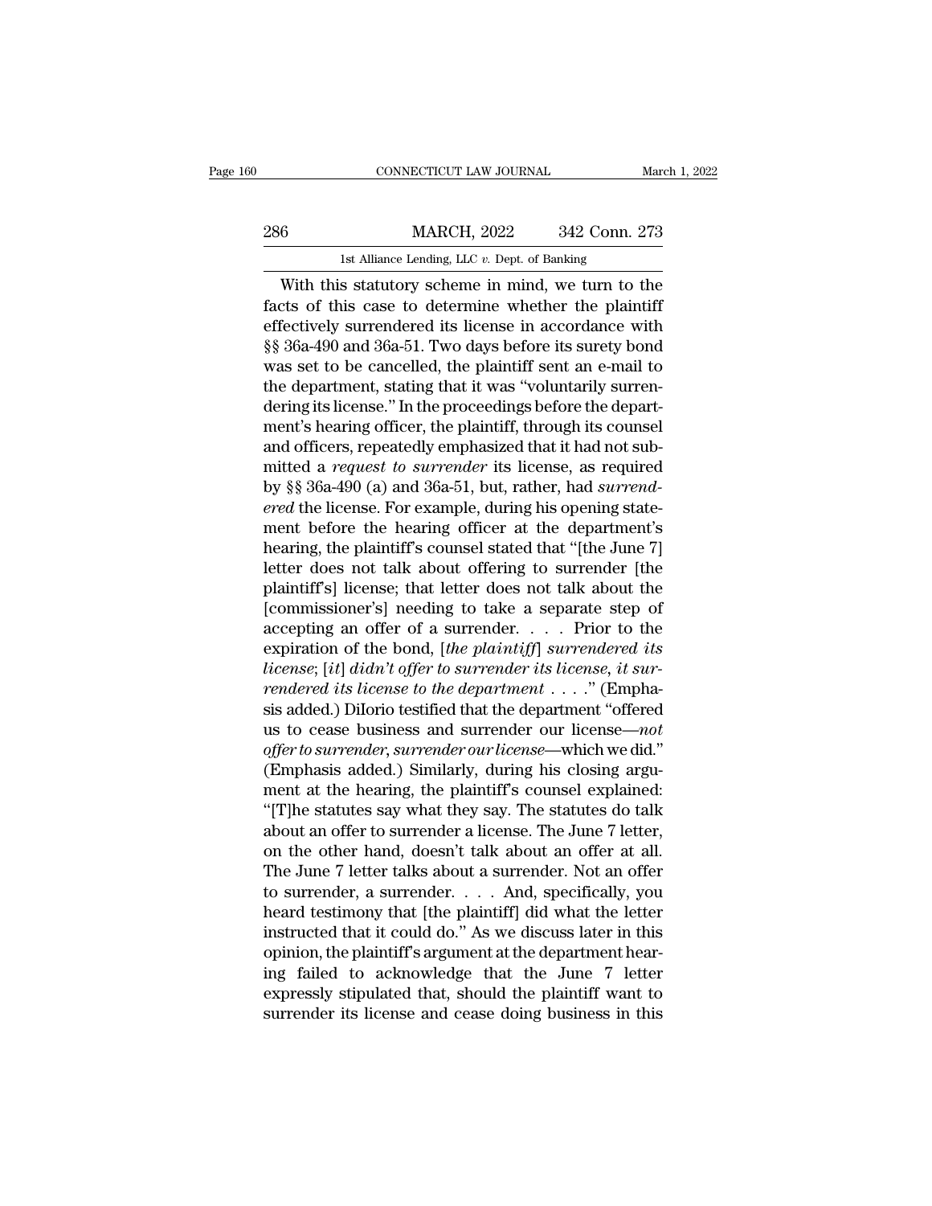With this statutory scheme in mind, we turn to the facts of this case to determine whether the plaintiff effectively surrendered its license in accordance with §§ 36a-490 and 36a-51. Two days before its surety bond was set to be cancelled, the plaintiff sent an e-mail to the department, stating that it was "voluntarily surrendering its license." In the proceedings before the department's hearing officer, the plaintiff, through its counsel and officers, repeatedly emphasized that it had not submitted a *request to surrender* its license, as required by §§ 36a-490 (a) and 36a-51, but, rather, had *surrendered* the license. For example, during his opening statement before the hearing officer at the department's hearing, the plaintiff's counsel stated that "[the June 7] letter does not talk about offering to surrender [the plaintiff's] license; that letter does not talk about the [commissioner's] needing to take a separate step of accepting an offer of a surrender. . . . Prior to the expiration of the bond, [*the plaintiff*] *surrendered its license*; [*it*] *didn't offer to surrender its license, it surrendered its license to the department* . . . ." (Emphasis added.) DiIorio testified that the department "offered us to cease business and surrender our license—*not offer to surrender, surrender our license*—which we did." (Emphasis added.) Similarly, during his closing argument at the hearing, the plaintiff's counsel explained: "[T]he statutes say what they say. The statutes do talk about an offer to surrender a license. The June 7 letter, on the other hand, doesn't talk about an offer at all. The June 7 letter talks about a surrender. Not an offer to surrender, a surrender. . . . And, specifically, you heard testimony that [the plaintiff] did what the letter instructed that it could do." As we discuss later in this opinion, the plaintiff's argument at the department hearing failed to acknowledge that the June 7 letter expressly stipulated that, should the plaintiff want to surrender its license and cease doing business in this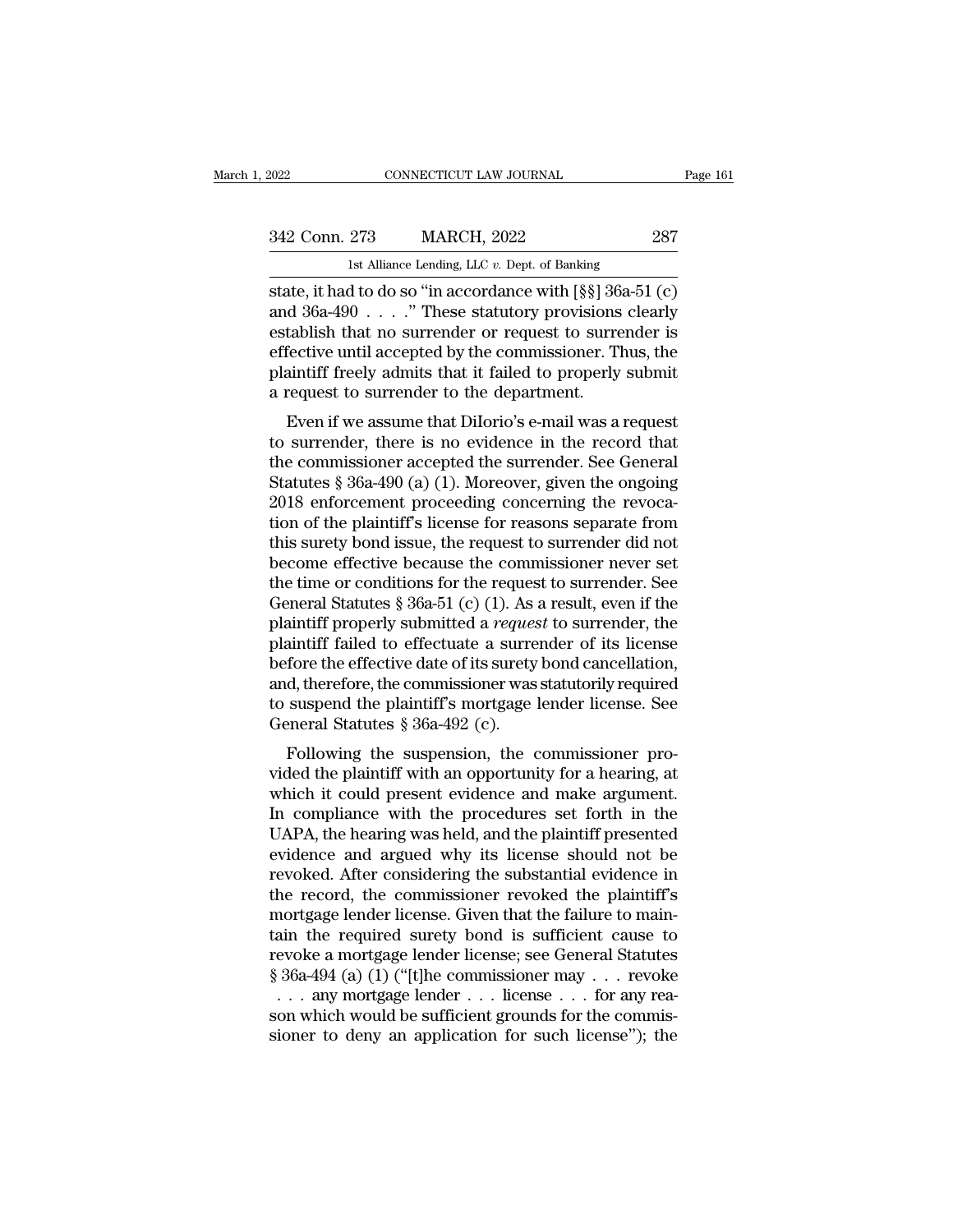state, it had to do so "in accordance with [§§] 36a-51 (c) and 36a-490 . . . ." These statutory provisions clearly establish that no surrender or request to surrender is effective until accepted by the commissioner. Thus, the plaintiff freely admits that it failed to properly submit a request to surrender to the department.

Even if we assume that DiIorio's e-mail was a request to surrender, there is no evidence in the record that the commissioner accepted the surrender. See General Statutes § 36a-490 (a) (1). Moreover, given the ongoing 2018 enforcement proceeding concerning the revocation of the plaintiff's license for reasons separate from this surety bond issue, the request to surrender did not become effective because the commissioner never set the time or conditions for the request to surrender. See General Statutes § 36a-51 (c) (1). As a result, even if the plaintiff properly submitted a *request* to surrender, the plaintiff failed to effectuate a surrender of its license before the effective date of its surety bond cancellation, and, therefore, the commissioner was statutorily required to suspend the plaintiff's mortgage lender license. See General Statutes § 36a-492 (c).

Following the suspension, the commissioner provided the plaintiff with an opportunity for a hearing, at which it could present evidence and make argument. In compliance with the procedures set forth in the UAPA, the hearing was held, and the plaintiff presented evidence and argued why its license should not be revoked. After considering the substantial evidence in the record, the commissioner revoked the plaintiff's mortgage lender license. Given that the failure to maintain the required surety bond is sufficient cause to revoke a mortgage lender license; see General Statutes § 36a-494 (a) (1) ("[t]he commissioner may . . . revoke . . . any mortgage lender . . . license . . . for any reason which would be sufficient grounds for the commissioner to deny an application for such license"); the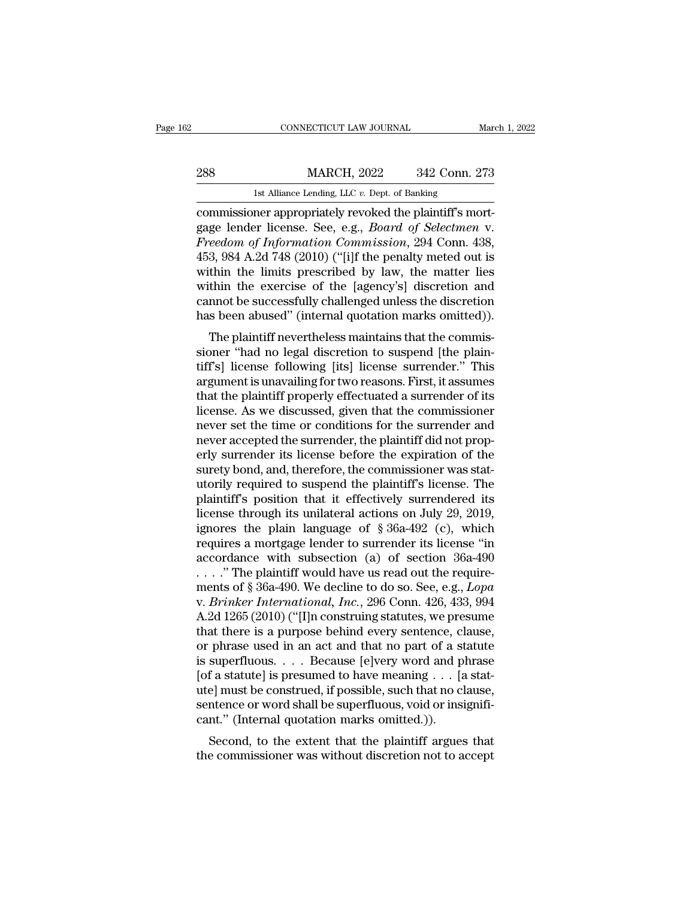commissioner appropriately revoked the plaintiff's mortgage lender license. See, e.g., *Board of Selectmen* v. *Freedom of Information Commission*, 294 Conn. 438, 453, 984 A.2d 748 (2010) ("[i]f the penalty meted out is within the limits prescribed by law, the matter lies within the exercise of the [agency's] discretion and cannot be successfully challenged unless the discretion has been abused" (internal quotation marks omitted)).

The plaintiff nevertheless maintains that the commissioner "had no legal discretion to suspend [the plaintiff's] license following [its] license surrender." This argument is unavailing for two reasons. First, it assumes that the plaintiff properly effectuated a surrender of its license. As we discussed, given that the commissioner never set the time or conditions for the surrender and never accepted the surrender, the plaintiff did not properly surrender its license before the expiration of the surety bond, and, therefore, the commissioner was statutorily required to suspend the plaintiff's license. The plaintiff's position that it effectively surrendered its license through its unilateral actions on July 29, 2019, ignores the plain language of § 36a-492 (c), which requires a mortgage lender to surrender its license "in accordance with subsection (a) of section 36a-490 . . . ." The plaintiff would have us read out the requirements of § 36a-490. We decline to do so. See, e.g., *Lopa* v. *Brinker International, Inc.*, 296 Conn. 426, 433, 994 A.2d 1265 (2010) ("[I]n construing statutes, we presume that there is a purpose behind every sentence, clause, or phrase used in an act and that no part of a statute is superfluous. . . . Because [e]very word and phrase [of a statute] is presumed to have meaning . . . [a statute] must be construed, if possible, such that no clause, sentence or word shall be superfluous, void or insignificant." (Internal quotation marks omitted.)).

Second, to the extent that the plaintiff argues that the commissioner was without discretion not to accept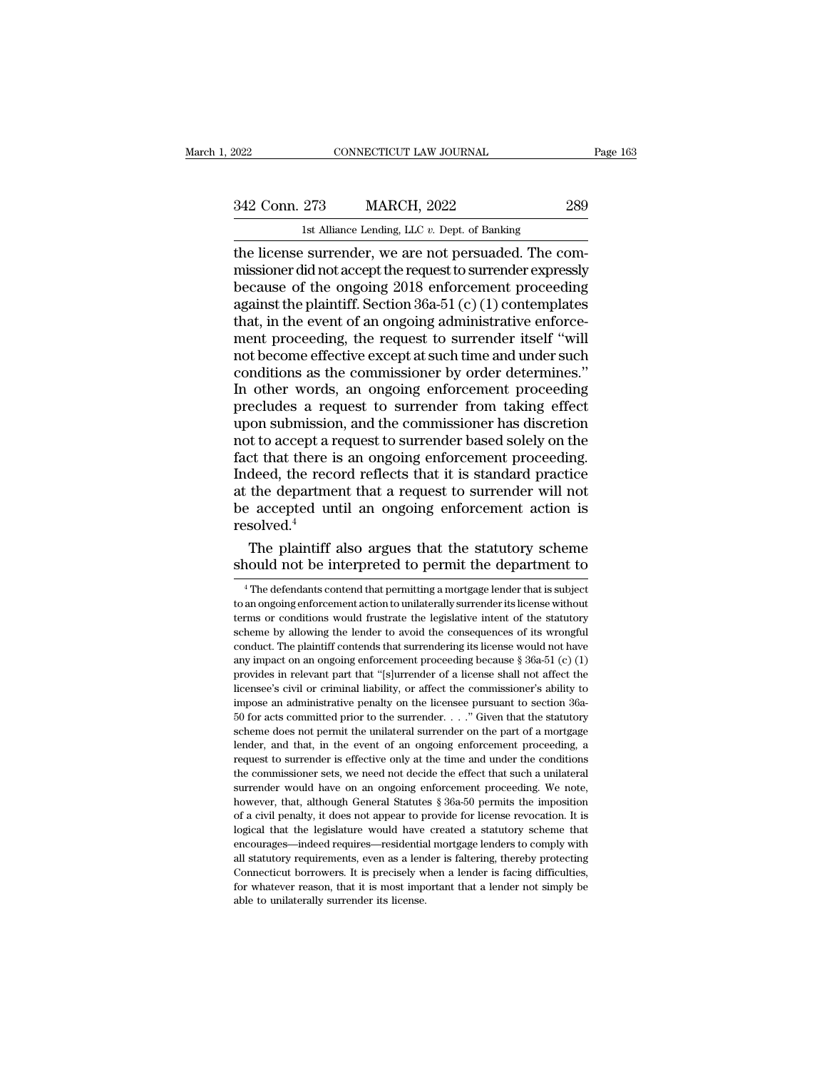the license surrender, we are not persuaded. The commissioner did not accept the request to surrender expressly because of the ongoing 2018 enforcement proceeding against the plaintiff. Section 36a-51 (c) (1) contemplates that, in the event of an ongoing administrative enforcement proceeding, the request to surrender itself "will not become effective except at such time and under such conditions as the commissioner by order determines." In other words, an ongoing enforcement proceeding precludes a request to surrender from taking effect upon submission, and the commissioner has discretion not to accept a request to surrender based solely on the fact that there is an ongoing enforcement proceeding. Indeed, the record reflects that it is standard practice at the department that a request to surrender will not be accepted until an ongoing enforcement action is resolved.[4]

The plaintiff also argues that the statutory scheme should not be interpreted to permit the department to

---

[4] The defendants contend that permitting a mortgage lender that is subject to an ongoing enforcement action to unilaterally surrender its license without terms or conditions would frustrate the legislative intent of the statutory scheme by allowing the lender to avoid the consequences of its wrongful conduct. The plaintiff contends that surrendering its license would not have any impact on an ongoing enforcement proceeding because § 36a-51 (c) (1) provides in relevant part that "[s]urrender of a license shall not affect the licensee's civil or criminal liability, or affect the commissioner's ability to impose an administrative penalty on the licensee pursuant to section 36a-50 for acts committed prior to the surrender. . . ." Given that the statutory scheme does not permit the unilateral surrender on the part of a mortgage lender, and that, in the event of an ongoing enforcement proceeding, a request to surrender is effective only at the time and under the conditions the commissioner sets, we need not decide the effect that such a unilateral surrender would have on an ongoing enforcement proceeding. We note, however, that, although General Statutes § 36a-50 permits the imposition of a civil penalty, it does not appear to provide for license revocation. It is logical that the legislature would have created a statutory scheme that encourages—indeed requires—residential mortgage lenders to comply with all statutory requirements, even as a lender is faltering, thereby protecting Connecticut borrowers. It is precisely when a lender is facing difficulties, for whatever reason, that it is most important that a lender not simply be able to unilaterally surrender its license.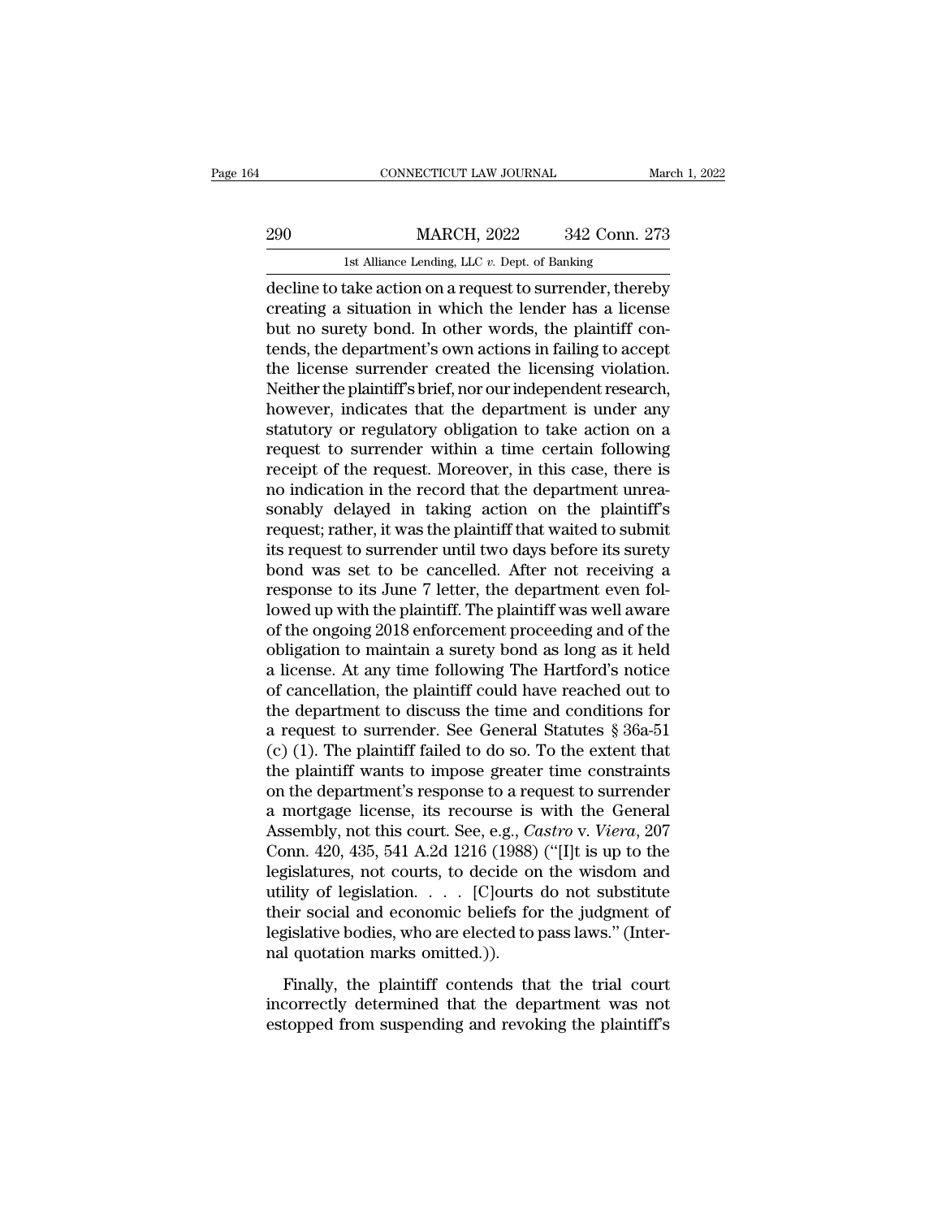decline to take action on a request to surrender, thereby creating a situation in which the lender has a license but no surety bond. In other words, the plaintiff contends, the department's own actions in failing to accept the license surrender created the licensing violation. Neither the plaintiff's brief, nor our independent research, however, indicates that the department is under any statutory or regulatory obligation to take action on a request to surrender within a time certain following receipt of the request. Moreover, in this case, there is no indication in the record that the department unreasonably delayed in taking action on the plaintiff's request; rather, it was the plaintiff that waited to submit its request to surrender until two days before its surety bond was set to be cancelled. After not receiving a response to its June 7 letter, the department even followed up with the plaintiff. The plaintiff was well aware of the ongoing 2018 enforcement proceeding and of the obligation to maintain a surety bond as long as it held a license. At any time following The Hartford's notice of cancellation, the plaintiff could have reached out to the department to discuss the time and conditions for a request to surrender. See General Statutes § 36a-51 (c) (1). The plaintiff failed to do so. To the extent that the plaintiff wants to impose greater time constraints on the department's response to a request to surrender a mortgage license, its recourse is with the General Assembly, not this court. See, e.g., *Castro* v. *Viera*, 207 Conn. 420, 435, 541 A.2d 1216 (1988) ("[I]t is up to the legislatures, not courts, to decide on the wisdom and utility of legislation. . . . [C]ourts do not substitute their social and economic beliefs for the judgment of legislative bodies, who are elected to pass laws." (Internal quotation marks omitted.)).

Finally, the plaintiff contends that the trial court incorrectly determined that the department was not estopped from suspending and revoking the plaintiff's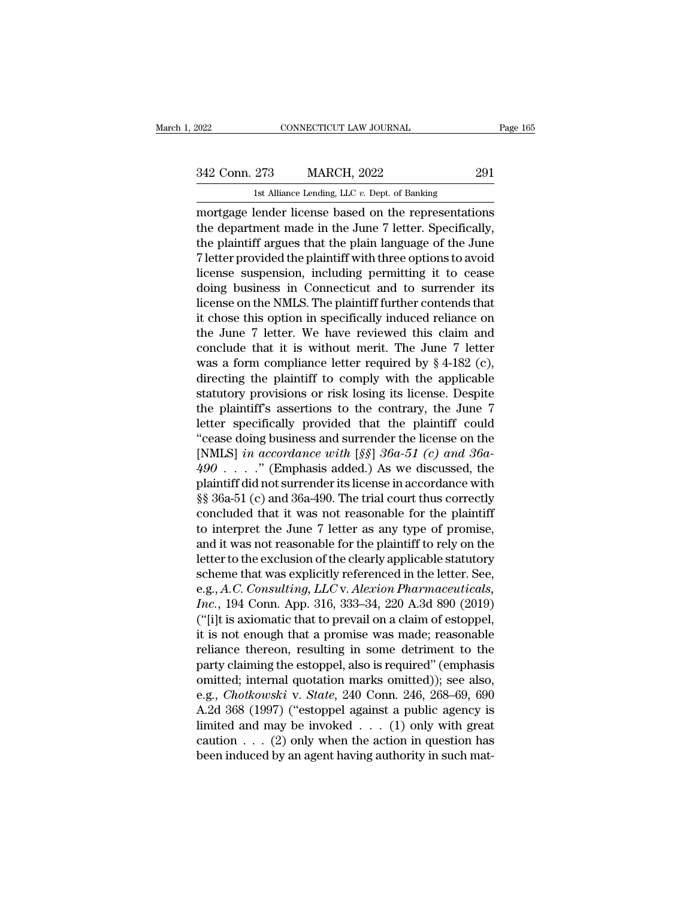mortgage lender license based on the representations the department made in the June 7 letter. Specifically, the plaintiff argues that the plain language of the June 7 letter provided the plaintiff with three options to avoid license suspension, including permitting it to cease doing business in Connecticut and to surrender its license on the NMLS. The plaintiff further contends that it chose this option in specifically induced reliance on the June 7 letter. We have reviewed this claim and conclude that it is without merit. The June 7 letter was a form compliance letter required by § 4-182 (c), directing the plaintiff to comply with the applicable statutory provisions or risk losing its license. Despite the plaintiff's assertions to the contrary, the June 7 letter specifically provided that the plaintiff could "cease doing business and surrender the license on the [NMLS] *in accordance with [§§] 36a-51 (c) and 36a-490* . . . ." (Emphasis added.) As we discussed, the plaintiff did not surrender its license in accordance with §§ 36a-51 (c) and 36a-490. The trial court thus correctly concluded that it was not reasonable for the plaintiff to interpret the June 7 letter as any type of promise, and it was not reasonable for the plaintiff to rely on the letter to the exclusion of the clearly applicable statutory scheme that was explicitly referenced in the letter. See, e.g., *A.C. Consulting, LLC* v. *Alexion Pharmaceuticals, Inc.*, 194 Conn. App. 316, 333–34, 220 A.3d 890 (2019) ("[i]t is axiomatic that to prevail on a claim of estoppel, it is not enough that a promise was made; reasonable reliance thereon, resulting in some detriment to the party claiming the estoppel, also is required" (emphasis omitted; internal quotation marks omitted)); see also, e.g., *Chotkowski* v. *State*, 240 Conn. 246, 268–69, 690 A.2d 368 (1997) ("estoppel against a public agency is limited and may be invoked . . . (1) only with great caution . . . (2) only when the action in question has been induced by an agent having authority in such mat-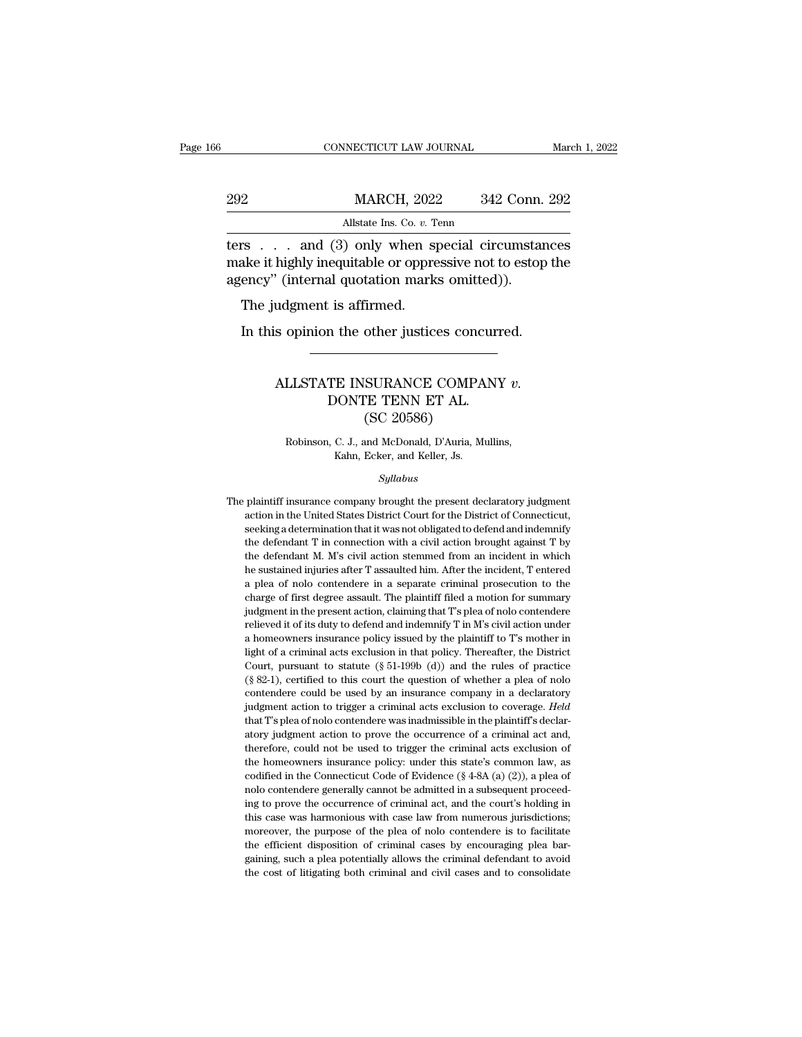ters . . . and (3) only when special circumstances make it highly inequitable or oppressive not to estop the agency" (internal quotation marks omitted)).

The judgment is affirmed.

In this opinion the other justices concurred.

---

# ALLSTATE INSURANCE COMPANY *v.* DONTE TENN ET AL.
# (SC 20586)

Robinson, C. J., and McDonald, D'Auria, Mullins, Kahn, Ecker, and Keller, Js.

*Syllabus*

The plaintiff insurance company brought the present declaratory judgment action in the United States District Court for the District of Connecticut, seeking a determination that it was not obligated to defend and indemnify the defendant T in connection with a civil action brought against T by the defendant M. M's civil action stemmed from an incident in which he sustained injuries after T assaulted him. After the incident, T entered a plea of nolo contendere in a separate criminal prosecution to the charge of first degree assault. The plaintiff filed a motion for summary judgment in the present action, claiming that T's plea of nolo contendere relieved it of its duty to defend and indemnify T in M's civil action under a homeowners insurance policy issued by the plaintiff to T's mother in light of a criminal acts exclusion in that policy. Thereafter, the District Court, pursuant to statute (§ 51-199b (d)) and the rules of practice (§ 82-1), certified to this court the question of whether a plea of nolo contendere could be used by an insurance company in a declaratory judgment action to trigger a criminal acts exclusion to coverage. *Held* that T's plea of nolo contendere was inadmissible in the plaintiff's declaratory judgment action to prove the occurrence of a criminal act and, therefore, could not be used to trigger the criminal acts exclusion of the homeowners insurance policy: under this state's common law, as codified in the Connecticut Code of Evidence (§ 4-8A (a) (2)), a plea of nolo contendere generally cannot be admitted in a subsequent proceeding to prove the occurrence of criminal act, and the court's holding in this case was harmonious with case law from numerous jurisdictions; moreover, the purpose of the plea of nolo contendere is to facilitate the efficient disposition of criminal cases by encouraging plea bargaining, such a plea potentially allows the criminal defendant to avoid the cost of litigating both criminal and civil cases and to consolidate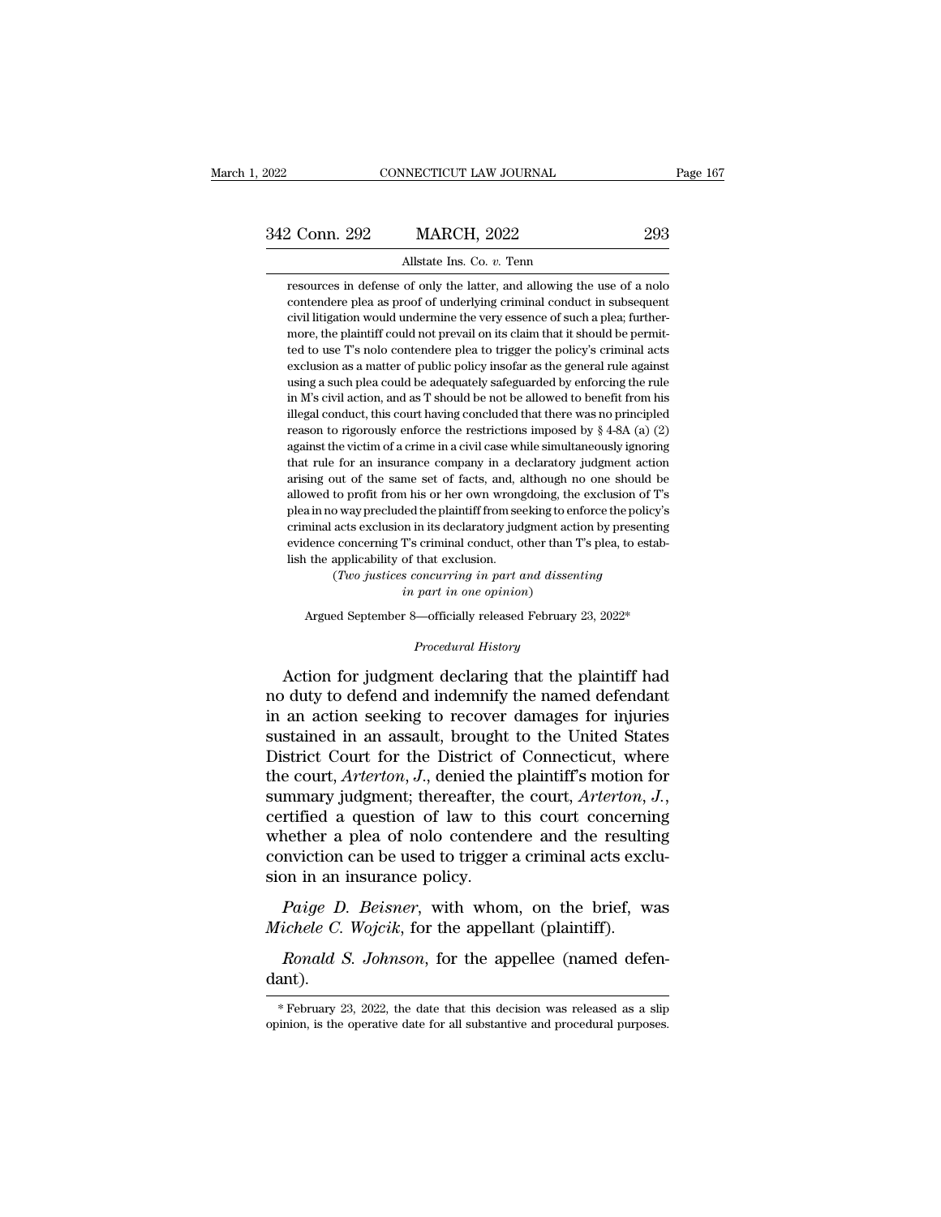resources in defense of only the latter, and allowing the use of a nolo contendere plea as proof of underlying criminal conduct in subsequent civil litigation would undermine the very essence of such a plea; furthermore, the plaintiff could not prevail on its claim that it should be permitted to use T's nolo contendere plea to trigger the policy's criminal acts exclusion as a matter of public policy insofar as the general rule against using a such plea could be adequately safeguarded by enforcing the rule in M's civil action, and as T should be not be allowed to benefit from his illegal conduct, this court having concluded that there was no principled reason to rigorously enforce the restrictions imposed by § 4-8A (a) (2) against the victim of a crime in a civil case while simultaneously ignoring that rule for an insurance company in a declaratory judgment action arising out of the same set of facts, and, although no one should be allowed to profit from his or her own wrongdoing, the exclusion of T's plea in no way precluded the plaintiff from seeking to enforce the policy's criminal acts exclusion in its declaratory judgment action by presenting evidence concerning T's criminal conduct, other than T's plea, to establish the applicability of that exclusion.

(*Two justices concurring in part and dissenting in part in one opinion*)

Argued September 8—officially released February 23, 2022*

*Procedural History*

Action for judgment declaring that the plaintiff had no duty to defend and indemnify the named defendant in an action seeking to recover damages for injuries sustained in an assault, brought to the United States District Court for the District of Connecticut, where the court, *Arterton, J.*, denied the plaintiff's motion for summary judgment; thereafter, the court, *Arterton, J.*, certified a question of law to this court concerning whether a plea of nolo contendere and the resulting conviction can be used to trigger a criminal acts exclusion in an insurance policy.

*Paige D. Beisner*, with whom, on the brief, was *Michele C. Wojcik*, for the appellant (plaintiff).

*Ronald S. Johnson*, for the appellee (named defendant).

* February 23, 2022, the date that this decision was released as a slip opinion, is the operative date for all substantive and procedural purposes.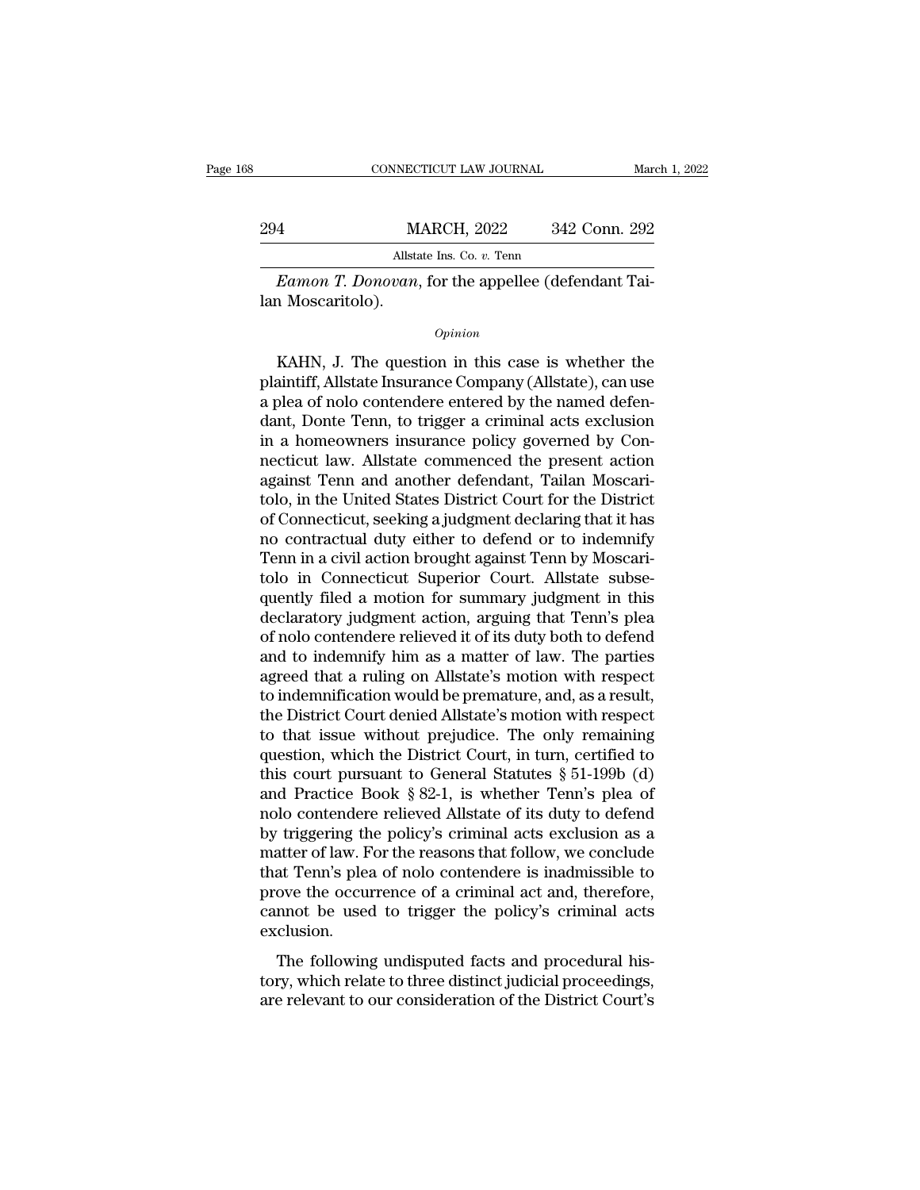*Eamon T. Donovan*, for the appellee (defendant Tailan Moscaritolo).

*Opinion*

KAHN, J. The question in this case is whether the plaintiff, Allstate Insurance Company (Allstate), can use a plea of nolo contendere entered by the named defendant, Donte Tenn, to trigger a criminal acts exclusion in a homeowners insurance policy governed by Connecticut law. Allstate commenced the present action against Tenn and another defendant, Tailan Moscaritolo, in the United States District Court for the District of Connecticut, seeking a judgment declaring that it has no contractual duty either to defend or to indemnify Tenn in a civil action brought against Tenn by Moscaritolo in Connecticut Superior Court. Allstate subsequently filed a motion for summary judgment in this declaratory judgment action, arguing that Tenn's plea of nolo contendere relieved it of its duty both to defend and to indemnify him as a matter of law. The parties agreed that a ruling on Allstate's motion with respect to indemnification would be premature, and, as a result, the District Court denied Allstate's motion with respect to that issue without prejudice. The only remaining question, which the District Court, in turn, certified to this court pursuant to General Statutes § 51-199b (d) and Practice Book § 82-1, is whether Tenn's plea of nolo contendere relieved Allstate of its duty to defend by triggering the policy's criminal acts exclusion as a matter of law. For the reasons that follow, we conclude that Tenn's plea of nolo contendere is inadmissible to prove the occurrence of a criminal act and, therefore, cannot be used to trigger the policy's criminal acts exclusion.

The following undisputed facts and procedural history, which relate to three distinct judicial proceedings, are relevant to our consideration of the District Court's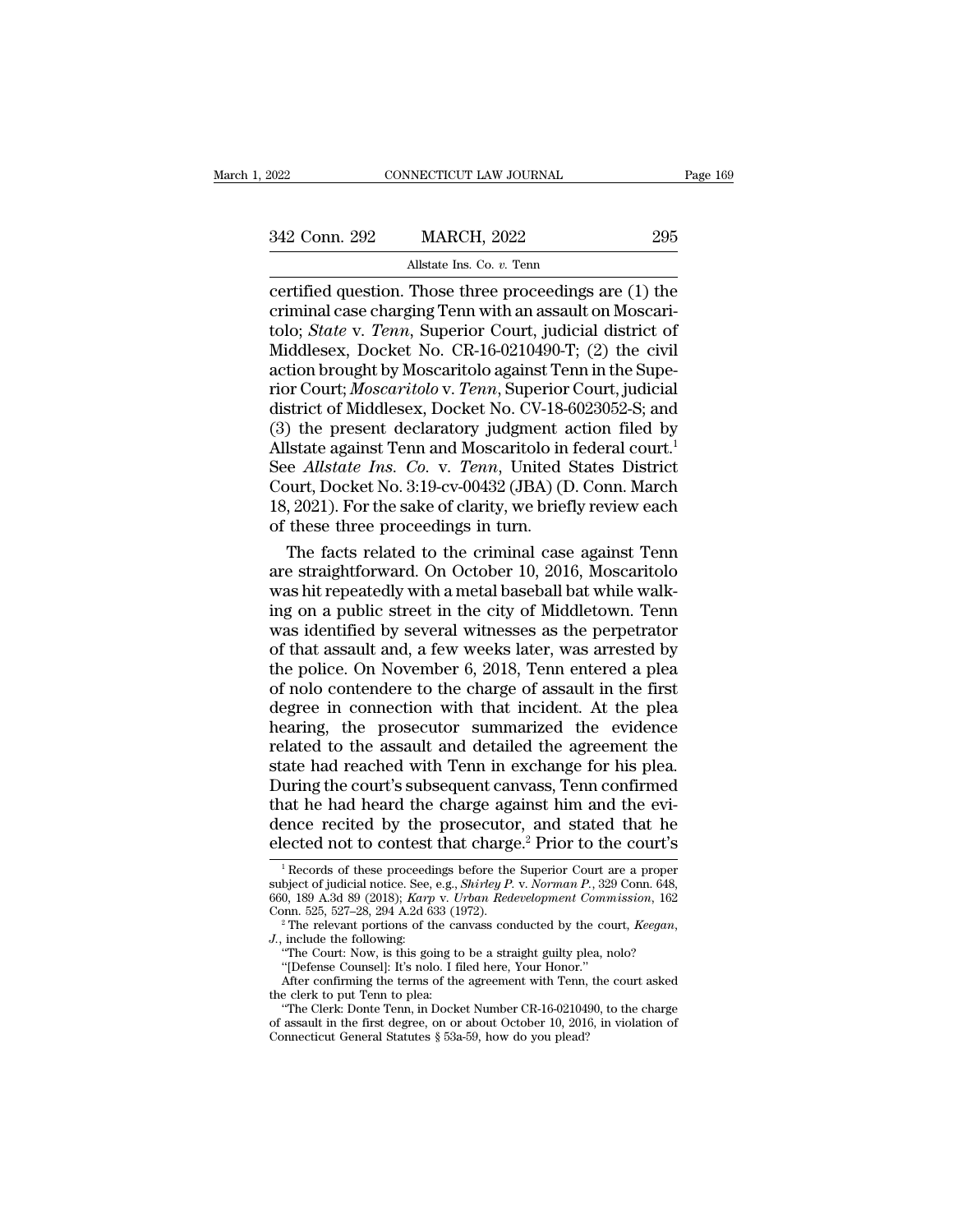certified question. Those three proceedings are (1) the criminal case charging Tenn with an assault on Moscaritolo; *State* v. *Tenn*, Superior Court, judicial district of Middlesex, Docket No. CR-16-0210490-T; (2) the civil action brought by Moscaritolo against Tenn in the Superior Court; *Moscaritolo* v. *Tenn*, Superior Court, judicial district of Middlesex, Docket No. CV-18-6023052-S; and (3) the present declaratory judgment action filed by Allstate against Tenn and Moscaritolo in federal court.[1] See *Allstate Ins. Co.* v. *Tenn*, United States District Court, Docket No. 3:19-cv-00432 (JBA) (D. Conn. March 18, 2021). For the sake of clarity, we briefly review each of these three proceedings in turn.

The facts related to the criminal case against Tenn are straightforward. On October 10, 2016, Moscaritolo was hit repeatedly with a metal baseball bat while walking on a public street in the city of Middletown. Tenn was identified by several witnesses as the perpetrator of that assault and, a few weeks later, was arrested by the police. On November 6, 2018, Tenn entered a plea of nolo contendere to the charge of assault in the first degree in connection with that incident. At the plea hearing, the prosecutor summarized the evidence related to the assault and detailed the agreement the state had reached with Tenn in exchange for his plea. During the court's subsequent canvass, Tenn confirmed that he had heard the charge against him and the evidence recited by the prosecutor, and stated that he elected not to contest that charge.[2] Prior to the court's

---

[1] Records of these proceedings before the Superior Court are a proper subject of judicial notice. See, e.g., *Shirley P.* v. *Norman P.*, 329 Conn. 648, 660, 189 A.3d 89 (2018); *Karp* v. *Urban Redevelopment Commission*, 162 Conn. 525, 527–28, 294 A.2d 633 (1972).

[2] The relevant portions of the canvass conducted by the court, *Keegan*, *J.*, include the following:

"The Court: Now, is this going to be a straight guilty plea, nolo?

"[Defense Counsel]: It's nolo. I filed here, Your Honor."

After confirming the terms of the agreement with Tenn, the court asked the clerk to put Tenn to plea:

"The Clerk: Donte Tenn, in Docket Number CR-16-0210490, to the charge of assault in the first degree, on or about October 10, 2016, in violation of Connecticut General Statutes § 53a-59, how do you plead?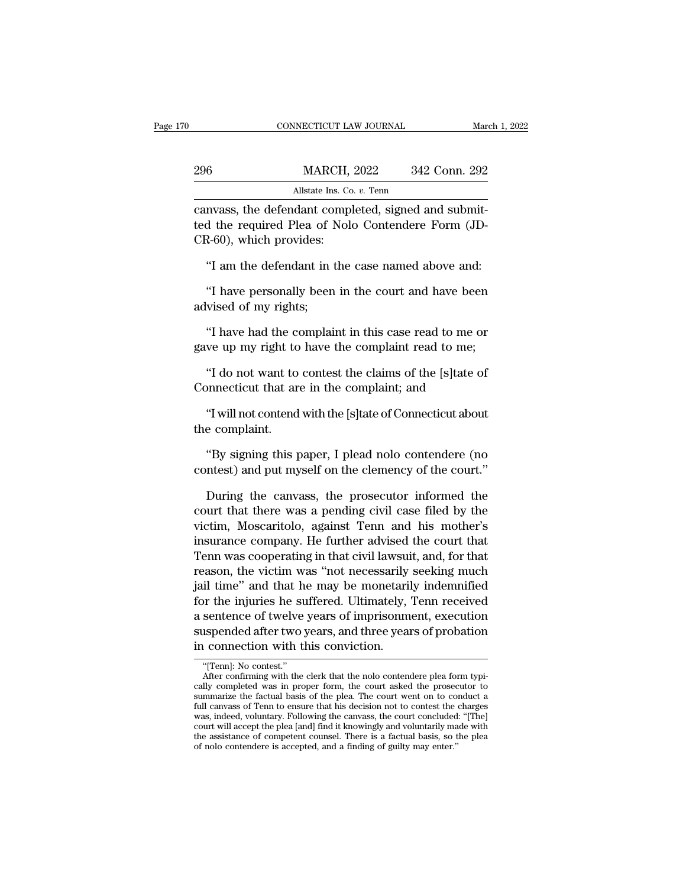canvass, the defendant completed, signed and submitted the required Plea of Nolo Contendere Form (JD-CR-60), which provides:

"I am the defendant in the case named above and:

"I have personally been in the court and have been advised of my rights;

"I have had the complaint in this case read to me or gave up my right to have the complaint read to me;

"I do not want to contest the claims of the [s]tate of Connecticut that are in the complaint; and

"I will not contend with the [s]tate of Connecticut about the complaint.

"By signing this paper, I plead nolo contendere (no contest) and put myself on the clemency of the court."

During the canvass, the prosecutor informed the court that there was a pending civil case filed by the victim, Moscaritolo, against Tenn and his mother's insurance company. He further advised the court that Tenn was cooperating in that civil lawsuit, and, for that reason, the victim was "not necessarily seeking much jail time" and that he may be monetarily indemnified for the injuries he suffered. Ultimately, Tenn received a sentence of twelve years of imprisonment, execution suspended after two years, and three years of probation in connection with this conviction.

---

"[Tenn]: No contest."

After confirming with the clerk that the nolo contendere plea form typically completed was in proper form, the court asked the prosecutor to summarize the factual basis of the plea. The court went on to conduct a full canvass of Tenn to ensure that his decision not to contest the charges was, indeed, voluntary. Following the canvass, the court concluded: "[The] court will accept the plea [and] find it knowingly and voluntarily made with the assistance of competent counsel. There is a factual basis, so the plea of nolo contendere is accepted, and a finding of guilty may enter."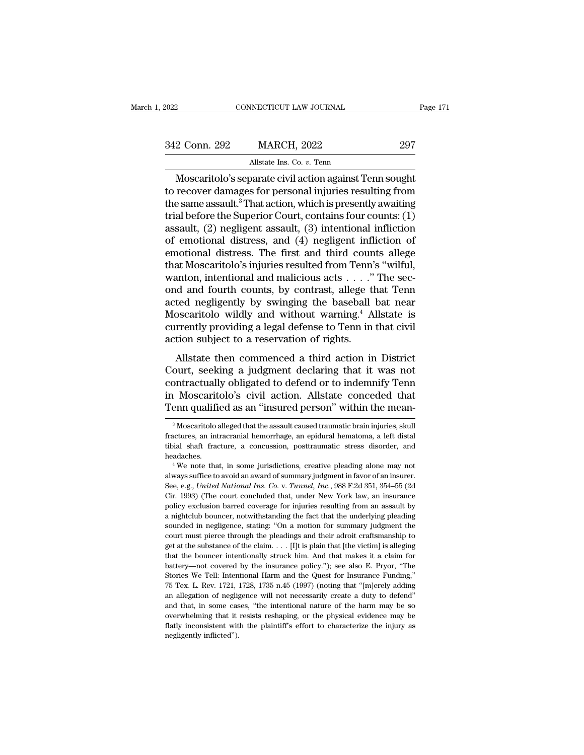Moscaritolo's separate civil action against Tenn sought to recover damages for personal injuries resulting from the same assault.[3] That action, which is presently awaiting trial before the Superior Court, contains four counts: (1) assault, (2) negligent assault, (3) intentional infliction of emotional distress, and (4) negligent infliction of emotional distress. The first and third counts allege that Moscaritolo's injuries resulted from Tenn's "wilful, wanton, intentional and malicious acts . . . ." The second and fourth counts, by contrast, allege that Tenn acted negligently by swinging the baseball bat near Moscaritolo wildly and without warning.[4] Allstate is currently providing a legal defense to Tenn in that civil action subject to a reservation of rights.

Allstate then commenced a third action in District Court, seeking a judgment declaring that it was not contractually obligated to defend or to indemnify Tenn in Moscaritolo's civil action. Allstate conceded that Tenn qualified as an "insured person" within the mean-

---

[3] Moscaritolo alleged that the assault caused traumatic brain injuries, skull fractures, an intracranial hemorrhage, an epidural hematoma, a left distal tibial shaft fracture, a concussion, posttraumatic stress disorder, and headaches.

[4] We note that, in some jurisdictions, creative pleading alone may not always suffice to avoid an award of summary judgment in favor of an insurer. See, e.g., *United National Ins. Co.* v. *Tunnel, Inc.*, 988 F.2d 351, 354–55 (2d Cir. 1993) (The court concluded that, under New York law, an insurance policy exclusion barred coverage for injuries resulting from an assault by a nightclub bouncer, notwithstanding the fact that the underlying pleading sounded in negligence, stating: "On a motion for summary judgment the court must pierce through the pleadings and their adroit craftsmanship to get at the substance of the claim. . . . [I]t is plain that [the victim] is alleging that the bouncer intentionally struck him. And that makes it a claim for battery—not covered by the insurance policy."); see also E. Pryor, "The Stories We Tell: Intentional Harm and the Quest for Insurance Funding," 75 Tex. L. Rev. 1721, 1728, 1735 n.45 (1997) (noting that "[m]erely adding an allegation of negligence will not necessarily create a duty to defend" and that, in some cases, "the intentional nature of the harm may be so overwhelming that it resists reshaping, or the physical evidence may be flatly inconsistent with the plaintiff's effort to characterize the injury as negligently inflicted").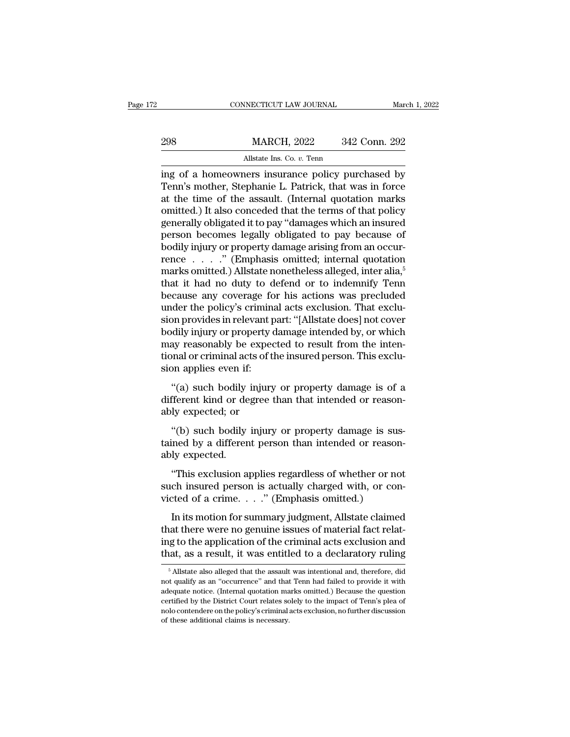ing of a homeowners insurance policy purchased by Tenn's mother, Stephanie L. Patrick, that was in force at the time of the assault. (Internal quotation marks omitted.) It also conceded that the terms of that policy generally obligated it to pay "damages which an insured person becomes legally obligated to pay because of bodily injury or property damage arising from an occurrence . . . ." (Emphasis omitted; internal quotation marks omitted.) Allstate nonetheless alleged, inter alia,[5] that it had no duty to defend or to indemnify Tenn because any coverage for his actions was precluded under the policy's criminal acts exclusion. That exclusion provides in relevant part: "[Allstate does] not cover bodily injury or property damage intended by, or which may reasonably be expected to result from the intentional or criminal acts of the insured person. This exclusion applies even if:

"(a) such bodily injury or property damage is of a different kind or degree than that intended or reasonably expected; or

"(b) such bodily injury or property damage is sustained by a different person than intended or reasonably expected.

"This exclusion applies regardless of whether or not such insured person is actually charged with, or convicted of a crime. . . ." (Emphasis omitted.)

In its motion for summary judgment, Allstate claimed that there were no genuine issues of material fact relating to the application of the criminal acts exclusion and that, as a result, it was entitled to a declaratory ruling

[5] Allstate also alleged that the assault was intentional and, therefore, did not qualify as an "occurrence" and that Tenn had failed to provide it with adequate notice. (Internal quotation marks omitted.) Because the question certified by the District Court relates solely to the impact of Tenn's plea of nolo contendere on the policy's criminal acts exclusion, no further discussion of these additional claims is necessary.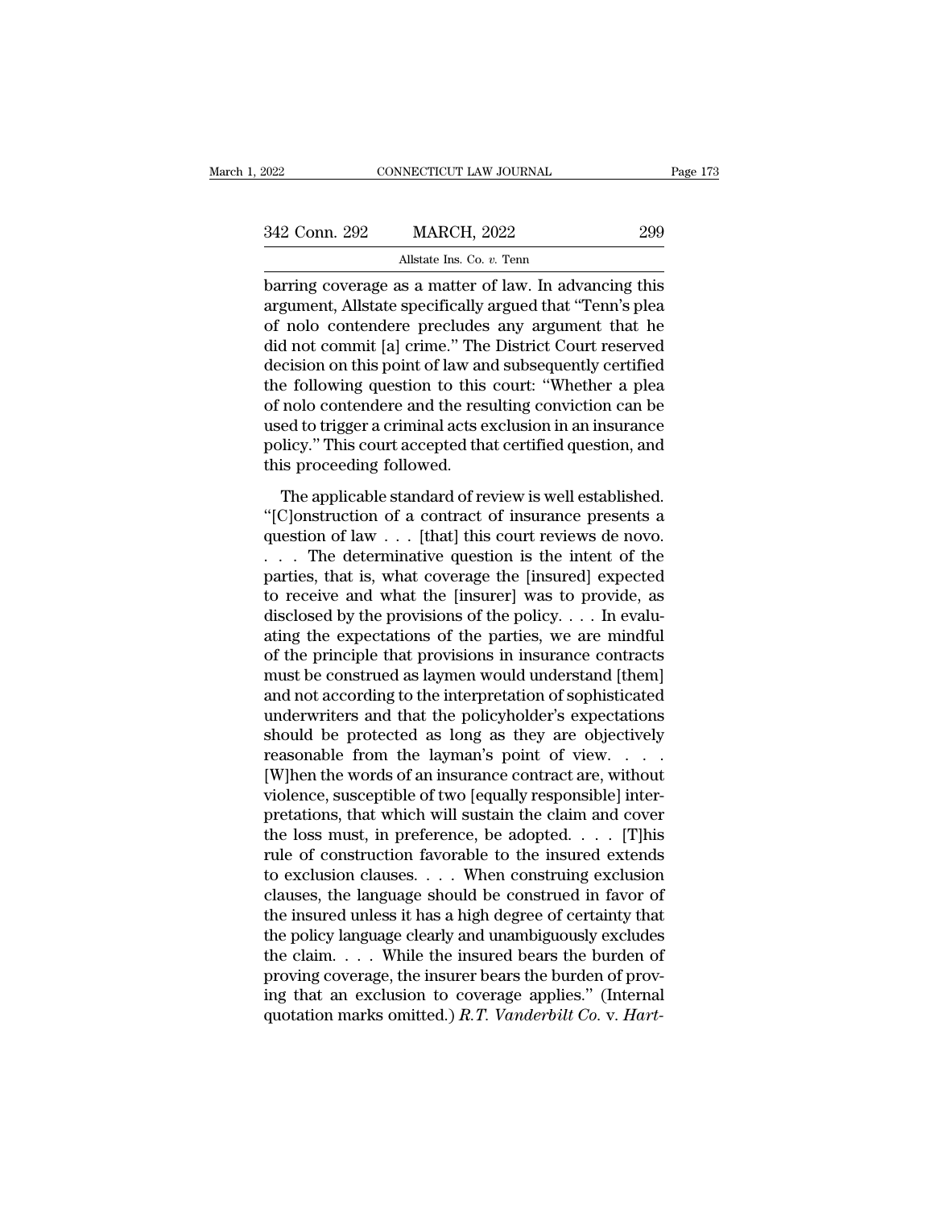barring coverage as a matter of law. In advancing this argument, Allstate specifically argued that "Tenn's plea of nolo contendere precludes any argument that he did not commit [a] crime." The District Court reserved decision on this point of law and subsequently certified the following question to this court: "Whether a plea of nolo contendere and the resulting conviction can be used to trigger a criminal acts exclusion in an insurance policy." This court accepted that certified question, and this proceeding followed.

The applicable standard of review is well established. "[C]onstruction of a contract of insurance presents a question of law . . . [that] this court reviews de novo. . . . The determinative question is the intent of the parties, that is, what coverage the [insured] expected to receive and what the [insurer] was to provide, as disclosed by the provisions of the policy. . . . In evaluating the expectations of the parties, we are mindful of the principle that provisions in insurance contracts must be construed as laymen would understand [them] and not according to the interpretation of sophisticated underwriters and that the policyholder's expectations should be protected as long as they are objectively reasonable from the layman's point of view. . . . [W]hen the words of an insurance contract are, without violence, susceptible of two [equally responsible] interpretations, that which will sustain the claim and cover the loss must, in preference, be adopted. . . . [T]his rule of construction favorable to the insured extends to exclusion clauses. . . . When construing exclusion clauses, the language should be construed in favor of the insured unless it has a high degree of certainty that the policy language clearly and unambiguously excludes the claim. . . . While the insured bears the burden of proving coverage, the insurer bears the burden of proving that an exclusion to coverage applies." (Internal quotation marks omitted.) *R.T. Vanderbilt Co.* v. *Hart-*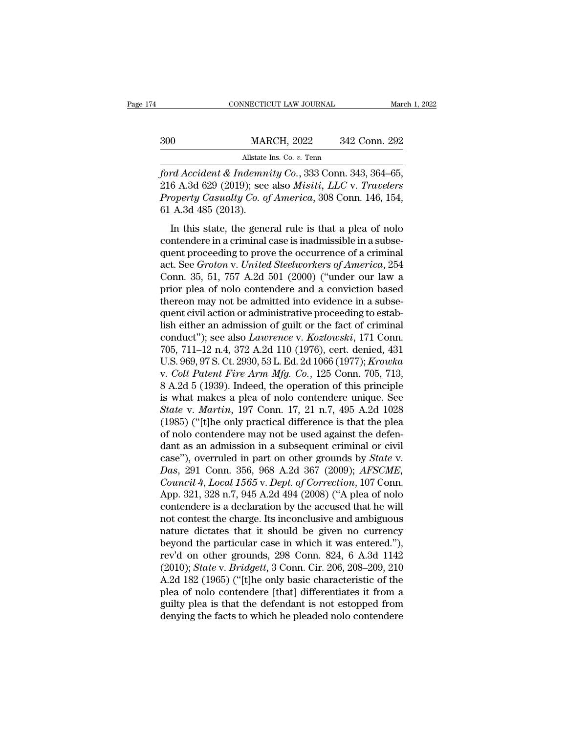*ford Accident & Indemnity Co.*, 333 Conn. 343, 364–65, 216 A.3d 629 (2019); see also *Misiti, LLC* v. *Travelers Property Casualty Co. of America*, 308 Conn. 146, 154, 61 A.3d 485 (2013).

In this state, the general rule is that a plea of nolo contendere in a criminal case is inadmissible in a subsequent proceeding to prove the occurrence of a criminal act. See *Groton* v. *United Steelworkers of America*, 254 Conn. 35, 51, 757 A.2d 501 (2000) ("under our law a prior plea of nolo contendere and a conviction based thereon may not be admitted into evidence in a subsequent civil action or administrative proceeding to establish either an admission of guilt or the fact of criminal conduct"); see also *Lawrence* v. *Kozlowski*, 171 Conn. 705, 711–12 n.4, 372 A.2d 110 (1976), cert. denied, 431 U.S. 969, 97 S. Ct. 2930, 53 L. Ed. 2d 1066 (1977); *Krowka* v. *Colt Patent Fire Arm Mfg. Co.*, 125 Conn. 705, 713, 8 A.2d 5 (1939). Indeed, the operation of this principle is what makes a plea of nolo contendere unique. See *State* v. *Martin*, 197 Conn. 17, 21 n.7, 495 A.2d 1028 (1985) ("[t]he only practical difference is that the plea of nolo contendere may not be used against the defendant as an admission in a subsequent criminal or civil case"), overruled in part on other grounds by *State* v. *Das*, 291 Conn. 356, 968 A.2d 367 (2009); *AFSCME, Council 4, Local 1565* v. *Dept. of Correction*, 107 Conn. App. 321, 328 n.7, 945 A.2d 494 (2008) ("A plea of nolo contendere is a declaration by the accused that he will not contest the charge. Its inconclusive and ambiguous nature dictates that it should be given no currency beyond the particular case in which it was entered."), rev'd on other grounds, 298 Conn. 824, 6 A.3d 1142 (2010); *State* v. *Bridgett*, 3 Conn. Cir. 206, 208–209, 210 A.2d 182 (1965) ("[t]he only basic characteristic of the plea of nolo contendere [that] differentiates it from a guilty plea is that the defendant is not estopped from denying the facts to which he pleaded nolo contendere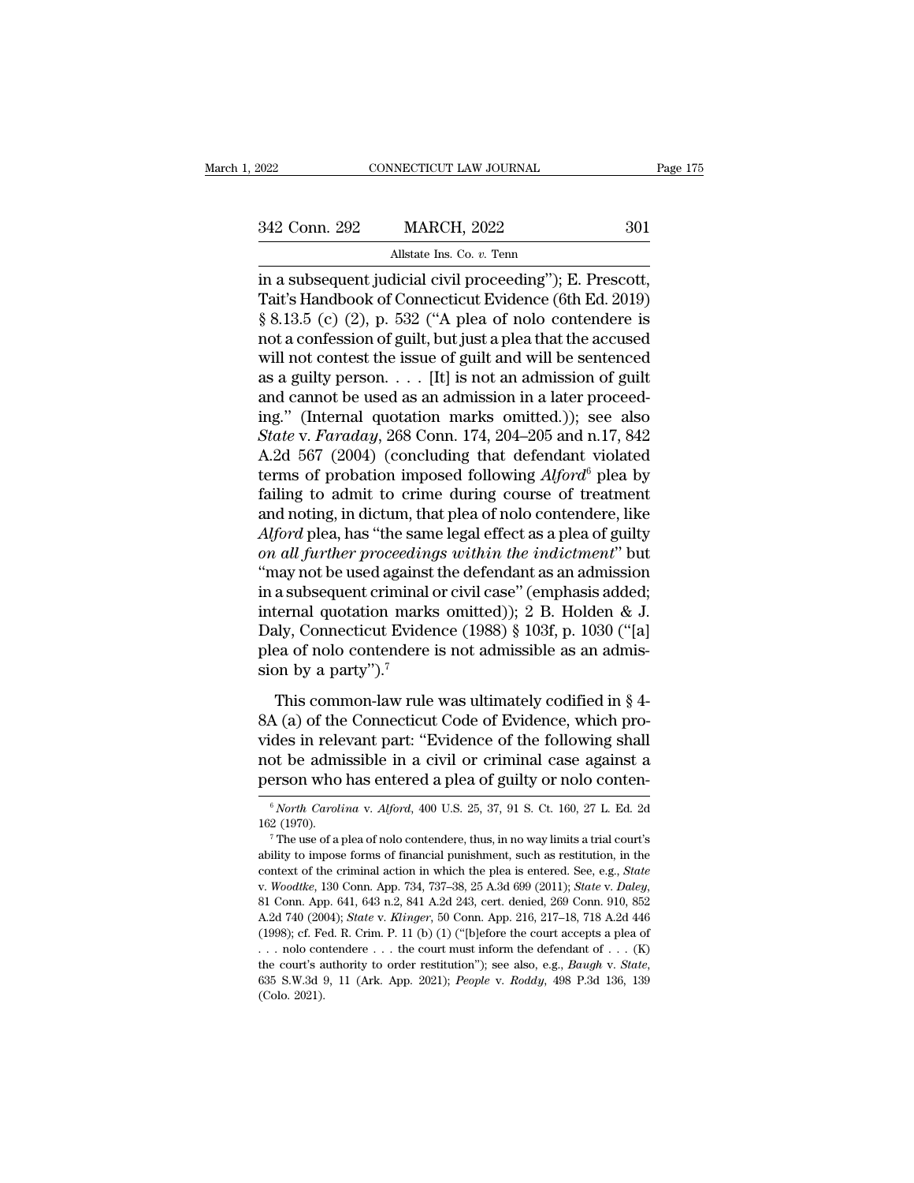in a subsequent judicial civil proceeding"); E. Prescott, Tait's Handbook of Connecticut Evidence (6th Ed. 2019) § 8.13.5 (c) (2), p. 532 ("A plea of nolo contendere is not a confession of guilt, but just a plea that the accused will not contest the issue of guilt and will be sentenced as a guilty person. . . . [It] is not an admission of guilt and cannot be used as an admission in a later proceeding." (Internal quotation marks omitted.)); see also *State* v. *Faraday*, 268 Conn. 174, 204–205 and n.17, 842 A.2d 567 (2004) (concluding that defendant violated terms of probation imposed following *Alford*[6] plea by failing to admit to crime during course of treatment and noting, in dictum, that plea of nolo contendere, like *Alford* plea, has "the same legal effect as a plea of guilty *on all further proceedings within the indictment*" but "may not be used against the defendant as an admission in a subsequent criminal or civil case" (emphasis added; internal quotation marks omitted)); 2 B. Holden & J. Daly, Connecticut Evidence (1988) § 103f, p. 1030 ("[a] plea of nolo contendere is not admissible as an admission by a party").[7]

This common-law rule was ultimately codified in § 4-8A (a) of the Connecticut Code of Evidence, which provides in relevant part: "Evidence of the following shall not be admissible in a civil or criminal case against a person who has entered a plea of guilty or nolo conten-

[6] *North Carolina* v. *Alford*, 400 U.S. 25, 37, 91 S. Ct. 160, 27 L. Ed. 2d 162 (1970).

[7] The use of a plea of nolo contendere, thus, in no way limits a trial court's ability to impose forms of financial punishment, such as restitution, in the context of the criminal action in which the plea is entered. See, e.g., *State* v. *Woodtke*, 130 Conn. App. 734, 737–38, 25 A.3d 699 (2011); *State* v. *Daley*, 81 Conn. App. 641, 643 n.2, 841 A.2d 243, cert. denied, 269 Conn. 910, 852 A.2d 740 (2004); *State* v. *Klinger*, 50 Conn. App. 216, 217–18, 718 A.2d 446 (1998); cf. Fed. R. Crim. P. 11 (b) (1) ("[b]efore the court accepts a plea of . . . nolo contendere . . . the court must inform the defendant of . . . (K) the court's authority to order restitution"); see also, e.g., *Baugh* v. *State*, 635 S.W.3d 9, 11 (Ark. App. 2021); *People* v. *Roddy*, 498 P.3d 136, 139 (Colo. 2021).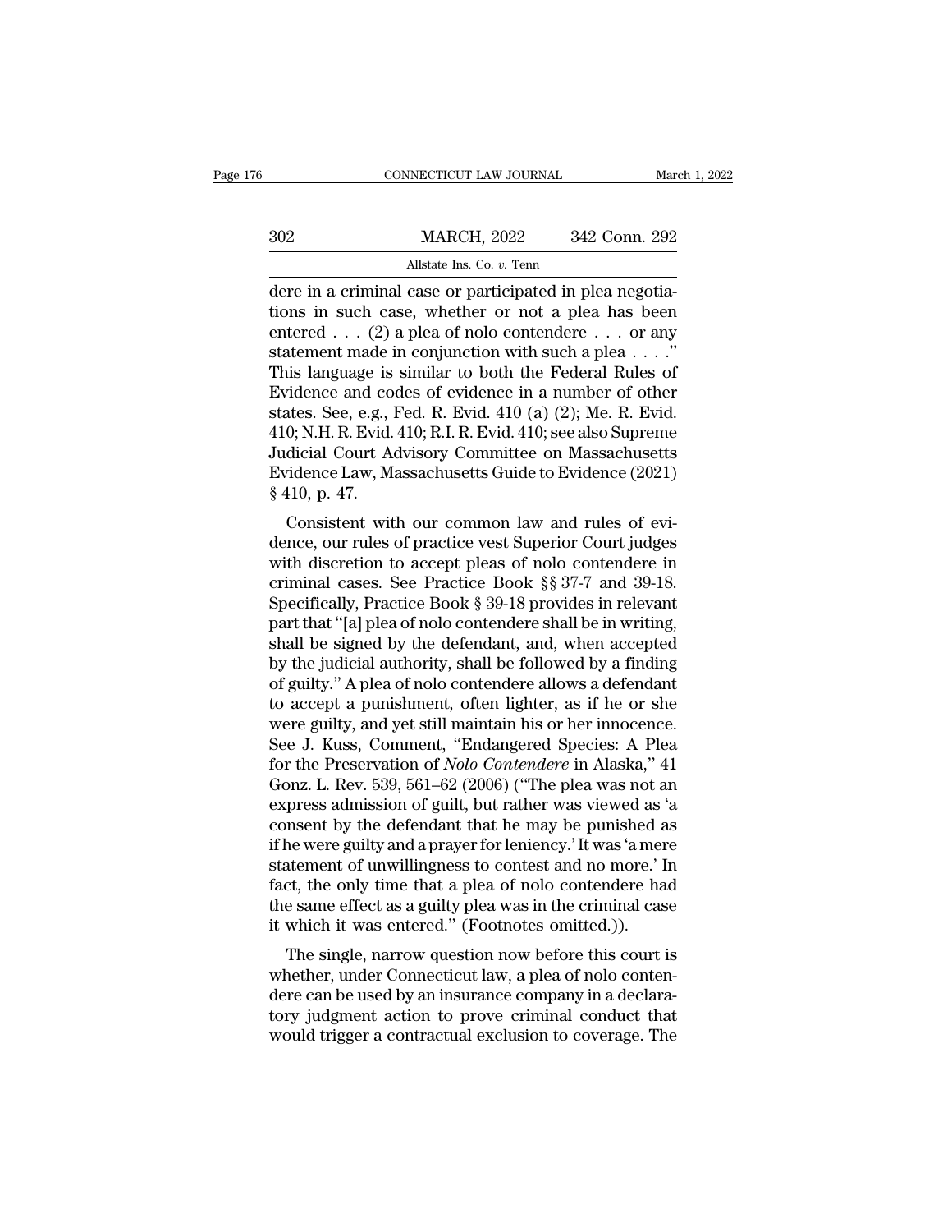dere in a criminal case or participated in plea negotiations in such case, whether or not a plea has been entered . . . (2) a plea of nolo contendere . . . or any statement made in conjunction with such a plea . . . ." This language is similar to both the Federal Rules of Evidence and codes of evidence in a number of other states. See, e.g., Fed. R. Evid. 410 (a) (2); Me. R. Evid. 410; N.H. R. Evid. 410; R.I. R. Evid. 410; see also Supreme Judicial Court Advisory Committee on Massachusetts Evidence Law, Massachusetts Guide to Evidence (2021) § 410, p. 47.

Consistent with our common law and rules of evidence, our rules of practice vest Superior Court judges with discretion to accept pleas of nolo contendere in criminal cases. See Practice Book §§ 37-7 and 39-18. Specifically, Practice Book § 39-18 provides in relevant part that "[a] plea of nolo contendere shall be in writing, shall be signed by the defendant, and, when accepted by the judicial authority, shall be followed by a finding of guilty." A plea of nolo contendere allows a defendant to accept a punishment, often lighter, as if he or she were guilty, and yet still maintain his or her innocence. See J. Kuss, Comment, "Endangered Species: A Plea for the Preservation of *Nolo Contendere* in Alaska," 41 Gonz. L. Rev. 539, 561–62 (2006) ("The plea was not an express admission of guilt, but rather was viewed as 'a consent by the defendant that he may be punished as if he were guilty and a prayer for leniency.' It was 'a mere statement of unwillingness to contest and no more.' In fact, the only time that a plea of nolo contendere had the same effect as a guilty plea was in the criminal case it which it was entered." (Footnotes omitted.)).

The single, narrow question now before this court is whether, under Connecticut law, a plea of nolo contendere can be used by an insurance company in a declaratory judgment action to prove criminal conduct that would trigger a contractual exclusion to coverage. The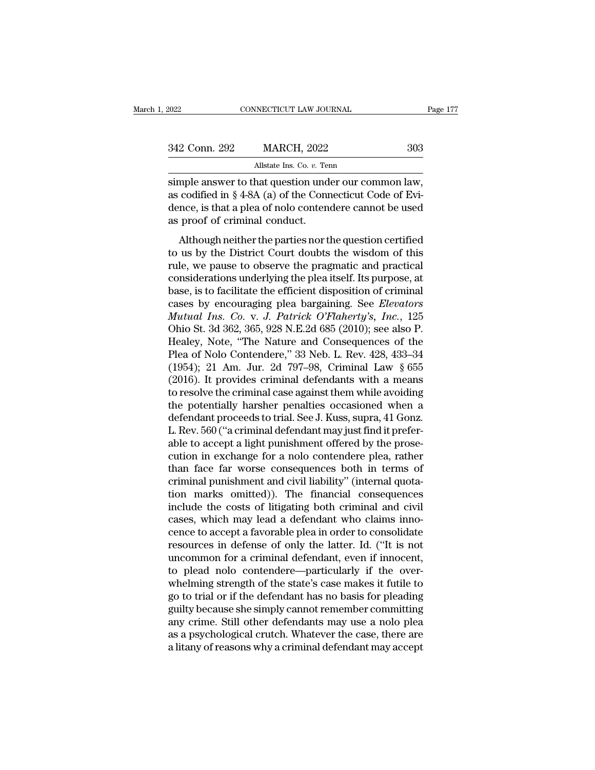simple answer to that question under our common law, as codified in § 4-8A (a) of the Connecticut Code of Evidence, is that a plea of nolo contendere cannot be used as proof of criminal conduct.

Although neither the parties nor the question certified to us by the District Court doubts the wisdom of this rule, we pause to observe the pragmatic and practical considerations underlying the plea itself. Its purpose, at base, is to facilitate the efficient disposition of criminal cases by encouraging plea bargaining. See *Elevators Mutual Ins. Co.* v. *J. Patrick O'Flaherty's, Inc.*, 125 Ohio St. 3d 362, 365, 928 N.E.2d 685 (2010); see also P. Healey, Note, "The Nature and Consequences of the Plea of Nolo Contendere," 33 Neb. L. Rev. 428, 433–34 (1954); 21 Am. Jur. 2d 797–98, Criminal Law § 655 (2016). It provides criminal defendants with a means to resolve the criminal case against them while avoiding the potentially harsher penalties occasioned when a defendant proceeds to trial. See J. Kuss, supra, 41 Gonz. L. Rev. 560 ("a criminal defendant may just find it preferable to accept a light punishment offered by the prosecution in exchange for a nolo contendere plea, rather than face far worse consequences both in terms of criminal punishment and civil liability" (internal quotation marks omitted)). The financial consequences include the costs of litigating both criminal and civil cases, which may lead a defendant who claims innocence to accept a favorable plea in order to consolidate resources in defense of only the latter. Id. ("It is not uncommon for a criminal defendant, even if innocent, to plead nolo contendere—particularly if the overwhelming strength of the state's case makes it futile to go to trial or if the defendant has no basis for pleading guilty because she simply cannot remember committing any crime. Still other defendants may use a nolo plea as a psychological crutch. Whatever the case, there are a litany of reasons why a criminal defendant may accept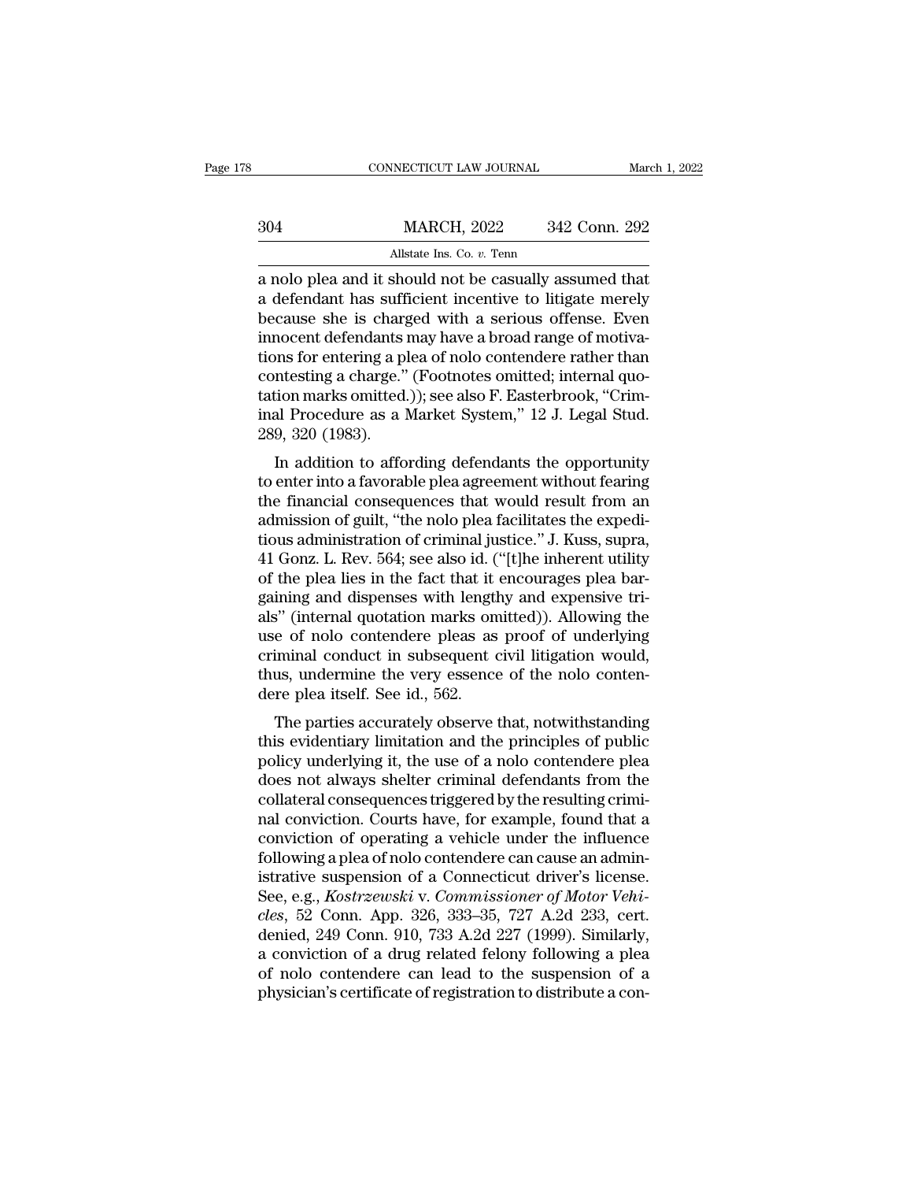a nolo plea and it should not be casually assumed that a defendant has sufficient incentive to litigate merely because she is charged with a serious offense. Even innocent defendants may have a broad range of motivations for entering a plea of nolo contendere rather than contesting a charge." (Footnotes omitted; internal quotation marks omitted.)); see also F. Easterbrook, "Criminal Procedure as a Market System," 12 J. Legal Stud. 289, 320 (1983).

In addition to affording defendants the opportunity to enter into a favorable plea agreement without fearing the financial consequences that would result from an admission of guilt, "the nolo plea facilitates the expeditious administration of criminal justice." J. Kuss, supra, 41 Gonz. L. Rev. 564; see also id. ("[t]he inherent utility of the plea lies in the fact that it encourages plea bargaining and dispenses with lengthy and expensive trials" (internal quotation marks omitted)). Allowing the use of nolo contendere pleas as proof of underlying criminal conduct in subsequent civil litigation would, thus, undermine the very essence of the nolo contendere plea itself. See id., 562.

The parties accurately observe that, notwithstanding this evidentiary limitation and the principles of public policy underlying it, the use of a nolo contendere plea does not always shelter criminal defendants from the collateral consequences triggered by the resulting criminal conviction. Courts have, for example, found that a conviction of operating a vehicle under the influence following a plea of nolo contendere can cause an administrative suspension of a Connecticut driver's license. See, e.g., *Kostrzewski* v. *Commissioner of Motor Vehicles*, 52 Conn. App. 326, 333–35, 727 A.2d 233, cert. denied, 249 Conn. 910, 733 A.2d 227 (1999). Similarly, a conviction of a drug related felony following a plea of nolo contendere can lead to the suspension of a physician's certificate of registration to distribute a con-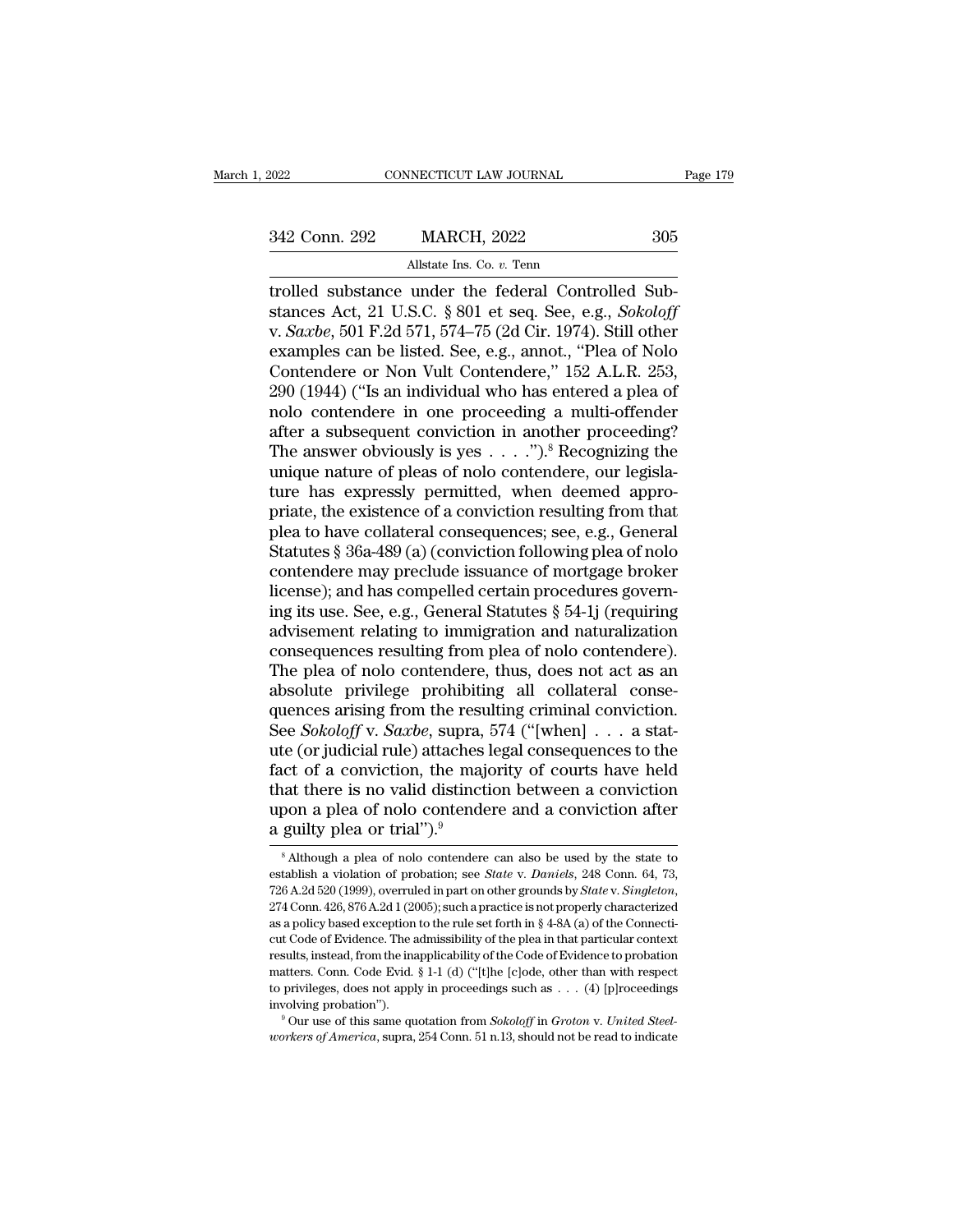trolled substance under the federal Controlled Substances Act, 21 U.S.C. § 801 et seq. See, e.g., *Sokoloff* v. *Saxbe*, 501 F.2d 571, 574–75 (2d Cir. 1974). Still other examples can be listed. See, e.g., annot., "Plea of Nolo Contendere or Non Vult Contendere," 152 A.L.R. 253, 290 (1944) ("Is an individual who has entered a plea of nolo contendere in one proceeding a multi-offender after a subsequent conviction in another proceeding? The answer obviously is yes . . . .").[8] Recognizing the unique nature of pleas of nolo contendere, our legislature has expressly permitted, when deemed appropriate, the existence of a conviction resulting from that plea to have collateral consequences; see, e.g., General Statutes § 36a-489 (a) (conviction following plea of nolo contendere may preclude issuance of mortgage broker license); and has compelled certain procedures governing its use. See, e.g., General Statutes § 54-1j (requiring advisement relating to immigration and naturalization consequences resulting from plea of nolo contendere). The plea of nolo contendere, thus, does not act as an absolute privilege prohibiting all collateral consequences arising from the resulting criminal conviction. See *Sokoloff* v. *Saxbe*, supra, 574 ("[when] . . . a statute (or judicial rule) attaches legal consequences to the fact of a conviction, the majority of courts have held that there is no valid distinction between a conviction upon a plea of nolo contendere and a conviction after a guilty plea or trial").[9]

[8] Although a plea of nolo contendere can also be used by the state to establish a violation of probation; see *State* v. *Daniels*, 248 Conn. 64, 73, 726 A.2d 520 (1999), overruled in part on other grounds by *State* v. *Singleton*, 274 Conn. 426, 876 A.2d 1 (2005); such a practice is not properly characterized as a policy based exception to the rule set forth in § 4-8A (a) of the Connecticut Code of Evidence. The admissibility of the plea in that particular context results, instead, from the inapplicability of the Code of Evidence to probation matters. Conn. Code Evid. § 1-1 (d) ("[t]he [c]ode, other than with respect to privileges, does not apply in proceedings such as . . . (4) [p]roceedings involving probation").

[9] Our use of this same quotation from *Sokoloff* in *Groton* v. *United Steelworkers of America*, supra, 254 Conn. 51 n.13, should not be read to indicate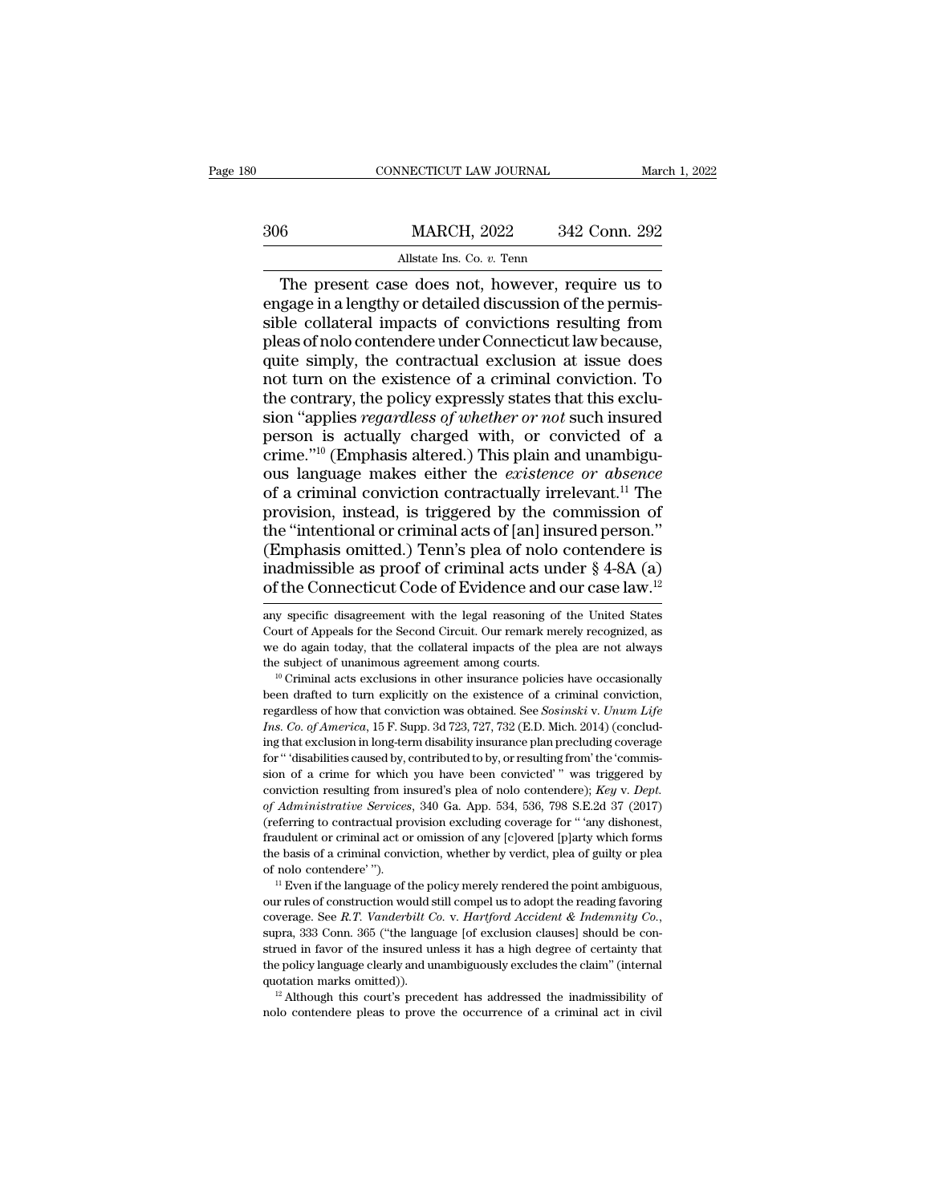The present case does not, however, require us to engage in a lengthy or detailed discussion of the permissible collateral impacts of convictions resulting from pleas of nolo contendere under Connecticut law because, quite simply, the contractual exclusion at issue does not turn on the existence of a criminal conviction. To the contrary, the policy expressly states that this exclusion "applies *regardless of whether or not* such insured person is actually charged with, or convicted of a crime."[10] (Emphasis altered.) This plain and unambiguous language makes either the *existence or absence* of a criminal conviction contractually irrelevant.[11] The provision, instead, is triggered by the commission of the "intentional or criminal acts of [an] insured person." (Emphasis omitted.) Tenn's plea of nolo contendere is inadmissible as proof of criminal acts under § 4-8A (a) of the Connecticut Code of Evidence and our case law.[12]

---

any specific disagreement with the legal reasoning of the United States Court of Appeals for the Second Circuit. Our remark merely recognized, as we do again today, that the collateral impacts of the plea are not always the subject of unanimous agreement among courts.

[10] Criminal acts exclusions in other insurance policies have occasionally been drafted to turn explicitly on the existence of a criminal conviction, regardless of how that conviction was obtained. See *Sosinski* v. *Unum Life Ins. Co. of America*, 15 F. Supp. 3d 723, 727, 732 (E.D. Mich. 2014) (concluding that exclusion in long-term disability insurance plan precluding coverage for " 'disabilities caused by, contributed to by, or resulting from' the 'commission of a crime for which you have been convicted' " was triggered by conviction resulting from insured's plea of nolo contendere); *Key* v. *Dept. of Administrative Services*, 340 Ga. App. 534, 536, 798 S.E.2d 37 (2017) (referring to contractual provision excluding coverage for " 'any dishonest, fraudulent or criminal act or omission of any [c]overed [p]arty which forms the basis of a criminal conviction, whether by verdict, plea of guilty or plea of nolo contendere' ").

[11] Even if the language of the policy merely rendered the point ambiguous, our rules of construction would still compel us to adopt the reading favoring coverage. See *R.T. Vanderbilt Co.* v. *Hartford Accident & Indemnity Co.*, supra, 333 Conn. 365 ("the language [of exclusion clauses] should be construed in favor of the insured unless it has a high degree of certainty that the policy language clearly and unambiguously excludes the claim" (internal quotation marks omitted)).

[12] Although this court's precedent has addressed the inadmissibility of nolo contendere pleas to prove the occurrence of a criminal act in civil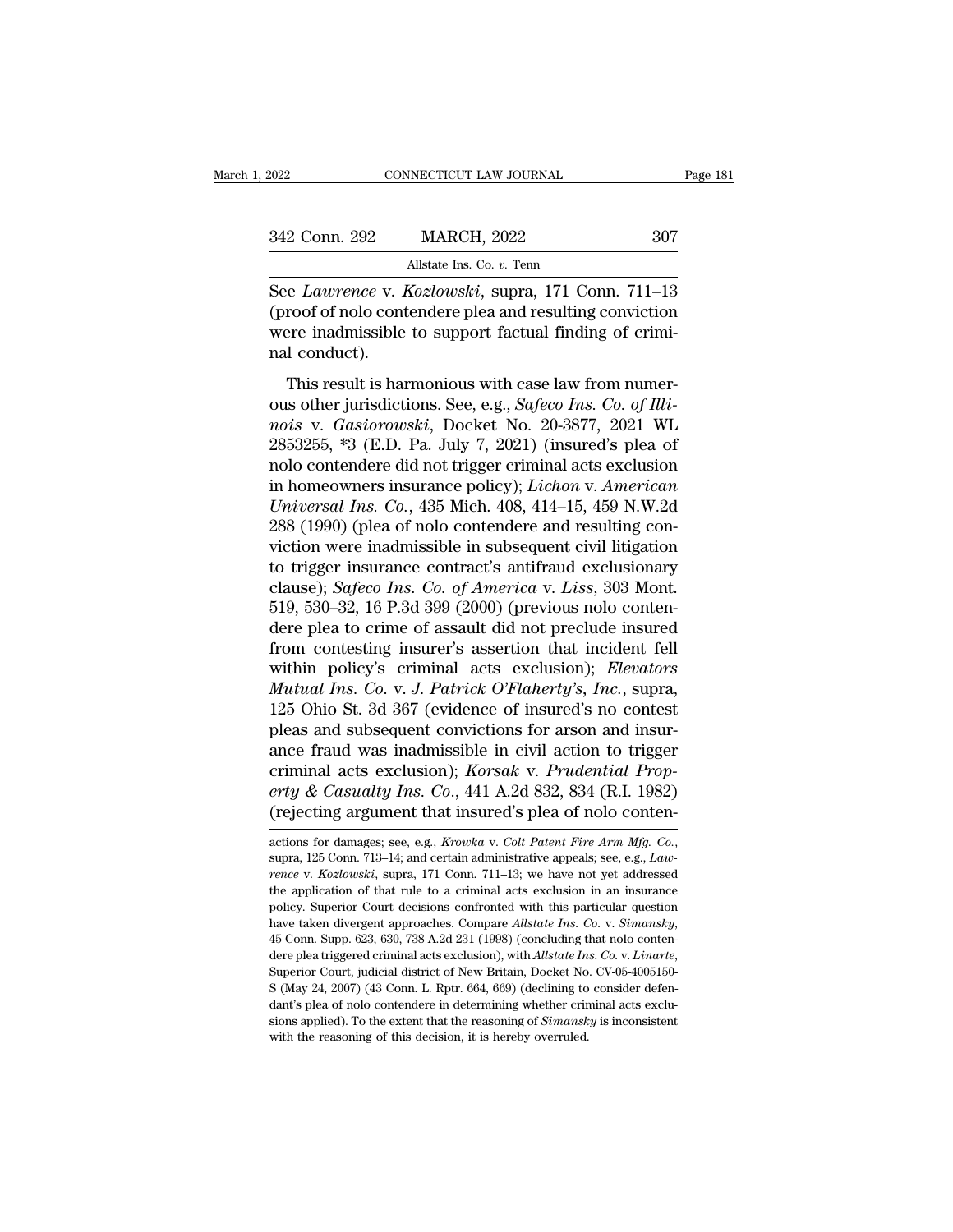See *Lawrence* v. *Kozlowski*, supra, 171 Conn. 711–13 (proof of nolo contendere plea and resulting conviction were inadmissible to support factual finding of criminal conduct).

This result is harmonious with case law from numerous other jurisdictions. See, e.g., *Safeco Ins. Co. of Illinois* v. *Gasiorowski*, Docket No. 20-3877, 2021 WL 2853255, *3 (E.D. Pa. July 7, 2021) (insured's plea of nolo contendere did not trigger criminal acts exclusion in homeowners insurance policy); *Lichon* v. *American Universal Ins. Co.*, 435 Mich. 408, 414–15, 459 N.W.2d 288 (1990) (plea of nolo contendere and resulting conviction were inadmissible in subsequent civil litigation to trigger insurance contract's antifraud exclusionary clause); *Safeco Ins. Co. of America* v. *Liss*, 303 Mont. 519, 530–32, 16 P.3d 399 (2000) (previous nolo contendere plea to crime of assault did not preclude insured from contesting insurer's assertion that incident fell within policy's criminal acts exclusion); *Elevators Mutual Ins. Co.* v. *J. Patrick O'Flaherty's, Inc.*, supra, 125 Ohio St. 3d 367 (evidence of insured's no contest pleas and subsequent convictions for arson and insurance fraud was inadmissible in civil action to trigger criminal acts exclusion); *Korsak* v. *Prudential Property & Casualty Ins. Co.*, 441 A.2d 832, 834 (R.I. 1982) (rejecting argument that insured's plea of nolo conten-

actions for damages; see, e.g., *Krowka* v. *Colt Patent Fire Arm Mfg. Co.*, supra, 125 Conn. 713–14; and certain administrative appeals; see, e.g., *Lawrence* v. *Kozlowski*, supra, 171 Conn. 711–13; we have not yet addressed the application of that rule to a criminal acts exclusion in an insurance policy. Superior Court decisions confronted with this particular question have taken divergent approaches. Compare *Allstate Ins. Co.* v. *Simansky*, 45 Conn. Supp. 623, 630, 738 A.2d 231 (1998) (concluding that nolo contendere plea triggered criminal acts exclusion), with *Allstate Ins. Co.* v. *Linarte*, Superior Court, judicial district of New Britain, Docket No. CV-05-4005150-S (May 24, 2007) (43 Conn. L. Rptr. 664, 669) (declining to consider defendant's plea of nolo contendere in determining whether criminal acts exclusions applied). To the extent that the reasoning of *Simansky* is inconsistent with the reasoning of this decision, it is hereby overruled.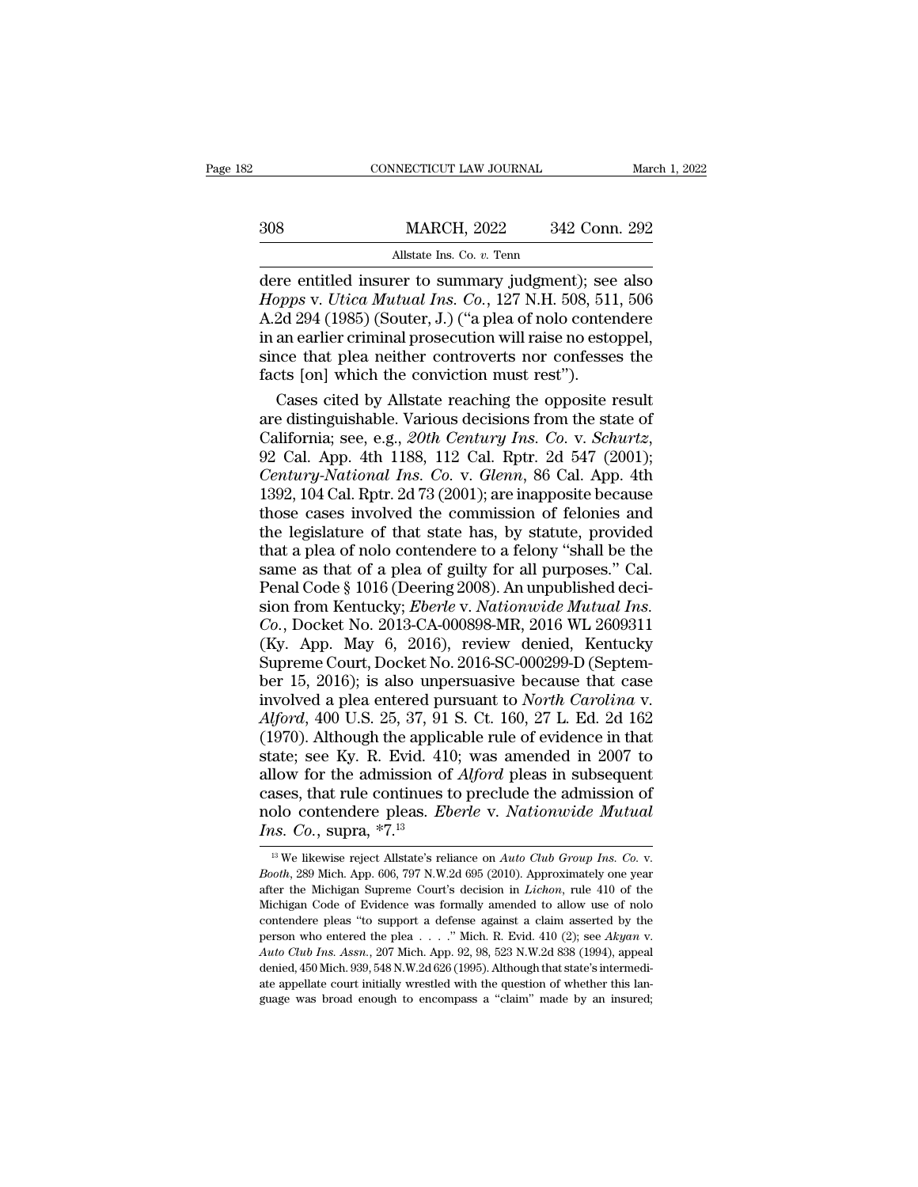dere entitled insurer to summary judgment); see also *Hopps* v. *Utica Mutual Ins. Co.*, 127 N.H. 508, 511, 506 A.2d 294 (1985) (Souter, J.) ("a plea of nolo contendere in an earlier criminal prosecution will raise no estoppel, since that plea neither controverts nor confesses the facts [on] which the conviction must rest").

Cases cited by Allstate reaching the opposite result are distinguishable. Various decisions from the state of California; see, e.g., *20th Century Ins. Co.* v. *Schurtz*, 92 Cal. App. 4th 1188, 112 Cal. Rptr. 2d 547 (2001); *Century-National Ins. Co.* v. *Glenn*, 86 Cal. App. 4th 1392, 104 Cal. Rptr. 2d 73 (2001); are inapposite because those cases involved the commission of felonies and the legislature of that state has, by statute, provided that a plea of nolo contendere to a felony "shall be the same as that of a plea of guilty for all purposes." Cal. Penal Code § 1016 (Deering 2008). An unpublished decision from Kentucky; *Eberle* v. *Nationwide Mutual Ins. Co.*, Docket No. 2013-CA-000898-MR, 2016 WL 2609311 (Ky. App. May 6, 2016), review denied, Kentucky Supreme Court, Docket No. 2016-SC-000299-D (September 15, 2016); is also unpersuasive because that case involved a plea entered pursuant to *North Carolina* v. *Alford*, 400 U.S. 25, 37, 91 S. Ct. 160, 27 L. Ed. 2d 162 (1970). Although the applicable rule of evidence in that state; see Ky. R. Evid. 410; was amended in 2007 to allow for the admission of *Alford* pleas in subsequent cases, that rule continues to preclude the admission of nolo contendere pleas. *Eberle* v. *Nationwide Mutual Ins. Co.*, supra, *7.[13]

[13] We likewise reject Allstate's reliance on *Auto Club Group Ins. Co.* v. *Booth*, 289 Mich. App. 606, 797 N.W.2d 695 (2010). Approximately one year after the Michigan Supreme Court's decision in *Lichon*, rule 410 of the Michigan Code of Evidence was formally amended to allow use of nolo contendere pleas "to support a defense against a claim asserted by the person who entered the plea . . . ." Mich. R. Evid. 410 (2); see *Akyan* v. *Auto Club Ins. Assn.*, 207 Mich. App. 92, 98, 523 N.W.2d 838 (1994), appeal denied, 450 Mich. 939, 548 N.W.2d 626 (1995). Although that state's intermediate appellate court initially wrestled with the question of whether this language was broad enough to encompass a "claim" made by an insured;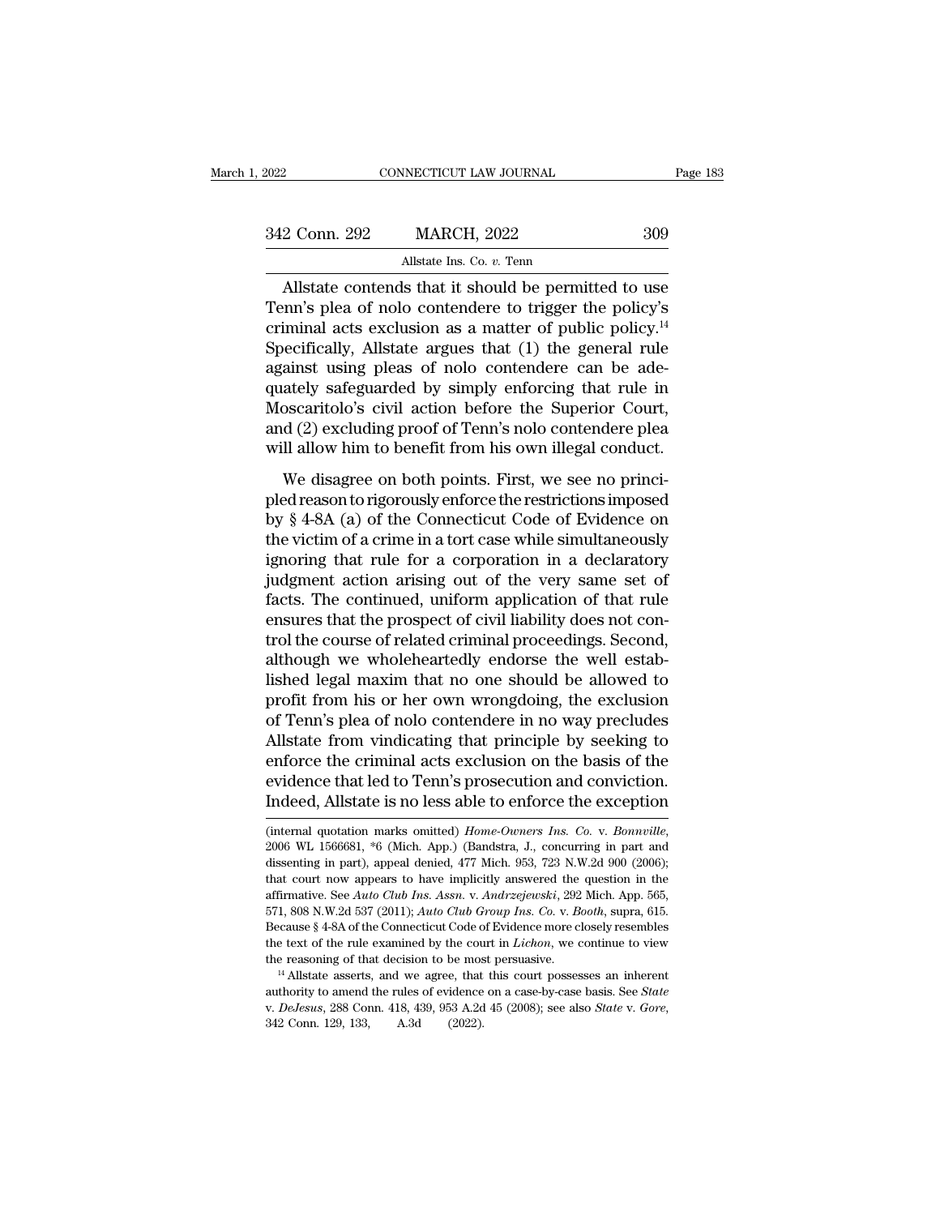Allstate contends that it should be permitted to use Tenn's plea of nolo contendere to trigger the policy's criminal acts exclusion as a matter of public policy.[14] Specifically, Allstate argues that (1) the general rule against using pleas of nolo contendere can be adequately safeguarded by simply enforcing that rule in Moscaritolo's civil action before the Superior Court, and (2) excluding proof of Tenn's nolo contendere plea will allow him to benefit from his own illegal conduct.

We disagree on both points. First, we see no principled reason to rigorously enforce the restrictions imposed by § 4-8A (a) of the Connecticut Code of Evidence on the victim of a crime in a tort case while simultaneously ignoring that rule for a corporation in a declaratory judgment action arising out of the very same set of facts. The continued, uniform application of that rule ensures that the prospect of civil liability does not control the course of related criminal proceedings. Second, although we wholeheartedly endorse the well established legal maxim that no one should be allowed to profit from his or her own wrongdoing, the exclusion of Tenn's plea of nolo contendere in no way precludes Allstate from vindicating that principle by seeking to enforce the criminal acts exclusion on the basis of the evidence that led to Tenn's prosecution and conviction. Indeed, Allstate is no less able to enforce the exception

(internal quotation marks omitted) *Home-Owners Ins. Co.* v. *Bonnville*, 2006 WL 1566681, *6 (Mich. App.) (Bandstra, J., concurring in part and dissenting in part), appeal denied, 477 Mich. 953, 723 N.W.2d 900 (2006); that court now appears to have implicitly answered the question in the affirmative. See *Auto Club Ins. Assn.* v. *Andrzejewski*, 292 Mich. App. 565, 571, 808 N.W.2d 537 (2011); *Auto Club Group Ins. Co.* v. *Booth*, supra, 615. Because § 4-8A of the Connecticut Code of Evidence more closely resembles the text of the rule examined by the court in *Lichon*, we continue to view the reasoning of that decision to be most persuasive.

[14] Allstate asserts, and we agree, that this court possesses an inherent authority to amend the rules of evidence on a case-by-case basis. See *State* v. *DeJesus*, 288 Conn. 418, 439, 953 A.2d 45 (2008); see also *State* v. *Gore*, 342 Conn. 129, 133, A.3d (2022).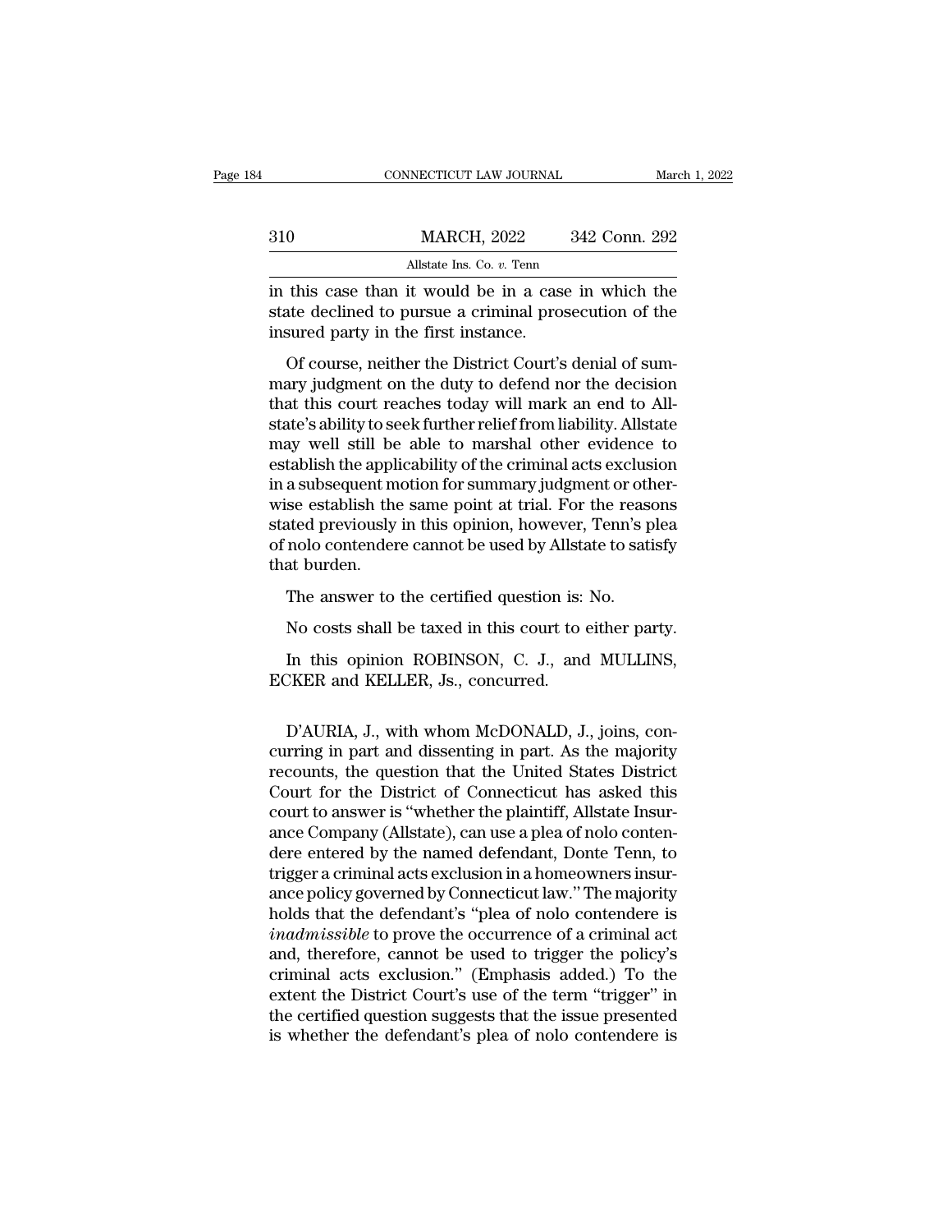in this case than it would be in a case in which the state declined to pursue a criminal prosecution of the insured party in the first instance.

Of course, neither the District Court's denial of summary judgment on the duty to defend nor the decision that this court reaches today will mark an end to Allstate's ability to seek further relief from liability. Allstate may well still be able to marshal other evidence to establish the applicability of the criminal acts exclusion in a subsequent motion for summary judgment or otherwise establish the same point at trial. For the reasons stated previously in this opinion, however, Tenn's plea of nolo contendere cannot be used by Allstate to satisfy that burden.

The answer to the certified question is: No.

No costs shall be taxed in this court to either party.

In this opinion ROBINSON, C. J., and MULLINS, ECKER and KELLER, Js., concurred.

D'AURIA, J., with whom McDONALD, J., joins, concurring in part and dissenting in part. As the majority recounts, the question that the United States District Court for the District of Connecticut has asked this court to answer is "whether the plaintiff, Allstate Insurance Company (Allstate), can use a plea of nolo contendere entered by the named defendant, Donte Tenn, to trigger a criminal acts exclusion in a homeowners insurance policy governed by Connecticut law." The majority holds that the defendant's "plea of nolo contendere is *inadmissible* to prove the occurrence of a criminal act and, therefore, cannot be used to trigger the policy's criminal acts exclusion." (Emphasis added.) To the extent the District Court's use of the term "trigger" in the certified question suggests that the issue presented is whether the defendant's plea of nolo contendere is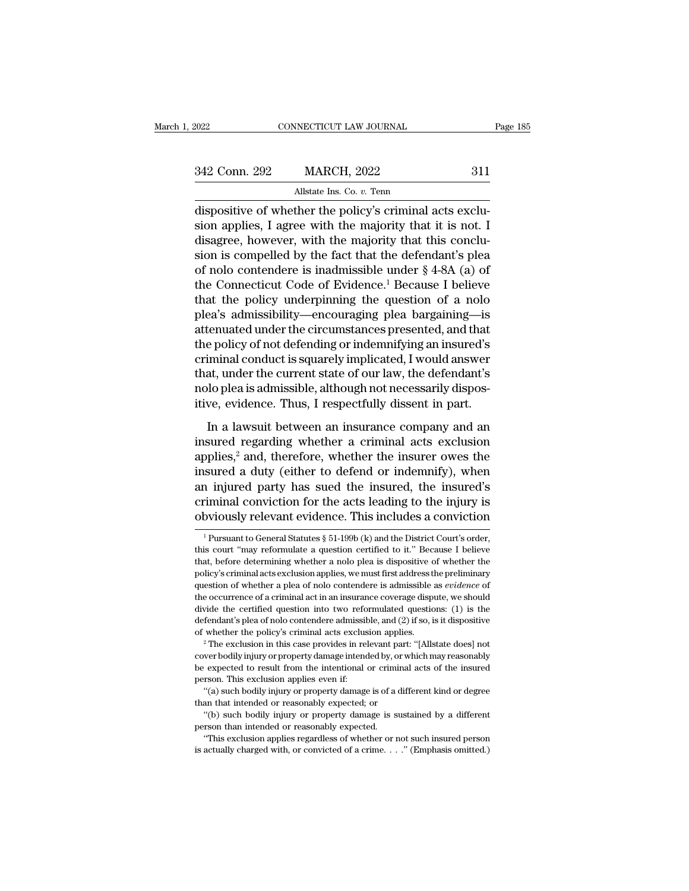dispositive of whether the policy's criminal acts exclusion applies, I agree with the majority that it is not. I disagree, however, with the majority that this conclusion is compelled by the fact that the defendant's plea of nolo contendere is inadmissible under § 4-8A (a) of the Connecticut Code of Evidence.[1] Because I believe that the policy underpinning the question of a nolo plea's admissibility—encouraging plea bargaining—is attenuated under the circumstances presented, and that the policy of not defending or indemnifying an insured's criminal conduct is squarely implicated, I would answer that, under the current state of our law, the defendant's nolo plea is admissible, although not necessarily dispositive, evidence. Thus, I respectfully dissent in part.

In a lawsuit between an insurance company and an insured regarding whether a criminal acts exclusion applies,[2] and, therefore, whether the insurer owes the insured a duty (either to defend or indemnify), when an injured party has sued the insured, the insured's criminal conviction for the acts leading to the injury is obviously relevant evidence. This includes a conviction

---

[1] Pursuant to General Statutes § 51-199b (k) and the District Court's order, this court "may reformulate a question certified to it." Because I believe that, before determining whether a nolo plea is dispositive of whether the policy's criminal acts exclusion applies, we must first address the preliminary question of whether a plea of nolo contendere is admissible as *evidence* of the occurrence of a criminal act in an insurance coverage dispute, we should divide the certified question into two reformulated questions: (1) is the defendant's plea of nolo contendere admissible, and (2) if so, is it dispositive of whether the policy's criminal acts exclusion applies.

[2] The exclusion in this case provides in relevant part: "[Allstate does] not cover bodily injury or property damage intended by, or which may reasonably be expected to result from the intentional or criminal acts of the insured person. This exclusion applies even if:

"(a) such bodily injury or property damage is of a different kind or degree than that intended or reasonably expected; or

"(b) such bodily injury or property damage is sustained by a different person than intended or reasonably expected.

"This exclusion applies regardless of whether or not such insured person is actually charged with, or convicted of a crime. . . ." (Emphasis omitted.)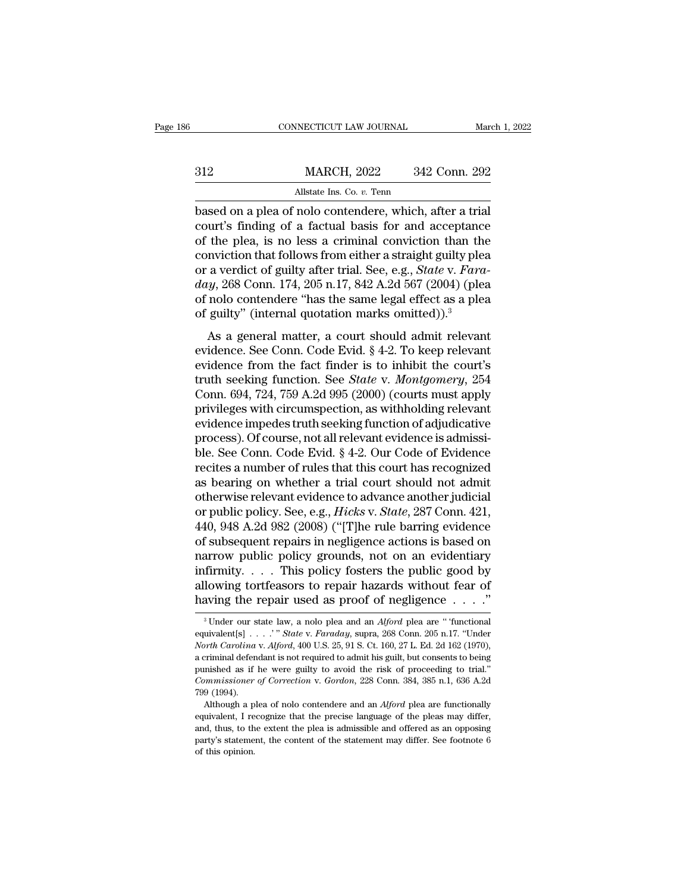based on a plea of nolo contendere, which, after a trial court's finding of a factual basis for and acceptance of the plea, is no less a criminal conviction than the conviction that follows from either a straight guilty plea or a verdict of guilty after trial. See, e.g., *State* v. *Faraday*, 268 Conn. 174, 205 n.17, 842 A.2d 567 (2004) (plea of nolo contendere "has the same legal effect as a plea of guilty" (internal quotation marks omitted)).[3]

As a general matter, a court should admit relevant evidence. See Conn. Code Evid. § 4-2. To keep relevant evidence from the fact finder is to inhibit the court's truth seeking function. See *State* v. *Montgomery*, 254 Conn. 694, 724, 759 A.2d 995 (2000) (courts must apply privileges with circumspection, as withholding relevant evidence impedes truth seeking function of adjudicative process). Of course, not all relevant evidence is admissible. See Conn. Code Evid. § 4-2. Our Code of Evidence recites a number of rules that this court has recognized as bearing on whether a trial court should not admit otherwise relevant evidence to advance another judicial or public policy. See, e.g., *Hicks* v. *State*, 287 Conn. 421, 440, 948 A.2d 982 (2008) ("[T]he rule barring evidence of subsequent repairs in negligence actions is based on narrow public policy grounds, not on an evidentiary infirmity. . . . This policy fosters the public good by allowing tortfeasors to repair hazards without fear of having the repair used as proof of negligence . . . ."

---

[3] Under our state law, a nolo plea and an *Alford* plea are " 'functional equivalent[s] . . . .' " *State* v. *Faraday*, supra, 268 Conn. 205 n.17. "Under *North Carolina* v. *Alford*, 400 U.S. 25, 91 S. Ct. 160, 27 L. Ed. 2d 162 (1970), a criminal defendant is not required to admit his guilt, but consents to being punished as if he were guilty to avoid the risk of proceeding to trial." *Commissioner of Correction* v. *Gordon*, 228 Conn. 384, 385 n.1, 636 A.2d 799 (1994).

Although a plea of nolo contendere and an *Alford* plea are functionally equivalent, I recognize that the precise language of the pleas may differ, and, thus, to the extent the plea is admissible and offered as an opposing party's statement, the content of the statement may differ. See footnote 6 of this opinion.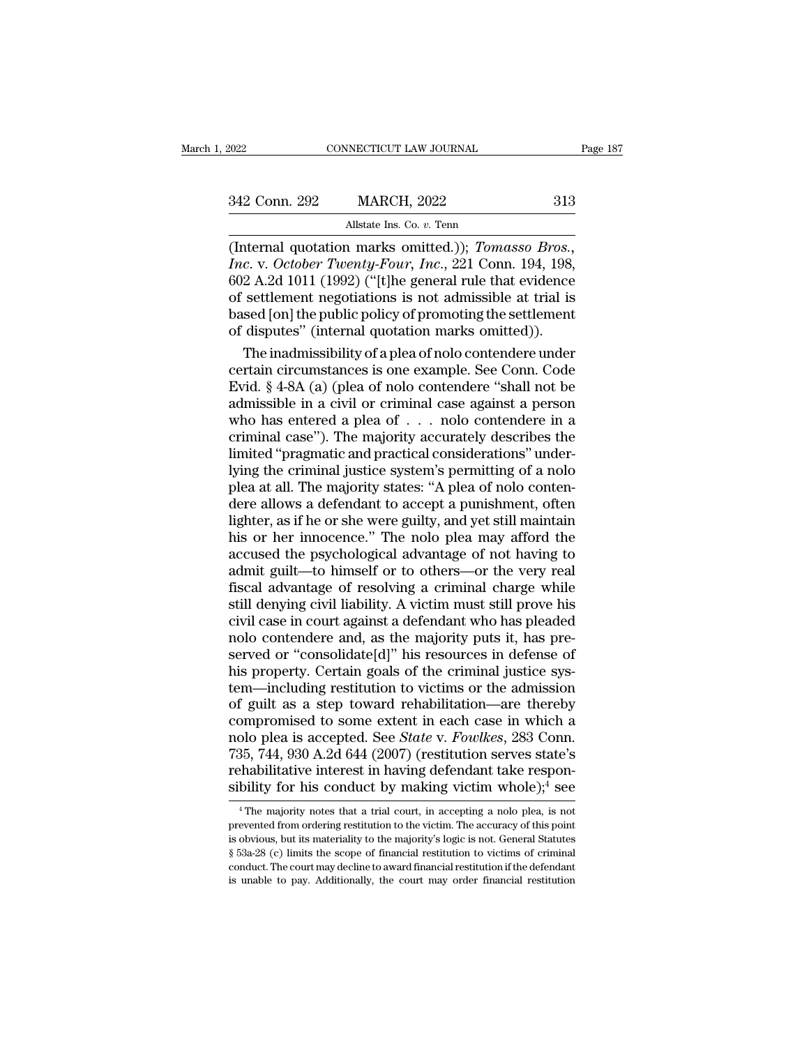(Internal quotation marks omitted.)); *Tomasso Bros., Inc.* v. *October Twenty-Four, Inc.*, 221 Conn. 194, 198, 602 A.2d 1011 (1992) ("[t]he general rule that evidence of settlement negotiations is not admissible at trial is based [on] the public policy of promoting the settlement of disputes" (internal quotation marks omitted)).

The inadmissibility of a plea of nolo contendere under certain circumstances is one example. See Conn. Code Evid. § 4-8A (a) (plea of nolo contendere "shall not be admissible in a civil or criminal case against a person who has entered a plea of . . . nolo contendere in a criminal case"). The majority accurately describes the limited "pragmatic and practical considerations" underlying the criminal justice system's permitting of a nolo plea at all. The majority states: "A plea of nolo contendere allows a defendant to accept a punishment, often lighter, as if he or she were guilty, and yet still maintain his or her innocence." The nolo plea may afford the accused the psychological advantage of not having to admit guilt—to himself or to others—or the very real fiscal advantage of resolving a criminal charge while still denying civil liability. A victim must still prove his civil case in court against a defendant who has pleaded nolo contendere and, as the majority puts it, has preserved or "consolidate[d]" his resources in defense of his property. Certain goals of the criminal justice system—including restitution to victims or the admission of guilt as a step toward rehabilitation—are thereby compromised to some extent in each case in which a nolo plea is accepted. See *State* v. *Fowlkes*, 283 Conn. 735, 744, 930 A.2d 644 (2007) (restitution serves state's rehabilitative interest in having defendant take responsibility for his conduct by making victim whole);[4] see

---

[4] The majority notes that a trial court, in accepting a nolo plea, is not prevented from ordering restitution to the victim. The accuracy of this point is obvious, but its materiality to the majority's logic is not. General Statutes § 53a-28 (c) limits the scope of financial restitution to victims of criminal conduct. The court may decline to award financial restitution if the defendant is unable to pay. Additionally, the court may order financial restitution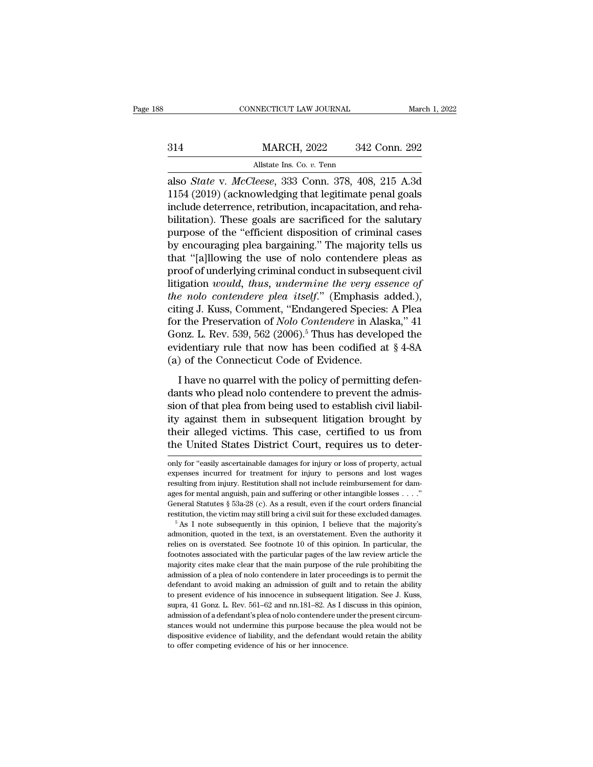also *State* v. *McCleese*, 333 Conn. 378, 408, 215 A.3d 1154 (2019) (acknowledging that legitimate penal goals include deterrence, retribution, incapacitation, and rehabilitation). These goals are sacrificed for the salutary purpose of the "efficient disposition of criminal cases by encouraging plea bargaining." The majority tells us that "[a]llowing the use of nolo contendere pleas as proof of underlying criminal conduct in subsequent civil litigation *would, thus, undermine the very essence of the nolo contendere plea itself*." (Emphasis added.), citing J. Kuss, Comment, "Endangered Species: A Plea for the Preservation of *Nolo Contendere* in Alaska," 41 Gonz. L. Rev. 539, 562 (2006).[5] Thus has developed the evidentiary rule that now has been codified at § 4-8A (a) of the Connecticut Code of Evidence.

I have no quarrel with the policy of permitting defendants who plead nolo contendere to prevent the admission of that plea from being used to establish civil liability against them in subsequent litigation brought by their alleged victims. This case, certified to us from the United States District Court, requires us to deter-

only for "easily ascertainable damages for injury or loss of property, actual expenses incurred for treatment for injury to persons and lost wages resulting from injury. Restitution shall not include reimbursement for damages for mental anguish, pain and suffering or other intangible losses . . . ." General Statutes § 53a-28 (c). As a result, even if the court orders financial restitution, the victim may still bring a civil suit for these excluded damages.

[5] As I note subsequently in this opinion, I believe that the majority's admonition, quoted in the text, is an overstatement. Even the authority it relies on is overstated. See footnote 10 of this opinion. In particular, the footnotes associated with the particular pages of the law review article the majority cites make clear that the main purpose of the rule prohibiting the admission of a plea of nolo contendere in later proceedings is to permit the defendant to avoid making an admission of guilt and to retain the ability to present evidence of his innocence in subsequent litigation. See J. Kuss, supra, 41 Gonz. L. Rev. 561–62 and nn.181–82. As I discuss in this opinion, admission of a defendant's plea of nolo contendere under the present circumstances would not undermine this purpose because the plea would not be dispositive evidence of liability, and the defendant would retain the ability to offer competing evidence of his or her innocence.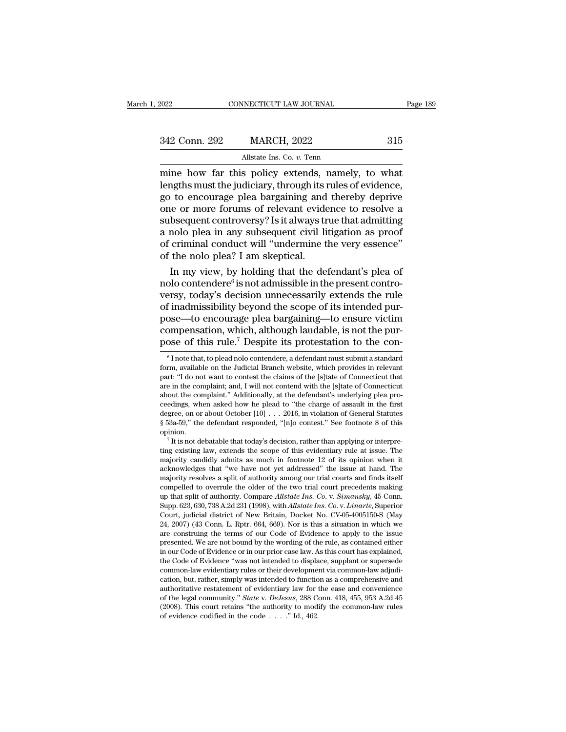mine how far this policy extends, namely, to what lengths must the judiciary, through its rules of evidence, go to encourage plea bargaining and thereby deprive one or more forums of relevant evidence to resolve a subsequent controversy? Is it always true that admitting a nolo plea in any subsequent civil litigation as proof of criminal conduct will "undermine the very essence" of the nolo plea? I am skeptical.

In my view, by holding that the defendant's plea of nolo contendere[6] is not admissible in the present controversy, today's decision unnecessarily extends the rule of inadmissibility beyond the scope of its intended purpose—to encourage plea bargaining—to ensure victim compensation, which, although laudable, is not the purpose of this rule.[7] Despite its protestation to the con-

---

[6] I note that, to plead nolo contendere, a defendant must submit a standard form, available on the Judicial Branch website, which provides in relevant part: "I do not want to contest the claims of the [s]tate of Connecticut that are in the complaint; and, I will not contend with the [s]tate of Connecticut about the complaint." Additionally, at the defendant's underlying plea proceedings, when asked how he plead to "the charge of assault in the first degree, on or about October [10] . . . 2016, in violation of General Statutes § 53a-59," the defendant responded, "[n]o contest." See footnote 8 of this opinion.

[7] It is not debatable that today's decision, rather than applying or interpreting existing law, extends the scope of this evidentiary rule at issue. The majority candidly admits as much in footnote 12 of its opinion when it acknowledges that "we have not yet addressed" the issue at hand. The majority resolves a split of authority among our trial courts and finds itself compelled to overrule the older of the two trial court precedents making up that split of authority. Compare *Allstate Ins. Co.* v. *Simansky*, 45 Conn. Supp. 623, 630, 738 A.2d 231 (1998), with *Allstate Ins. Co.* v. *Linarte*, Superior Court, judicial district of New Britain, Docket No. CV-05-4005150-S (May 24, 2007) (43 Conn. L. Rptr. 664, 669). Nor is this a situation in which we are construing the terms of our Code of Evidence to apply to the issue presented. We are not bound by the wording of the rule, as contained either in our Code of Evidence or in our prior case law. As this court has explained, the Code of Evidence "was not intended to displace, supplant or supersede common-law evidentiary rules or their development via common-law adjudication, but, rather, simply was intended to function as a comprehensive and authoritative restatement of evidentiary law for the ease and convenience of the legal community." *State* v. *DeJesus*, 288 Conn. 418, 455, 953 A.2d 45 (2008). This court retains "the authority to modify the common-law rules of evidence codified in the code . . . ." Id., 462.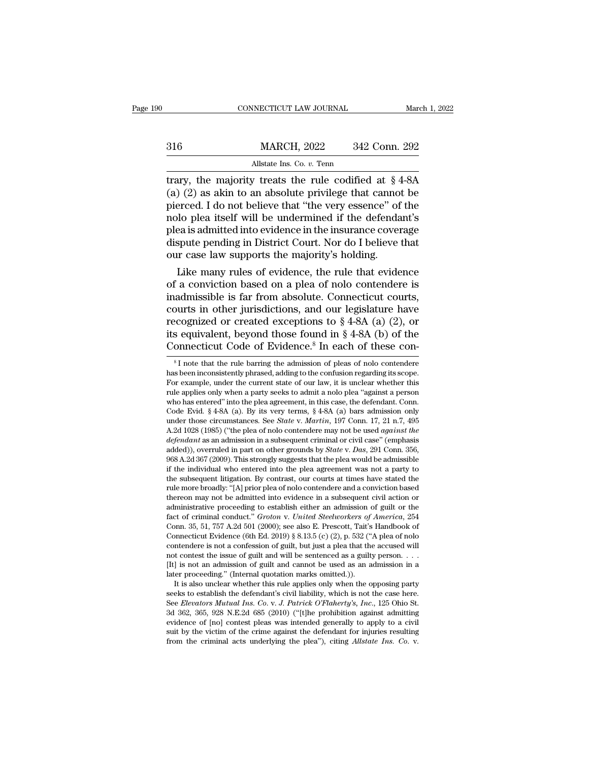trary, the majority treats the rule codified at § 4-8A (a) (2) as akin to an absolute privilege that cannot be pierced. I do not believe that "the very essence" of the nolo plea itself will be undermined if the defendant's plea is admitted into evidence in the insurance coverage dispute pending in District Court. Nor do I believe that our case law supports the majority's holding.

Like many rules of evidence, the rule that evidence of a conviction based on a plea of nolo contendere is inadmissible is far from absolute. Connecticut courts, courts in other jurisdictions, and our legislature have recognized or created exceptions to § 4-8A (a) (2), or its equivalent, beyond those found in § 4-8A (b) of the Connecticut Code of Evidence.[8] In each of these con-

[8] I note that the rule barring the admission of pleas of nolo contendere has been inconsistently phrased, adding to the confusion regarding its scope. For example, under the current state of our law, it is unclear whether this rule applies only when a party seeks to admit a nolo plea "against a person who has entered" into the plea agreement, in this case, the defendant. Conn. Code Evid. § 4-8A (a). By its very terms, § 4-8A (a) bars admission only under those circumstances. See *State* v. *Martin*, 197 Conn. 17, 21 n.7, 495 A.2d 1028 (1985) ("the plea of nolo contendere may not be used *against the defendant* as an admission in a subsequent criminal or civil case" (emphasis added)), overruled in part on other grounds by *State* v. *Das*, 291 Conn. 356, 968 A.2d 367 (2009). This strongly suggests that the plea would be admissible if the individual who entered into the plea agreement was not a party to the subsequent litigation. By contrast, our courts at times have stated the rule more broadly: "[A] prior plea of nolo contendere and a conviction based thereon may not be admitted into evidence in a subsequent civil action or administrative proceeding to establish either an admission of guilt or the fact of criminal conduct." *Groton* v. *United Steelworkers of America*, 254 Conn. 35, 51, 757 A.2d 501 (2000); see also E. Prescott, Tait's Handbook of Connecticut Evidence (6th Ed. 2019) § 8.13.5 (c) (2), p. 532 ("A plea of nolo contendere is not a confession of guilt, but just a plea that the accused will not contest the issue of guilt and will be sentenced as a guilty person. . . . [It] is not an admission of guilt and cannot be used as an admission in a later proceeding." (Internal quotation marks omitted.)).

It is also unclear whether this rule applies only when the opposing party seeks to establish the defendant's civil liability, which is not the case here. See *Elevators Mutual Ins. Co.* v. *J. Patrick O'Flaherty's, Inc.*, 125 Ohio St. 3d 362, 365, 928 N.E.2d 685 (2010) ("[t]he prohibition against admitting evidence of [no] contest pleas was intended generally to apply to a civil suit by the victim of the crime against the defendant for injuries resulting from the criminal acts underlying the plea"), citing *Allstate Ins. Co.* v.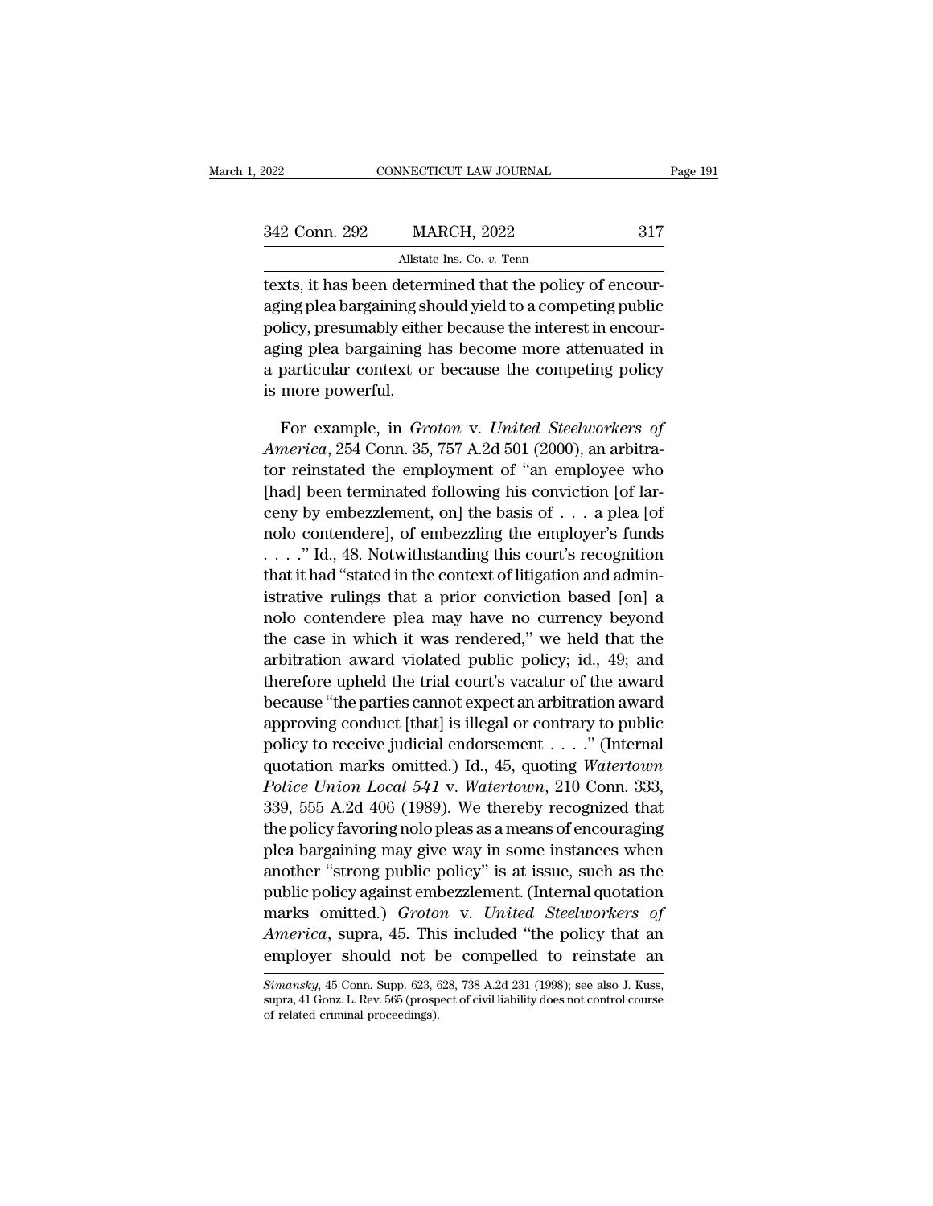texts, it has been determined that the policy of encouraging plea bargaining should yield to a competing public policy, presumably either because the interest in encouraging plea bargaining has become more attenuated in a particular context or because the competing policy is more powerful.

For example, in *Groton* v. *United Steelworkers of America*, 254 Conn. 35, 757 A.2d 501 (2000), an arbitrator reinstated the employment of "an employee who [had] been terminated following his conviction [of larceny by embezzlement, on] the basis of . . . a plea [of nolo contendere], of embezzling the employer's funds . . . ." Id., 48. Notwithstanding this court's recognition that it had "stated in the context of litigation and administrative rulings that a prior conviction based [on] a nolo contendere plea may have no currency beyond the case in which it was rendered," we held that the arbitration award violated public policy; id., 49; and therefore upheld the trial court's vacatur of the award because "the parties cannot expect an arbitration award approving conduct [that] is illegal or contrary to public policy to receive judicial endorsement . . . ." (Internal quotation marks omitted.) Id., 45, quoting *Watertown Police Union Local 541* v. *Watertown*, 210 Conn. 333, 339, 555 A.2d 406 (1989). We thereby recognized that the policy favoring nolo pleas as a means of encouraging plea bargaining may give way in some instances when another "strong public policy" is at issue, such as the public policy against embezzlement. (Internal quotation marks omitted.) *Groton* v. *United Steelworkers of America*, supra, 45. This included "the policy that an employer should not be compelled to reinstate an

*Simansky*, 45 Conn. Supp. 623, 628, 738 A.2d 231 (1998); see also J. Kuss, supra, 41 Gonz. L. Rev. 565 (prospect of civil liability does not control course of related criminal proceedings).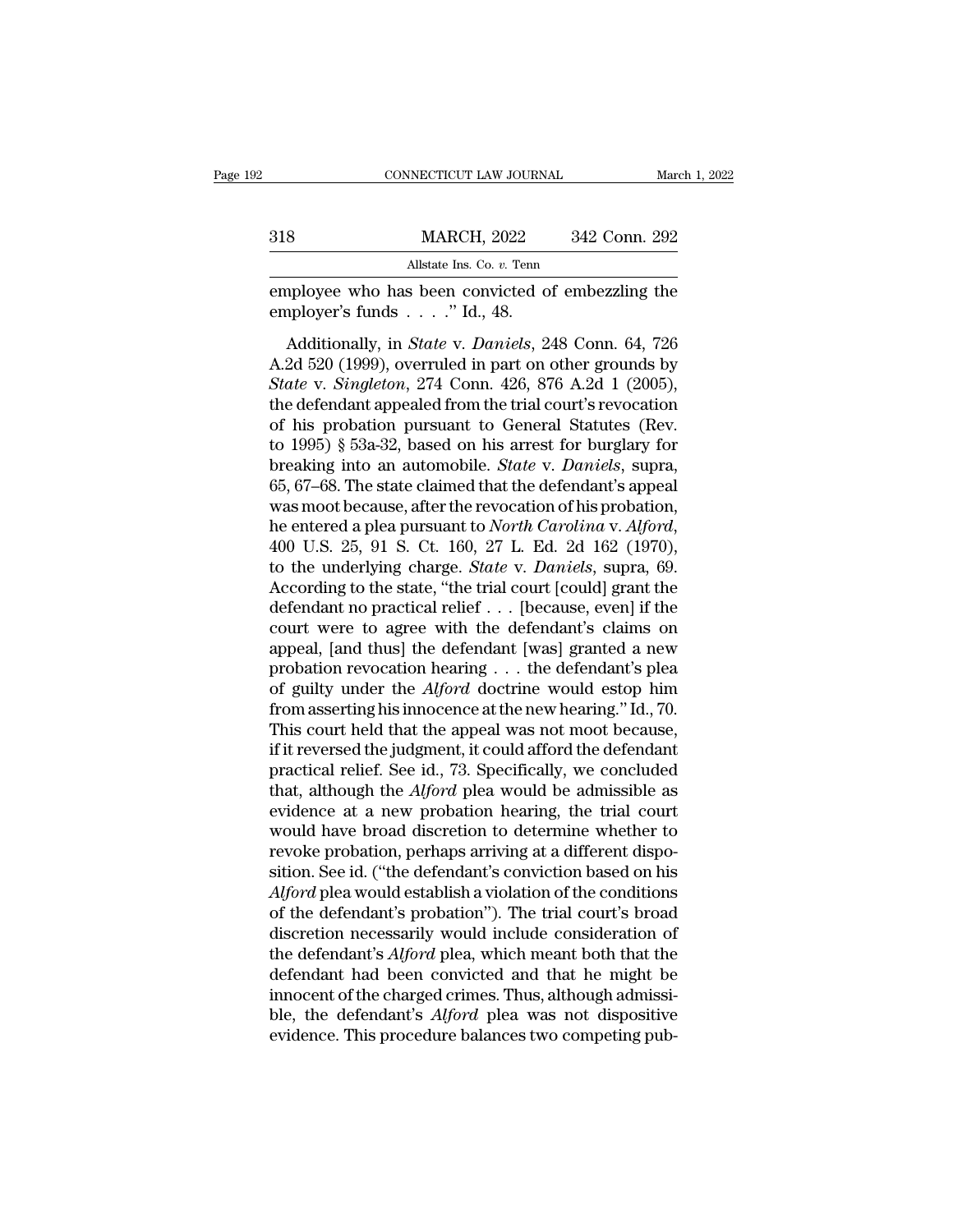employee who has been convicted of embezzling the employer's funds . . . ." Id., 48.

Additionally, in *State* v. *Daniels*, 248 Conn. 64, 726 A.2d 520 (1999), overruled in part on other grounds by *State* v. *Singleton*, 274 Conn. 426, 876 A.2d 1 (2005), the defendant appealed from the trial court's revocation of his probation pursuant to General Statutes (Rev. to 1995) § 53a-32, based on his arrest for burglary for breaking into an automobile. *State* v. *Daniels*, supra, 65, 67–68. The state claimed that the defendant's appeal was moot because, after the revocation of his probation, he entered a plea pursuant to *North Carolina* v. *Alford*, 400 U.S. 25, 91 S. Ct. 160, 27 L. Ed. 2d 162 (1970), to the underlying charge. *State* v. *Daniels*, supra, 69. According to the state, "the trial court [could] grant the defendant no practical relief . . . [because, even] if the court were to agree with the defendant's claims on appeal, [and thus] the defendant [was] granted a new probation revocation hearing . . . the defendant's plea of guilty under the *Alford* doctrine would estop him from asserting his innocence at the new hearing." Id., 70. This court held that the appeal was not moot because, if it reversed the judgment, it could afford the defendant practical relief. See id., 73. Specifically, we concluded that, although the *Alford* plea would be admissible as evidence at a new probation hearing, the trial court would have broad discretion to determine whether to revoke probation, perhaps arriving at a different disposition. See id. ("the defendant's conviction based on his *Alford* plea would establish a violation of the conditions of the defendant's probation"). The trial court's broad discretion necessarily would include consideration of the defendant's *Alford* plea, which meant both that the defendant had been convicted and that he might be innocent of the charged crimes. Thus, although admissible, the defendant's *Alford* plea was not dispositive evidence. This procedure balances two competing pub-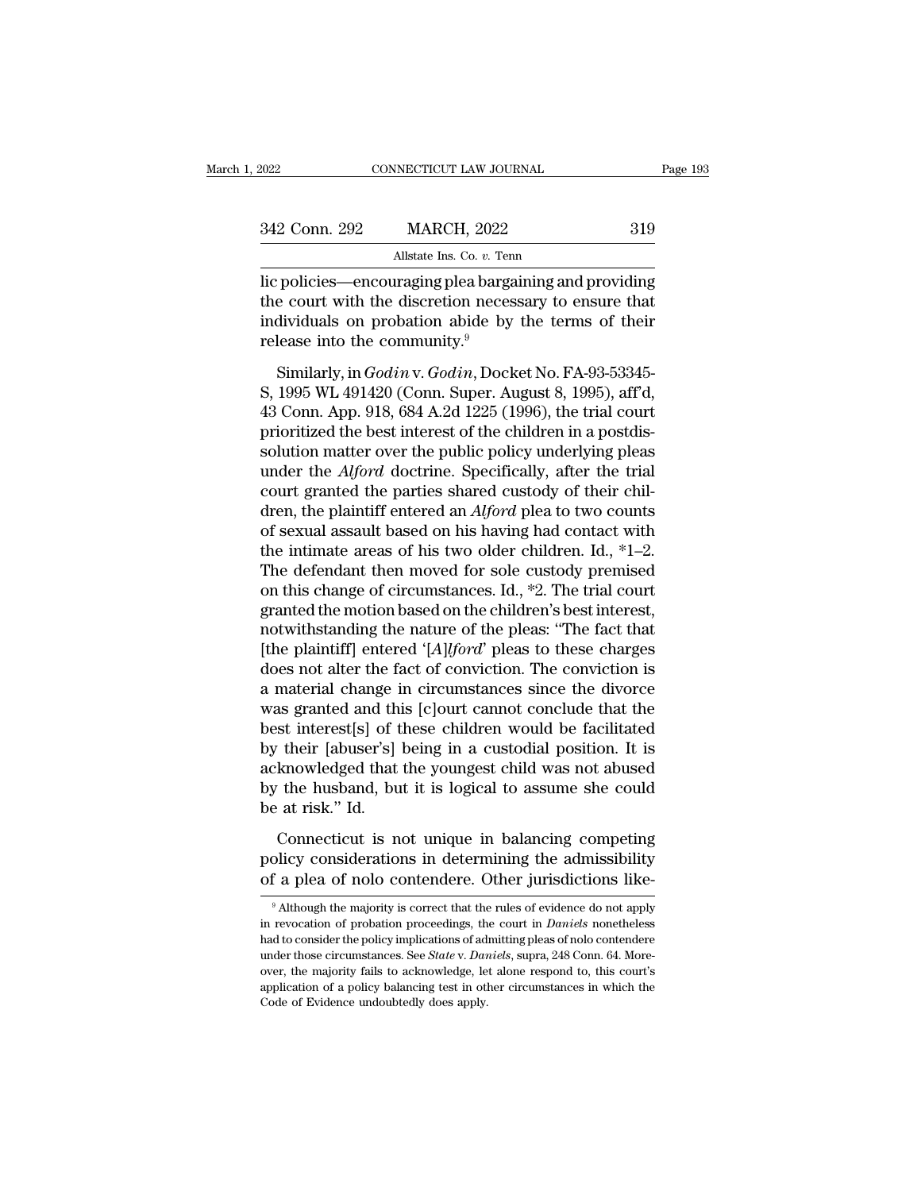lic policies—encouraging plea bargaining and providing the court with the discretion necessary to ensure that individuals on probation abide by the terms of their release into the community.[9]

Similarly, in *Godin* v. *Godin*, Docket No. FA-93-53345-S, 1995 WL 491420 (Conn. Super. August 8, 1995), aff'd, 43 Conn. App. 918, 684 A.2d 1225 (1996), the trial court prioritized the best interest of the children in a postdissolution matter over the public policy underlying pleas under the *Alford* doctrine. Specifically, after the trial court granted the parties shared custody of their children, the plaintiff entered an *Alford* plea to two counts of sexual assault based on his having had contact with the intimate areas of his two older children. Id., *1–2. The defendant then moved for sole custody premised on this change of circumstances. Id., *2. The trial court granted the motion based on the children's best interest, notwithstanding the nature of the pleas: "The fact that [the plaintiff] entered '[*A*]*lford*' pleas to these charges does not alter the fact of conviction. The conviction is a material change in circumstances since the divorce was granted and this [c]ourt cannot conclude that the best interest[s] of these children would be facilitated by their [abuser's] being in a custodial position. It is acknowledged that the youngest child was not abused by the husband, but it is logical to assume she could be at risk." Id.

Connecticut is not unique in balancing competing policy considerations in determining the admissibility of a plea of nolo contendere. Other jurisdictions like-

[9] Although the majority is correct that the rules of evidence do not apply in revocation of probation proceedings, the court in *Daniels* nonetheless had to consider the policy implications of admitting pleas of nolo contendere under those circumstances. See *State* v. *Daniels*, supra, 248 Conn. 64. Moreover, the majority fails to acknowledge, let alone respond to, this court's application of a policy balancing test in other circumstances in which the Code of Evidence undoubtedly does apply.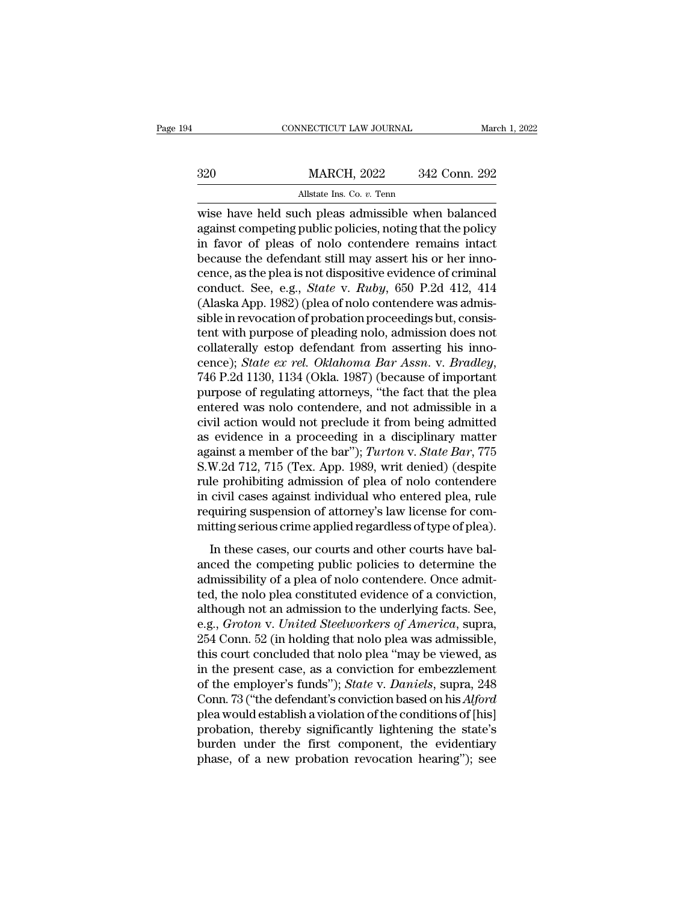wise have held such pleas admissible when balanced against competing public policies, noting that the policy in favor of pleas of nolo contendere remains intact because the defendant still may assert his or her innocence, as the plea is not dispositive evidence of criminal conduct. See, e.g., *State* v. *Ruby*, 650 P.2d 412, 414 (Alaska App. 1982) (plea of nolo contendere was admissible in revocation of probation proceedings but, consistent with purpose of pleading nolo, admission does not collaterally estop defendant from asserting his innocence); *State ex rel. Oklahoma Bar Assn.* v. *Bradley*, 746 P.2d 1130, 1134 (Okla. 1987) (because of important purpose of regulating attorneys, "the fact that the plea entered was nolo contendere, and not admissible in a civil action would not preclude it from being admitted as evidence in a proceeding in a disciplinary matter against a member of the bar"); *Turton* v. *State Bar*, 775 S.W.2d 712, 715 (Tex. App. 1989, writ denied) (despite rule prohibiting admission of plea of nolo contendere in civil cases against individual who entered plea, rule requiring suspension of attorney's law license for committing serious crime applied regardless of type of plea).

In these cases, our courts and other courts have balanced the competing public policies to determine the admissibility of a plea of nolo contendere. Once admitted, the nolo plea constituted evidence of a conviction, although not an admission to the underlying facts. See, e.g., *Groton* v. *United Steelworkers of America*, supra, 254 Conn. 52 (in holding that nolo plea was admissible, this court concluded that nolo plea "may be viewed, as in the present case, as a conviction for embezzlement of the employer's funds"); *State* v. *Daniels*, supra, 248 Conn. 73 ("the defendant's conviction based on his *Alford* plea would establish a violation of the conditions of [his] probation, thereby significantly lightening the state's burden under the first component, the evidentiary phase, of a new probation revocation hearing"); see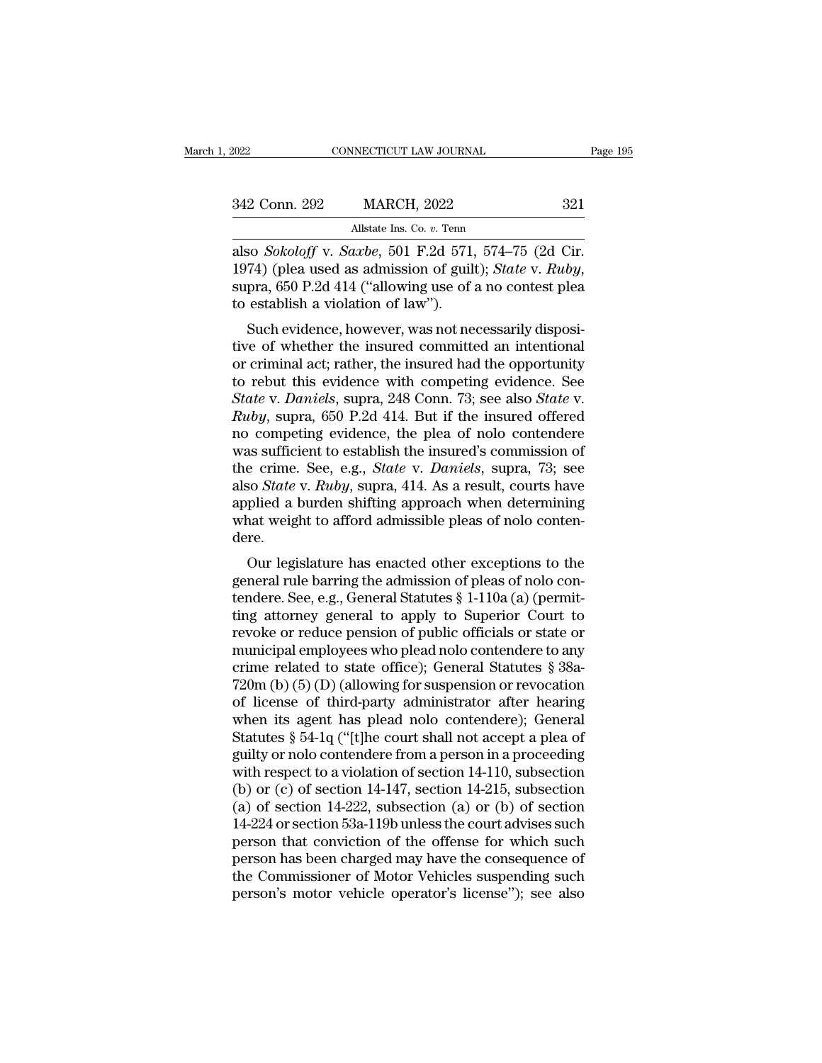also *Sokoloff* v. *Saxbe*, 501 F.2d 571, 574–75 (2d Cir. 1974) (plea used as admission of guilt); *State* v. *Ruby*, supra, 650 P.2d 414 ("allowing use of a no contest plea to establish a violation of law").

Such evidence, however, was not necessarily dispositive of whether the insured committed an intentional or criminal act; rather, the insured had the opportunity to rebut this evidence with competing evidence. See *State* v. *Daniels*, supra, 248 Conn. 73; see also *State* v. *Ruby*, supra, 650 P.2d 414. But if the insured offered no competing evidence, the plea of nolo contendere was sufficient to establish the insured's commission of the crime. See, e.g., *State* v. *Daniels*, supra, 73; see also *State* v. *Ruby*, supra, 414. As a result, courts have applied a burden shifting approach when determining what weight to afford admissible pleas of nolo contendere.

Our legislature has enacted other exceptions to the general rule barring the admission of pleas of nolo contendere. See, e.g., General Statutes § 1-110a (a) (permitting attorney general to apply to Superior Court to revoke or reduce pension of public officials or state or municipal employees who plead nolo contendere to any crime related to state office); General Statutes § 38a-720m (b) (5) (D) (allowing for suspension or revocation of license of third-party administrator after hearing when its agent has plead nolo contendere); General Statutes § 54-1q ("[t]he court shall not accept a plea of guilty or nolo contendere from a person in a proceeding with respect to a violation of section 14-110, subsection (b) or (c) of section 14-147, section 14-215, subsection (a) of section 14-222, subsection (a) or (b) of section 14-224 or section 53a-119b unless the court advises such person that conviction of the offense for which such person has been charged may have the consequence of the Commissioner of Motor Vehicles suspending such person's motor vehicle operator's license"); see also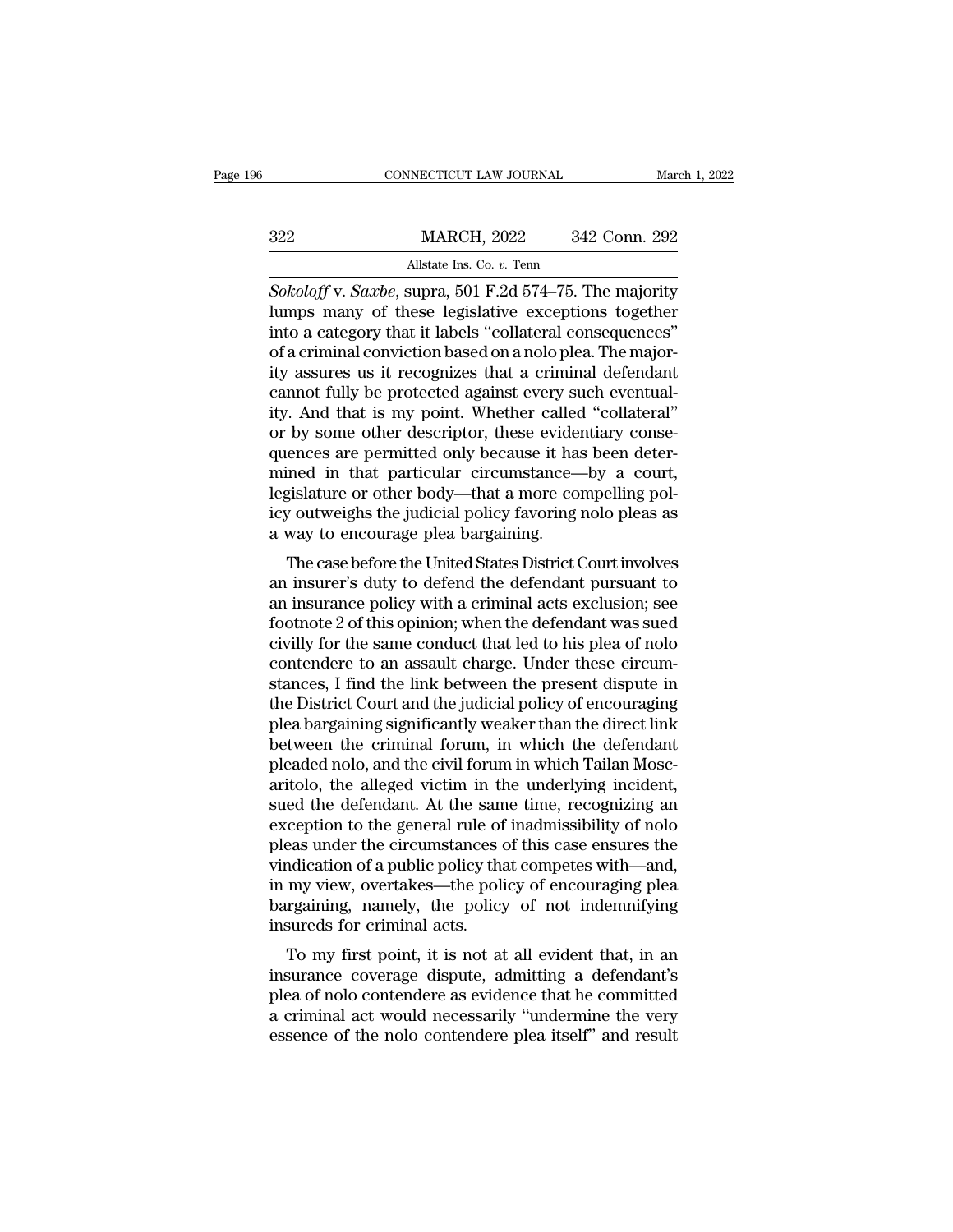*Sokoloff* v. *Saxbe*, supra, 501 F.2d 574–75. The majority lumps many of these legislative exceptions together into a category that it labels "collateral consequences" of a criminal conviction based on a nolo plea. The majority assures us it recognizes that a criminal defendant cannot fully be protected against every such eventuality. And that is my point. Whether called "collateral" or by some other descriptor, these evidentiary consequences are permitted only because it has been determined in that particular circumstance—by a court, legislature or other body—that a more compelling policy outweighs the judicial policy favoring nolo pleas as a way to encourage plea bargaining.

The case before the United States District Court involves an insurer's duty to defend the defendant pursuant to an insurance policy with a criminal acts exclusion; see footnote 2 of this opinion; when the defendant was sued civilly for the same conduct that led to his plea of nolo contendere to an assault charge. Under these circumstances, I find the link between the present dispute in the District Court and the judicial policy of encouraging plea bargaining significantly weaker than the direct link between the criminal forum, in which the defendant pleaded nolo, and the civil forum in which Tailan Moscaritolo, the alleged victim in the underlying incident, sued the defendant. At the same time, recognizing an exception to the general rule of inadmissibility of nolo pleas under the circumstances of this case ensures the vindication of a public policy that competes with—and, in my view, overtakes—the policy of encouraging plea bargaining, namely, the policy of not indemnifying insureds for criminal acts.

To my first point, it is not at all evident that, in an insurance coverage dispute, admitting a defendant's plea of nolo contendere as evidence that he committed a criminal act would necessarily "undermine the very essence of the nolo contendere plea itself" and result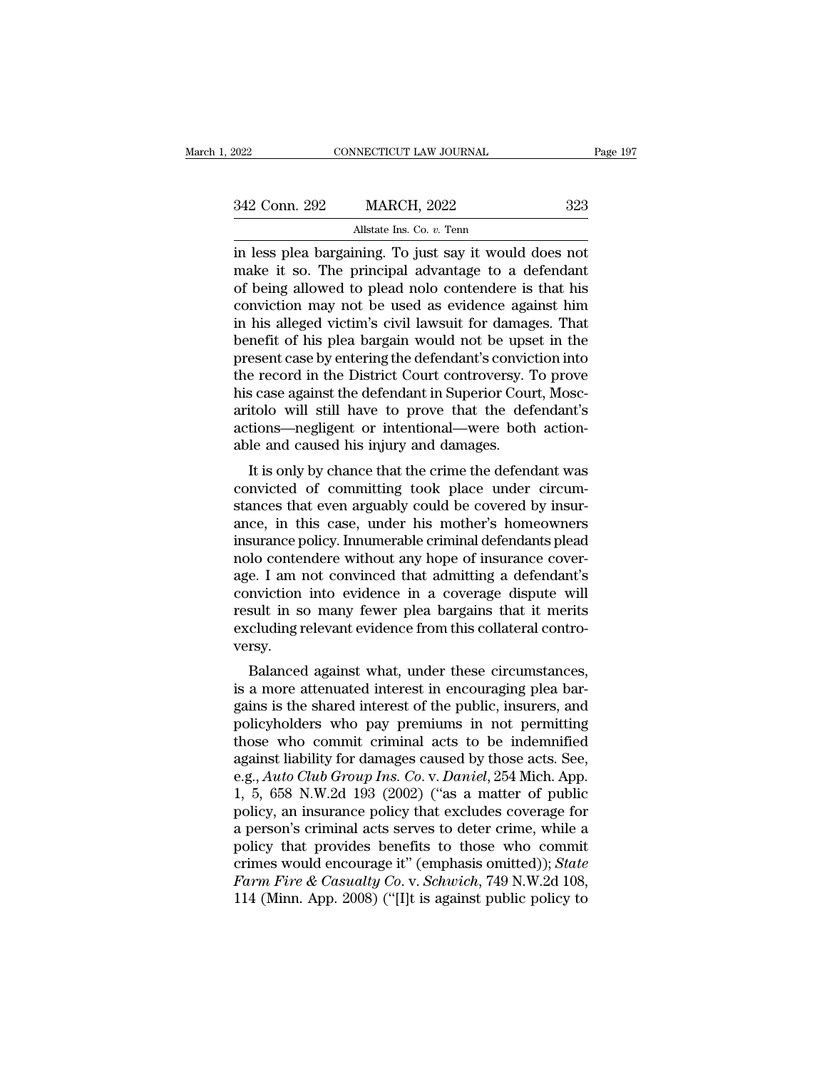in less plea bargaining. To just say it would does not make it so. The principal advantage to a defendant of being allowed to plead nolo contendere is that his conviction may not be used as evidence against him in his alleged victim's civil lawsuit for damages. That benefit of his plea bargain would not be upset in the present case by entering the defendant's conviction into the record in the District Court controversy. To prove his case against the defendant in Superior Court, Moscaritolo will still have to prove that the defendant's actions—negligent or intentional—were both actionable and caused his injury and damages.

It is only by chance that the crime the defendant was convicted of committing took place under circumstances that even arguably could be covered by insurance, in this case, under his mother's homeowners insurance policy. Innumerable criminal defendants plead nolo contendere without any hope of insurance coverage. I am not convinced that admitting a defendant's conviction into evidence in a coverage dispute will result in so many fewer plea bargains that it merits excluding relevant evidence from this collateral controversy.

Balanced against what, under these circumstances, is a more attenuated interest in encouraging plea bargains is the shared interest of the public, insurers, and policyholders who pay premiums in not permitting those who commit criminal acts to be indemnified against liability for damages caused by those acts. See, e.g., *Auto Club Group Ins. Co.* v. *Daniel*, 254 Mich. App. 1, 5, 658 N.W.2d 193 (2002) ("as a matter of public policy, an insurance policy that excludes coverage for a person's criminal acts serves to deter crime, while a policy that provides benefits to those who commit crimes would encourage it" (emphasis omitted)); *State Farm Fire & Casualty Co.* v. *Schwich*, 749 N.W.2d 108, 114 (Minn. App. 2008) ("[I]t is against public policy to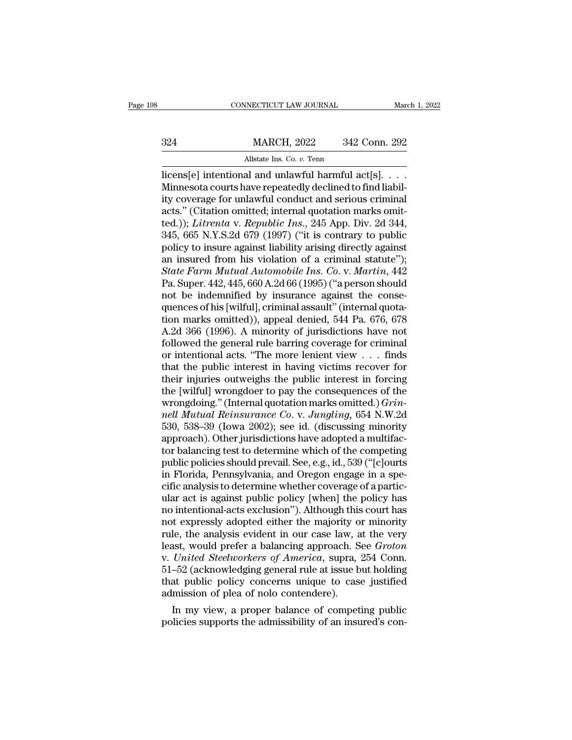licens[e] intentional and unlawful harmful act[s]. . . . Minnesota courts have repeatedly declined to find liability coverage for unlawful conduct and serious criminal acts." (Citation omitted; internal quotation marks omitted.)); *Litrenta* v. *Republic Ins.*, 245 App. Div. 2d 344, 345, 665 N.Y.S.2d 679 (1997) ("it is contrary to public policy to insure against liability arising directly against an insured from his violation of a criminal statute"); *State Farm Mutual Automobile Ins. Co.* v. *Martin*, 442 Pa. Super. 442, 445, 660 A.2d 66 (1995) ("a person should not be indemnified by insurance against the consequences of his [wilful], criminal assault" (internal quotation marks omitted)), appeal denied, 544 Pa. 676, 678 A.2d 366 (1996). A minority of jurisdictions have not followed the general rule barring coverage for criminal or intentional acts. "The more lenient view . . . finds that the public interest in having victims recover for their injuries outweighs the public interest in forcing the [wilful] wrongdoer to pay the consequences of the wrongdoing." (Internal quotation marks omitted.) *Grinnell Mutual Reinsurance Co.* v. *Jungling*, 654 N.W.2d 530, 538–39 (Iowa 2002); see id. (discussing minority approach). Other jurisdictions have adopted a multifactor balancing test to determine which of the competing public policies should prevail. See, e.g., id., 539 ("[c]ourts in Florida, Pennsylvania, and Oregon engage in a specific analysis to determine whether coverage of a particular act is against public policy [when] the policy has no intentional-acts exclusion"). Although this court has not expressly adopted either the majority or minority rule, the analysis evident in our case law, at the very least, would prefer a balancing approach. See *Groton* v. *United Steelworkers of America*, supra, 254 Conn. 51–52 (acknowledging general rule at issue but holding that public policy concerns unique to case justified admission of plea of nolo contendere).

In my view, a proper balance of competing public policies supports the admissibility of an insured's con-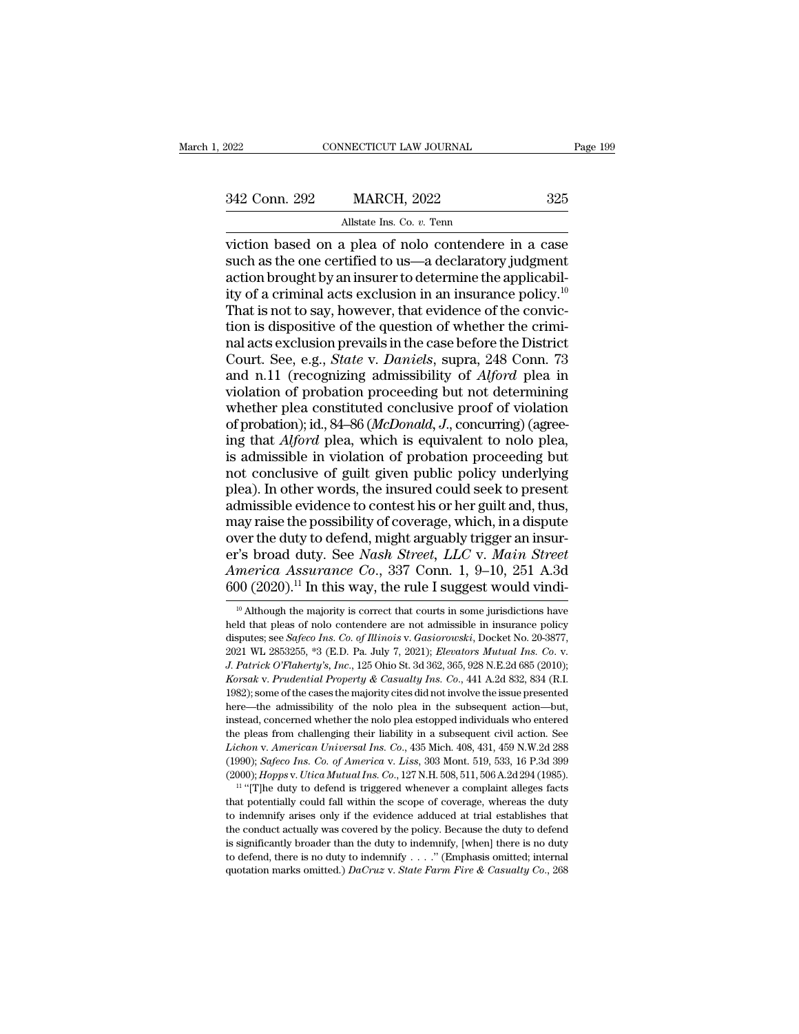viction based on a plea of nolo contendere in a case such as the one certified to us—a declaratory judgment action brought by an insurer to determine the applicability of a criminal acts exclusion in an insurance policy.[10] That is not to say, however, that evidence of the conviction is dispositive of the question of whether the criminal acts exclusion prevails in the case before the District Court. See, e.g., *State* v. *Daniels*, supra, 248 Conn. 73 and n.11 (recognizing admissibility of *Alford* plea in violation of probation proceeding but not determining whether plea constituted conclusive proof of violation of probation); id., 84–86 (*McDonald, J.*, concurring) (agreeing that *Alford* plea, which is equivalent to nolo plea, is admissible in violation of probation proceeding but not conclusive of guilt given public policy underlying plea). In other words, the insured could seek to present admissible evidence to contest his or her guilt and, thus, may raise the possibility of coverage, which, in a dispute over the duty to defend, might arguably trigger an insurer's broad duty. See *Nash Street, LLC* v. *Main Street America Assurance Co.*, 337 Conn. 1, 9–10, 251 A.3d 600 (2020).[11] In this way, the rule I suggest would vindi-

[10] Although the majority is correct that courts in some jurisdictions have held that pleas of nolo contendere are not admissible in insurance policy disputes; see *Safeco Ins. Co. of Illinois* v. *Gasiorowski*, Docket No. 20-3877, 2021 WL 2853255, *3 (E.D. Pa. July 7, 2021); *Elevators Mutual Ins. Co.* v. *J. Patrick O'Flaherty's, Inc.*, 125 Ohio St. 3d 362, 365, 928 N.E.2d 685 (2010); *Korsak* v. *Prudential Property & Casualty Ins. Co.*, 441 A.2d 832, 834 (R.I. 1982); some of the cases the majority cites did not involve the issue presented here—the admissibility of the nolo plea in the subsequent action—but, instead, concerned whether the nolo plea estopped individuals who entered the pleas from challenging their liability in a subsequent civil action. See *Lichon* v. *American Universal Ins. Co.*, 435 Mich. 408, 431, 459 N.W.2d 288 (1990); *Safeco Ins. Co. of America* v. *Liss*, 303 Mont. 519, 533, 16 P.3d 399 (2000); *Hopps* v. *Utica Mutual Ins. Co.*, 127 N.H. 508, 511, 506 A.2d 294 (1985).

[11] "[T]he duty to defend is triggered whenever a complaint alleges facts that potentially could fall within the scope of coverage, whereas the duty to indemnify arises only if the evidence adduced at trial establishes that the conduct actually was covered by the policy. Because the duty to defend is significantly broader than the duty to indemnify, [when] there is no duty to defend, there is no duty to indemnify . . . ." (Emphasis omitted; internal quotation marks omitted.) *DaCruz* v. *State Farm Fire & Casualty Co.*, 268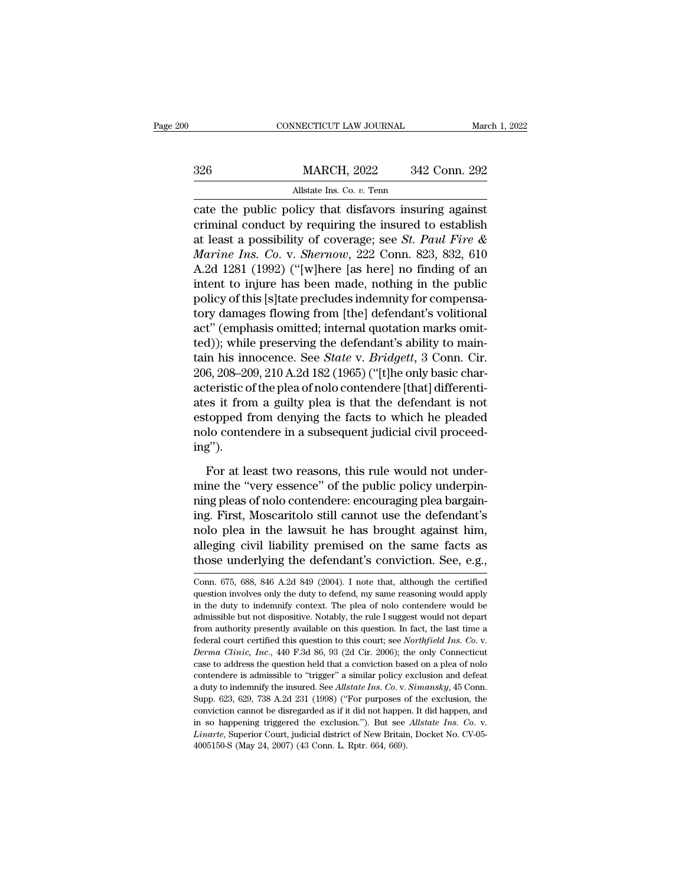cate the public policy that disfavors insuring against criminal conduct by requiring the insured to establish at least a possibility of coverage; see *St. Paul Fire & Marine Ins. Co.* v. *Shernow*, 222 Conn. 823, 832, 610 A.2d 1281 (1992) ("[w]here [as here] no finding of an intent to injure has been made, nothing in the public policy of this [s]tate precludes indemnity for compensatory damages flowing from [the] defendant's volitional act" (emphasis omitted; internal quotation marks omitted)); while preserving the defendant's ability to maintain his innocence. See *State* v. *Bridgett*, 3 Conn. Cir. 206, 208–209, 210 A.2d 182 (1965) ("[t]he only basic characteristic of the plea of nolo contendere [that] differentiates it from a guilty plea is that the defendant is not estopped from denying the facts to which he pleaded nolo contendere in a subsequent judicial civil proceeding").

For at least two reasons, this rule would not undermine the "very essence" of the public policy underpinning pleas of nolo contendere: encouraging plea bargaining. First, Moscaritolo still cannot use the defendant's nolo plea in the lawsuit he has brought against him, alleging civil liability premised on the same facts as those underlying the defendant's conviction. See, e.g.,

---

Conn. 675, 688, 846 A.2d 849 (2004). I note that, although the certified question involves only the duty to defend, my same reasoning would apply in the duty to indemnify context. The plea of nolo contendere would be admissible but not dispositive. Notably, the rule I suggest would not depart from authority presently available on this question. In fact, the last time a federal court certified this question to this court; see *Northfield Ins. Co.* v. *Derma Clinic, Inc.*, 440 F.3d 86, 93 (2d Cir. 2006); the only Connecticut case to address the question held that a conviction based on a plea of nolo contendere is admissible to "trigger" a similar policy exclusion and defeat a duty to indemnify the insured. See *Allstate Ins. Co.* v. *Simansky*, 45 Conn. Supp. 623, 629, 738 A.2d 231 (1998) ("For purposes of the exclusion, the conviction cannot be disregarded as if it did not happen. It did happen, and in so happening triggered the exclusion."). But see *Allstate Ins. Co.* v. *Linarte*, Superior Court, judicial district of New Britain, Docket No. CV-05-4005150-S (May 24, 2007) (43 Conn. L. Rptr. 664, 669).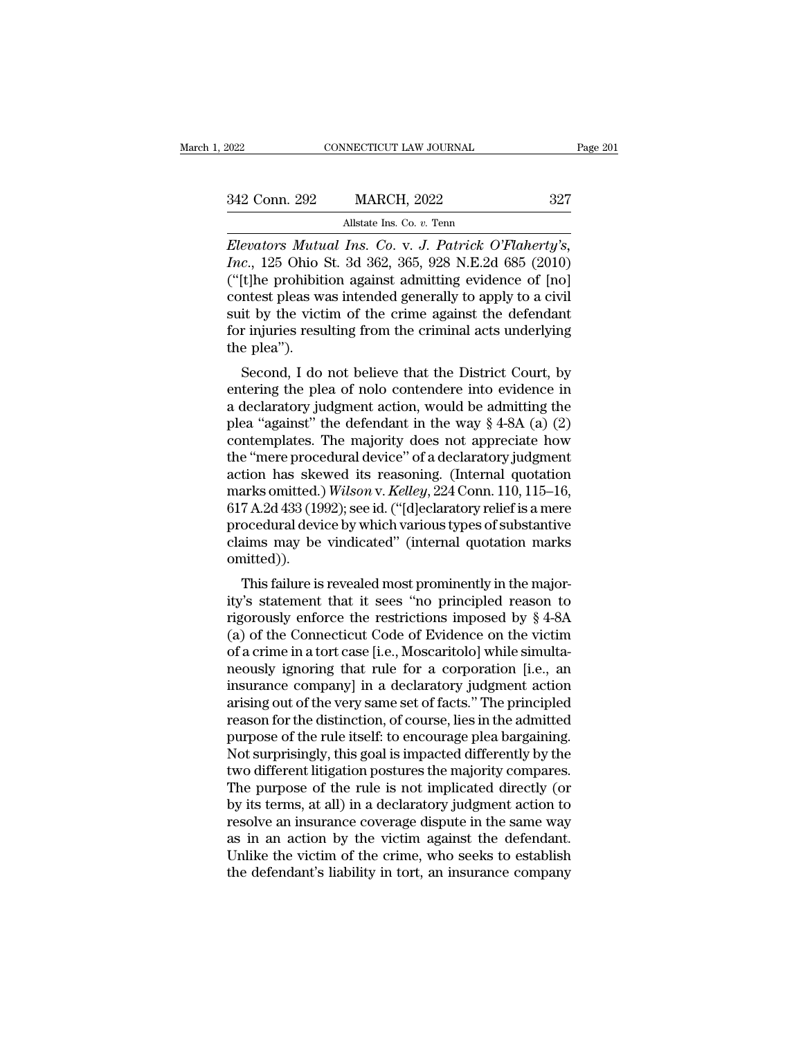*Elevators Mutual Ins. Co.* v. *J. Patrick O'Flaherty's, Inc.*, 125 Ohio St. 3d 362, 365, 928 N.E.2d 685 (2010) ("[t]he prohibition against admitting evidence of [no] contest pleas was intended generally to apply to a civil suit by the victim of the crime against the defendant for injuries resulting from the criminal acts underlying the plea").

Second, I do not believe that the District Court, by entering the plea of nolo contendere into evidence in a declaratory judgment action, would be admitting the plea "against" the defendant in the way § 4-8A (a) (2) contemplates. The majority does not appreciate how the "mere procedural device" of a declaratory judgment action has skewed its reasoning. (Internal quotation marks omitted.) *Wilson* v. *Kelley*, 224 Conn. 110, 115–16, 617 A.2d 433 (1992); see id. ("[d]eclaratory relief is a mere procedural device by which various types of substantive claims may be vindicated" (internal quotation marks omitted)).

This failure is revealed most prominently in the majority's statement that it sees "no principled reason to rigorously enforce the restrictions imposed by § 4-8A (a) of the Connecticut Code of Evidence on the victim of a crime in a tort case [i.e., Moscaritolo] while simultaneously ignoring that rule for a corporation [i.e., an insurance company] in a declaratory judgment action arising out of the very same set of facts." The principled reason for the distinction, of course, lies in the admitted purpose of the rule itself: to encourage plea bargaining. Not surprisingly, this goal is impacted differently by the two different litigation postures the majority compares. The purpose of the rule is not implicated directly (or by its terms, at all) in a declaratory judgment action to resolve an insurance coverage dispute in the same way as in an action by the victim against the defendant. Unlike the victim of the crime, who seeks to establish the defendant's liability in tort, an insurance company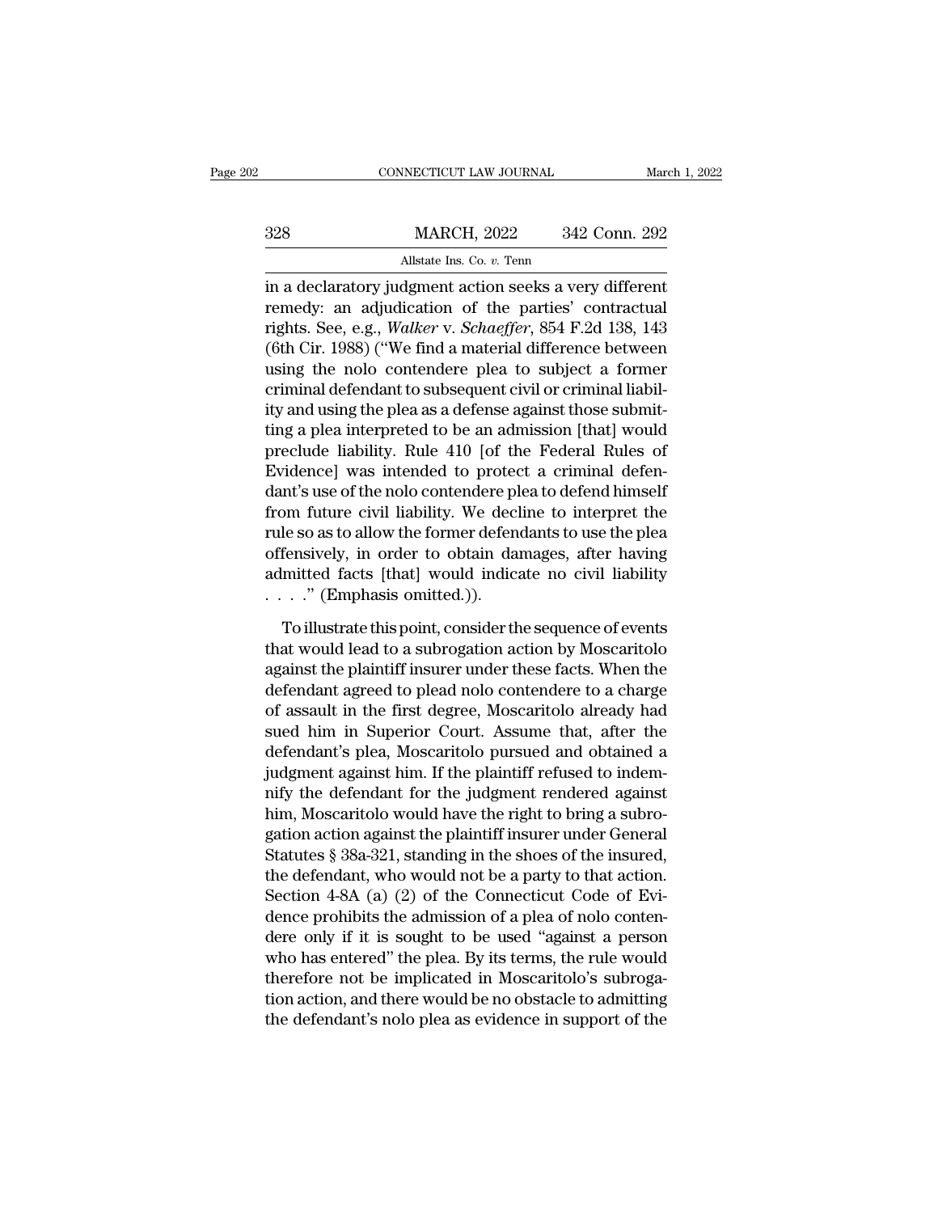in a declaratory judgment action seeks a very different remedy: an adjudication of the parties' contractual rights. See, e.g., *Walker* v. *Schaeffer*, 854 F.2d 138, 143 (6th Cir. 1988) ("We find a material difference between using the nolo contendere plea to subject a former criminal defendant to subsequent civil or criminal liability and using the plea as a defense against those submitting a plea interpreted to be an admission [that] would preclude liability. Rule 410 [of the Federal Rules of Evidence] was intended to protect a criminal defendant's use of the nolo contendere plea to defend himself from future civil liability. We decline to interpret the rule so as to allow the former defendants to use the plea offensively, in order to obtain damages, after having admitted facts [that] would indicate no civil liability . . . ." (Emphasis omitted.)).

To illustrate this point, consider the sequence of events that would lead to a subrogation action by Moscaritolo against the plaintiff insurer under these facts. When the defendant agreed to plead nolo contendere to a charge of assault in the first degree, Moscaritolo already had sued him in Superior Court. Assume that, after the defendant's plea, Moscaritolo pursued and obtained a judgment against him. If the plaintiff refused to indemnify the defendant for the judgment rendered against him, Moscaritolo would have the right to bring a subrogation action against the plaintiff insurer under General Statutes § 38a-321, standing in the shoes of the insured, the defendant, who would not be a party to that action. Section 4-8A (a) (2) of the Connecticut Code of Evidence prohibits the admission of a plea of nolo contendere only if it is sought to be used "against a person who has entered" the plea. By its terms, the rule would therefore not be implicated in Moscaritolo's subrogation action, and there would be no obstacle to admitting the defendant's nolo plea as evidence in support of the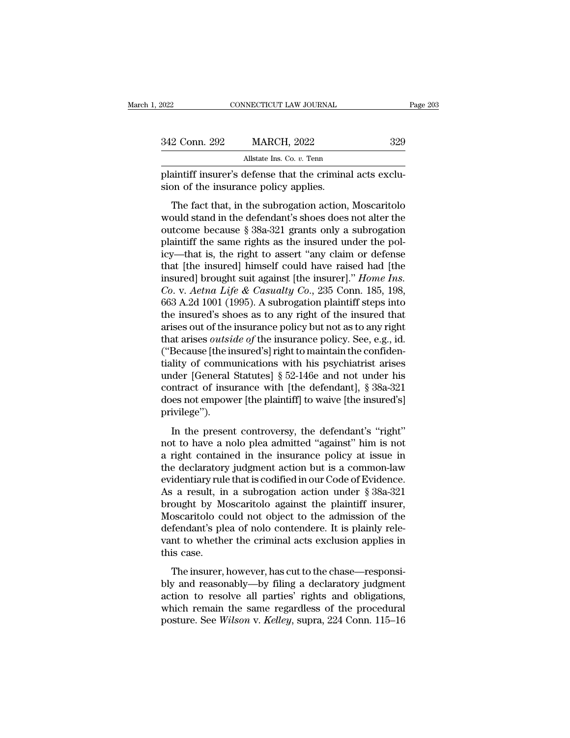plaintiff insurer's defense that the criminal acts exclusion of the insurance policy applies.

The fact that, in the subrogation action, Moscaritolo would stand in the defendant's shoes does not alter the outcome because § 38a-321 grants only a subrogation plaintiff the same rights as the insured under the policy—that is, the right to assert "any claim or defense that [the insured] himself could have raised had [the insured] brought suit against [the insurer]." *Home Ins. Co.* v. *Aetna Life & Casualty Co.*, 235 Conn. 185, 198, 663 A.2d 1001 (1995). A subrogation plaintiff steps into the insured's shoes as to any right of the insured that arises out of the insurance policy but not as to any right that arises *outside of* the insurance policy. See, e.g., id. ("Because [the insured's] right to maintain the confidentiality of communications with his psychiatrist arises under [General Statutes] § 52-146e and not under his contract of insurance with [the defendant], § 38a-321 does not empower [the plaintiff] to waive [the insured's] privilege").

In the present controversy, the defendant's "right" not to have a nolo plea admitted "against" him is not a right contained in the insurance policy at issue in the declaratory judgment action but is a common-law evidentiary rule that is codified in our Code of Evidence. As a result, in a subrogation action under § 38a-321 brought by Moscaritolo against the plaintiff insurer, Moscaritolo could not object to the admission of the defendant's plea of nolo contendere. It is plainly relevant to whether the criminal acts exclusion applies in this case.

The insurer, however, has cut to the chase—responsibly and reasonably—by filing a declaratory judgment action to resolve all parties' rights and obligations, which remain the same regardless of the procedural posture. See *Wilson* v. *Kelley*, supra, 224 Conn. 115–16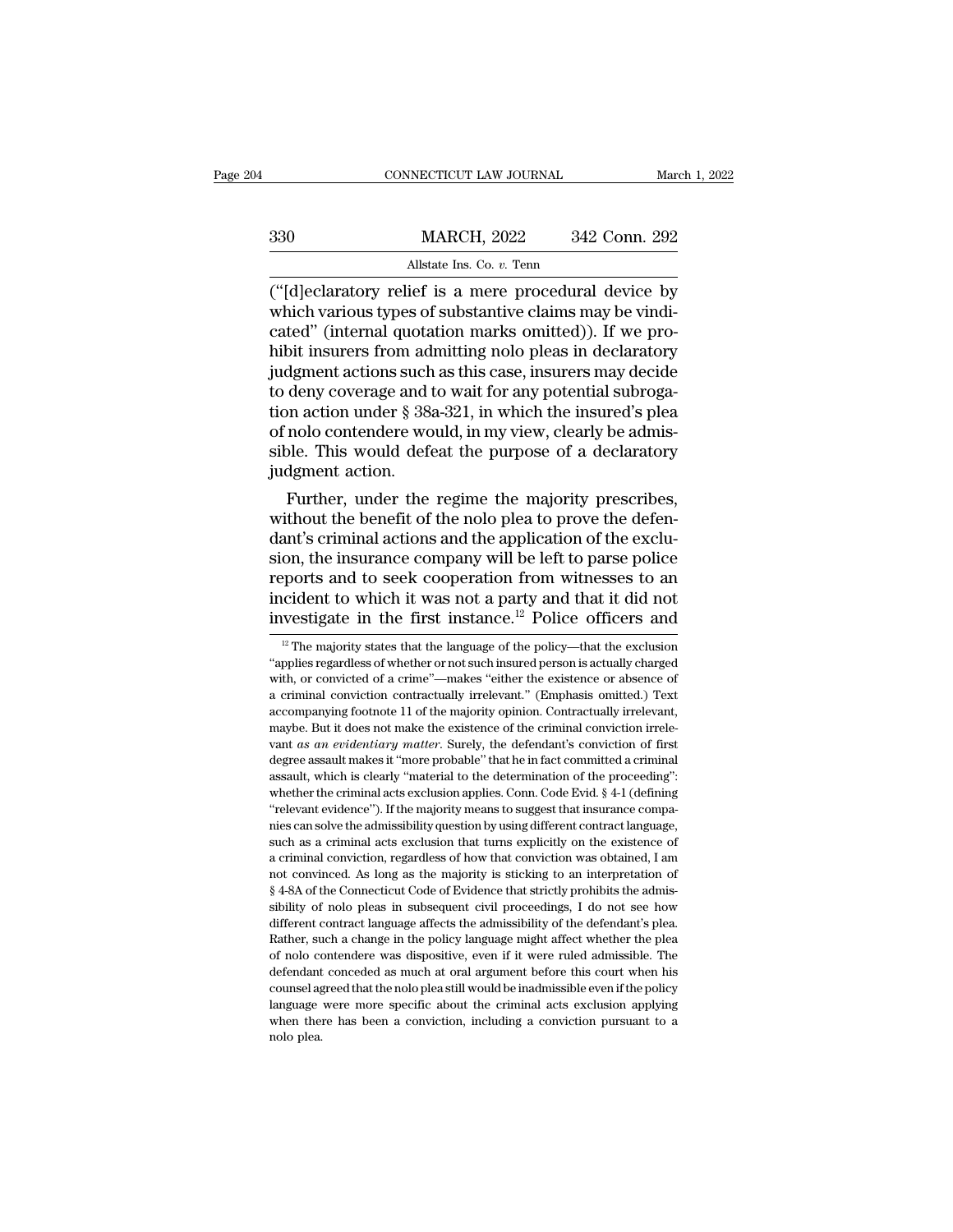("[d]eclaratory relief is a mere procedural device by which various types of substantive claims may be vindicated" (internal quotation marks omitted)). If we prohibit insurers from admitting nolo pleas in declaratory judgment actions such as this case, insurers may decide to deny coverage and to wait for any potential subrogation action under § 38a-321, in which the insured's plea of nolo contendere would, in my view, clearly be admissible. This would defeat the purpose of a declaratory judgment action.

Further, under the regime the majority prescribes, without the benefit of the nolo plea to prove the defendant's criminal actions and the application of the exclusion, the insurance company will be left to parse police reports and to seek cooperation from witnesses to an incident to which it was not a party and that it did not investigate in the first instance.[12] Police officers and

---

[12] The majority states that the language of the policy—that the exclusion "applies regardless of whether or not such insured person is actually charged with, or convicted of a crime"—makes "either the existence or absence of a criminal conviction contractually irrelevant." (Emphasis omitted.) Text accompanying footnote 11 of the majority opinion. Contractually irrelevant, maybe. But it does not make the existence of the criminal conviction irrelevant *as an evidentiary matter*. Surely, the defendant's conviction of first degree assault makes it "more probable" that he in fact committed a criminal assault, which is clearly "material to the determination of the proceeding": whether the criminal acts exclusion applies. Conn. Code Evid. § 4-1 (defining "relevant evidence"). If the majority means to suggest that insurance companies can solve the admissibility question by using different contract language, such as a criminal acts exclusion that turns explicitly on the existence of a criminal conviction, regardless of how that conviction was obtained, I am not convinced. As long as the majority is sticking to an interpretation of § 4-8A of the Connecticut Code of Evidence that strictly prohibits the admissibility of nolo pleas in subsequent civil proceedings, I do not see how different contract language affects the admissibility of the defendant's plea. Rather, such a change in the policy language might affect whether the plea of nolo contendere was dispositive, even if it were ruled admissible. The defendant conceded as much at oral argument before this court when his counsel agreed that the nolo plea still would be inadmissible even if the policy language were more specific about the criminal acts exclusion applying when there has been a conviction, including a conviction pursuant to a nolo plea.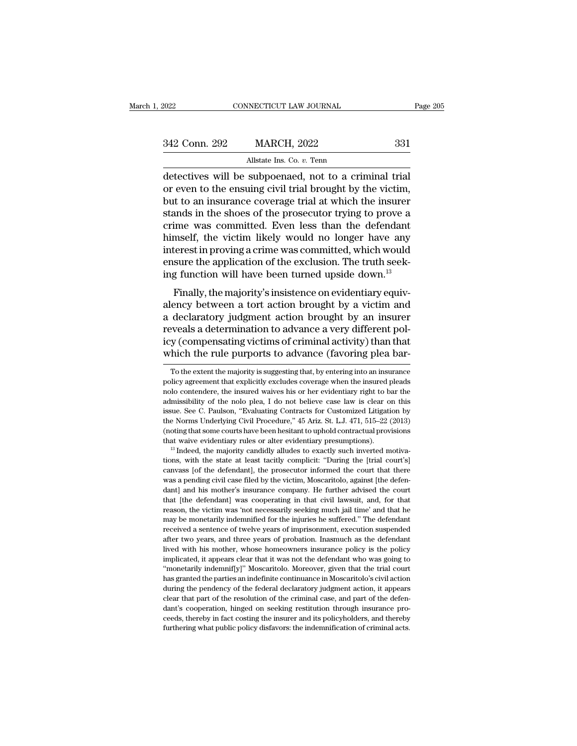detectives will be subpoenaed, not to a criminal trial or even to the ensuing civil trial brought by the victim, but to an insurance coverage trial at which the insurer stands in the shoes of the prosecutor trying to prove a crime was committed. Even less than the defendant himself, the victim likely would no longer have any interest in proving a crime was committed, which would ensure the application of the exclusion. The truth seeking function will have been turned upside down.[13]

Finally, the majority's insistence on evidentiary equivalency between a tort action brought by a victim and a declaratory judgment action brought by an insurer reveals a determination to advance a very different policy (compensating victims of criminal activity) than that which the rule purports to advance (favoring plea bar-

To the extent the majority is suggesting that, by entering into an insurance policy agreement that explicitly excludes coverage when the insured pleads nolo contendere, the insured waives his or her evidentiary right to bar the admissibility of the nolo plea, I do not believe case law is clear on this issue. See C. Paulson, "Evaluating Contracts for Customized Litigation by the Norms Underlying Civil Procedure," 45 Ariz. St. L.J. 471, 515–22 (2013) (noting that some courts have been hesitant to uphold contractual provisions that waive evidentiary rules or alter evidentiary presumptions).

[13] Indeed, the majority candidly alludes to exactly such inverted motivations, with the state at least tacitly complicit: "During the [trial court's] canvass [of the defendant], the prosecutor informed the court that there was a pending civil case filed by the victim, Moscaritolo, against [the defendant] and his mother's insurance company. He further advised the court that [the defendant] was cooperating in that civil lawsuit, and, for that reason, the victim was 'not necessarily seeking much jail time' and that he may be monetarily indemnified for the injuries he suffered." The defendant received a sentence of twelve years of imprisonment, execution suspended after two years, and three years of probation. Inasmuch as the defendant lived with his mother, whose homeowners insurance policy is the policy implicated, it appears clear that it was not the defendant who was going to "monetarily indemnif[y]" Moscaritolo. Moreover, given that the trial court has granted the parties an indefinite continuance in Moscaritolo's civil action during the pendency of the federal declaratory judgment action, it appears clear that part of the resolution of the criminal case, and part of the defendant's cooperation, hinged on seeking restitution through insurance proceeds, thereby in fact costing the insurer and its policyholders, and thereby furthering what public policy disfavors: the indemnification of criminal acts.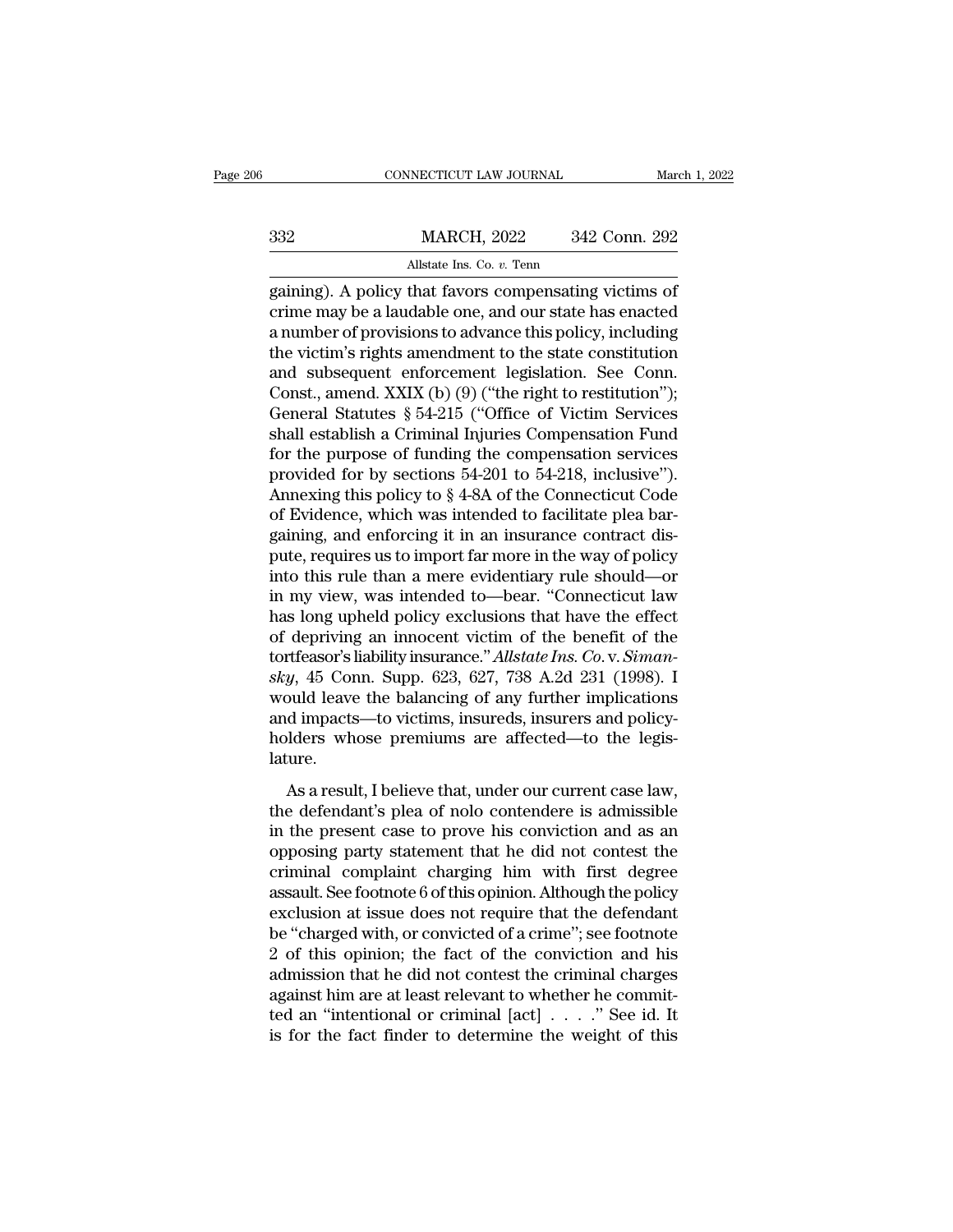gaining). A policy that favors compensating victims of crime may be a laudable one, and our state has enacted a number of provisions to advance this policy, including the victim's rights amendment to the state constitution and subsequent enforcement legislation. See Conn. Const., amend. XXIX (b) (9) ("the right to restitution"); General Statutes § 54-215 ("Office of Victim Services shall establish a Criminal Injuries Compensation Fund for the purpose of funding the compensation services provided for by sections 54-201 to 54-218, inclusive"). Annexing this policy to § 4-8A of the Connecticut Code of Evidence, which was intended to facilitate plea bargaining, and enforcing it in an insurance contract dispute, requires us to import far more in the way of policy into this rule than a mere evidentiary rule should—or in my view, was intended to—bear. "Connecticut law has long upheld policy exclusions that have the effect of depriving an innocent victim of the benefit of the tortfeasor's liability insurance." *Allstate Ins. Co.* v. *Simansky*, 45 Conn. Supp. 623, 627, 738 A.2d 231 (1998). I would leave the balancing of any further implications and impacts—to victims, insureds, insurers and policyholders whose premiums are affected—to the legislature.

As a result, I believe that, under our current case law, the defendant's plea of nolo contendere is admissible in the present case to prove his conviction and as an opposing party statement that he did not contest the criminal complaint charging him with first degree assault. See footnote 6 of this opinion. Although the policy exclusion at issue does not require that the defendant be "charged with, or convicted of a crime"; see footnote 2 of this opinion; the fact of the conviction and his admission that he did not contest the criminal charges against him are at least relevant to whether he committed an "intentional or criminal [act] . . . ." See id. It is for the fact finder to determine the weight of this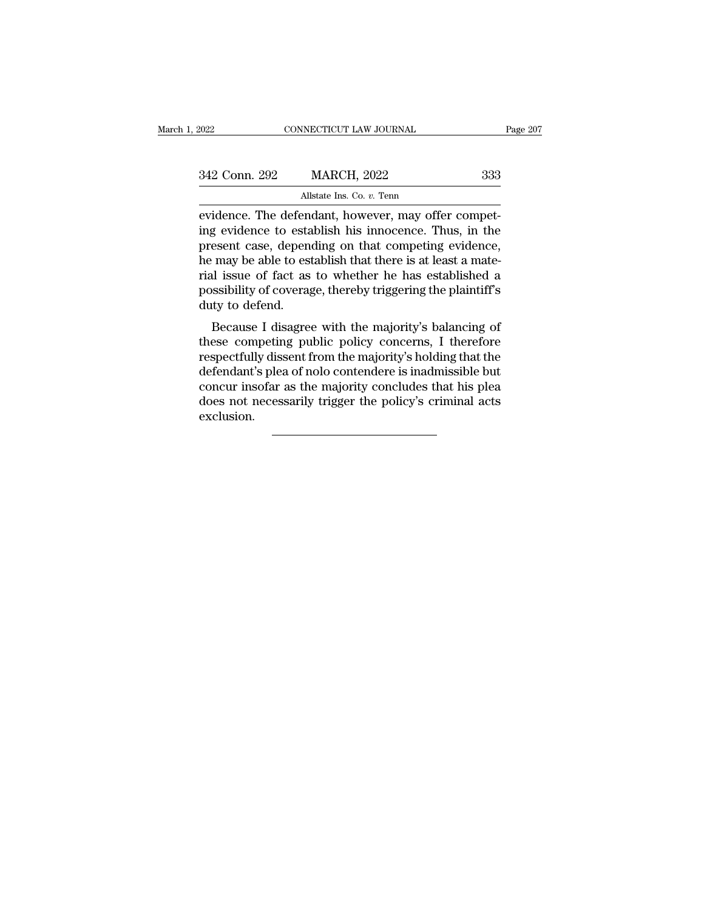evidence. The defendant, however, may offer competing evidence to establish his innocence. Thus, in the present case, depending on that competing evidence, he may be able to establish that there is at least a material issue of fact as to whether he has established a possibility of coverage, thereby triggering the plaintiff's duty to defend.

Because I disagree with the majority's balancing of these competing public policy concerns, I therefore respectfully dissent from the majority's holding that the defendant's plea of nolo contendere is inadmissible but concur insofar as the majority concludes that his plea does not necessarily trigger the policy's criminal acts exclusion.